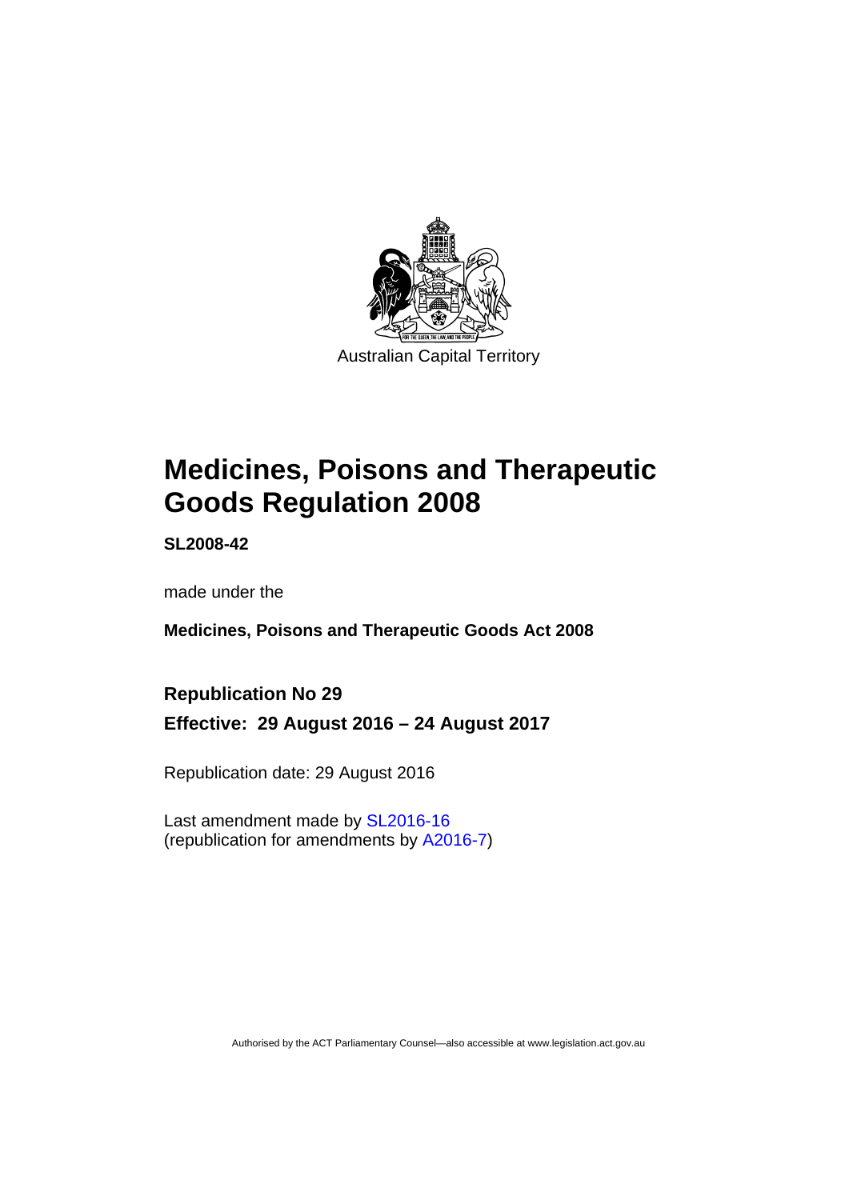Australian Capital Territory

# Medicines, Poisons and Therapeutic Goods Regulation 2008

**SL2008-42**

made under the

**Medicines, Poisons and Therapeutic Goods Act 2008**

**Republication No 29**

**Effective: 29 August 2016 – 24 August 2017**

Republication date: 29 August 2016

Last amendment made by SL2016-16
(republication for amendments by A2016-7)

Authorised by the ACT Parliamentary Counsel—also accessible at www.legislation.act.gov.au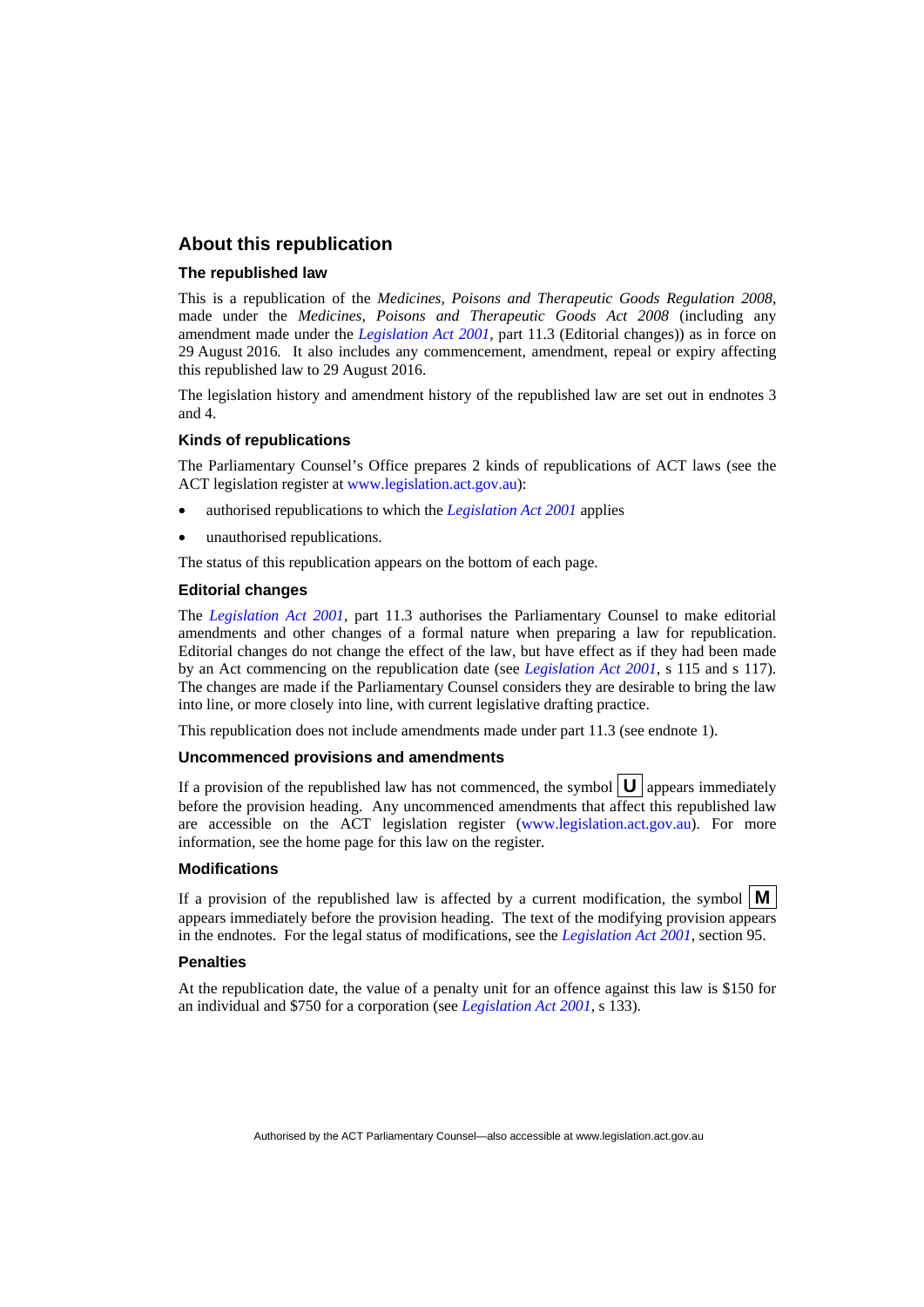## About this republication

### The republished law

This is a republication of the *Medicines, Poisons and Therapeutic Goods Regulation 2008*, made under the *Medicines, Poisons and Therapeutic Goods Act 2008* (including any amendment made under the *Legislation Act 2001*, part 11.3 (Editorial changes)) as in force on 29 August 2016*.* It also includes any commencement, amendment, repeal or expiry affecting this republished law to 29 August 2016.

The legislation history and amendment history of the republished law are set out in endnotes 3 and 4.

### Kinds of republications

The Parliamentary Counsel's Office prepares 2 kinds of republications of ACT laws (see the ACT legislation register at www.legislation.act.gov.au):

- authorised republications to which the *Legislation Act 2001* applies
- unauthorised republications.

The status of this republication appears on the bottom of each page.

### Editorial changes

The *Legislation Act 2001*, part 11.3 authorises the Parliamentary Counsel to make editorial amendments and other changes of a formal nature when preparing a law for republication. Editorial changes do not change the effect of the law, but have effect as if they had been made by an Act commencing on the republication date (see *Legislation Act 2001*, s 115 and s 117). The changes are made if the Parliamentary Counsel considers they are desirable to bring the law into line, or more closely into line, with current legislative drafting practice.

This republication does not include amendments made under part 11.3 (see endnote 1).

### Uncommenced provisions and amendments

If a provision of the republished law has not commenced, the symbol **U** appears immediately before the provision heading. Any uncommenced amendments that affect this republished law are accessible on the ACT legislation register (www.legislation.act.gov.au). For more information, see the home page for this law on the register.

### Modifications

If a provision of the republished law is affected by a current modification, the symbol **M** appears immediately before the provision heading. The text of the modifying provision appears in the endnotes. For the legal status of modifications, see the *Legislation Act 2001*, section 95.

### Penalties

At the republication date, the value of a penalty unit for an offence against this law is $150 for an individual and $750 for a corporation (see *Legislation Act 2001*, s 133).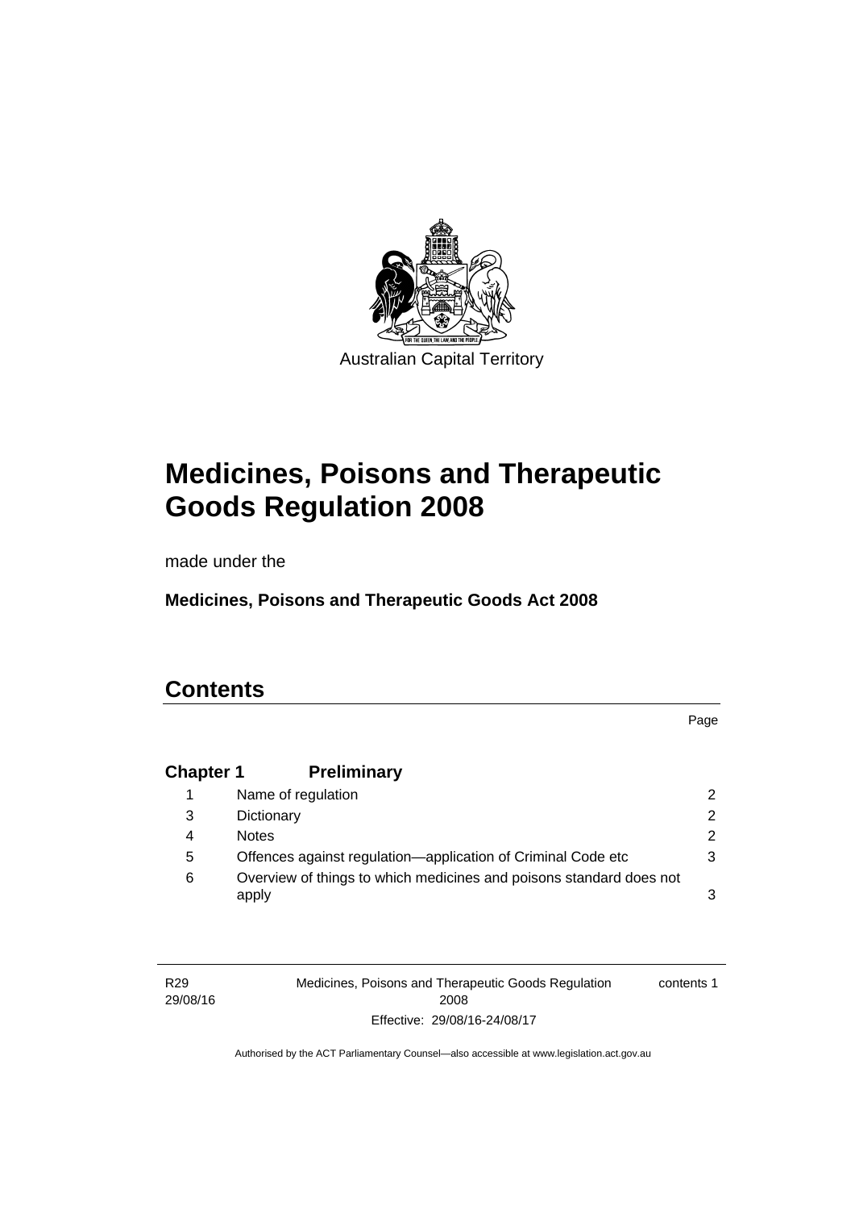Australian Capital Territory

# Medicines, Poisons and Therapeutic Goods Regulation 2008

made under the

**Medicines, Poisons and Therapeutic Goods Act 2008**

## Contents

| | | Page |
|---|---|---|
| **Chapter 1** | **Preliminary** | |
| 1 | Name of regulation | 2 |
| 3 | Dictionary | 2 |
| 4 | Notes | 2 |
| 5 | Offences against regulation—application of Criminal Code etc | 3 |
| 6 | Overview of things to which medicines and poisons standard does not apply | 3 |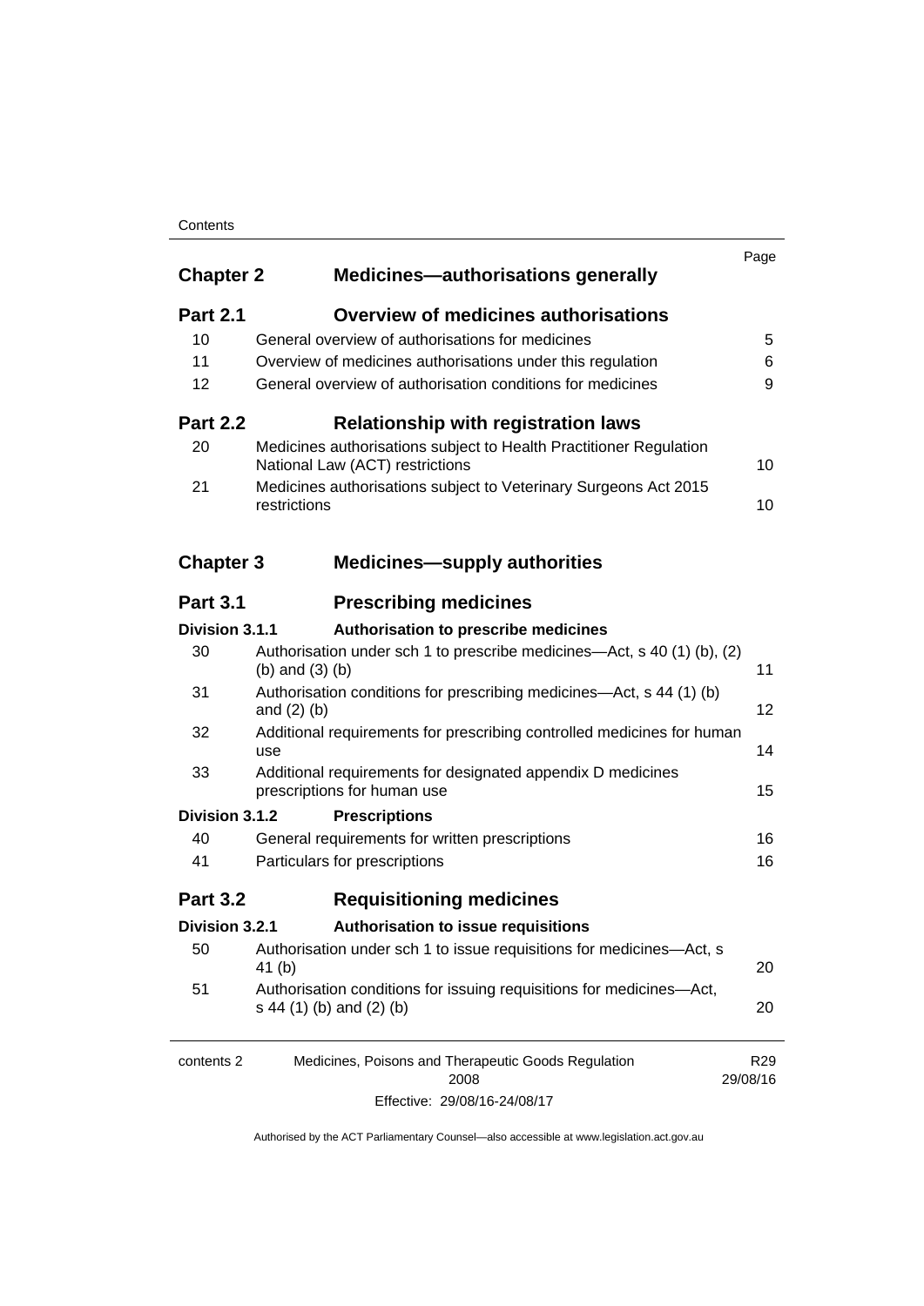| | | Page |
|---|---|---|
| **Chapter 2** | **Medicines—authorisations generally** | |
| **Part 2.1** | **Overview of medicines authorisations** | |
| 10 | General overview of authorisations for medicines | 5 |
| 11 | Overview of medicines authorisations under this regulation | 6 |
| 12 | General overview of authorisation conditions for medicines | 9 |
| **Part 2.2** | **Relationship with registration laws** | |
| 20 | Medicines authorisations subject to Health Practitioner Regulation National Law (ACT) restrictions | 10 |
| 21 | Medicines authorisations subject to Veterinary Surgeons Act 2015 restrictions | 10 |
| **Chapter 3** | **Medicines—supply authorities** | |
| **Part 3.1** | **Prescribing medicines** | |
| **Division 3.1.1** | **Authorisation to prescribe medicines** | |
| 30 | Authorisation under sch 1 to prescribe medicines—Act, s 40 (1) (b), (2) (b) and (3) (b) | 11 |
| 31 | Authorisation conditions for prescribing medicines—Act, s 44 (1) (b) and (2) (b) | 12 |
| 32 | Additional requirements for prescribing controlled medicines for human use | 14 |
| 33 | Additional requirements for designated appendix D medicines prescriptions for human use | 15 |
| **Division 3.1.2** | **Prescriptions** | |
| 40 | General requirements for written prescriptions | 16 |
| 41 | Particulars for prescriptions | 16 |
| **Part 3.2** | **Requisitioning medicines** | |
| **Division 3.2.1** | **Authorisation to issue requisitions** | |
| 50 | Authorisation under sch 1 to issue requisitions for medicines—Act, s 41 (b) | 20 |
| 51 | Authorisation conditions for issuing requisitions for medicines—Act, s 44 (1) (b) and (2) (b) | 20 |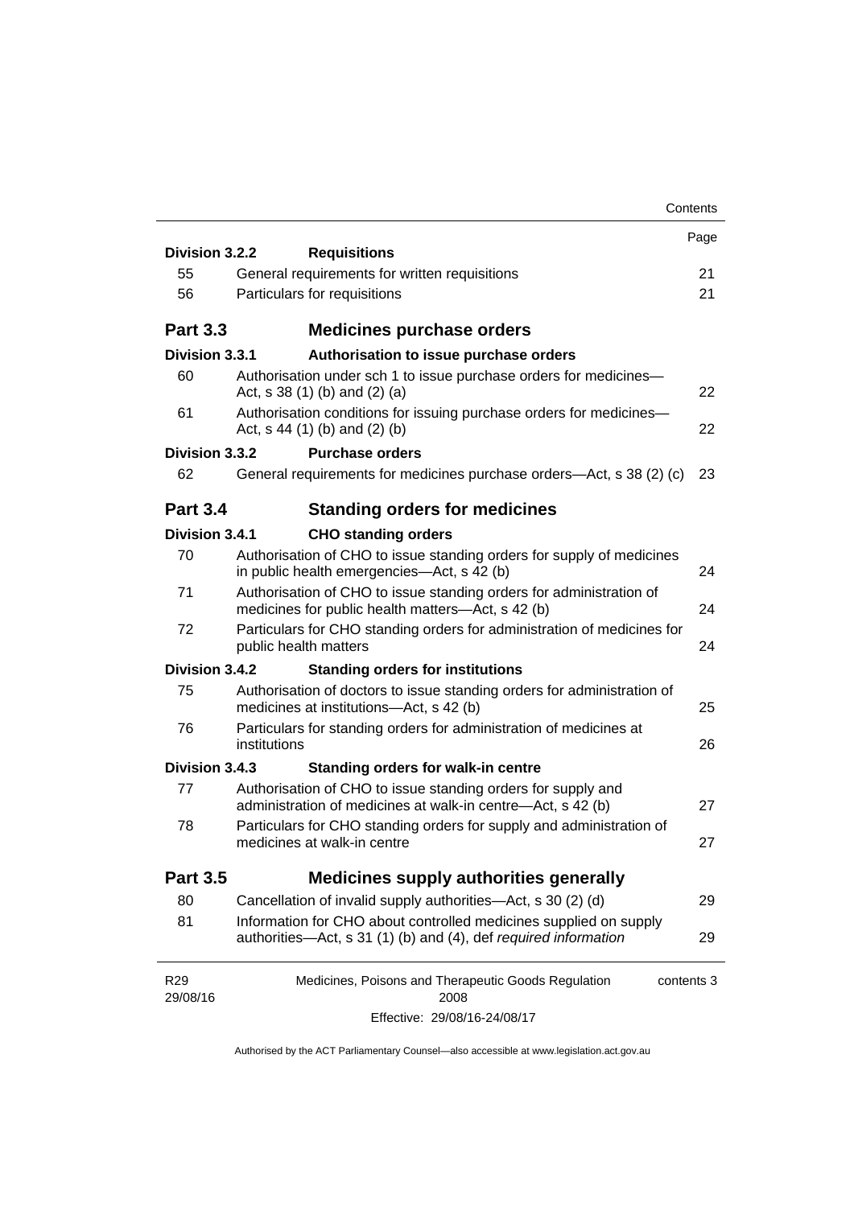| | | Page |
|---|---|---|
| **Division 3.2.2** | **Requisitions** | |
| 55 | General requirements for written requisitions | 21 |
| 56 | Particulars for requisitions | 21 |
| **Part 3.3** | **Medicines purchase orders** | |
| **Division 3.3.1** | **Authorisation to issue purchase orders** | |
| 60 | Authorisation under sch 1 to issue purchase orders for medicines—Act, s 38 (1) (b) and (2) (a) | 22 |
| 61 | Authorisation conditions for issuing purchase orders for medicines—Act, s 44 (1) (b) and (2) (b) | 22 |
| **Division 3.3.2** | **Purchase orders** | |
| 62 | General requirements for medicines purchase orders—Act, s 38 (2) (c) | 23 |
| **Part 3.4** | **Standing orders for medicines** | |
| **Division 3.4.1** | **CHO standing orders** | |
| 70 | Authorisation of CHO to issue standing orders for supply of medicines in public health emergencies—Act, s 42 (b) | 24 |
| 71 | Authorisation of CHO to issue standing orders for administration of medicines for public health matters—Act, s 42 (b) | 24 |
| 72 | Particulars for CHO standing orders for administration of medicines for public health matters | 24 |
| **Division 3.4.2** | **Standing orders for institutions** | |
| 75 | Authorisation of doctors to issue standing orders for administration of medicines at institutions—Act, s 42 (b) | 25 |
| 76 | Particulars for standing orders for administration of medicines at institutions | 26 |
| **Division 3.4.3** | **Standing orders for walk-in centre** | |
| 77 | Authorisation of CHO to issue standing orders for supply and administration of medicines at walk-in centre—Act, s 42 (b) | 27 |
| 78 | Particulars for CHO standing orders for supply and administration of medicines at walk-in centre | 27 |
| **Part 3.5** | **Medicines supply authorities generally** | |
| 80 | Cancellation of invalid supply authorities—Act, s 30 (2) (d) | 29 |
| 81 | Information for CHO about controlled medicines supplied on supply authorities—Act, s 31 (1) (b) and (4), def *required information* | 29 |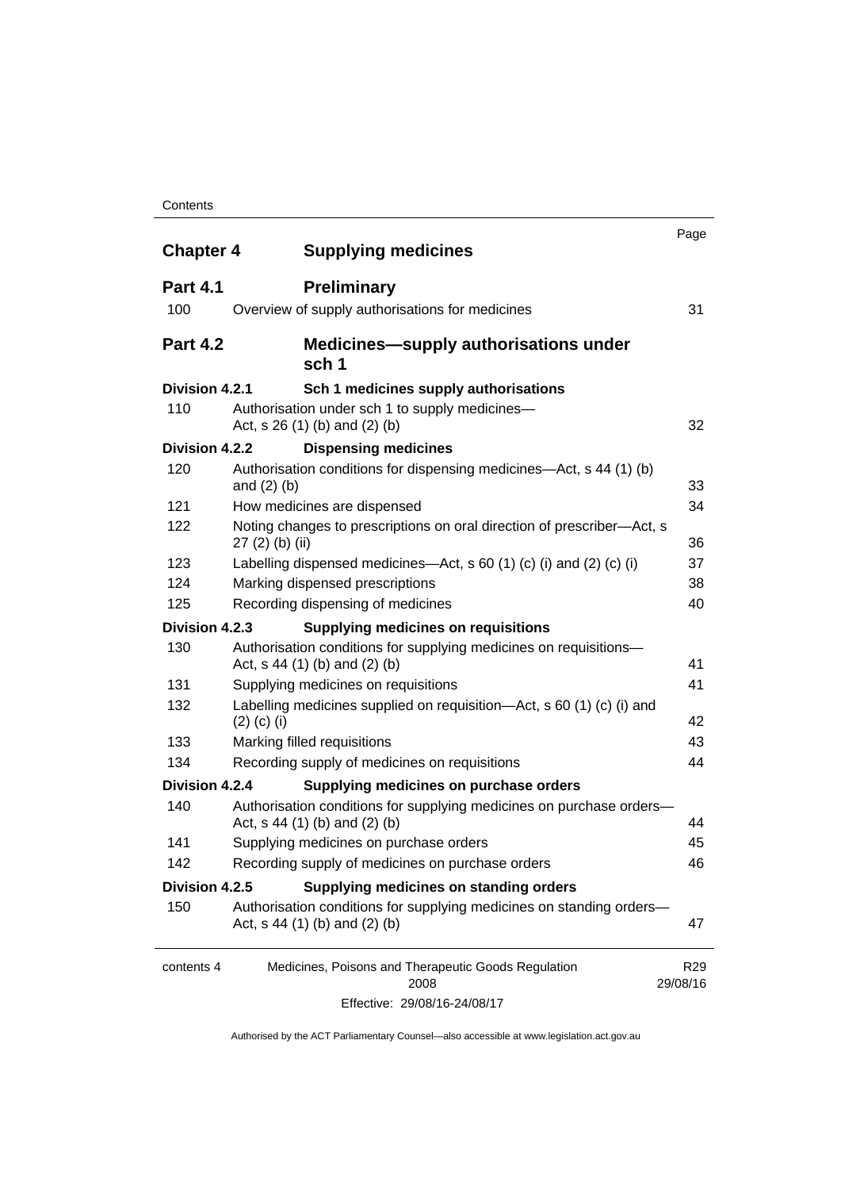| | | Page |
|---|---|---|
| **Chapter 4** | **Supplying medicines** | |
| **Part 4.1** | **Preliminary** | |
| 100 | Overview of supply authorisations for medicines | 31 |
| **Part 4.2** | **Medicines—supply authorisations under sch 1** | |
| **Division 4.2.1** | **Sch 1 medicines supply authorisations** | |
| 110 | Authorisation under sch 1 to supply medicines—Act, s 26 (1) (b) and (2) (b) | 32 |
| **Division 4.2.2** | **Dispensing medicines** | |
| 120 | Authorisation conditions for dispensing medicines—Act, s 44 (1) (b) and (2) (b) | 33 |
| 121 | How medicines are dispensed | 34 |
| 122 | Noting changes to prescriptions on oral direction of prescriber—Act, s 27 (2) (b) (ii) | 36 |
| 123 | Labelling dispensed medicines—Act, s 60 (1) (c) (i) and (2) (c) (i) | 37 |
| 124 | Marking dispensed prescriptions | 38 |
| 125 | Recording dispensing of medicines | 40 |
| **Division 4.2.3** | **Supplying medicines on requisitions** | |
| 130 | Authorisation conditions for supplying medicines on requisitions—Act, s 44 (1) (b) and (2) (b) | 41 |
| 131 | Supplying medicines on requisitions | 41 |
| 132 | Labelling medicines supplied on requisition—Act, s 60 (1) (c) (i) and (2) (c) (i) | 42 |
| 133 | Marking filled requisitions | 43 |
| 134 | Recording supply of medicines on requisitions | 44 |
| **Division 4.2.4** | **Supplying medicines on purchase orders** | |
| 140 | Authorisation conditions for supplying medicines on purchase orders—Act, s 44 (1) (b) and (2) (b) | 44 |
| 141 | Supplying medicines on purchase orders | 45 |
| 142 | Recording supply of medicines on purchase orders | 46 |
| **Division 4.2.5** | **Supplying medicines on standing orders** | |
| 150 | Authorisation conditions for supplying medicines on standing orders—Act, s 44 (1) (b) and (2) (b) | 47 |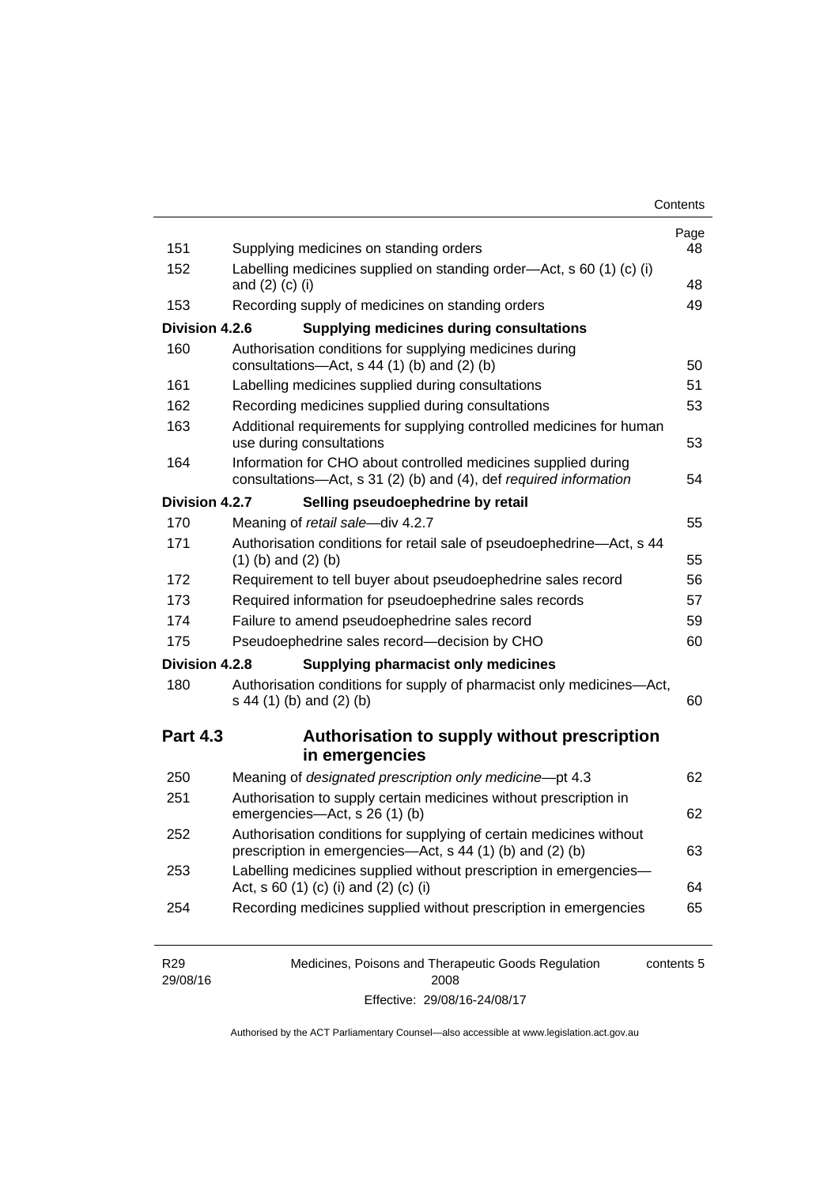| | | Page |
|---|---|---|
| 151 | Supplying medicines on standing orders | 48 |
| 152 | Labelling medicines supplied on standing order—Act, s 60 (1) (c) (i) and (2) (c) (i) | 48 |
| 153 | Recording supply of medicines on standing orders | 49 |
| **Division 4.2.6** | **Supplying medicines during consultations** | |
| 160 | Authorisation conditions for supplying medicines during consultations—Act, s 44 (1) (b) and (2) (b) | 50 |
| 161 | Labelling medicines supplied during consultations | 51 |
| 162 | Recording medicines supplied during consultations | 53 |
| 163 | Additional requirements for supplying controlled medicines for human use during consultations | 53 |
| 164 | Information for CHO about controlled medicines supplied during consultations—Act, s 31 (2) (b) and (4), def *required information* | 54 |
| **Division 4.2.7** | **Selling pseudoephedrine by retail** | |
| 170 | Meaning of *retail sale*—div 4.2.7 | 55 |
| 171 | Authorisation conditions for retail sale of pseudoephedrine—Act, s 44 (1) (b) and (2) (b) | 55 |
| 172 | Requirement to tell buyer about pseudoephedrine sales record | 56 |
| 173 | Required information for pseudoephedrine sales records | 57 |
| 174 | Failure to amend pseudoephedrine sales record | 59 |
| 175 | Pseudoephedrine sales record—decision by CHO | 60 |
| **Division 4.2.8** | **Supplying pharmacist only medicines** | |
| 180 | Authorisation conditions for supply of pharmacist only medicines—Act, s 44 (1) (b) and (2) (b) | 60 |
| **Part 4.3** | **Authorisation to supply without prescription in emergencies** | |
| 250 | Meaning of *designated prescription only medicine*—pt 4.3 | 62 |
| 251 | Authorisation to supply certain medicines without prescription in emergencies—Act, s 26 (1) (b) | 62 |
| 252 | Authorisation conditions for supplying of certain medicines without prescription in emergencies—Act, s 44 (1) (b) and (2) (b) | 63 |
| 253 | Labelling medicines supplied without prescription in emergencies—Act, s 60 (1) (c) (i) and (2) (c) (i) | 64 |
| 254 | Recording medicines supplied without prescription in emergencies | 65 |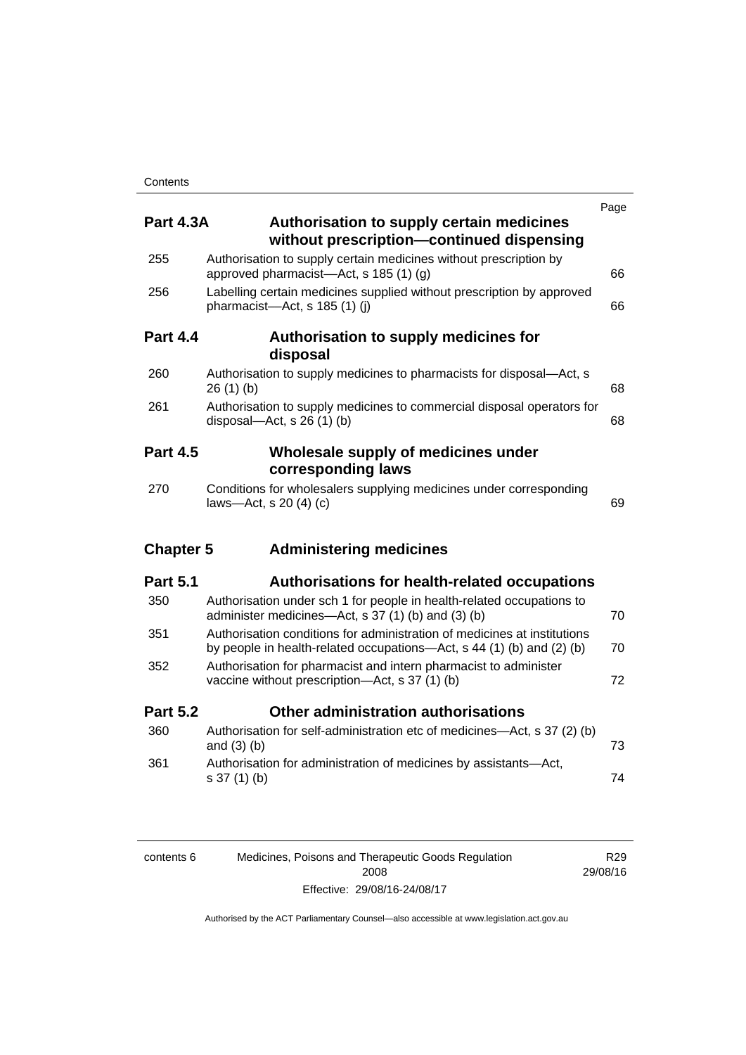| | | Page |
|---|---|---|
| **Part 4.3A** | **Authorisation to supply certain medicines without prescription—continued dispensing** | |
| 255 | Authorisation to supply certain medicines without prescription by approved pharmacist—Act, s 185 (1) (g) | 66 |
| 256 | Labelling certain medicines supplied without prescription by approved pharmacist—Act, s 185 (1) (j) | 66 |
| **Part 4.4** | **Authorisation to supply medicines for disposal** | |
| 260 | Authorisation to supply medicines to pharmacists for disposal—Act, s 26 (1) (b) | 68 |
| 261 | Authorisation to supply medicines to commercial disposal operators for disposal—Act, s 26 (1) (b) | 68 |
| **Part 4.5** | **Wholesale supply of medicines under corresponding laws** | |
| 270 | Conditions for wholesalers supplying medicines under corresponding laws—Act, s 20 (4) (c) | 69 |
| **Chapter 5** | **Administering medicines** | |
| **Part 5.1** | **Authorisations for health-related occupations** | |
| 350 | Authorisation under sch 1 for people in health-related occupations to administer medicines—Act, s 37 (1) (b) and (3) (b) | 70 |
| 351 | Authorisation conditions for administration of medicines at institutions by people in health-related occupations—Act, s 44 (1) (b) and (2) (b) | 70 |
| 352 | Authorisation for pharmacist and intern pharmacist to administer vaccine without prescription—Act, s 37 (1) (b) | 72 |
| **Part 5.2** | **Other administration authorisations** | |
| 360 | Authorisation for self-administration etc of medicines—Act, s 37 (2) (b) and (3) (b) | 73 |
| 361 | Authorisation for administration of medicines by assistants—Act, s 37 (1) (b) | 74 |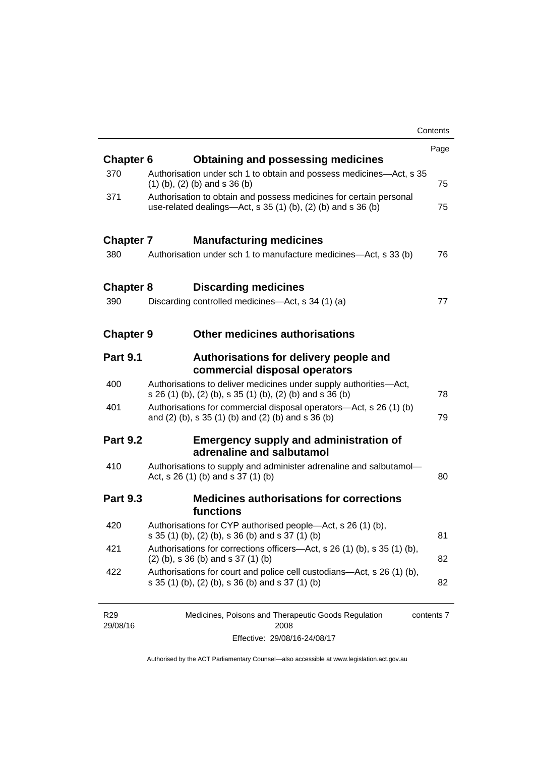| | | Page |
|---|---|---|
| **Chapter 6** | **Obtaining and possessing medicines** | |
| 370 | Authorisation under sch 1 to obtain and possess medicines—Act, s 35 (1) (b), (2) (b) and s 36 (b) | 75 |
| 371 | Authorisation to obtain and possess medicines for certain personal use-related dealings—Act, s 35 (1) (b), (2) (b) and s 36 (b) | 75 |
| **Chapter 7** | **Manufacturing medicines** | |
| 380 | Authorisation under sch 1 to manufacture medicines—Act, s 33 (b) | 76 |
| **Chapter 8** | **Discarding medicines** | |
| 390 | Discarding controlled medicines—Act, s 34 (1) (a) | 77 |
| **Chapter 9** | **Other medicines authorisations** | |
| **Part 9.1** | **Authorisations for delivery people and commercial disposal operators** | |
| 400 | Authorisations to deliver medicines under supply authorities—Act, s 26 (1) (b), (2) (b), s 35 (1) (b), (2) (b) and s 36 (b) | 78 |
| 401 | Authorisations for commercial disposal operators—Act, s 26 (1) (b) and (2) (b), s 35 (1) (b) and (2) (b) and s 36 (b) | 79 |
| **Part 9.2** | **Emergency supply and administration of adrenaline and salbutamol** | |
| 410 | Authorisations to supply and administer adrenaline and salbutamol—Act, s 26 (1) (b) and s 37 (1) (b) | 80 |
| **Part 9.3** | **Medicines authorisations for corrections functions** | |
| 420 | Authorisations for CYP authorised people—Act, s 26 (1) (b), s 35 (1) (b), (2) (b), s 36 (b) and s 37 (1) (b) | 81 |
| 421 | Authorisations for corrections officers—Act, s 26 (1) (b), s 35 (1) (b), (2) (b), s 36 (b) and s 37 (1) (b) | 82 |
| 422 | Authorisations for court and police cell custodians—Act, s 26 (1) (b), s 35 (1) (b), (2) (b), s 36 (b) and s 37 (1) (b) | 82 |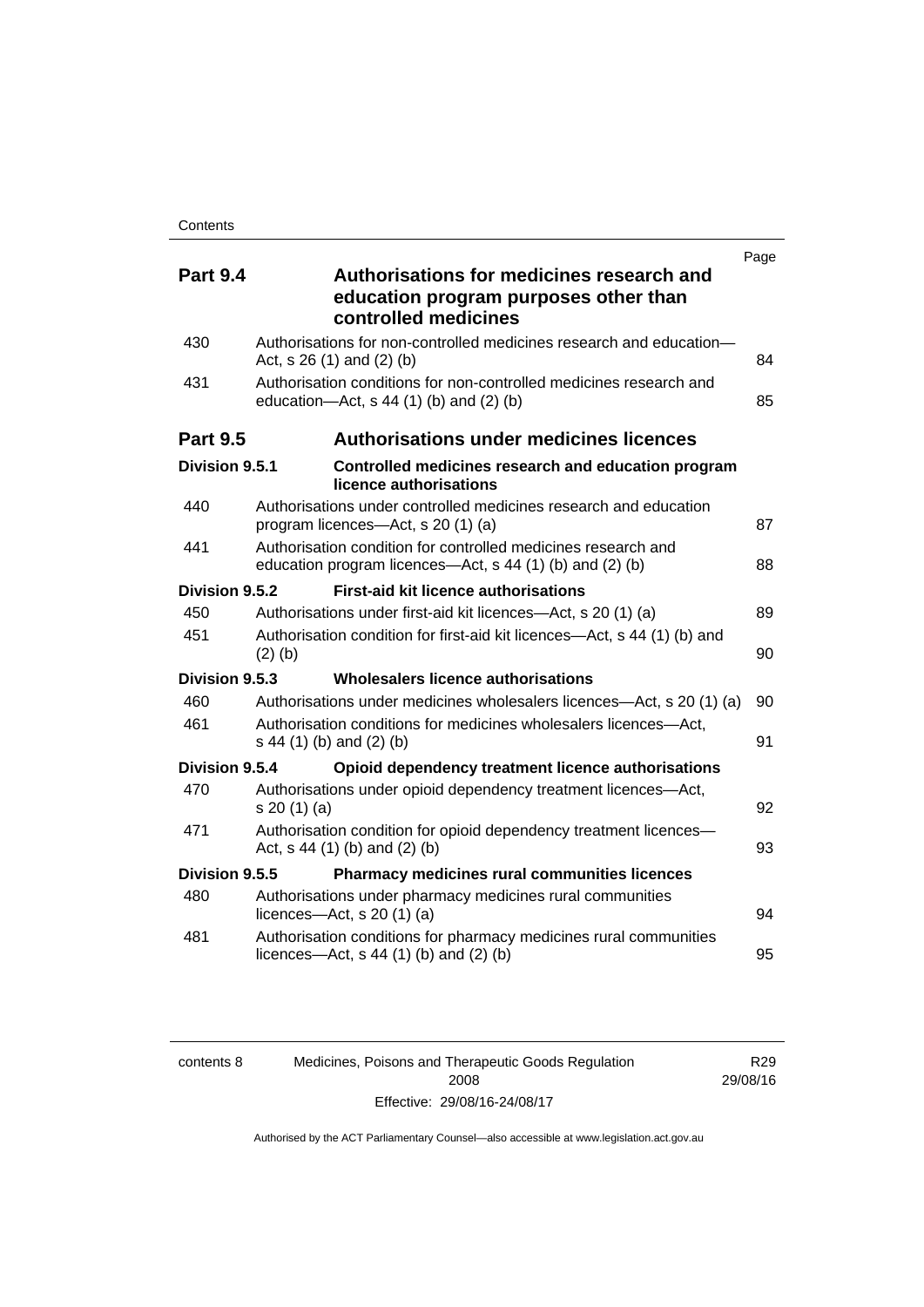| | | Page |
|---|---|---|
| **Part 9.4** | **Authorisations for medicines research and education program purposes other than controlled medicines** | |
| 430 | Authorisations for non-controlled medicines research and education—Act, s 26 (1) and (2) (b) | 84 |
| 431 | Authorisation conditions for non-controlled medicines research and education—Act, s 44 (1) (b) and (2) (b) | 85 |
| **Part 9.5** | **Authorisations under medicines licences** | |
| **Division 9.5.1** | **Controlled medicines research and education program licence authorisations** | |
| 440 | Authorisations under controlled medicines research and education program licences—Act, s 20 (1) (a) | 87 |
| 441 | Authorisation condition for controlled medicines research and education program licences—Act, s 44 (1) (b) and (2) (b) | 88 |
| **Division 9.5.2** | **First-aid kit licence authorisations** | |
| 450 | Authorisations under first-aid kit licences—Act, s 20 (1) (a) | 89 |
| 451 | Authorisation condition for first-aid kit licences—Act, s 44 (1) (b) and (2) (b) | 90 |
| **Division 9.5.3** | **Wholesalers licence authorisations** | |
| 460 | Authorisations under medicines wholesalers licences—Act, s 20 (1) (a) | 90 |
| 461 | Authorisation conditions for medicines wholesalers licences—Act, s 44 (1) (b) and (2) (b) | 91 |
| **Division 9.5.4** | **Opioid dependency treatment licence authorisations** | |
| 470 | Authorisations under opioid dependency treatment licences—Act, s 20 (1) (a) | 92 |
| 471 | Authorisation condition for opioid dependency treatment licences—Act, s 44 (1) (b) and (2) (b) | 93 |
| **Division 9.5.5** | **Pharmacy medicines rural communities licences** | |
| 480 | Authorisations under pharmacy medicines rural communities licences—Act, s 20 (1) (a) | 94 |
| 481 | Authorisation conditions for pharmacy medicines rural communities licences—Act, s 44 (1) (b) and (2) (b) | 95 |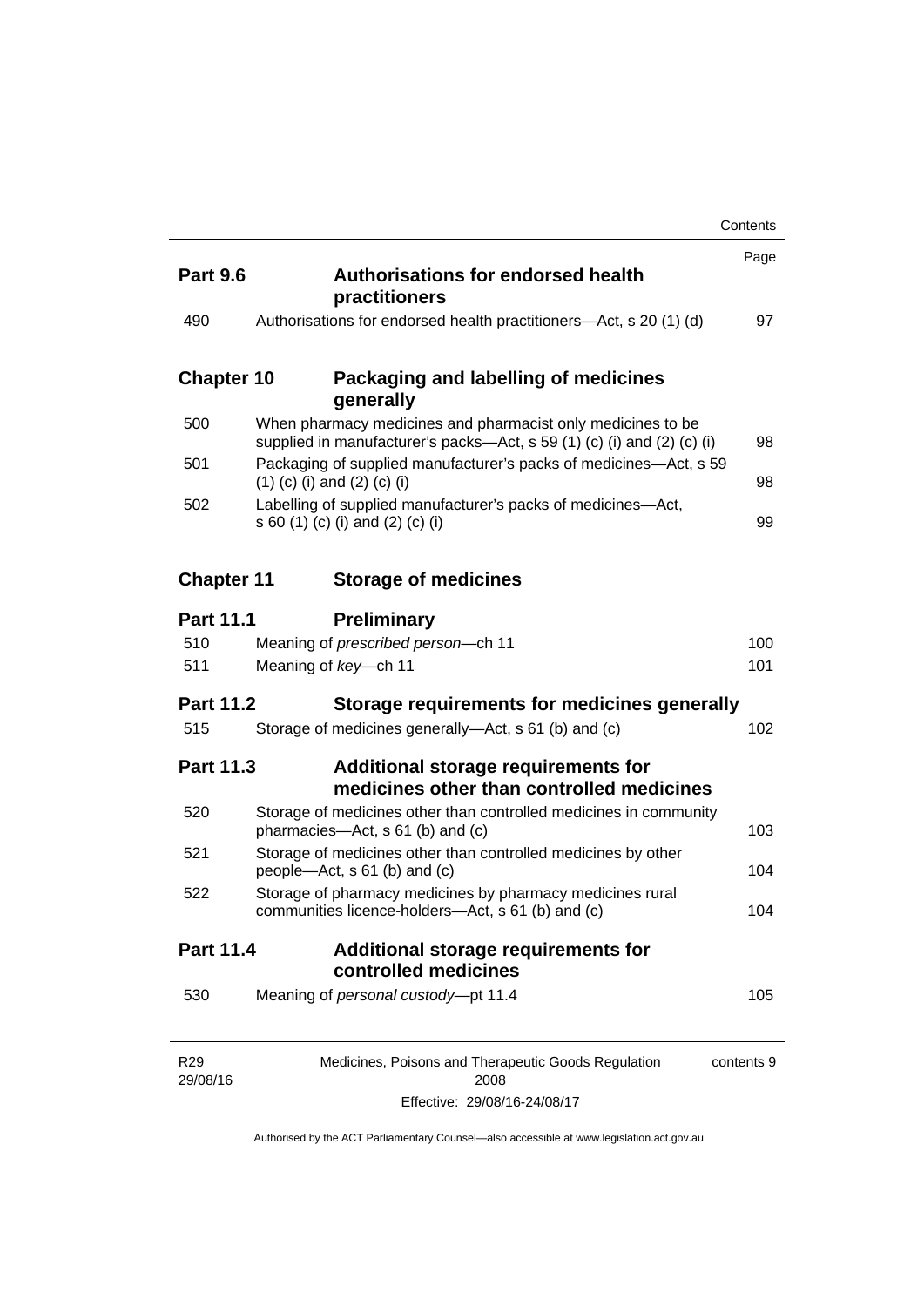| | | Page |
|---|---|---|
| **Part 9.6** | **Authorisations for endorsed health practitioners** | |
| 490 | Authorisations for endorsed health practitioners—Act, s 20 (1) (d) | 97 |
| **Chapter 10** | **Packaging and labelling of medicines generally** | |
| 500 | When pharmacy medicines and pharmacist only medicines to be supplied in manufacturer's packs—Act, s 59 (1) (c) (i) and (2) (c) (i) | 98 |
| 501 | Packaging of supplied manufacturer's packs of medicines—Act, s 59 (1) (c) (i) and (2) (c) (i) | 98 |
| 502 | Labelling of supplied manufacturer's packs of medicines—Act, s 60 (1) (c) (i) and (2) (c) (i) | 99 |
| **Chapter 11** | **Storage of medicines** | |
| **Part 11.1** | **Preliminary** | |
| 510 | Meaning of *prescribed person*—ch 11 | 100 |
| 511 | Meaning of *key*—ch 11 | 101 |
| **Part 11.2** | **Storage requirements for medicines generally** | |
| 515 | Storage of medicines generally—Act, s 61 (b) and (c) | 102 |
| **Part 11.3** | **Additional storage requirements for medicines other than controlled medicines** | |
| 520 | Storage of medicines other than controlled medicines in community pharmacies—Act, s 61 (b) and (c) | 103 |
| 521 | Storage of medicines other than controlled medicines by other people—Act, s 61 (b) and (c) | 104 |
| 522 | Storage of pharmacy medicines by pharmacy medicines rural communities licence-holders—Act, s 61 (b) and (c) | 104 |
| **Part 11.4** | **Additional storage requirements for controlled medicines** | |
| 530 | Meaning of *personal custody*—pt 11.4 | 105 |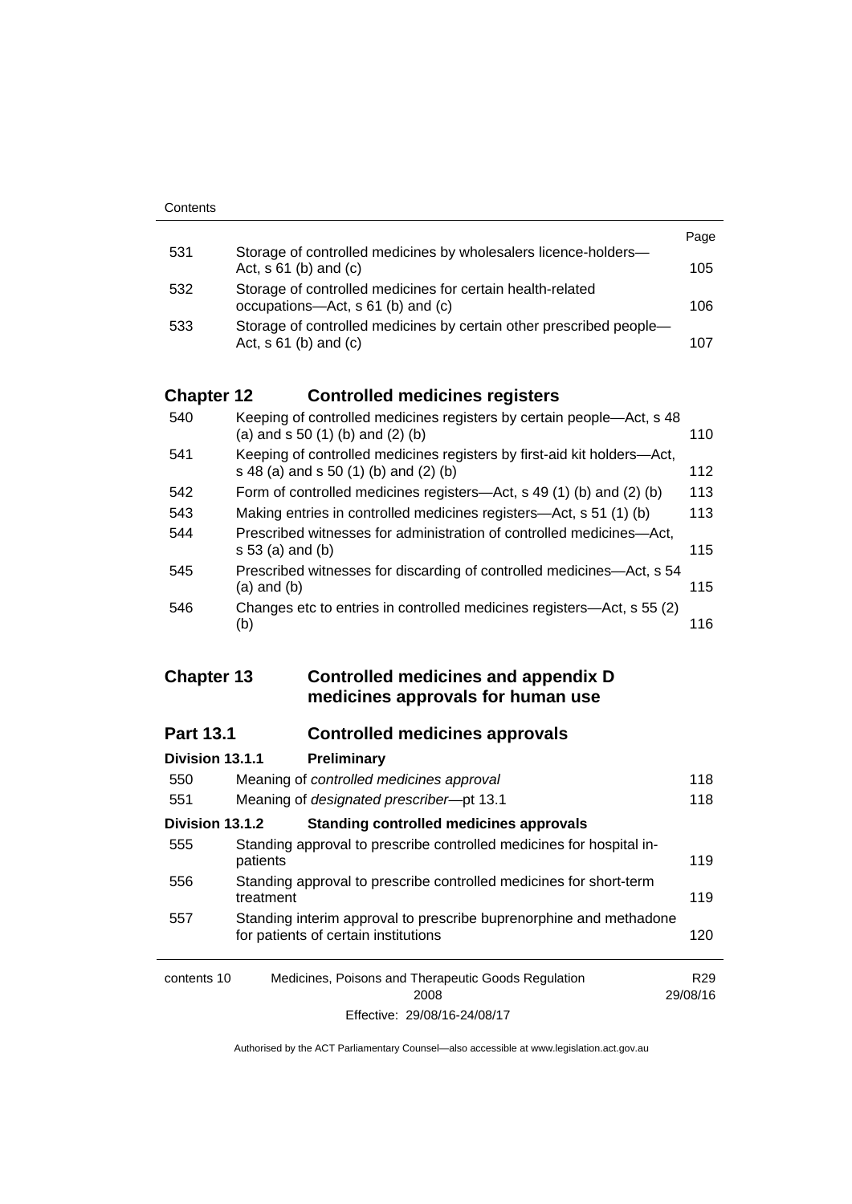| | | Page |
|---|---|---|
| 531 | Storage of controlled medicines by wholesalers licence-holders—Act, s 61 (b) and (c) | 105 |
| 532 | Storage of controlled medicines for certain health-related occupations—Act, s 61 (b) and (c) | 106 |
| 533 | Storage of controlled medicines by certain other prescribed people—Act, s 61 (b) and (c) | 107 |

## Chapter 12 Controlled medicines registers

| | | |
|---|---|---|
| 540 | Keeping of controlled medicines registers by certain people—Act, s 48 (a) and s 50 (1) (b) and (2) (b) | 110 |
| 541 | Keeping of controlled medicines registers by first-aid kit holders—Act, s 48 (a) and s 50 (1) (b) and (2) (b) | 112 |
| 542 | Form of controlled medicines registers—Act, s 49 (1) (b) and (2) (b) | 113 |
| 543 | Making entries in controlled medicines registers—Act, s 51 (1) (b) | 113 |
| 544 | Prescribed witnesses for administration of controlled medicines—Act, s 53 (a) and (b) | 115 |
| 545 | Prescribed witnesses for discarding of controlled medicines—Act, s 54 (a) and (b) | 115 |
| 546 | Changes etc to entries in controlled medicines registers—Act, s 55 (2) (b) | 116 |

## Chapter 13 Controlled medicines and appendix D medicines approvals for human use

### Part 13.1 Controlled medicines approvals

#### Division 13.1.1 Preliminary

| | | |
|---|---|---|
| 550 | Meaning of *controlled medicines approval* | 118 |
| 551 | Meaning of *designated prescriber*—pt 13.1 | 118 |

#### Division 13.1.2 Standing controlled medicines approvals

| | | |
|---|---|---|
| 555 | Standing approval to prescribe controlled medicines for hospital in-patients | 119 |
| 556 | Standing approval to prescribe controlled medicines for short-term treatment | 119 |
| 557 | Standing interim approval to prescribe buprenorphine and methadone for patients of certain institutions | 120 |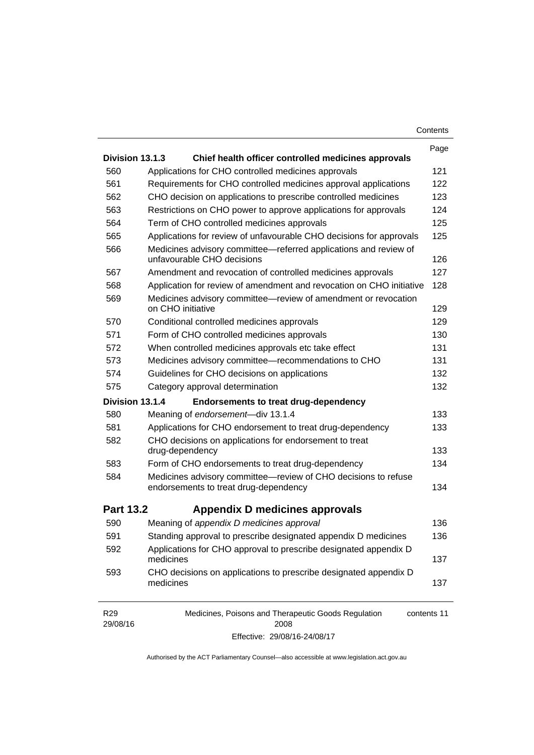| | | Page |
|---|---|---|
| **Division 13.1.3** | **Chief health officer controlled medicines approvals** | |
| 560 | Applications for CHO controlled medicines approvals | 121 |
| 561 | Requirements for CHO controlled medicines approval applications | 122 |
| 562 | CHO decision on applications to prescribe controlled medicines | 123 |
| 563 | Restrictions on CHO power to approve applications for approvals | 124 |
| 564 | Term of CHO controlled medicines approvals | 125 |
| 565 | Applications for review of unfavourable CHO decisions for approvals | 125 |
| 566 | Medicines advisory committee—referred applications and review of unfavourable CHO decisions | 126 |
| 567 | Amendment and revocation of controlled medicines approvals | 127 |
| 568 | Application for review of amendment and revocation on CHO initiative | 128 |
| 569 | Medicines advisory committee—review of amendment or revocation on CHO initiative | 129 |
| 570 | Conditional controlled medicines approvals | 129 |
| 571 | Form of CHO controlled medicines approvals | 130 |
| 572 | When controlled medicines approvals etc take effect | 131 |
| 573 | Medicines advisory committee—recommendations to CHO | 131 |
| 574 | Guidelines for CHO decisions on applications | 132 |
| 575 | Category approval determination | 132 |
| **Division 13.1.4** | **Endorsements to treat drug-dependency** | |
| 580 | Meaning of *endorsement*—div 13.1.4 | 133 |
| 581 | Applications for CHO endorsement to treat drug-dependency | 133 |
| 582 | CHO decisions on applications for endorsement to treat drug-dependency | 133 |
| 583 | Form of CHO endorsements to treat drug-dependency | 134 |
| 584 | Medicines advisory committee—review of CHO decisions to refuse endorsements to treat drug-dependency | 134 |
| **Part 13.2** | **Appendix D medicines approvals** | |
| 590 | Meaning of *appendix D medicines approval* | 136 |
| 591 | Standing approval to prescribe designated appendix D medicines | 136 |
| 592 | Applications for CHO approval to prescribe designated appendix D medicines | 137 |
| 593 | CHO decisions on applications to prescribe designated appendix D medicines | 137 |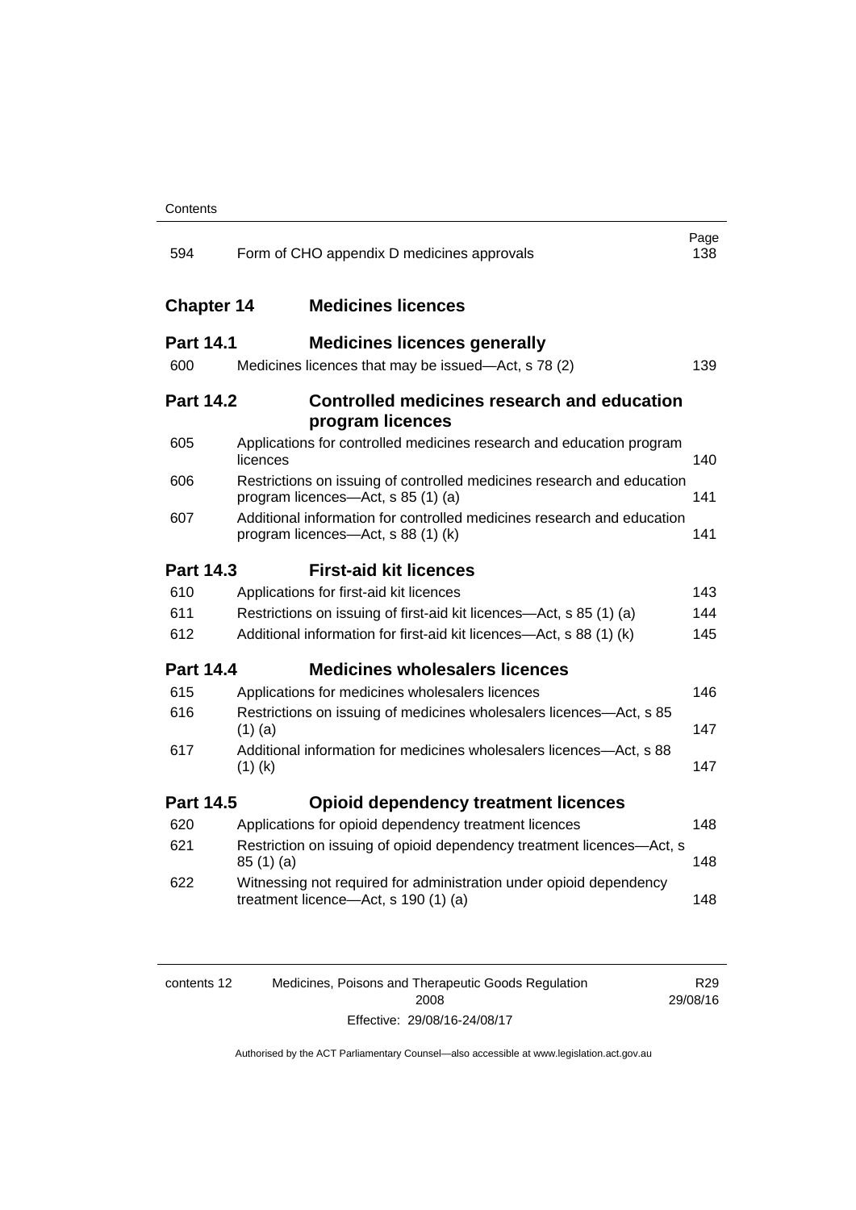| | | Page |
|---|---|---|
| 594 | Form of CHO appendix D medicines approvals | 138 |
| **Chapter 14** | **Medicines licences** | |
| **Part 14.1** | **Medicines licences generally** | |
| 600 | Medicines licences that may be issued—Act, s 78 (2) | 139 |
| **Part 14.2** | **Controlled medicines research and education program licences** | |
| 605 | Applications for controlled medicines research and education program licences | 140 |
| 606 | Restrictions on issuing of controlled medicines research and education program licences—Act, s 85 (1) (a) | 141 |
| 607 | Additional information for controlled medicines research and education program licences—Act, s 88 (1) (k) | 141 |
| **Part 14.3** | **First-aid kit licences** | |
| 610 | Applications for first-aid kit licences | 143 |
| 611 | Restrictions on issuing of first-aid kit licences—Act, s 85 (1) (a) | 144 |
| 612 | Additional information for first-aid kit licences—Act, s 88 (1) (k) | 145 |
| **Part 14.4** | **Medicines wholesalers licences** | |
| 615 | Applications for medicines wholesalers licences | 146 |
| 616 | Restrictions on issuing of medicines wholesalers licences—Act, s 85 (1) (a) | 147 |
| 617 | Additional information for medicines wholesalers licences—Act, s 88 (1) (k) | 147 |
| **Part 14.5** | **Opioid dependency treatment licences** | |
| 620 | Applications for opioid dependency treatment licences | 148 |
| 621 | Restriction on issuing of opioid dependency treatment licences—Act, s 85 (1) (a) | 148 |
| 622 | Witnessing not required for administration under opioid dependency treatment licence—Act, s 190 (1) (a) | 148 |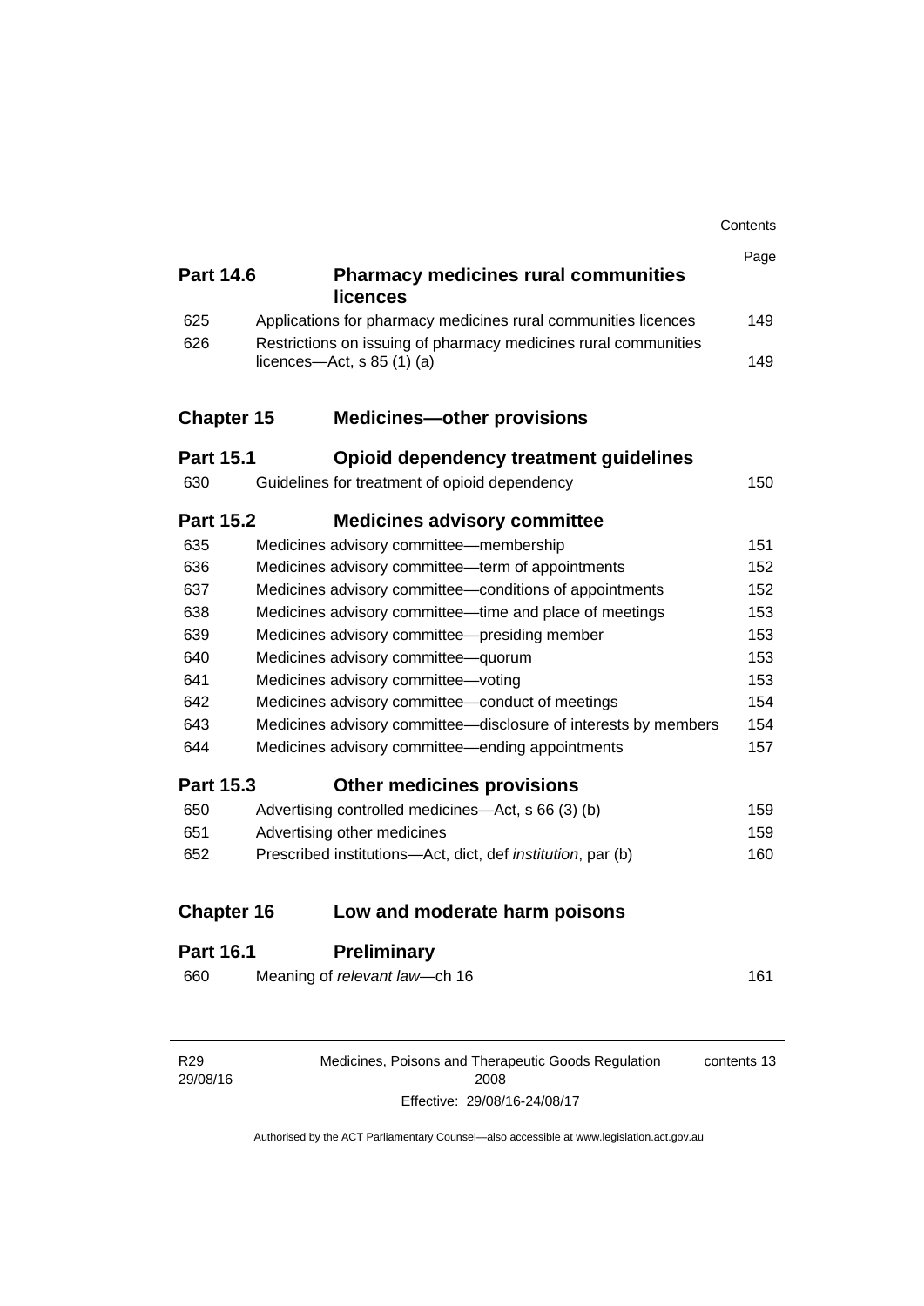| | | Page |
|---|---|---|
| **Part 14.6** | **Pharmacy medicines rural communities licences** | |
| 625 | Applications for pharmacy medicines rural communities licences | 149 |
| 626 | Restrictions on issuing of pharmacy medicines rural communities licences—Act, s 85 (1) (a) | 149 |
| **Chapter 15** | **Medicines—other provisions** | |
| **Part 15.1** | **Opioid dependency treatment guidelines** | |
| 630 | Guidelines for treatment of opioid dependency | 150 |
| **Part 15.2** | **Medicines advisory committee** | |
| 635 | Medicines advisory committee—membership | 151 |
| 636 | Medicines advisory committee—term of appointments | 152 |
| 637 | Medicines advisory committee—conditions of appointments | 152 |
| 638 | Medicines advisory committee—time and place of meetings | 153 |
| 639 | Medicines advisory committee—presiding member | 153 |
| 640 | Medicines advisory committee—quorum | 153 |
| 641 | Medicines advisory committee—voting | 153 |
| 642 | Medicines advisory committee—conduct of meetings | 154 |
| 643 | Medicines advisory committee—disclosure of interests by members | 154 |
| 644 | Medicines advisory committee—ending appointments | 157 |
| **Part 15.3** | **Other medicines provisions** | |
| 650 | Advertising controlled medicines—Act, s 66 (3) (b) | 159 |
| 651 | Advertising other medicines | 159 |
| 652 | Prescribed institutions—Act, dict, def *institution*, par (b) | 160 |
| **Chapter 16** | **Low and moderate harm poisons** | |
| **Part 16.1** | **Preliminary** | |
| 660 | Meaning of *relevant law*—ch 16 | 161 |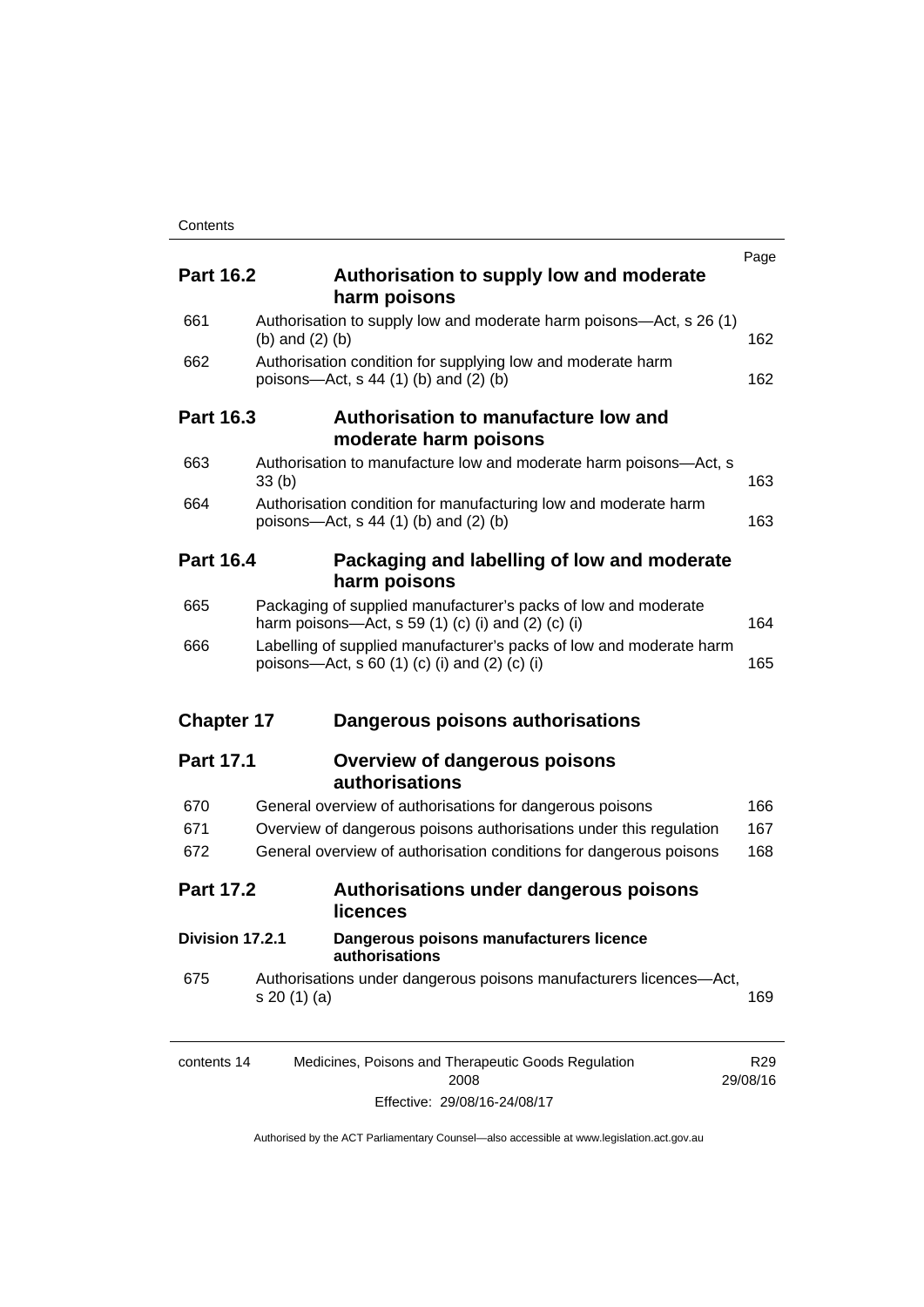| | | Page |
|---|---|---|
| **Part 16.2** | **Authorisation to supply low and moderate harm poisons** | |
| 661 | Authorisation to supply low and moderate harm poisons—Act, s 26 (1) (b) and (2) (b) | 162 |
| 662 | Authorisation condition for supplying low and moderate harm poisons—Act, s 44 (1) (b) and (2) (b) | 162 |
| **Part 16.3** | **Authorisation to manufacture low and moderate harm poisons** | |
| 663 | Authorisation to manufacture low and moderate harm poisons—Act, s 33 (b) | 163 |
| 664 | Authorisation condition for manufacturing low and moderate harm poisons—Act, s 44 (1) (b) and (2) (b) | 163 |
| **Part 16.4** | **Packaging and labelling of low and moderate harm poisons** | |
| 665 | Packaging of supplied manufacturer's packs of low and moderate harm poisons—Act, s 59 (1) (c) (i) and (2) (c) (i) | 164 |
| 666 | Labelling of supplied manufacturer's packs of low and moderate harm poisons—Act, s 60 (1) (c) (i) and (2) (c) (i) | 165 |
| **Chapter 17** | **Dangerous poisons authorisations** | |
| **Part 17.1** | **Overview of dangerous poisons authorisations** | |
| 670 | General overview of authorisations for dangerous poisons | 166 |
| 671 | Overview of dangerous poisons authorisations under this regulation | 167 |
| 672 | General overview of authorisation conditions for dangerous poisons | 168 |
| **Part 17.2** | **Authorisations under dangerous poisons licences** | |
| **Division 17.2.1** | **Dangerous poisons manufacturers licence authorisations** | |
| 675 | Authorisations under dangerous poisons manufacturers licences—Act, s 20 (1) (a) | 169 |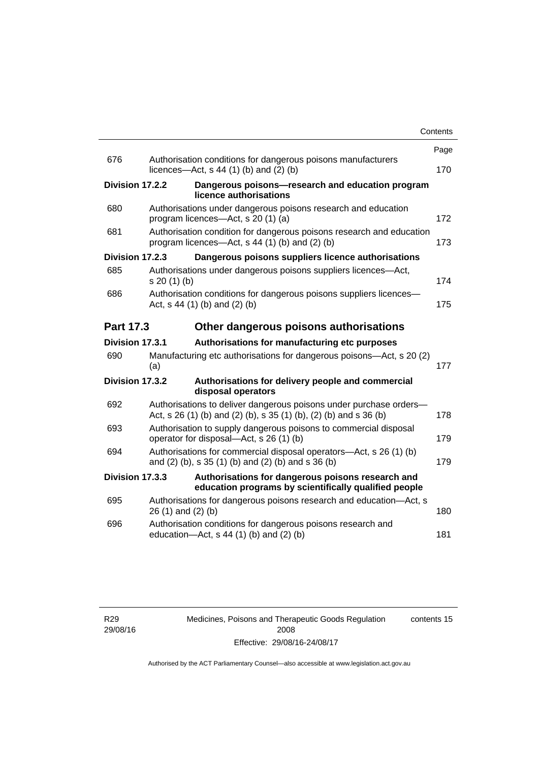| | | Page |
|---|---|---|
| 676 | Authorisation conditions for dangerous poisons manufacturers licences—Act, s 44 (1) (b) and (2) (b) | 170 |
| **Division 17.2.2** | **Dangerous poisons—research and education program licence authorisations** | |
| 680 | Authorisations under dangerous poisons research and education program licences—Act, s 20 (1) (a) | 172 |
| 681 | Authorisation condition for dangerous poisons research and education program licences—Act, s 44 (1) (b) and (2) (b) | 173 |
| **Division 17.2.3** | **Dangerous poisons suppliers licence authorisations** | |
| 685 | Authorisations under dangerous poisons suppliers licences—Act, s 20 (1) (b) | 174 |
| 686 | Authorisation conditions for dangerous poisons suppliers licences—Act, s 44 (1) (b) and (2) (b) | 175 |
| **Part 17.3** | **Other dangerous poisons authorisations** | |
| **Division 17.3.1** | **Authorisations for manufacturing etc purposes** | |
| 690 | Manufacturing etc authorisations for dangerous poisons—Act, s 20 (2) (a) | 177 |
| **Division 17.3.2** | **Authorisations for delivery people and commercial disposal operators** | |
| 692 | Authorisations to deliver dangerous poisons under purchase orders—Act, s 26 (1) (b) and (2) (b), s 35 (1) (b), (2) (b) and s 36 (b) | 178 |
| 693 | Authorisation to supply dangerous poisons to commercial disposal operator for disposal—Act, s 26 (1) (b) | 179 |
| 694 | Authorisations for commercial disposal operators—Act, s 26 (1) (b) and (2) (b), s 35 (1) (b) and (2) (b) and s 36 (b) | 179 |
| **Division 17.3.3** | **Authorisations for dangerous poisons research and education programs by scientifically qualified people** | |
| 695 | Authorisations for dangerous poisons research and education—Act, s 26 (1) and (2) (b) | 180 |
| 696 | Authorisation conditions for dangerous poisons research and education—Act, s 44 (1) (b) and (2) (b) | 181 |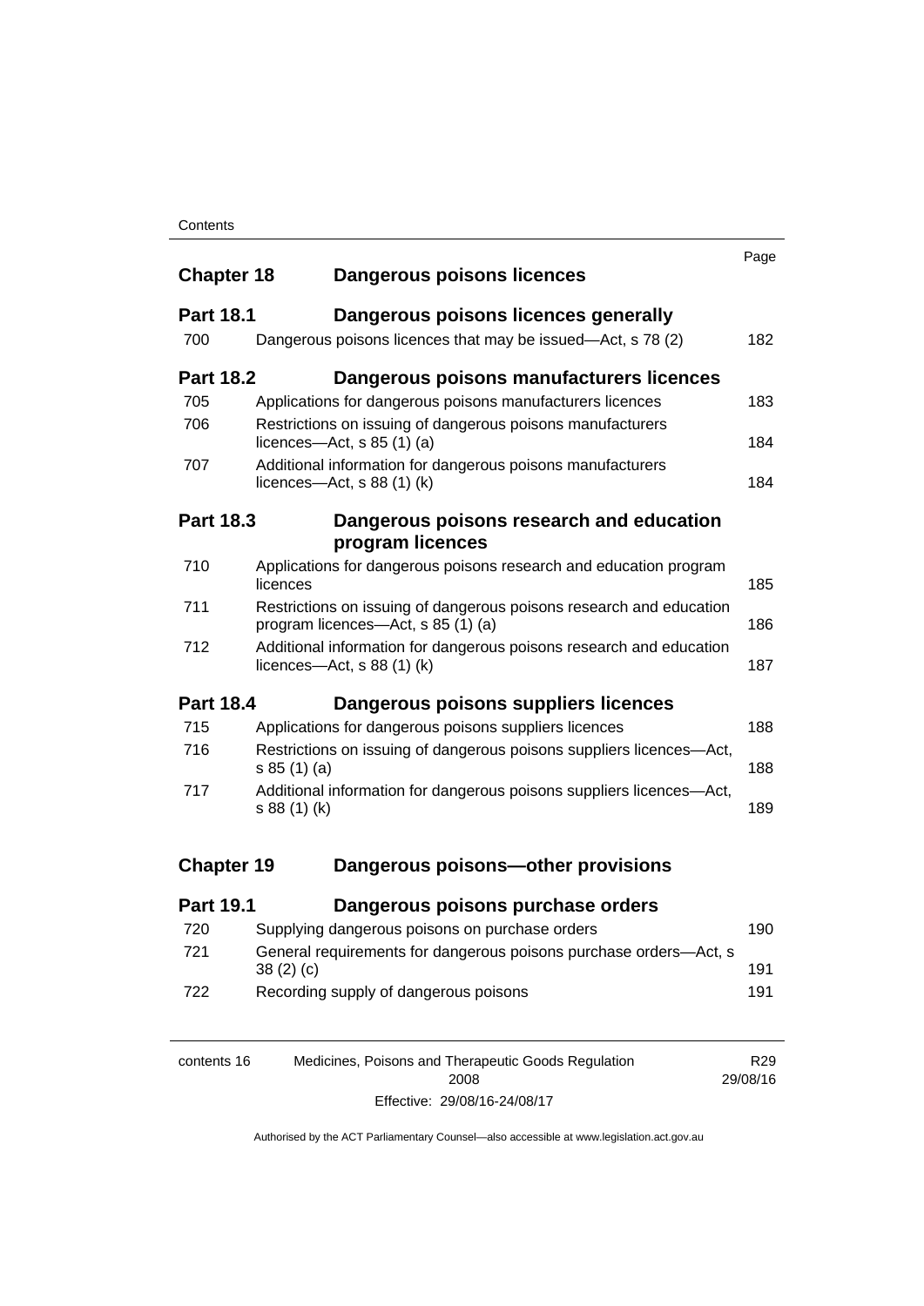| | | Page |
|---|---|---|
| **Chapter 18** | **Dangerous poisons licences** | |
| **Part 18.1** | **Dangerous poisons licences generally** | |
| 700 | Dangerous poisons licences that may be issued—Act, s 78 (2) | 182 |
| **Part 18.2** | **Dangerous poisons manufacturers licences** | |
| 705 | Applications for dangerous poisons manufacturers licences | 183 |
| 706 | Restrictions on issuing of dangerous poisons manufacturers licences—Act, s 85 (1) (a) | 184 |
| 707 | Additional information for dangerous poisons manufacturers licences—Act, s 88 (1) (k) | 184 |
| **Part 18.3** | **Dangerous poisons research and education program licences** | |
| 710 | Applications for dangerous poisons research and education program licences | 185 |
| 711 | Restrictions on issuing of dangerous poisons research and education program licences—Act, s 85 (1) (a) | 186 |
| 712 | Additional information for dangerous poisons research and education licences—Act, s 88 (1) (k) | 187 |
| **Part 18.4** | **Dangerous poisons suppliers licences** | |
| 715 | Applications for dangerous poisons suppliers licences | 188 |
| 716 | Restrictions on issuing of dangerous poisons suppliers licences—Act, s 85 (1) (a) | 188 |
| 717 | Additional information for dangerous poisons suppliers licences—Act, s 88 (1) (k) | 189 |
| **Chapter 19** | **Dangerous poisons—other provisions** | |
| **Part 19.1** | **Dangerous poisons purchase orders** | |
| 720 | Supplying dangerous poisons on purchase orders | 190 |
| 721 | General requirements for dangerous poisons purchase orders—Act, s 38 (2) (c) | 191 |
| 722 | Recording supply of dangerous poisons | 191 |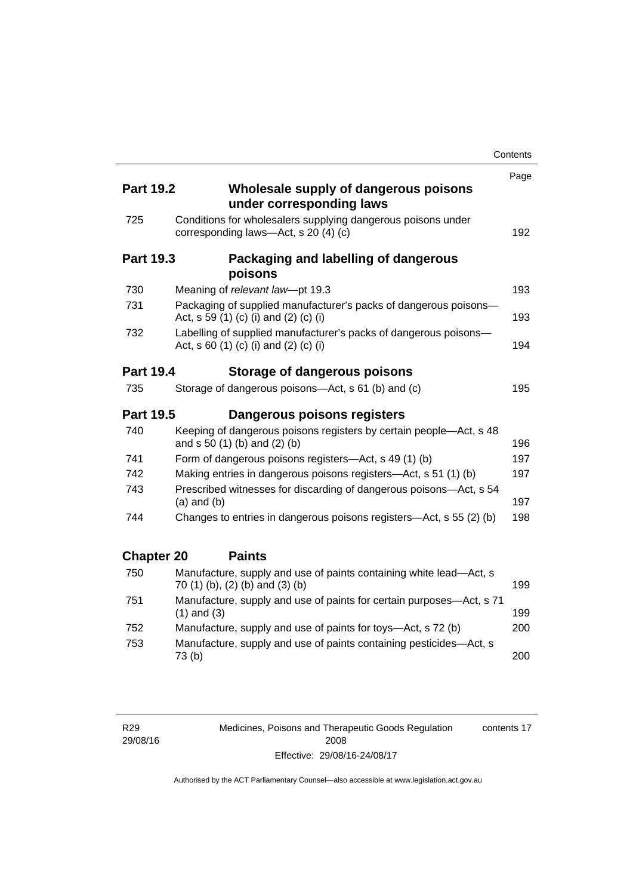| | | Page |
|---|---|---|
| **Part 19.2** | **Wholesale supply of dangerous poisons under corresponding laws** | |
| 725 | Conditions for wholesalers supplying dangerous poisons under corresponding laws—Act, s 20 (4) (c) | 192 |
| **Part 19.3** | **Packaging and labelling of dangerous poisons** | |
| 730 | Meaning of *relevant law*—pt 19.3 | 193 |
| 731 | Packaging of supplied manufacturer's packs of dangerous poisons—Act, s 59 (1) (c) (i) and (2) (c) (i) | 193 |
| 732 | Labelling of supplied manufacturer's packs of dangerous poisons—Act, s 60 (1) (c) (i) and (2) (c) (i) | 194 |
| **Part 19.4** | **Storage of dangerous poisons** | |
| 735 | Storage of dangerous poisons—Act, s 61 (b) and (c) | 195 |
| **Part 19.5** | **Dangerous poisons registers** | |
| 740 | Keeping of dangerous poisons registers by certain people—Act, s 48 and s 50 (1) (b) and (2) (b) | 196 |
| 741 | Form of dangerous poisons registers—Act, s 49 (1) (b) | 197 |
| 742 | Making entries in dangerous poisons registers—Act, s 51 (1) (b) | 197 |
| 743 | Prescribed witnesses for discarding of dangerous poisons—Act, s 54 (a) and (b) | 197 |
| 744 | Changes to entries in dangerous poisons registers—Act, s 55 (2) (b) | 198 |
| **Chapter 20** | **Paints** | |
| 750 | Manufacture, supply and use of paints containing white lead—Act, s 70 (1) (b), (2) (b) and (3) (b) | 199 |
| 751 | Manufacture, supply and use of paints for certain purposes—Act, s 71 (1) and (3) | 199 |
| 752 | Manufacture, supply and use of paints for toys—Act, s 72 (b) | 200 |
| 753 | Manufacture, supply and use of paints containing pesticides—Act, s 73 (b) | 200 |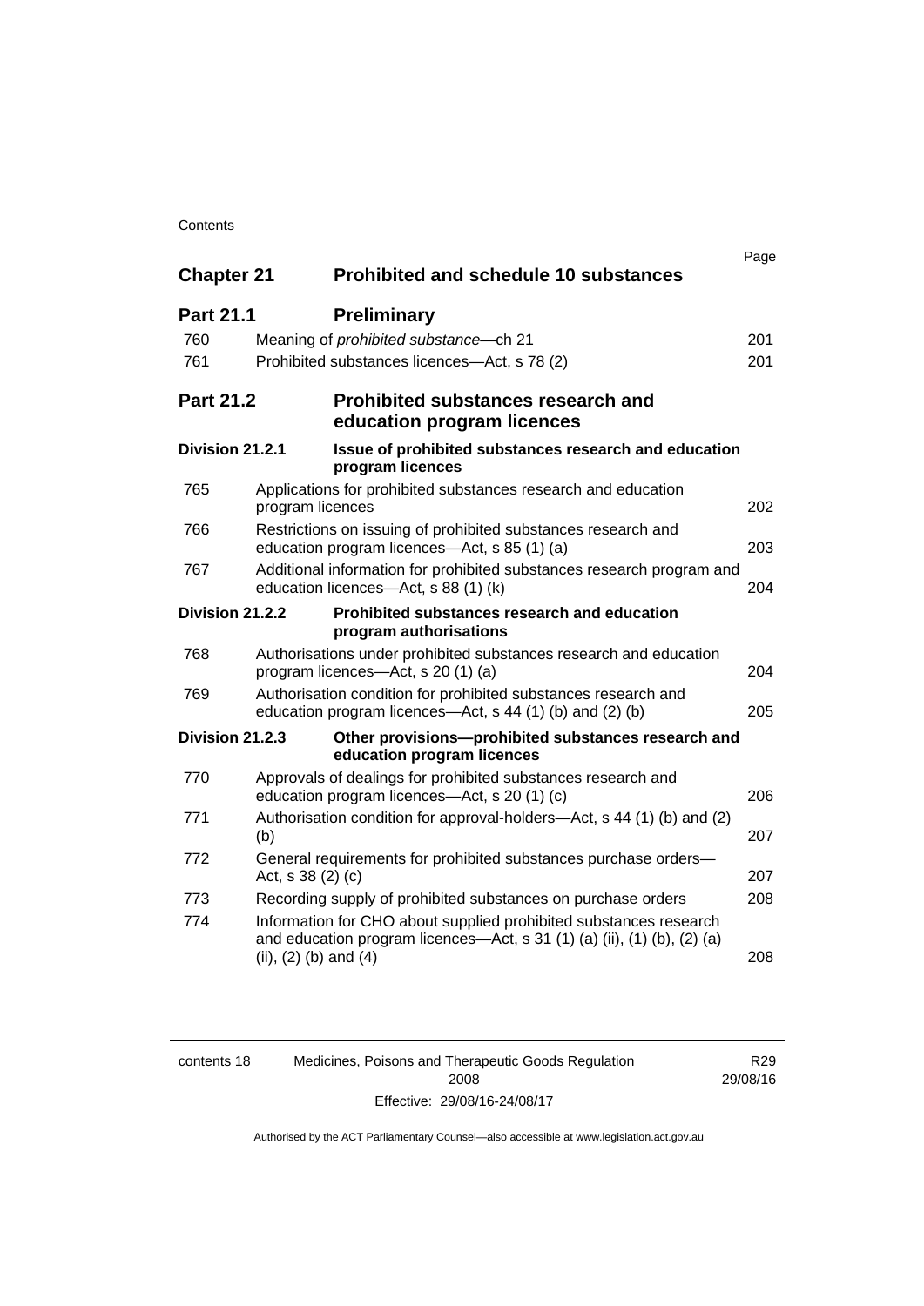| | | Page |
|---|---|---|
| **Chapter 21** | **Prohibited and schedule 10 substances** | |
| **Part 21.1** | **Preliminary** | |
| 760 | Meaning of *prohibited substance*—ch 21 | 201 |
| 761 | Prohibited substances licences—Act, s 78 (2) | 201 |
| **Part 21.2** | **Prohibited substances research and education program licences** | |
| **Division 21.2.1** | **Issue of prohibited substances research and education program licences** | |
| 765 | Applications for prohibited substances research and education program licences | 202 |
| 766 | Restrictions on issuing of prohibited substances research and education program licences—Act, s 85 (1) (a) | 203 |
| 767 | Additional information for prohibited substances research program and education licences—Act, s 88 (1) (k) | 204 |
| **Division 21.2.2** | **Prohibited substances research and education program authorisations** | |
| 768 | Authorisations under prohibited substances research and education program licences—Act, s 20 (1) (a) | 204 |
| 769 | Authorisation condition for prohibited substances research and education program licences—Act, s 44 (1) (b) and (2) (b) | 205 |
| **Division 21.2.3** | **Other provisions—prohibited substances research and education program licences** | |
| 770 | Approvals of dealings for prohibited substances research and education program licences—Act, s 20 (1) (c) | 206 |
| 771 | Authorisation condition for approval-holders—Act, s 44 (1) (b) and (2) (b) | 207 |
| 772 | General requirements for prohibited substances purchase orders—Act, s 38 (2) (c) | 207 |
| 773 | Recording supply of prohibited substances on purchase orders | 208 |
| 774 | Information for CHO about supplied prohibited substances research and education program licences—Act, s 31 (1) (a) (ii), (1) (b), (2) (a) (ii), (2) (b) and (4) | 208 |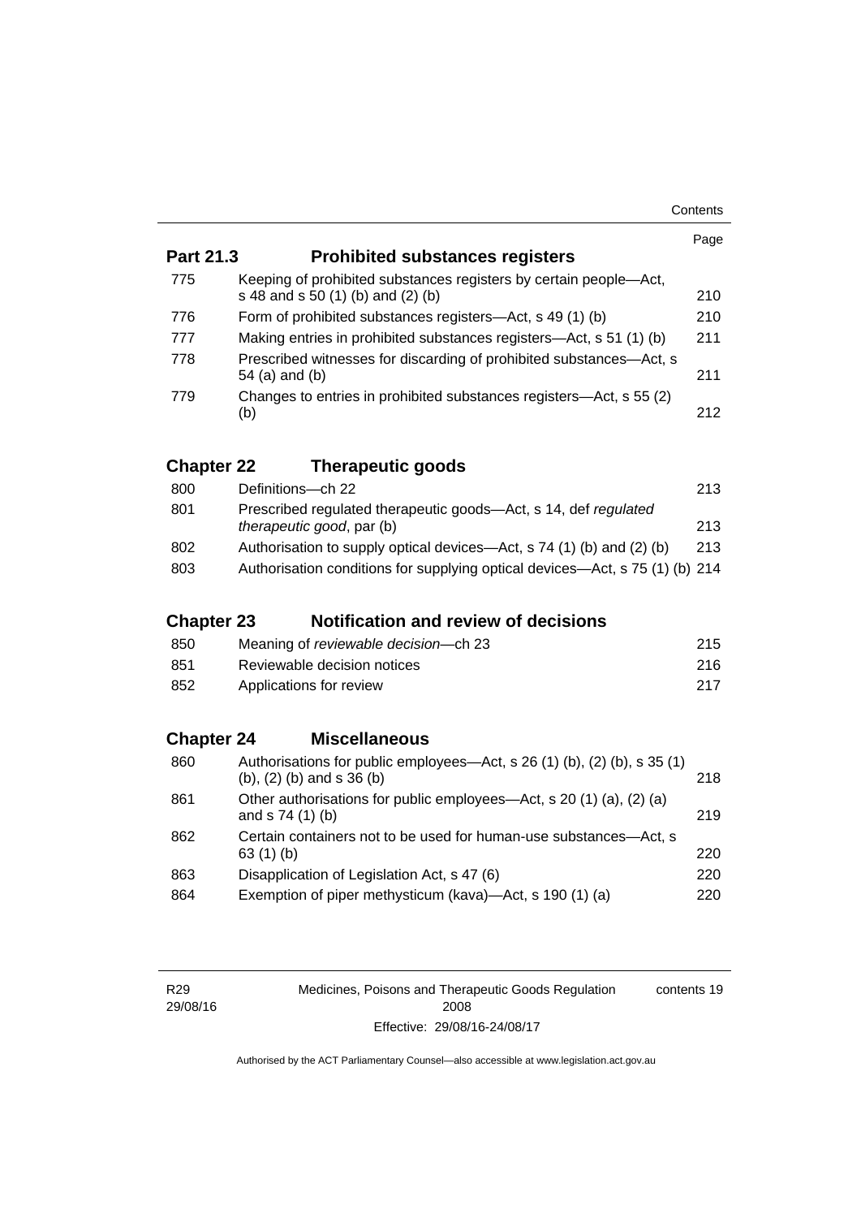| | | Page |
|---|---|---|
| **Part 21.3** | **Prohibited substances registers** | |
| 775 | Keeping of prohibited substances registers by certain people—Act, s 48 and s 50 (1) (b) and (2) (b) | 210 |
| 776 | Form of prohibited substances registers—Act, s 49 (1) (b) | 210 |
| 777 | Making entries in prohibited substances registers—Act, s 51 (1) (b) | 211 |
| 778 | Prescribed witnesses for discarding of prohibited substances—Act, s 54 (a) and (b) | 211 |
| 779 | Changes to entries in prohibited substances registers—Act, s 55 (2) (b) | 212 |
| **Chapter 22** | **Therapeutic goods** | |
| 800 | Definitions—ch 22 | 213 |
| 801 | Prescribed regulated therapeutic goods—Act, s 14, def *regulated therapeutic good*, par (b) | 213 |
| 802 | Authorisation to supply optical devices—Act, s 74 (1) (b) and (2) (b) | 213 |
| 803 | Authorisation conditions for supplying optical devices—Act, s 75 (1) (b) | 214 |
| **Chapter 23** | **Notification and review of decisions** | |
| 850 | Meaning of *reviewable decision*—ch 23 | 215 |
| 851 | Reviewable decision notices | 216 |
| 852 | Applications for review | 217 |
| **Chapter 24** | **Miscellaneous** | |
| 860 | Authorisations for public employees—Act, s 26 (1) (b), (2) (b), s 35 (1) (b), (2) (b) and s 36 (b) | 218 |
| 861 | Other authorisations for public employees—Act, s 20 (1) (a), (2) (a) and s 74 (1) (b) | 219 |
| 862 | Certain containers not to be used for human-use substances—Act, s 63 (1) (b) | 220 |
| 863 | Disapplication of Legislation Act, s 47 (6) | 220 |
| 864 | Exemption of piper methysticum (kava)—Act, s 190 (1) (a) | 220 |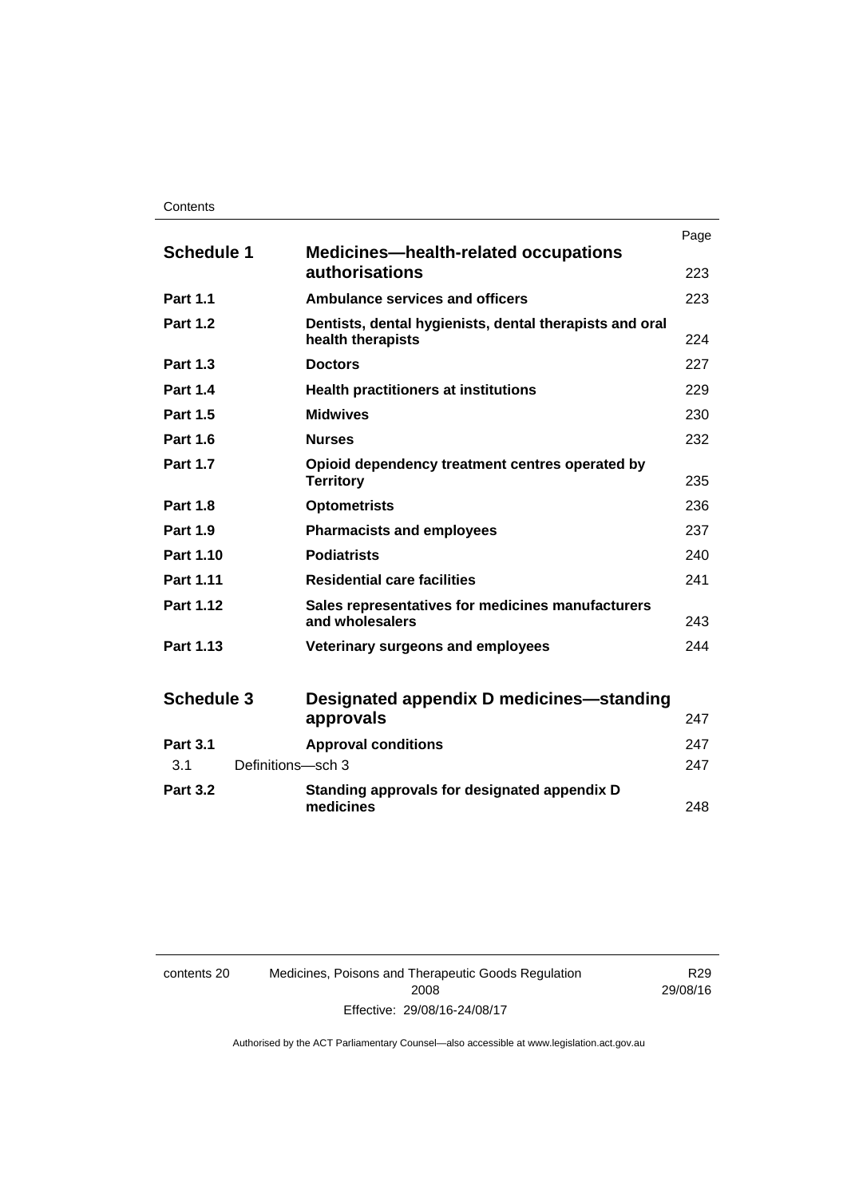| | | Page |
|---|---|---|
| **Schedule 1** | **Medicines—health-related occupations authorisations** | 223 |
| **Part 1.1** | **Ambulance services and officers** | 223 |
| **Part 1.2** | **Dentists, dental hygienists, dental therapists and oral health therapists** | 224 |
| **Part 1.3** | **Doctors** | 227 |
| **Part 1.4** | **Health practitioners at institutions** | 229 |
| **Part 1.5** | **Midwives** | 230 |
| **Part 1.6** | **Nurses** | 232 |
| **Part 1.7** | **Opioid dependency treatment centres operated by Territory** | 235 |
| **Part 1.8** | **Optometrists** | 236 |
| **Part 1.9** | **Pharmacists and employees** | 237 |
| **Part 1.10** | **Podiatrists** | 240 |
| **Part 1.11** | **Residential care facilities** | 241 |
| **Part 1.12** | **Sales representatives for medicines manufacturers and wholesalers** | 243 |
| **Part 1.13** | **Veterinary surgeons and employees** | 244 |
| **Schedule 3** | **Designated appendix D medicines—standing approvals** | 247 |
| **Part 3.1** | **Approval conditions** | 247 |
| 3.1 | Definitions—sch 3 | 247 |
| **Part 3.2** | **Standing approvals for designated appendix D medicines** | 248 |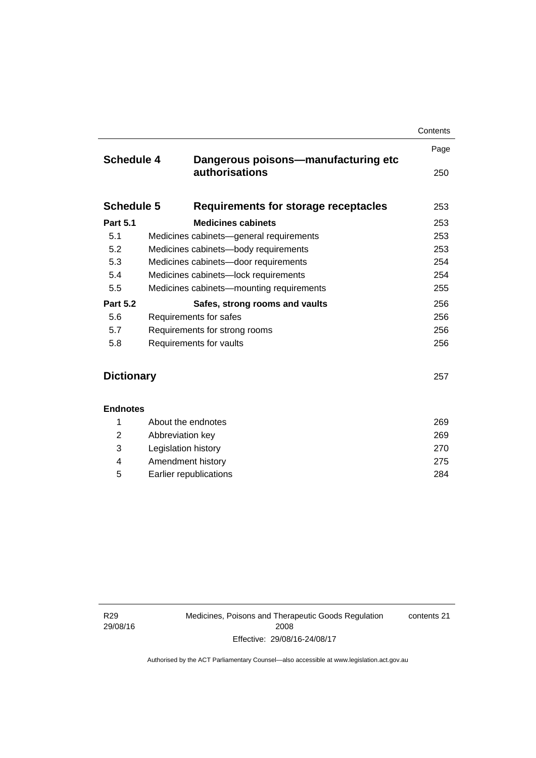| | | Page |
|---|---|---|
| **Schedule 4** | **Dangerous poisons—manufacturing etc authorisations** | 250 |
| **Schedule 5** | **Requirements for storage receptacles** | 253 |
| **Part 5.1** | **Medicines cabinets** | 253 |
| 5.1 | Medicines cabinets—general requirements | 253 |
| 5.2 | Medicines cabinets—body requirements | 253 |
| 5.3 | Medicines cabinets—door requirements | 254 |
| 5.4 | Medicines cabinets—lock requirements | 254 |
| 5.5 | Medicines cabinets—mounting requirements | 255 |
| **Part 5.2** | **Safes, strong rooms and vaults** | 256 |
| 5.6 | Requirements for safes | 256 |
| 5.7 | Requirements for strong rooms | 256 |
| 5.8 | Requirements for vaults | 256 |
| **Dictionary** | | 257 |
| **Endnotes** | | |
| 1 | About the endnotes | 269 |
| 2 | Abbreviation key | 269 |
| 3 | Legislation history | 270 |
| 4 | Amendment history | 275 |
| 5 | Earlier republications | 284 |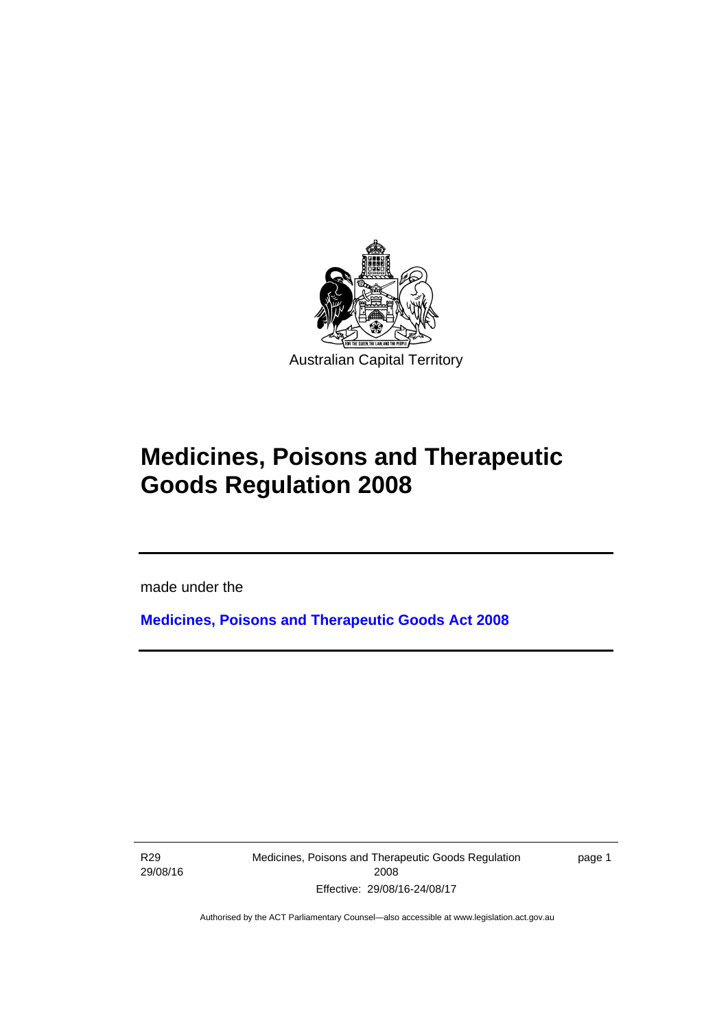Australian Capital Territory

# Medicines, Poisons and Therapeutic Goods Regulation 2008

made under the

**Medicines, Poisons and Therapeutic Goods Act 2008**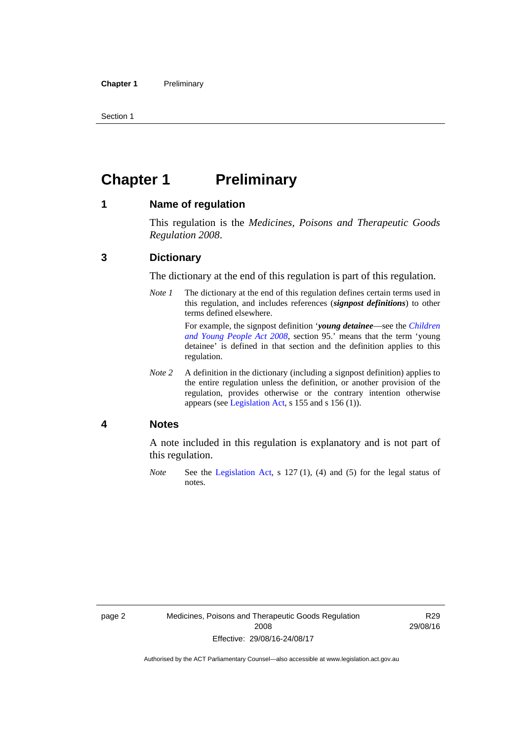# Chapter 1 Preliminary

## 1 Name of regulation

This regulation is the *Medicines, Poisons and Therapeutic Goods Regulation 2008*.

## 3 Dictionary

The dictionary at the end of this regulation is part of this regulation.

*Note 1* The dictionary at the end of this regulation defines certain terms used in this regulation, and includes references (***signpost definitions***) to other terms defined elsewhere.

For example, the signpost definition '***young detainee***—see the *Children and Young People Act 2008*, section 95.' means that the term 'young detainee' is defined in that section and the definition applies to this regulation.

*Note 2* A definition in the dictionary (including a signpost definition) applies to the entire regulation unless the definition, or another provision of the regulation, provides otherwise or the contrary intention otherwise appears (see Legislation Act, s 155 and s 156 (1)).

## 4 Notes

A note included in this regulation is explanatory and is not part of this regulation.

*Note* See the Legislation Act, s 127 (1), (4) and (5) for the legal status of notes.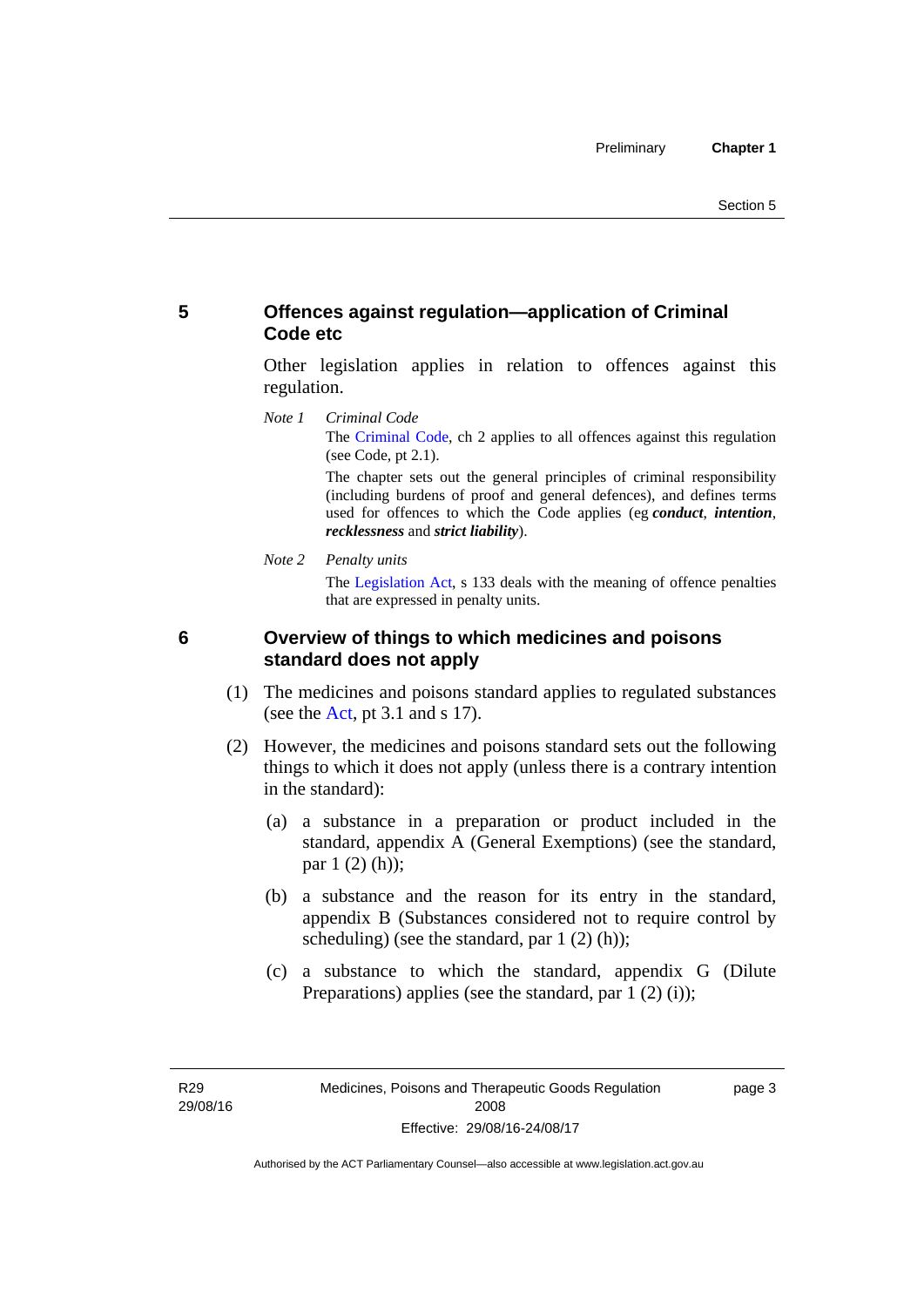## 5 Offences against regulation—application of Criminal Code etc

Other legislation applies in relation to offences against this regulation.

*Note 1* *Criminal Code*

The Criminal Code, ch 2 applies to all offences against this regulation (see Code, pt 2.1).

The chapter sets out the general principles of criminal responsibility (including burdens of proof and general defences), and defines terms used for offences to which the Code applies (eg ***conduct***, ***intention***, ***recklessness*** and ***strict liability***).

*Note 2* *Penalty units*

The Legislation Act, s 133 deals with the meaning of offence penalties that are expressed in penalty units.

## 6 Overview of things to which medicines and poisons standard does not apply

(1) The medicines and poisons standard applies to regulated substances (see the Act, pt 3.1 and s 17).

(2) However, the medicines and poisons standard sets out the following things to which it does not apply (unless there is a contrary intention in the standard):

(a) a substance in a preparation or product included in the standard, appendix A (General Exemptions) (see the standard, par 1 (2) (h));

(b) a substance and the reason for its entry in the standard, appendix B (Substances considered not to require control by scheduling) (see the standard, par 1 (2) (h));

(c) a substance to which the standard, appendix G (Dilute Preparations) applies (see the standard, par 1 (2) (i));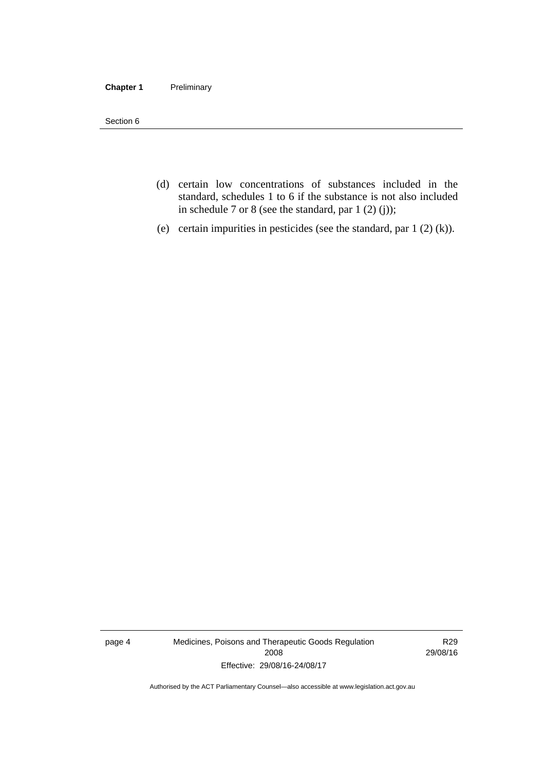(d) certain low concentrations of substances included in the standard, schedules 1 to 6 if the substance is not also included in schedule 7 or 8 (see the standard, par 1 (2) (j));

(e) certain impurities in pesticides (see the standard, par 1 (2) (k)).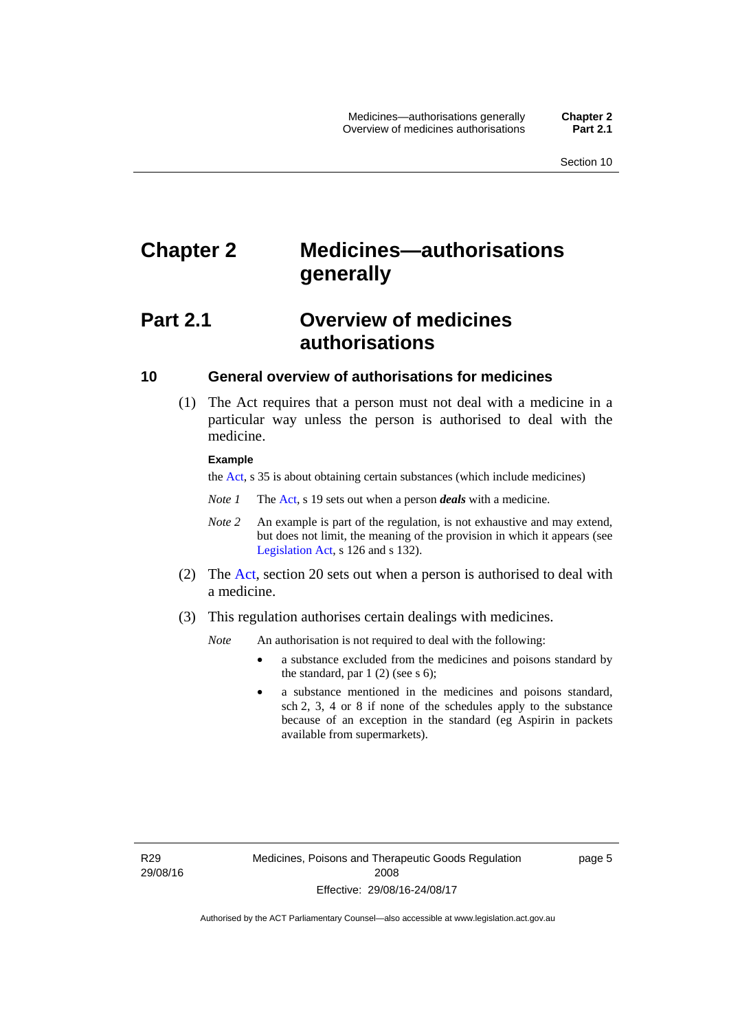# Chapter 2 Medicines—authorisations generally

## Part 2.1 Overview of medicines authorisations

### 10 General overview of authorisations for medicines

(1) The Act requires that a person must not deal with a medicine in a particular way unless the person is authorised to deal with the medicine.

**Example**

the Act, s 35 is about obtaining certain substances (which include medicines)

*Note 1* The Act, s 19 sets out when a person ***deals*** with a medicine.

*Note 2* An example is part of the regulation, is not exhaustive and may extend, but does not limit, the meaning of the provision in which it appears (see Legislation Act, s 126 and s 132).

(2) The Act, section 20 sets out when a person is authorised to deal with a medicine.

(3) This regulation authorises certain dealings with medicines.

*Note* An authorisation is not required to deal with the following:

- a substance excluded from the medicines and poisons standard by the standard, par 1 (2) (see s 6);
- a substance mentioned in the medicines and poisons standard, sch 2, 3, 4 or 8 if none of the schedules apply to the substance because of an exception in the standard (eg Aspirin in packets available from supermarkets).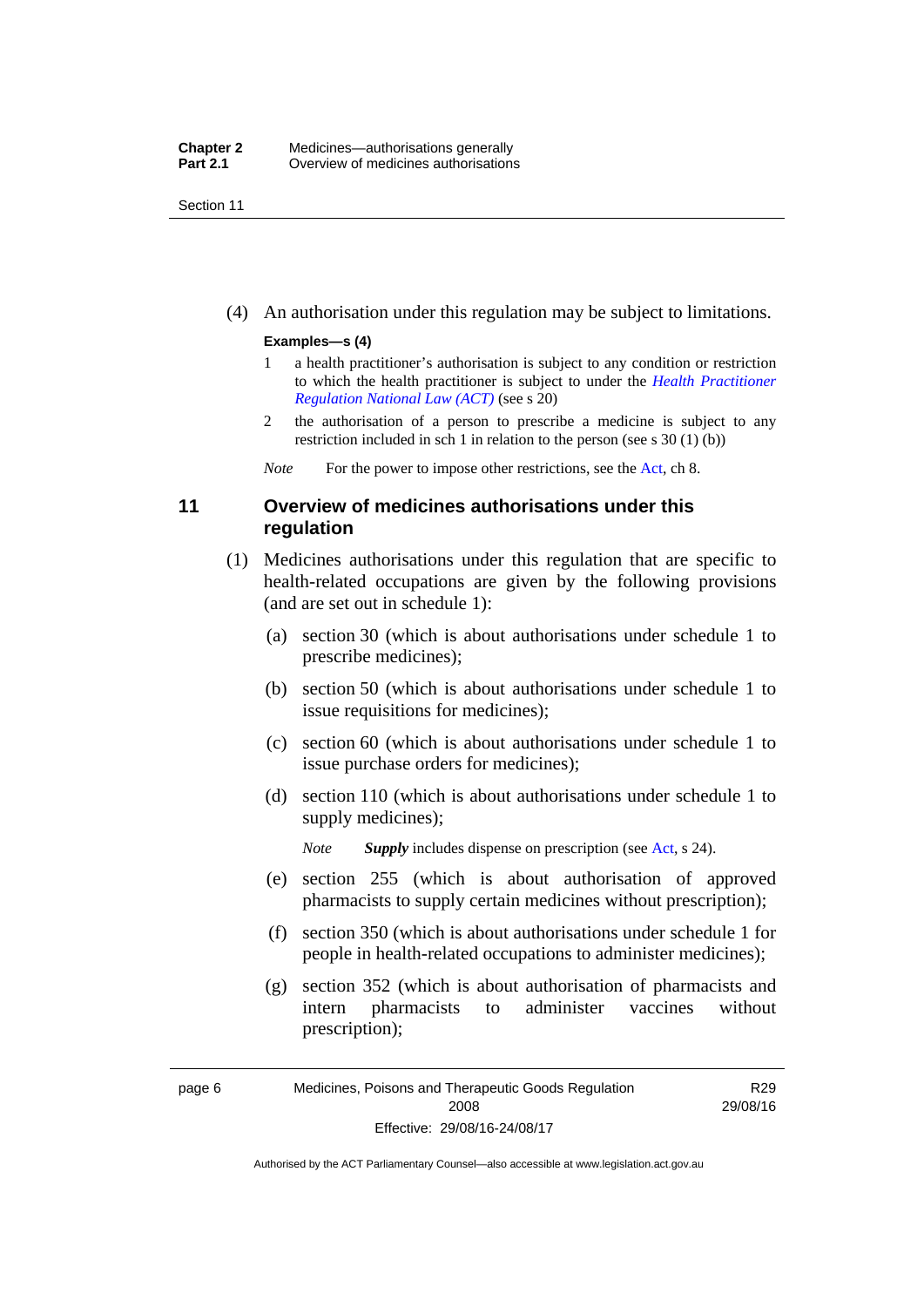(4) An authorisation under this regulation may be subject to limitations.

**Examples—s (4)**

1 a health practitioner's authorisation is subject to any condition or restriction to which the health practitioner is subject to under the *Health Practitioner Regulation National Law (ACT)* (see s 20)

2 the authorisation of a person to prescribe a medicine is subject to any restriction included in sch 1 in relation to the person (see s 30 (1) (b))

*Note* For the power to impose other restrictions, see the Act, ch 8.

## 11 Overview of medicines authorisations under this regulation

(1) Medicines authorisations under this regulation that are specific to health-related occupations are given by the following provisions (and are set out in schedule 1):

(a) section 30 (which is about authorisations under schedule 1 to prescribe medicines);

(b) section 50 (which is about authorisations under schedule 1 to issue requisitions for medicines);

(c) section 60 (which is about authorisations under schedule 1 to issue purchase orders for medicines);

(d) section 110 (which is about authorisations under schedule 1 to supply medicines);

*Note* ***Supply*** includes dispense on prescription (see Act, s 24).

(e) section 255 (which is about authorisation of approved pharmacists to supply certain medicines without prescription);

(f) section 350 (which is about authorisations under schedule 1 for people in health-related occupations to administer medicines);

(g) section 352 (which is about authorisation of pharmacists and intern pharmacists to administer vaccines without prescription);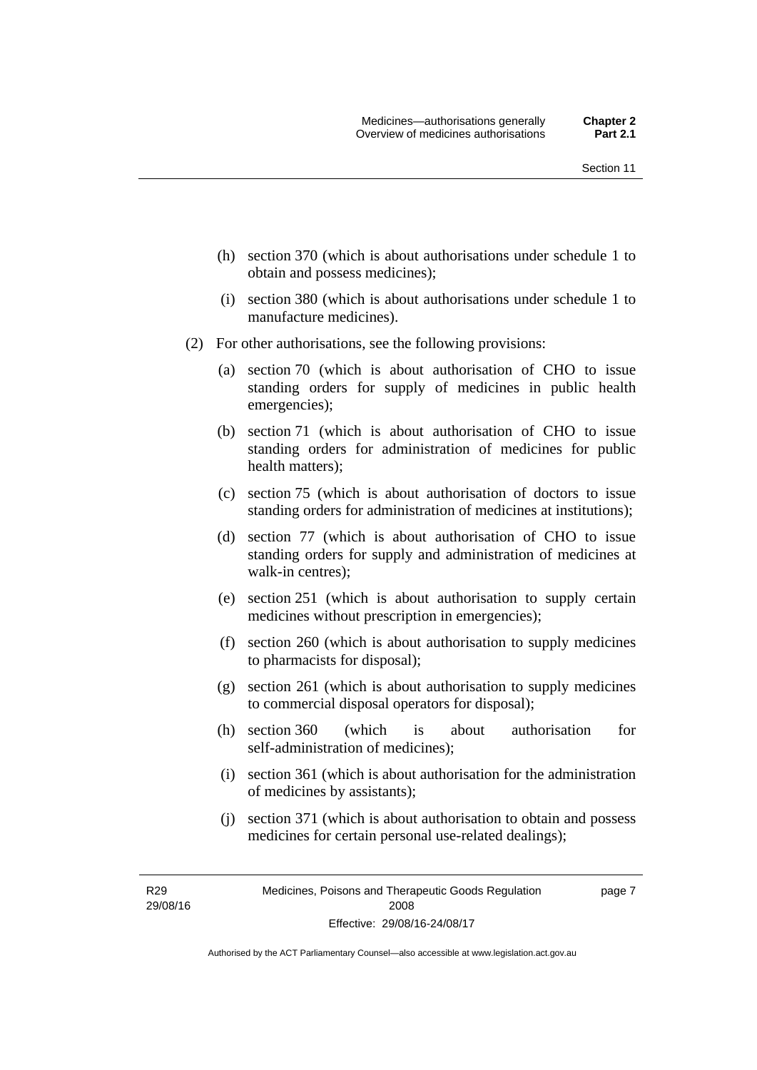(h) section 370 (which is about authorisations under schedule 1 to obtain and possess medicines);

(i) section 380 (which is about authorisations under schedule 1 to manufacture medicines).

(2) For other authorisations, see the following provisions:

(a) section 70 (which is about authorisation of CHO to issue standing orders for supply of medicines in public health emergencies);

(b) section 71 (which is about authorisation of CHO to issue standing orders for administration of medicines for public health matters);

(c) section 75 (which is about authorisation of doctors to issue standing orders for administration of medicines at institutions);

(d) section 77 (which is about authorisation of CHO to issue standing orders for supply and administration of medicines at walk-in centres);

(e) section 251 (which is about authorisation to supply certain medicines without prescription in emergencies);

(f) section 260 (which is about authorisation to supply medicines to pharmacists for disposal);

(g) section 261 (which is about authorisation to supply medicines to commercial disposal operators for disposal);

(h) section 360 (which is about authorisation for self-administration of medicines);

(i) section 361 (which is about authorisation for the administration of medicines by assistants);

(j) section 371 (which is about authorisation to obtain and possess medicines for certain personal use-related dealings);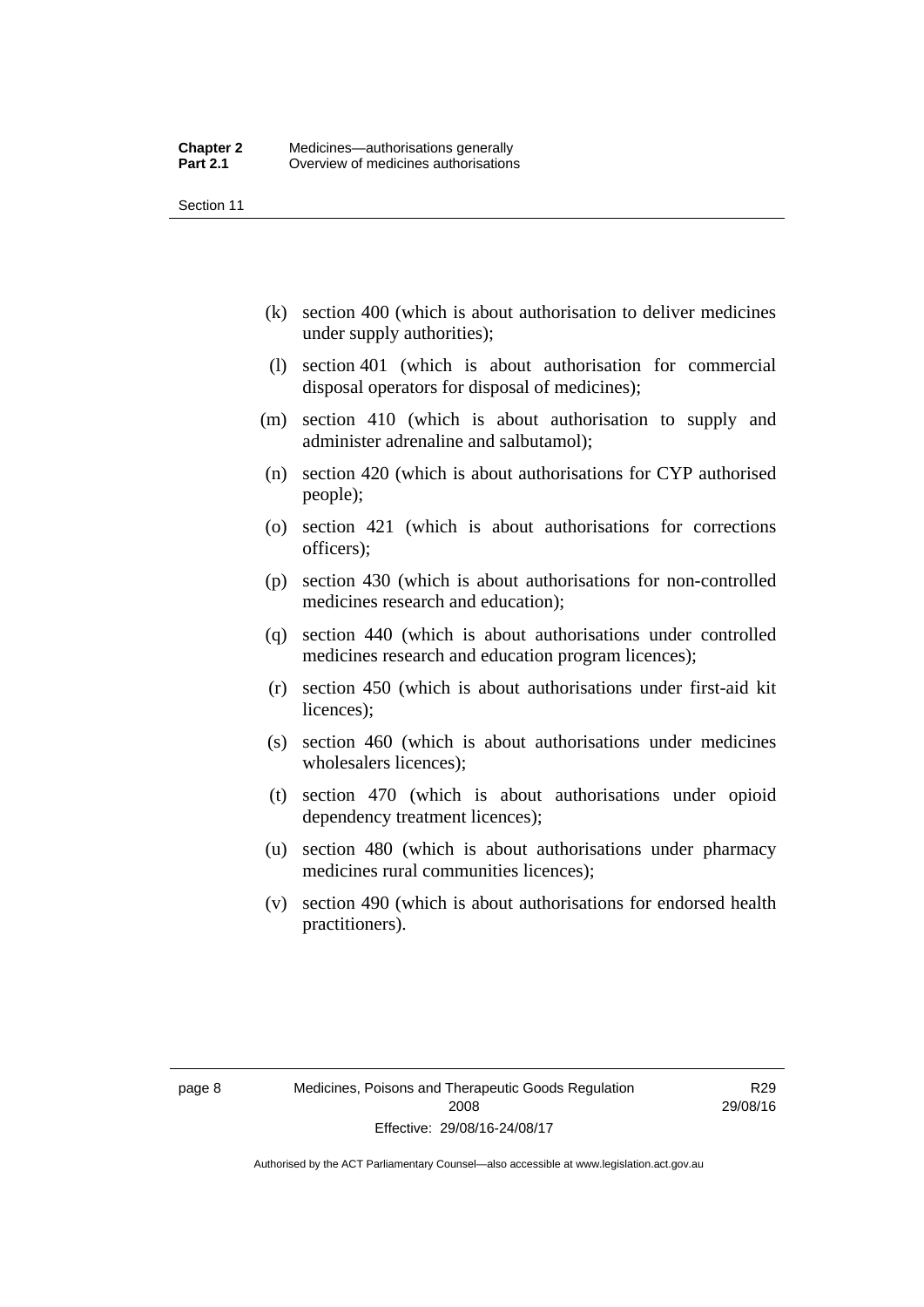(k) section 400 (which is about authorisation to deliver medicines under supply authorities);

(l) section 401 (which is about authorisation for commercial disposal operators for disposal of medicines);

(m) section 410 (which is about authorisation to supply and administer adrenaline and salbutamol);

(n) section 420 (which is about authorisations for CYP authorised people);

(o) section 421 (which is about authorisations for corrections officers);

(p) section 430 (which is about authorisations for non-controlled medicines research and education);

(q) section 440 (which is about authorisations under controlled medicines research and education program licences);

(r) section 450 (which is about authorisations under first-aid kit licences);

(s) section 460 (which is about authorisations under medicines wholesalers licences);

(t) section 470 (which is about authorisations under opioid dependency treatment licences);

(u) section 480 (which is about authorisations under pharmacy medicines rural communities licences);

(v) section 490 (which is about authorisations for endorsed health practitioners).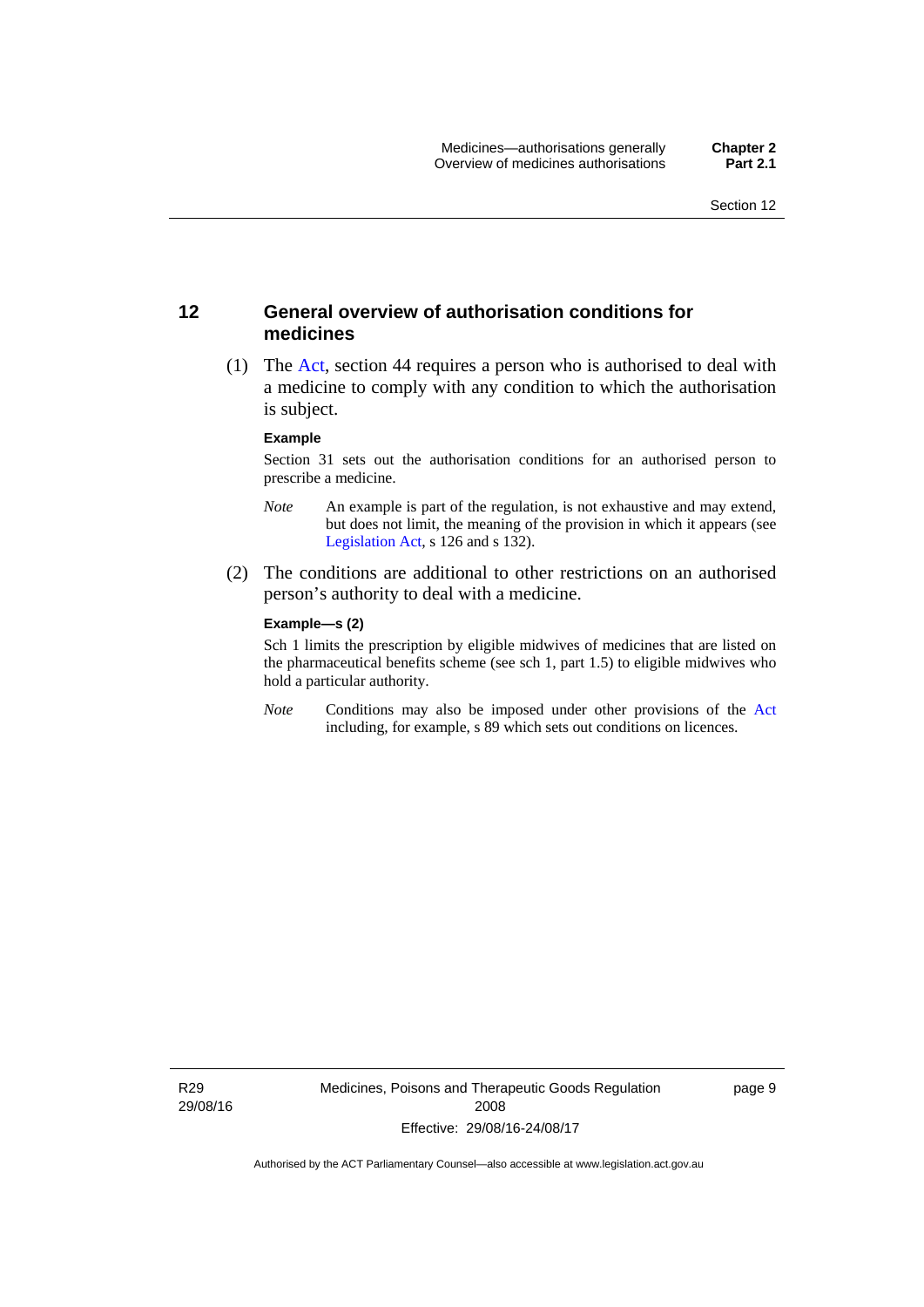## 12 General overview of authorisation conditions for medicines

(1) The Act, section 44 requires a person who is authorised to deal with a medicine to comply with any condition to which the authorisation is subject.

**Example**

Section 31 sets out the authorisation conditions for an authorised person to prescribe a medicine.

*Note* An example is part of the regulation, is not exhaustive and may extend, but does not limit, the meaning of the provision in which it appears (see Legislation Act, s 126 and s 132).

(2) The conditions are additional to other restrictions on an authorised person's authority to deal with a medicine.

**Example—s (2)**

Sch 1 limits the prescription by eligible midwives of medicines that are listed on the pharmaceutical benefits scheme (see sch 1, part 1.5) to eligible midwives who hold a particular authority.

*Note* Conditions may also be imposed under other provisions of the Act including, for example, s 89 which sets out conditions on licences.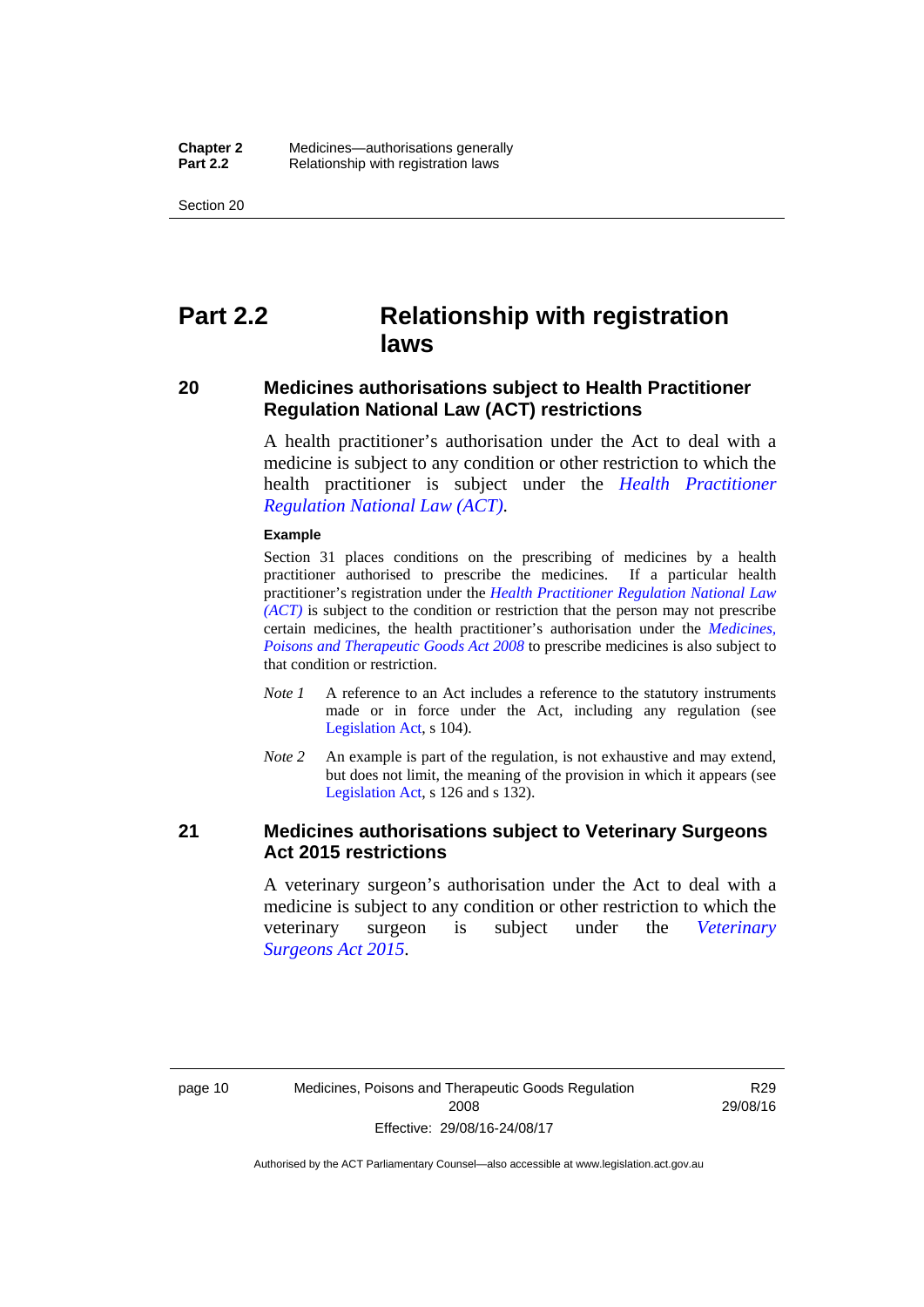# Part 2.2 Relationship with registration laws

## 20 Medicines authorisations subject to Health Practitioner Regulation National Law (ACT) restrictions

A health practitioner's authorisation under the Act to deal with a medicine is subject to any condition or other restriction to which the health practitioner is subject under the *Health Practitioner Regulation National Law (ACT)*.

**Example**

Section 31 places conditions on the prescribing of medicines by a health practitioner authorised to prescribe the medicines. If a particular health practitioner's registration under the *Health Practitioner Regulation National Law (ACT)* is subject to the condition or restriction that the person may not prescribe certain medicines, the health practitioner's authorisation under the *Medicines, Poisons and Therapeutic Goods Act 2008* to prescribe medicines is also subject to that condition or restriction.

*Note 1* A reference to an Act includes a reference to the statutory instruments made or in force under the Act, including any regulation (see Legislation Act, s 104).

*Note 2* An example is part of the regulation, is not exhaustive and may extend, but does not limit, the meaning of the provision in which it appears (see Legislation Act, s 126 and s 132).

## 21 Medicines authorisations subject to Veterinary Surgeons Act 2015 restrictions

A veterinary surgeon's authorisation under the Act to deal with a medicine is subject to any condition or other restriction to which the veterinary surgeon is subject under the *Veterinary Surgeons Act 2015*.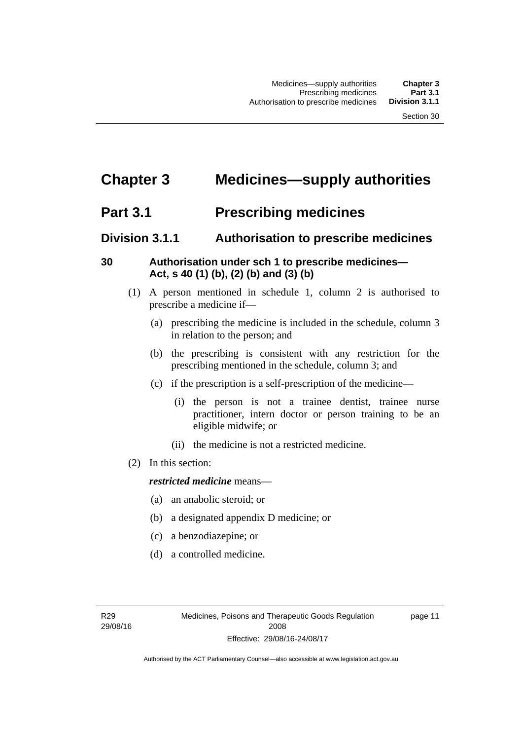# Chapter 3 Medicines—supply authorities

## Part 3.1 Prescribing medicines

### Division 3.1.1 Authorisation to prescribe medicines

#### 30 Authorisation under sch 1 to prescribe medicines—Act, s 40 (1) (b), (2) (b) and (3) (b)

(1) A person mentioned in schedule 1, column 2 is authorised to prescribe a medicine if—

(a) prescribing the medicine is included in the schedule, column 3 in relation to the person; and

(b) the prescribing is consistent with any restriction for the prescribing mentioned in the schedule, column 3; and

(c) if the prescription is a self-prescription of the medicine—

(i) the person is not a trainee dentist, trainee nurse practitioner, intern doctor or person training to be an eligible midwife; or

(ii) the medicine is not a restricted medicine.

(2) In this section:

***restricted medicine*** means—

(a) an anabolic steroid; or

(b) a designated appendix D medicine; or

(c) a benzodiazepine; or

(d) a controlled medicine.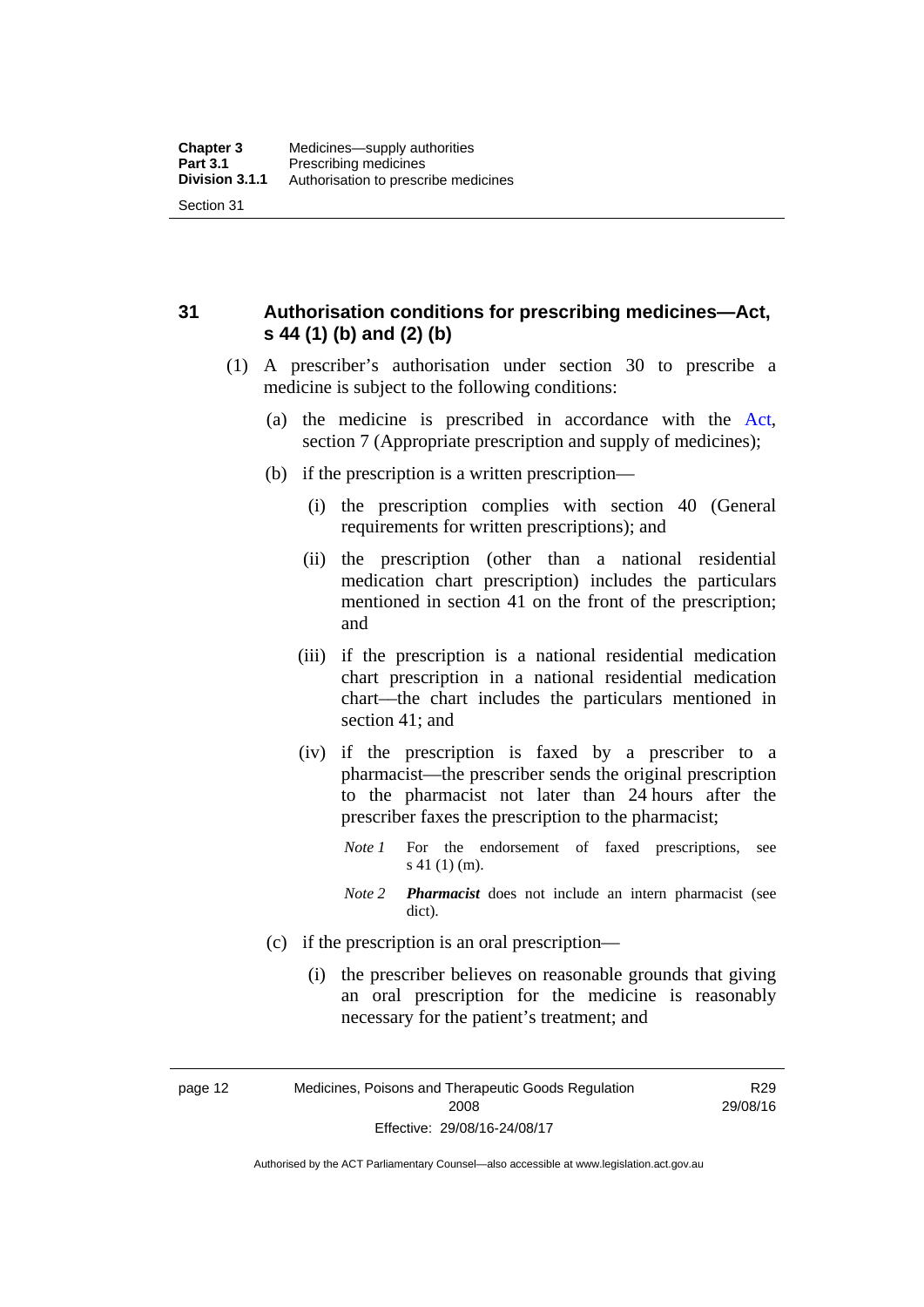## 31 Authorisation conditions for prescribing medicines—Act, s 44 (1) (b) and (2) (b)

(1) A prescriber's authorisation under section 30 to prescribe a medicine is subject to the following conditions:

(a) the medicine is prescribed in accordance with the Act, section 7 (Appropriate prescription and supply of medicines);

(b) if the prescription is a written prescription—

(i) the prescription complies with section 40 (General requirements for written prescriptions); and

(ii) the prescription (other than a national residential medication chart prescription) includes the particulars mentioned in section 41 on the front of the prescription; and

(iii) if the prescription is a national residential medication chart prescription in a national residential medication chart—the chart includes the particulars mentioned in section 41; and

(iv) if the prescription is faxed by a prescriber to a pharmacist—the prescriber sends the original prescription to the pharmacist not later than 24 hours after the prescriber faxes the prescription to the pharmacist;

*Note 1* For the endorsement of faxed prescriptions, see s 41 (1) (m).

*Note 2* ***Pharmacist*** does not include an intern pharmacist (see dict).

(c) if the prescription is an oral prescription—

(i) the prescriber believes on reasonable grounds that giving an oral prescription for the medicine is reasonably necessary for the patient's treatment; and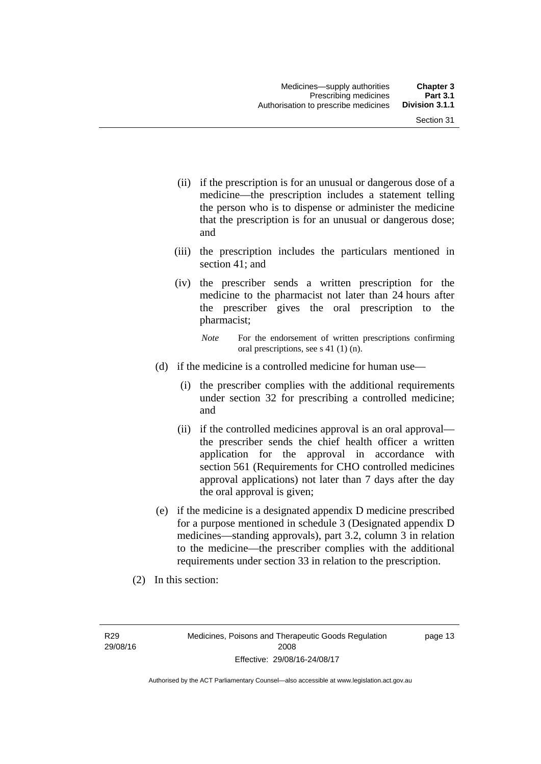(ii) if the prescription is for an unusual or dangerous dose of a medicine—the prescription includes a statement telling the person who is to dispense or administer the medicine that the prescription is for an unusual or dangerous dose; and

(iii) the prescription includes the particulars mentioned in section 41; and

(iv) the prescriber sends a written prescription for the medicine to the pharmacist not later than 24 hours after the prescriber gives the oral prescription to the pharmacist;

*Note* For the endorsement of written prescriptions confirming oral prescriptions, see s 41 (1) (n).

(d) if the medicine is a controlled medicine for human use—

(i) the prescriber complies with the additional requirements under section 32 for prescribing a controlled medicine; and

(ii) if the controlled medicines approval is an oral approval—the prescriber sends the chief health officer a written application for the approval in accordance with section 561 (Requirements for CHO controlled medicines approval applications) not later than 7 days after the day the oral approval is given;

(e) if the medicine is a designated appendix D medicine prescribed for a purpose mentioned in schedule 3 (Designated appendix D medicines—standing approvals), part 3.2, column 3 in relation to the medicine—the prescriber complies with the additional requirements under section 33 in relation to the prescription.

(2) In this section: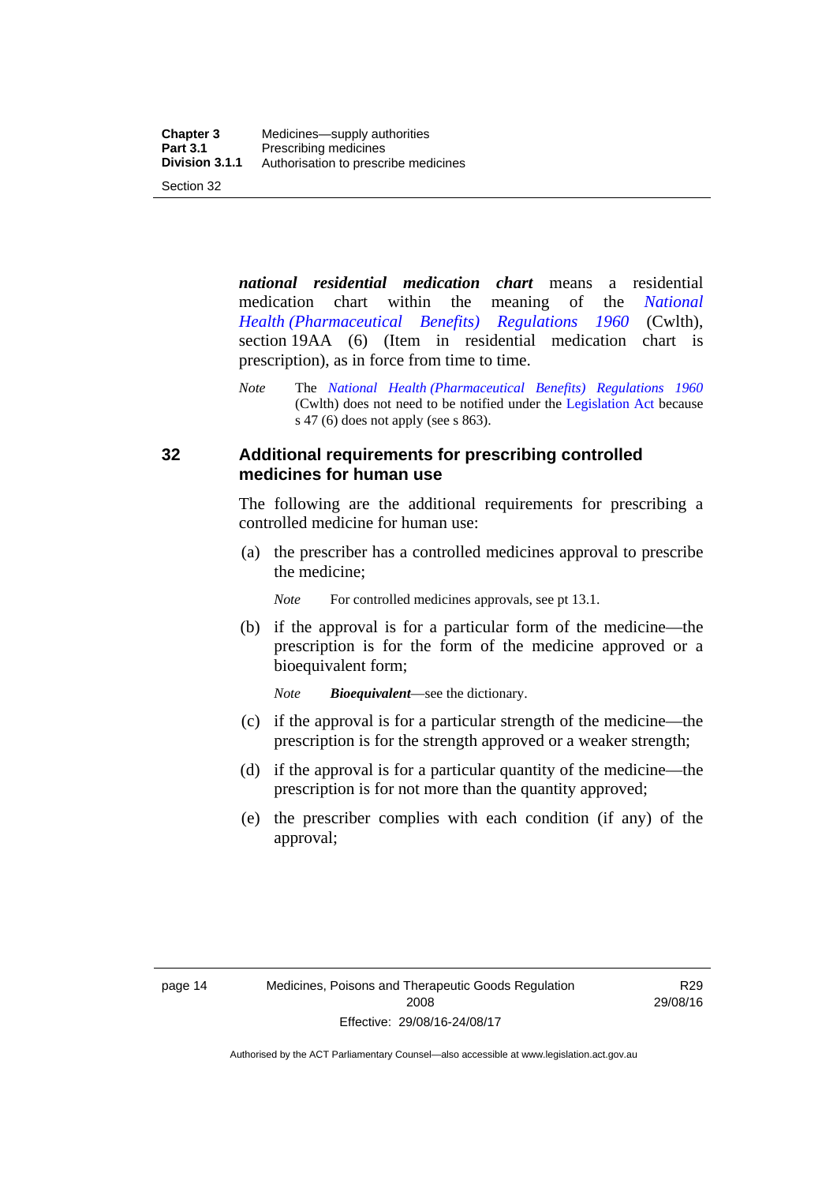***national residential medication chart*** means a residential medication chart within the meaning of the *National Health (Pharmaceutical Benefits) Regulations 1960* (Cwlth), section 19AA (6) (Item in residential medication chart is prescription), as in force from time to time.

*Note* The *National Health (Pharmaceutical Benefits) Regulations 1960* (Cwlth) does not need to be notified under the Legislation Act because s 47 (6) does not apply (see s 863).

## 32 Additional requirements for prescribing controlled medicines for human use

The following are the additional requirements for prescribing a controlled medicine for human use:

(a) the prescriber has a controlled medicines approval to prescribe the medicine;

*Note* For controlled medicines approvals, see pt 13.1.

(b) if the approval is for a particular form of the medicine—the prescription is for the form of the medicine approved or a bioequivalent form;

*Note* ***Bioequivalent***—see the dictionary.

(c) if the approval is for a particular strength of the medicine—the prescription is for the strength approved or a weaker strength;

(d) if the approval is for a particular quantity of the medicine—the prescription is for not more than the quantity approved;

(e) the prescriber complies with each condition (if any) of the approval;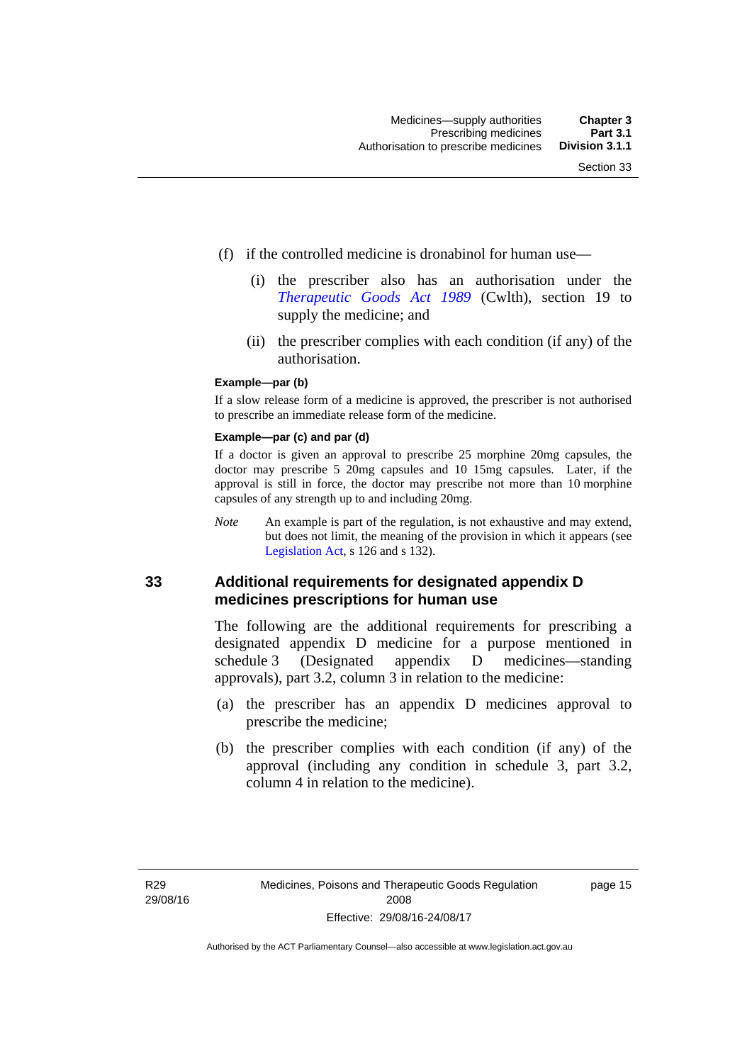(f) if the controlled medicine is dronabinol for human use—

  (i) the prescriber also has an authorisation under the *Therapeutic Goods Act 1989* (Cwlth), section 19 to supply the medicine; and

  (ii) the prescriber complies with each condition (if any) of the authorisation.

**Example—par (b)**

If a slow release form of a medicine is approved, the prescriber is not authorised to prescribe an immediate release form of the medicine.

**Example—par (c) and par (d)**

If a doctor is given an approval to prescribe 25 morphine 20mg capsules, the doctor may prescribe 5 20mg capsules and 10 15mg capsules. Later, if the approval is still in force, the doctor may prescribe not more than 10 morphine capsules of any strength up to and including 20mg.

*Note* An example is part of the regulation, is not exhaustive and may extend, but does not limit, the meaning of the provision in which it appears (see Legislation Act, s 126 and s 132).

## 33 Additional requirements for designated appendix D medicines prescriptions for human use

The following are the additional requirements for prescribing a designated appendix D medicine for a purpose mentioned in schedule 3 (Designated appendix D medicines—standing approvals), part 3.2, column 3 in relation to the medicine:

(a) the prescriber has an appendix D medicines approval to prescribe the medicine;

(b) the prescriber complies with each condition (if any) of the approval (including any condition in schedule 3, part 3.2, column 4 in relation to the medicine).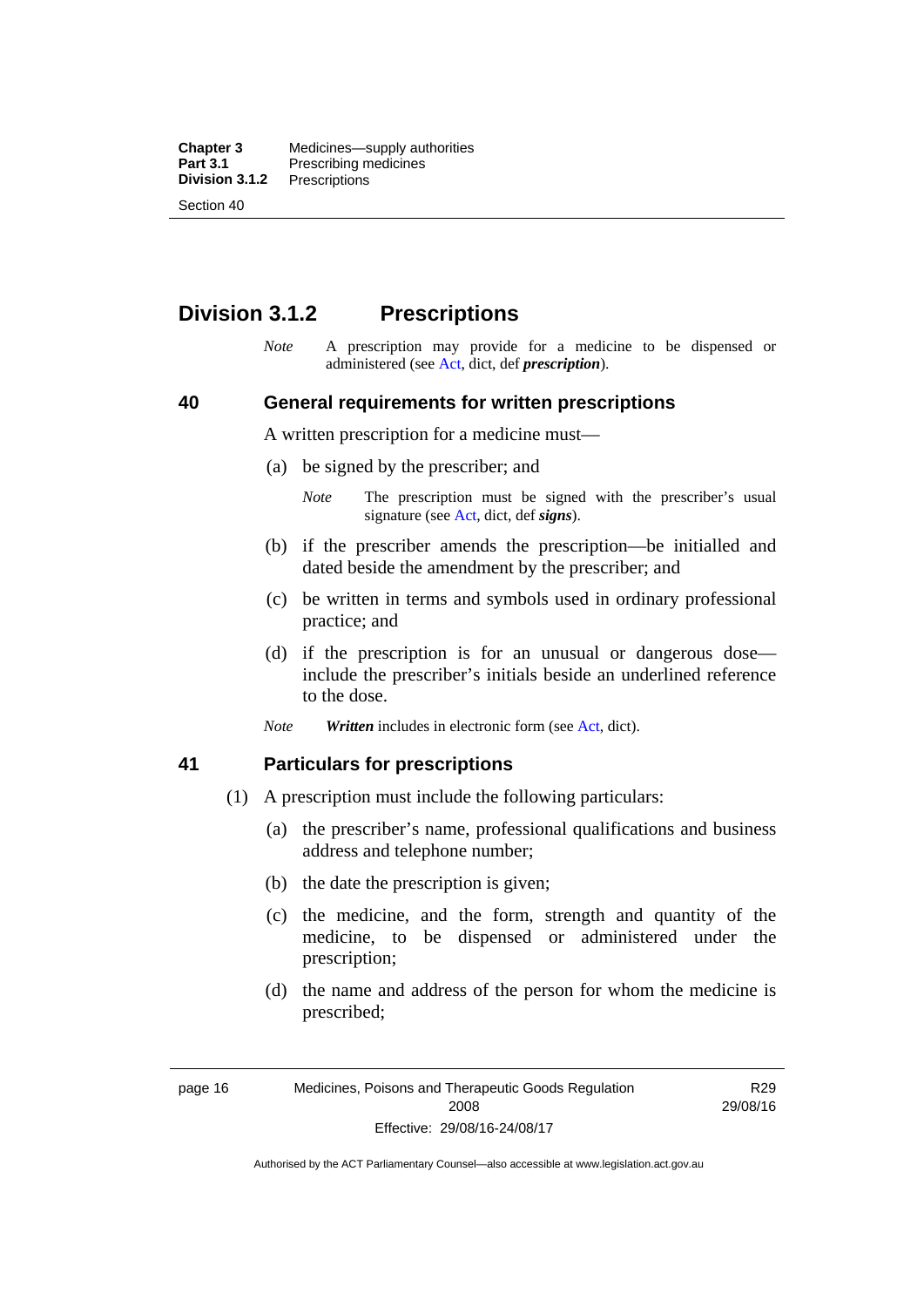## Division 3.1.2 Prescriptions

*Note* A prescription may provide for a medicine to be dispensed or administered (see Act, dict, def ***prescription***).

### 40 General requirements for written prescriptions

A written prescription for a medicine must—

(a) be signed by the prescriber; and

*Note* The prescription must be signed with the prescriber's usual signature (see Act, dict, def ***signs***).

(b) if the prescriber amends the prescription—be initialled and dated beside the amendment by the prescriber; and

(c) be written in terms and symbols used in ordinary professional practice; and

(d) if the prescription is for an unusual or dangerous dose—include the prescriber's initials beside an underlined reference to the dose.

*Note* ***Written*** includes in electronic form (see Act, dict).

### 41 Particulars for prescriptions

(1) A prescription must include the following particulars:

(a) the prescriber's name, professional qualifications and business address and telephone number;

(b) the date the prescription is given;

(c) the medicine, and the form, strength and quantity of the medicine, to be dispensed or administered under the prescription;

(d) the name and address of the person for whom the medicine is prescribed;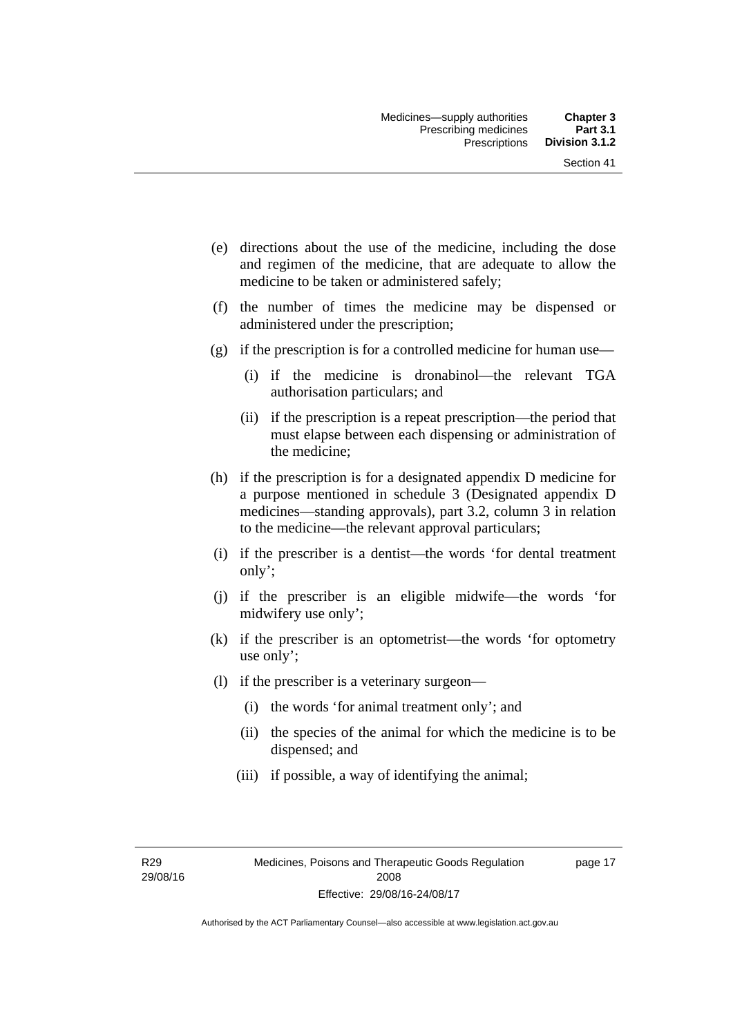(e) directions about the use of the medicine, including the dose and regimen of the medicine, that are adequate to allow the medicine to be taken or administered safely;

(f) the number of times the medicine may be dispensed or administered under the prescription;

(g) if the prescription is for a controlled medicine for human use—

  (i) if the medicine is dronabinol—the relevant TGA authorisation particulars; and

  (ii) if the prescription is a repeat prescription—the period that must elapse between each dispensing or administration of the medicine;

(h) if the prescription is for a designated appendix D medicine for a purpose mentioned in schedule 3 (Designated appendix D medicines—standing approvals), part 3.2, column 3 in relation to the medicine—the relevant approval particulars;

(i) if the prescriber is a dentist—the words 'for dental treatment only';

(j) if the prescriber is an eligible midwife—the words 'for midwifery use only';

(k) if the prescriber is an optometrist—the words 'for optometry use only';

(l) if the prescriber is a veterinary surgeon—

  (i) the words 'for animal treatment only'; and

  (ii) the species of the animal for which the medicine is to be dispensed; and

  (iii) if possible, a way of identifying the animal;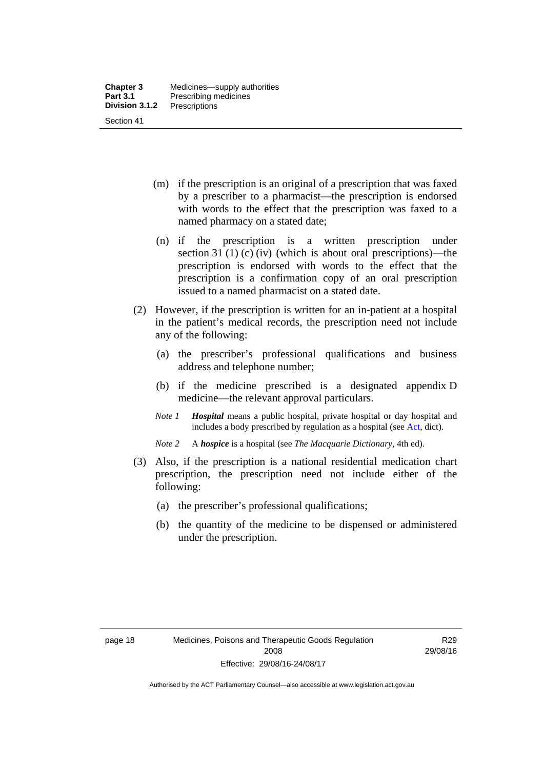(m) if the prescription is an original of a prescription that was faxed by a prescriber to a pharmacist—the prescription is endorsed with words to the effect that the prescription was faxed to a named pharmacy on a stated date;

(n) if the prescription is a written prescription under section 31 (1) (c) (iv) (which is about oral prescriptions)—the prescription is endorsed with words to the effect that the prescription is a confirmation copy of an oral prescription issued to a named pharmacist on a stated date.

(2) However, if the prescription is written for an in-patient at a hospital in the patient's medical records, the prescription need not include any of the following:

(a) the prescriber's professional qualifications and business address and telephone number;

(b) if the medicine prescribed is a designated appendix D medicine—the relevant approval particulars.

*Note 1* ***Hospital*** means a public hospital, private hospital or day hospital and includes a body prescribed by regulation as a hospital (see Act, dict).

*Note 2* A ***hospice*** is a hospital (see *The Macquarie Dictionary*, 4th ed).

(3) Also, if the prescription is a national residential medication chart prescription, the prescription need not include either of the following:

(a) the prescriber's professional qualifications;

(b) the quantity of the medicine to be dispensed or administered under the prescription.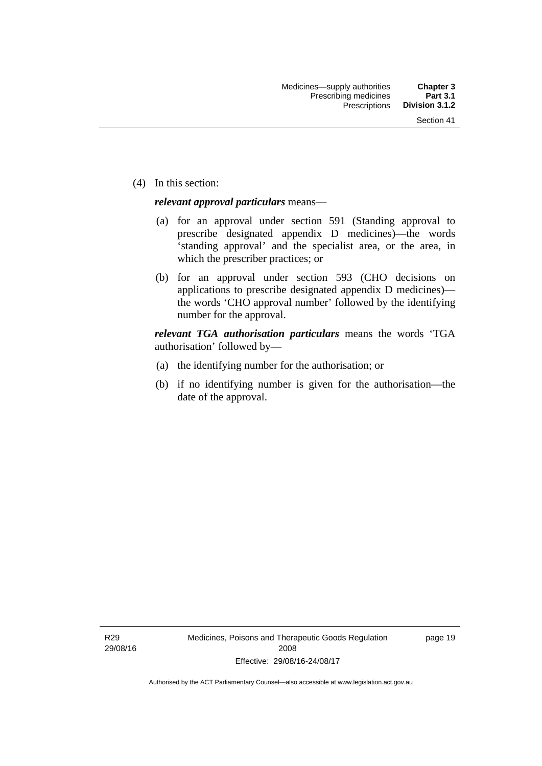(4) In this section:

***relevant approval particulars*** means—

(a) for an approval under section 591 (Standing approval to prescribe designated appendix D medicines)—the words 'standing approval' and the specialist area, or the area, in which the prescriber practices; or

(b) for an approval under section 593 (CHO decisions on applications to prescribe designated appendix D medicines)—the words 'CHO approval number' followed by the identifying number for the approval.

***relevant TGA authorisation particulars*** means the words 'TGA authorisation' followed by—

(a) the identifying number for the authorisation; or

(b) if no identifying number is given for the authorisation—the date of the approval.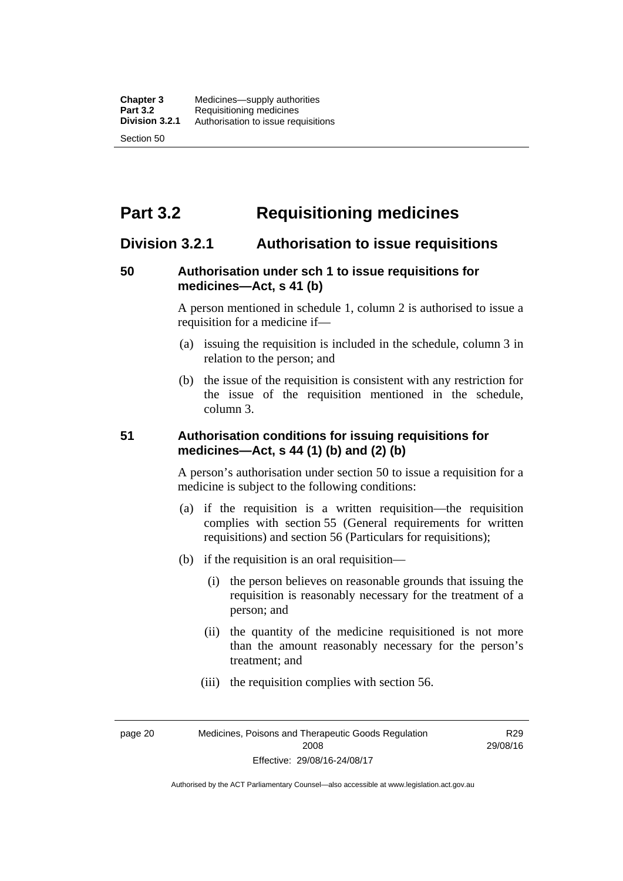# Part 3.2 Requisitioning medicines

## Division 3.2.1 Authorisation to issue requisitions

### 50 Authorisation under sch 1 to issue requisitions for medicines—Act, s 41 (b)

A person mentioned in schedule 1, column 2 is authorised to issue a requisition for a medicine if—

(a) issuing the requisition is included in the schedule, column 3 in relation to the person; and

(b) the issue of the requisition is consistent with any restriction for the issue of the requisition mentioned in the schedule, column 3.

### 51 Authorisation conditions for issuing requisitions for medicines—Act, s 44 (1) (b) and (2) (b)

A person's authorisation under section 50 to issue a requisition for a medicine is subject to the following conditions:

(a) if the requisition is a written requisition—the requisition complies with section 55 (General requirements for written requisitions) and section 56 (Particulars for requisitions);

(b) if the requisition is an oral requisition—

(i) the person believes on reasonable grounds that issuing the requisition is reasonably necessary for the treatment of a person; and

(ii) the quantity of the medicine requisitioned is not more than the amount reasonably necessary for the person's treatment; and

(iii) the requisition complies with section 56.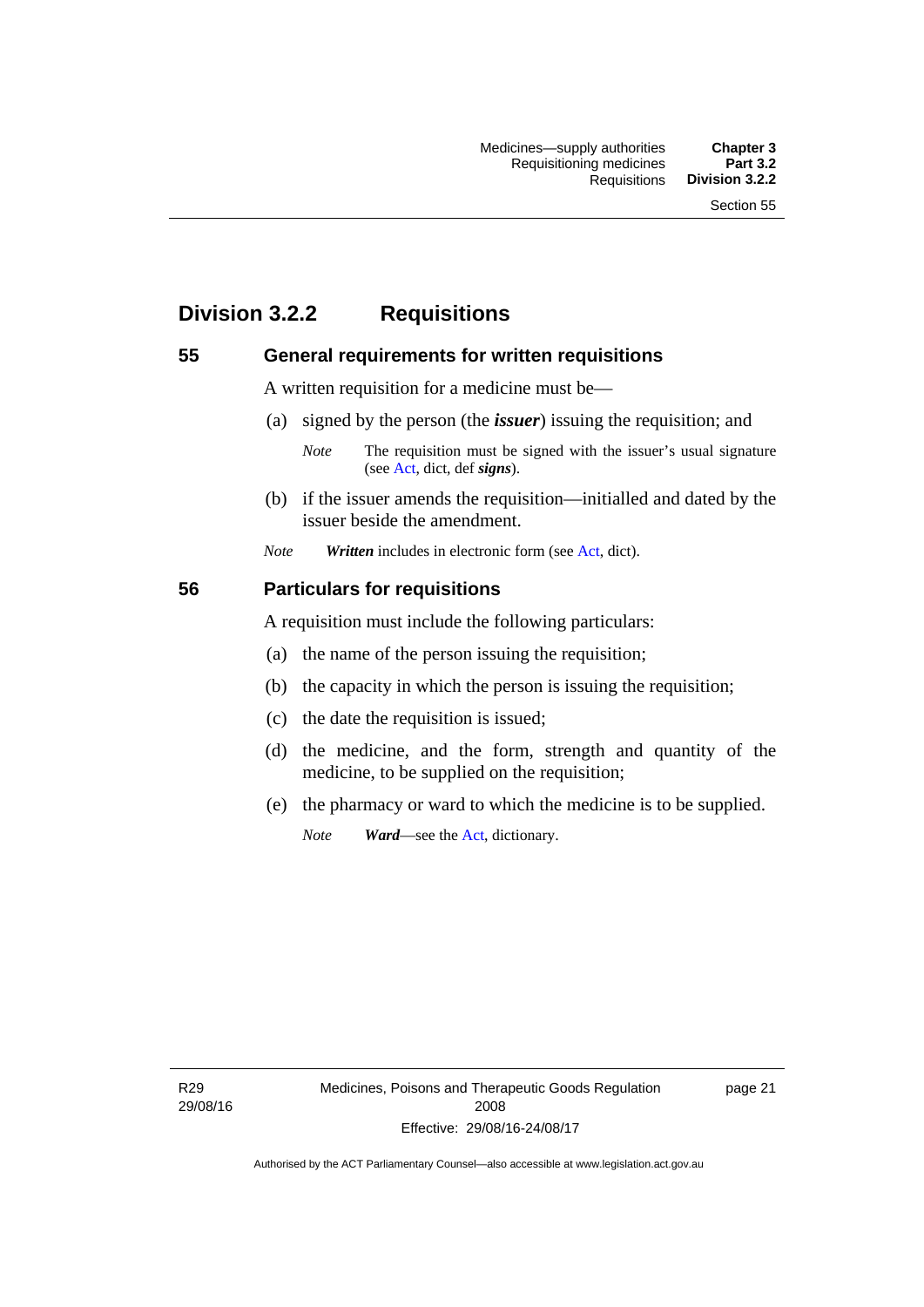## Division 3.2.2 Requisitions

### 55 General requirements for written requisitions

A written requisition for a medicine must be—

(a) signed by the person (the ***issuer***) issuing the requisition; and

*Note* The requisition must be signed with the issuer's usual signature (see Act, dict, def ***signs***).

(b) if the issuer amends the requisition—initialled and dated by the issuer beside the amendment.

*Note* ***Written*** includes in electronic form (see Act, dict).

### 56 Particulars for requisitions

A requisition must include the following particulars:

(a) the name of the person issuing the requisition;

(b) the capacity in which the person is issuing the requisition;

(c) the date the requisition is issued;

(d) the medicine, and the form, strength and quantity of the medicine, to be supplied on the requisition;

(e) the pharmacy or ward to which the medicine is to be supplied.

*Note* ***Ward***—see the Act, dictionary.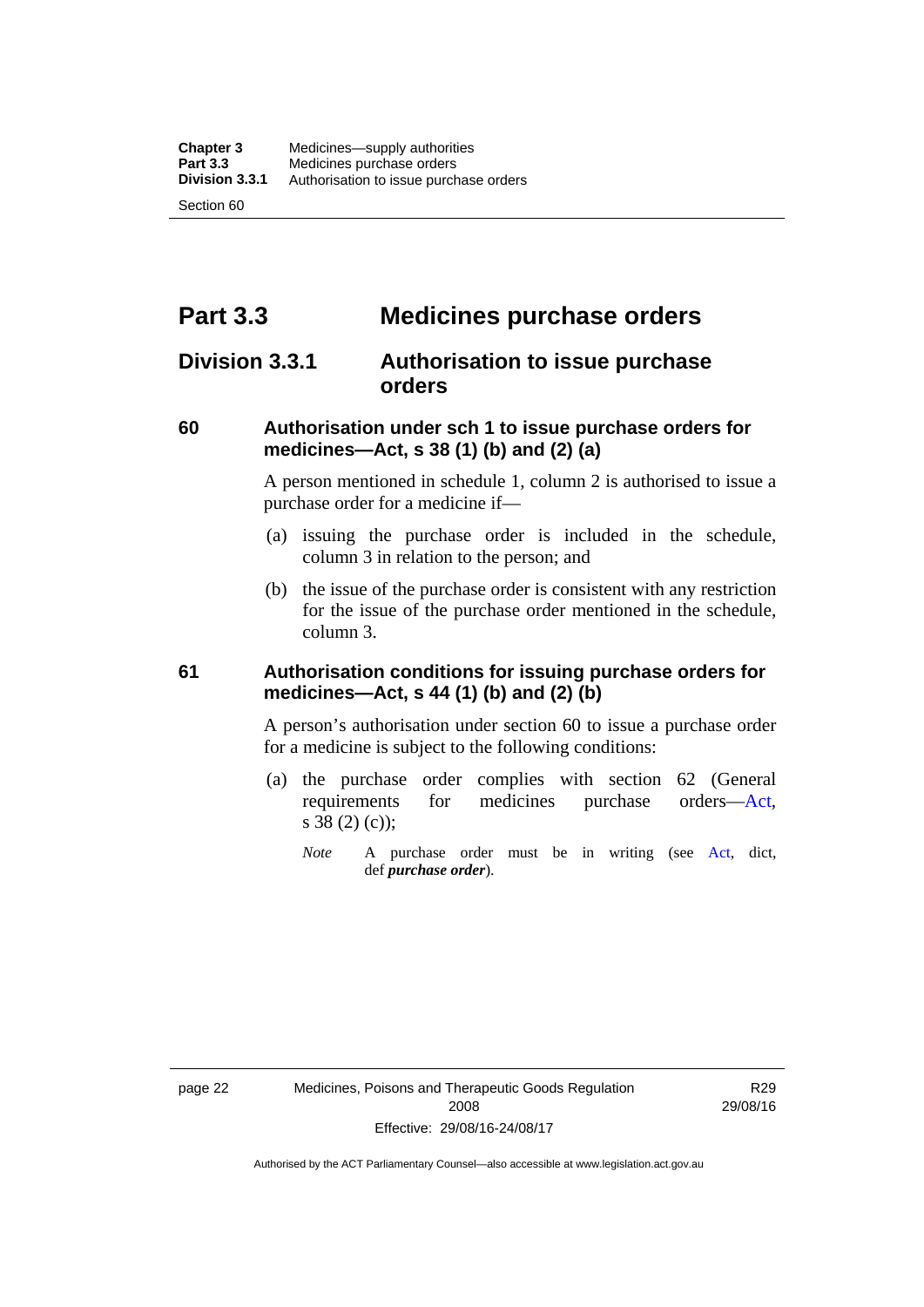# Part 3.3 Medicines purchase orders

## Division 3.3.1 Authorisation to issue purchase orders

### 60 Authorisation under sch 1 to issue purchase orders for medicines—Act, s 38 (1) (b) and (2) (a)

A person mentioned in schedule 1, column 2 is authorised to issue a purchase order for a medicine if—

(a) issuing the purchase order is included in the schedule, column 3 in relation to the person; and

(b) the issue of the purchase order is consistent with any restriction for the issue of the purchase order mentioned in the schedule, column 3.

### 61 Authorisation conditions for issuing purchase orders for medicines—Act, s 44 (1) (b) and (2) (b)

A person's authorisation under section 60 to issue a purchase order for a medicine is subject to the following conditions:

(a) the purchase order complies with section 62 (General requirements for medicines purchase orders—Act, s 38 (2) (c));

*Note* A purchase order must be in writing (see Act, dict, def ***purchase order***).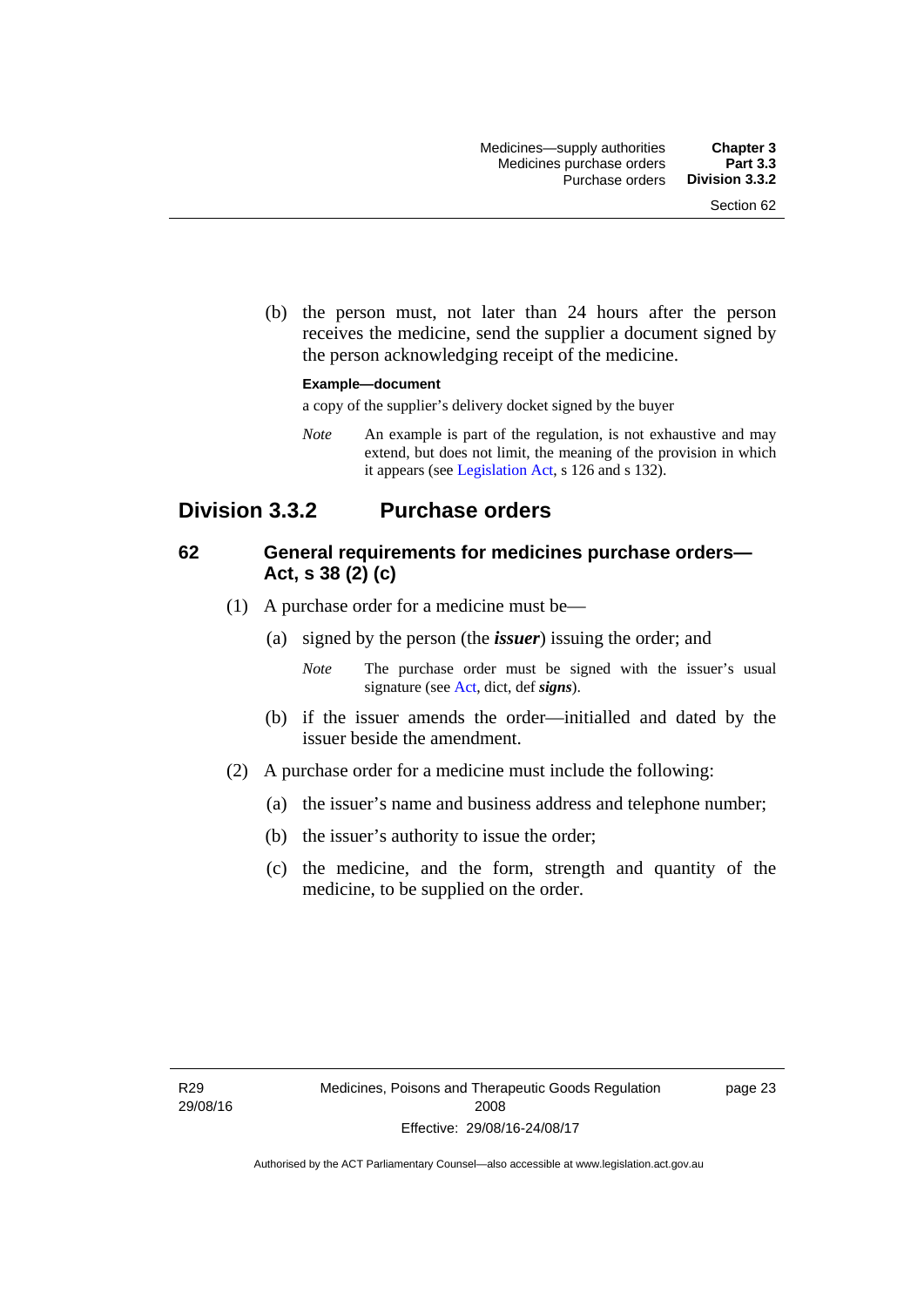(b) the person must, not later than 24 hours after the person receives the medicine, send the supplier a document signed by the person acknowledging receipt of the medicine.

**Example—document**

a copy of the supplier's delivery docket signed by the buyer

*Note* An example is part of the regulation, is not exhaustive and may extend, but does not limit, the meaning of the provision in which it appears (see Legislation Act, s 126 and s 132).

## Division 3.3.2 Purchase orders

### 62 General requirements for medicines purchase orders—Act, s 38 (2) (c)

(1) A purchase order for a medicine must be—

(a) signed by the person (the ***issuer***) issuing the order; and

*Note* The purchase order must be signed with the issuer's usual signature (see Act, dict, def ***signs***).

(b) if the issuer amends the order—initialled and dated by the issuer beside the amendment.

(2) A purchase order for a medicine must include the following:

(a) the issuer's name and business address and telephone number;

(b) the issuer's authority to issue the order;

(c) the medicine, and the form, strength and quantity of the medicine, to be supplied on the order.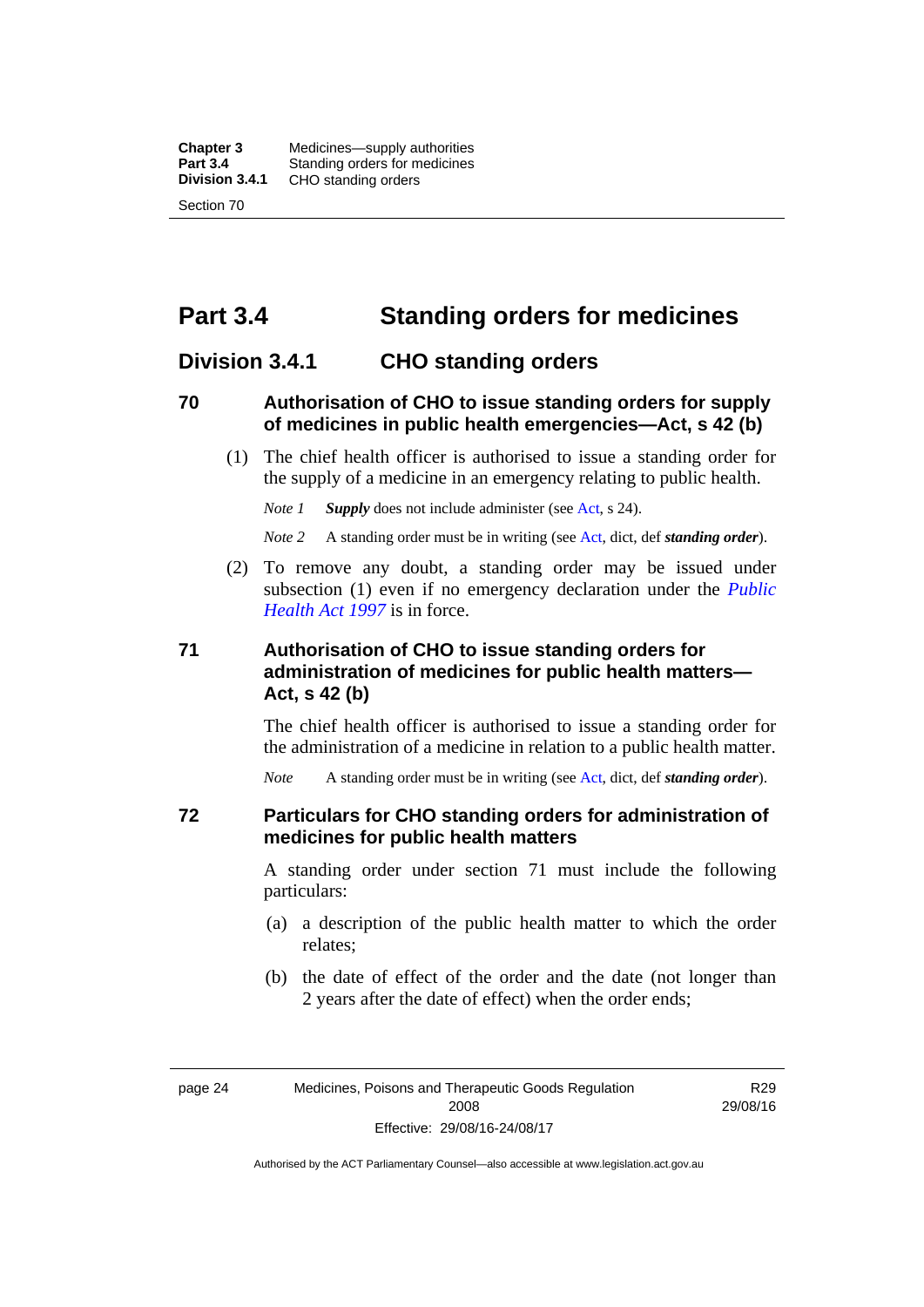# Part 3.4 Standing orders for medicines

## Division 3.4.1 CHO standing orders

### 70 Authorisation of CHO to issue standing orders for supply of medicines in public health emergencies—Act, s 42 (b)

(1) The chief health officer is authorised to issue a standing order for the supply of a medicine in an emergency relating to public health.

*Note 1* ***Supply*** does not include administer (see Act, s 24).

*Note 2* A standing order must be in writing (see Act, dict, def ***standing order***).

(2) To remove any doubt, a standing order may be issued under subsection (1) even if no emergency declaration under the *Public Health Act 1997* is in force.

### 71 Authorisation of CHO to issue standing orders for administration of medicines for public health matters—Act, s 42 (b)

The chief health officer is authorised to issue a standing order for the administration of a medicine in relation to a public health matter.

*Note* A standing order must be in writing (see Act, dict, def ***standing order***).

### 72 Particulars for CHO standing orders for administration of medicines for public health matters

A standing order under section 71 must include the following particulars:

(a) a description of the public health matter to which the order relates;

(b) the date of effect of the order and the date (not longer than 2 years after the date of effect) when the order ends;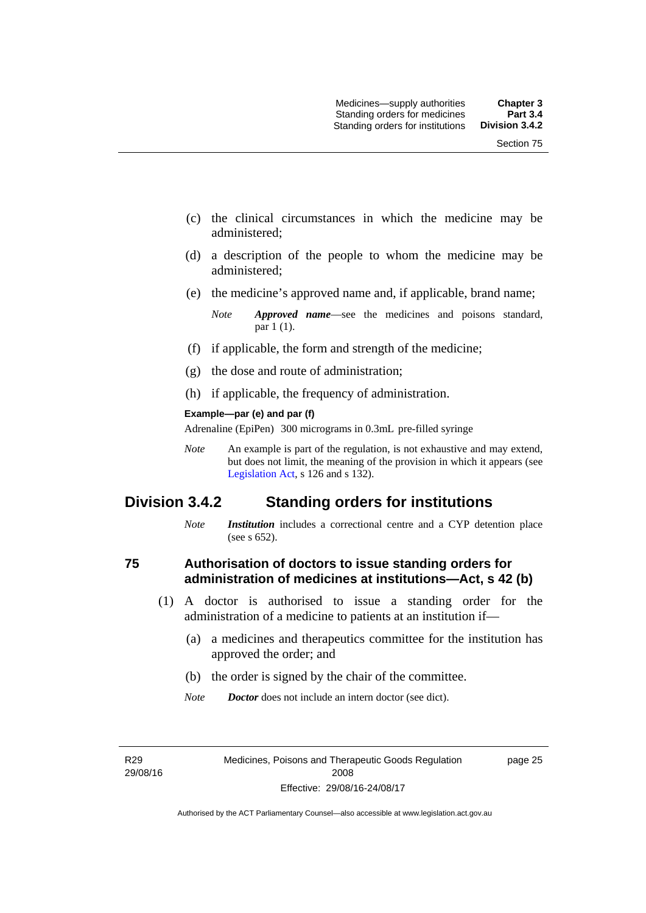(c) the clinical circumstances in which the medicine may be administered;

(d) a description of the people to whom the medicine may be administered;

(e) the medicine's approved name and, if applicable, brand name;

*Note* ***Approved name***—see the medicines and poisons standard, par 1 (1).

(f) if applicable, the form and strength of the medicine;

(g) the dose and route of administration;

(h) if applicable, the frequency of administration.

**Example—par (e) and par (f)**

Adrenaline (EpiPen) 300 micrograms in 0.3mL pre-filled syringe

*Note* An example is part of the regulation, is not exhaustive and may extend, but does not limit, the meaning of the provision in which it appears (see Legislation Act, s 126 and s 132).

## Division 3.4.2 Standing orders for institutions

*Note* ***Institution*** includes a correctional centre and a CYP detention place (see s 652).

### 75 Authorisation of doctors to issue standing orders for administration of medicines at institutions—Act, s 42 (b)

(1) A doctor is authorised to issue a standing order for the administration of a medicine to patients at an institution if—

(a) a medicines and therapeutics committee for the institution has approved the order; and

(b) the order is signed by the chair of the committee.

*Note* ***Doctor*** does not include an intern doctor (see dict).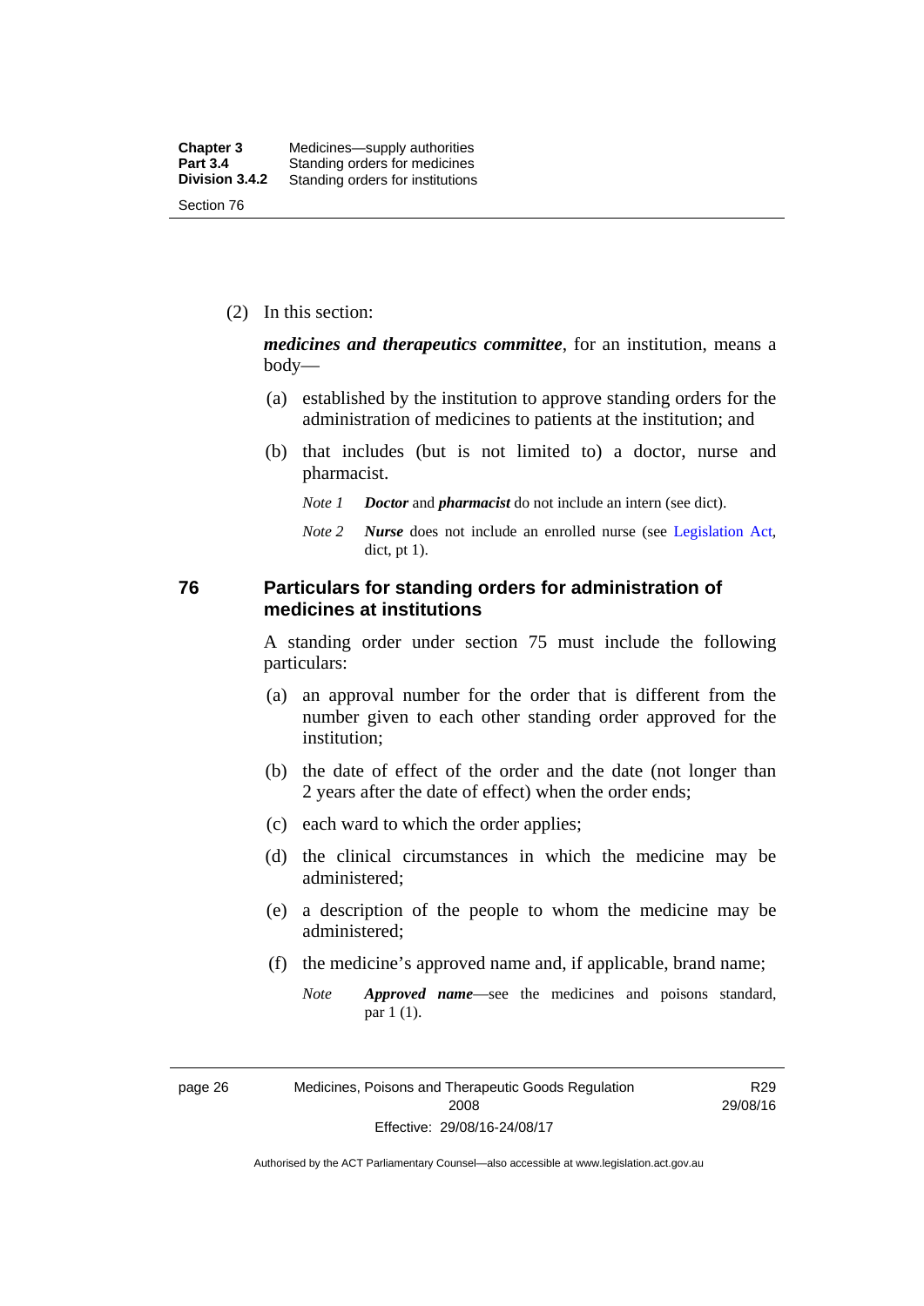(2) In this section:

***medicines and therapeutics committee***, for an institution, means a body—

(a) established by the institution to approve standing orders for the administration of medicines to patients at the institution; and

(b) that includes (but is not limited to) a doctor, nurse and pharmacist.

*Note 1* ***Doctor*** and ***pharmacist*** do not include an intern (see dict).

*Note 2* ***Nurse*** does not include an enrolled nurse (see Legislation Act, dict, pt 1).

## 76 Particulars for standing orders for administration of medicines at institutions

A standing order under section 75 must include the following particulars:

(a) an approval number for the order that is different from the number given to each other standing order approved for the institution;

(b) the date of effect of the order and the date (not longer than 2 years after the date of effect) when the order ends;

(c) each ward to which the order applies;

(d) the clinical circumstances in which the medicine may be administered;

(e) a description of the people to whom the medicine may be administered;

(f) the medicine's approved name and, if applicable, brand name;

*Note* ***Approved name***—see the medicines and poisons standard, par 1 (1).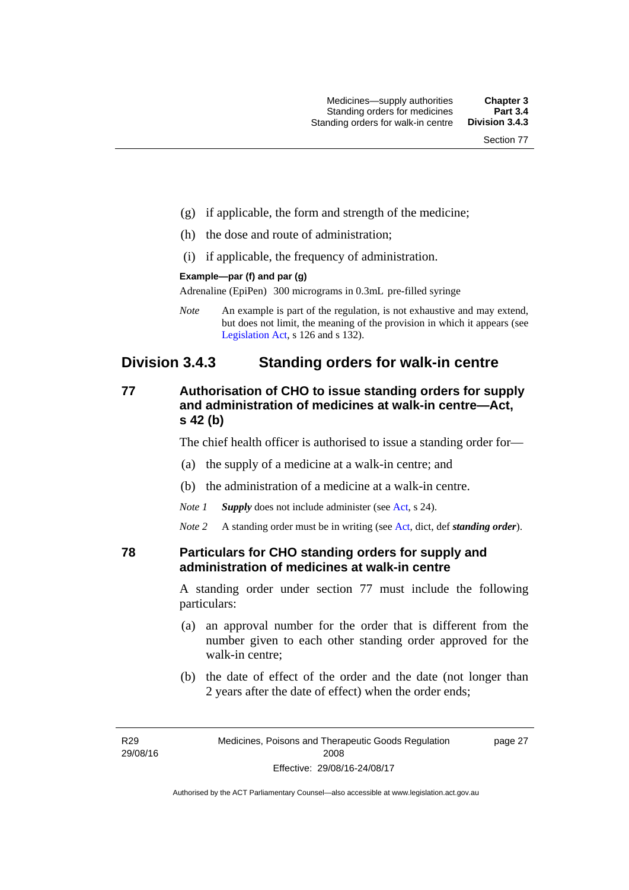(g) if applicable, the form and strength of the medicine;

(h) the dose and route of administration;

(i) if applicable, the frequency of administration.

**Example—par (f) and par (g)**

Adrenaline (EpiPen) 300 micrograms in 0.3mL pre-filled syringe

*Note* An example is part of the regulation, is not exhaustive and may extend, but does not limit, the meaning of the provision in which it appears (see Legislation Act, s 126 and s 132).

## Division 3.4.3 Standing orders for walk-in centre

### 77 Authorisation of CHO to issue standing orders for supply and administration of medicines at walk-in centre—Act, s 42 (b)

The chief health officer is authorised to issue a standing order for—

(a) the supply of a medicine at a walk-in centre; and

(b) the administration of a medicine at a walk-in centre.

*Note 1* ***Supply*** does not include administer (see Act, s 24).

*Note 2* A standing order must be in writing (see Act, dict, def ***standing order***).

### 78 Particulars for CHO standing orders for supply and administration of medicines at walk-in centre

A standing order under section 77 must include the following particulars:

(a) an approval number for the order that is different from the number given to each other standing order approved for the walk-in centre;

(b) the date of effect of the order and the date (not longer than 2 years after the date of effect) when the order ends;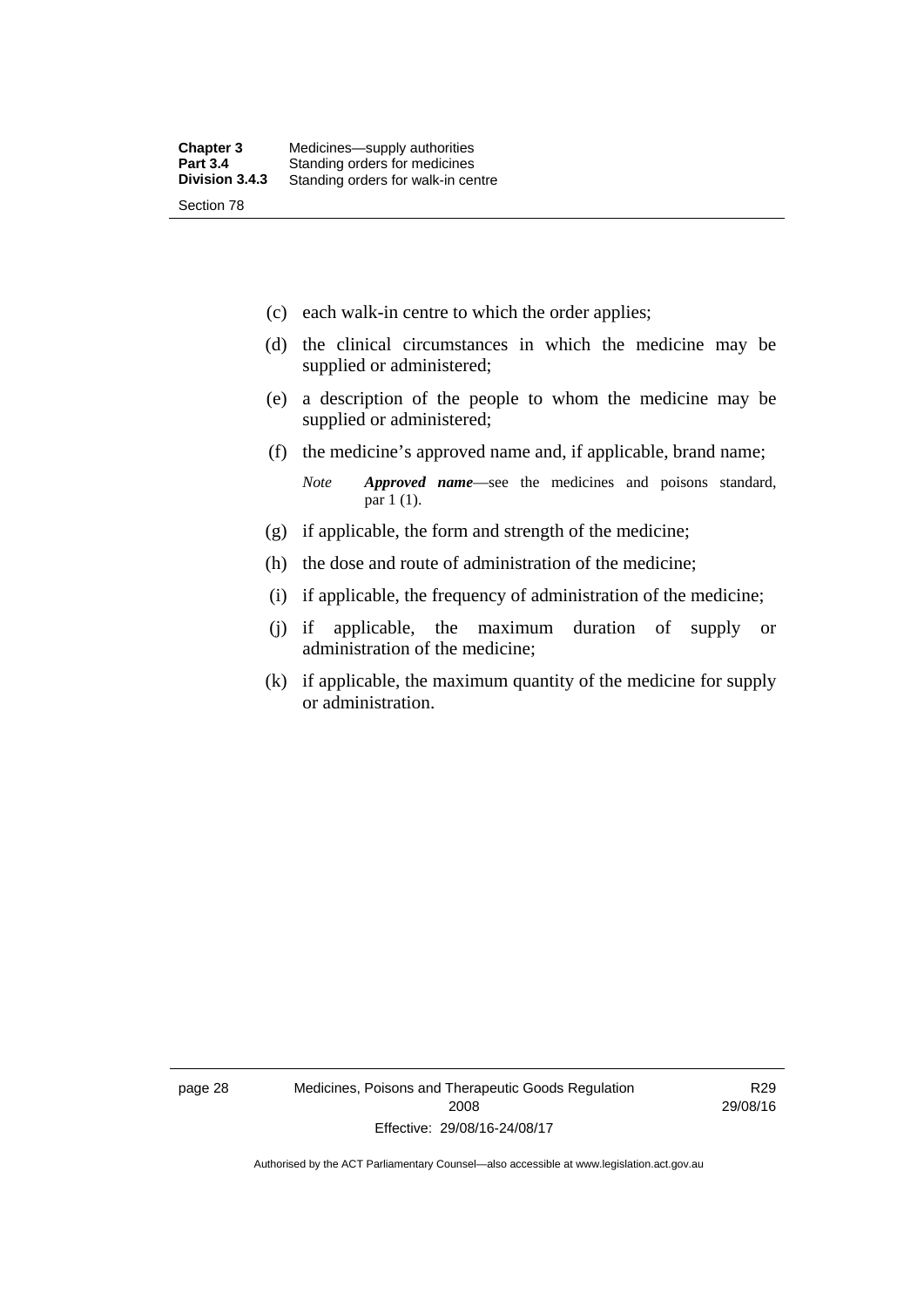(c) each walk-in centre to which the order applies;

(d) the clinical circumstances in which the medicine may be supplied or administered;

(e) a description of the people to whom the medicine may be supplied or administered;

(f) the medicine's approved name and, if applicable, brand name;

*Note* ***Approved name***—see the medicines and poisons standard, par 1 (1).

(g) if applicable, the form and strength of the medicine;

(h) the dose and route of administration of the medicine;

(i) if applicable, the frequency of administration of the medicine;

(j) if applicable, the maximum duration of supply or administration of the medicine;

(k) if applicable, the maximum quantity of the medicine for supply or administration.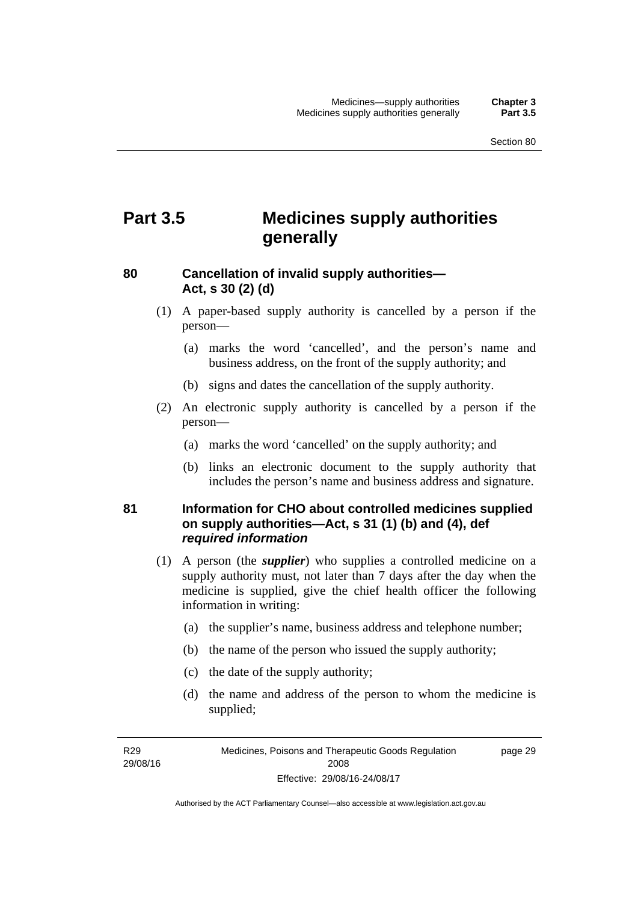# Part 3.5 Medicines supply authorities generally

## 80 Cancellation of invalid supply authorities—Act, s 30 (2) (d)

(1) A paper-based supply authority is cancelled by a person if the person—

(a) marks the word 'cancelled', and the person's name and business address, on the front of the supply authority; and

(b) signs and dates the cancellation of the supply authority.

(2) An electronic supply authority is cancelled by a person if the person—

(a) marks the word 'cancelled' on the supply authority; and

(b) links an electronic document to the supply authority that includes the person's name and business address and signature.

## 81 Information for CHO about controlled medicines supplied on supply authorities—Act, s 31 (1) (b) and (4), def *required information*

(1) A person (the ***supplier***) who supplies a controlled medicine on a supply authority must, not later than 7 days after the day when the medicine is supplied, give the chief health officer the following information in writing:

(a) the supplier's name, business address and telephone number;

(b) the name of the person who issued the supply authority;

(c) the date of the supply authority;

(d) the name and address of the person to whom the medicine is supplied;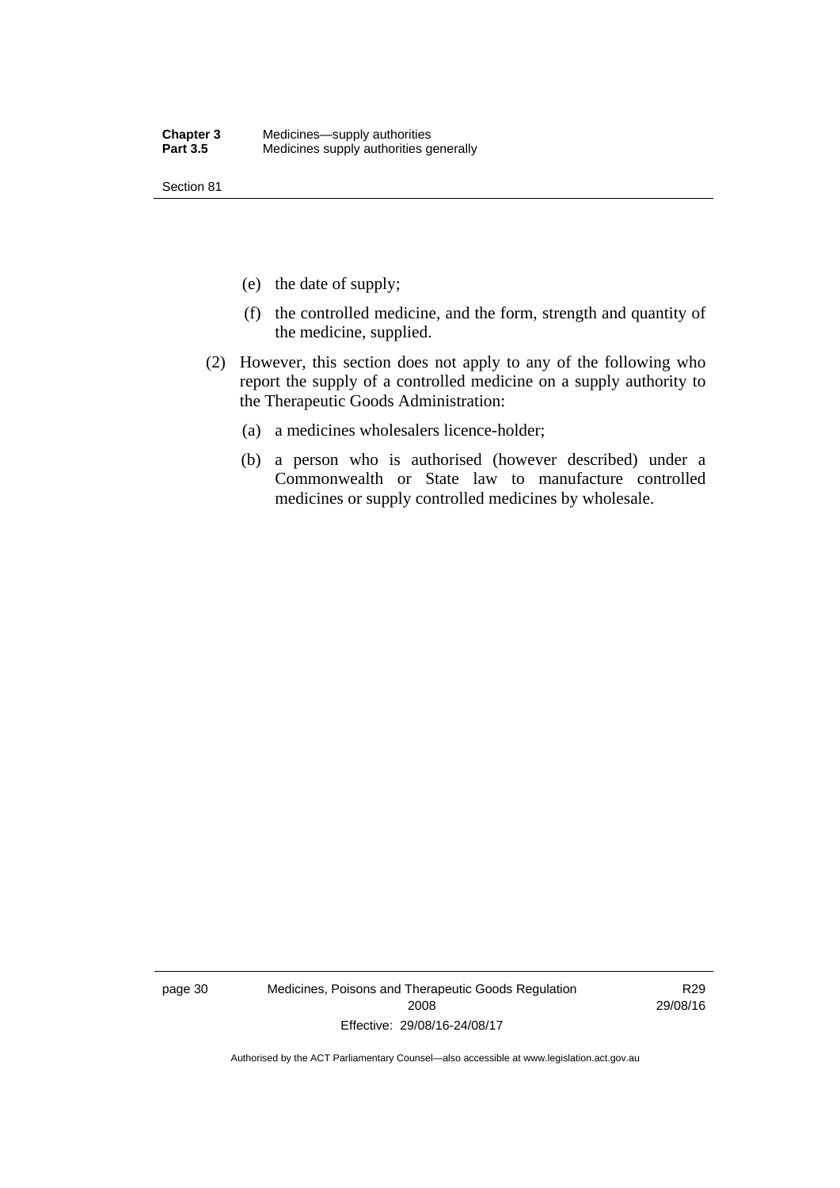(e) the date of supply;

(f) the controlled medicine, and the form, strength and quantity of the medicine, supplied.

(2) However, this section does not apply to any of the following who report the supply of a controlled medicine on a supply authority to the Therapeutic Goods Administration:

(a) a medicines wholesalers licence-holder;

(b) a person who is authorised (however described) under a Commonwealth or State law to manufacture controlled medicines or supply controlled medicines by wholesale.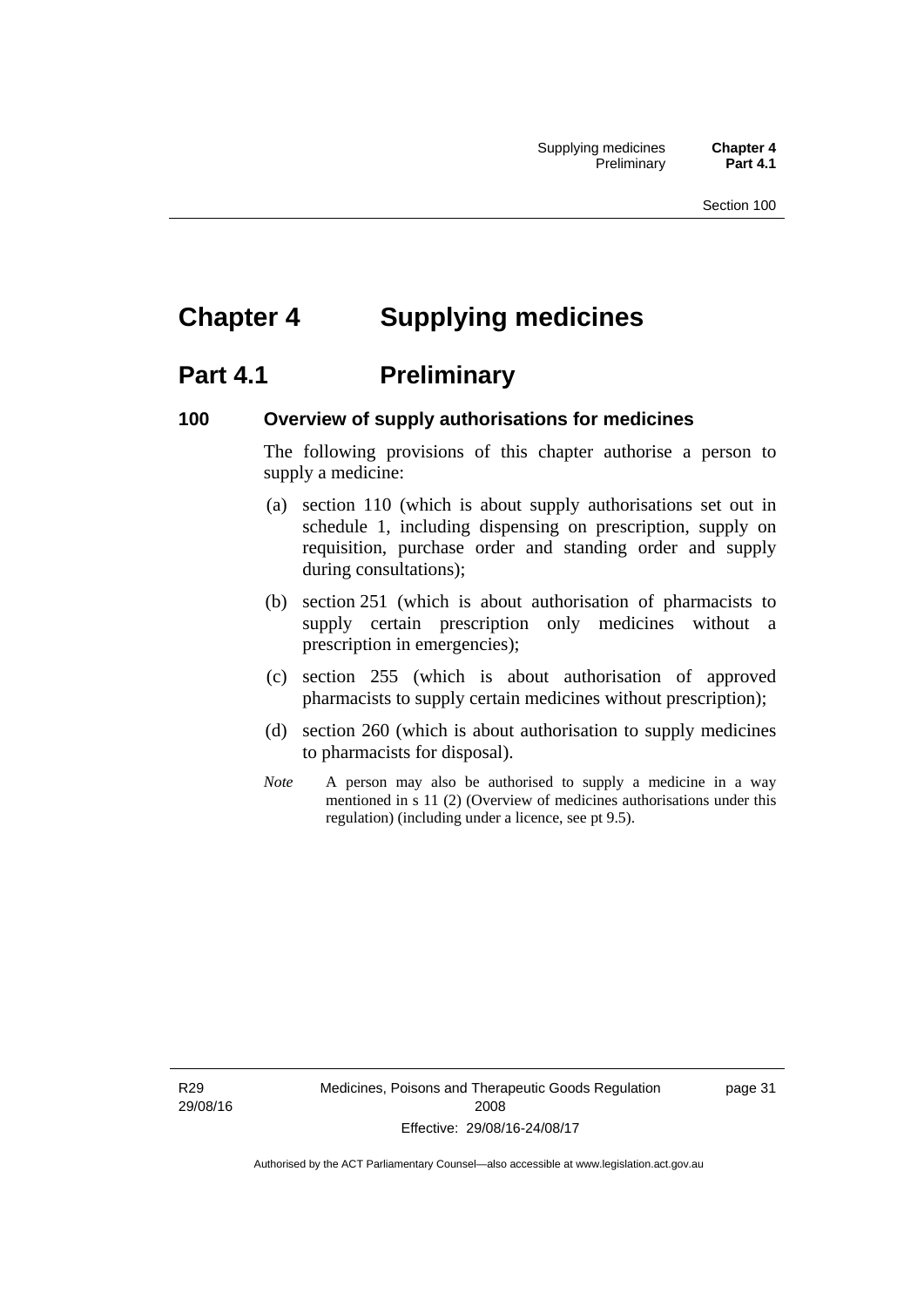# Chapter 4 Supplying medicines

## Part 4.1 Preliminary

### 100 Overview of supply authorisations for medicines

The following provisions of this chapter authorise a person to supply a medicine:

(a) section 110 (which is about supply authorisations set out in schedule 1, including dispensing on prescription, supply on requisition, purchase order and standing order and supply during consultations);

(b) section 251 (which is about authorisation of pharmacists to supply certain prescription only medicines without a prescription in emergencies);

(c) section 255 (which is about authorisation of approved pharmacists to supply certain medicines without prescription);

(d) section 260 (which is about authorisation to supply medicines to pharmacists for disposal).

*Note* A person may also be authorised to supply a medicine in a way mentioned in s 11 (2) (Overview of medicines authorisations under this regulation) (including under a licence, see pt 9.5).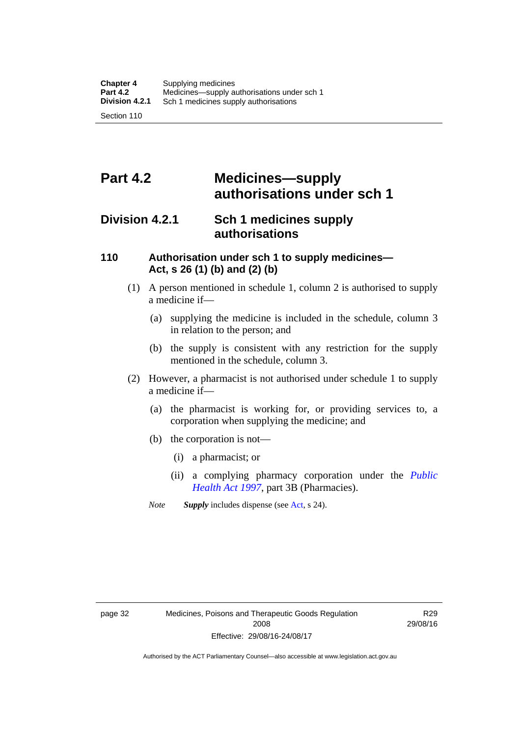# Part 4.2 Medicines—supply authorisations under sch 1

## Division 4.2.1 Sch 1 medicines supply authorisations

### 110 Authorisation under sch 1 to supply medicines—Act, s 26 (1) (b) and (2) (b)

(1) A person mentioned in schedule 1, column 2 is authorised to supply a medicine if—

(a) supplying the medicine is included in the schedule, column 3 in relation to the person; and

(b) the supply is consistent with any restriction for the supply mentioned in the schedule, column 3.

(2) However, a pharmacist is not authorised under schedule 1 to supply a medicine if—

(a) the pharmacist is working for, or providing services to, a corporation when supplying the medicine; and

(b) the corporation is not—

(i) a pharmacist; or

(ii) a complying pharmacy corporation under the *Public Health Act 1997*, part 3B (Pharmacies).

*Note* ***Supply*** includes dispense (see Act, s 24).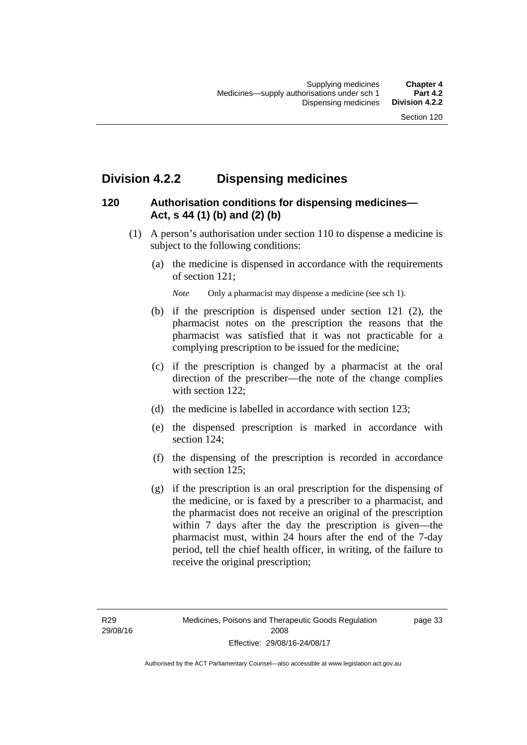## Division 4.2.2 Dispensing medicines

### 120 Authorisation conditions for dispensing medicines—Act, s 44 (1) (b) and (2) (b)

(1) A person's authorisation under section 110 to dispense a medicine is subject to the following conditions:

(a) the medicine is dispensed in accordance with the requirements of section 121;

*Note* Only a pharmacist may dispense a medicine (see sch 1).

(b) if the prescription is dispensed under section 121 (2), the pharmacist notes on the prescription the reasons that the pharmacist was satisfied that it was not practicable for a complying prescription to be issued for the medicine;

(c) if the prescription is changed by a pharmacist at the oral direction of the prescriber—the note of the change complies with section 122;

(d) the medicine is labelled in accordance with section 123;

(e) the dispensed prescription is marked in accordance with section 124;

(f) the dispensing of the prescription is recorded in accordance with section 125;

(g) if the prescription is an oral prescription for the dispensing of the medicine, or is faxed by a prescriber to a pharmacist, and the pharmacist does not receive an original of the prescription within 7 days after the day the prescription is given—the pharmacist must, within 24 hours after the end of the 7-day period, tell the chief health officer, in writing, of the failure to receive the original prescription;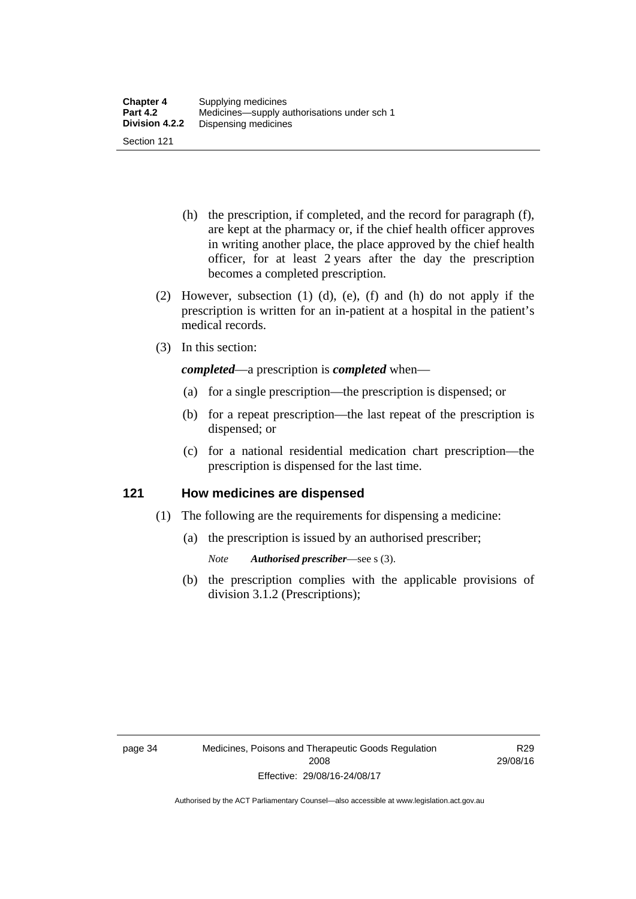(h) the prescription, if completed, and the record for paragraph (f), are kept at the pharmacy or, if the chief health officer approves in writing another place, the place approved by the chief health officer, for at least 2 years after the day the prescription becomes a completed prescription.

(2) However, subsection (1) (d), (e), (f) and (h) do not apply if the prescription is written for an in-patient at a hospital in the patient's medical records.

(3) In this section:

***completed***—a prescription is ***completed*** when—

(a) for a single prescription—the prescription is dispensed; or

(b) for a repeat prescription—the last repeat of the prescription is dispensed; or

(c) for a national residential medication chart prescription—the prescription is dispensed for the last time.

## 121 How medicines are dispensed

(1) The following are the requirements for dispensing a medicine:

(a) the prescription is issued by an authorised prescriber;

*Note* ***Authorised prescriber***—see s (3).

(b) the prescription complies with the applicable provisions of division 3.1.2 (Prescriptions);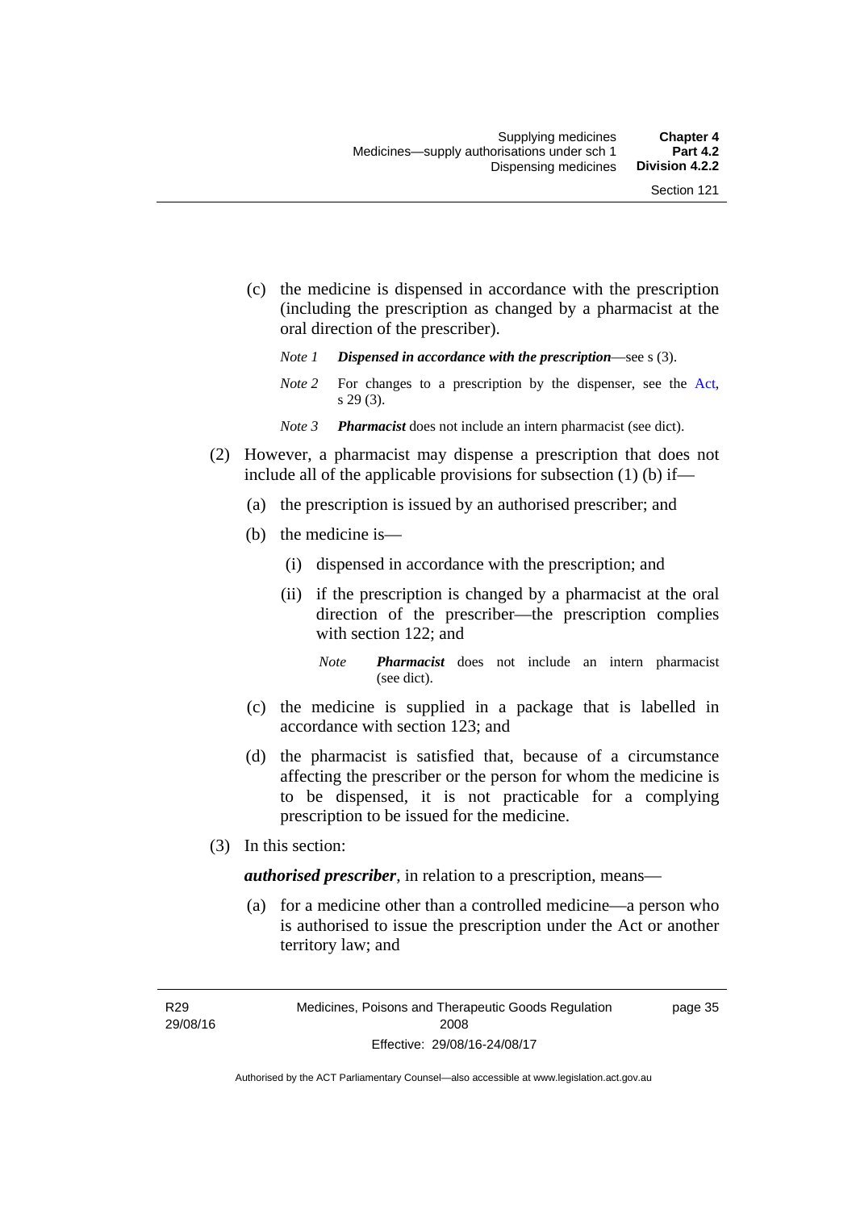(c) the medicine is dispensed in accordance with the prescription (including the prescription as changed by a pharmacist at the oral direction of the prescriber).

*Note 1* ***Dispensed in accordance with the prescription***—see s (3).

*Note 2* For changes to a prescription by the dispenser, see the Act, s 29 (3).

*Note 3* ***Pharmacist*** does not include an intern pharmacist (see dict).

(2) However, a pharmacist may dispense a prescription that does not include all of the applicable provisions for subsection (1) (b) if—

(a) the prescription is issued by an authorised prescriber; and

(b) the medicine is—

(i) dispensed in accordance with the prescription; and

(ii) if the prescription is changed by a pharmacist at the oral direction of the prescriber—the prescription complies with section 122; and

*Note* ***Pharmacist*** does not include an intern pharmacist (see dict).

(c) the medicine is supplied in a package that is labelled in accordance with section 123; and

(d) the pharmacist is satisfied that, because of a circumstance affecting the prescriber or the person for whom the medicine is to be dispensed, it is not practicable for a complying prescription to be issued for the medicine.

(3) In this section:

***authorised prescriber***, in relation to a prescription, means—

(a) for a medicine other than a controlled medicine—a person who is authorised to issue the prescription under the Act or another territory law; and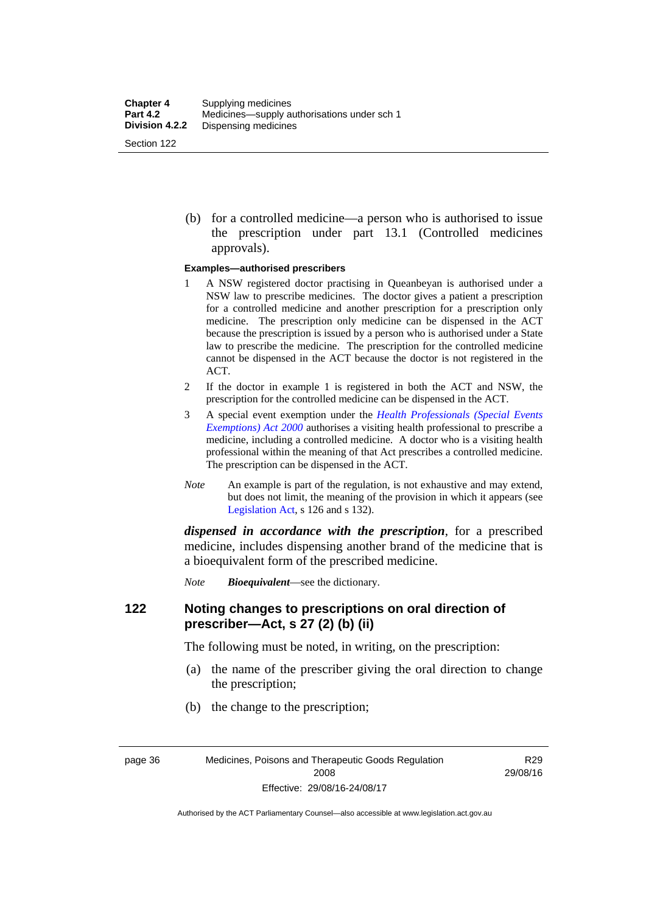(b) for a controlled medicine—a person who is authorised to issue the prescription under part 13.1 (Controlled medicines approvals).

**Examples—authorised prescribers**

1 A NSW registered doctor practising in Queanbeyan is authorised under a NSW law to prescribe medicines. The doctor gives a patient a prescription for a controlled medicine and another prescription for a prescription only medicine. The prescription only medicine can be dispensed in the ACT because the prescription is issued by a person who is authorised under a State law to prescribe the medicine. The prescription for the controlled medicine cannot be dispensed in the ACT because the doctor is not registered in the ACT.

2 If the doctor in example 1 is registered in both the ACT and NSW, the prescription for the controlled medicine can be dispensed in the ACT.

3 A special event exemption under the *Health Professionals (Special Events Exemptions) Act 2000* authorises a visiting health professional to prescribe a medicine, including a controlled medicine. A doctor who is a visiting health professional within the meaning of that Act prescribes a controlled medicine. The prescription can be dispensed in the ACT.

*Note* An example is part of the regulation, is not exhaustive and may extend, but does not limit, the meaning of the provision in which it appears (see Legislation Act, s 126 and s 132).

***dispensed in accordance with the prescription***, for a prescribed medicine, includes dispensing another brand of the medicine that is a bioequivalent form of the prescribed medicine.

*Note* ***Bioequivalent***—see the dictionary.

## 122 Noting changes to prescriptions on oral direction of prescriber—Act, s 27 (2) (b) (ii)

The following must be noted, in writing, on the prescription:

(a) the name of the prescriber giving the oral direction to change the prescription;

(b) the change to the prescription;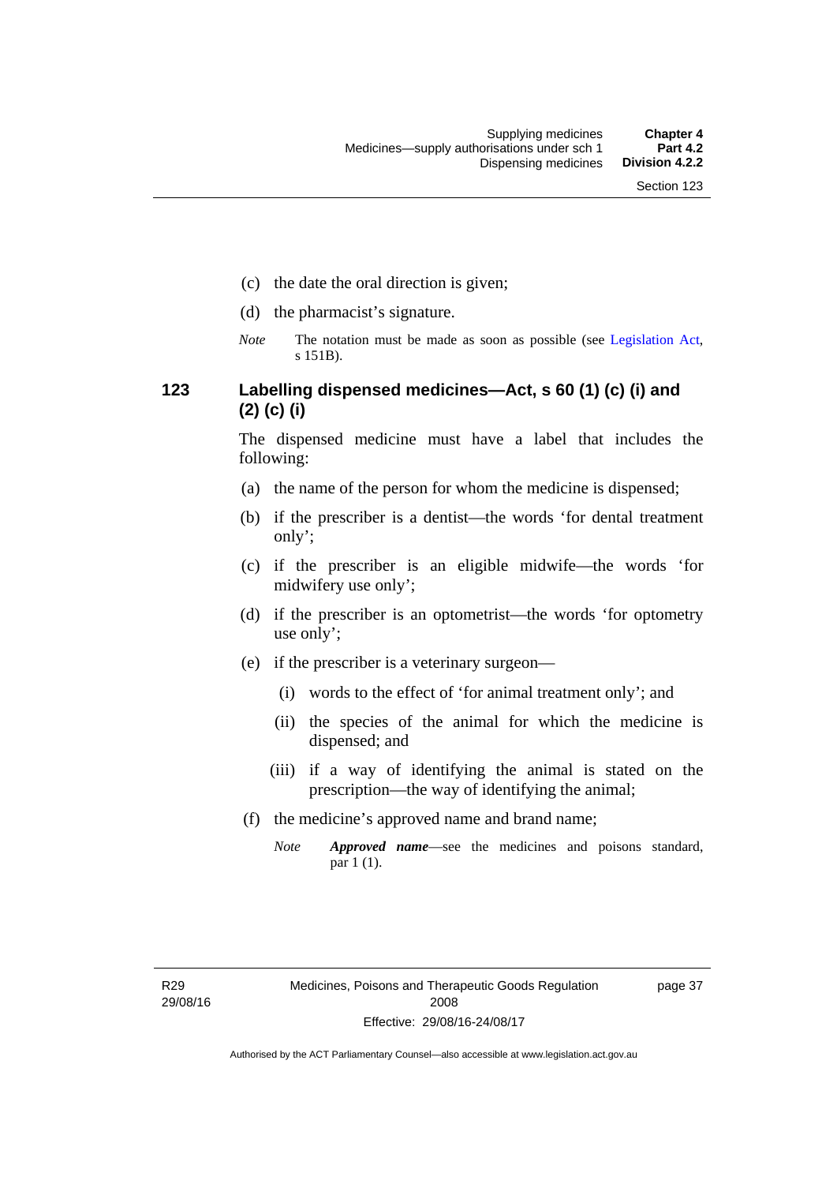(c) the date the oral direction is given;

(d) the pharmacist's signature.

*Note* The notation must be made as soon as possible (see Legislation Act, s 151B).

## 123 Labelling dispensed medicines—Act, s 60 (1) (c) (i) and (2) (c) (i)

The dispensed medicine must have a label that includes the following:

(a) the name of the person for whom the medicine is dispensed;

(b) if the prescriber is a dentist—the words 'for dental treatment only';

(c) if the prescriber is an eligible midwife—the words 'for midwifery use only';

(d) if the prescriber is an optometrist—the words 'for optometry use only';

(e) if the prescriber is a veterinary surgeon—

(i) words to the effect of 'for animal treatment only'; and

(ii) the species of the animal for which the medicine is dispensed; and

(iii) if a way of identifying the animal is stated on the prescription—the way of identifying the animal;

(f) the medicine's approved name and brand name;

*Note* ***Approved name***—see the medicines and poisons standard, par 1 (1).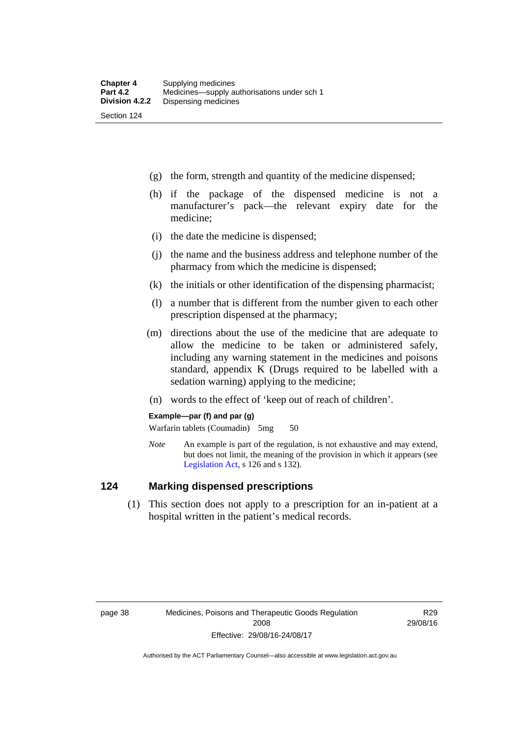(g) the form, strength and quantity of the medicine dispensed;

(h) if the package of the dispensed medicine is not a manufacturer's pack—the relevant expiry date for the medicine;

(i) the date the medicine is dispensed;

(j) the name and the business address and telephone number of the pharmacy from which the medicine is dispensed;

(k) the initials or other identification of the dispensing pharmacist;

(l) a number that is different from the number given to each other prescription dispensed at the pharmacy;

(m) directions about the use of the medicine that are adequate to allow the medicine to be taken or administered safely, including any warning statement in the medicines and poisons standard, appendix K (Drugs required to be labelled with a sedation warning) applying to the medicine;

(n) words to the effect of 'keep out of reach of children'.

**Example—par (f) and par (g)**

Warfarin tablets (Coumadin) 5mg 50

*Note* An example is part of the regulation, is not exhaustive and may extend, but does not limit, the meaning of the provision in which it appears (see Legislation Act, s 126 and s 132).

## 124 Marking dispensed prescriptions

(1) This section does not apply to a prescription for an in-patient at a hospital written in the patient's medical records.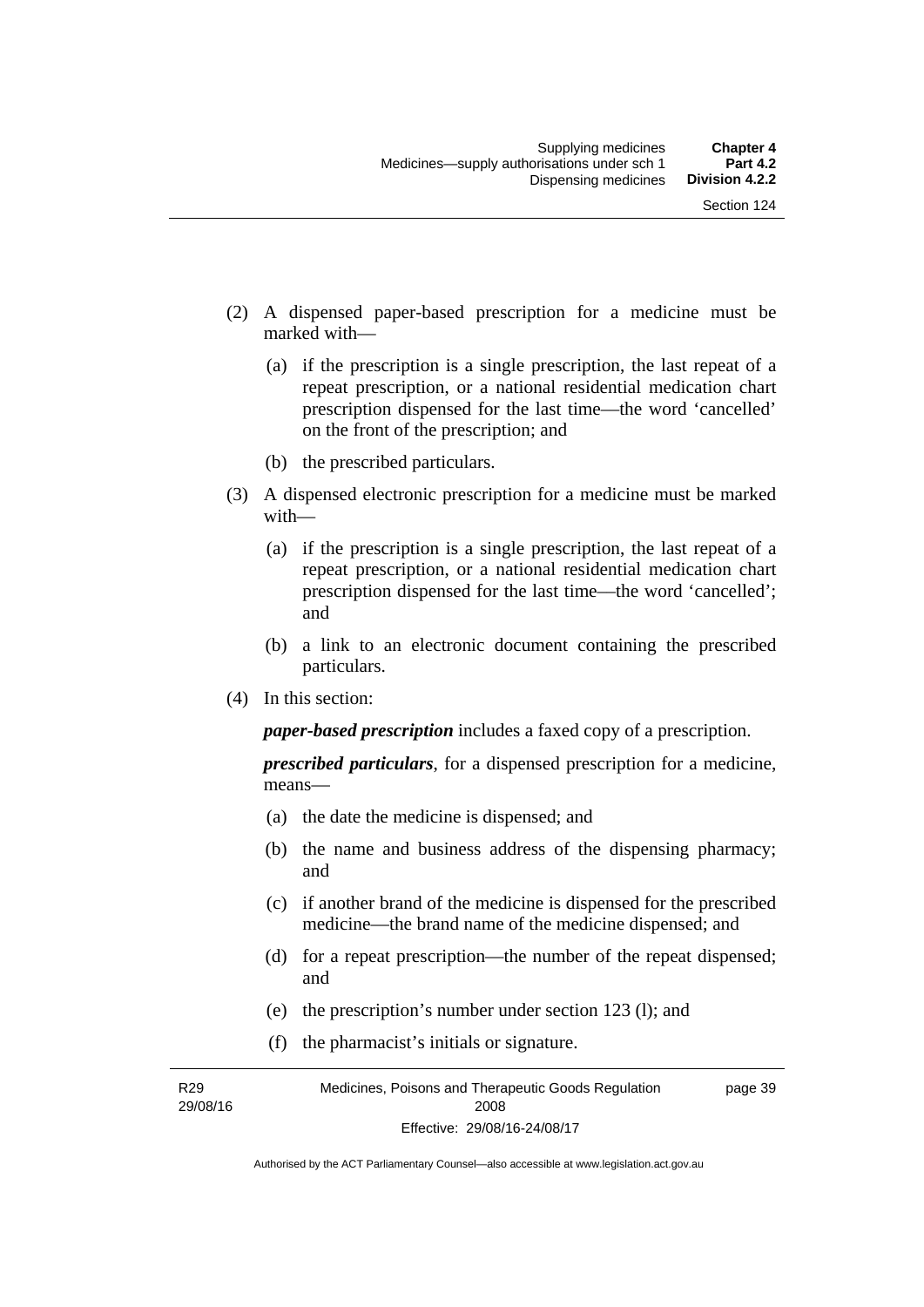(2) A dispensed paper-based prescription for a medicine must be marked with—

   (a) if the prescription is a single prescription, the last repeat of a repeat prescription, or a national residential medication chart prescription dispensed for the last time—the word 'cancelled' on the front of the prescription; and

   (b) the prescribed particulars.

(3) A dispensed electronic prescription for a medicine must be marked with—

   (a) if the prescription is a single prescription, the last repeat of a repeat prescription, or a national residential medication chart prescription dispensed for the last time—the word 'cancelled'; and

   (b) a link to an electronic document containing the prescribed particulars.

(4) In this section:

***paper-based prescription*** includes a faxed copy of a prescription.

***prescribed particulars***, for a dispensed prescription for a medicine, means—

   (a) the date the medicine is dispensed; and

   (b) the name and business address of the dispensing pharmacy; and

   (c) if another brand of the medicine is dispensed for the prescribed medicine—the brand name of the medicine dispensed; and

   (d) for a repeat prescription—the number of the repeat dispensed; and

   (e) the prescription's number under section 123 (l); and

   (f) the pharmacist's initials or signature.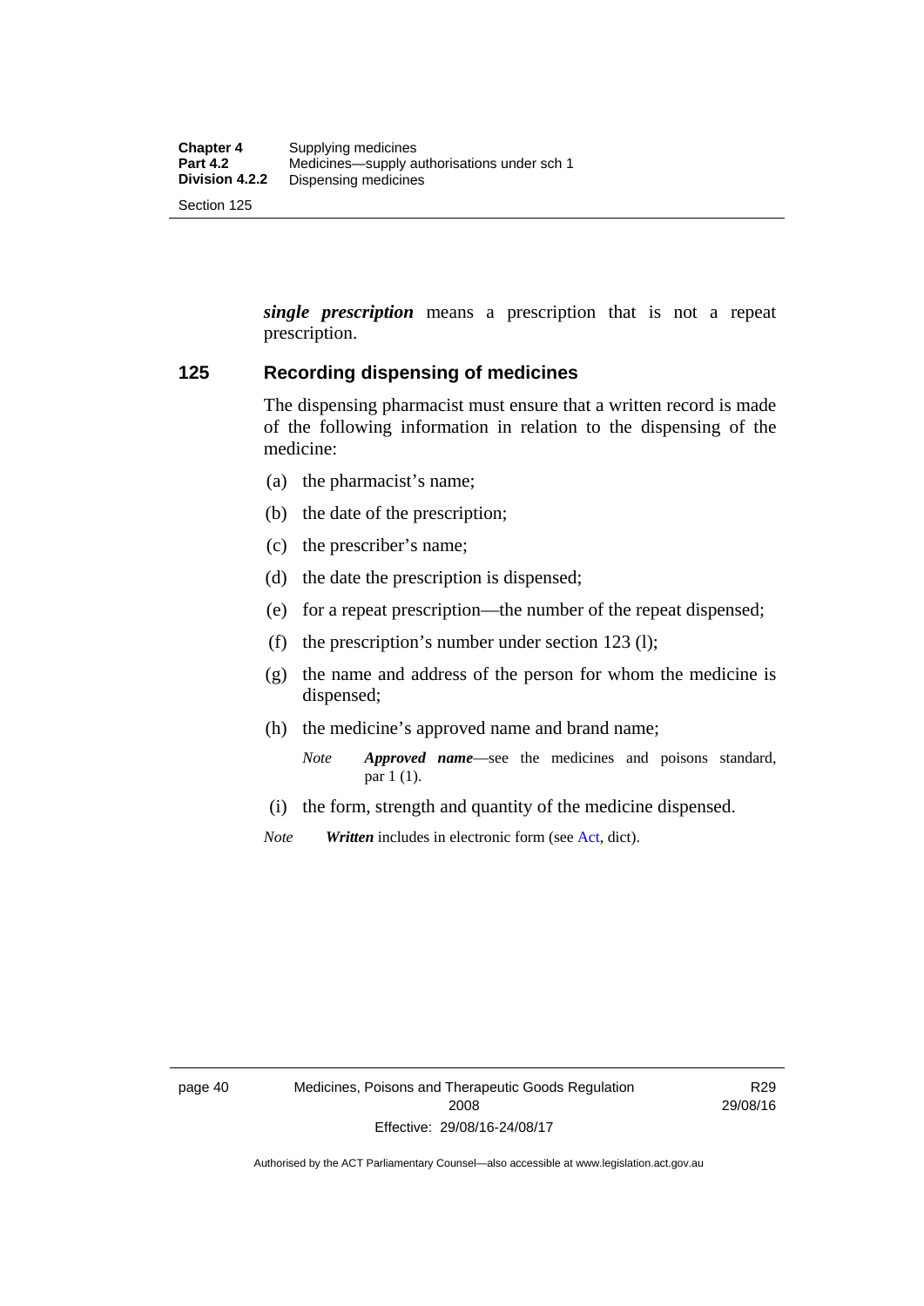***single prescription*** means a prescription that is not a repeat prescription.

## 125 Recording dispensing of medicines

The dispensing pharmacist must ensure that a written record is made of the following information in relation to the dispensing of the medicine:

(a) the pharmacist's name;

(b) the date of the prescription;

(c) the prescriber's name;

(d) the date the prescription is dispensed;

(e) for a repeat prescription—the number of the repeat dispensed;

(f) the prescription's number under section 123 (l);

(g) the name and address of the person for whom the medicine is dispensed;

(h) the medicine's approved name and brand name;

*Note* ***Approved name***—see the medicines and poisons standard, par 1 (1).

(i) the form, strength and quantity of the medicine dispensed.

*Note* ***Written*** includes in electronic form (see Act, dict).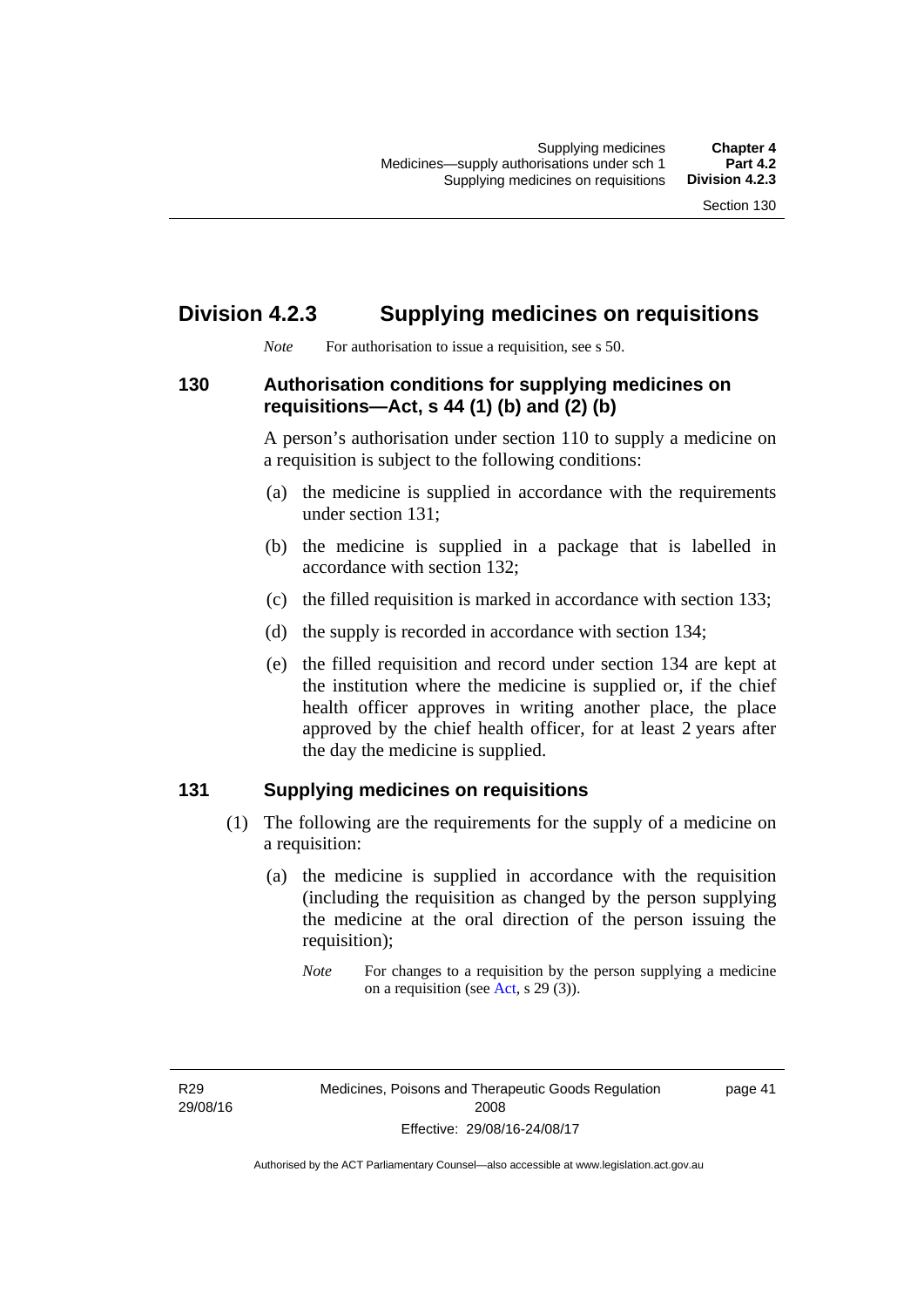## Division 4.2.3 Supplying medicines on requisitions

*Note* For authorisation to issue a requisition, see s 50.

### 130 Authorisation conditions for supplying medicines on requisitions—Act, s 44 (1) (b) and (2) (b)

A person's authorisation under section 110 to supply a medicine on a requisition is subject to the following conditions:

(a) the medicine is supplied in accordance with the requirements under section 131;

(b) the medicine is supplied in a package that is labelled in accordance with section 132;

(c) the filled requisition is marked in accordance with section 133;

(d) the supply is recorded in accordance with section 134;

(e) the filled requisition and record under section 134 are kept at the institution where the medicine is supplied or, if the chief health officer approves in writing another place, the place approved by the chief health officer, for at least 2 years after the day the medicine is supplied.

### 131 Supplying medicines on requisitions

(1) The following are the requirements for the supply of a medicine on a requisition:

(a) the medicine is supplied in accordance with the requisition (including the requisition as changed by the person supplying the medicine at the oral direction of the person issuing the requisition);

*Note* For changes to a requisition by the person supplying a medicine on a requisition (see Act, s 29 (3)).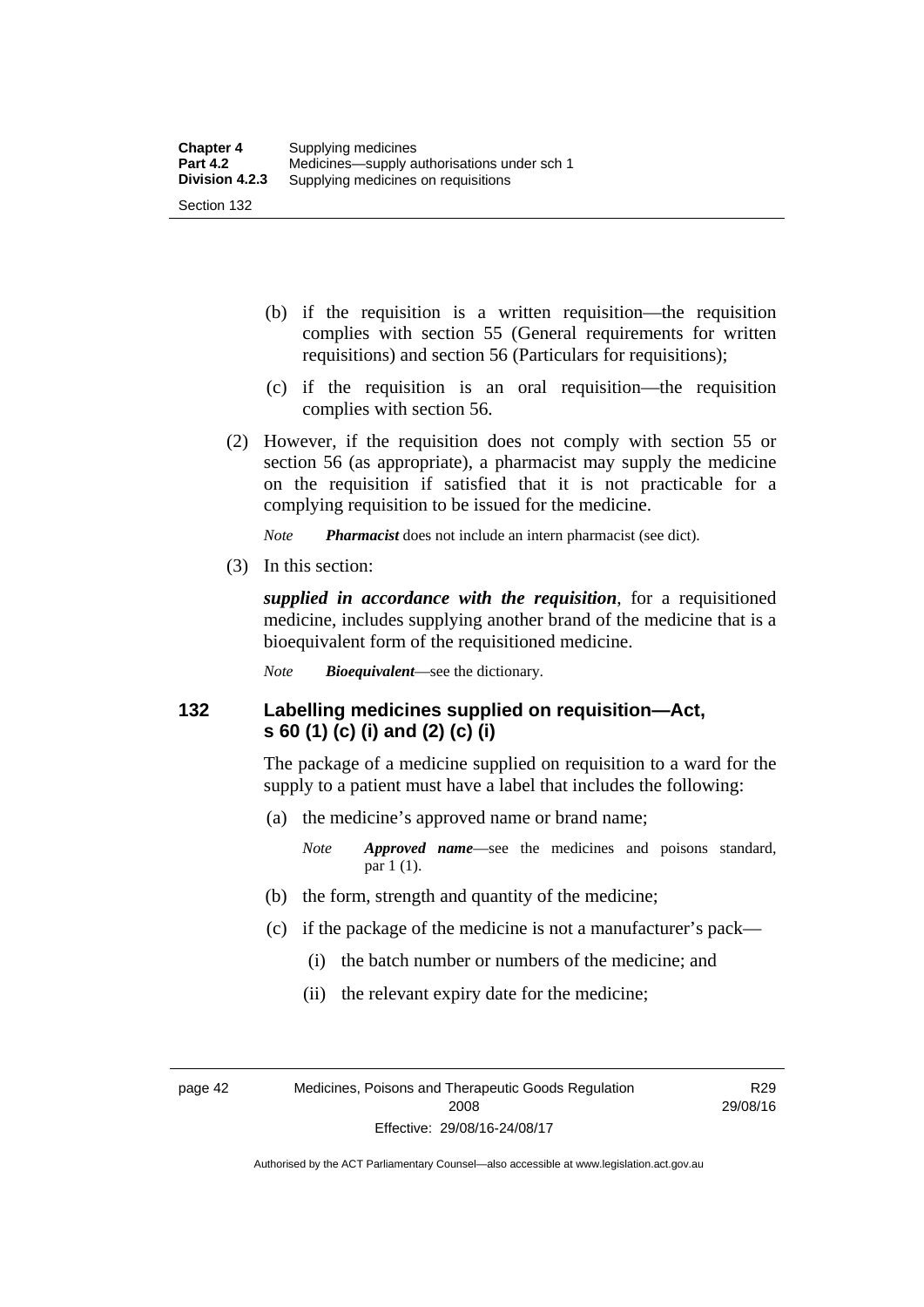(b) if the requisition is a written requisition—the requisition complies with section 55 (General requirements for written requisitions) and section 56 (Particulars for requisitions);

(c) if the requisition is an oral requisition—the requisition complies with section 56.

(2) However, if the requisition does not comply with section 55 or section 56 (as appropriate), a pharmacist may supply the medicine on the requisition if satisfied that it is not practicable for a complying requisition to be issued for the medicine.

*Note* ***Pharmacist*** does not include an intern pharmacist (see dict).

(3) In this section:

***supplied in accordance with the requisition***, for a requisitioned medicine, includes supplying another brand of the medicine that is a bioequivalent form of the requisitioned medicine.

*Note* ***Bioequivalent***—see the dictionary.

## 132 Labelling medicines supplied on requisition—Act, s 60 (1) (c) (i) and (2) (c) (i)

The package of a medicine supplied on requisition to a ward for the supply to a patient must have a label that includes the following:

(a) the medicine's approved name or brand name;

*Note* ***Approved name***—see the medicines and poisons standard, par 1 (1).

(b) the form, strength and quantity of the medicine;

(c) if the package of the medicine is not a manufacturer's pack—

(i) the batch number or numbers of the medicine; and

(ii) the relevant expiry date for the medicine;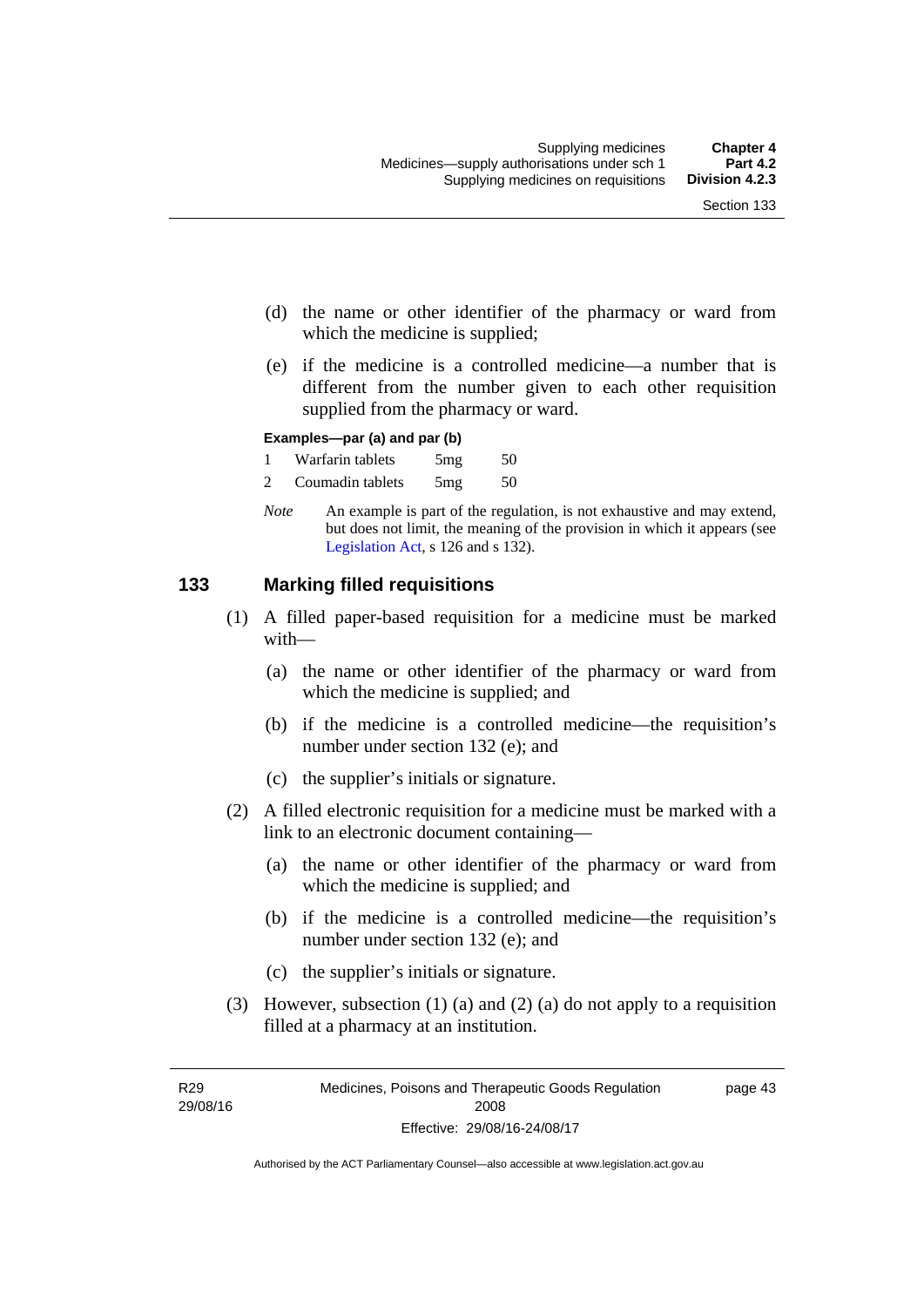(d) the name or other identifier of the pharmacy or ward from which the medicine is supplied;

(e) if the medicine is a controlled medicine—a number that is different from the number given to each other requisition supplied from the pharmacy or ward.

**Examples—par (a) and par (b)**

1 Warfarin tablets 5mg 50

2 Coumadin tablets 5mg 50

*Note* An example is part of the regulation, is not exhaustive and may extend, but does not limit, the meaning of the provision in which it appears (see Legislation Act, s 126 and s 132).

## 133 Marking filled requisitions

(1) A filled paper-based requisition for a medicine must be marked with—

(a) the name or other identifier of the pharmacy or ward from which the medicine is supplied; and

(b) if the medicine is a controlled medicine—the requisition's number under section 132 (e); and

(c) the supplier's initials or signature.

(2) A filled electronic requisition for a medicine must be marked with a link to an electronic document containing—

(a) the name or other identifier of the pharmacy or ward from which the medicine is supplied; and

(b) if the medicine is a controlled medicine—the requisition's number under section 132 (e); and

(c) the supplier's initials or signature.

(3) However, subsection (1) (a) and (2) (a) do not apply to a requisition filled at a pharmacy at an institution.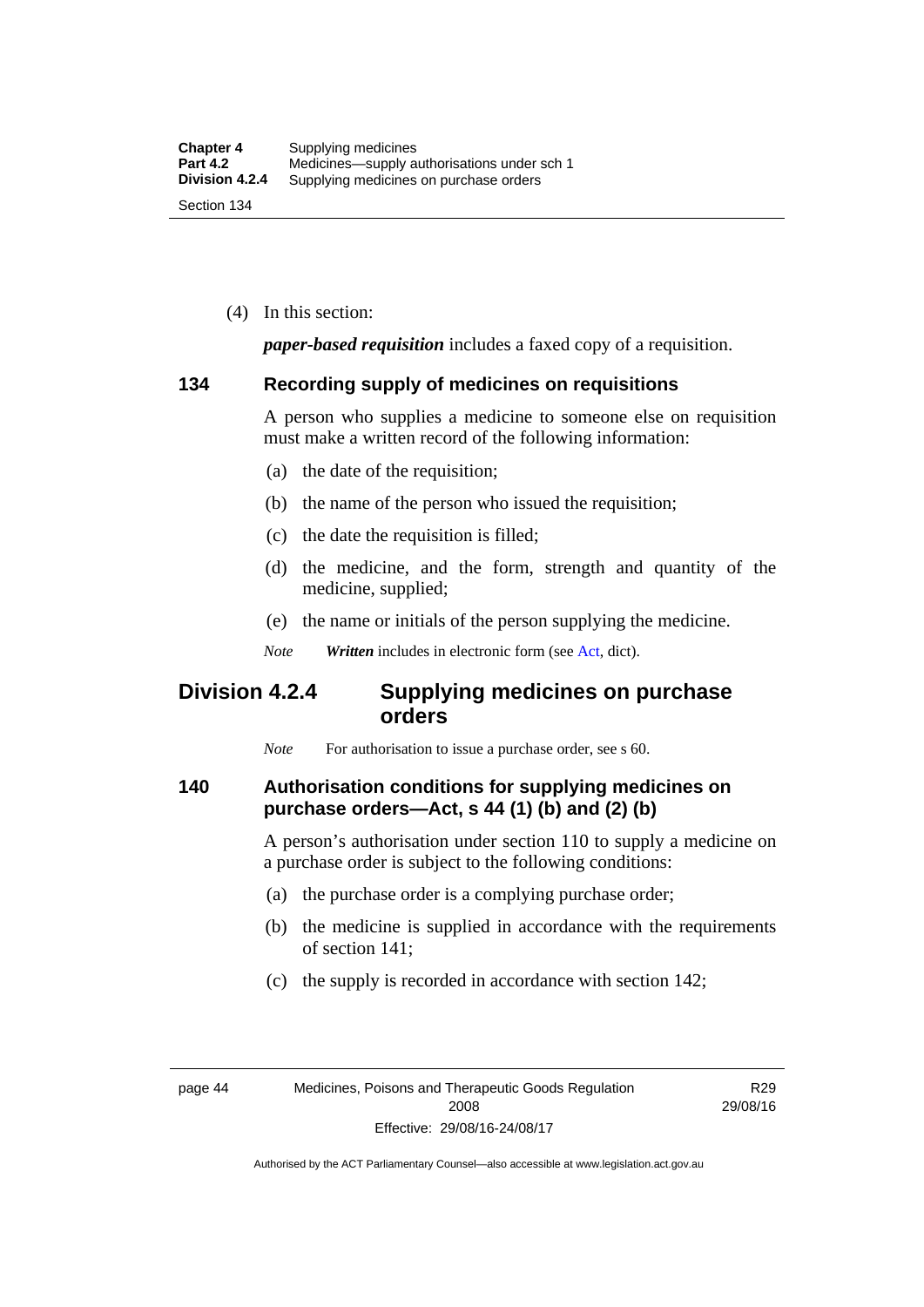(4) In this section:

***paper-based requisition*** includes a faxed copy of a requisition.

### 134 Recording supply of medicines on requisitions

A person who supplies a medicine to someone else on requisition must make a written record of the following information:

(a) the date of the requisition;

(b) the name of the person who issued the requisition;

(c) the date the requisition is filled;

(d) the medicine, and the form, strength and quantity of the medicine, supplied;

(e) the name or initials of the person supplying the medicine.

*Note* ***Written*** includes in electronic form (see Act, dict).

## Division 4.2.4 Supplying medicines on purchase orders

*Note* For authorisation to issue a purchase order, see s 60.

### 140 Authorisation conditions for supplying medicines on purchase orders—Act, s 44 (1) (b) and (2) (b)

A person's authorisation under section 110 to supply a medicine on a purchase order is subject to the following conditions:

(a) the purchase order is a complying purchase order;

(b) the medicine is supplied in accordance with the requirements of section 141;

(c) the supply is recorded in accordance with section 142;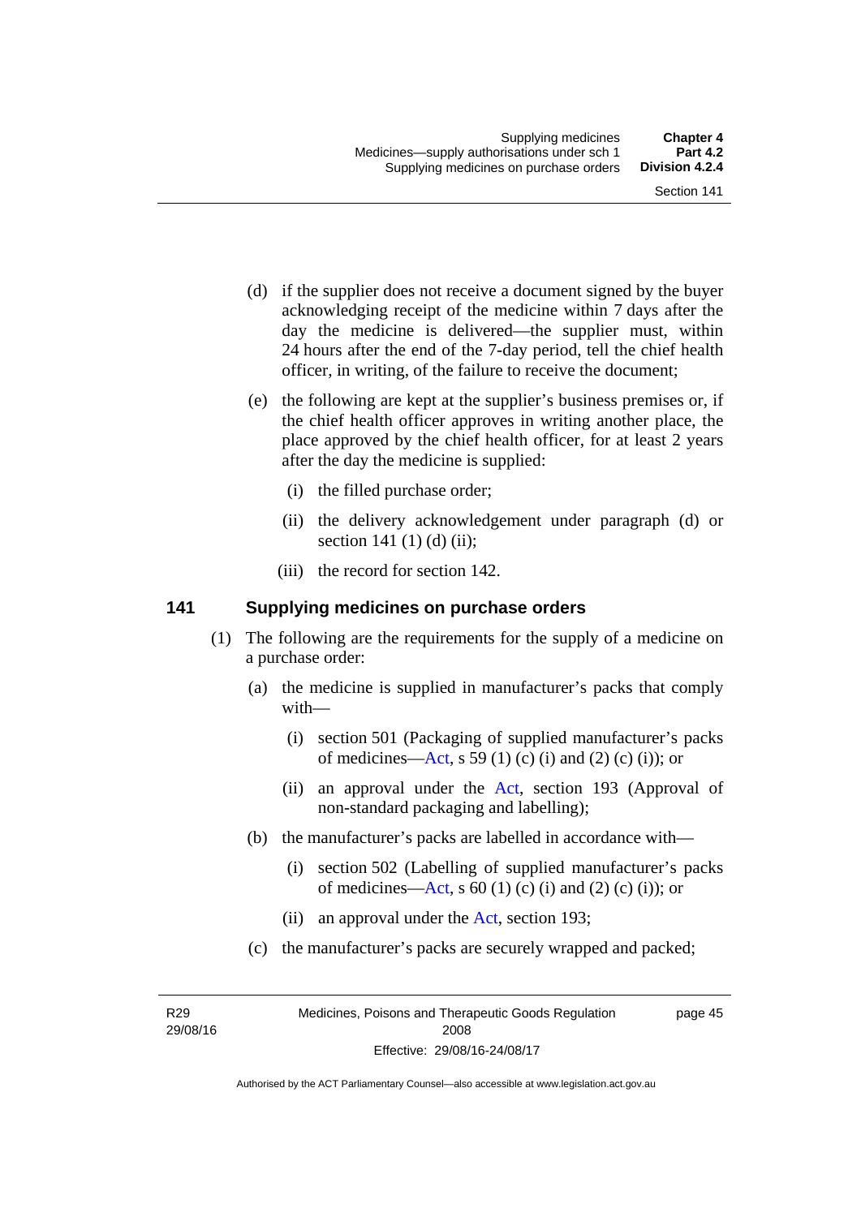(d) if the supplier does not receive a document signed by the buyer acknowledging receipt of the medicine within 7 days after the day the medicine is delivered—the supplier must, within 24 hours after the end of the 7-day period, tell the chief health officer, in writing, of the failure to receive the document;

(e) the following are kept at the supplier's business premises or, if the chief health officer approves in writing another place, the place approved by the chief health officer, for at least 2 years after the day the medicine is supplied:

(i) the filled purchase order;

(ii) the delivery acknowledgement under paragraph (d) or section 141 (1) (d) (ii);

(iii) the record for section 142.

## 141 Supplying medicines on purchase orders

(1) The following are the requirements for the supply of a medicine on a purchase order:

(a) the medicine is supplied in manufacturer's packs that comply with—

(i) section 501 (Packaging of supplied manufacturer's packs of medicines—Act, s 59 (1) (c) (i) and (2) (c) (i)); or

(ii) an approval under the Act, section 193 (Approval of non-standard packaging and labelling);

(b) the manufacturer's packs are labelled in accordance with—

(i) section 502 (Labelling of supplied manufacturer's packs of medicines—Act, s 60 (1) (c) (i) and (2) (c) (i)); or

(ii) an approval under the Act, section 193;

(c) the manufacturer's packs are securely wrapped and packed;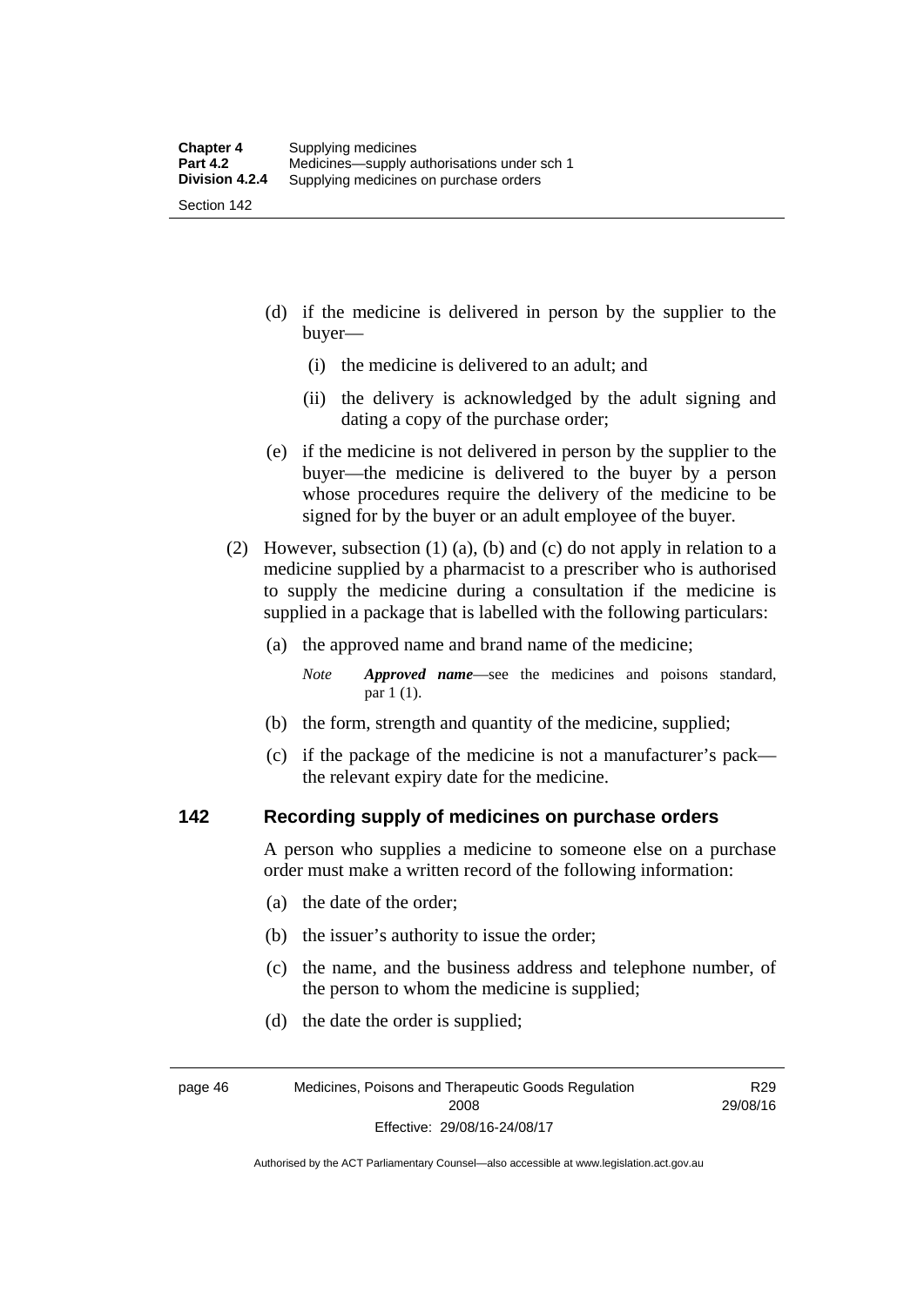(d) if the medicine is delivered in person by the supplier to the buyer—

(i) the medicine is delivered to an adult; and

(ii) the delivery is acknowledged by the adult signing and dating a copy of the purchase order;

(e) if the medicine is not delivered in person by the supplier to the buyer—the medicine is delivered to the buyer by a person whose procedures require the delivery of the medicine to be signed for by the buyer or an adult employee of the buyer.

(2) However, subsection (1) (a), (b) and (c) do not apply in relation to a medicine supplied by a pharmacist to a prescriber who is authorised to supply the medicine during a consultation if the medicine is supplied in a package that is labelled with the following particulars:

(a) the approved name and brand name of the medicine;

*Note* ***Approved name***—see the medicines and poisons standard, par 1 (1).

(b) the form, strength and quantity of the medicine, supplied;

(c) if the package of the medicine is not a manufacturer's pack—the relevant expiry date for the medicine.

## 142 Recording supply of medicines on purchase orders

A person who supplies a medicine to someone else on a purchase order must make a written record of the following information:

(a) the date of the order;

(b) the issuer's authority to issue the order;

(c) the name, and the business address and telephone number, of the person to whom the medicine is supplied;

(d) the date the order is supplied;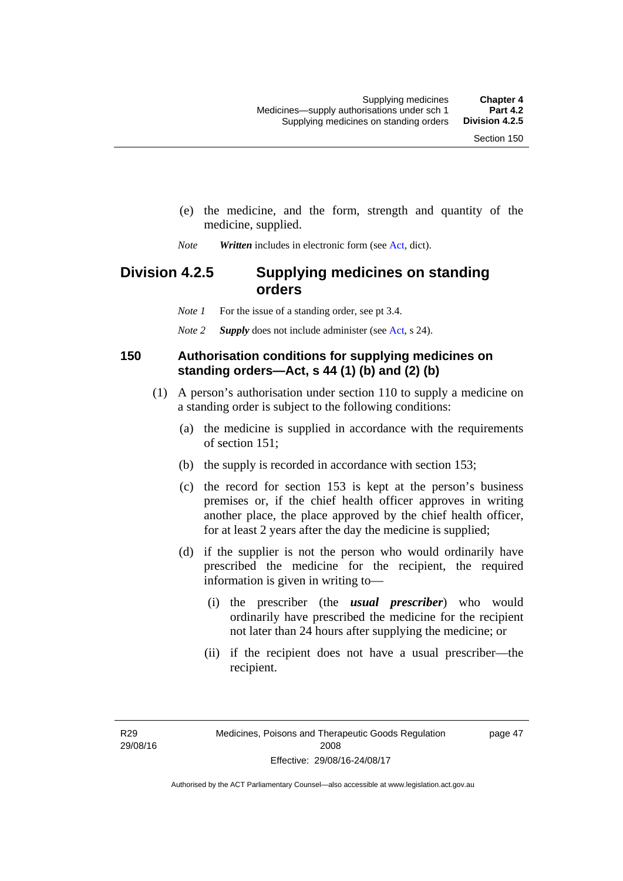(e) the medicine, and the form, strength and quantity of the medicine, supplied.

*Note* ***Written*** includes in electronic form (see Act, dict).

## Division 4.2.5 Supplying medicines on standing orders

*Note 1* For the issue of a standing order, see pt 3.4.

*Note 2* ***Supply*** does not include administer (see Act, s 24).

### 150 Authorisation conditions for supplying medicines on standing orders—Act, s 44 (1) (b) and (2) (b)

(1) A person's authorisation under section 110 to supply a medicine on a standing order is subject to the following conditions:

(a) the medicine is supplied in accordance with the requirements of section 151;

(b) the supply is recorded in accordance with section 153;

(c) the record for section 153 is kept at the person's business premises or, if the chief health officer approves in writing another place, the place approved by the chief health officer, for at least 2 years after the day the medicine is supplied;

(d) if the supplier is not the person who would ordinarily have prescribed the medicine for the recipient, the required information is given in writing to—

(i) the prescriber (the ***usual prescriber***) who would ordinarily have prescribed the medicine for the recipient not later than 24 hours after supplying the medicine; or

(ii) if the recipient does not have a usual prescriber—the recipient.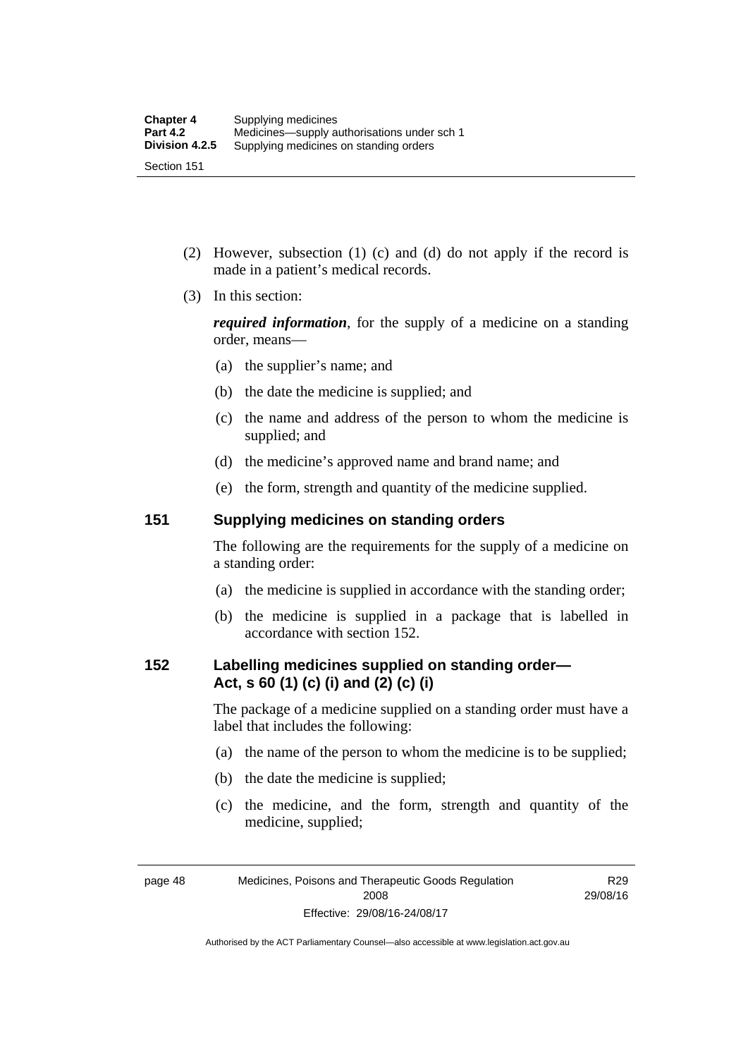(2) However, subsection (1) (c) and (d) do not apply if the record is made in a patient's medical records.

(3) In this section:

***required information***, for the supply of a medicine on a standing order, means—

(a) the supplier's name; and

(b) the date the medicine is supplied; and

(c) the name and address of the person to whom the medicine is supplied; and

(d) the medicine's approved name and brand name; and

(e) the form, strength and quantity of the medicine supplied.

## 151 Supplying medicines on standing orders

The following are the requirements for the supply of a medicine on a standing order:

(a) the medicine is supplied in accordance with the standing order;

(b) the medicine is supplied in a package that is labelled in accordance with section 152.

## 152 Labelling medicines supplied on standing order—Act, s 60 (1) (c) (i) and (2) (c) (i)

The package of a medicine supplied on a standing order must have a label that includes the following:

(a) the name of the person to whom the medicine is to be supplied;

(b) the date the medicine is supplied;

(c) the medicine, and the form, strength and quantity of the medicine, supplied;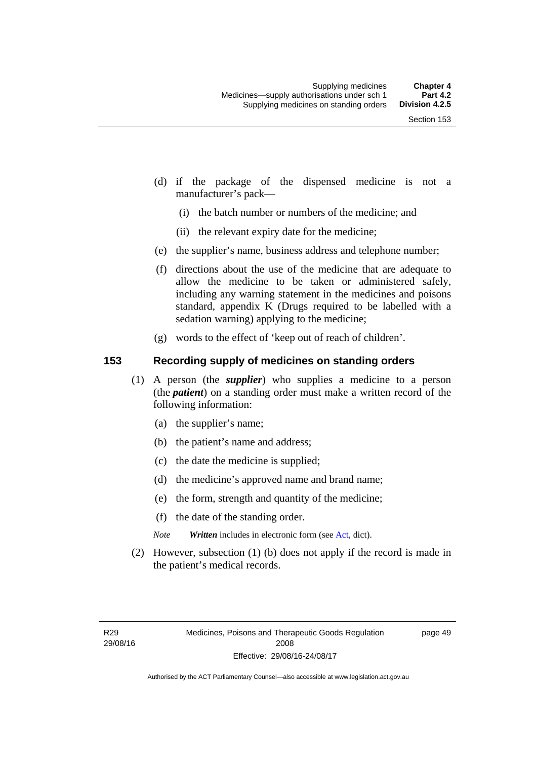(d) if the package of the dispensed medicine is not a manufacturer's pack—

  (i) the batch number or numbers of the medicine; and

  (ii) the relevant expiry date for the medicine;

(e) the supplier's name, business address and telephone number;

(f) directions about the use of the medicine that are adequate to allow the medicine to be taken or administered safely, including any warning statement in the medicines and poisons standard, appendix K (Drugs required to be labelled with a sedation warning) applying to the medicine;

(g) words to the effect of 'keep out of reach of children'.

## 153 Recording supply of medicines on standing orders

(1) A person (the ***supplier***) who supplies a medicine to a person (the ***patient***) on a standing order must make a written record of the following information:

  (a) the supplier's name;

  (b) the patient's name and address;

  (c) the date the medicine is supplied;

  (d) the medicine's approved name and brand name;

  (e) the form, strength and quantity of the medicine;

  (f) the date of the standing order.

*Note* ***Written*** includes in electronic form (see Act, dict).

(2) However, subsection (1) (b) does not apply if the record is made in the patient's medical records.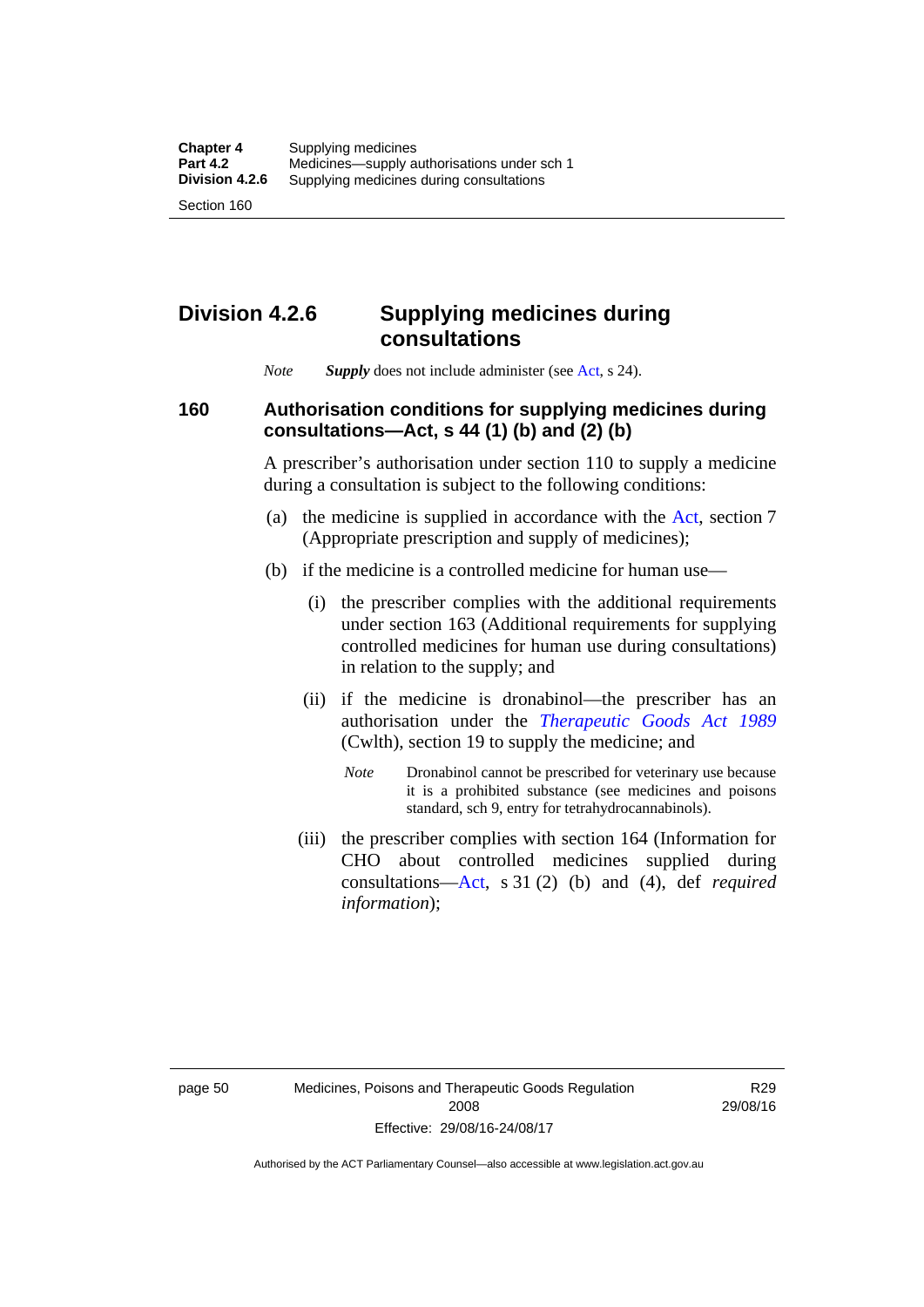# Division 4.2.6 Supplying medicines during consultations

*Note* ***Supply*** does not include administer (see Act, s 24).

### 160 Authorisation conditions for supplying medicines during consultations—Act, s 44 (1) (b) and (2) (b)

A prescriber's authorisation under section 110 to supply a medicine during a consultation is subject to the following conditions:

(a) the medicine is supplied in accordance with the Act, section 7 (Appropriate prescription and supply of medicines);

(b) if the medicine is a controlled medicine for human use—

(i) the prescriber complies with the additional requirements under section 163 (Additional requirements for supplying controlled medicines for human use during consultations) in relation to the supply; and

(ii) if the medicine is dronabinol—the prescriber has an authorisation under the *Therapeutic Goods Act 1989* (Cwlth), section 19 to supply the medicine; and

*Note* Dronabinol cannot be prescribed for veterinary use because it is a prohibited substance (see medicines and poisons standard, sch 9, entry for tetrahydrocannabinols).

(iii) the prescriber complies with section 164 (Information for CHO about controlled medicines supplied during consultations—Act, s 31 (2) (b) and (4), def *required information*);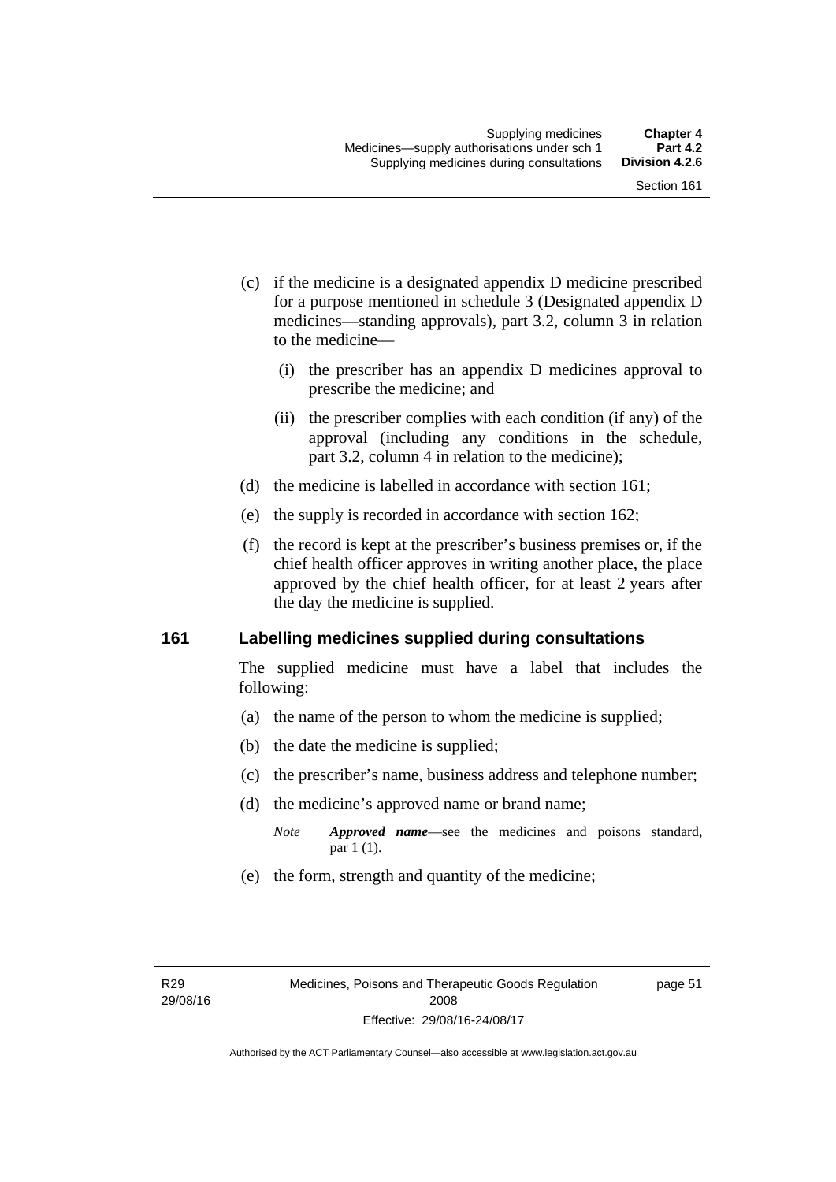(c) if the medicine is a designated appendix D medicine prescribed for a purpose mentioned in schedule 3 (Designated appendix D medicines—standing approvals), part 3.2, column 3 in relation to the medicine—

   (i) the prescriber has an appendix D medicines approval to prescribe the medicine; and

   (ii) the prescriber complies with each condition (if any) of the approval (including any conditions in the schedule, part 3.2, column 4 in relation to the medicine);

(d) the medicine is labelled in accordance with section 161;

(e) the supply is recorded in accordance with section 162;

(f) the record is kept at the prescriber's business premises or, if the chief health officer approves in writing another place, the place approved by the chief health officer, for at least 2 years after the day the medicine is supplied.

## 161 Labelling medicines supplied during consultations

The supplied medicine must have a label that includes the following:

(a) the name of the person to whom the medicine is supplied;

(b) the date the medicine is supplied;

(c) the prescriber's name, business address and telephone number;

(d) the medicine's approved name or brand name;

*Note* ***Approved name***—see the medicines and poisons standard, par 1 (1).

(e) the form, strength and quantity of the medicine;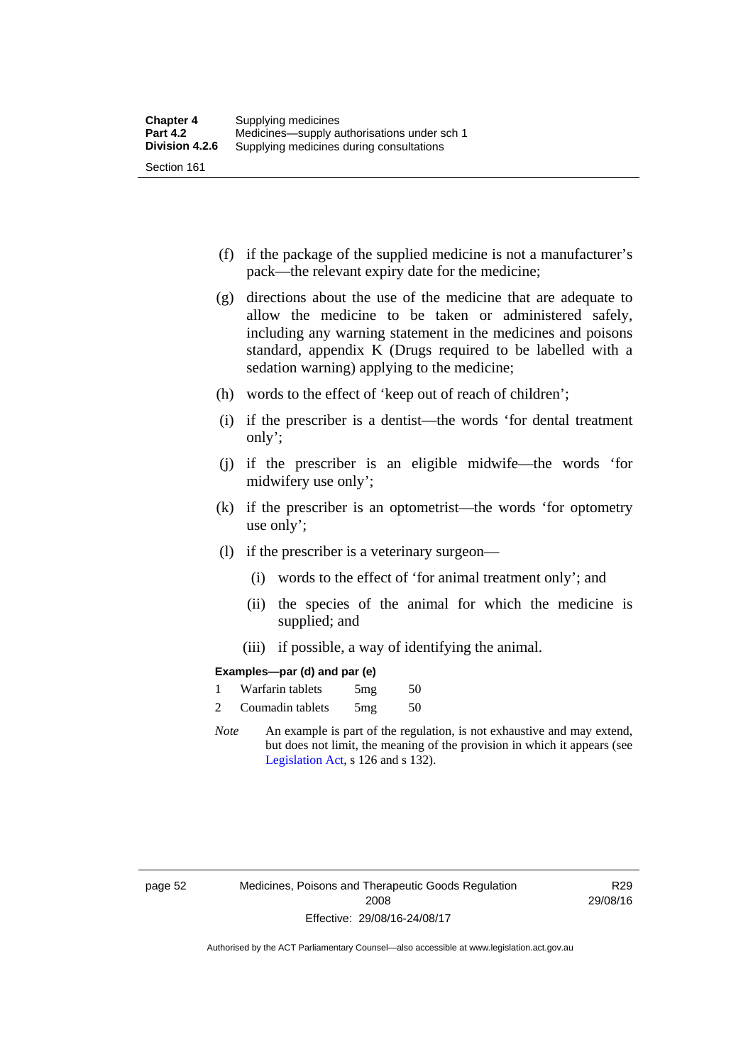(f) if the package of the supplied medicine is not a manufacturer's pack—the relevant expiry date for the medicine;

(g) directions about the use of the medicine that are adequate to allow the medicine to be taken or administered safely, including any warning statement in the medicines and poisons standard, appendix K (Drugs required to be labelled with a sedation warning) applying to the medicine;

(h) words to the effect of 'keep out of reach of children';

(i) if the prescriber is a dentist—the words 'for dental treatment only';

(j) if the prescriber is an eligible midwife—the words 'for midwifery use only';

(k) if the prescriber is an optometrist—the words 'for optometry use only';

(l) if the prescriber is a veterinary surgeon—

(i) words to the effect of 'for animal treatment only'; and

(ii) the species of the animal for which the medicine is supplied; and

(iii) if possible, a way of identifying the animal.

**Examples—par (d) and par (e)**

| | | | |
|---|---|---|---|
| 1 | Warfarin tablets | 5mg | 50 |
| 2 | Coumadin tablets | 5mg | 50 |

*Note* An example is part of the regulation, is not exhaustive and may extend, but does not limit, the meaning of the provision in which it appears (see Legislation Act, s 126 and s 132).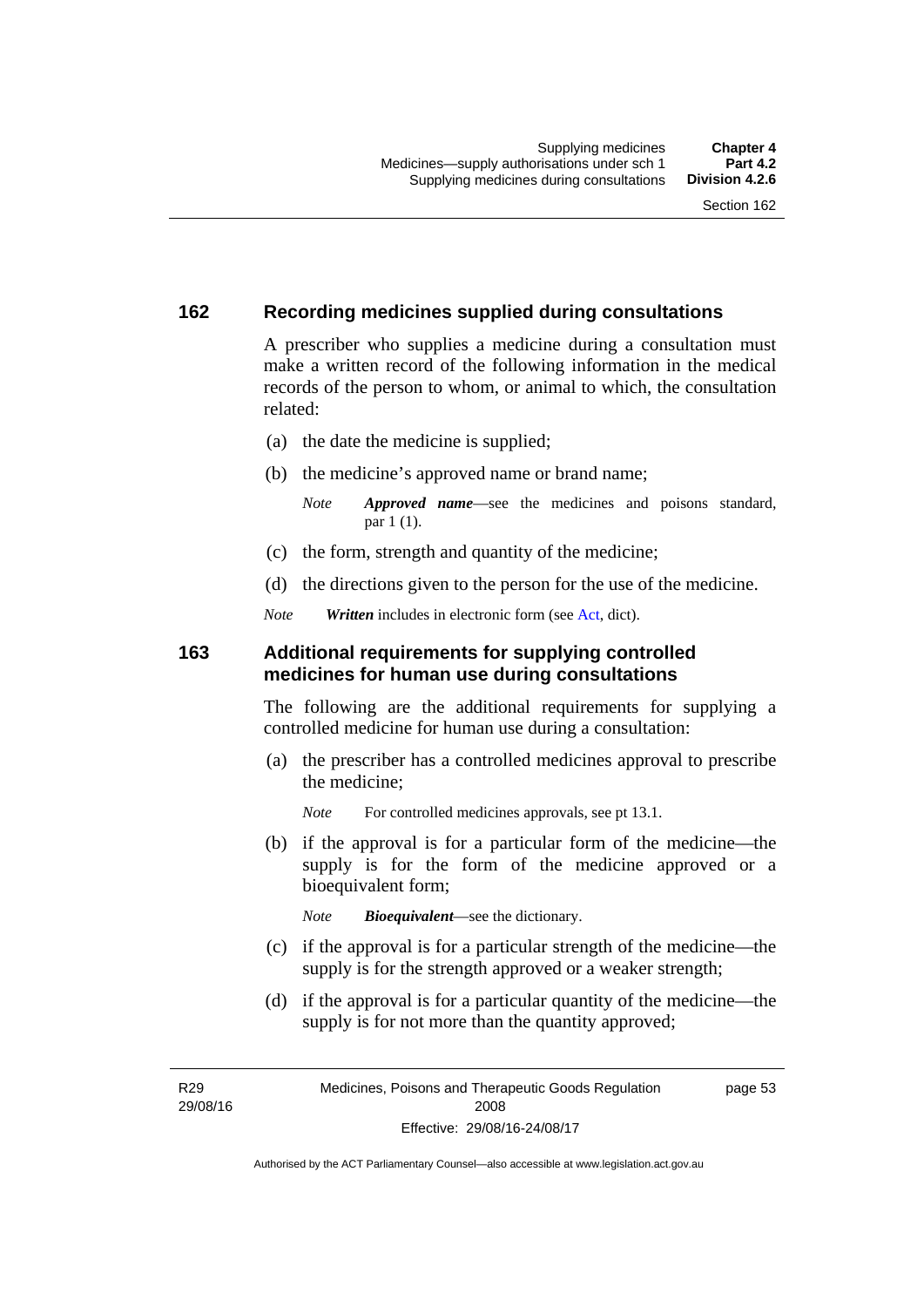## 162 Recording medicines supplied during consultations

A prescriber who supplies a medicine during a consultation must make a written record of the following information in the medical records of the person to whom, or animal to which, the consultation related:

(a) the date the medicine is supplied;

(b) the medicine's approved name or brand name;

> *Note* ***Approved name***—see the medicines and poisons standard, par 1 (1).

(c) the form, strength and quantity of the medicine;

(d) the directions given to the person for the use of the medicine.

*Note* ***Written*** includes in electronic form (see Act, dict).

## 163 Additional requirements for supplying controlled medicines for human use during consultations

The following are the additional requirements for supplying a controlled medicine for human use during a consultation:

(a) the prescriber has a controlled medicines approval to prescribe the medicine;

> *Note* For controlled medicines approvals, see pt 13.1.

(b) if the approval is for a particular form of the medicine—the supply is for the form of the medicine approved or a bioequivalent form;

> *Note* ***Bioequivalent***—see the dictionary.

(c) if the approval is for a particular strength of the medicine—the supply is for the strength approved or a weaker strength;

(d) if the approval is for a particular quantity of the medicine—the supply is for not more than the quantity approved;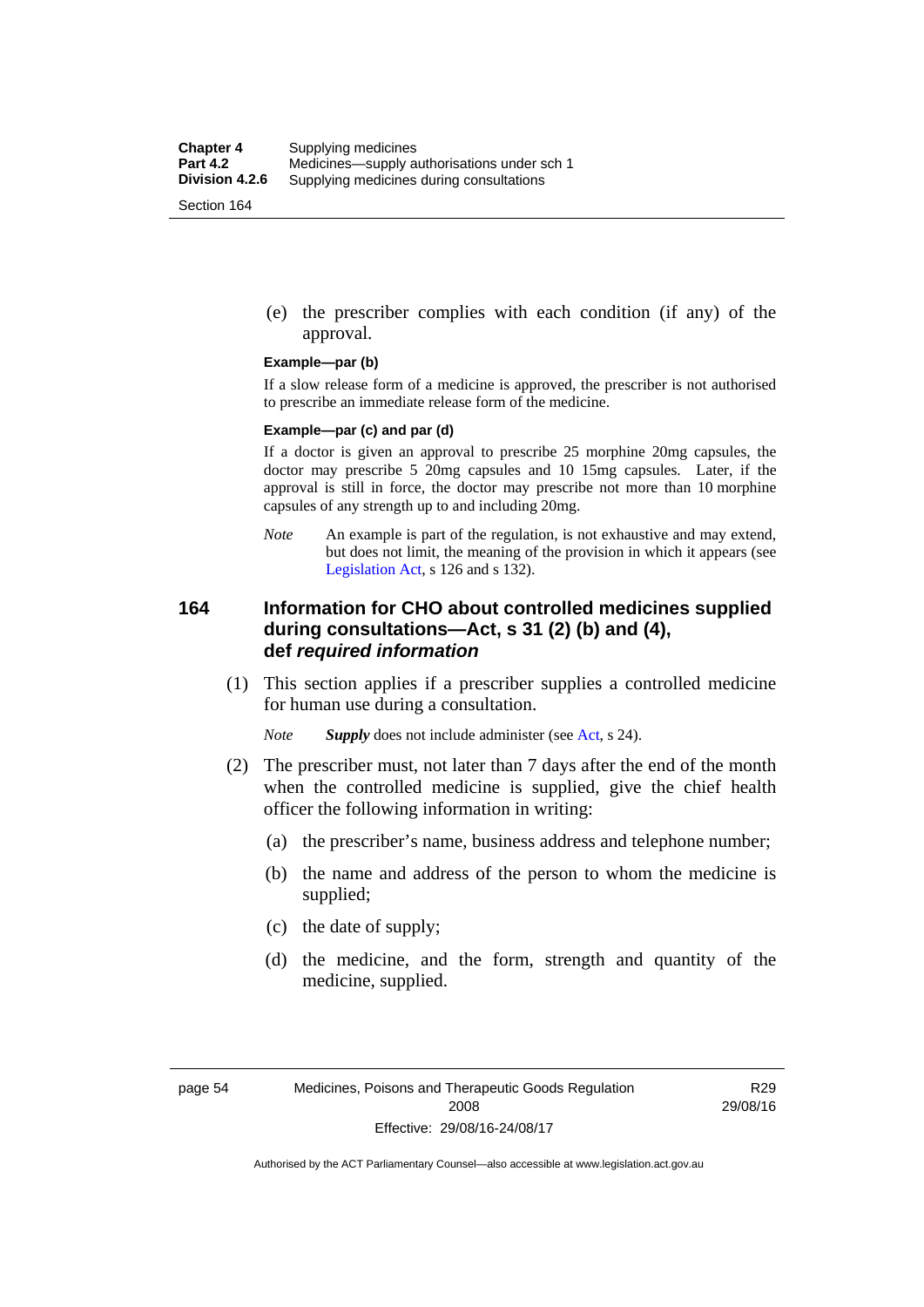(e) the prescriber complies with each condition (if any) of the approval.

**Example—par (b)**

If a slow release form of a medicine is approved, the prescriber is not authorised to prescribe an immediate release form of the medicine.

**Example—par (c) and par (d)**

If a doctor is given an approval to prescribe 25 morphine 20mg capsules, the doctor may prescribe 5 20mg capsules and 10 15mg capsules. Later, if the approval is still in force, the doctor may prescribe not more than 10 morphine capsules of any strength up to and including 20mg.

*Note* An example is part of the regulation, is not exhaustive and may extend, but does not limit, the meaning of the provision in which it appears (see Legislation Act, s 126 and s 132).

## 164 Information for CHO about controlled medicines supplied during consultations—Act, s 31 (2) (b) and (4), def *required information*

(1) This section applies if a prescriber supplies a controlled medicine for human use during a consultation.

*Note* ***Supply*** does not include administer (see Act, s 24).

(2) The prescriber must, not later than 7 days after the end of the month when the controlled medicine is supplied, give the chief health officer the following information in writing:

(a) the prescriber's name, business address and telephone number;

(b) the name and address of the person to whom the medicine is supplied;

(c) the date of supply;

(d) the medicine, and the form, strength and quantity of the medicine, supplied.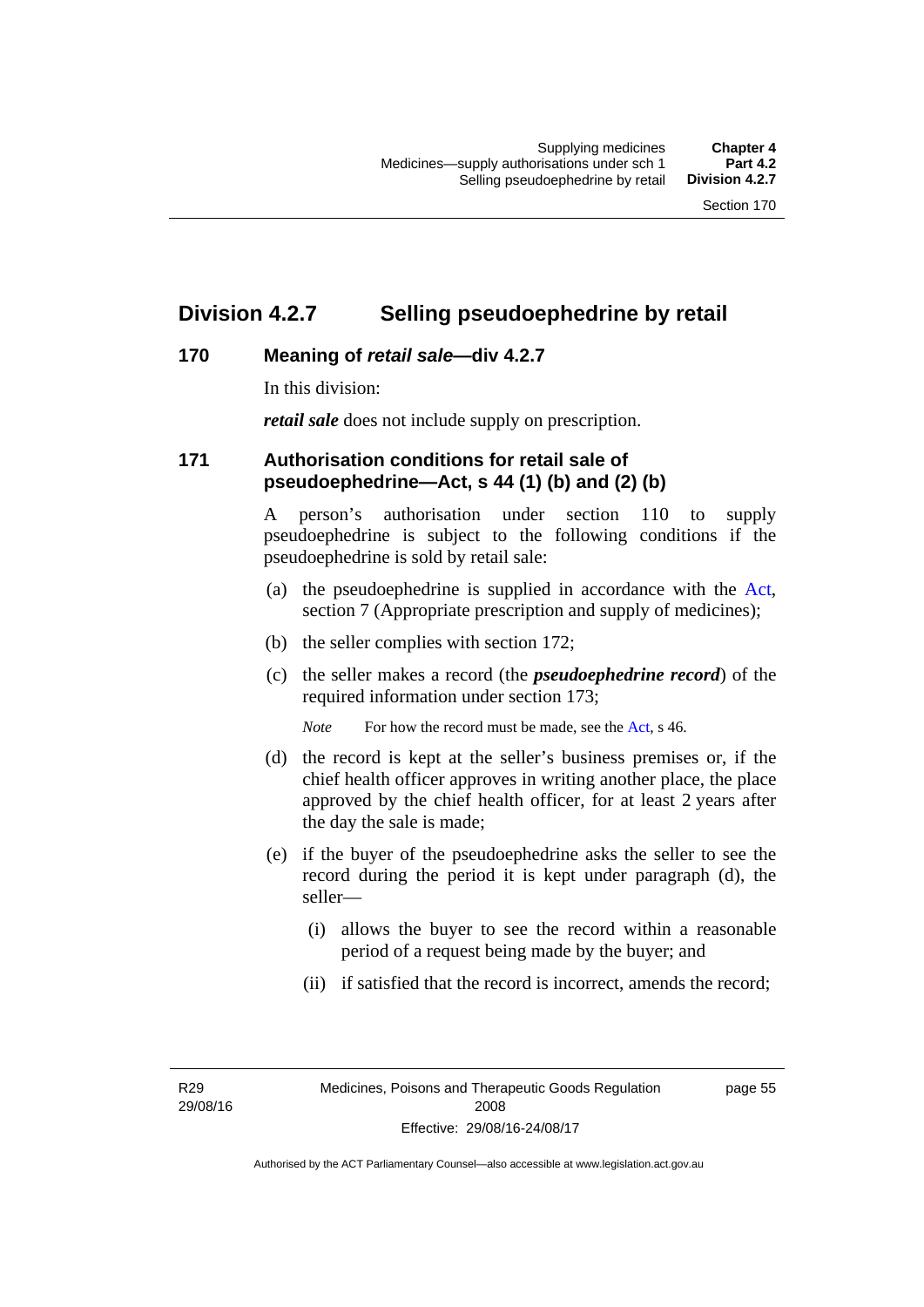# Division 4.2.7 Selling pseudoephedrine by retail

## 170 Meaning of *retail sale*—div 4.2.7

In this division:

***retail sale*** does not include supply on prescription.

## 171 Authorisation conditions for retail sale of pseudoephedrine—Act, s 44 (1) (b) and (2) (b)

A person's authorisation under section 110 to supply pseudoephedrine is subject to the following conditions if the pseudoephedrine is sold by retail sale:

(a) the pseudoephedrine is supplied in accordance with the Act, section 7 (Appropriate prescription and supply of medicines);

(b) the seller complies with section 172;

(c) the seller makes a record (the ***pseudoephedrine record***) of the required information under section 173;

*Note* For how the record must be made, see the Act, s 46.

(d) the record is kept at the seller's business premises or, if the chief health officer approves in writing another place, the place approved by the chief health officer, for at least 2 years after the day the sale is made;

(e) if the buyer of the pseudoephedrine asks the seller to see the record during the period it is kept under paragraph (d), the seller—

(i) allows the buyer to see the record within a reasonable period of a request being made by the buyer; and

(ii) if satisfied that the record is incorrect, amends the record;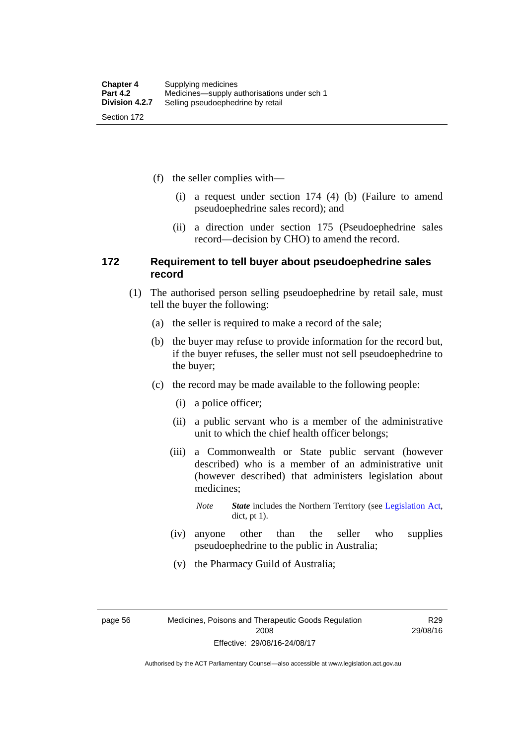(f) the seller complies with—

(i) a request under section 174 (4) (b) (Failure to amend pseudoephedrine sales record); and

(ii) a direction under section 175 (Pseudoephedrine sales record—decision by CHO) to amend the record.

### 172 Requirement to tell buyer about pseudoephedrine sales record

(1) The authorised person selling pseudoephedrine by retail sale, must tell the buyer the following:

(a) the seller is required to make a record of the sale;

(b) the buyer may refuse to provide information for the record but, if the buyer refuses, the seller must not sell pseudoephedrine to the buyer;

(c) the record may be made available to the following people:

(i) a police officer;

(ii) a public servant who is a member of the administrative unit to which the chief health officer belongs;

(iii) a Commonwealth or State public servant (however described) who is a member of an administrative unit (however described) that administers legislation about medicines;

*Note* ***State*** includes the Northern Territory (see Legislation Act, dict, pt 1).

(iv) anyone other than the seller who supplies pseudoephedrine to the public in Australia;

(v) the Pharmacy Guild of Australia;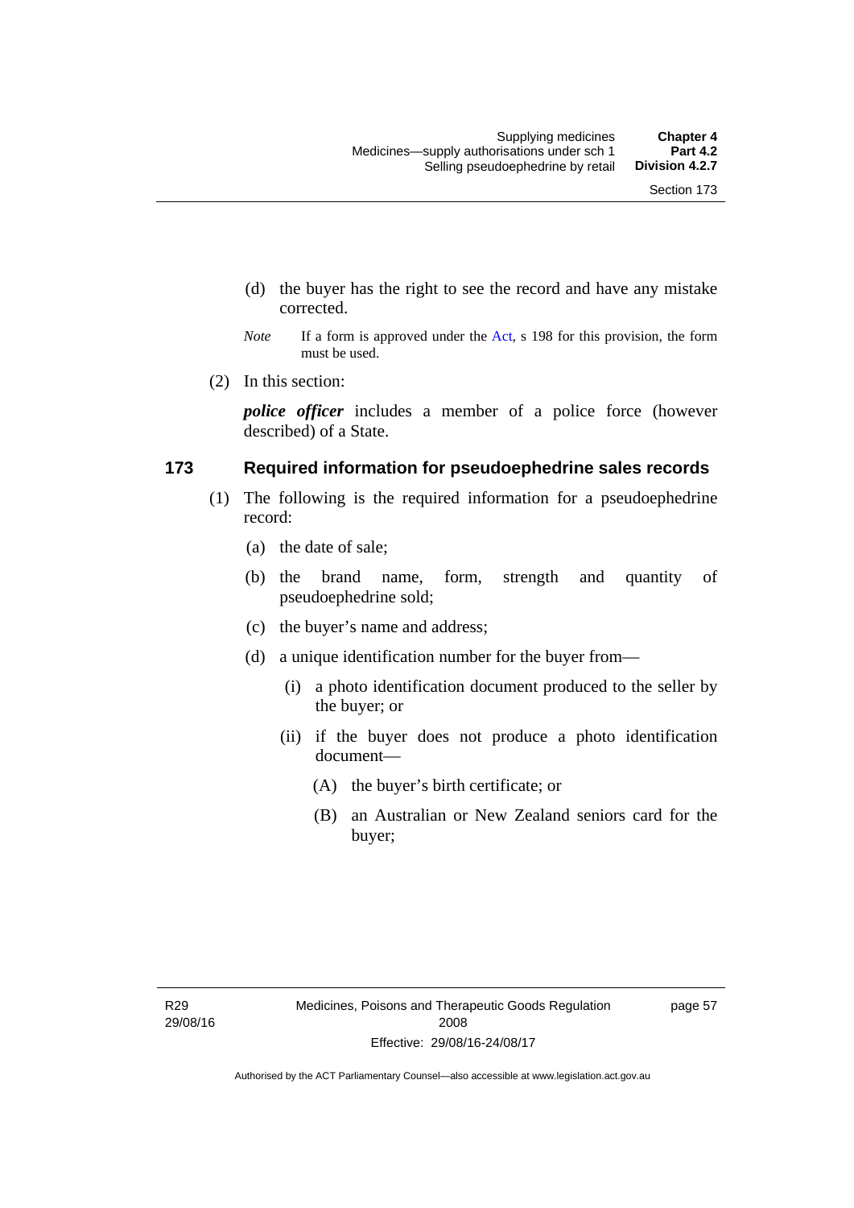(d) the buyer has the right to see the record and have any mistake corrected.

*Note* If a form is approved under the Act, s 198 for this provision, the form must be used.

(2) In this section:

***police officer*** includes a member of a police force (however described) of a State.

### 173 Required information for pseudoephedrine sales records

(1) The following is the required information for a pseudoephedrine record:

(a) the date of sale;

(b) the brand name, form, strength and quantity of pseudoephedrine sold;

(c) the buyer's name and address;

(d) a unique identification number for the buyer from—

(i) a photo identification document produced to the seller by the buyer; or

(ii) if the buyer does not produce a photo identification document—

(A) the buyer's birth certificate; or

(B) an Australian or New Zealand seniors card for the buyer;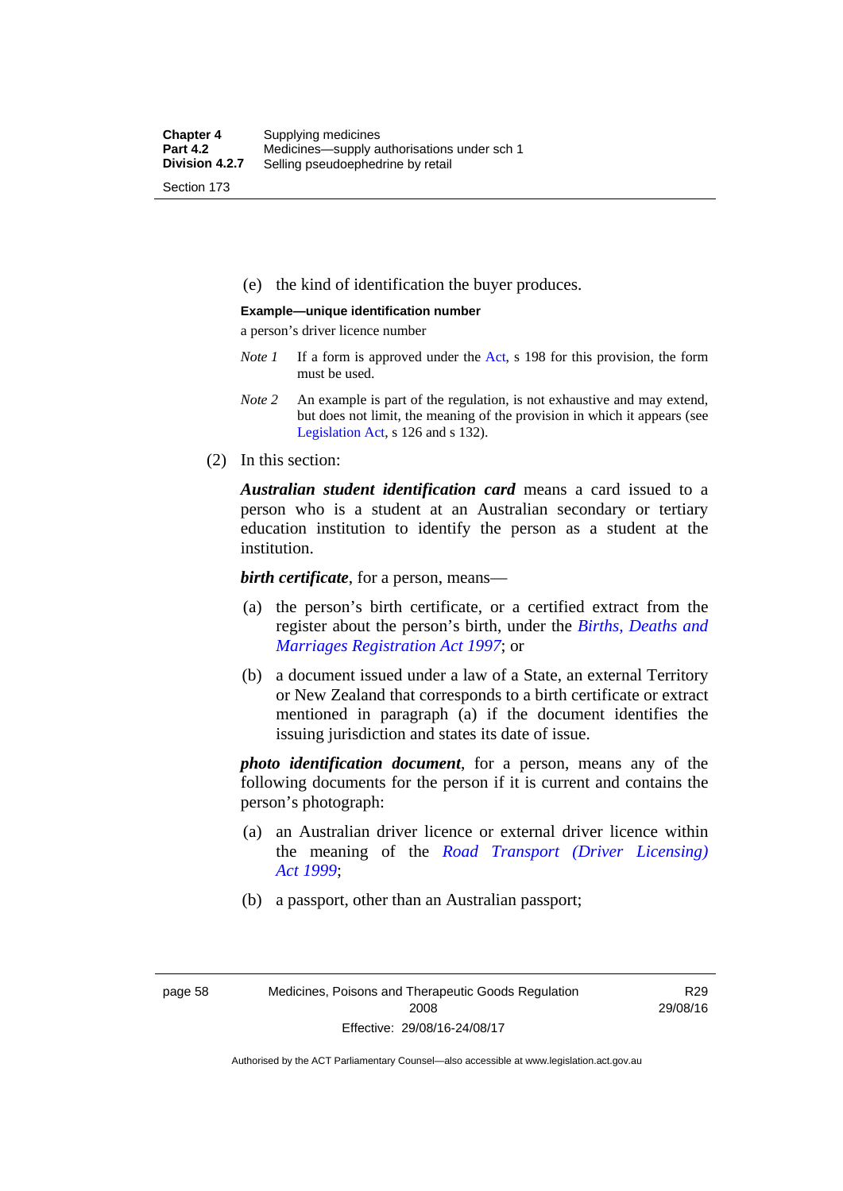(e) the kind of identification the buyer produces.

**Example—unique identification number**

a person's driver licence number

*Note 1* If a form is approved under the Act, s 198 for this provision, the form must be used.

*Note 2* An example is part of the regulation, is not exhaustive and may extend, but does not limit, the meaning of the provision in which it appears (see Legislation Act, s 126 and s 132).

(2) In this section:

***Australian student identification card*** means a card issued to a person who is a student at an Australian secondary or tertiary education institution to identify the person as a student at the institution.

***birth certificate***, for a person, means—

(a) the person's birth certificate, or a certified extract from the register about the person's birth, under the *Births, Deaths and Marriages Registration Act 1997*; or

(b) a document issued under a law of a State, an external Territory or New Zealand that corresponds to a birth certificate or extract mentioned in paragraph (a) if the document identifies the issuing jurisdiction and states its date of issue.

***photo identification document***, for a person, means any of the following documents for the person if it is current and contains the person's photograph:

(a) an Australian driver licence or external driver licence within the meaning of the *Road Transport (Driver Licensing) Act 1999*;

(b) a passport, other than an Australian passport;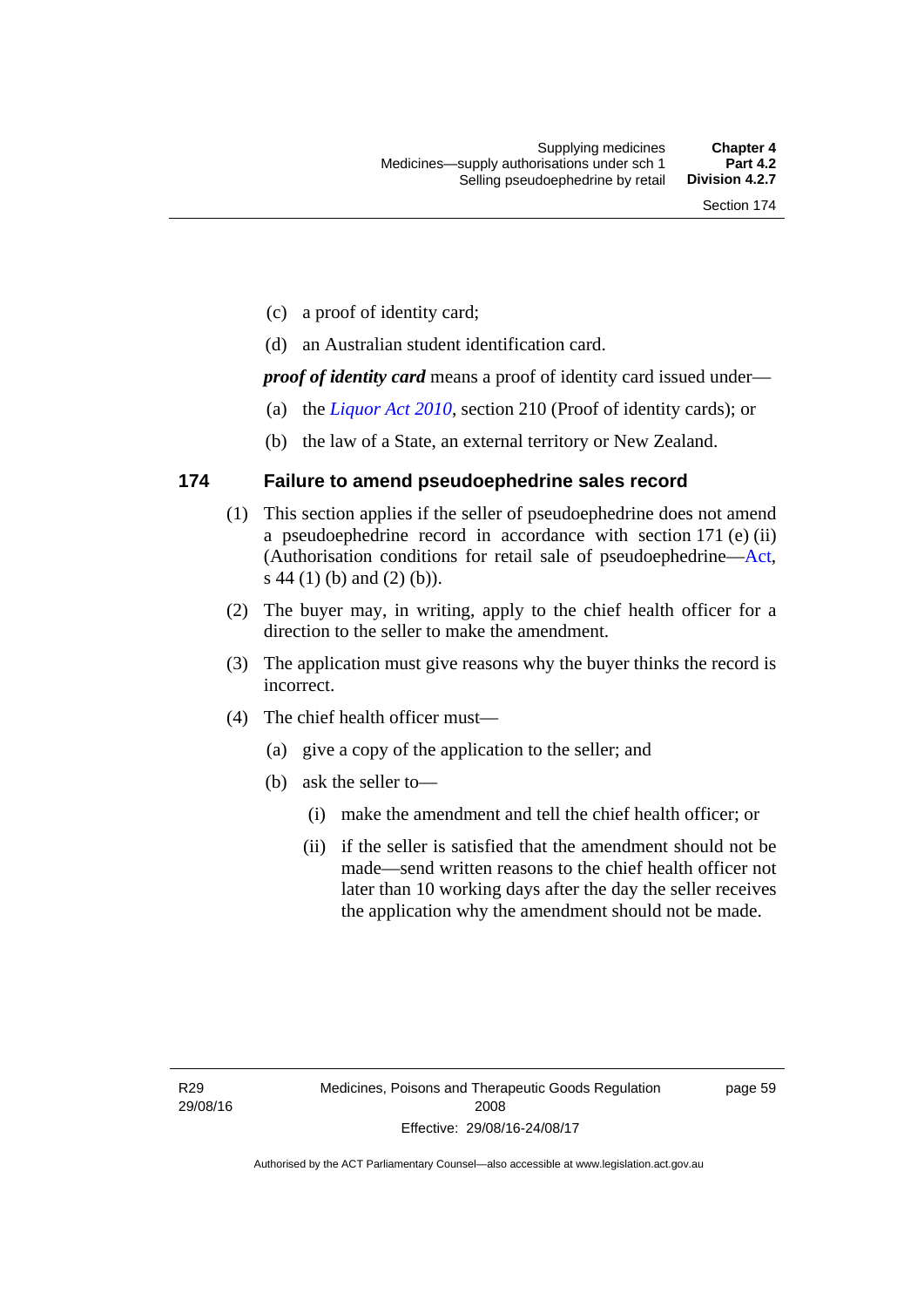(c) a proof of identity card;

(d) an Australian student identification card.

***proof of identity card*** means a proof of identity card issued under—

(a) the *Liquor Act 2010*, section 210 (Proof of identity cards); or

(b) the law of a State, an external territory or New Zealand.

## 174 Failure to amend pseudoephedrine sales record

(1) This section applies if the seller of pseudoephedrine does not amend a pseudoephedrine record in accordance with section 171 (e) (ii) (Authorisation conditions for retail sale of pseudoephedrine—Act, s 44 (1) (b) and (2) (b)).

(2) The buyer may, in writing, apply to the chief health officer for a direction to the seller to make the amendment.

(3) The application must give reasons why the buyer thinks the record is incorrect.

(4) The chief health officer must—

(a) give a copy of the application to the seller; and

(b) ask the seller to—

(i) make the amendment and tell the chief health officer; or

(ii) if the seller is satisfied that the amendment should not be made—send written reasons to the chief health officer not later than 10 working days after the day the seller receives the application why the amendment should not be made.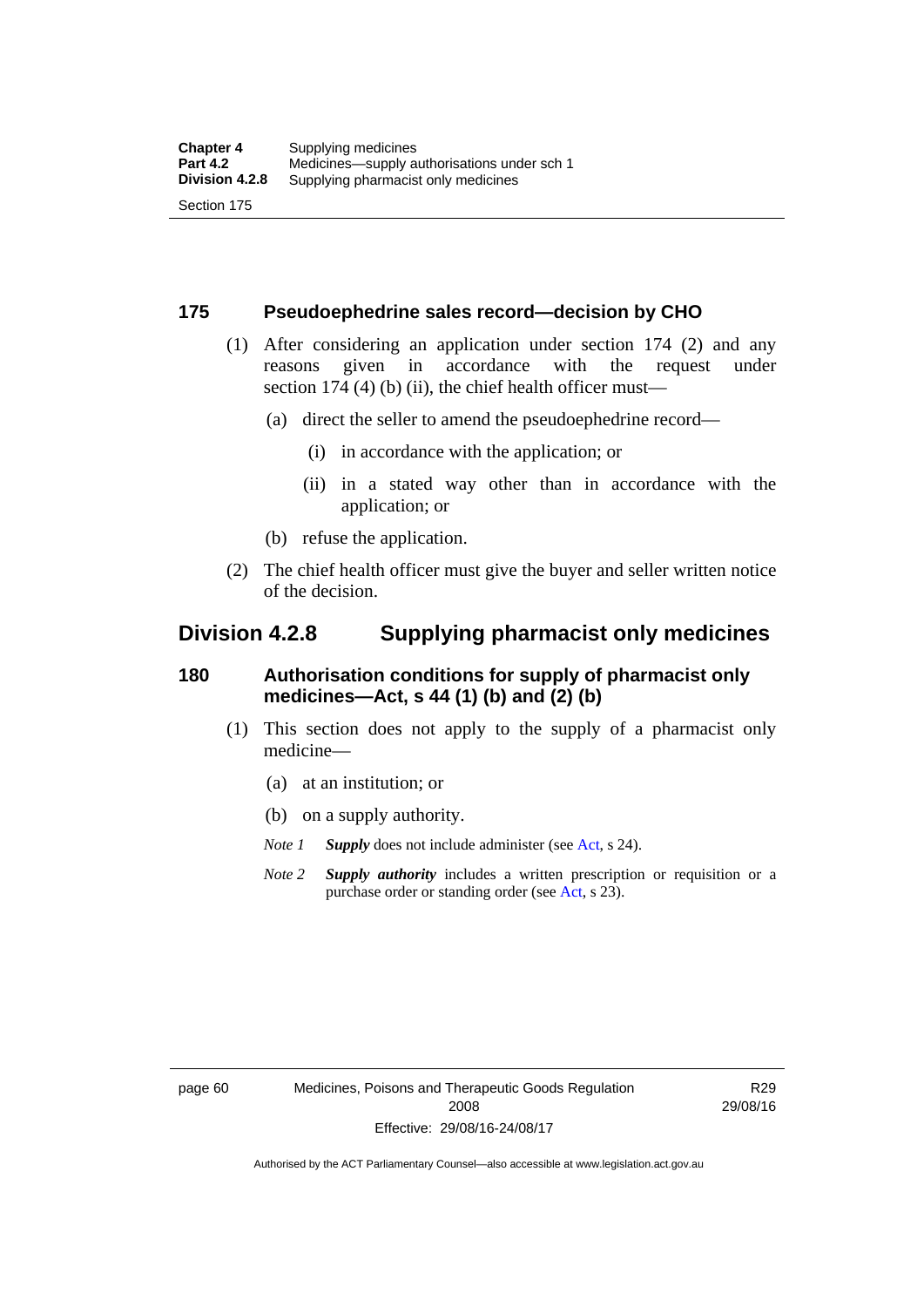### 175 Pseudoephedrine sales record—decision by CHO

(1) After considering an application under section 174 (2) and any reasons given in accordance with the request under section 174 (4) (b) (ii), the chief health officer must—

(a) direct the seller to amend the pseudoephedrine record—

(i) in accordance with the application; or

(ii) in a stated way other than in accordance with the application; or

(b) refuse the application.

(2) The chief health officer must give the buyer and seller written notice of the decision.

## Division 4.2.8 Supplying pharmacist only medicines

### 180 Authorisation conditions for supply of pharmacist only medicines—Act, s 44 (1) (b) and (2) (b)

(1) This section does not apply to the supply of a pharmacist only medicine—

(a) at an institution; or

(b) on a supply authority.

*Note 1* ***Supply*** does not include administer (see Act, s 24).

*Note 2* ***Supply authority*** includes a written prescription or requisition or a purchase order or standing order (see Act, s 23).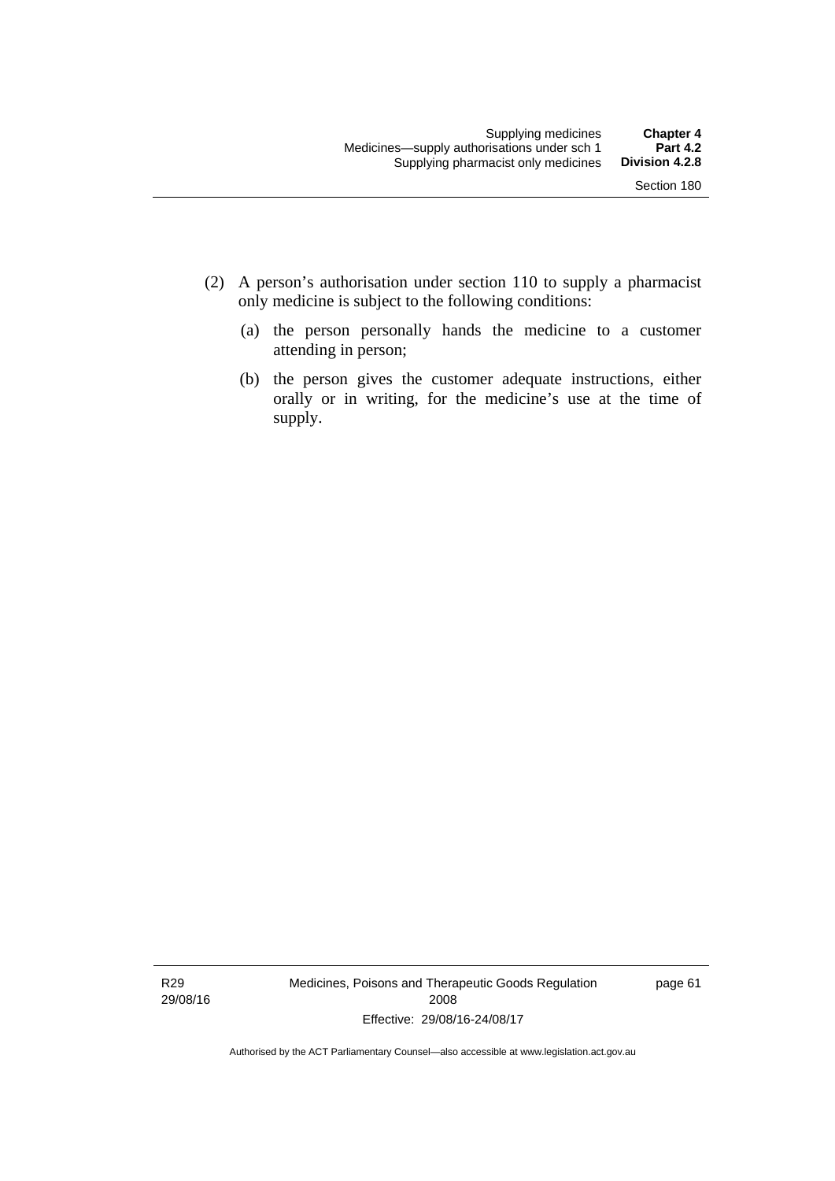(2) A person's authorisation under section 110 to supply a pharmacist only medicine is subject to the following conditions:

(a) the person personally hands the medicine to a customer attending in person;

(b) the person gives the customer adequate instructions, either orally or in writing, for the medicine's use at the time of supply.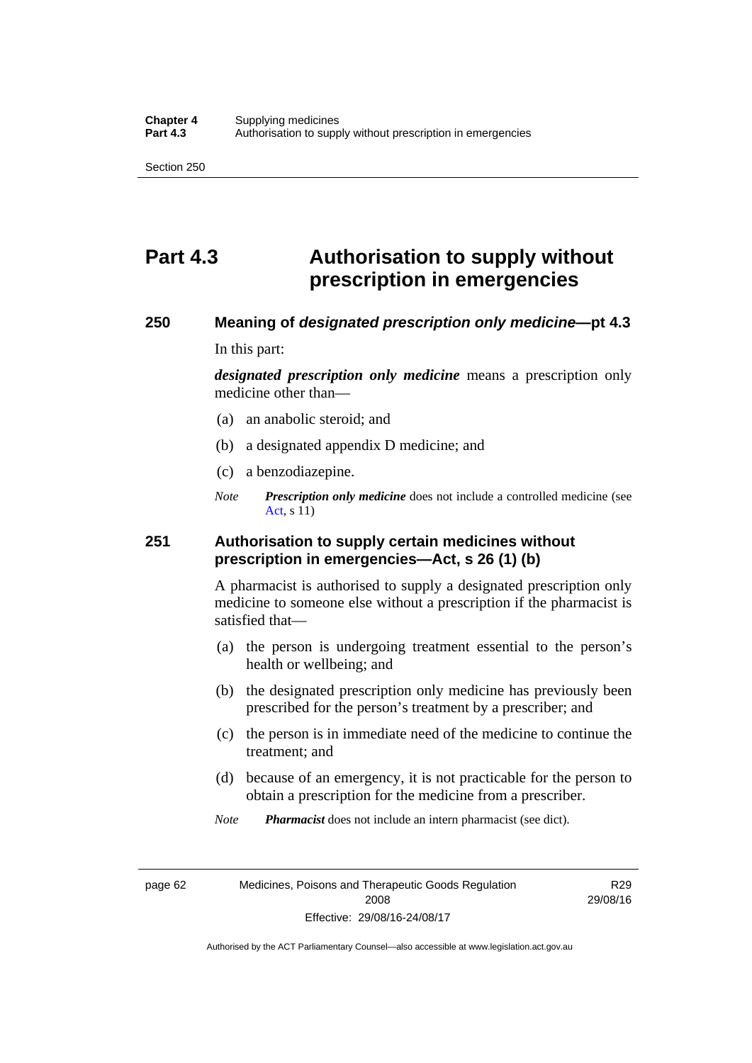# Part 4.3 Authorisation to supply without prescription in emergencies

## 250 Meaning of *designated prescription only medicine*—pt 4.3

In this part:

***designated prescription only medicine*** means a prescription only medicine other than—

(a) an anabolic steroid; and

(b) a designated appendix D medicine; and

(c) a benzodiazepine.

*Note* ***Prescription only medicine*** does not include a controlled medicine (see Act, s 11)

## 251 Authorisation to supply certain medicines without prescription in emergencies—Act, s 26 (1) (b)

A pharmacist is authorised to supply a designated prescription only medicine to someone else without a prescription if the pharmacist is satisfied that—

(a) the person is undergoing treatment essential to the person's health or wellbeing; and

(b) the designated prescription only medicine has previously been prescribed for the person's treatment by a prescriber; and

(c) the person is in immediate need of the medicine to continue the treatment; and

(d) because of an emergency, it is not practicable for the person to obtain a prescription for the medicine from a prescriber.

*Note* ***Pharmacist*** does not include an intern pharmacist (see dict).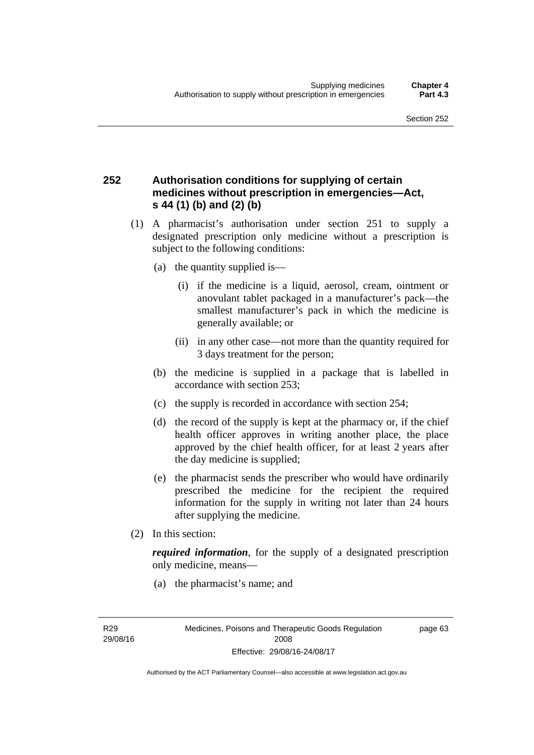## 252 Authorisation conditions for supplying of certain medicines without prescription in emergencies—Act, s 44 (1) (b) and (2) (b)

(1) A pharmacist's authorisation under section 251 to supply a designated prescription only medicine without a prescription is subject to the following conditions:

(a) the quantity supplied is—

(i) if the medicine is a liquid, aerosol, cream, ointment or anovulant tablet packaged in a manufacturer's pack—the smallest manufacturer's pack in which the medicine is generally available; or

(ii) in any other case—not more than the quantity required for 3 days treatment for the person;

(b) the medicine is supplied in a package that is labelled in accordance with section 253;

(c) the supply is recorded in accordance with section 254;

(d) the record of the supply is kept at the pharmacy or, if the chief health officer approves in writing another place, the place approved by the chief health officer, for at least 2 years after the day medicine is supplied;

(e) the pharmacist sends the prescriber who would have ordinarily prescribed the medicine for the recipient the required information for the supply in writing not later than 24 hours after supplying the medicine.

(2) In this section:

***required information***, for the supply of a designated prescription only medicine, means—

(a) the pharmacist's name; and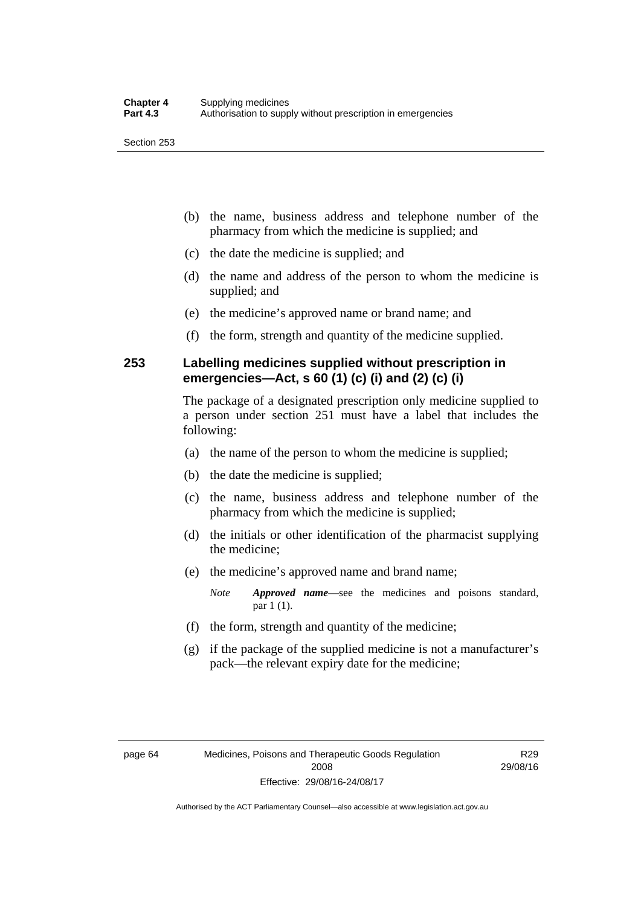(b) the name, business address and telephone number of the pharmacy from which the medicine is supplied; and

(c) the date the medicine is supplied; and

(d) the name and address of the person to whom the medicine is supplied; and

(e) the medicine's approved name or brand name; and

(f) the form, strength and quantity of the medicine supplied.

### 253 Labelling medicines supplied without prescription in emergencies—Act, s 60 (1) (c) (i) and (2) (c) (i)

The package of a designated prescription only medicine supplied to a person under section 251 must have a label that includes the following:

(a) the name of the person to whom the medicine is supplied;

(b) the date the medicine is supplied;

(c) the name, business address and telephone number of the pharmacy from which the medicine is supplied;

(d) the initials or other identification of the pharmacist supplying the medicine;

(e) the medicine's approved name and brand name;

*Note* ***Approved name***—see the medicines and poisons standard, par 1 (1).

(f) the form, strength and quantity of the medicine;

(g) if the package of the supplied medicine is not a manufacturer's pack—the relevant expiry date for the medicine;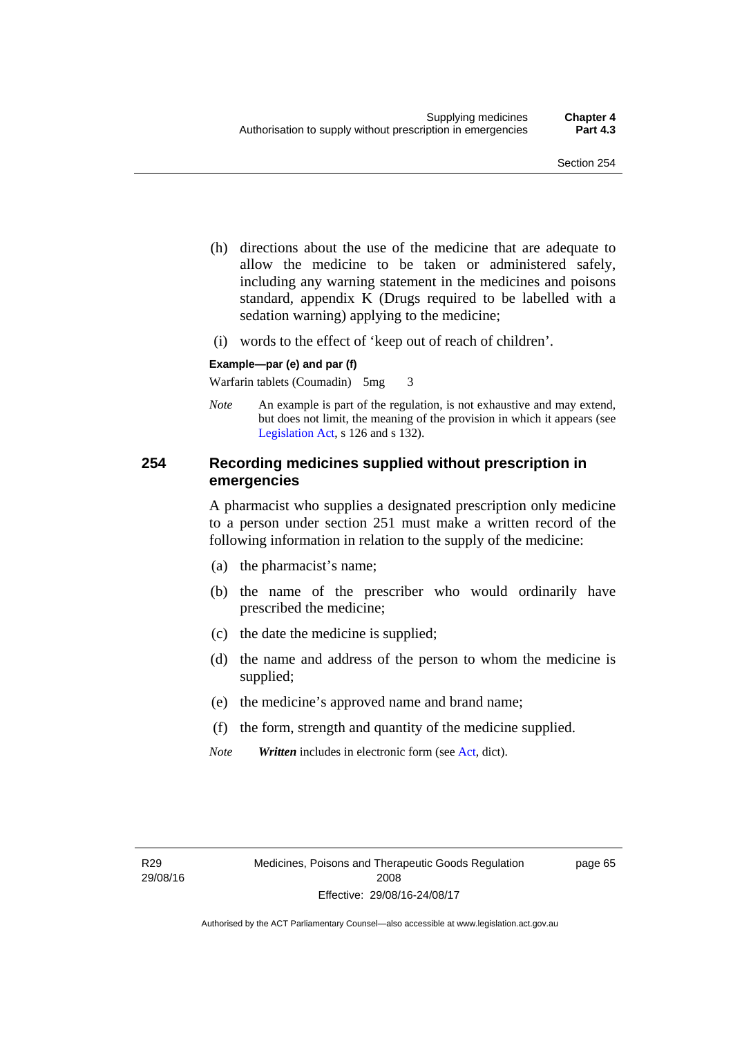(h) directions about the use of the medicine that are adequate to allow the medicine to be taken or administered safely, including any warning statement in the medicines and poisons standard, appendix K (Drugs required to be labelled with a sedation warning) applying to the medicine;

(i) words to the effect of 'keep out of reach of children'.

**Example—par (e) and par (f)**

Warfarin tablets (Coumadin) 5mg 3

*Note* An example is part of the regulation, is not exhaustive and may extend, but does not limit, the meaning of the provision in which it appears (see Legislation Act, s 126 and s 132).

## 254 Recording medicines supplied without prescription in emergencies

A pharmacist who supplies a designated prescription only medicine to a person under section 251 must make a written record of the following information in relation to the supply of the medicine:

(a) the pharmacist's name;

(b) the name of the prescriber who would ordinarily have prescribed the medicine;

(c) the date the medicine is supplied;

(d) the name and address of the person to whom the medicine is supplied;

(e) the medicine's approved name and brand name;

(f) the form, strength and quantity of the medicine supplied.

*Note* ***Written*** includes in electronic form (see Act, dict).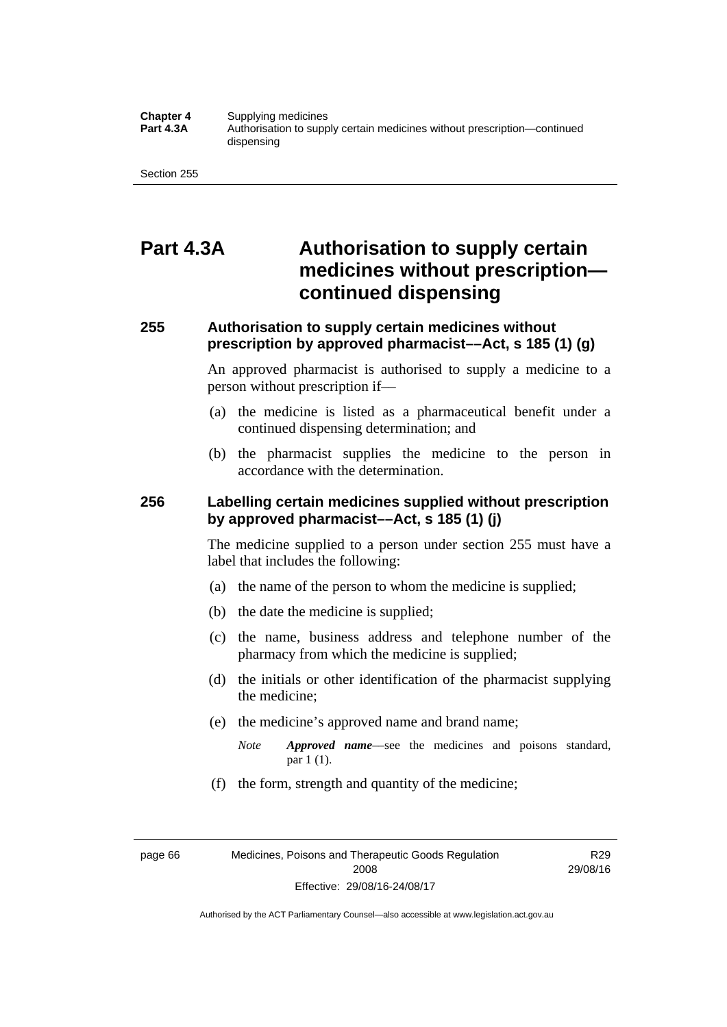# Part 4.3A Authorisation to supply certain medicines without prescription—continued dispensing

## 255 Authorisation to supply certain medicines without prescription by approved pharmacist––Act, s 185 (1) (g)

An approved pharmacist is authorised to supply a medicine to a person without prescription if—

(a) the medicine is listed as a pharmaceutical benefit under a continued dispensing determination; and

(b) the pharmacist supplies the medicine to the person in accordance with the determination.

## 256 Labelling certain medicines supplied without prescription by approved pharmacist––Act, s 185 (1) (j)

The medicine supplied to a person under section 255 must have a label that includes the following:

(a) the name of the person to whom the medicine is supplied;

(b) the date the medicine is supplied;

(c) the name, business address and telephone number of the pharmacy from which the medicine is supplied;

(d) the initials or other identification of the pharmacist supplying the medicine;

(e) the medicine's approved name and brand name;

*Note* ***Approved name***—see the medicines and poisons standard, par 1 (1).

(f) the form, strength and quantity of the medicine;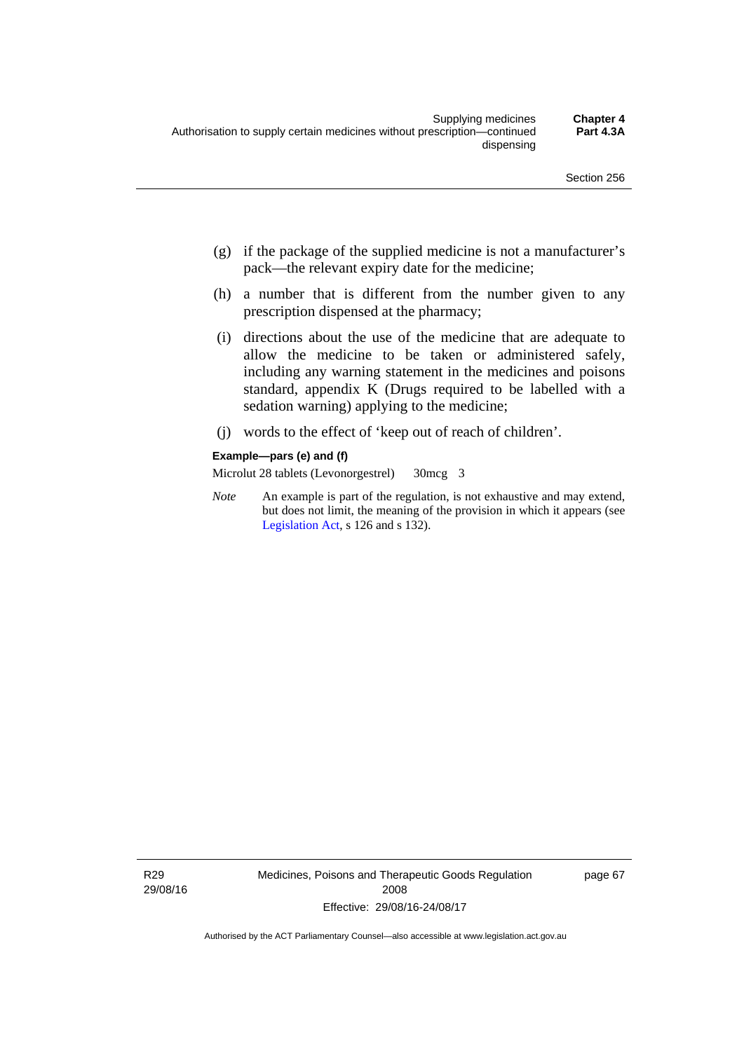(g) if the package of the supplied medicine is not a manufacturer's pack—the relevant expiry date for the medicine;

(h) a number that is different from the number given to any prescription dispensed at the pharmacy;

(i) directions about the use of the medicine that are adequate to allow the medicine to be taken or administered safely, including any warning statement in the medicines and poisons standard, appendix K (Drugs required to be labelled with a sedation warning) applying to the medicine;

(j) words to the effect of 'keep out of reach of children'.

**Example—pars (e) and (f)**

Microlut 28 tablets (Levonorgestrel) 30mcg 3

*Note* An example is part of the regulation, is not exhaustive and may extend, but does not limit, the meaning of the provision in which it appears (see Legislation Act, s 126 and s 132).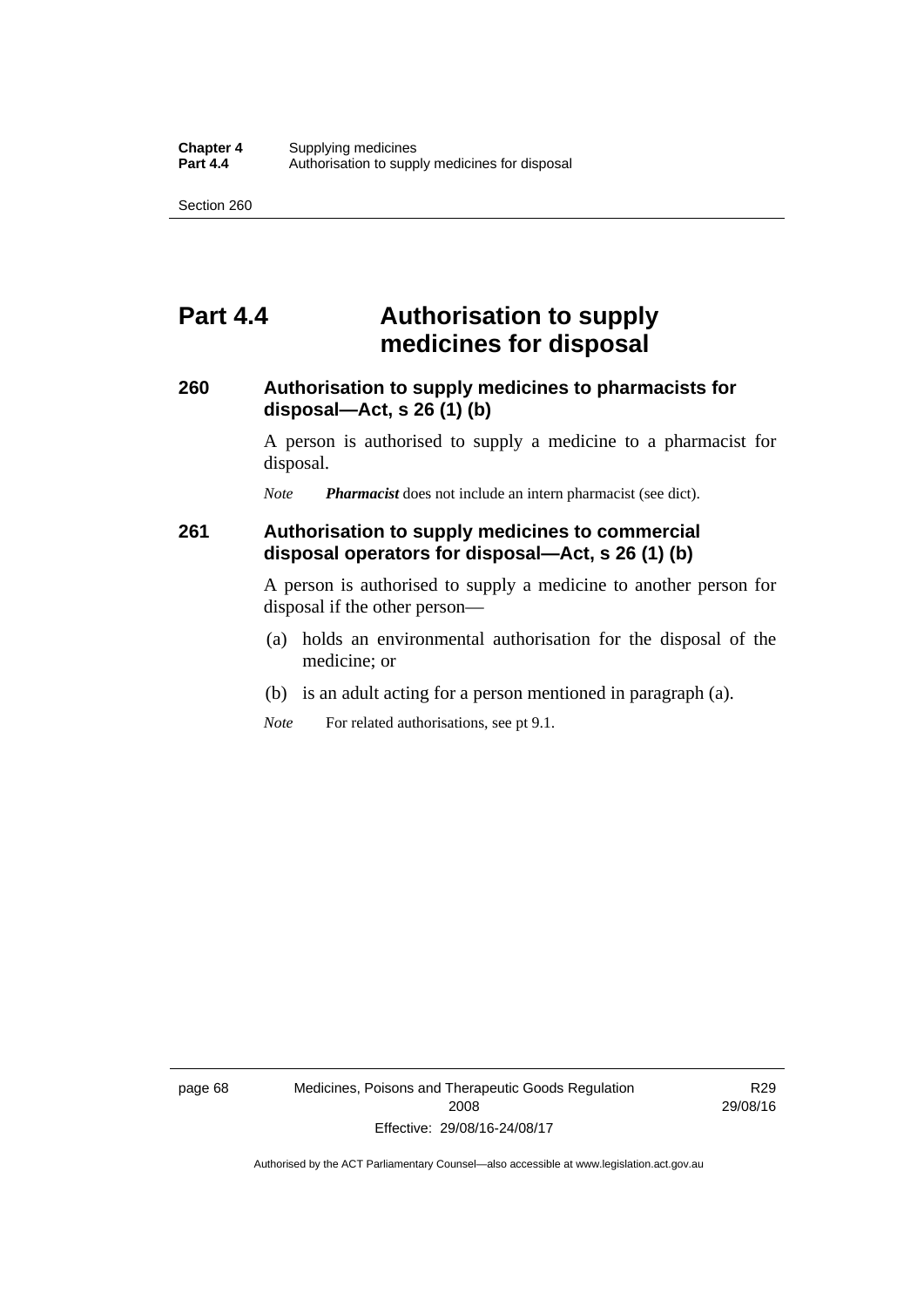# Part 4.4 Authorisation to supply medicines for disposal

## 260 Authorisation to supply medicines to pharmacists for disposal—Act, s 26 (1) (b)

A person is authorised to supply a medicine to a pharmacist for disposal.

*Note* ***Pharmacist*** does not include an intern pharmacist (see dict).

## 261 Authorisation to supply medicines to commercial disposal operators for disposal—Act, s 26 (1) (b)

A person is authorised to supply a medicine to another person for disposal if the other person—

(a) holds an environmental authorisation for the disposal of the medicine; or

(b) is an adult acting for a person mentioned in paragraph (a).

*Note* For related authorisations, see pt 9.1.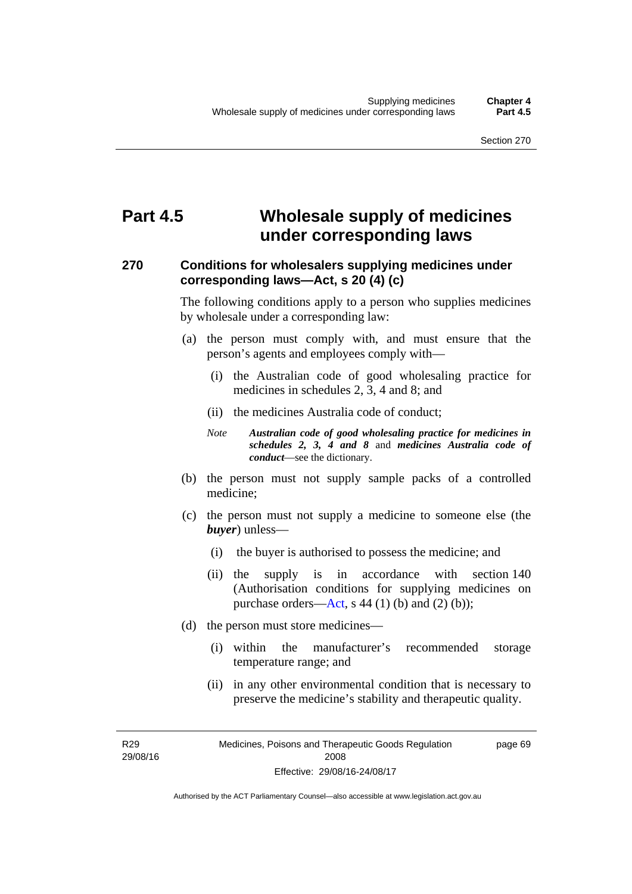# Part 4.5 Wholesale supply of medicines under corresponding laws

### 270 Conditions for wholesalers supplying medicines under corresponding laws—Act, s 20 (4) (c)

The following conditions apply to a person who supplies medicines by wholesale under a corresponding law:

(a) the person must comply with, and must ensure that the person's agents and employees comply with—

(i) the Australian code of good wholesaling practice for medicines in schedules 2, 3, 4 and 8; and

(ii) the medicines Australia code of conduct;

*Note* ***Australian code of good wholesaling practice for medicines in schedules 2, 3, 4 and 8*** and ***medicines Australia code of conduct***—see the dictionary.

(b) the person must not supply sample packs of a controlled medicine;

(c) the person must not supply a medicine to someone else (the ***buyer***) unless—

(i) the buyer is authorised to possess the medicine; and

(ii) the supply is in accordance with section 140 (Authorisation conditions for supplying medicines on purchase orders—Act, s 44 (1) (b) and (2) (b));

(d) the person must store medicines—

(i) within the manufacturer's recommended storage temperature range; and

(ii) in any other environmental condition that is necessary to preserve the medicine's stability and therapeutic quality.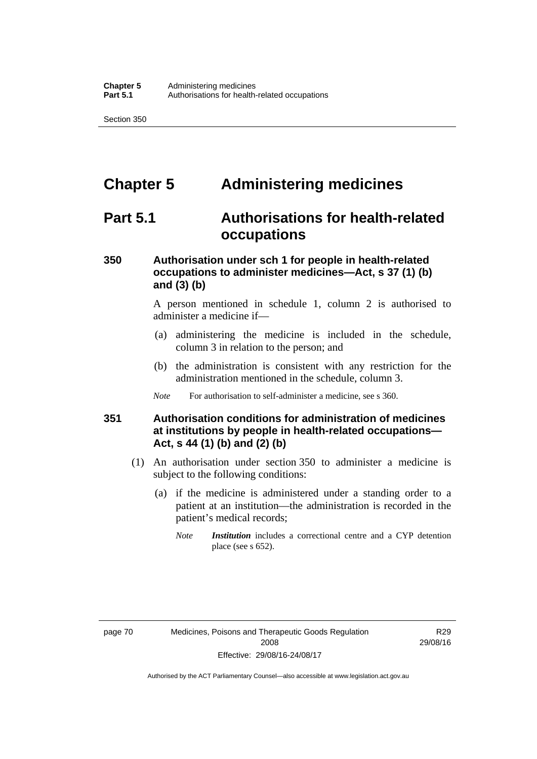# Chapter 5 Administering medicines

## Part 5.1 Authorisations for health-related occupations

### 350 Authorisation under sch 1 for people in health-related occupations to administer medicines—Act, s 37 (1) (b) and (3) (b)

A person mentioned in schedule 1, column 2 is authorised to administer a medicine if—

(a) administering the medicine is included in the schedule, column 3 in relation to the person; and

(b) the administration is consistent with any restriction for the administration mentioned in the schedule, column 3.

*Note* For authorisation to self-administer a medicine, see s 360.

### 351 Authorisation conditions for administration of medicines at institutions by people in health-related occupations—Act, s 44 (1) (b) and (2) (b)

(1) An authorisation under section 350 to administer a medicine is subject to the following conditions:

(a) if the medicine is administered under a standing order to a patient at an institution—the administration is recorded in the patient's medical records;

*Note* ***Institution*** includes a correctional centre and a CYP detention place (see s 652).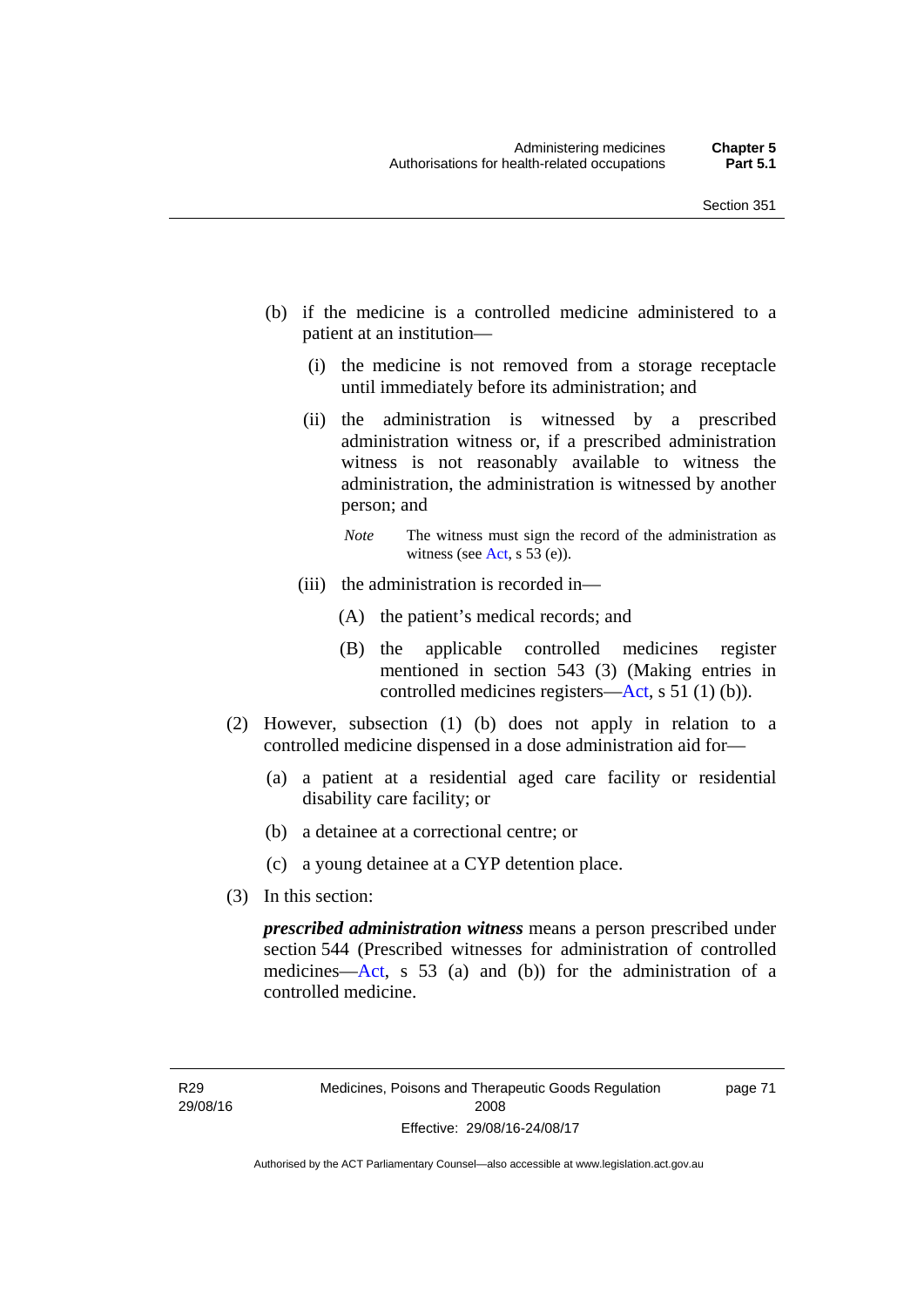(b) if the medicine is a controlled medicine administered to a patient at an institution—

   (i) the medicine is not removed from a storage receptacle until immediately before its administration; and

   (ii) the administration is witnessed by a prescribed administration witness or, if a prescribed administration witness is not reasonably available to witness the administration, the administration is witnessed by another person; and

   *Note* The witness must sign the record of the administration as witness (see Act, s 53 (e)).

   (iii) the administration is recorded in—

      (A) the patient's medical records; and

      (B) the applicable controlled medicines register mentioned in section 543 (3) (Making entries in controlled medicines registers—Act, s 51 (1) (b)).

(2) However, subsection (1) (b) does not apply in relation to a controlled medicine dispensed in a dose administration aid for—

   (a) a patient at a residential aged care facility or residential disability care facility; or

   (b) a detainee at a correctional centre; or

   (c) a young detainee at a CYP detention place.

(3) In this section:

***prescribed administration witness*** means a person prescribed under section 544 (Prescribed witnesses for administration of controlled medicines—Act, s 53 (a) and (b)) for the administration of a controlled medicine.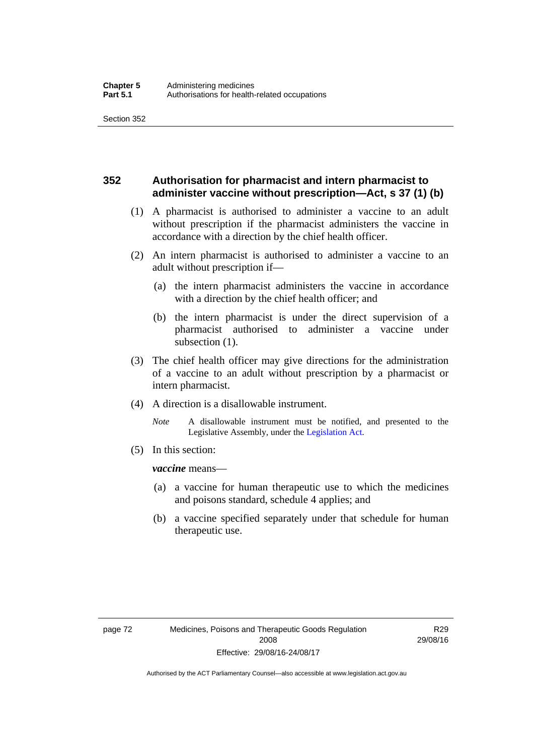## 352 Authorisation for pharmacist and intern pharmacist to administer vaccine without prescription—Act, s 37 (1) (b)

(1) A pharmacist is authorised to administer a vaccine to an adult without prescription if the pharmacist administers the vaccine in accordance with a direction by the chief health officer.

(2) An intern pharmacist is authorised to administer a vaccine to an adult without prescription if—

(a) the intern pharmacist administers the vaccine in accordance with a direction by the chief health officer; and

(b) the intern pharmacist is under the direct supervision of a pharmacist authorised to administer a vaccine under subsection (1).

(3) The chief health officer may give directions for the administration of a vaccine to an adult without prescription by a pharmacist or intern pharmacist.

(4) A direction is a disallowable instrument.

*Note* A disallowable instrument must be notified, and presented to the Legislative Assembly, under the Legislation Act.

(5) In this section:

***vaccine*** means—

(a) a vaccine for human therapeutic use to which the medicines and poisons standard, schedule 4 applies; and

(b) a vaccine specified separately under that schedule for human therapeutic use.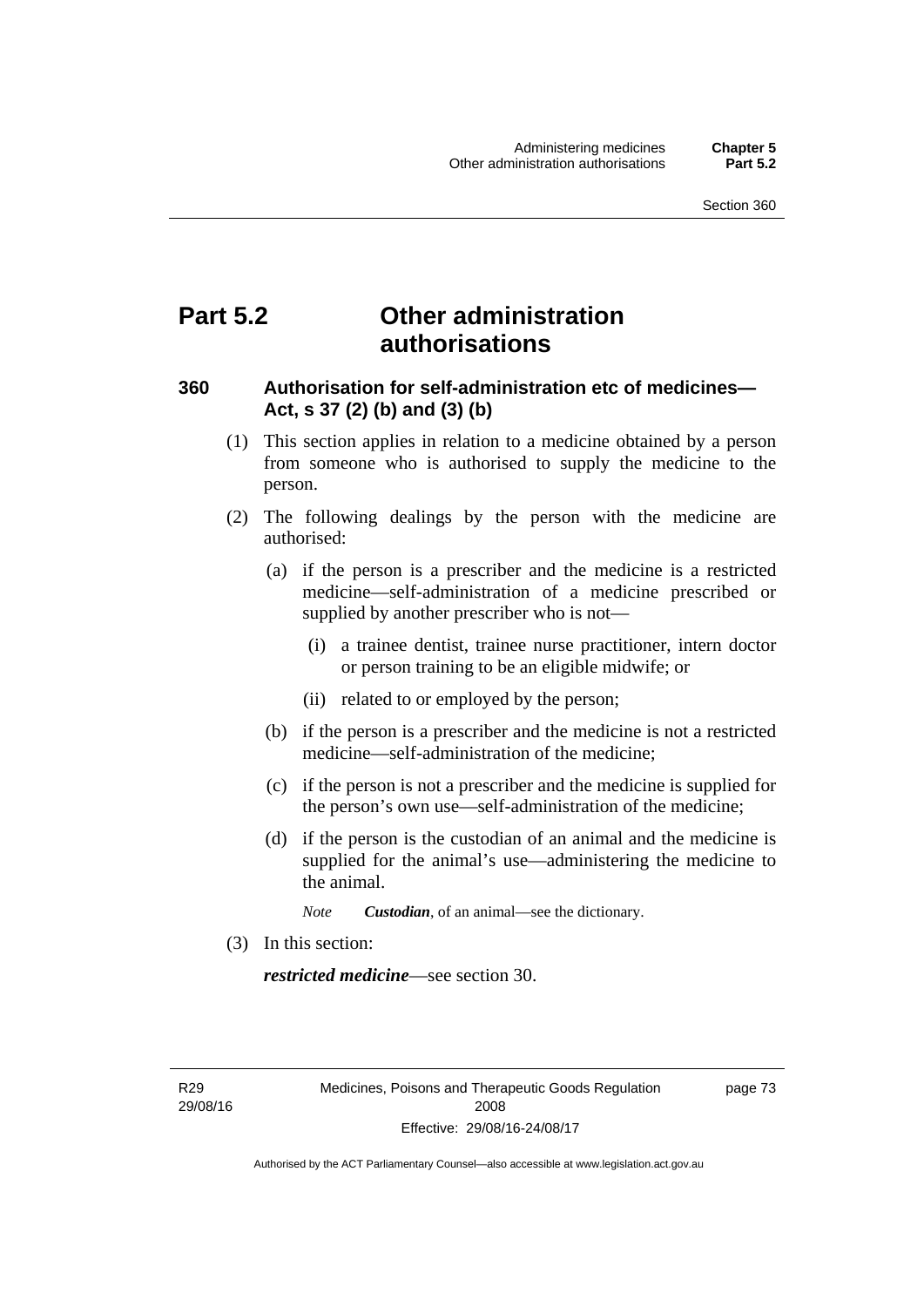# Part 5.2 Other administration authorisations

## 360 Authorisation for self-administration etc of medicines—Act, s 37 (2) (b) and (3) (b)

(1) This section applies in relation to a medicine obtained by a person from someone who is authorised to supply the medicine to the person.

(2) The following dealings by the person with the medicine are authorised:

(a) if the person is a prescriber and the medicine is a restricted medicine—self-administration of a medicine prescribed or supplied by another prescriber who is not—

(i) a trainee dentist, trainee nurse practitioner, intern doctor or person training to be an eligible midwife; or

(ii) related to or employed by the person;

(b) if the person is a prescriber and the medicine is not a restricted medicine—self-administration of the medicine;

(c) if the person is not a prescriber and the medicine is supplied for the person's own use—self-administration of the medicine;

(d) if the person is the custodian of an animal and the medicine is supplied for the animal's use—administering the medicine to the animal.

*Note* ***Custodian***, of an animal—see the dictionary.

(3) In this section:

***restricted medicine***—see section 30.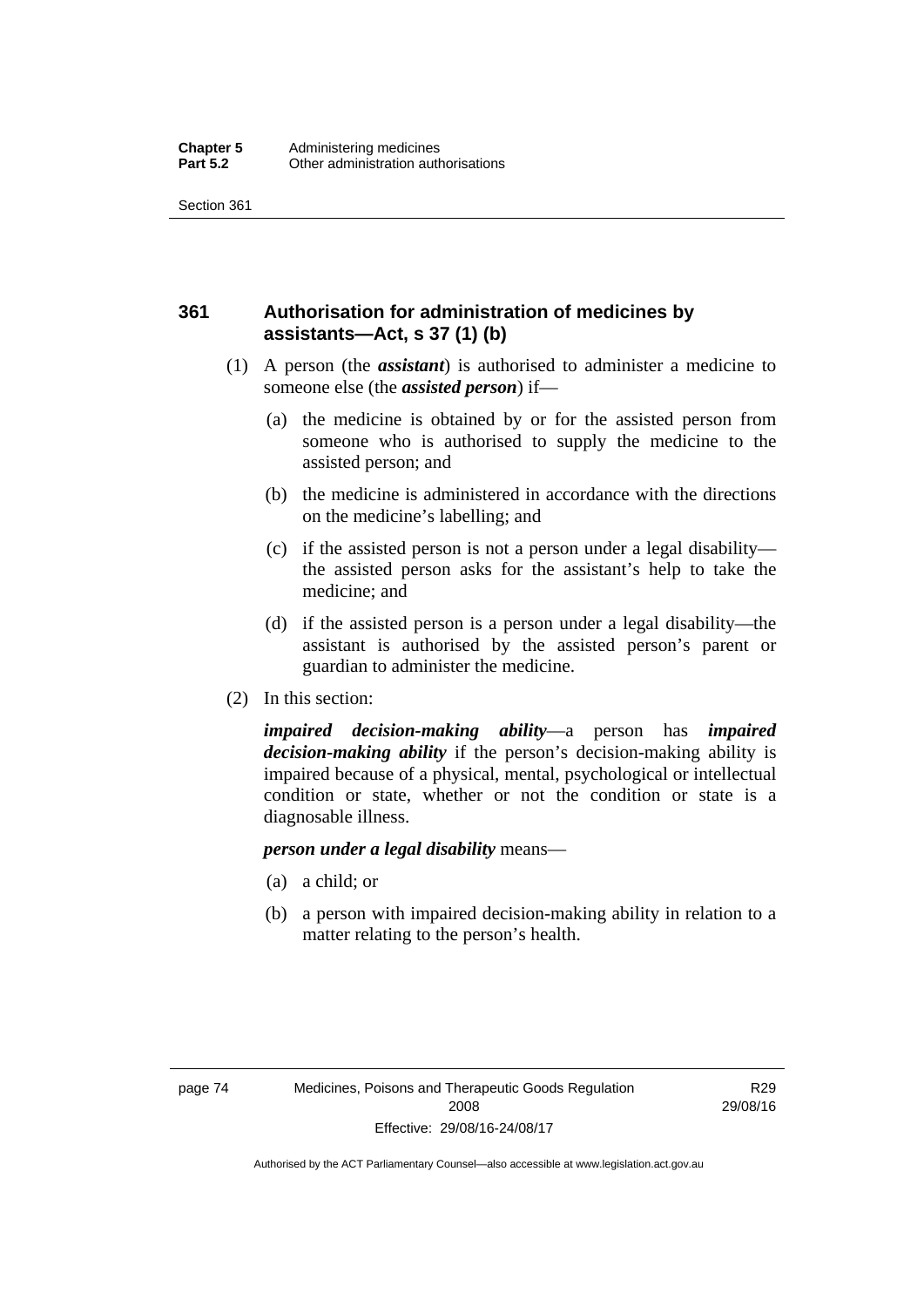## 361 Authorisation for administration of medicines by assistants—Act, s 37 (1) (b)

(1) A person (the ***assistant***) is authorised to administer a medicine to someone else (the ***assisted person***) if—

(a) the medicine is obtained by or for the assisted person from someone who is authorised to supply the medicine to the assisted person; and

(b) the medicine is administered in accordance with the directions on the medicine's labelling; and

(c) if the assisted person is not a person under a legal disability—the assisted person asks for the assistant's help to take the medicine; and

(d) if the assisted person is a person under a legal disability—the assistant is authorised by the assisted person's parent or guardian to administer the medicine.

(2) In this section:

***impaired decision-making ability***—a person has ***impaired decision-making ability*** if the person's decision-making ability is impaired because of a physical, mental, psychological or intellectual condition or state, whether or not the condition or state is a diagnosable illness.

***person under a legal disability*** means—

(a) a child; or

(b) a person with impaired decision-making ability in relation to a matter relating to the person's health.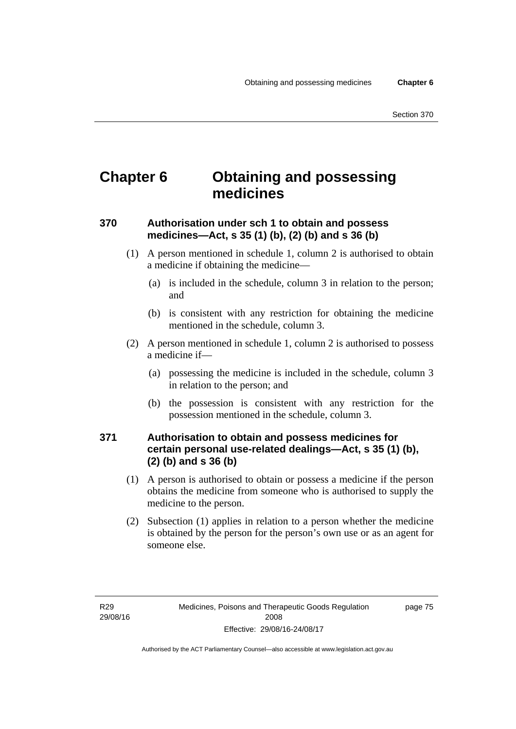# Chapter 6 Obtaining and possessing medicines

## 370 Authorisation under sch 1 to obtain and possess medicines—Act, s 35 (1) (b), (2) (b) and s 36 (b)

(1) A person mentioned in schedule 1, column 2 is authorised to obtain a medicine if obtaining the medicine—

(a) is included in the schedule, column 3 in relation to the person; and

(b) is consistent with any restriction for obtaining the medicine mentioned in the schedule, column 3.

(2) A person mentioned in schedule 1, column 2 is authorised to possess a medicine if—

(a) possessing the medicine is included in the schedule, column 3 in relation to the person; and

(b) the possession is consistent with any restriction for the possession mentioned in the schedule, column 3.

## 371 Authorisation to obtain and possess medicines for certain personal use-related dealings—Act, s 35 (1) (b), (2) (b) and s 36 (b)

(1) A person is authorised to obtain or possess a medicine if the person obtains the medicine from someone who is authorised to supply the medicine to the person.

(2) Subsection (1) applies in relation to a person whether the medicine is obtained by the person for the person's own use or as an agent for someone else.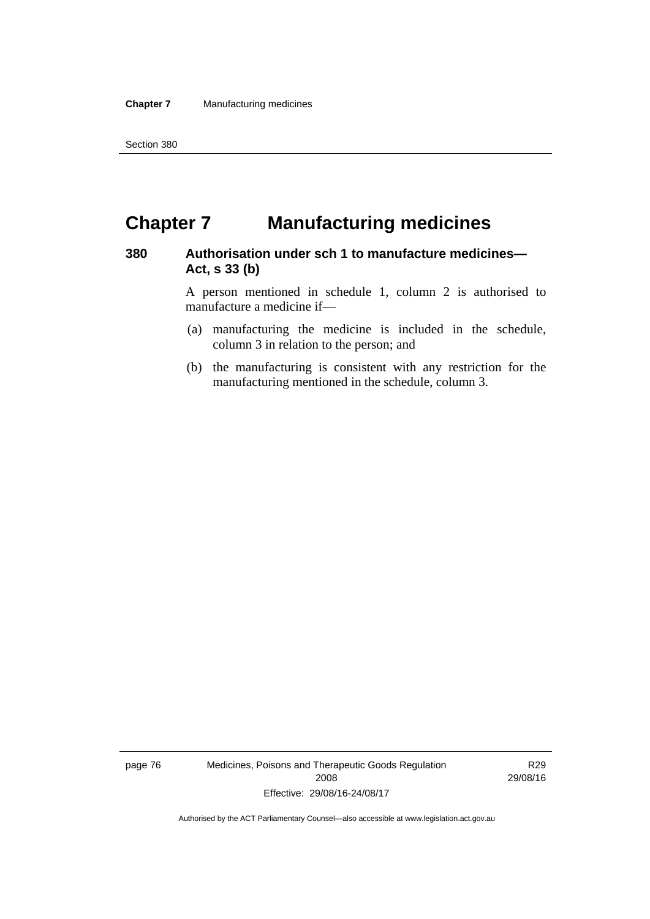# Chapter 7 Manufacturing medicines

## 380 Authorisation under sch 1 to manufacture medicines—Act, s 33 (b)

A person mentioned in schedule 1, column 2 is authorised to manufacture a medicine if—

(a) manufacturing the medicine is included in the schedule, column 3 in relation to the person; and

(b) the manufacturing is consistent with any restriction for the manufacturing mentioned in the schedule, column 3.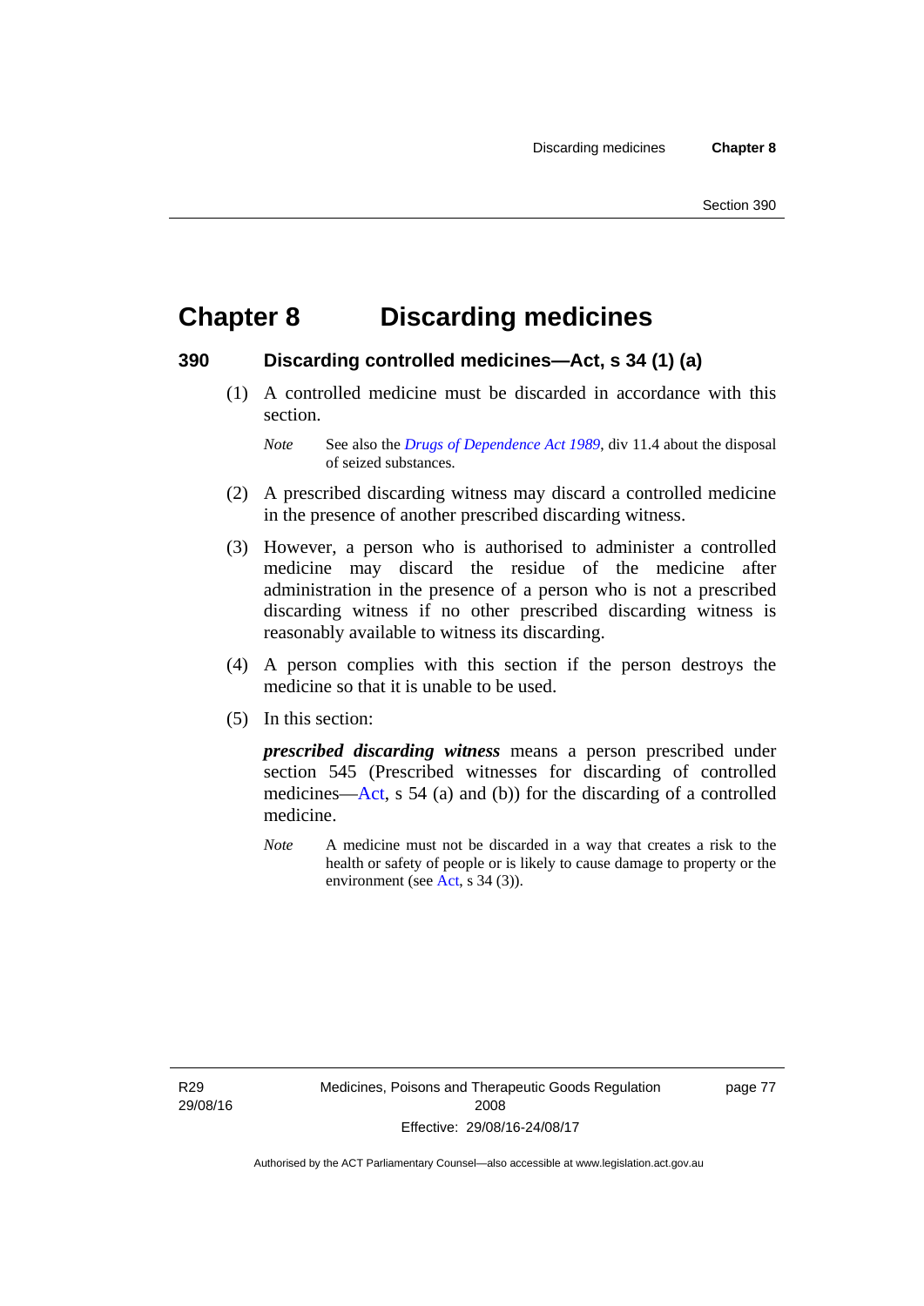# Chapter 8 Discarding medicines

## 390 Discarding controlled medicines—Act, s 34 (1) (a)

(1) A controlled medicine must be discarded in accordance with this section.

*Note* See also the *Drugs of Dependence Act 1989*, div 11.4 about the disposal of seized substances.

(2) A prescribed discarding witness may discard a controlled medicine in the presence of another prescribed discarding witness.

(3) However, a person who is authorised to administer a controlled medicine may discard the residue of the medicine after administration in the presence of a person who is not a prescribed discarding witness if no other prescribed discarding witness is reasonably available to witness its discarding.

(4) A person complies with this section if the person destroys the medicine so that it is unable to be used.

(5) In this section:

***prescribed discarding witness*** means a person prescribed under section 545 (Prescribed witnesses for discarding of controlled medicines—Act, s 54 (a) and (b)) for the discarding of a controlled medicine.

*Note* A medicine must not be discarded in a way that creates a risk to the health or safety of people or is likely to cause damage to property or the environment (see Act, s 34 (3)).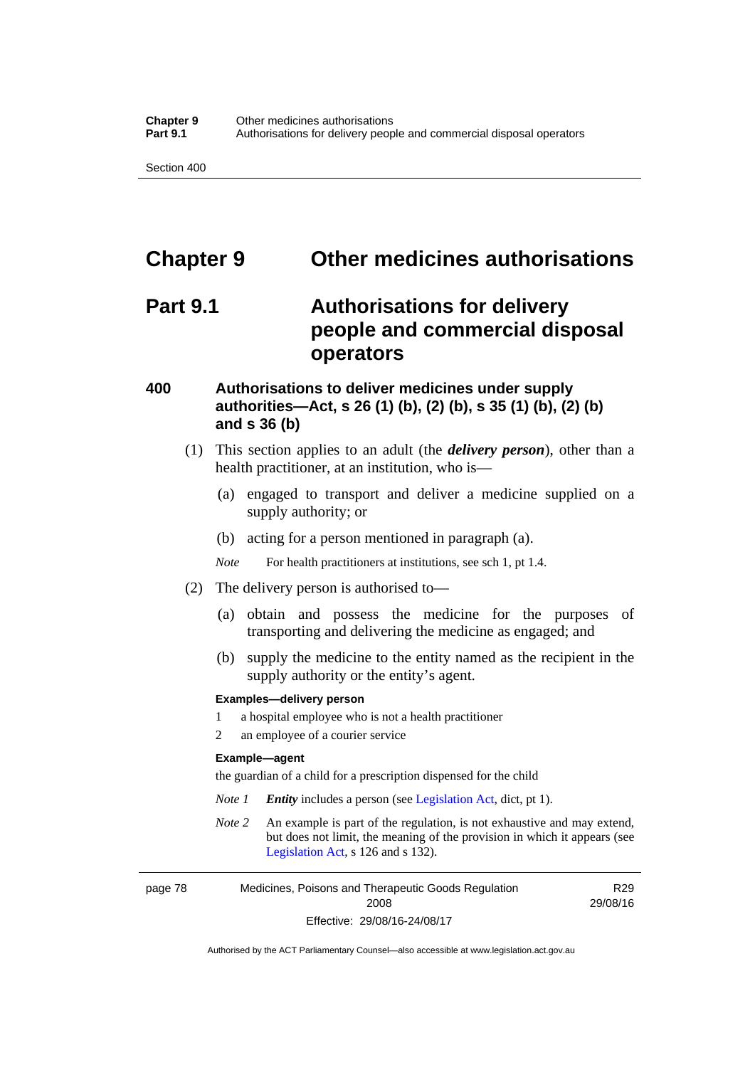# Chapter 9 Other medicines authorisations

## Part 9.1 Authorisations for delivery people and commercial disposal operators

### 400 Authorisations to deliver medicines under supply authorities—Act, s 26 (1) (b), (2) (b), s 35 (1) (b), (2) (b) and s 36 (b)

(1) This section applies to an adult (the ***delivery person***), other than a health practitioner, at an institution, who is—

(a) engaged to transport and deliver a medicine supplied on a supply authority; or

(b) acting for a person mentioned in paragraph (a).

*Note* For health practitioners at institutions, see sch 1, pt 1.4.

(2) The delivery person is authorised to—

(a) obtain and possess the medicine for the purposes of transporting and delivering the medicine as engaged; and

(b) supply the medicine to the entity named as the recipient in the supply authority or the entity's agent.

**Examples—delivery person**

1 a hospital employee who is not a health practitioner

2 an employee of a courier service

**Example—agent**

the guardian of a child for a prescription dispensed for the child

*Note 1* ***Entity*** includes a person (see Legislation Act, dict, pt 1).

*Note 2* An example is part of the regulation, is not exhaustive and may extend, but does not limit, the meaning of the provision in which it appears (see Legislation Act, s 126 and s 132).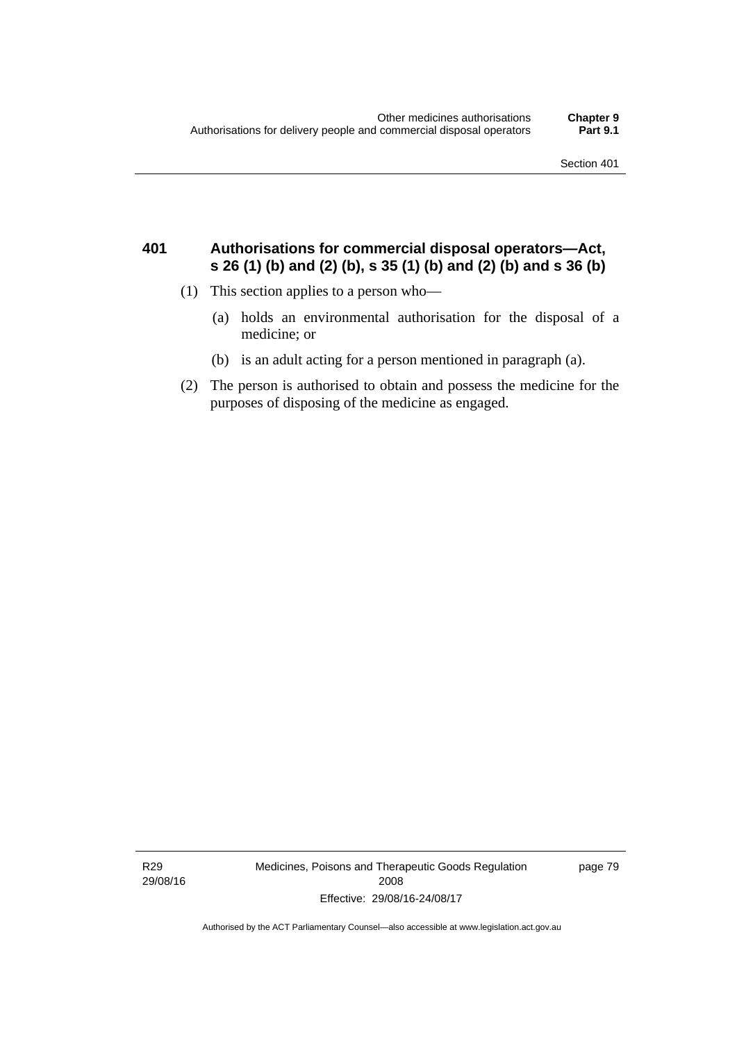## 401 Authorisations for commercial disposal operators—Act, s 26 (1) (b) and (2) (b), s 35 (1) (b) and (2) (b) and s 36 (b)

(1) This section applies to a person who—

(a) holds an environmental authorisation for the disposal of a medicine; or

(b) is an adult acting for a person mentioned in paragraph (a).

(2) The person is authorised to obtain and possess the medicine for the purposes of disposing of the medicine as engaged.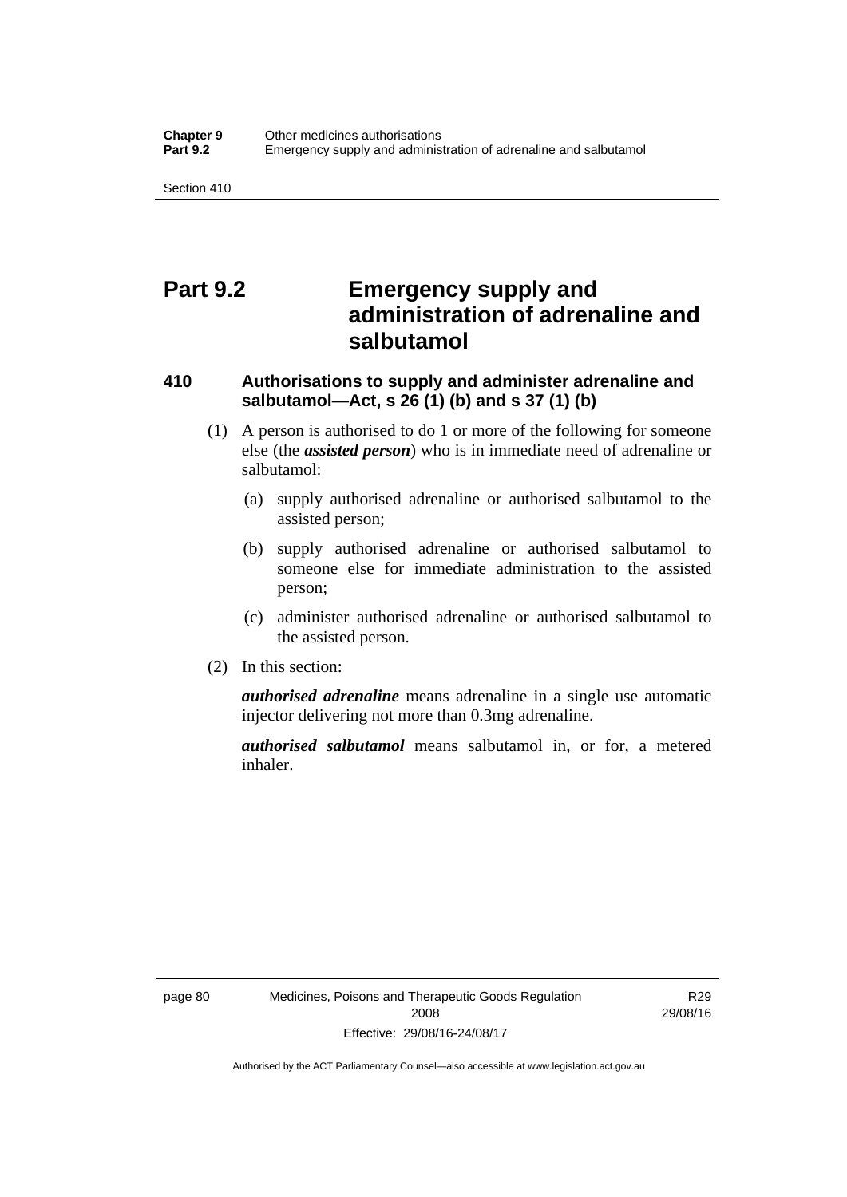# Part 9.2 Emergency supply and administration of adrenaline and salbutamol

## 410 Authorisations to supply and administer adrenaline and salbutamol—Act, s 26 (1) (b) and s 37 (1) (b)

(1) A person is authorised to do 1 or more of the following for someone else (the ***assisted person***) who is in immediate need of adrenaline or salbutamol:

(a) supply authorised adrenaline or authorised salbutamol to the assisted person;

(b) supply authorised adrenaline or authorised salbutamol to someone else for immediate administration to the assisted person;

(c) administer authorised adrenaline or authorised salbutamol to the assisted person.

(2) In this section:

***authorised adrenaline*** means adrenaline in a single use automatic injector delivering not more than 0.3mg adrenaline.

***authorised salbutamol*** means salbutamol in, or for, a metered inhaler.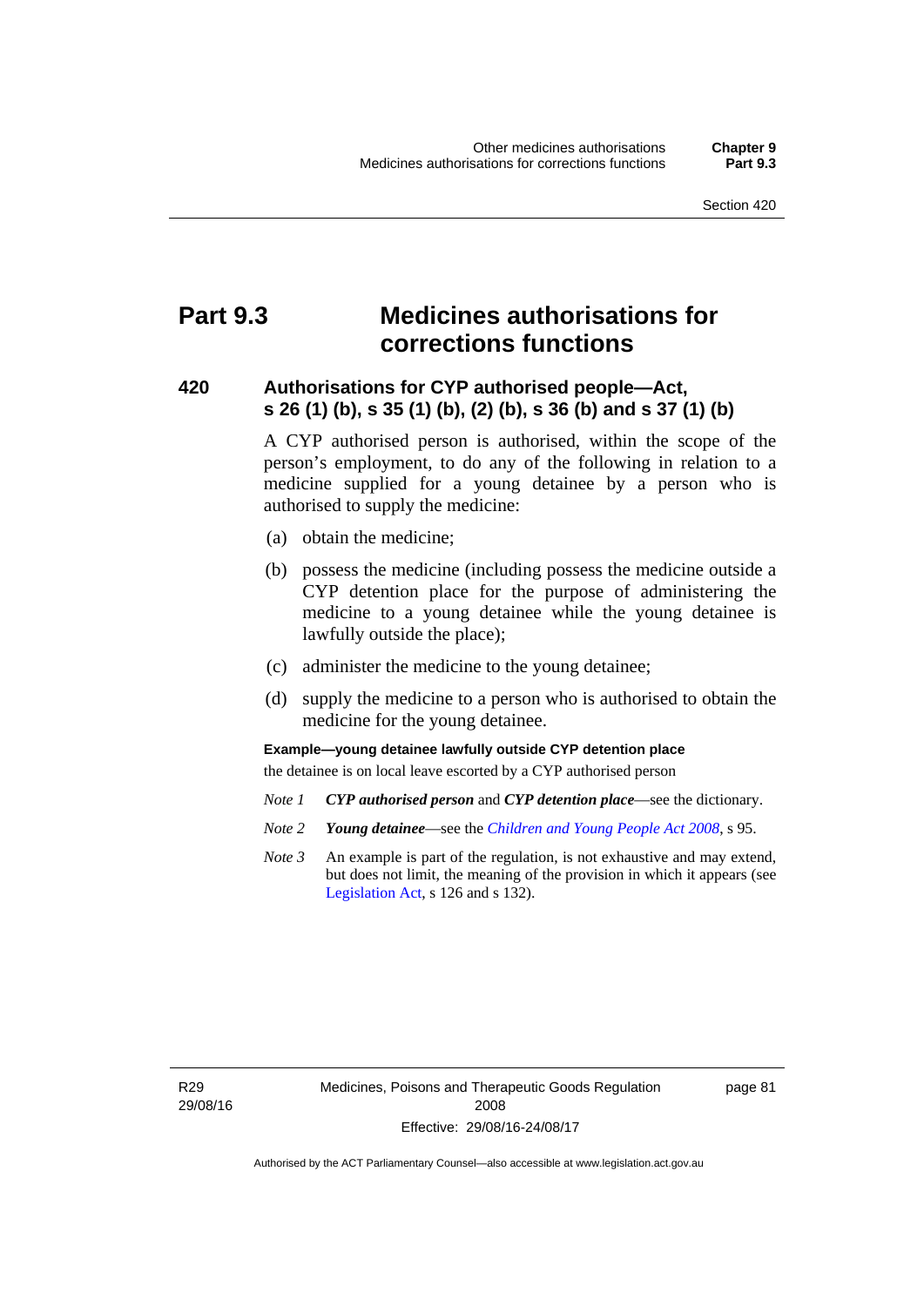# Part 9.3 Medicines authorisations for corrections functions

## 420 Authorisations for CYP authorised people—Act, s 26 (1) (b), s 35 (1) (b), (2) (b), s 36 (b) and s 37 (1) (b)

A CYP authorised person is authorised, within the scope of the person's employment, to do any of the following in relation to a medicine supplied for a young detainee by a person who is authorised to supply the medicine:

(a) obtain the medicine;

(b) possess the medicine (including possess the medicine outside a CYP detention place for the purpose of administering the medicine to a young detainee while the young detainee is lawfully outside the place);

(c) administer the medicine to the young detainee;

(d) supply the medicine to a person who is authorised to obtain the medicine for the young detainee.

**Example—young detainee lawfully outside CYP detention place**

the detainee is on local leave escorted by a CYP authorised person

*Note 1* ***CYP authorised person*** and ***CYP detention place***—see the dictionary.

*Note 2* ***Young detainee***—see the *Children and Young People Act 2008*, s 95.

*Note 3* An example is part of the regulation, is not exhaustive and may extend, but does not limit, the meaning of the provision in which it appears (see Legislation Act, s 126 and s 132).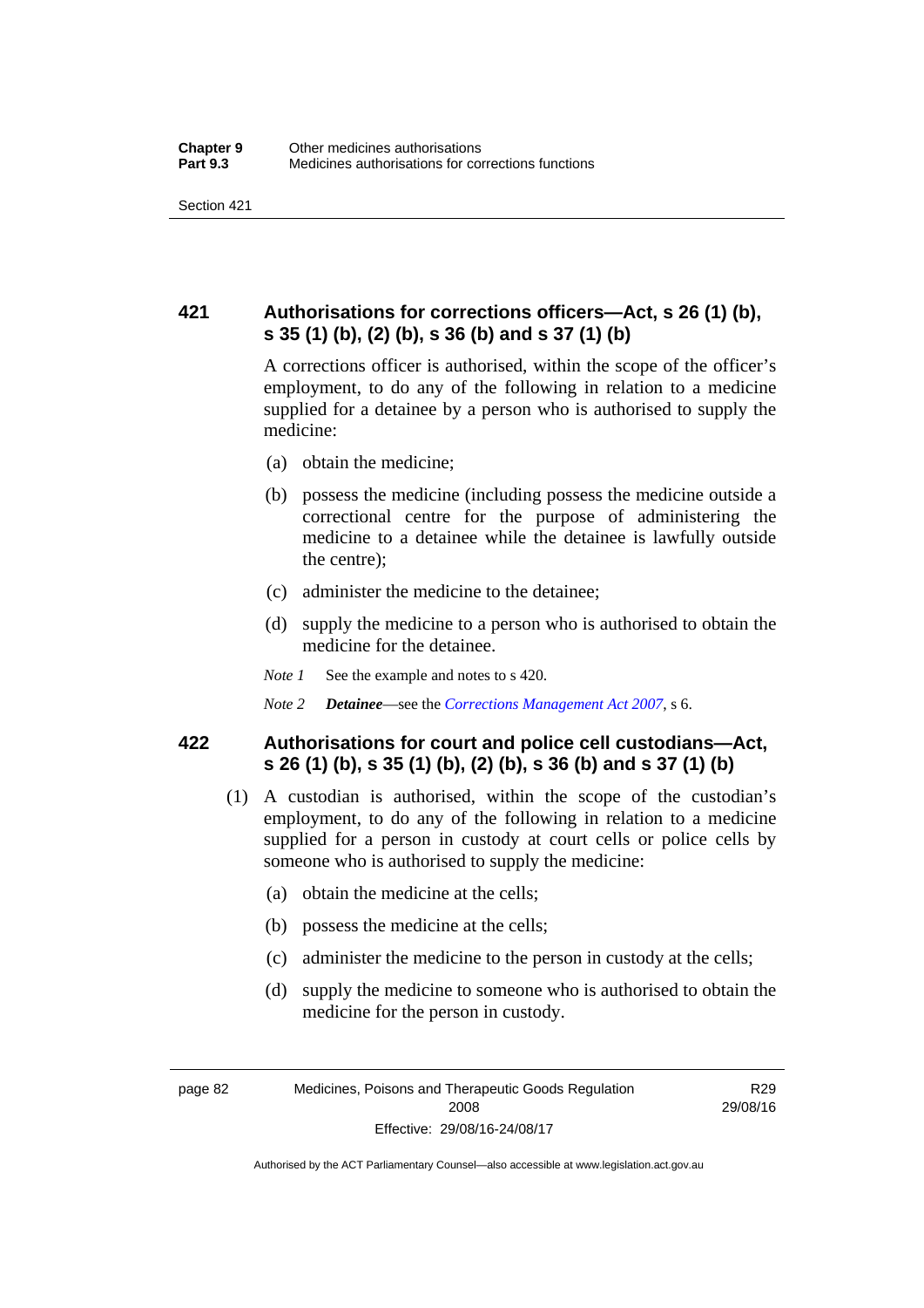## 421 Authorisations for corrections officers—Act, s 26 (1) (b), s 35 (1) (b), (2) (b), s 36 (b) and s 37 (1) (b)

A corrections officer is authorised, within the scope of the officer's employment, to do any of the following in relation to a medicine supplied for a detainee by a person who is authorised to supply the medicine:

(a) obtain the medicine;

(b) possess the medicine (including possess the medicine outside a correctional centre for the purpose of administering the medicine to a detainee while the detainee is lawfully outside the centre);

(c) administer the medicine to the detainee;

(d) supply the medicine to a person who is authorised to obtain the medicine for the detainee.

*Note 1* See the example and notes to s 420.

*Note 2* ***Detainee***—see the *Corrections Management Act 2007*, s 6.

## 422 Authorisations for court and police cell custodians—Act, s 26 (1) (b), s 35 (1) (b), (2) (b), s 36 (b) and s 37 (1) (b)

(1) A custodian is authorised, within the scope of the custodian's employment, to do any of the following in relation to a medicine supplied for a person in custody at court cells or police cells by someone who is authorised to supply the medicine:

(a) obtain the medicine at the cells;

(b) possess the medicine at the cells;

(c) administer the medicine to the person in custody at the cells;

(d) supply the medicine to someone who is authorised to obtain the medicine for the person in custody.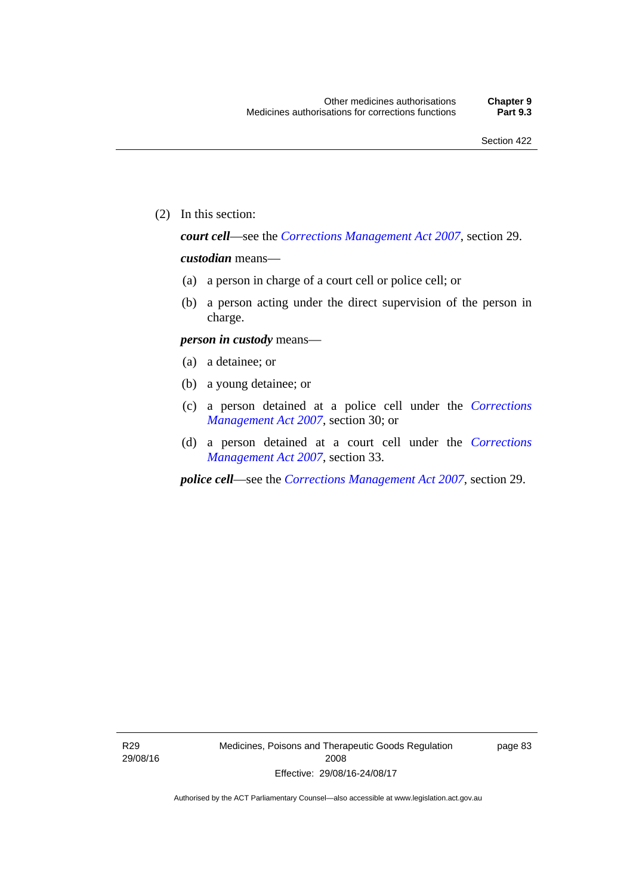(2) In this section:

***court cell***—see the *Corrections Management Act 2007*, section 29.

***custodian*** means—

(a) a person in charge of a court cell or police cell; or

(b) a person acting under the direct supervision of the person in charge.

***person in custody*** means—

(a) a detainee; or

(b) a young detainee; or

(c) a person detained at a police cell under the *Corrections Management Act 2007*, section 30; or

(d) a person detained at a court cell under the *Corrections Management Act 2007*, section 33.

***police cell***—see the *Corrections Management Act 2007*, section 29.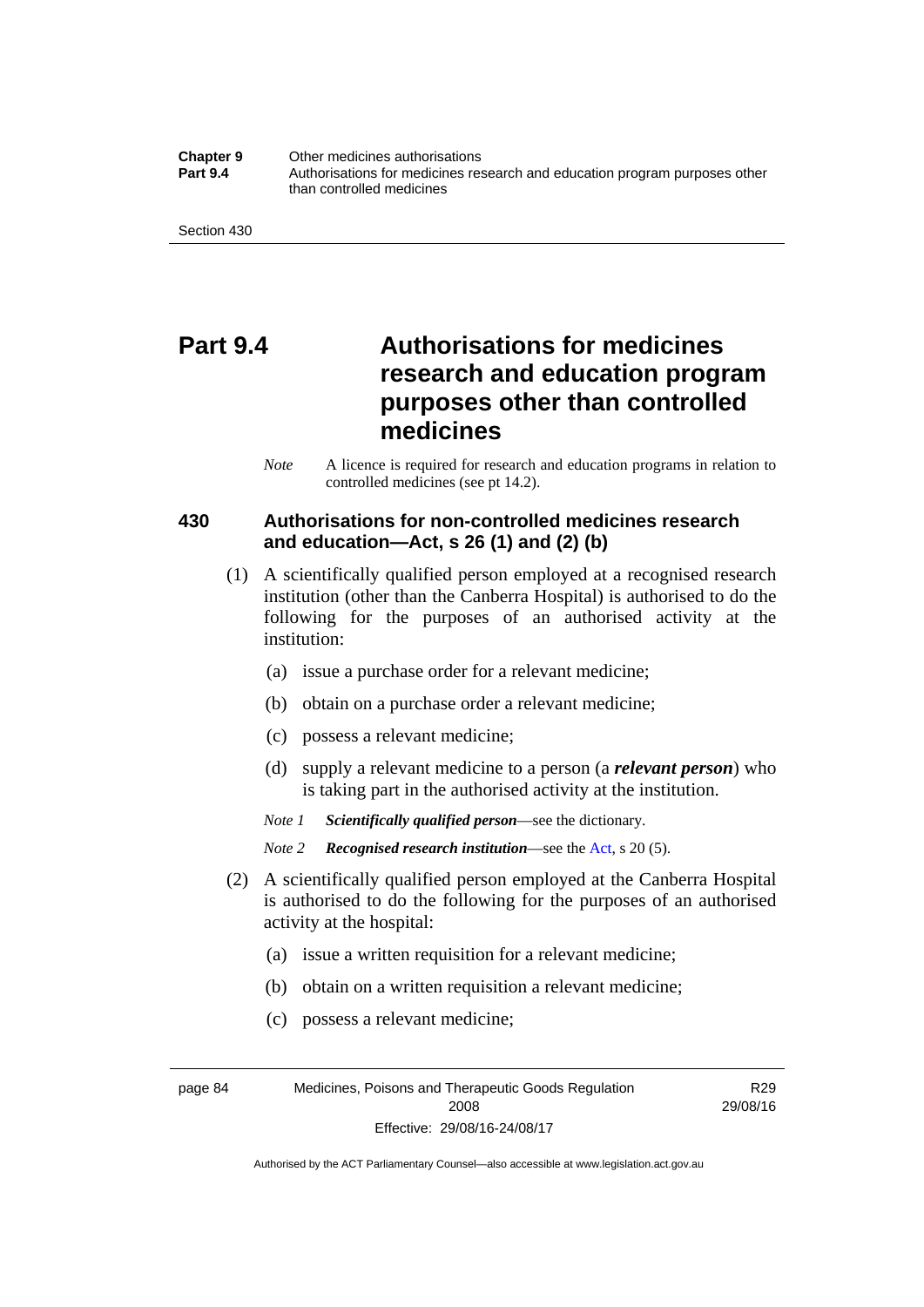# Part 9.4 Authorisations for medicines research and education program purposes other than controlled medicines

*Note* A licence is required for research and education programs in relation to controlled medicines (see pt 14.2).

### 430 Authorisations for non-controlled medicines research and education—Act, s 26 (1) and (2) (b)

(1) A scientifically qualified person employed at a recognised research institution (other than the Canberra Hospital) is authorised to do the following for the purposes of an authorised activity at the institution:

(a) issue a purchase order for a relevant medicine;

(b) obtain on a purchase order a relevant medicine;

(c) possess a relevant medicine;

(d) supply a relevant medicine to a person (a ***relevant person***) who is taking part in the authorised activity at the institution.

*Note 1* ***Scientifically qualified person***—see the dictionary.

*Note 2* ***Recognised research institution***—see the Act, s 20 (5).

(2) A scientifically qualified person employed at the Canberra Hospital is authorised to do the following for the purposes of an authorised activity at the hospital:

(a) issue a written requisition for a relevant medicine;

(b) obtain on a written requisition a relevant medicine;

(c) possess a relevant medicine;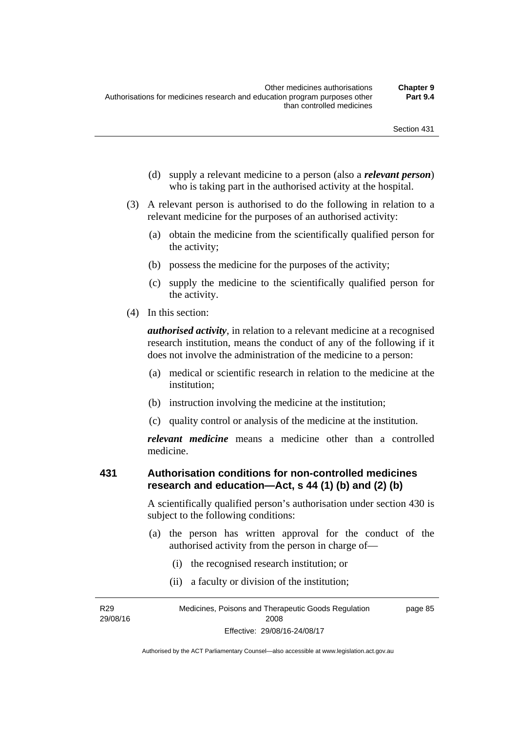(d) supply a relevant medicine to a person (also a ***relevant person***) who is taking part in the authorised activity at the hospital.

(3) A relevant person is authorised to do the following in relation to a relevant medicine for the purposes of an authorised activity:

(a) obtain the medicine from the scientifically qualified person for the activity;

(b) possess the medicine for the purposes of the activity;

(c) supply the medicine to the scientifically qualified person for the activity.

(4) In this section:

***authorised activity***, in relation to a relevant medicine at a recognised research institution, means the conduct of any of the following if it does not involve the administration of the medicine to a person:

(a) medical or scientific research in relation to the medicine at the institution;

(b) instruction involving the medicine at the institution;

(c) quality control or analysis of the medicine at the institution.

***relevant medicine*** means a medicine other than a controlled medicine.

## 431 Authorisation conditions for non-controlled medicines research and education—Act, s 44 (1) (b) and (2) (b)

A scientifically qualified person's authorisation under section 430 is subject to the following conditions:

(a) the person has written approval for the conduct of the authorised activity from the person in charge of—

(i) the recognised research institution; or

(ii) a faculty or division of the institution;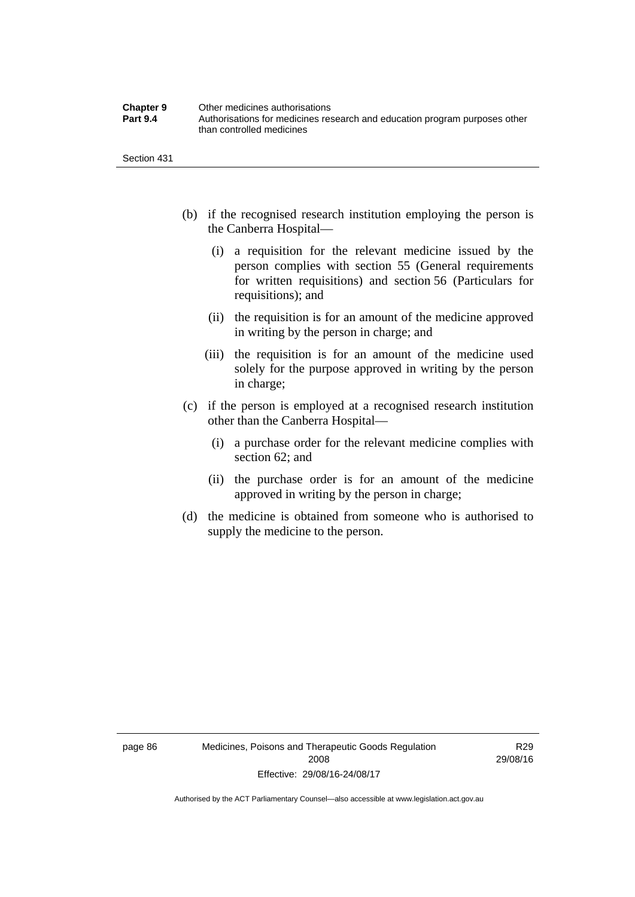(b) if the recognised research institution employing the person is the Canberra Hospital—

  (i) a requisition for the relevant medicine issued by the person complies with section 55 (General requirements for written requisitions) and section 56 (Particulars for requisitions); and

  (ii) the requisition is for an amount of the medicine approved in writing by the person in charge; and

  (iii) the requisition is for an amount of the medicine used solely for the purpose approved in writing by the person in charge;

(c) if the person is employed at a recognised research institution other than the Canberra Hospital—

  (i) a purchase order for the relevant medicine complies with section 62; and

  (ii) the purchase order is for an amount of the medicine approved in writing by the person in charge;

(d) the medicine is obtained from someone who is authorised to supply the medicine to the person.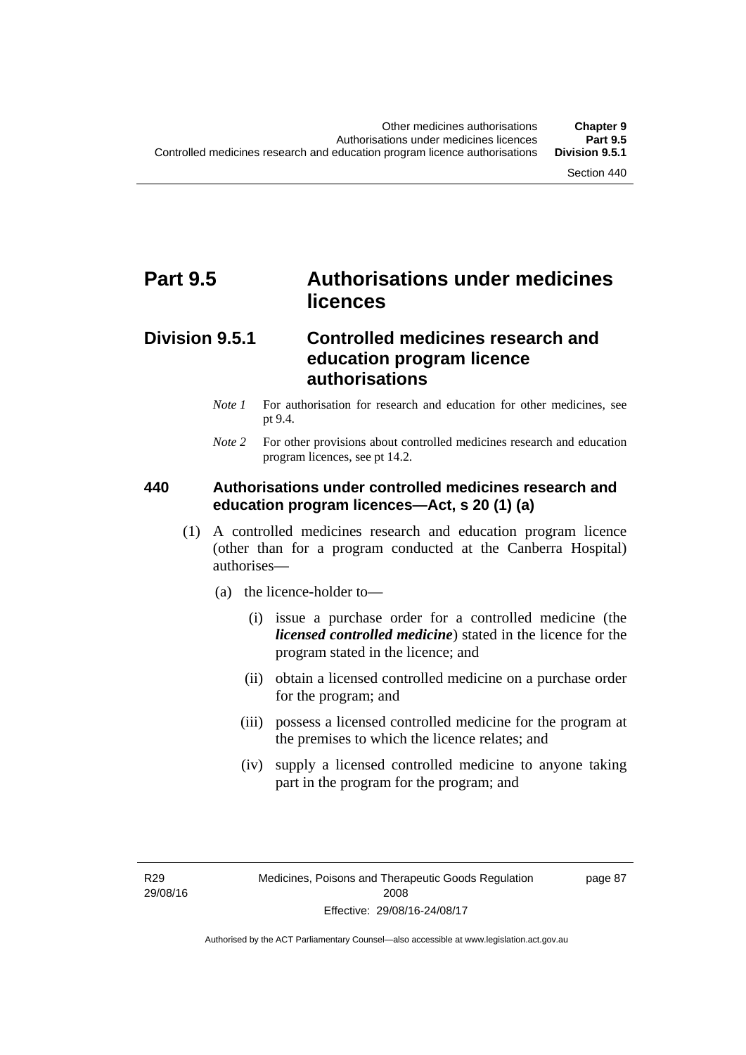# Part 9.5 Authorisations under medicines licences

## Division 9.5.1 Controlled medicines research and education program licence authorisations

*Note 1* For authorisation for research and education for other medicines, see pt 9.4.

*Note 2* For other provisions about controlled medicines research and education program licences, see pt 14.2.

### 440 Authorisations under controlled medicines research and education program licences—Act, s 20 (1) (a)

(1) A controlled medicines research and education program licence (other than for a program conducted at the Canberra Hospital) authorises—

(a) the licence-holder to—

(i) issue a purchase order for a controlled medicine (the ***licensed controlled medicine***) stated in the licence for the program stated in the licence; and

(ii) obtain a licensed controlled medicine on a purchase order for the program; and

(iii) possess a licensed controlled medicine for the program at the premises to which the licence relates; and

(iv) supply a licensed controlled medicine to anyone taking part in the program for the program; and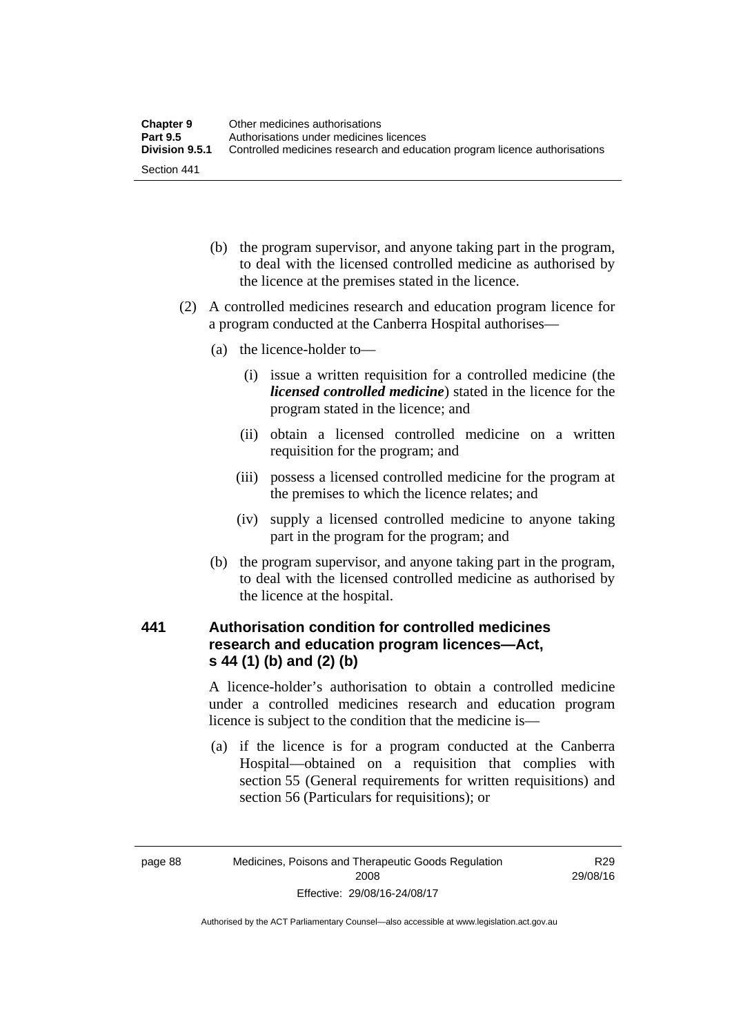(b) the program supervisor, and anyone taking part in the program, to deal with the licensed controlled medicine as authorised by the licence at the premises stated in the licence.

(2) A controlled medicines research and education program licence for a program conducted at the Canberra Hospital authorises—

(a) the licence-holder to—

(i) issue a written requisition for a controlled medicine (the ***licensed controlled medicine***) stated in the licence for the program stated in the licence; and

(ii) obtain a licensed controlled medicine on a written requisition for the program; and

(iii) possess a licensed controlled medicine for the program at the premises to which the licence relates; and

(iv) supply a licensed controlled medicine to anyone taking part in the program for the program; and

(b) the program supervisor, and anyone taking part in the program, to deal with the licensed controlled medicine as authorised by the licence at the hospital.

### 441 Authorisation condition for controlled medicines research and education program licences—Act, s 44 (1) (b) and (2) (b)

A licence-holder's authorisation to obtain a controlled medicine under a controlled medicines research and education program licence is subject to the condition that the medicine is—

(a) if the licence is for a program conducted at the Canberra Hospital—obtained on a requisition that complies with section 55 (General requirements for written requisitions) and section 56 (Particulars for requisitions); or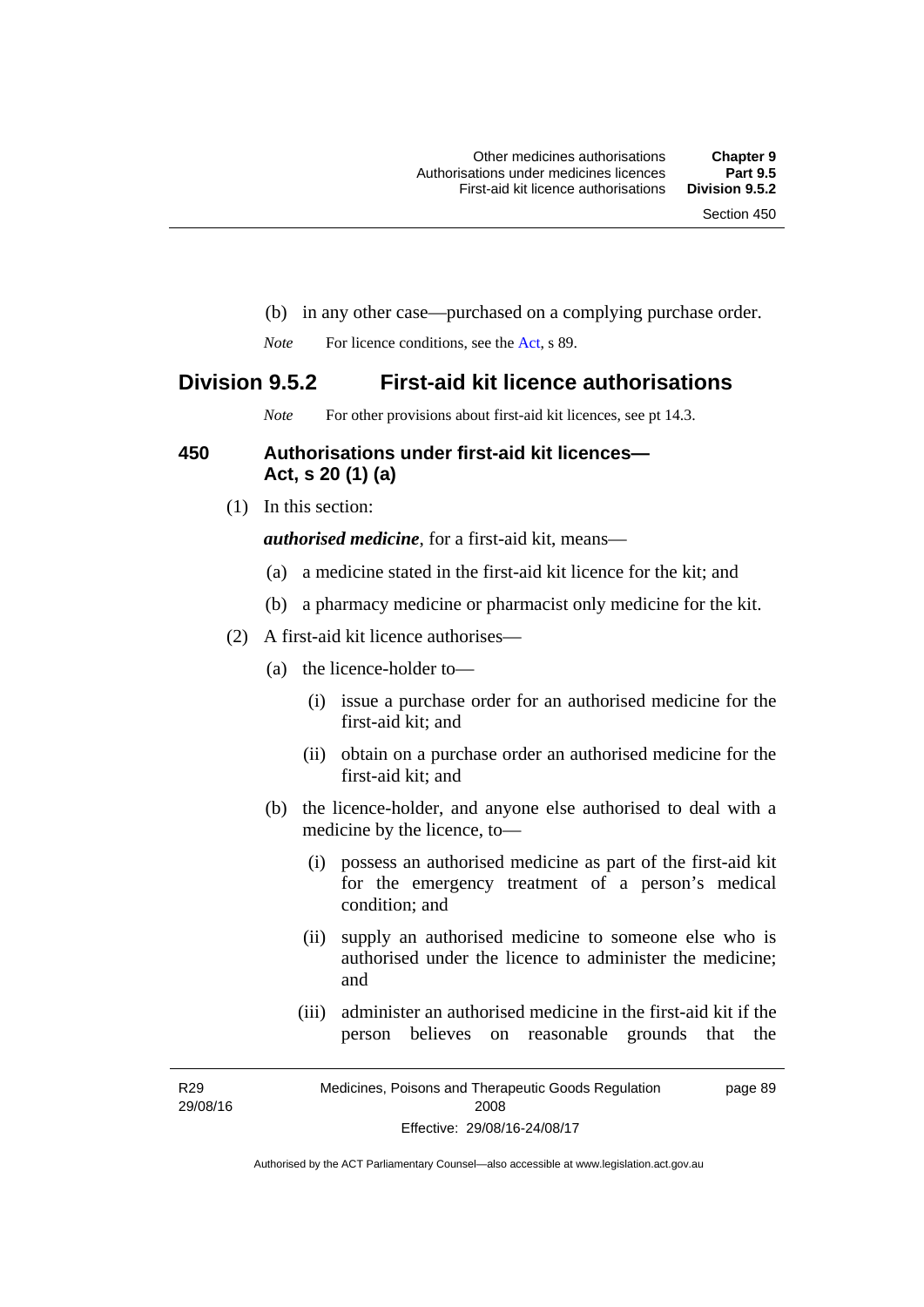(b) in any other case—purchased on a complying purchase order.

*Note* For licence conditions, see the Act, s 89.

## Division 9.5.2 First-aid kit licence authorisations

*Note* For other provisions about first-aid kit licences, see pt 14.3.

### 450 Authorisations under first-aid kit licences—Act, s 20 (1) (a)

(1) In this section:

***authorised medicine***, for a first-aid kit, means—

(a) a medicine stated in the first-aid kit licence for the kit; and

(b) a pharmacy medicine or pharmacist only medicine for the kit.

(2) A first-aid kit licence authorises—

(a) the licence-holder to—

(i) issue a purchase order for an authorised medicine for the first-aid kit; and

(ii) obtain on a purchase order an authorised medicine for the first-aid kit; and

(b) the licence-holder, and anyone else authorised to deal with a medicine by the licence, to—

(i) possess an authorised medicine as part of the first-aid kit for the emergency treatment of a person's medical condition; and

(ii) supply an authorised medicine to someone else who is authorised under the licence to administer the medicine; and

(iii) administer an authorised medicine in the first-aid kit if the person believes on reasonable grounds that the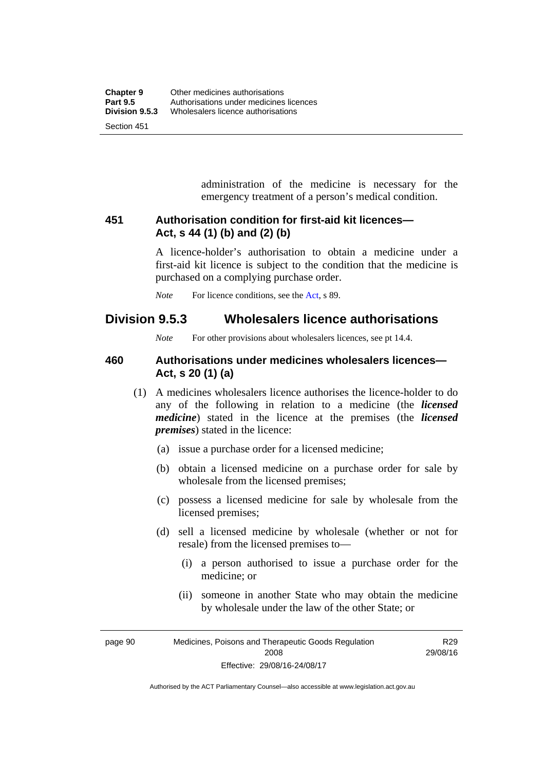administration of the medicine is necessary for the emergency treatment of a person's medical condition.

### 451 Authorisation condition for first-aid kit licences—Act, s 44 (1) (b) and (2) (b)

A licence-holder's authorisation to obtain a medicine under a first-aid kit licence is subject to the condition that the medicine is purchased on a complying purchase order.

*Note* For licence conditions, see the Act, s 89.

## Division 9.5.3 Wholesalers licence authorisations

*Note* For other provisions about wholesalers licences, see pt 14.4.

### 460 Authorisations under medicines wholesalers licences—Act, s 20 (1) (a)

(1) A medicines wholesalers licence authorises the licence-holder to do any of the following in relation to a medicine (the ***licensed medicine***) stated in the licence at the premises (the ***licensed premises***) stated in the licence:

(a) issue a purchase order for a licensed medicine;

(b) obtain a licensed medicine on a purchase order for sale by wholesale from the licensed premises;

(c) possess a licensed medicine for sale by wholesale from the licensed premises;

(d) sell a licensed medicine by wholesale (whether or not for resale) from the licensed premises to—

(i) a person authorised to issue a purchase order for the medicine; or

(ii) someone in another State who may obtain the medicine by wholesale under the law of the other State; or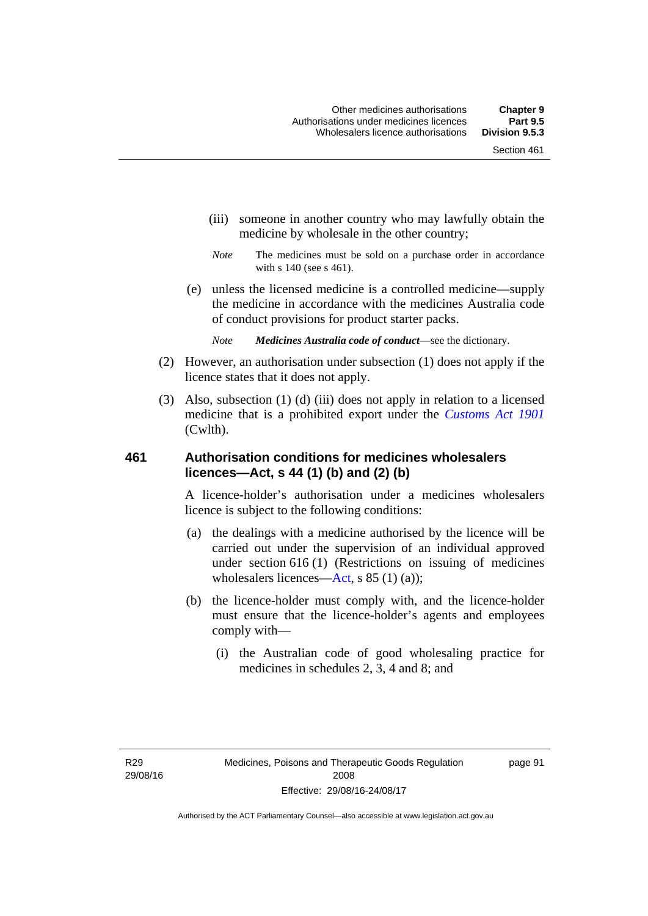(iii) someone in another country who may lawfully obtain the medicine by wholesale in the other country;

*Note* The medicines must be sold on a purchase order in accordance with s 140 (see s 461).

(e) unless the licensed medicine is a controlled medicine—supply the medicine in accordance with the medicines Australia code of conduct provisions for product starter packs.

*Note* ***Medicines Australia code of conduct***—see the dictionary.

(2) However, an authorisation under subsection (1) does not apply if the licence states that it does not apply.

(3) Also, subsection (1) (d) (iii) does not apply in relation to a licensed medicine that is a prohibited export under the *Customs Act 1901* (Cwlth).

## 461 Authorisation conditions for medicines wholesalers licences—Act, s 44 (1) (b) and (2) (b)

A licence-holder's authorisation under a medicines wholesalers licence is subject to the following conditions:

(a) the dealings with a medicine authorised by the licence will be carried out under the supervision of an individual approved under section 616 (1) (Restrictions on issuing of medicines wholesalers licences—Act, s 85 (1) (a));

(b) the licence-holder must comply with, and the licence-holder must ensure that the licence-holder's agents and employees comply with—

(i) the Australian code of good wholesaling practice for medicines in schedules 2, 3, 4 and 8; and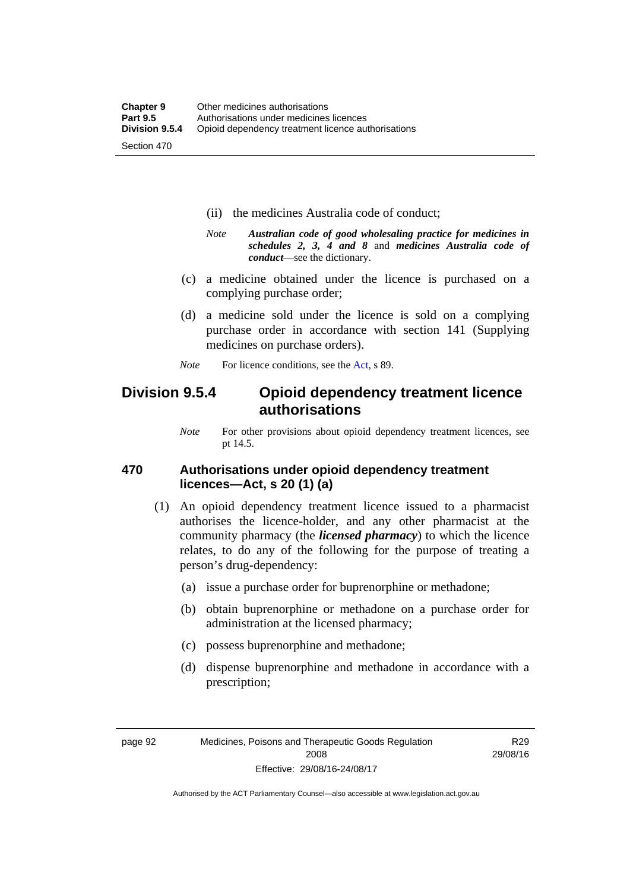(ii) the medicines Australia code of conduct;

*Note* ***Australian code of good wholesaling practice for medicines in schedules 2, 3, 4 and 8*** and ***medicines Australia code of conduct***—see the dictionary.

(c) a medicine obtained under the licence is purchased on a complying purchase order;

(d) a medicine sold under the licence is sold on a complying purchase order in accordance with section 141 (Supplying medicines on purchase orders).

*Note* For licence conditions, see the Act, s 89.

## Division 9.5.4 Opioid dependency treatment licence authorisations

*Note* For other provisions about opioid dependency treatment licences, see pt 14.5.

### 470 Authorisations under opioid dependency treatment licences—Act, s 20 (1) (a)

(1) An opioid dependency treatment licence issued to a pharmacist authorises the licence-holder, and any other pharmacist at the community pharmacy (the ***licensed pharmacy***) to which the licence relates, to do any of the following for the purpose of treating a person's drug-dependency:

(a) issue a purchase order for buprenorphine or methadone;

(b) obtain buprenorphine or methadone on a purchase order for administration at the licensed pharmacy;

(c) possess buprenorphine and methadone;

(d) dispense buprenorphine and methadone in accordance with a prescription;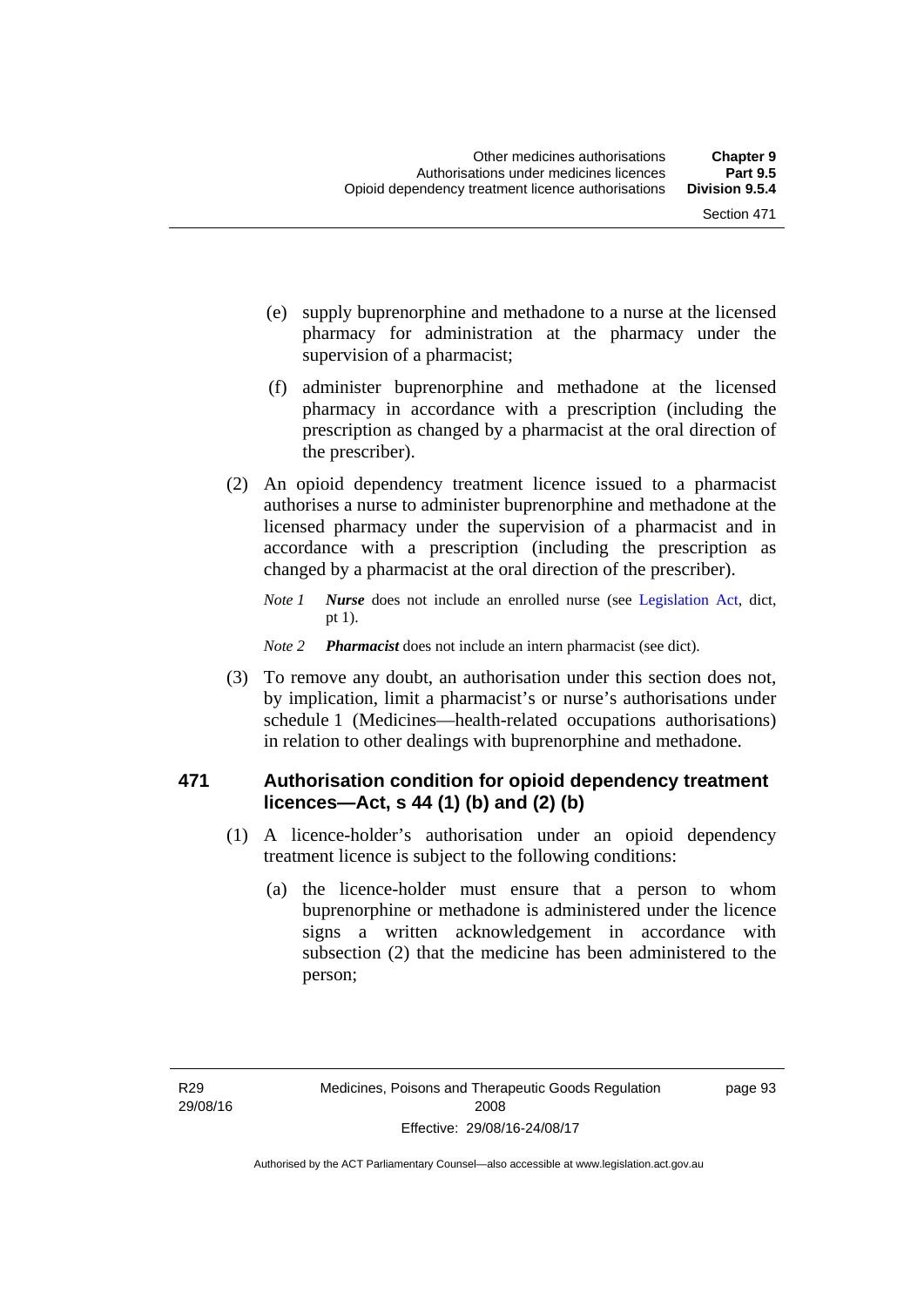(e) supply buprenorphine and methadone to a nurse at the licensed pharmacy for administration at the pharmacy under the supervision of a pharmacist;

(f) administer buprenorphine and methadone at the licensed pharmacy in accordance with a prescription (including the prescription as changed by a pharmacist at the oral direction of the prescriber).

(2) An opioid dependency treatment licence issued to a pharmacist authorises a nurse to administer buprenorphine and methadone at the licensed pharmacy under the supervision of a pharmacist and in accordance with a prescription (including the prescription as changed by a pharmacist at the oral direction of the prescriber).

*Note 1* ***Nurse*** does not include an enrolled nurse (see Legislation Act, dict, pt 1).

*Note 2* ***Pharmacist*** does not include an intern pharmacist (see dict).

(3) To remove any doubt, an authorisation under this section does not, by implication, limit a pharmacist's or nurse's authorisations under schedule 1 (Medicines—health-related occupations authorisations) in relation to other dealings with buprenorphine and methadone.

### 471 Authorisation condition for opioid dependency treatment licences—Act, s 44 (1) (b) and (2) (b)

(1) A licence-holder's authorisation under an opioid dependency treatment licence is subject to the following conditions:

(a) the licence-holder must ensure that a person to whom buprenorphine or methadone is administered under the licence signs a written acknowledgement in accordance with subsection (2) that the medicine has been administered to the person;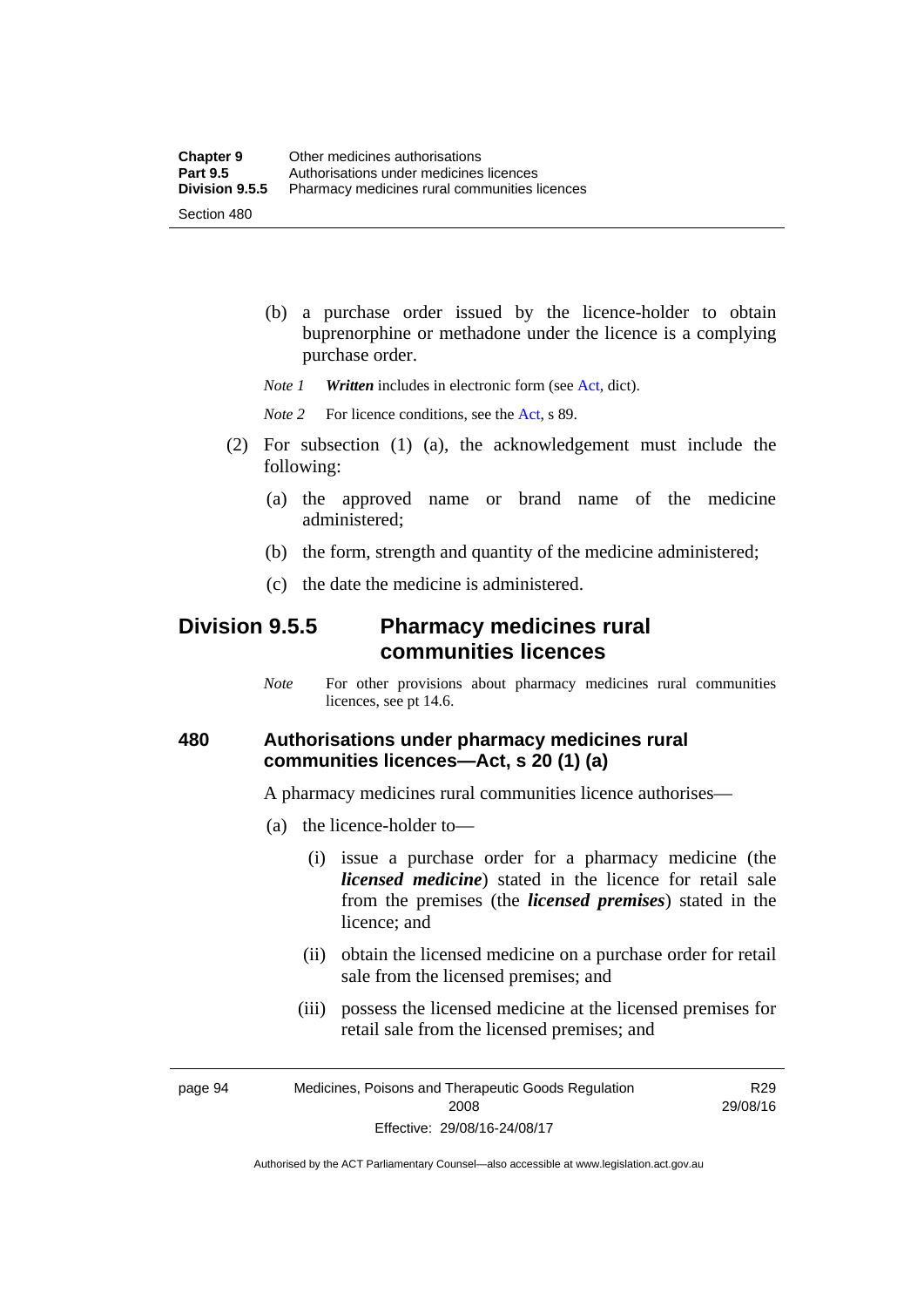(b) a purchase order issued by the licence-holder to obtain buprenorphine or methadone under the licence is a complying purchase order.

*Note 1* ***Written*** includes in electronic form (see Act, dict).

*Note 2* For licence conditions, see the Act, s 89.

(2) For subsection (1) (a), the acknowledgement must include the following:

(a) the approved name or brand name of the medicine administered;

(b) the form, strength and quantity of the medicine administered;

(c) the date the medicine is administered.

## Division 9.5.5 Pharmacy medicines rural communities licences

*Note* For other provisions about pharmacy medicines rural communities licences, see pt 14.6.

### 480 Authorisations under pharmacy medicines rural communities licences—Act, s 20 (1) (a)

A pharmacy medicines rural communities licence authorises—

(a) the licence-holder to—

(i) issue a purchase order for a pharmacy medicine (the ***licensed medicine***) stated in the licence for retail sale from the premises (the ***licensed premises***) stated in the licence; and

(ii) obtain the licensed medicine on a purchase order for retail sale from the licensed premises; and

(iii) possess the licensed medicine at the licensed premises for retail sale from the licensed premises; and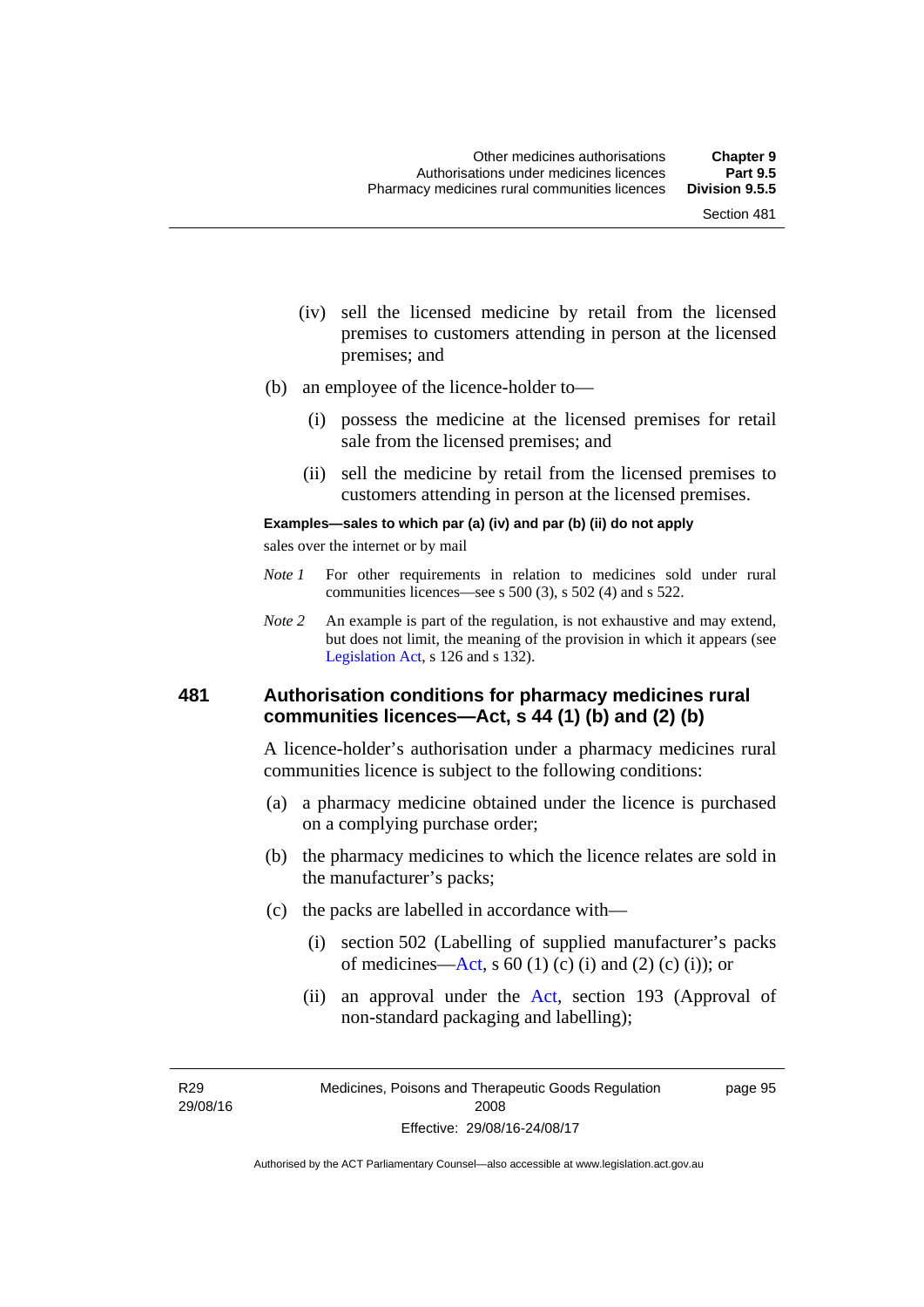(iv) sell the licensed medicine by retail from the licensed premises to customers attending in person at the licensed premises; and

(b) an employee of the licence-holder to—

(i) possess the medicine at the licensed premises for retail sale from the licensed premises; and

(ii) sell the medicine by retail from the licensed premises to customers attending in person at the licensed premises.

**Examples—sales to which par (a) (iv) and par (b) (ii) do not apply**

sales over the internet or by mail

*Note 1* For other requirements in relation to medicines sold under rural communities licences—see s 500 (3), s 502 (4) and s 522.

*Note 2* An example is part of the regulation, is not exhaustive and may extend, but does not limit, the meaning of the provision in which it appears (see Legislation Act, s 126 and s 132).

## 481 Authorisation conditions for pharmacy medicines rural communities licences—Act, s 44 (1) (b) and (2) (b)

A licence-holder's authorisation under a pharmacy medicines rural communities licence is subject to the following conditions:

(a) a pharmacy medicine obtained under the licence is purchased on a complying purchase order;

(b) the pharmacy medicines to which the licence relates are sold in the manufacturer's packs;

(c) the packs are labelled in accordance with—

(i) section 502 (Labelling of supplied manufacturer's packs of medicines—Act, s 60 (1) (c) (i) and (2) (c) (i)); or

(ii) an approval under the Act, section 193 (Approval of non-standard packaging and labelling);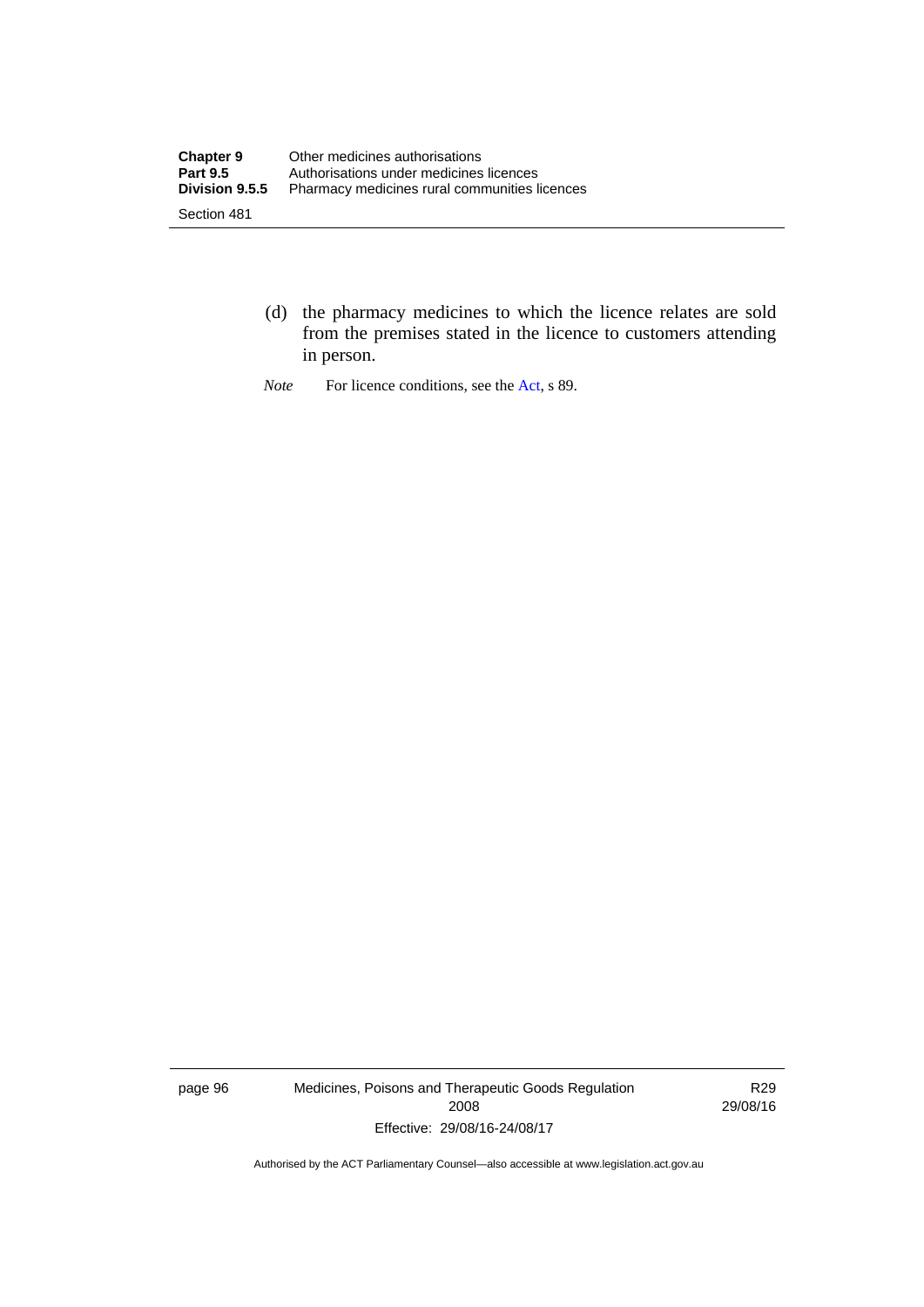(d) the pharmacy medicines to which the licence relates are sold from the premises stated in the licence to customers attending in person.

*Note* For licence conditions, see the Act, s 89.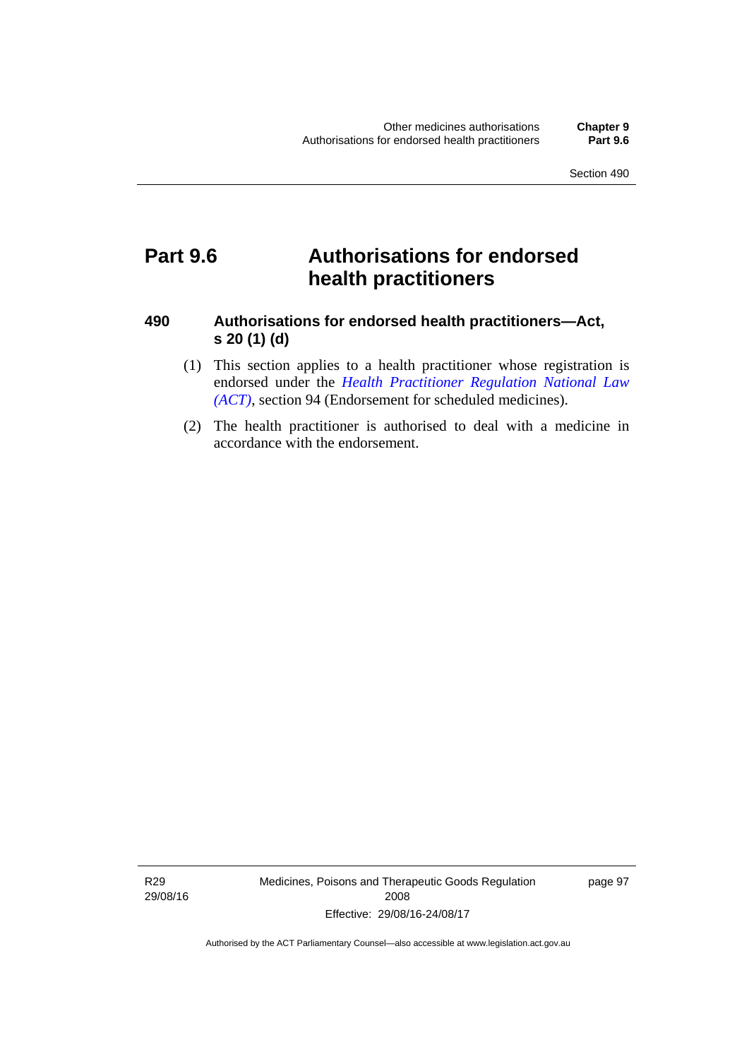# Part 9.6 Authorisations for endorsed health practitioners

## 490 Authorisations for endorsed health practitioners—Act, s 20 (1) (d)

(1) This section applies to a health practitioner whose registration is endorsed under the *Health Practitioner Regulation National Law (ACT)*, section 94 (Endorsement for scheduled medicines).

(2) The health practitioner is authorised to deal with a medicine in accordance with the endorsement.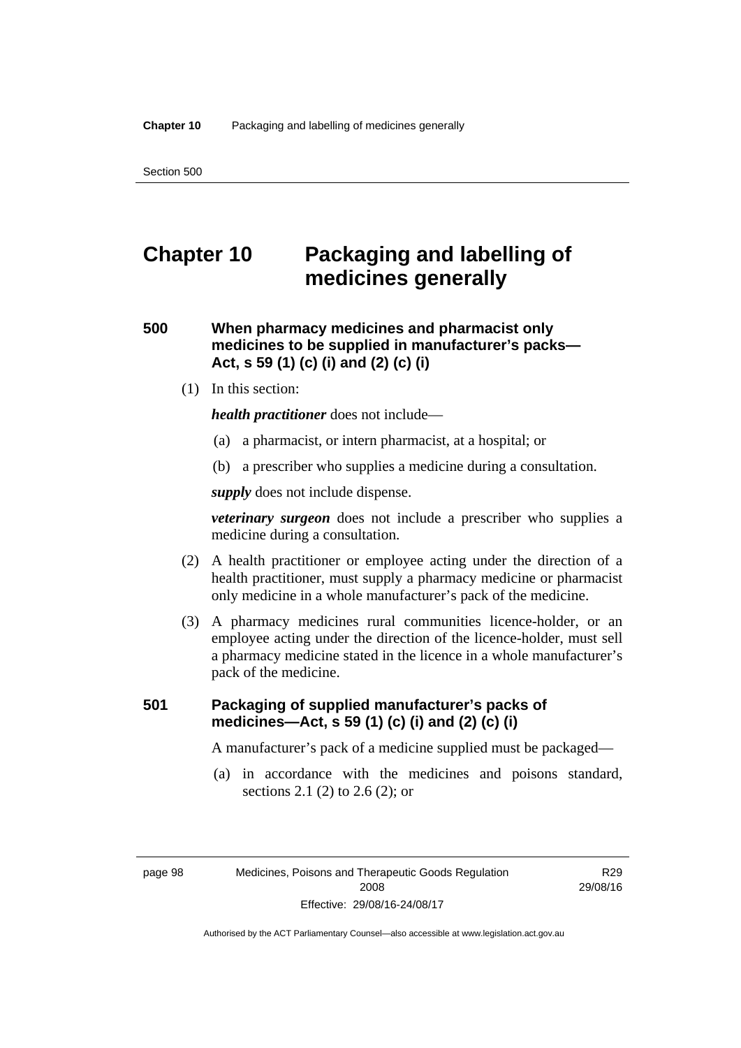# Chapter 10 Packaging and labelling of medicines generally

## 500 When pharmacy medicines and pharmacist only medicines to be supplied in manufacturer's packs—Act, s 59 (1) (c) (i) and (2) (c) (i)

(1) In this section:

***health practitioner*** does not include—

(a) a pharmacist, or intern pharmacist, at a hospital; or

(b) a prescriber who supplies a medicine during a consultation.

***supply*** does not include dispense.

***veterinary surgeon*** does not include a prescriber who supplies a medicine during a consultation.

(2) A health practitioner or employee acting under the direction of a health practitioner, must supply a pharmacy medicine or pharmacist only medicine in a whole manufacturer's pack of the medicine.

(3) A pharmacy medicines rural communities licence-holder, or an employee acting under the direction of the licence-holder, must sell a pharmacy medicine stated in the licence in a whole manufacturer's pack of the medicine.

## 501 Packaging of supplied manufacturer's packs of medicines—Act, s 59 (1) (c) (i) and (2) (c) (i)

A manufacturer's pack of a medicine supplied must be packaged—

(a) in accordance with the medicines and poisons standard, sections 2.1 (2) to 2.6 (2); or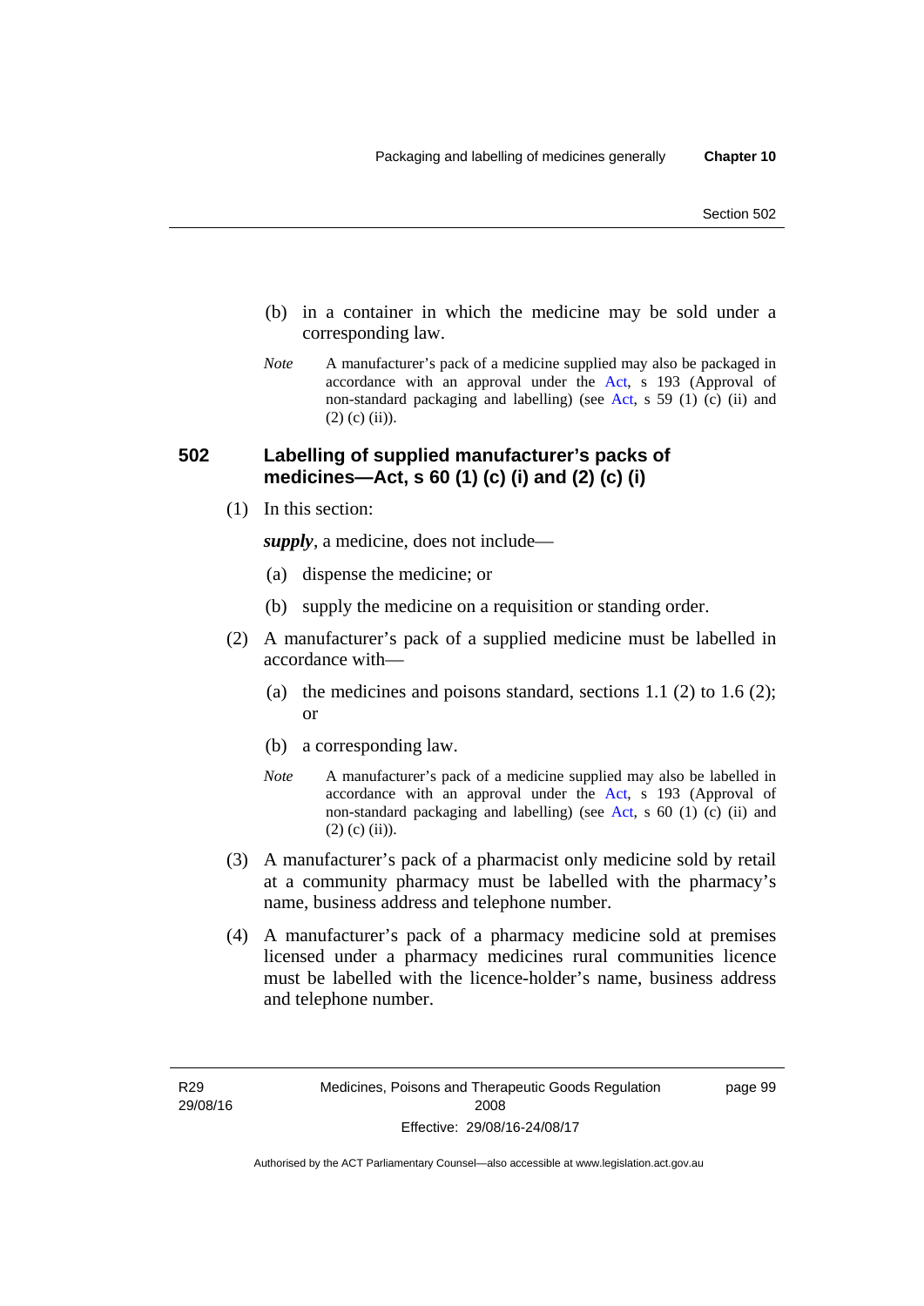(b) in a container in which the medicine may be sold under a corresponding law.

*Note* A manufacturer's pack of a medicine supplied may also be packaged in accordance with an approval under the Act, s 193 (Approval of non-standard packaging and labelling) (see Act, s 59 (1) (c) (ii) and (2) (c) (ii)).

## 502 Labelling of supplied manufacturer's packs of medicines—Act, s 60 (1) (c) (i) and (2) (c) (i)

(1) In this section:

***supply***, a medicine, does not include—

(a) dispense the medicine; or

(b) supply the medicine on a requisition or standing order.

(2) A manufacturer's pack of a supplied medicine must be labelled in accordance with—

(a) the medicines and poisons standard, sections 1.1 (2) to 1.6 (2); or

(b) a corresponding law.

*Note* A manufacturer's pack of a medicine supplied may also be labelled in accordance with an approval under the Act, s 193 (Approval of non-standard packaging and labelling) (see Act, s 60 (1) (c) (ii) and (2) (c) (ii)).

(3) A manufacturer's pack of a pharmacist only medicine sold by retail at a community pharmacy must be labelled with the pharmacy's name, business address and telephone number.

(4) A manufacturer's pack of a pharmacy medicine sold at premises licensed under a pharmacy medicines rural communities licence must be labelled with the licence-holder's name, business address and telephone number.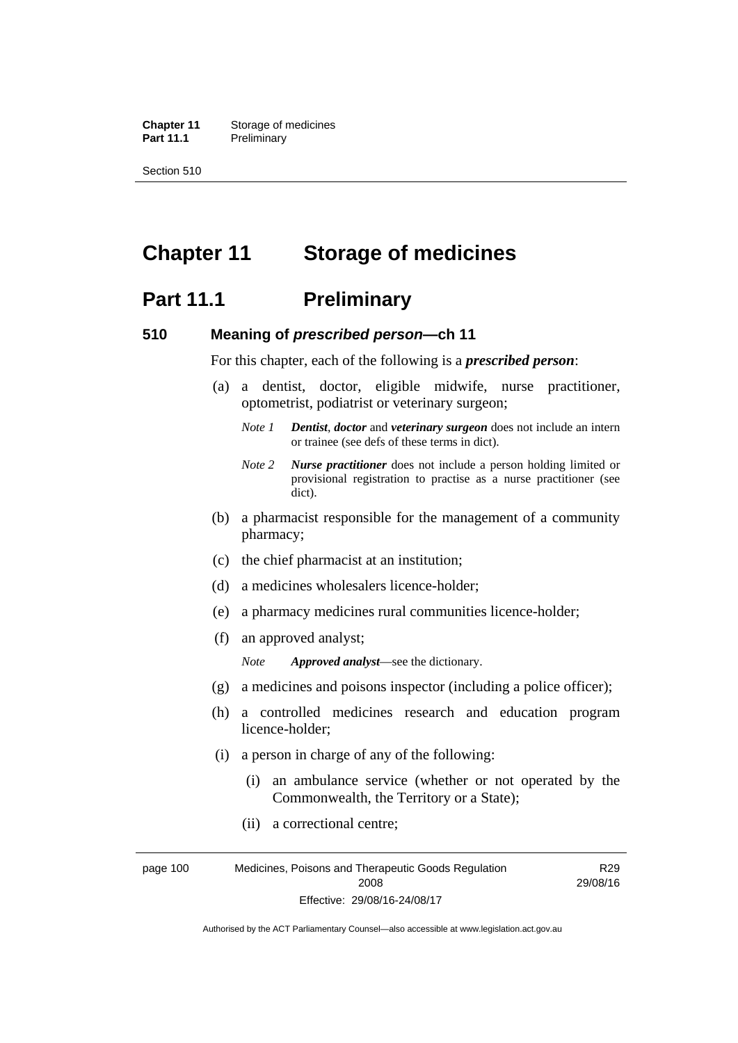# Chapter 11 Storage of medicines

## Part 11.1 Preliminary

### 510 Meaning of *prescribed person*—ch 11

For this chapter, each of the following is a ***prescribed person***:

(a) a dentist, doctor, eligible midwife, nurse practitioner, optometrist, podiatrist or veterinary surgeon;

*Note 1* ***Dentist***, ***doctor*** and ***veterinary surgeon*** does not include an intern or trainee (see defs of these terms in dict).

*Note 2* ***Nurse practitioner*** does not include a person holding limited or provisional registration to practise as a nurse practitioner (see dict).

(b) a pharmacist responsible for the management of a community pharmacy;

(c) the chief pharmacist at an institution;

(d) a medicines wholesalers licence-holder;

(e) a pharmacy medicines rural communities licence-holder;

(f) an approved analyst;

*Note* ***Approved analyst***—see the dictionary.

(g) a medicines and poisons inspector (including a police officer);

(h) a controlled medicines research and education program licence-holder;

(i) a person in charge of any of the following:

(i) an ambulance service (whether or not operated by the Commonwealth, the Territory or a State);

(ii) a correctional centre;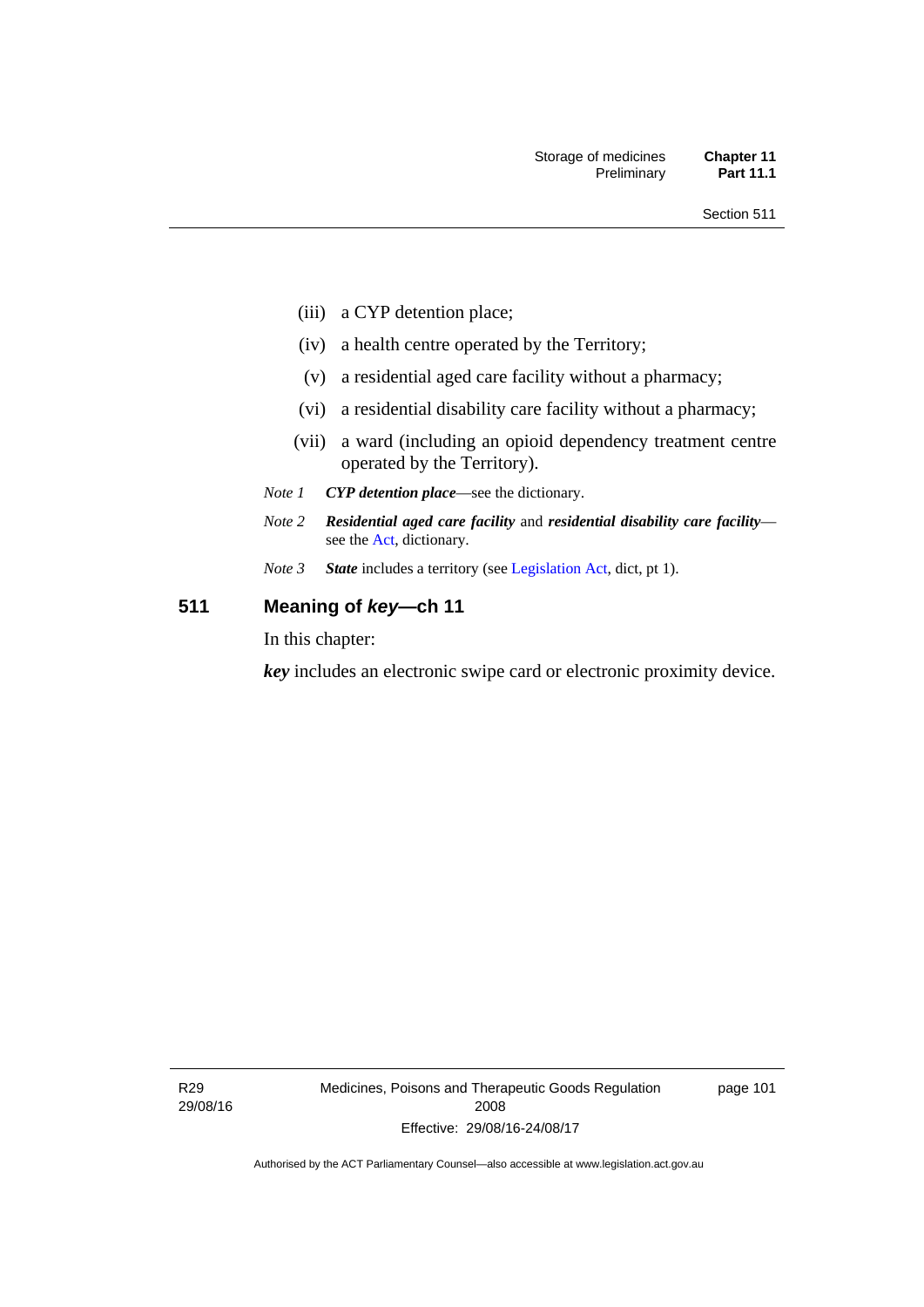(iii) a CYP detention place;

(iv) a health centre operated by the Territory;

(v) a residential aged care facility without a pharmacy;

(vi) a residential disability care facility without a pharmacy;

(vii) a ward (including an opioid dependency treatment centre operated by the Territory).

*Note 1* ***CYP detention place***—see the dictionary.

*Note 2* ***Residential aged care facility*** and ***residential disability care facility***—see the Act, dictionary.

*Note 3* ***State*** includes a territory (see Legislation Act, dict, pt 1).

## 511 Meaning of *key*—ch 11

In this chapter:

***key*** includes an electronic swipe card or electronic proximity device.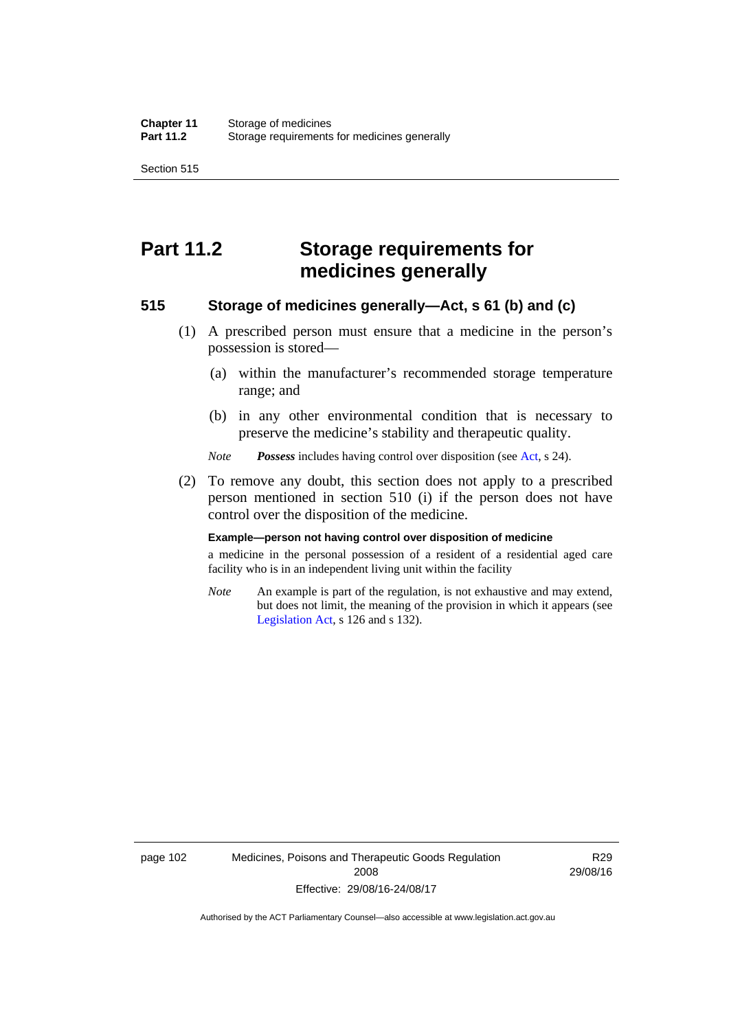# Part 11.2 Storage requirements for medicines generally

### 515 Storage of medicines generally—Act, s 61 (b) and (c)

(1) A prescribed person must ensure that a medicine in the person's possession is stored—

(a) within the manufacturer's recommended storage temperature range; and

(b) in any other environmental condition that is necessary to preserve the medicine's stability and therapeutic quality.

*Note* ***Possess*** includes having control over disposition (see Act, s 24).

(2) To remove any doubt, this section does not apply to a prescribed person mentioned in section 510 (i) if the person does not have control over the disposition of the medicine.

**Example—person not having control over disposition of medicine**

a medicine in the personal possession of a resident of a residential aged care facility who is in an independent living unit within the facility

*Note* An example is part of the regulation, is not exhaustive and may extend, but does not limit, the meaning of the provision in which it appears (see Legislation Act, s 126 and s 132).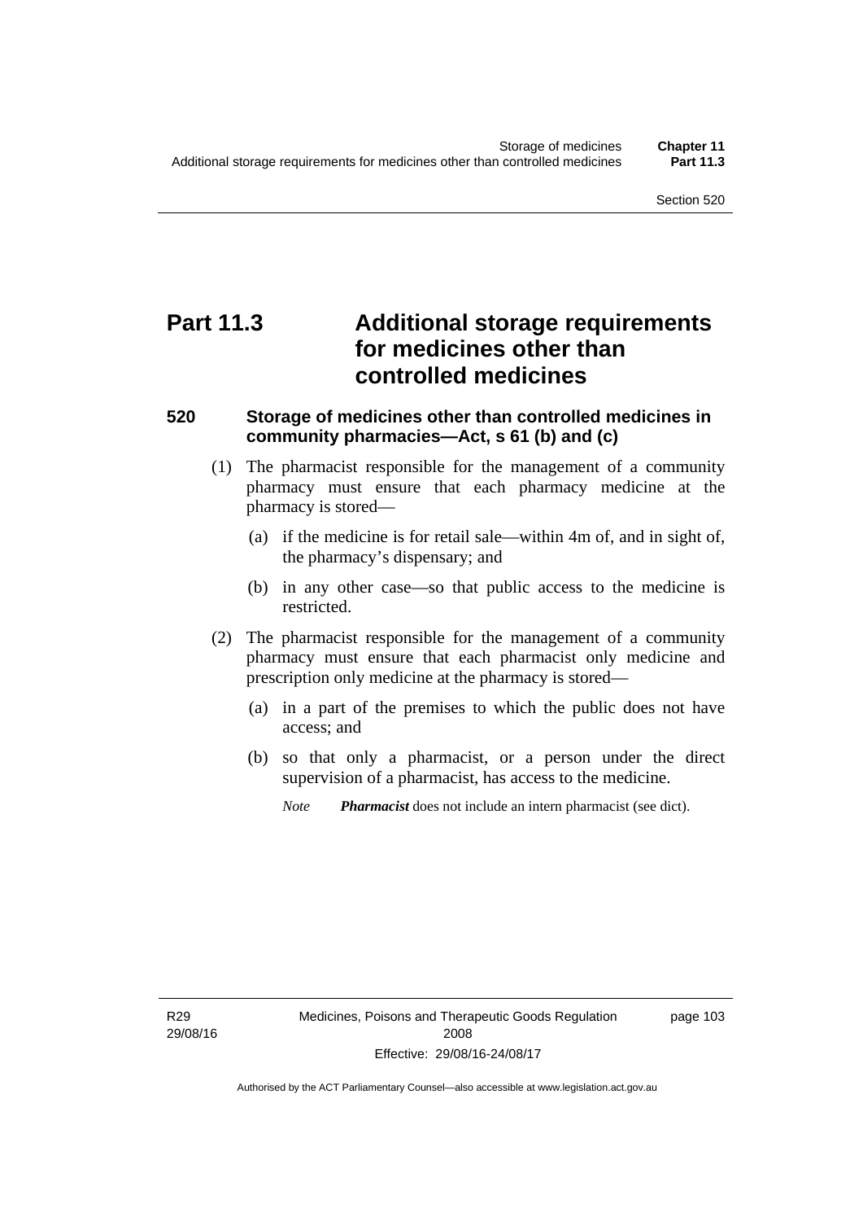# Part 11.3 Additional storage requirements for medicines other than controlled medicines

### 520 Storage of medicines other than controlled medicines in community pharmacies—Act, s 61 (b) and (c)

(1) The pharmacist responsible for the management of a community pharmacy must ensure that each pharmacy medicine at the pharmacy is stored—

(a) if the medicine is for retail sale—within 4m of, and in sight of, the pharmacy's dispensary; and

(b) in any other case—so that public access to the medicine is restricted.

(2) The pharmacist responsible for the management of a community pharmacy must ensure that each pharmacist only medicine and prescription only medicine at the pharmacy is stored—

(a) in a part of the premises to which the public does not have access; and

(b) so that only a pharmacist, or a person under the direct supervision of a pharmacist, has access to the medicine.

*Note* ***Pharmacist*** does not include an intern pharmacist (see dict).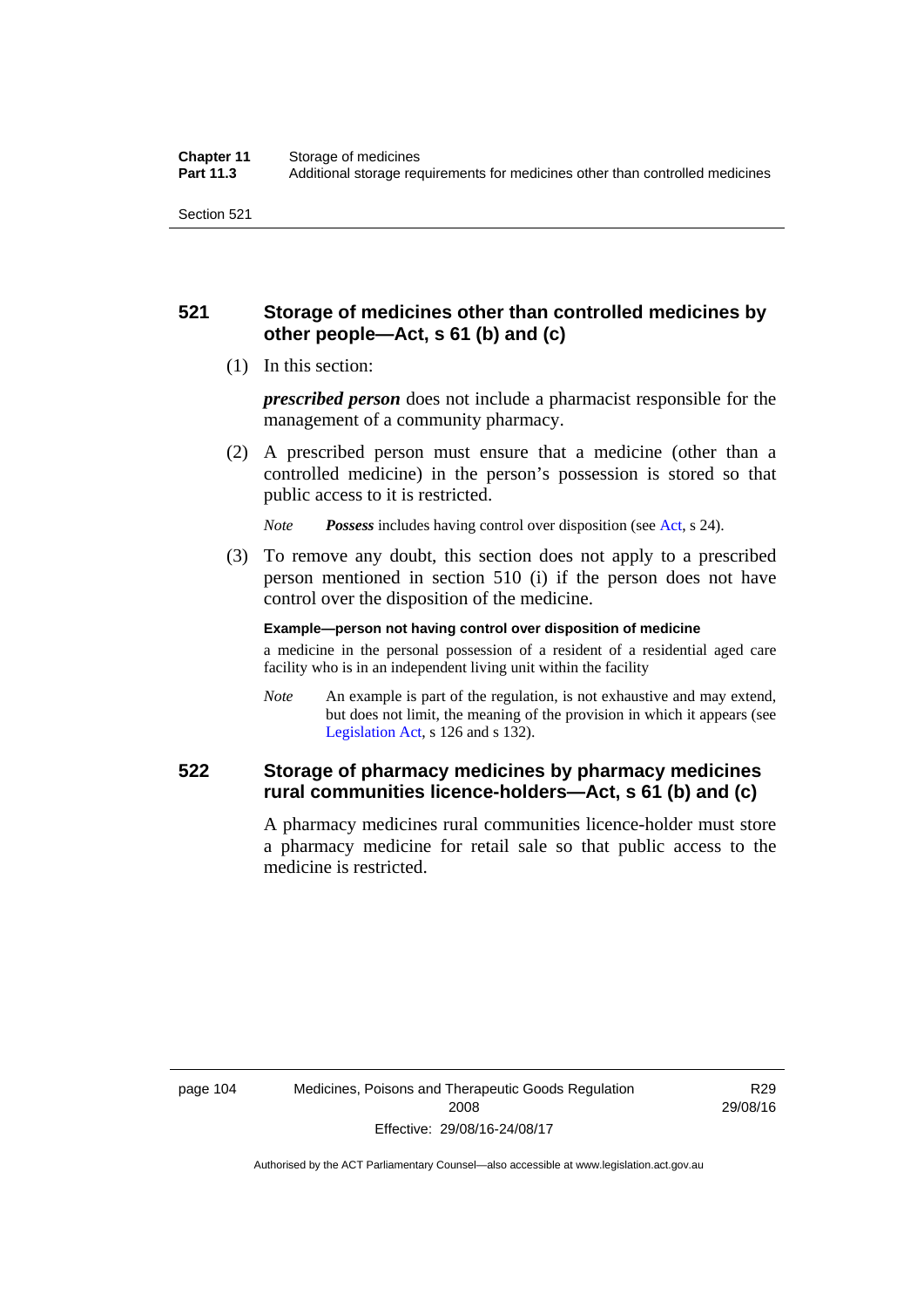## 521 Storage of medicines other than controlled medicines by other people—Act, s 61 (b) and (c)

(1) In this section:

***prescribed person*** does not include a pharmacist responsible for the management of a community pharmacy.

(2) A prescribed person must ensure that a medicine (other than a controlled medicine) in the person's possession is stored so that public access to it is restricted.

*Note* ***Possess*** includes having control over disposition (see Act, s 24).

(3) To remove any doubt, this section does not apply to a prescribed person mentioned in section 510 (i) if the person does not have control over the disposition of the medicine.

**Example—person not having control over disposition of medicine**

a medicine in the personal possession of a resident of a residential aged care facility who is in an independent living unit within the facility

*Note* An example is part of the regulation, is not exhaustive and may extend, but does not limit, the meaning of the provision in which it appears (see Legislation Act, s 126 and s 132).

## 522 Storage of pharmacy medicines by pharmacy medicines rural communities licence-holders—Act, s 61 (b) and (c)

A pharmacy medicines rural communities licence-holder must store a pharmacy medicine for retail sale so that public access to the medicine is restricted.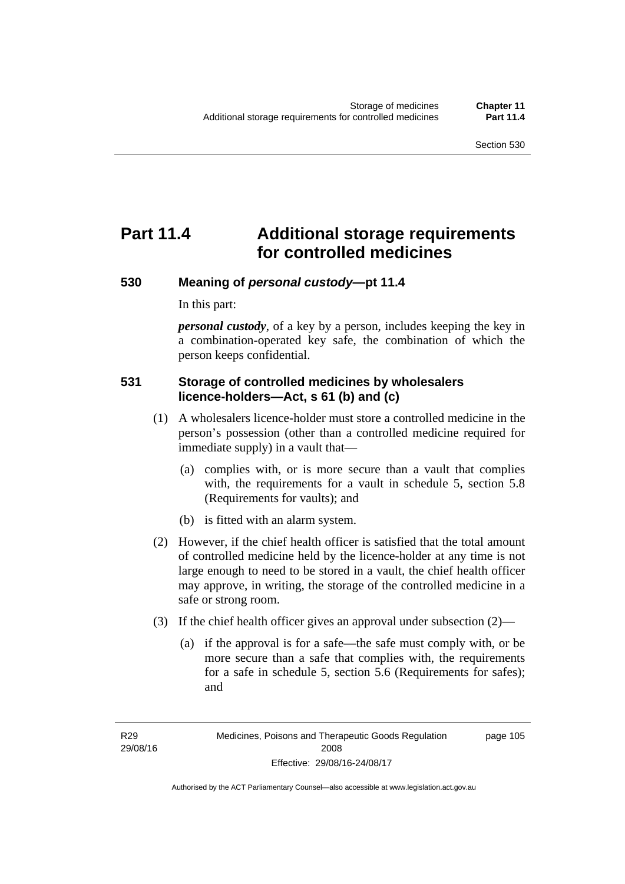# Part 11.4 Additional storage requirements for controlled medicines

### 530 Meaning of *personal custody*—pt 11.4

In this part:

***personal custody***, of a key by a person, includes keeping the key in a combination-operated key safe, the combination of which the person keeps confidential.

### 531 Storage of controlled medicines by wholesalers licence-holders—Act, s 61 (b) and (c)

(1) A wholesalers licence-holder must store a controlled medicine in the person's possession (other than a controlled medicine required for immediate supply) in a vault that—

   (a) complies with, or is more secure than a vault that complies with, the requirements for a vault in schedule 5, section 5.8 (Requirements for vaults); and

   (b) is fitted with an alarm system.

(2) However, if the chief health officer is satisfied that the total amount of controlled medicine held by the licence-holder at any time is not large enough to need to be stored in a vault, the chief health officer may approve, in writing, the storage of the controlled medicine in a safe or strong room.

(3) If the chief health officer gives an approval under subsection (2)—

   (a) if the approval is for a safe—the safe must comply with, or be more secure than a safe that complies with, the requirements for a safe in schedule 5, section 5.6 (Requirements for safes); and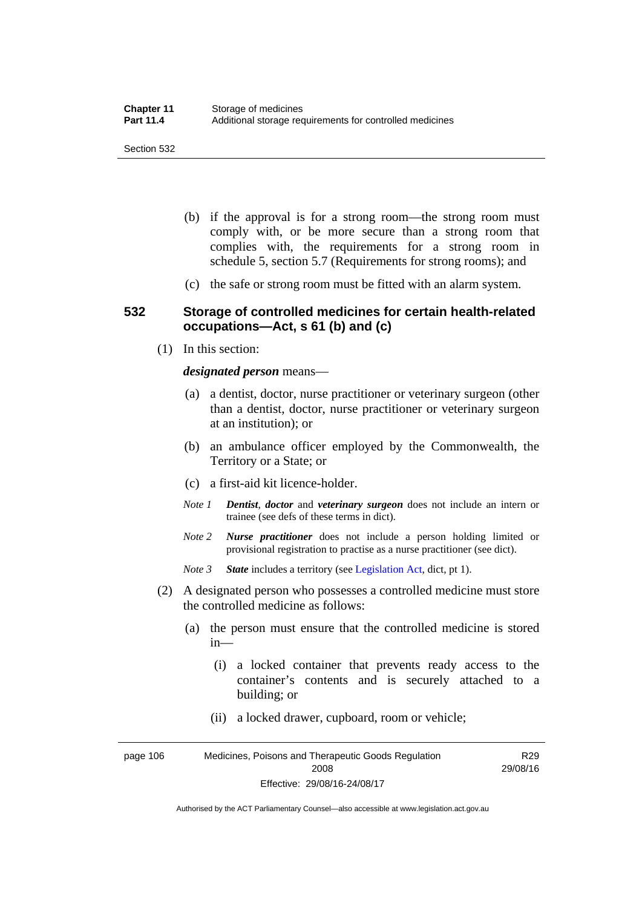(b) if the approval is for a strong room—the strong room must comply with, or be more secure than a strong room that complies with, the requirements for a strong room in schedule 5, section 5.7 (Requirements for strong rooms); and

(c) the safe or strong room must be fitted with an alarm system.

## 532 Storage of controlled medicines for certain health-related occupations—Act, s 61 (b) and (c)

(1) In this section:

***designated person*** means—

(a) a dentist, doctor, nurse practitioner or veterinary surgeon (other than a dentist, doctor, nurse practitioner or veterinary surgeon at an institution); or

(b) an ambulance officer employed by the Commonwealth, the Territory or a State; or

(c) a first-aid kit licence-holder.

*Note 1* ***Dentist****,* ***doctor*** and ***veterinary surgeon*** does not include an intern or trainee (see defs of these terms in dict).

*Note 2* ***Nurse practitioner*** does not include a person holding limited or provisional registration to practise as a nurse practitioner (see dict).

*Note 3* ***State*** includes a territory (see Legislation Act, dict, pt 1).

(2) A designated person who possesses a controlled medicine must store the controlled medicine as follows:

(a) the person must ensure that the controlled medicine is stored in—

(i) a locked container that prevents ready access to the container's contents and is securely attached to a building; or

(ii) a locked drawer, cupboard, room or vehicle;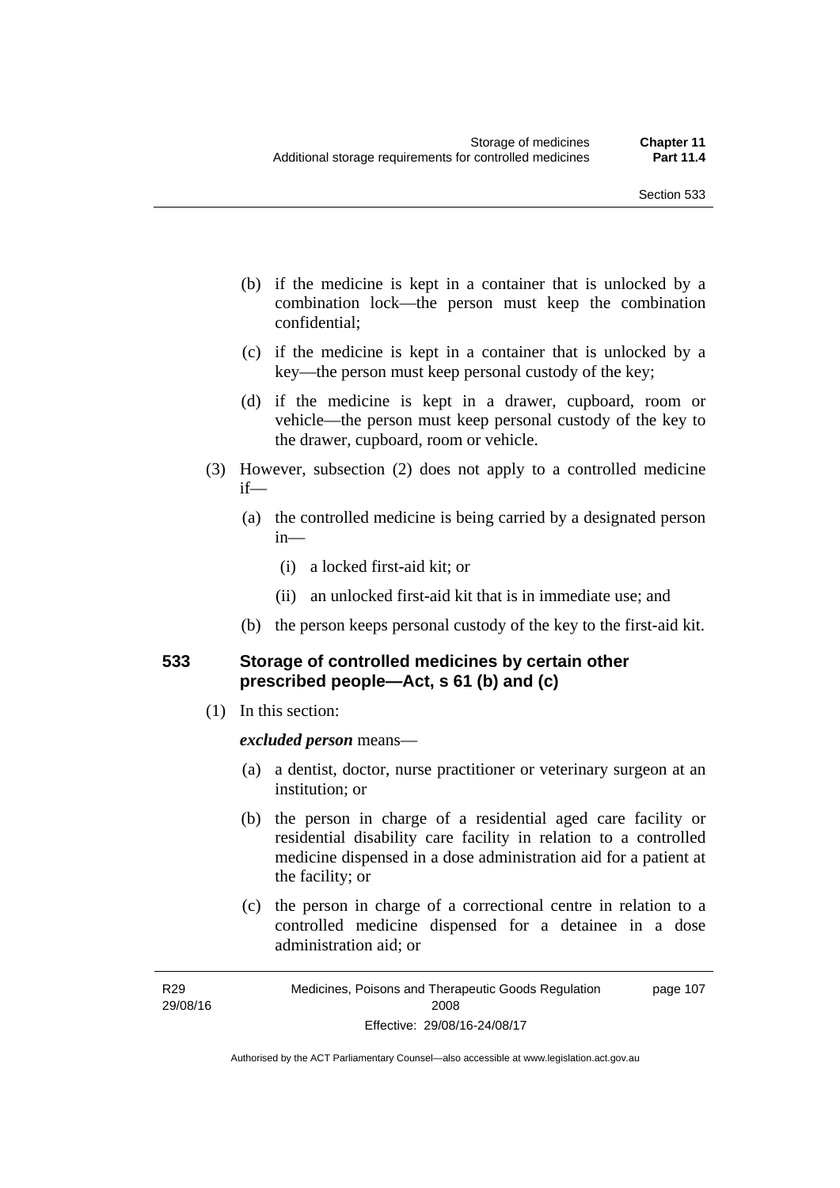(b) if the medicine is kept in a container that is unlocked by a combination lock—the person must keep the combination confidential;

(c) if the medicine is kept in a container that is unlocked by a key—the person must keep personal custody of the key;

(d) if the medicine is kept in a drawer, cupboard, room or vehicle—the person must keep personal custody of the key to the drawer, cupboard, room or vehicle.

(3) However, subsection (2) does not apply to a controlled medicine if—

(a) the controlled medicine is being carried by a designated person in—

(i) a locked first-aid kit; or

(ii) an unlocked first-aid kit that is in immediate use; and

(b) the person keeps personal custody of the key to the first-aid kit.

### 533 Storage of controlled medicines by certain other prescribed people—Act, s 61 (b) and (c)

(1) In this section:

***excluded person*** means—

(a) a dentist, doctor, nurse practitioner or veterinary surgeon at an institution; or

(b) the person in charge of a residential aged care facility or residential disability care facility in relation to a controlled medicine dispensed in a dose administration aid for a patient at the facility; or

(c) the person in charge of a correctional centre in relation to a controlled medicine dispensed for a detainee in a dose administration aid; or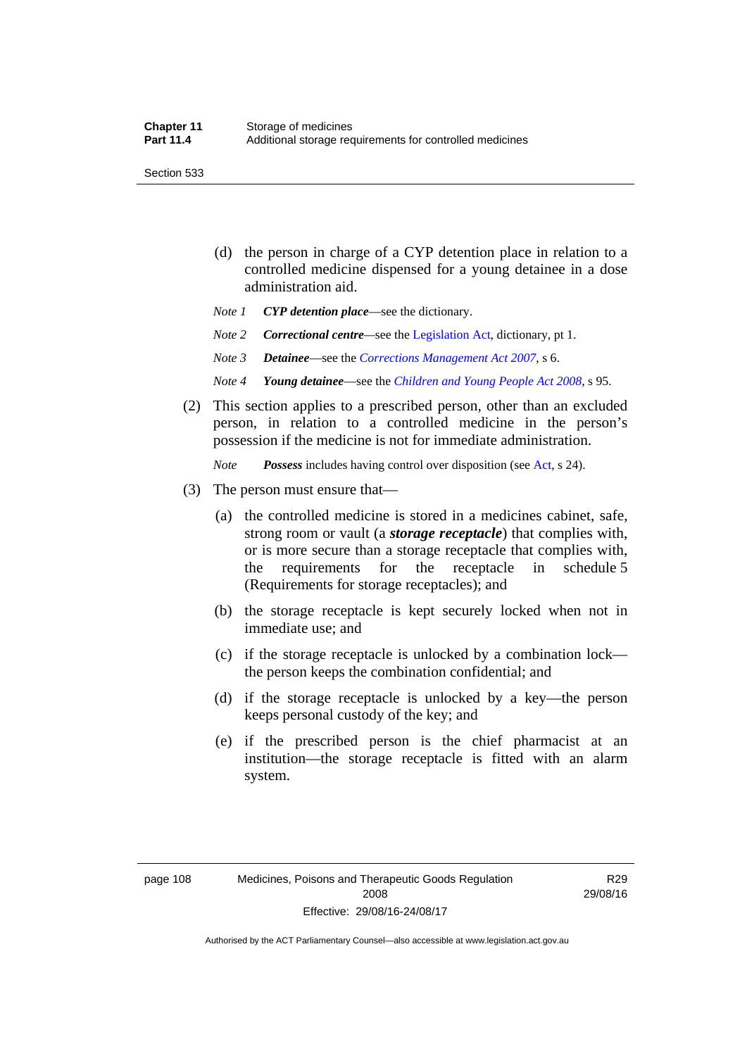(d) the person in charge of a CYP detention place in relation to a controlled medicine dispensed for a young detainee in a dose administration aid.

*Note 1* ***CYP detention place***—see the dictionary.

*Note 2* ***Correctional centre***—see the Legislation Act, dictionary, pt 1.

*Note 3* ***Detainee***—see the *Corrections Management Act 2007*, s 6.

*Note 4* ***Young detainee***—see the *Children and Young People Act 2008*, s 95.

(2) This section applies to a prescribed person, other than an excluded person, in relation to a controlled medicine in the person's possession if the medicine is not for immediate administration.

*Note* ***Possess*** includes having control over disposition (see Act, s 24).

(3) The person must ensure that—

(a) the controlled medicine is stored in a medicines cabinet, safe, strong room or vault (a ***storage receptacle***) that complies with, or is more secure than a storage receptacle that complies with, the requirements for the receptacle in schedule 5 (Requirements for storage receptacles); and

(b) the storage receptacle is kept securely locked when not in immediate use; and

(c) if the storage receptacle is unlocked by a combination lock—the person keeps the combination confidential; and

(d) if the storage receptacle is unlocked by a key—the person keeps personal custody of the key; and

(e) if the prescribed person is the chief pharmacist at an institution—the storage receptacle is fitted with an alarm system.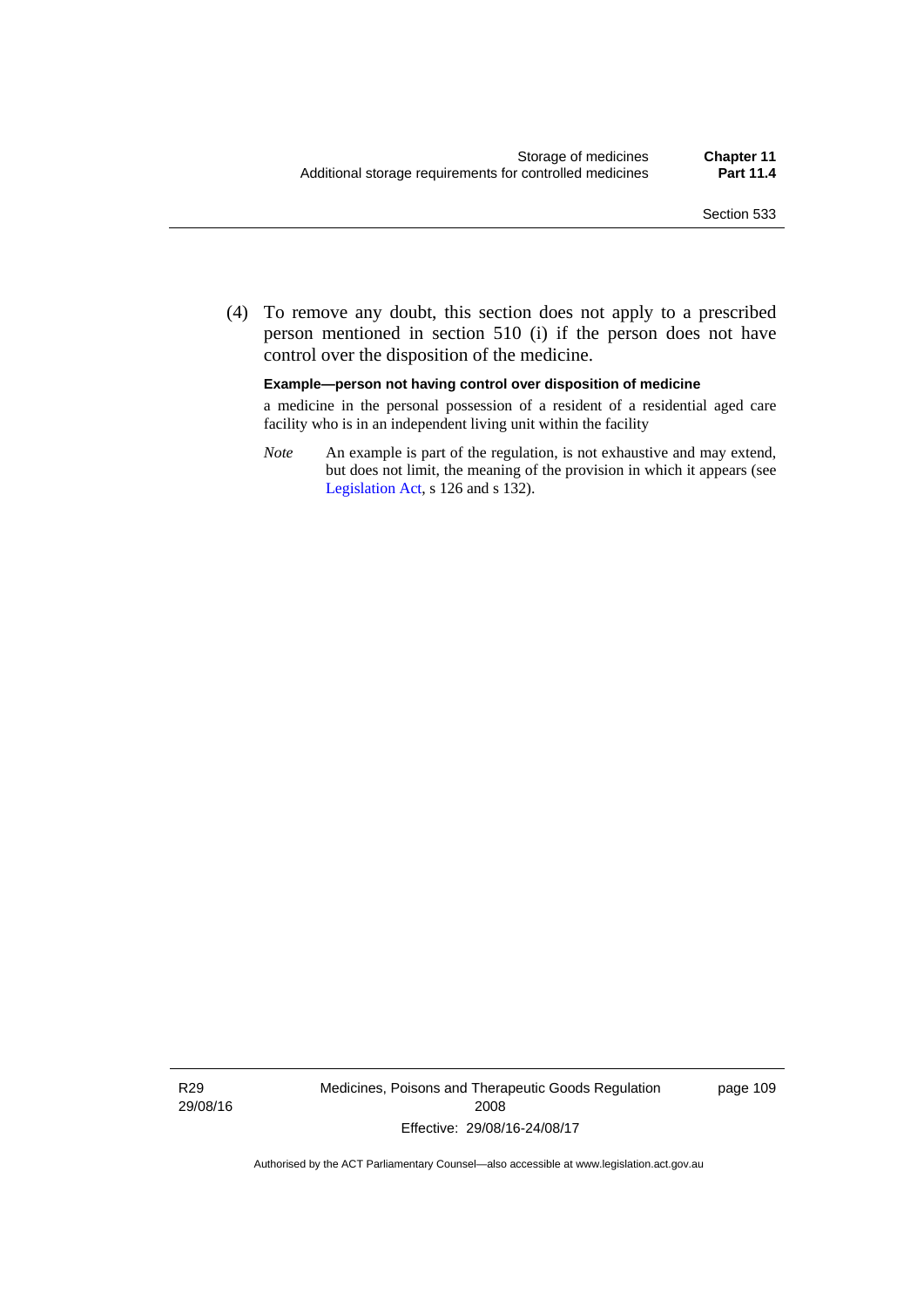(4) To remove any doubt, this section does not apply to a prescribed person mentioned in section 510 (i) if the person does not have control over the disposition of the medicine.

**Example—person not having control over disposition of medicine**

a medicine in the personal possession of a resident of a residential aged care facility who is in an independent living unit within the facility

*Note* An example is part of the regulation, is not exhaustive and may extend, but does not limit, the meaning of the provision in which it appears (see Legislation Act, s 126 and s 132).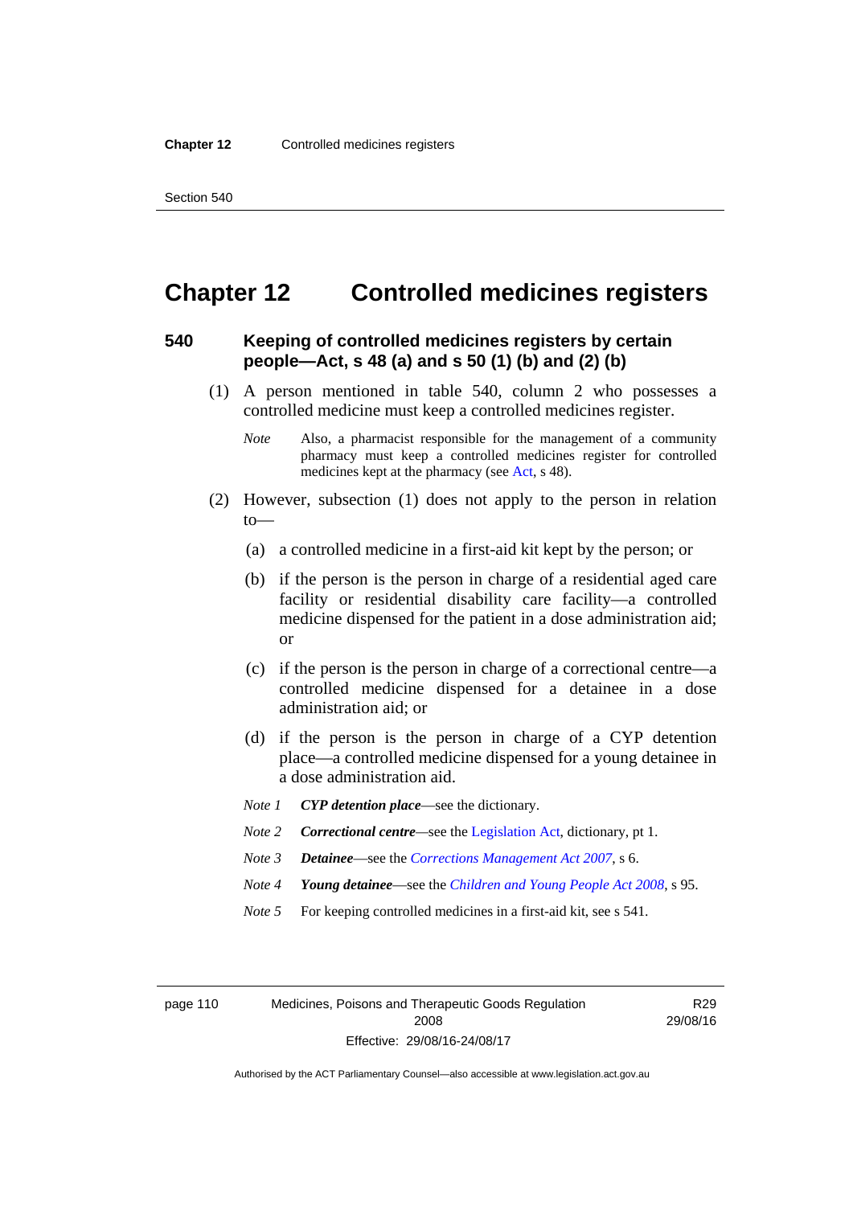# Chapter 12 Controlled medicines registers

## 540 Keeping of controlled medicines registers by certain people—Act, s 48 (a) and s 50 (1) (b) and (2) (b)

(1) A person mentioned in table 540, column 2 who possesses a controlled medicine must keep a controlled medicines register.

*Note* Also, a pharmacist responsible for the management of a community pharmacy must keep a controlled medicines register for controlled medicines kept at the pharmacy (see Act, s 48).

(2) However, subsection (1) does not apply to the person in relation to—

(a) a controlled medicine in a first-aid kit kept by the person; or

(b) if the person is the person in charge of a residential aged care facility or residential disability care facility—a controlled medicine dispensed for the patient in a dose administration aid; or

(c) if the person is the person in charge of a correctional centre—a controlled medicine dispensed for a detainee in a dose administration aid; or

(d) if the person is the person in charge of a CYP detention place—a controlled medicine dispensed for a young detainee in a dose administration aid.

*Note 1* ***CYP detention place***—see the dictionary.

*Note 2* ***Correctional centre***—see the Legislation Act, dictionary, pt 1.

*Note 3* ***Detainee***—see the *Corrections Management Act 2007*, s 6.

*Note 4* ***Young detainee***—see the *Children and Young People Act 2008*, s 95.

*Note 5* For keeping controlled medicines in a first-aid kit, see s 541.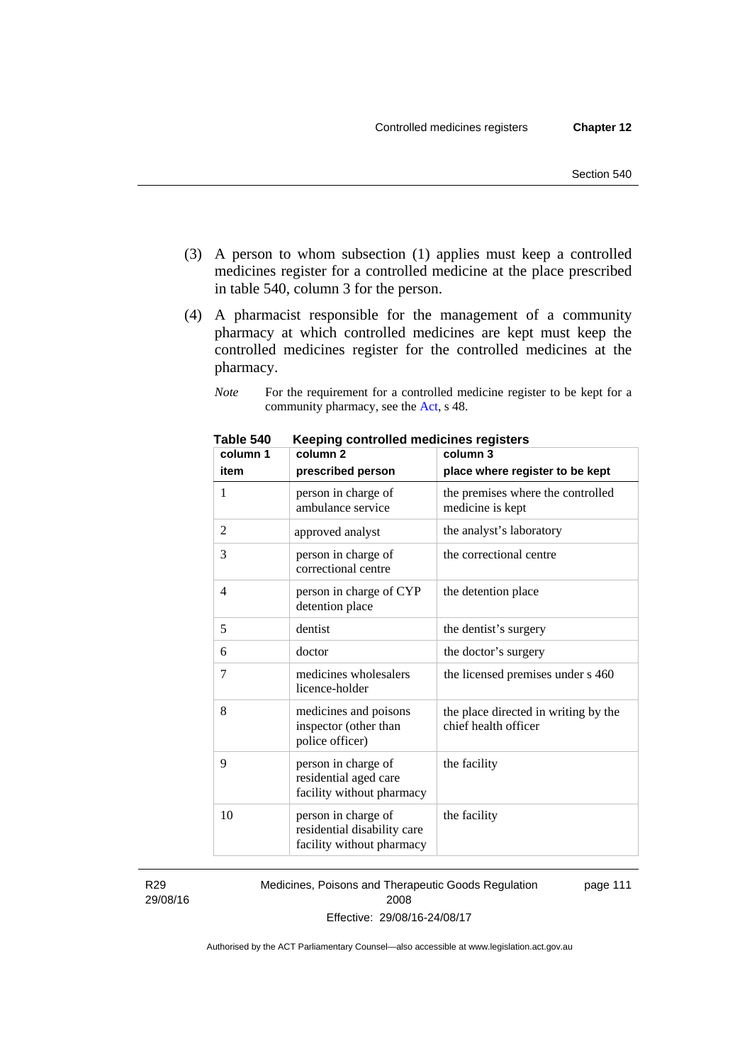(3) A person to whom subsection (1) applies must keep a controlled medicines register for a controlled medicine at the place prescribed in table 540, column 3 for the person.

(4) A pharmacist responsible for the management of a community pharmacy at which controlled medicines are kept must keep the controlled medicines register for the controlled medicines at the pharmacy.

*Note* For the requirement for a controlled medicine register to be kept for a community pharmacy, see the Act, s 48.

**Table 540 Keeping controlled medicines registers**

| column 1<br>item | column 2<br>prescribed person | column 3<br>place where register to be kept |
|---|---|---|
| 1 | person in charge of ambulance service | the premises where the controlled medicine is kept |
| 2 | approved analyst | the analyst's laboratory |
| 3 | person in charge of correctional centre | the correctional centre |
| 4 | person in charge of CYP detention place | the detention place |
| 5 | dentist | the dentist's surgery |
| 6 | doctor | the doctor's surgery |
| 7 | medicines wholesalers licence-holder | the licensed premises under s 460 |
| 8 | medicines and poisons inspector (other than police officer) | the place directed in writing by the chief health officer |
| 9 | person in charge of residential aged care facility without pharmacy | the facility |
| 10 | person in charge of residential disability care facility without pharmacy | the facility |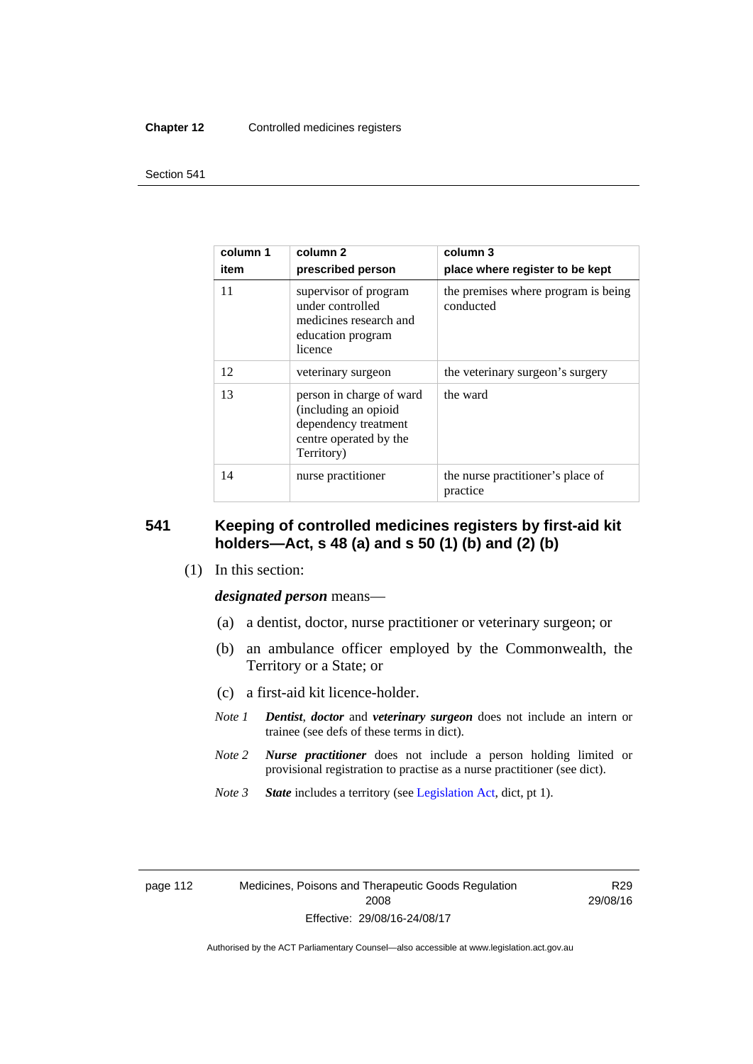| column 1<br>item | column 2<br>prescribed person | column 3<br>place where register to be kept |
|---|---|---|
| 11 | supervisor of program under controlled medicines research and education program licence | the premises where program is being conducted |
| 12 | veterinary surgeon | the veterinary surgeon's surgery |
| 13 | person in charge of ward (including an opioid dependency treatment centre operated by the Territory) | the ward |
| 14 | nurse practitioner | the nurse practitioner's place of practice |

## 541 Keeping of controlled medicines registers by first-aid kit holders—Act, s 48 (a) and s 50 (1) (b) and (2) (b)

(1) In this section:

***designated person*** means—

(a) a dentist, doctor, nurse practitioner or veterinary surgeon; or

(b) an ambulance officer employed by the Commonwealth, the Territory or a State; or

(c) a first-aid kit licence-holder.

*Note 1* ***Dentist***, ***doctor*** and ***veterinary surgeon*** does not include an intern or trainee (see defs of these terms in dict).

*Note 2* ***Nurse practitioner*** does not include a person holding limited or provisional registration to practise as a nurse practitioner (see dict).

*Note 3* ***State*** includes a territory (see Legislation Act, dict, pt 1).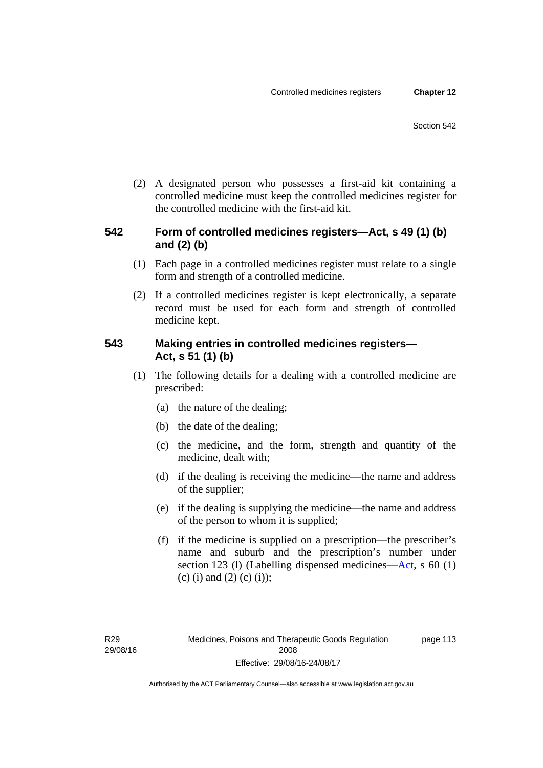(2) A designated person who possesses a first-aid kit containing a controlled medicine must keep the controlled medicines register for the controlled medicine with the first-aid kit.

## 542 Form of controlled medicines registers—Act, s 49 (1) (b) and (2) (b)

(1) Each page in a controlled medicines register must relate to a single form and strength of a controlled medicine.

(2) If a controlled medicines register is kept electronically, a separate record must be used for each form and strength of controlled medicine kept.

## 543 Making entries in controlled medicines registers—Act, s 51 (1) (b)

(1) The following details for a dealing with a controlled medicine are prescribed:

(a) the nature of the dealing;

(b) the date of the dealing;

(c) the medicine, and the form, strength and quantity of the medicine, dealt with;

(d) if the dealing is receiving the medicine—the name and address of the supplier;

(e) if the dealing is supplying the medicine—the name and address of the person to whom it is supplied;

(f) if the medicine is supplied on a prescription—the prescriber's name and suburb and the prescription's number under section 123 (l) (Labelling dispensed medicines—Act, s 60 (1) (c) (i) and (2) (c) (i));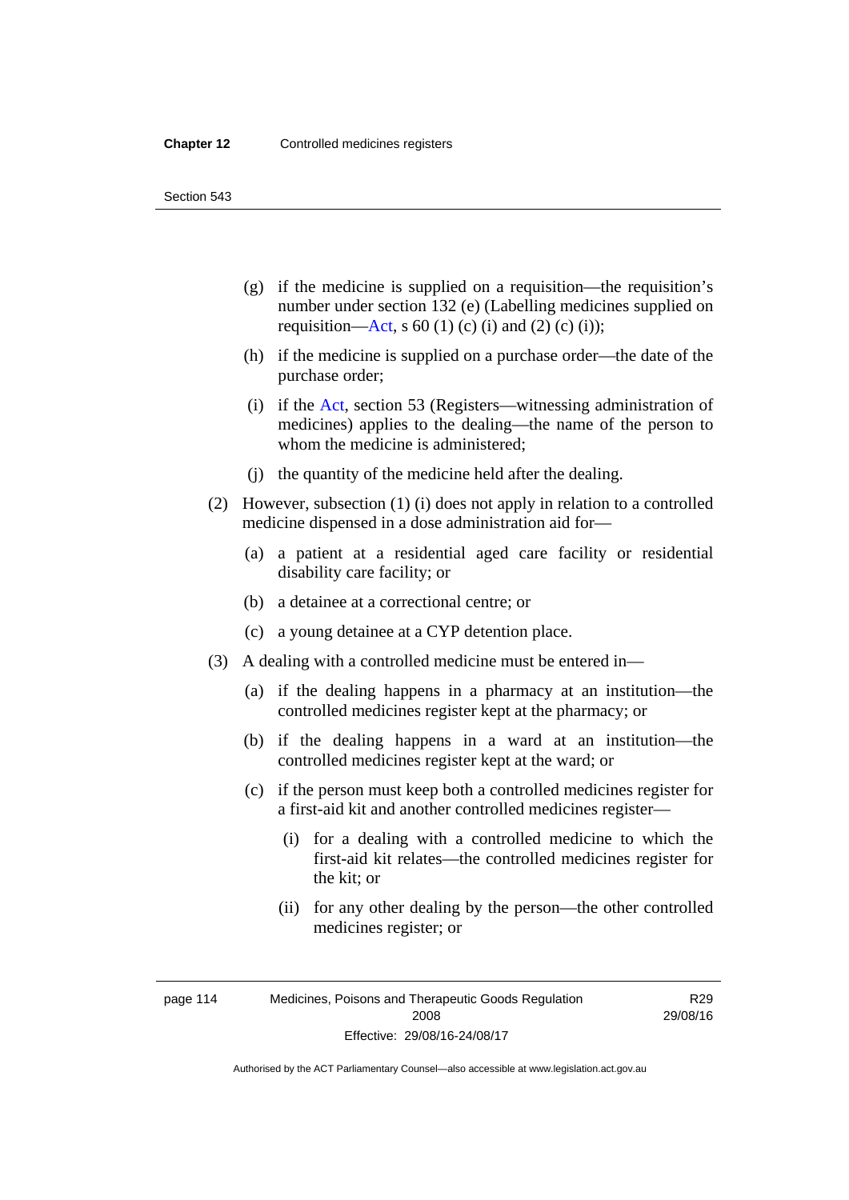(g) if the medicine is supplied on a requisition—the requisition's number under section 132 (e) (Labelling medicines supplied on requisition—Act, s 60 (1) (c) (i) and (2) (c) (i));

(h) if the medicine is supplied on a purchase order—the date of the purchase order;

(i) if the Act, section 53 (Registers—witnessing administration of medicines) applies to the dealing—the name of the person to whom the medicine is administered;

(j) the quantity of the medicine held after the dealing.

(2) However, subsection (1) (i) does not apply in relation to a controlled medicine dispensed in a dose administration aid for—

(a) a patient at a residential aged care facility or residential disability care facility; or

(b) a detainee at a correctional centre; or

(c) a young detainee at a CYP detention place.

(3) A dealing with a controlled medicine must be entered in—

(a) if the dealing happens in a pharmacy at an institution—the controlled medicines register kept at the pharmacy; or

(b) if the dealing happens in a ward at an institution—the controlled medicines register kept at the ward; or

(c) if the person must keep both a controlled medicines register for a first-aid kit and another controlled medicines register—

(i) for a dealing with a controlled medicine to which the first-aid kit relates—the controlled medicines register for the kit; or

(ii) for any other dealing by the person—the other controlled medicines register; or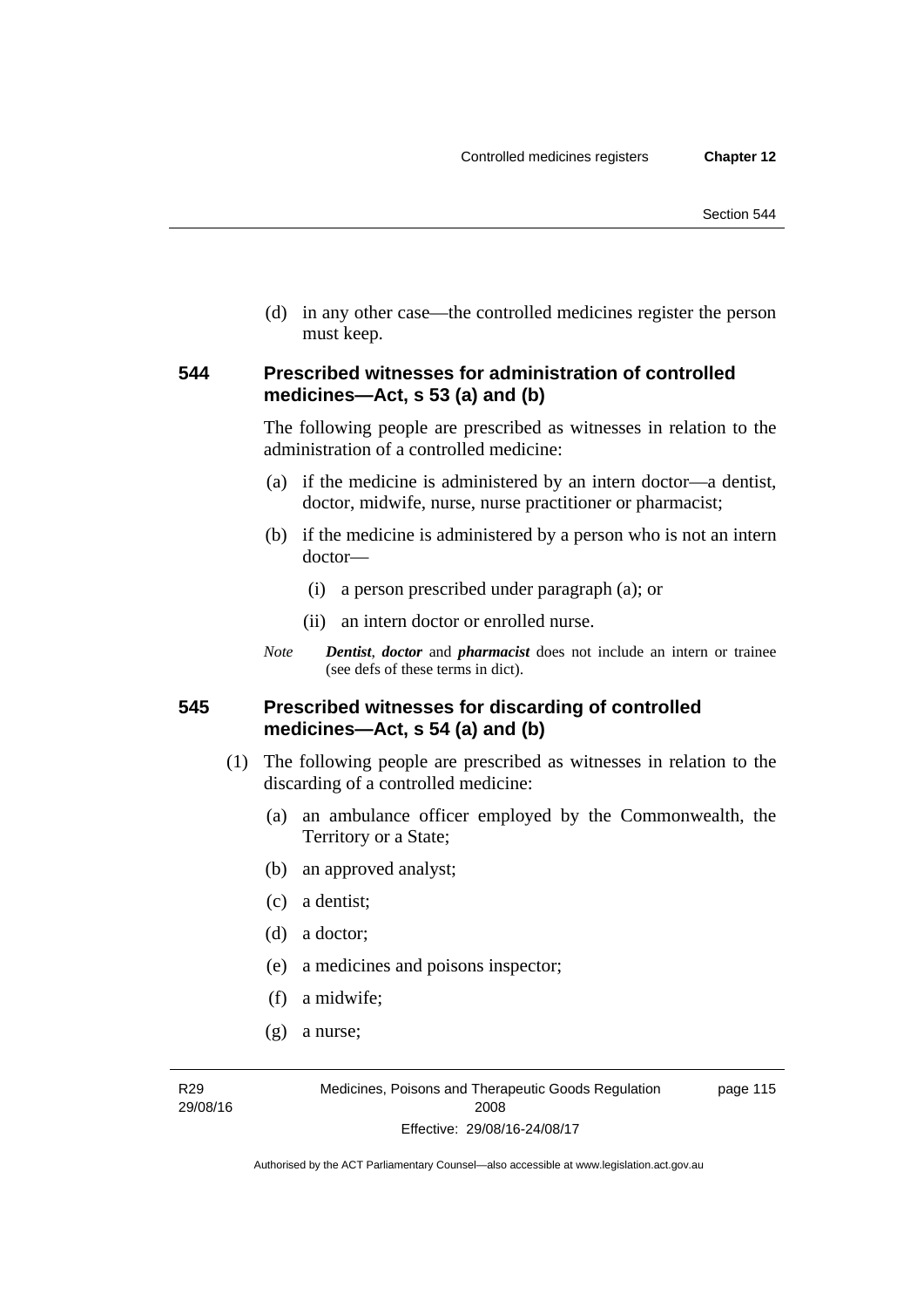(d) in any other case—the controlled medicines register the person must keep.

### 544 Prescribed witnesses for administration of controlled medicines—Act, s 53 (a) and (b)

The following people are prescribed as witnesses in relation to the administration of a controlled medicine:

(a) if the medicine is administered by an intern doctor—a dentist, doctor, midwife, nurse, nurse practitioner or pharmacist;

(b) if the medicine is administered by a person who is not an intern doctor—

(i) a person prescribed under paragraph (a); or

(ii) an intern doctor or enrolled nurse.

*Note* ***Dentist***, ***doctor*** and ***pharmacist*** does not include an intern or trainee (see defs of these terms in dict).

### 545 Prescribed witnesses for discarding of controlled medicines—Act, s 54 (a) and (b)

(1) The following people are prescribed as witnesses in relation to the discarding of a controlled medicine:

(a) an ambulance officer employed by the Commonwealth, the Territory or a State;

(b) an approved analyst;

(c) a dentist;

(d) a doctor;

(e) a medicines and poisons inspector;

(f) a midwife;

(g) a nurse;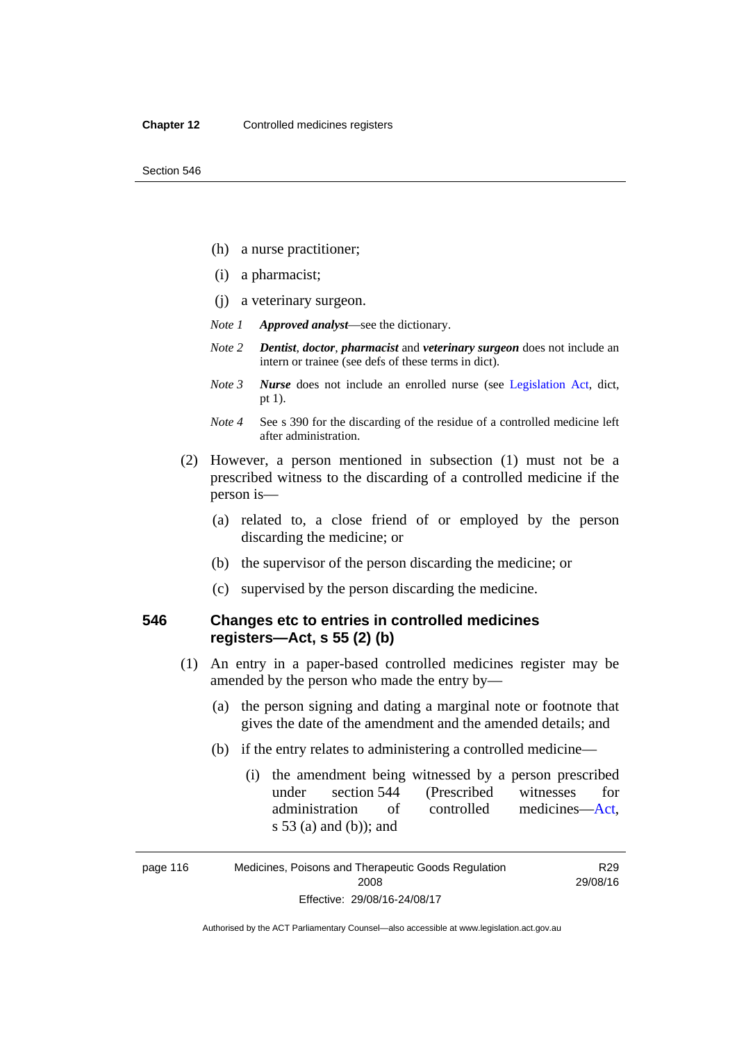(h) a nurse practitioner;

(i) a pharmacist;

(j) a veterinary surgeon.

*Note 1* ***Approved analyst***—see the dictionary.

*Note 2* ***Dentist***, ***doctor***, ***pharmacist*** and ***veterinary surgeon*** does not include an intern or trainee (see defs of these terms in dict).

*Note 3* ***Nurse*** does not include an enrolled nurse (see Legislation Act, dict, pt 1).

*Note 4* See s 390 for the discarding of the residue of a controlled medicine left after administration.

(2) However, a person mentioned in subsection (1) must not be a prescribed witness to the discarding of a controlled medicine if the person is—

(a) related to, a close friend of or employed by the person discarding the medicine; or

(b) the supervisor of the person discarding the medicine; or

(c) supervised by the person discarding the medicine.

### 546 Changes etc to entries in controlled medicines registers—Act, s 55 (2) (b)

(1) An entry in a paper-based controlled medicines register may be amended by the person who made the entry by—

(a) the person signing and dating a marginal note or footnote that gives the date of the amendment and the amended details; and

(b) if the entry relates to administering a controlled medicine—

(i) the amendment being witnessed by a person prescribed under section 544 (Prescribed witnesses for administration of controlled medicines—Act, s 53 (a) and (b)); and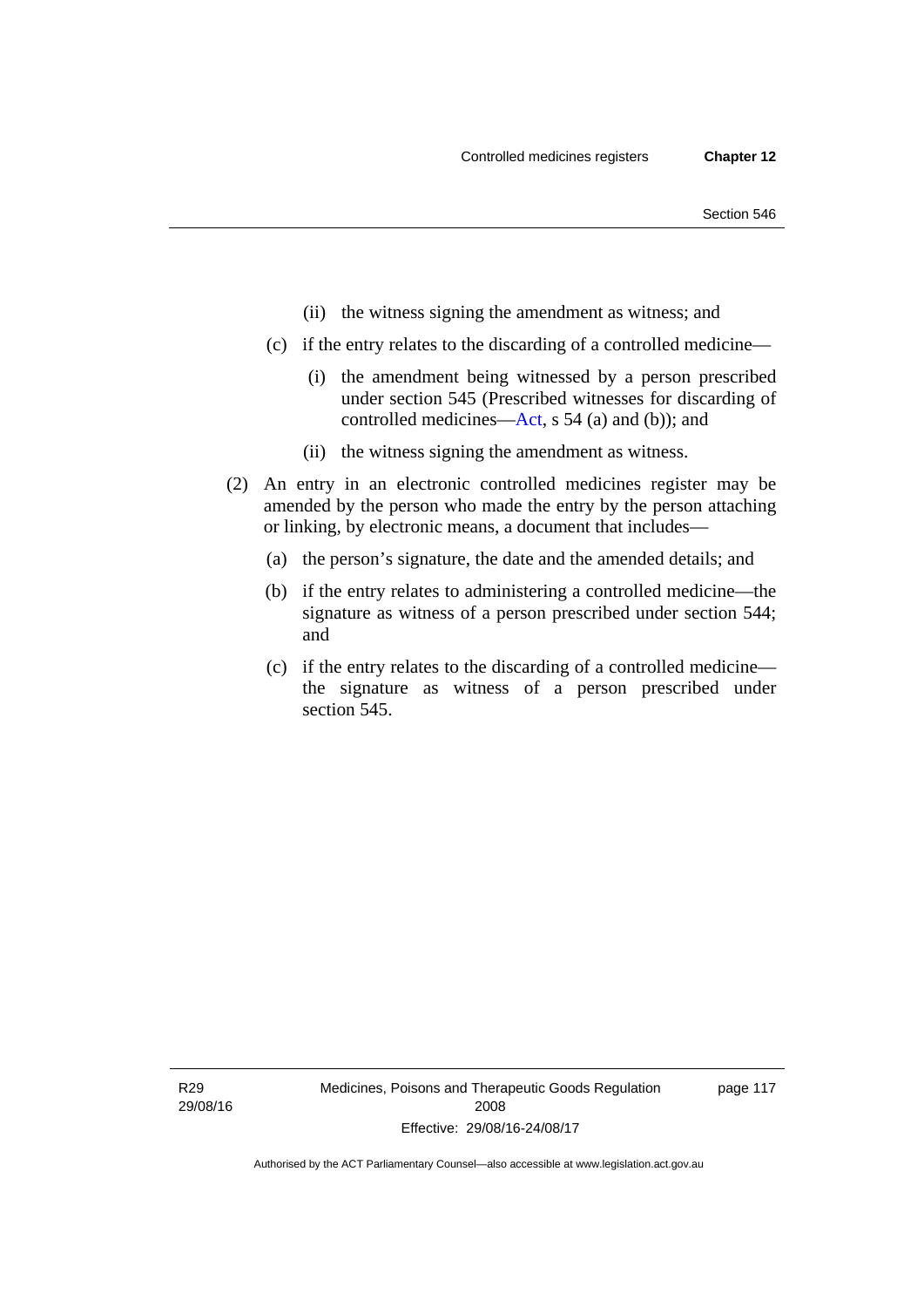(ii) the witness signing the amendment as witness; and

(c) if the entry relates to the discarding of a controlled medicine—

(i) the amendment being witnessed by a person prescribed under section 545 (Prescribed witnesses for discarding of controlled medicines—Act, s 54 (a) and (b)); and

(ii) the witness signing the amendment as witness.

(2) An entry in an electronic controlled medicines register may be amended by the person who made the entry by the person attaching or linking, by electronic means, a document that includes—

(a) the person's signature, the date and the amended details; and

(b) if the entry relates to administering a controlled medicine—the signature as witness of a person prescribed under section 544; and

(c) if the entry relates to the discarding of a controlled medicine—the signature as witness of a person prescribed under section 545.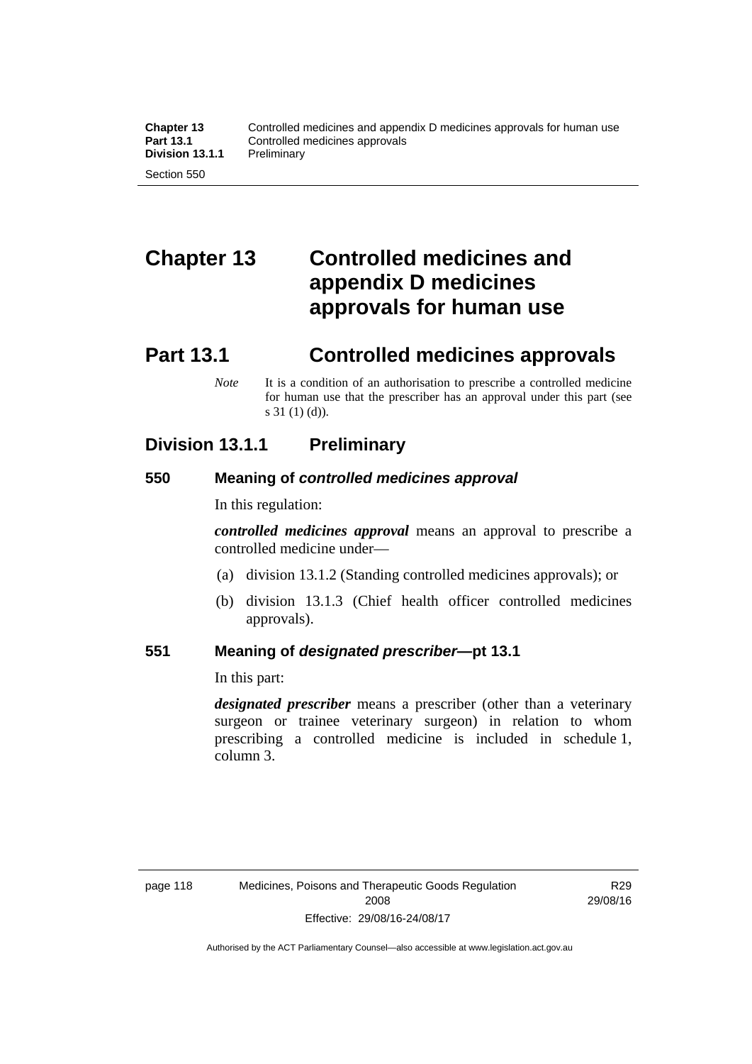# Chapter 13 Controlled medicines and appendix D medicines approvals for human use

## Part 13.1 Controlled medicines approvals

*Note* It is a condition of an authorisation to prescribe a controlled medicine for human use that the prescriber has an approval under this part (see s 31 (1) (d)).

### Division 13.1.1 Preliminary

#### 550 Meaning of *controlled medicines approval*

In this regulation:

***controlled medicines approval*** means an approval to prescribe a controlled medicine under—

(a) division 13.1.2 (Standing controlled medicines approvals); or

(b) division 13.1.3 (Chief health officer controlled medicines approvals).

#### 551 Meaning of *designated prescriber*—pt 13.1

In this part:

***designated prescriber*** means a prescriber (other than a veterinary surgeon or trainee veterinary surgeon) in relation to whom prescribing a controlled medicine is included in schedule 1, column 3.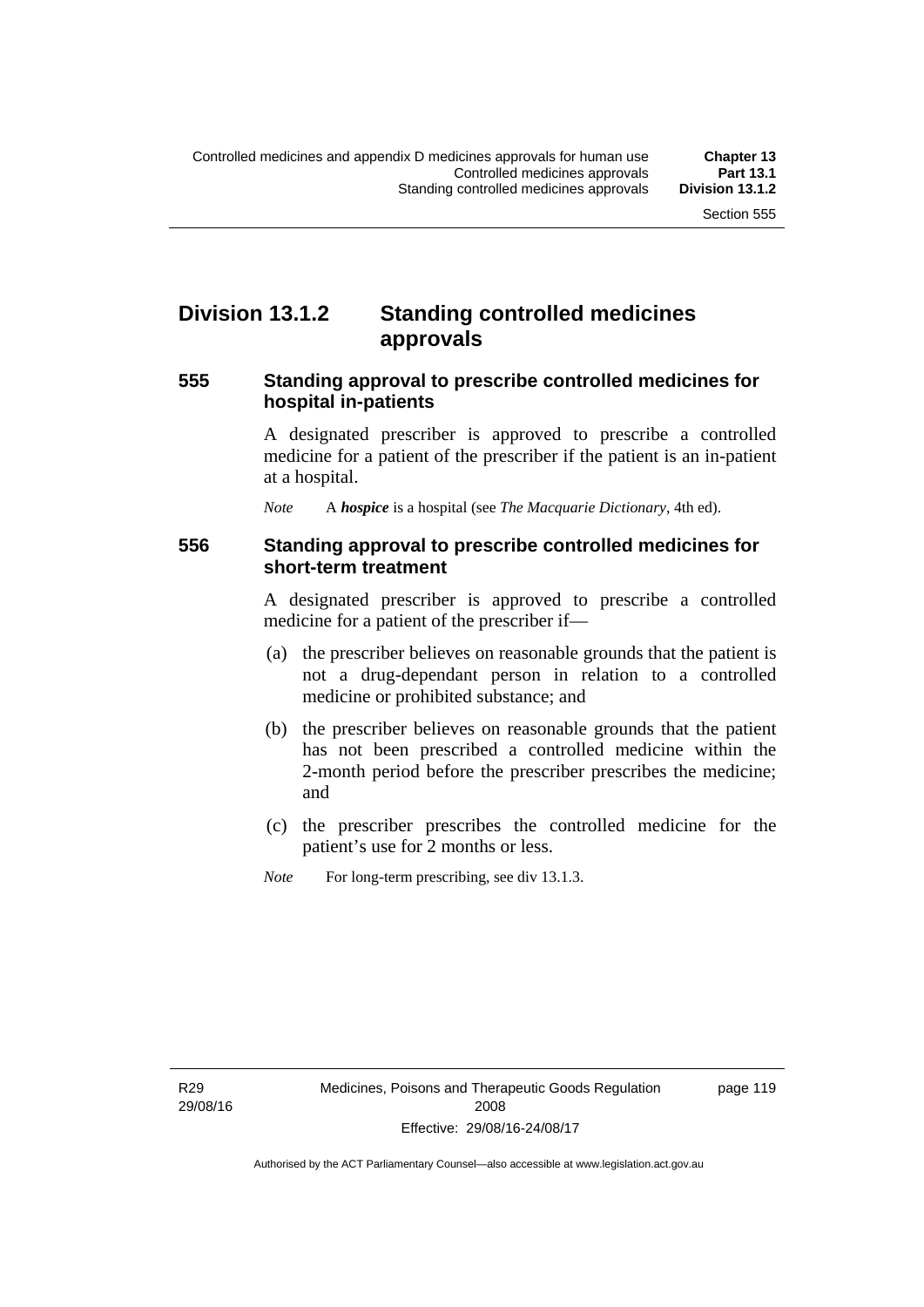## Division 13.1.2 Standing controlled medicines approvals

### 555 Standing approval to prescribe controlled medicines for hospital in-patients

A designated prescriber is approved to prescribe a controlled medicine for a patient of the prescriber if the patient is an in-patient at a hospital.

*Note* A ***hospice*** is a hospital (see *The Macquarie Dictionary*, 4th ed).

### 556 Standing approval to prescribe controlled medicines for short-term treatment

A designated prescriber is approved to prescribe a controlled medicine for a patient of the prescriber if—

(a) the prescriber believes on reasonable grounds that the patient is not a drug-dependant person in relation to a controlled medicine or prohibited substance; and

(b) the prescriber believes on reasonable grounds that the patient has not been prescribed a controlled medicine within the 2-month period before the prescriber prescribes the medicine; and

(c) the prescriber prescribes the controlled medicine for the patient's use for 2 months or less.

*Note* For long-term prescribing, see div 13.1.3.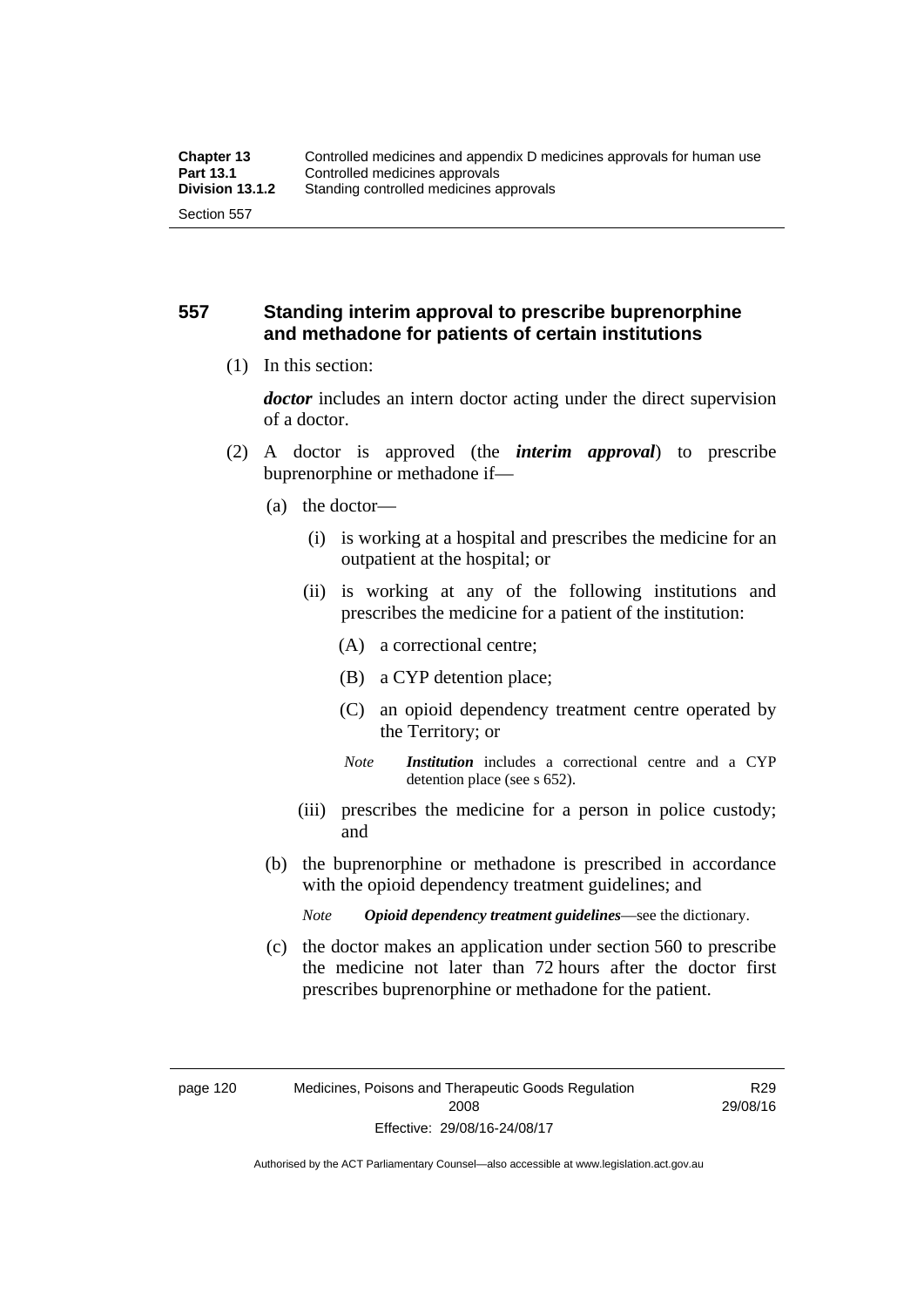## 557 Standing interim approval to prescribe buprenorphine and methadone for patients of certain institutions

(1) In this section:

***doctor*** includes an intern doctor acting under the direct supervision of a doctor.

(2) A doctor is approved (the ***interim approval***) to prescribe buprenorphine or methadone if—

(a) the doctor—

(i) is working at a hospital and prescribes the medicine for an outpatient at the hospital; or

(ii) is working at any of the following institutions and prescribes the medicine for a patient of the institution:

(A) a correctional centre;

(B) a CYP detention place;

(C) an opioid dependency treatment centre operated by the Territory; or

*Note* ***Institution*** includes a correctional centre and a CYP detention place (see s 652).

(iii) prescribes the medicine for a person in police custody; and

(b) the buprenorphine or methadone is prescribed in accordance with the opioid dependency treatment guidelines; and

*Note* ***Opioid dependency treatment guidelines***—see the dictionary.

(c) the doctor makes an application under section 560 to prescribe the medicine not later than 72 hours after the doctor first prescribes buprenorphine or methadone for the patient.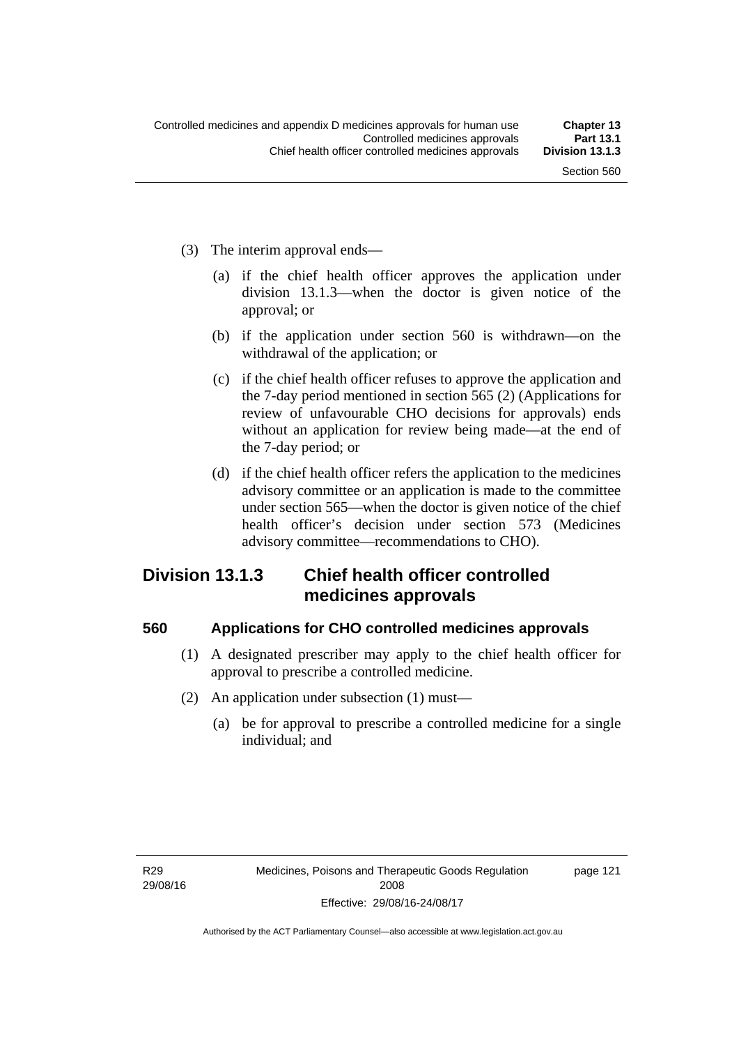(3) The interim approval ends—

(a) if the chief health officer approves the application under division 13.1.3—when the doctor is given notice of the approval; or

(b) if the application under section 560 is withdrawn—on the withdrawal of the application; or

(c) if the chief health officer refuses to approve the application and the 7-day period mentioned in section 565 (2) (Applications for review of unfavourable CHO decisions for approvals) ends without an application for review being made—at the end of the 7-day period; or

(d) if the chief health officer refers the application to the medicines advisory committee or an application is made to the committee under section 565—when the doctor is given notice of the chief health officer's decision under section 573 (Medicines advisory committee—recommendations to CHO).

## Division 13.1.3 Chief health officer controlled medicines approvals

### 560 Applications for CHO controlled medicines approvals

(1) A designated prescriber may apply to the chief health officer for approval to prescribe a controlled medicine.

(2) An application under subsection (1) must—

(a) be for approval to prescribe a controlled medicine for a single individual; and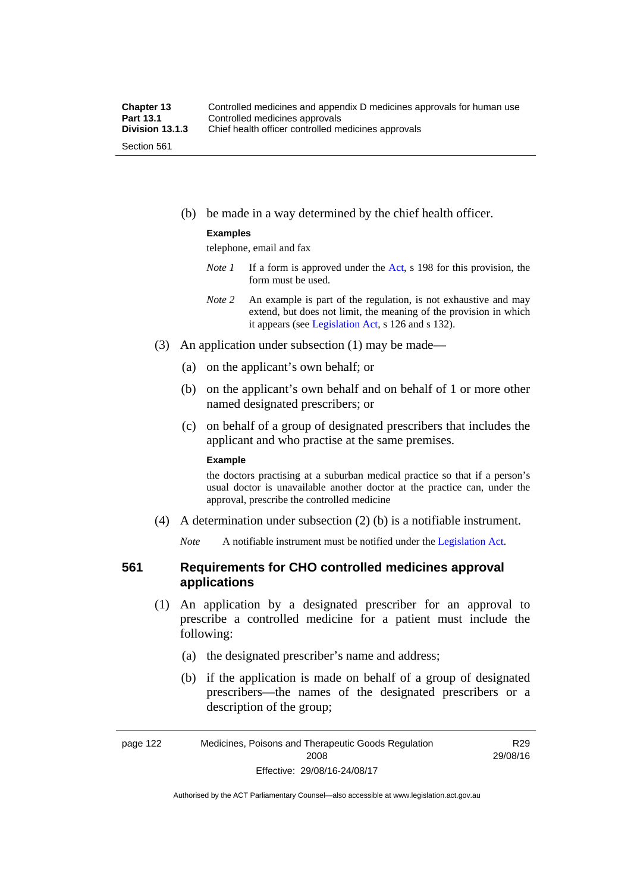(b) be made in a way determined by the chief health officer.

**Examples**

telephone, email and fax

*Note 1* If a form is approved under the Act, s 198 for this provision, the form must be used.

*Note 2* An example is part of the regulation, is not exhaustive and may extend, but does not limit, the meaning of the provision in which it appears (see Legislation Act, s 126 and s 132).

(3) An application under subsection (1) may be made—

(a) on the applicant's own behalf; or

(b) on the applicant's own behalf and on behalf of 1 or more other named designated prescribers; or

(c) on behalf of a group of designated prescribers that includes the applicant and who practise at the same premises.

**Example**

the doctors practising at a suburban medical practice so that if a person's usual doctor is unavailable another doctor at the practice can, under the approval, prescribe the controlled medicine

(4) A determination under subsection (2) (b) is a notifiable instrument.

*Note* A notifiable instrument must be notified under the Legislation Act.

## 561 Requirements for CHO controlled medicines approval applications

(1) An application by a designated prescriber for an approval to prescribe a controlled medicine for a patient must include the following:

(a) the designated prescriber's name and address;

(b) if the application is made on behalf of a group of designated prescribers—the names of the designated prescribers or a description of the group;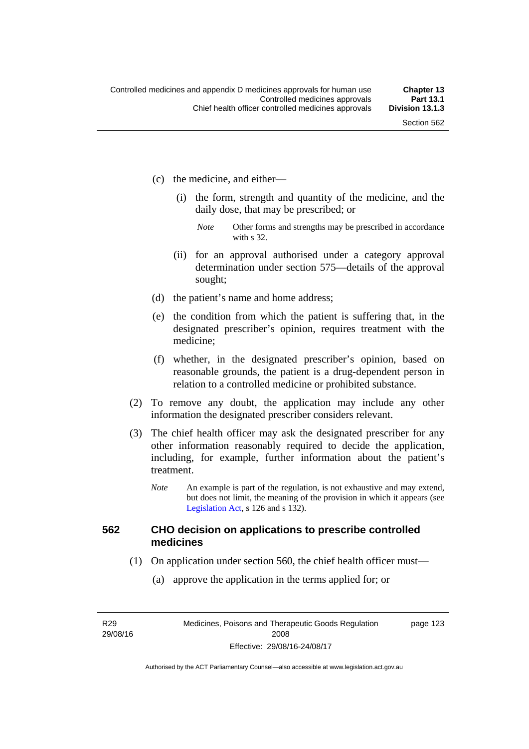(c) the medicine, and either—

(i) the form, strength and quantity of the medicine, and the daily dose, that may be prescribed; or

*Note* Other forms and strengths may be prescribed in accordance with s 32.

(ii) for an approval authorised under a category approval determination under section 575—details of the approval sought;

(d) the patient's name and home address;

(e) the condition from which the patient is suffering that, in the designated prescriber's opinion, requires treatment with the medicine;

(f) whether, in the designated prescriber's opinion, based on reasonable grounds, the patient is a drug-dependent person in relation to a controlled medicine or prohibited substance.

(2) To remove any doubt, the application may include any other information the designated prescriber considers relevant.

(3) The chief health officer may ask the designated prescriber for any other information reasonably required to decide the application, including, for example, further information about the patient's treatment.

*Note* An example is part of the regulation, is not exhaustive and may extend, but does not limit, the meaning of the provision in which it appears (see Legislation Act, s 126 and s 132).

### 562 CHO decision on applications to prescribe controlled medicines

(1) On application under section 560, the chief health officer must—

(a) approve the application in the terms applied for; or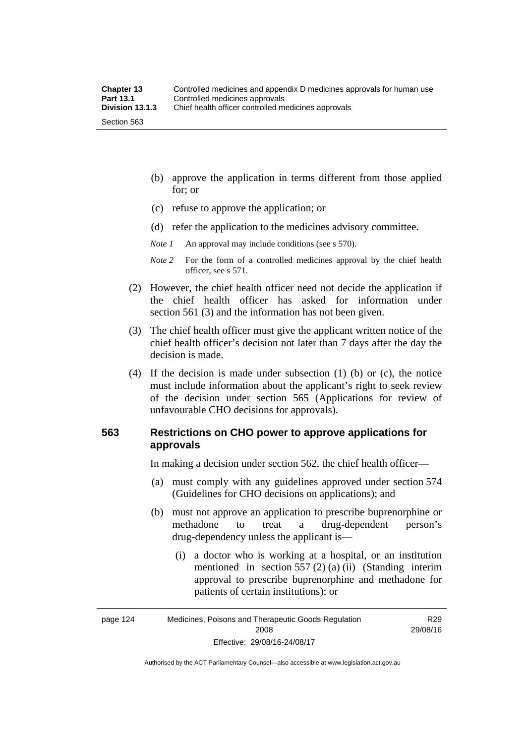(b) approve the application in terms different from those applied for; or

(c) refuse to approve the application; or

(d) refer the application to the medicines advisory committee.

*Note 1* An approval may include conditions (see s 570).

*Note 2* For the form of a controlled medicines approval by the chief health officer, see s 571.

(2) However, the chief health officer need not decide the application if the chief health officer has asked for information under section 561 (3) and the information has not been given.

(3) The chief health officer must give the applicant written notice of the chief health officer's decision not later than 7 days after the day the decision is made.

(4) If the decision is made under subsection (1) (b) or (c), the notice must include information about the applicant's right to seek review of the decision under section 565 (Applications for review of unfavourable CHO decisions for approvals).

### 563 Restrictions on CHO power to approve applications for approvals

In making a decision under section 562, the chief health officer—

(a) must comply with any guidelines approved under section 574 (Guidelines for CHO decisions on applications); and

(b) must not approve an application to prescribe buprenorphine or methadone to treat a drug-dependent person's drug-dependency unless the applicant is—

(i) a doctor who is working at a hospital, or an institution mentioned in section 557 (2) (a) (ii) (Standing interim approval to prescribe buprenorphine and methadone for patients of certain institutions); or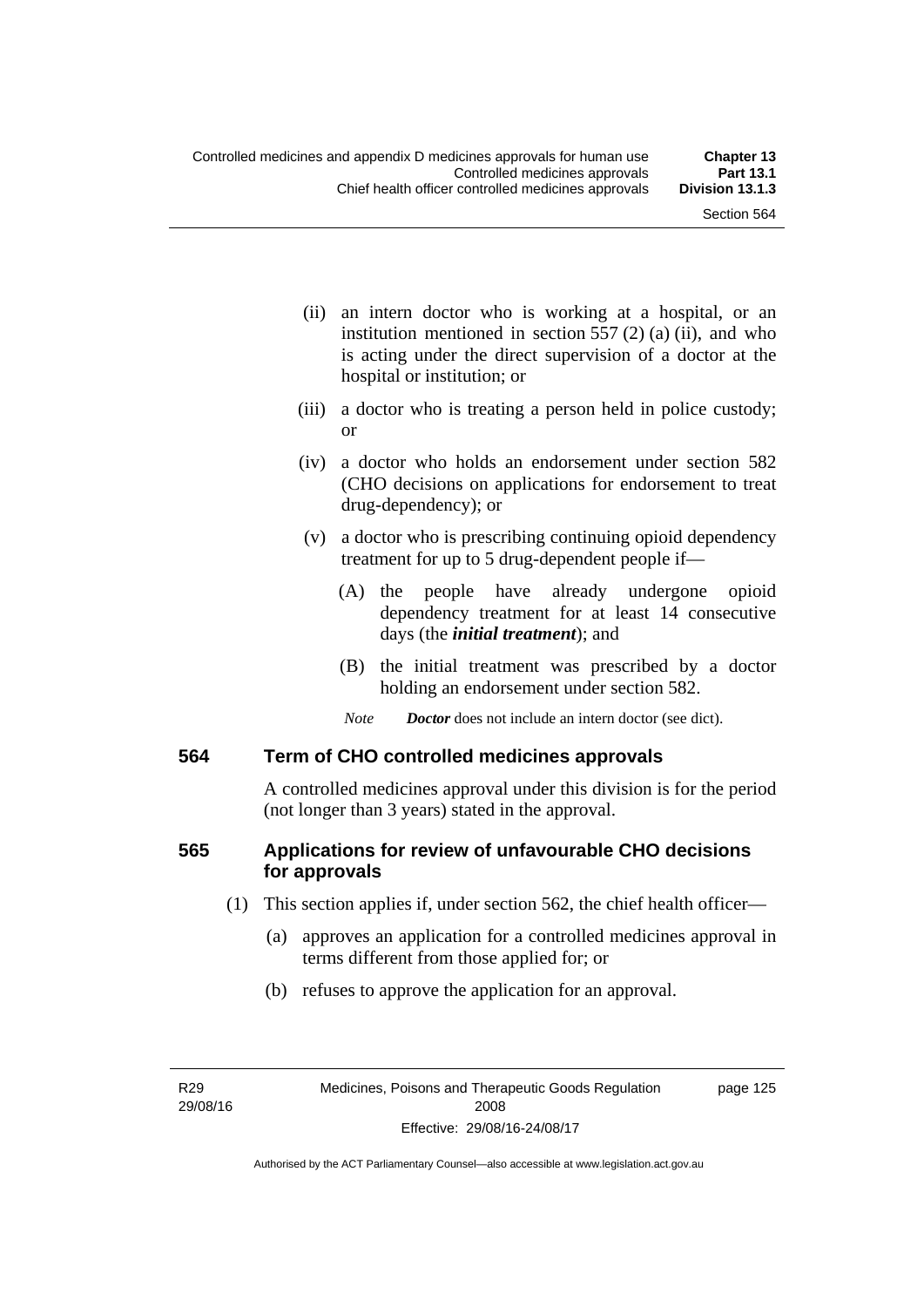(ii) an intern doctor who is working at a hospital, or an institution mentioned in section 557 (2) (a) (ii), and who is acting under the direct supervision of a doctor at the hospital or institution; or

(iii) a doctor who is treating a person held in police custody; or

(iv) a doctor who holds an endorsement under section 582 (CHO decisions on applications for endorsement to treat drug-dependency); or

(v) a doctor who is prescribing continuing opioid dependency treatment for up to 5 drug-dependent people if—

(A) the people have already undergone opioid dependency treatment for at least 14 consecutive days (the ***initial treatment***); and

(B) the initial treatment was prescribed by a doctor holding an endorsement under section 582.

*Note* ***Doctor*** does not include an intern doctor (see dict).

### 564 Term of CHO controlled medicines approvals

A controlled medicines approval under this division is for the period (not longer than 3 years) stated in the approval.

### 565 Applications for review of unfavourable CHO decisions for approvals

(1) This section applies if, under section 562, the chief health officer—

(a) approves an application for a controlled medicines approval in terms different from those applied for; or

(b) refuses to approve the application for an approval.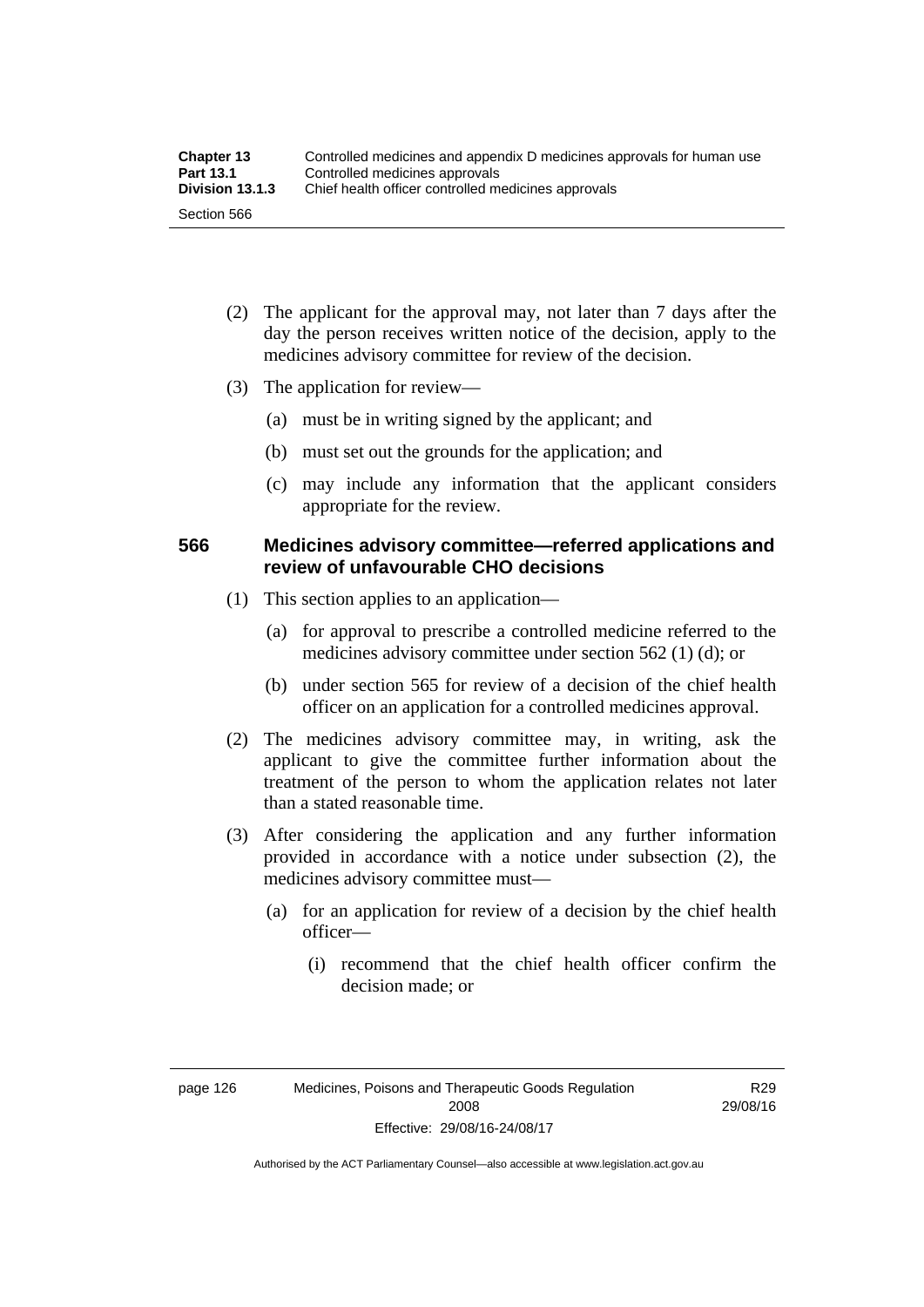(2) The applicant for the approval may, not later than 7 days after the day the person receives written notice of the decision, apply to the medicines advisory committee for review of the decision.

(3) The application for review—

(a) must be in writing signed by the applicant; and

(b) must set out the grounds for the application; and

(c) may include any information that the applicant considers appropriate for the review.

### 566 Medicines advisory committee—referred applications and review of unfavourable CHO decisions

(1) This section applies to an application—

(a) for approval to prescribe a controlled medicine referred to the medicines advisory committee under section 562 (1) (d); or

(b) under section 565 for review of a decision of the chief health officer on an application for a controlled medicines approval.

(2) The medicines advisory committee may, in writing, ask the applicant to give the committee further information about the treatment of the person to whom the application relates not later than a stated reasonable time.

(3) After considering the application and any further information provided in accordance with a notice under subsection (2), the medicines advisory committee must—

(a) for an application for review of a decision by the chief health officer—

(i) recommend that the chief health officer confirm the decision made; or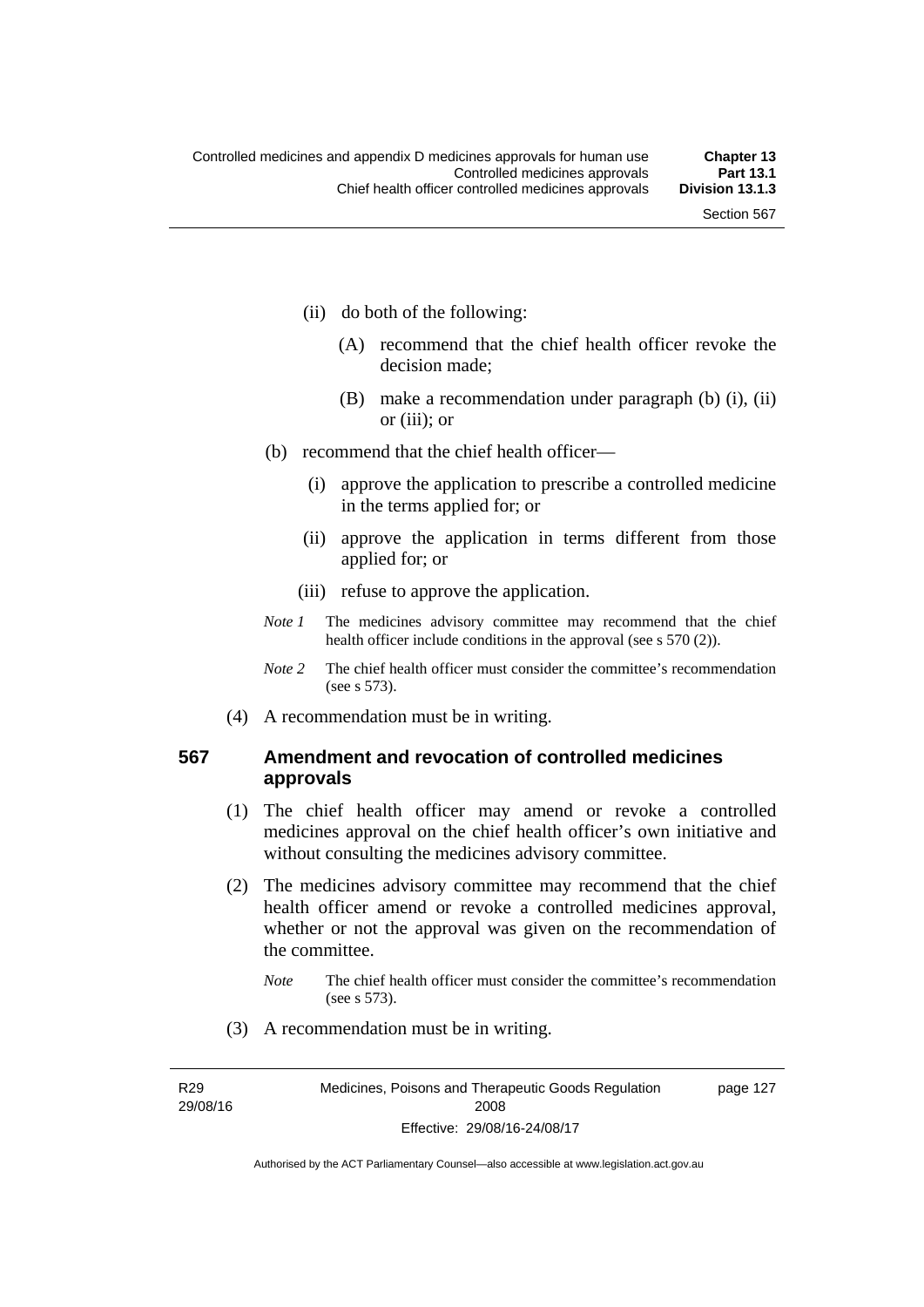(ii) do both of the following:

(A) recommend that the chief health officer revoke the decision made;

(B) make a recommendation under paragraph (b) (i), (ii) or (iii); or

(b) recommend that the chief health officer—

(i) approve the application to prescribe a controlled medicine in the terms applied for; or

(ii) approve the application in terms different from those applied for; or

(iii) refuse to approve the application.

*Note 1* The medicines advisory committee may recommend that the chief health officer include conditions in the approval (see s 570 (2)).

*Note 2* The chief health officer must consider the committee's recommendation (see s 573).

(4) A recommendation must be in writing.

### 567 Amendment and revocation of controlled medicines approvals

(1) The chief health officer may amend or revoke a controlled medicines approval on the chief health officer's own initiative and without consulting the medicines advisory committee.

(2) The medicines advisory committee may recommend that the chief health officer amend or revoke a controlled medicines approval, whether or not the approval was given on the recommendation of the committee.

*Note* The chief health officer must consider the committee's recommendation (see s 573).

(3) A recommendation must be in writing.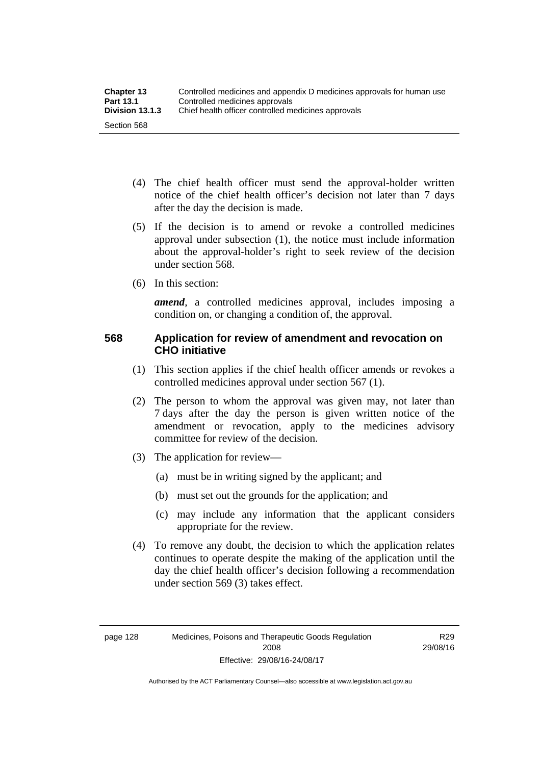(4) The chief health officer must send the approval-holder written notice of the chief health officer's decision not later than 7 days after the day the decision is made.

(5) If the decision is to amend or revoke a controlled medicines approval under subsection (1), the notice must include information about the approval-holder's right to seek review of the decision under section 568.

(6) In this section:

***amend***, a controlled medicines approval, includes imposing a condition on, or changing a condition of, the approval.

## 568 Application for review of amendment and revocation on CHO initiative

(1) This section applies if the chief health officer amends or revokes a controlled medicines approval under section 567 (1).

(2) The person to whom the approval was given may, not later than 7 days after the day the person is given written notice of the amendment or revocation, apply to the medicines advisory committee for review of the decision.

(3) The application for review—

(a) must be in writing signed by the applicant; and

(b) must set out the grounds for the application; and

(c) may include any information that the applicant considers appropriate for the review.

(4) To remove any doubt, the decision to which the application relates continues to operate despite the making of the application until the day the chief health officer's decision following a recommendation under section 569 (3) takes effect.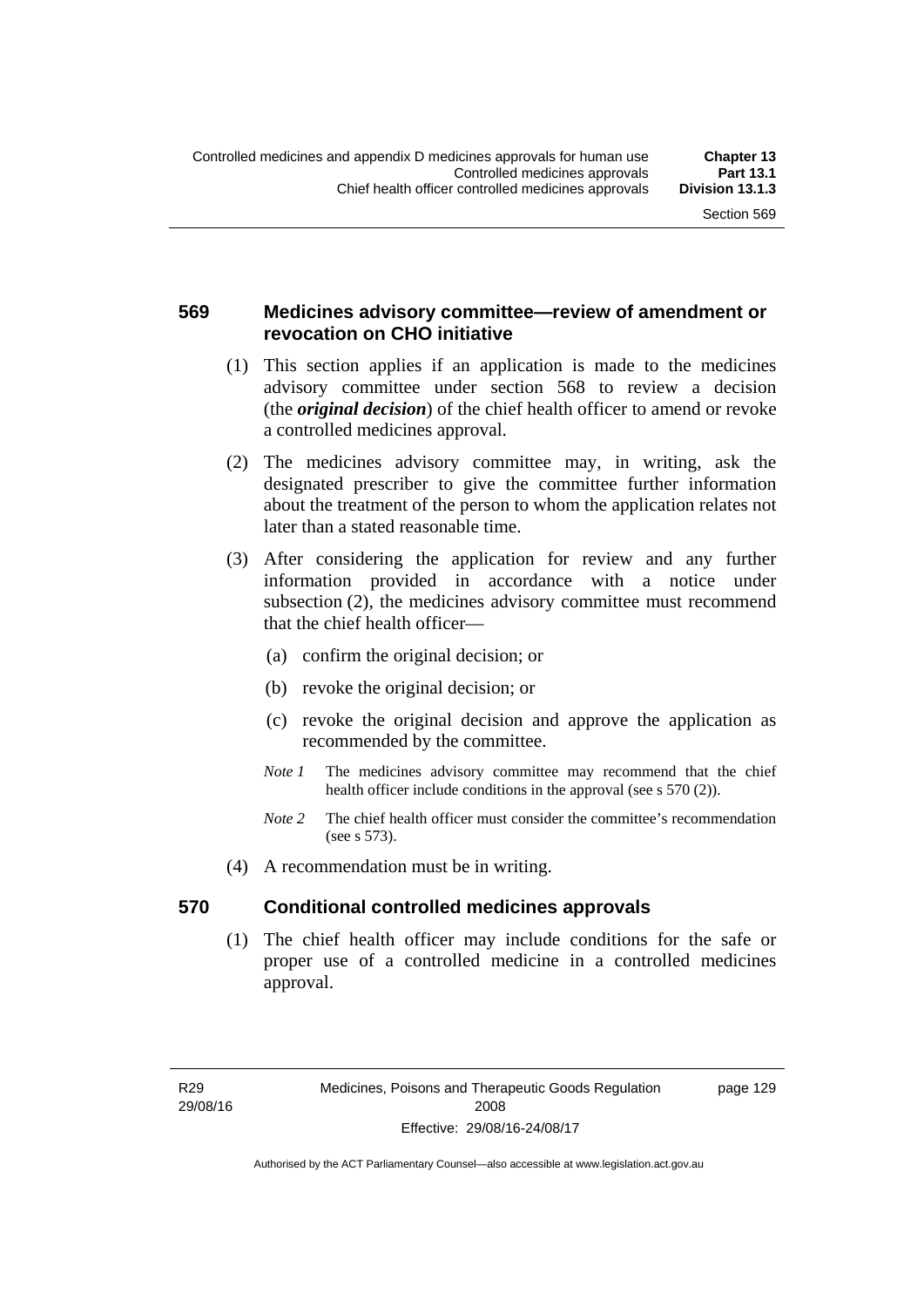### 569 Medicines advisory committee—review of amendment or revocation on CHO initiative

(1) This section applies if an application is made to the medicines advisory committee under section 568 to review a decision (the ***original decision***) of the chief health officer to amend or revoke a controlled medicines approval.

(2) The medicines advisory committee may, in writing, ask the designated prescriber to give the committee further information about the treatment of the person to whom the application relates not later than a stated reasonable time.

(3) After considering the application for review and any further information provided in accordance with a notice under subsection (2), the medicines advisory committee must recommend that the chief health officer—

(a) confirm the original decision; or

(b) revoke the original decision; or

(c) revoke the original decision and approve the application as recommended by the committee.

*Note 1* The medicines advisory committee may recommend that the chief health officer include conditions in the approval (see s 570 (2)).

*Note 2* The chief health officer must consider the committee's recommendation (see s 573).

(4) A recommendation must be in writing.

### 570 Conditional controlled medicines approvals

(1) The chief health officer may include conditions for the safe or proper use of a controlled medicine in a controlled medicines approval.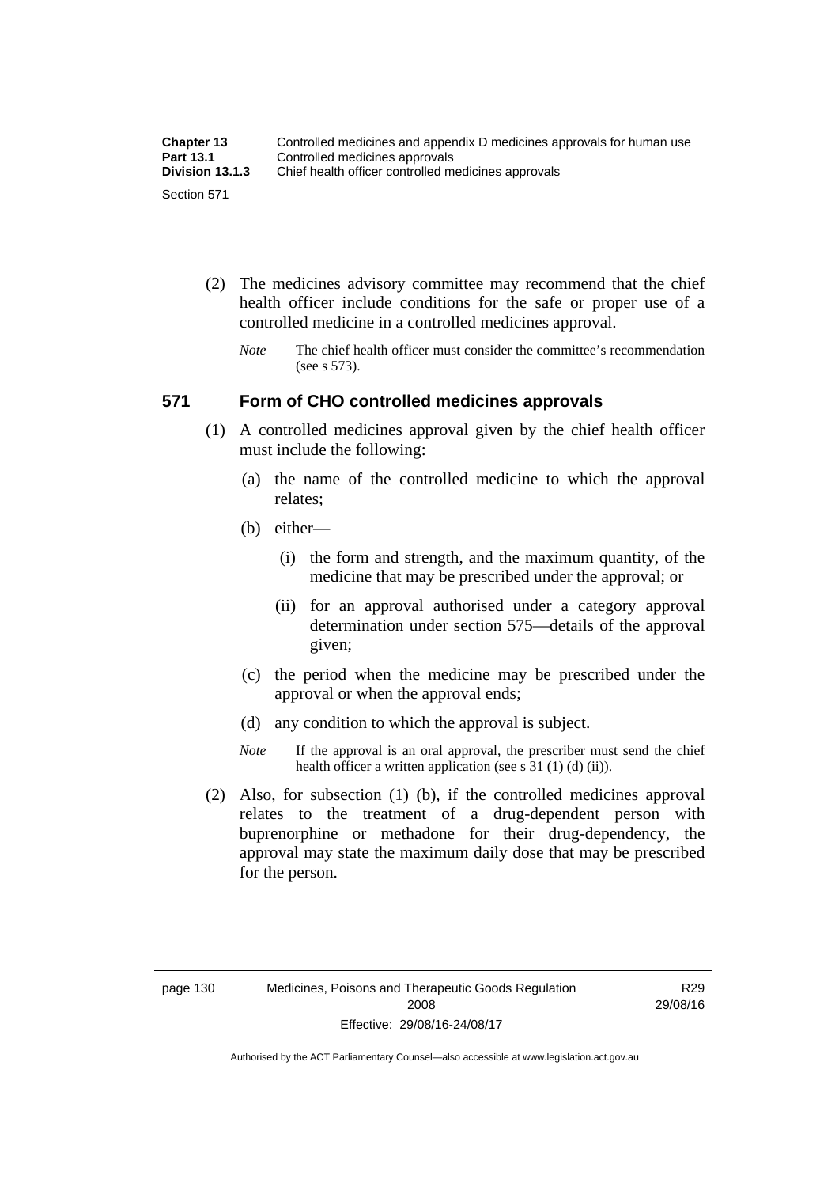(2) The medicines advisory committee may recommend that the chief health officer include conditions for the safe or proper use of a controlled medicine in a controlled medicines approval.

*Note* The chief health officer must consider the committee's recommendation (see s 573).

## 571 Form of CHO controlled medicines approvals

(1) A controlled medicines approval given by the chief health officer must include the following:

(a) the name of the controlled medicine to which the approval relates;

(b) either—

(i) the form and strength, and the maximum quantity, of the medicine that may be prescribed under the approval; or

(ii) for an approval authorised under a category approval determination under section 575—details of the approval given;

(c) the period when the medicine may be prescribed under the approval or when the approval ends;

(d) any condition to which the approval is subject.

*Note* If the approval is an oral approval, the prescriber must send the chief health officer a written application (see s 31 (1) (d) (ii)).

(2) Also, for subsection (1) (b), if the controlled medicines approval relates to the treatment of a drug-dependent person with buprenorphine or methadone for their drug-dependency, the approval may state the maximum daily dose that may be prescribed for the person.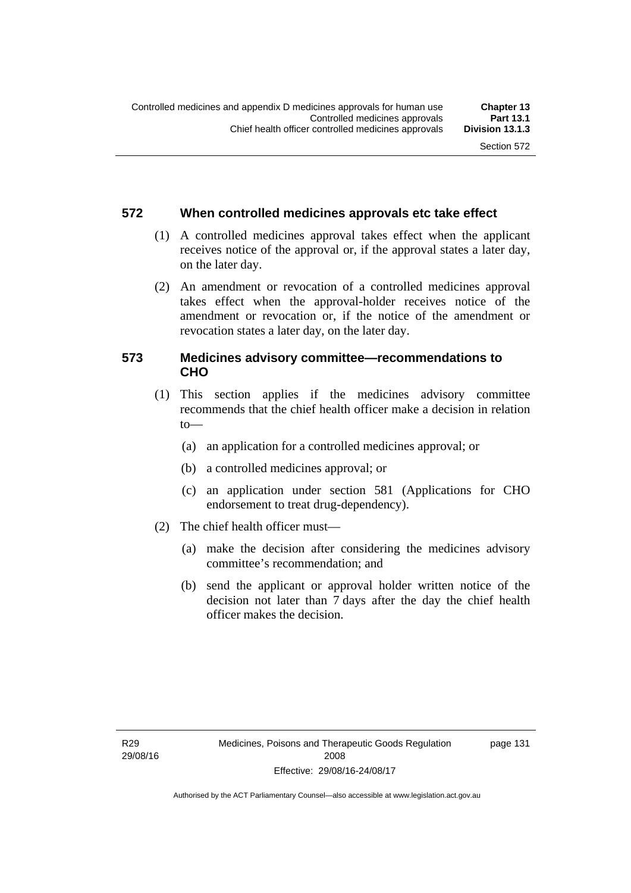## 572 When controlled medicines approvals etc take effect

(1) A controlled medicines approval takes effect when the applicant receives notice of the approval or, if the approval states a later day, on the later day.

(2) An amendment or revocation of a controlled medicines approval takes effect when the approval-holder receives notice of the amendment or revocation or, if the notice of the amendment or revocation states a later day, on the later day.

## 573 Medicines advisory committee—recommendations to CHO

(1) This section applies if the medicines advisory committee recommends that the chief health officer make a decision in relation to—

(a) an application for a controlled medicines approval; or

(b) a controlled medicines approval; or

(c) an application under section 581 (Applications for CHO endorsement to treat drug-dependency).

(2) The chief health officer must—

(a) make the decision after considering the medicines advisory committee's recommendation; and

(b) send the applicant or approval holder written notice of the decision not later than 7 days after the day the chief health officer makes the decision.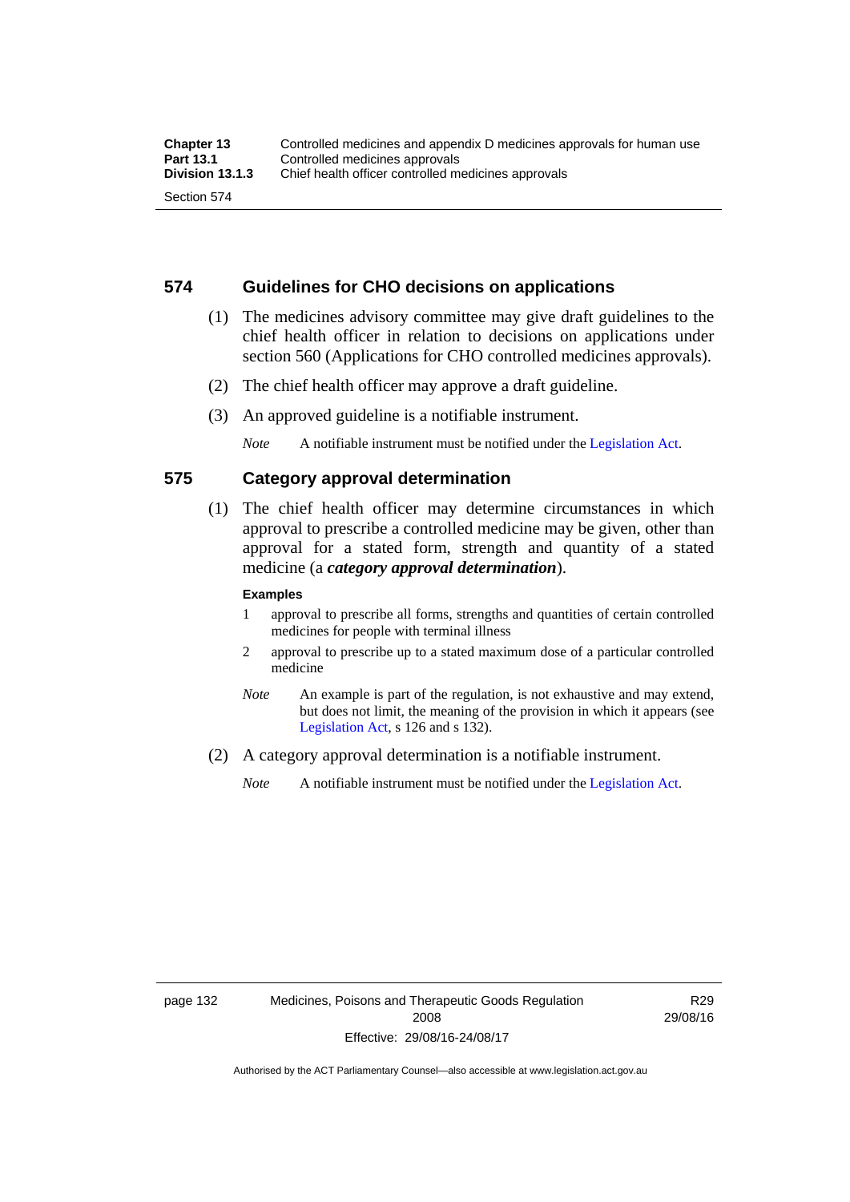## 574 Guidelines for CHO decisions on applications

(1) The medicines advisory committee may give draft guidelines to the chief health officer in relation to decisions on applications under section 560 (Applications for CHO controlled medicines approvals).

(2) The chief health officer may approve a draft guideline.

(3) An approved guideline is a notifiable instrument.

*Note* A notifiable instrument must be notified under the Legislation Act.

## 575 Category approval determination

(1) The chief health officer may determine circumstances in which approval to prescribe a controlled medicine may be given, other than approval for a stated form, strength and quantity of a stated medicine (a ***category approval determination***).

**Examples**

1 approval to prescribe all forms, strengths and quantities of certain controlled medicines for people with terminal illness

2 approval to prescribe up to a stated maximum dose of a particular controlled medicine

*Note* An example is part of the regulation, is not exhaustive and may extend, but does not limit, the meaning of the provision in which it appears (see Legislation Act, s 126 and s 132).

(2) A category approval determination is a notifiable instrument.

*Note* A notifiable instrument must be notified under the Legislation Act.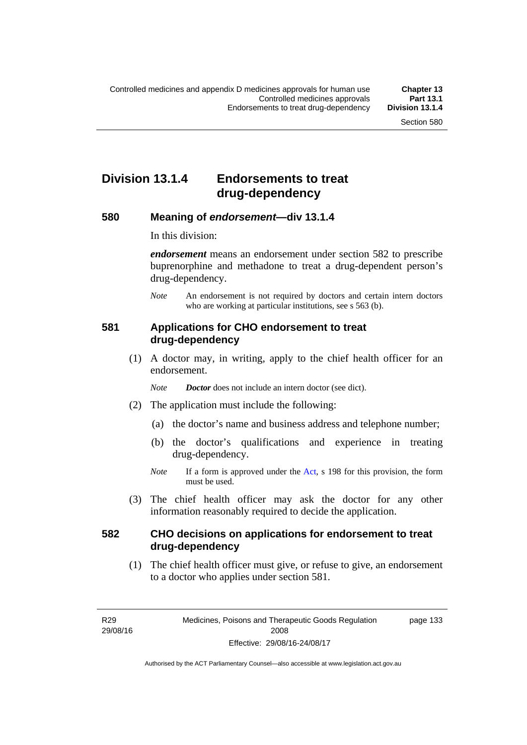## Division 13.1.4 Endorsements to treat drug-dependency

### 580 Meaning of *endorsement*—div 13.1.4

In this division:

***endorsement*** means an endorsement under section 582 to prescribe buprenorphine and methadone to treat a drug-dependent person's drug-dependency.

*Note* An endorsement is not required by doctors and certain intern doctors who are working at particular institutions, see s 563 (b).

### 581 Applications for CHO endorsement to treat drug-dependency

(1) A doctor may, in writing, apply to the chief health officer for an endorsement.

*Note* ***Doctor*** does not include an intern doctor (see dict).

(2) The application must include the following:

(a) the doctor's name and business address and telephone number;

(b) the doctor's qualifications and experience in treating drug-dependency.

*Note* If a form is approved under the Act, s 198 for this provision, the form must be used.

(3) The chief health officer may ask the doctor for any other information reasonably required to decide the application.

### 582 CHO decisions on applications for endorsement to treat drug-dependency

(1) The chief health officer must give, or refuse to give, an endorsement to a doctor who applies under section 581.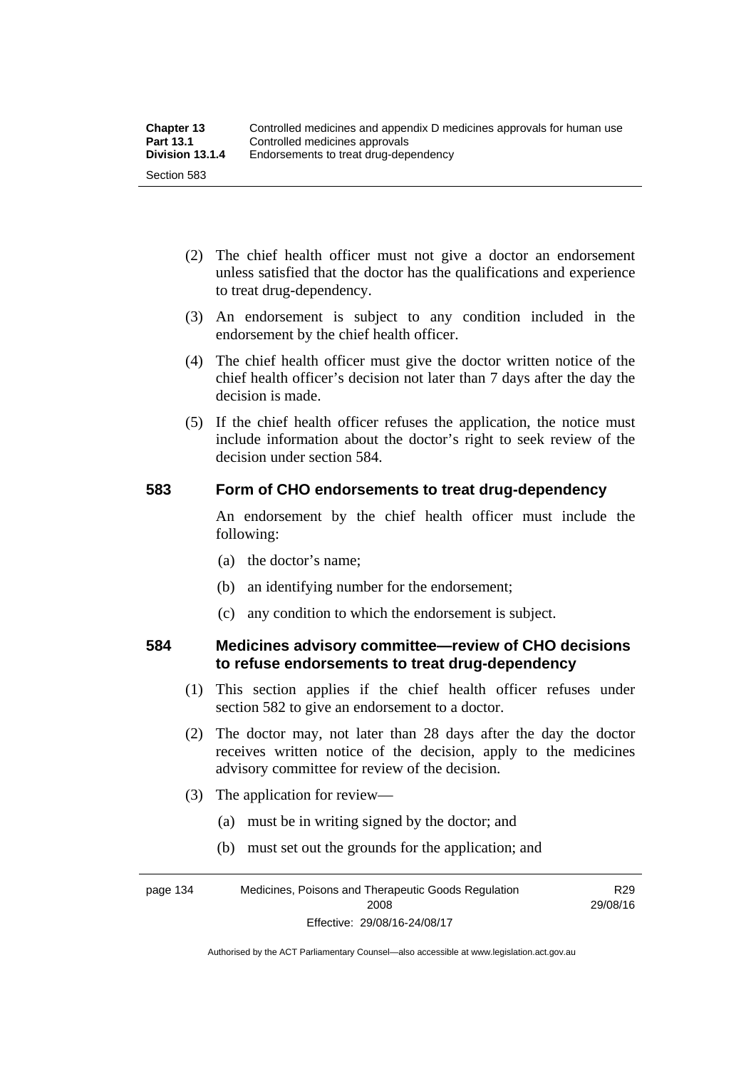(2) The chief health officer must not give a doctor an endorsement unless satisfied that the doctor has the qualifications and experience to treat drug-dependency.

(3) An endorsement is subject to any condition included in the endorsement by the chief health officer.

(4) The chief health officer must give the doctor written notice of the chief health officer's decision not later than 7 days after the day the decision is made.

(5) If the chief health officer refuses the application, the notice must include information about the doctor's right to seek review of the decision under section 584.

### 583 Form of CHO endorsements to treat drug-dependency

An endorsement by the chief health officer must include the following:

(a) the doctor's name;

(b) an identifying number for the endorsement;

(c) any condition to which the endorsement is subject.

### 584 Medicines advisory committee—review of CHO decisions to refuse endorsements to treat drug-dependency

(1) This section applies if the chief health officer refuses under section 582 to give an endorsement to a doctor.

(2) The doctor may, not later than 28 days after the day the doctor receives written notice of the decision, apply to the medicines advisory committee for review of the decision.

(3) The application for review—

(a) must be in writing signed by the doctor; and

(b) must set out the grounds for the application; and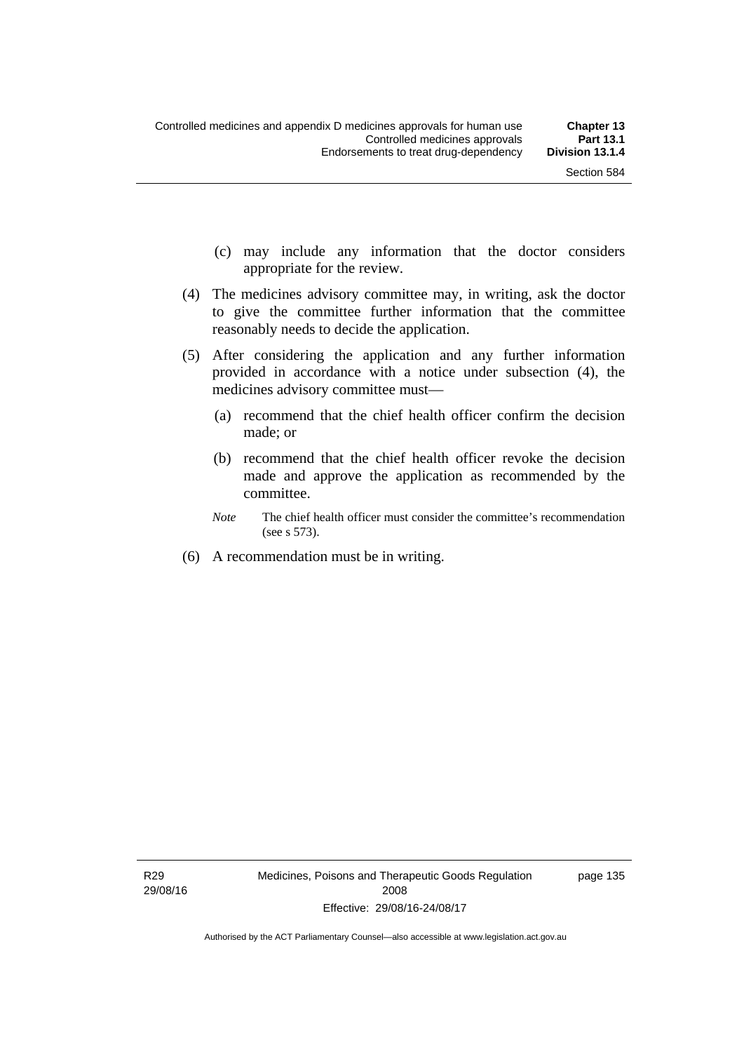(c) may include any information that the doctor considers appropriate for the review.

(4) The medicines advisory committee may, in writing, ask the doctor to give the committee further information that the committee reasonably needs to decide the application.

(5) After considering the application and any further information provided in accordance with a notice under subsection (4), the medicines advisory committee must—

(a) recommend that the chief health officer confirm the decision made; or

(b) recommend that the chief health officer revoke the decision made and approve the application as recommended by the committee.

*Note* The chief health officer must consider the committee's recommendation (see s 573).

(6) A recommendation must be in writing.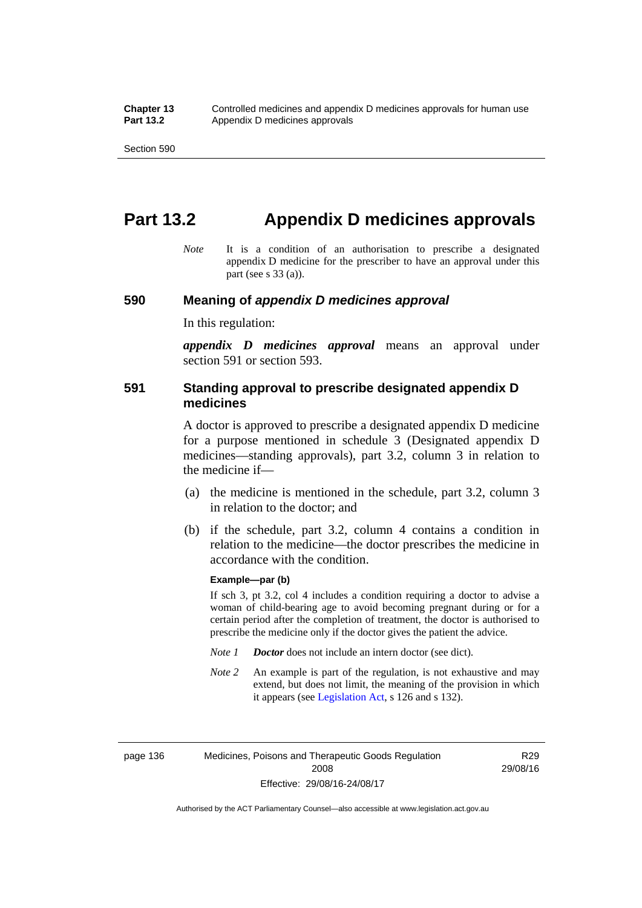# Part 13.2 Appendix D medicines approvals

*Note* It is a condition of an authorisation to prescribe a designated appendix D medicine for the prescriber to have an approval under this part (see s 33 (a)).

## 590 Meaning of *appendix D medicines approval*

In this regulation:

***appendix D medicines approval*** means an approval under section 591 or section 593.

## 591 Standing approval to prescribe designated appendix D medicines

A doctor is approved to prescribe a designated appendix D medicine for a purpose mentioned in schedule 3 (Designated appendix D medicines—standing approvals), part 3.2, column 3 in relation to the medicine if—

(a) the medicine is mentioned in the schedule, part 3.2, column 3 in relation to the doctor; and

(b) if the schedule, part 3.2, column 4 contains a condition in relation to the medicine—the doctor prescribes the medicine in accordance with the condition.

**Example—par (b)**

If sch 3, pt 3.2, col 4 includes a condition requiring a doctor to advise a woman of child-bearing age to avoid becoming pregnant during or for a certain period after the completion of treatment, the doctor is authorised to prescribe the medicine only if the doctor gives the patient the advice.

*Note 1* ***Doctor*** does not include an intern doctor (see dict).

*Note 2* An example is part of the regulation, is not exhaustive and may extend, but does not limit, the meaning of the provision in which it appears (see Legislation Act, s 126 and s 132).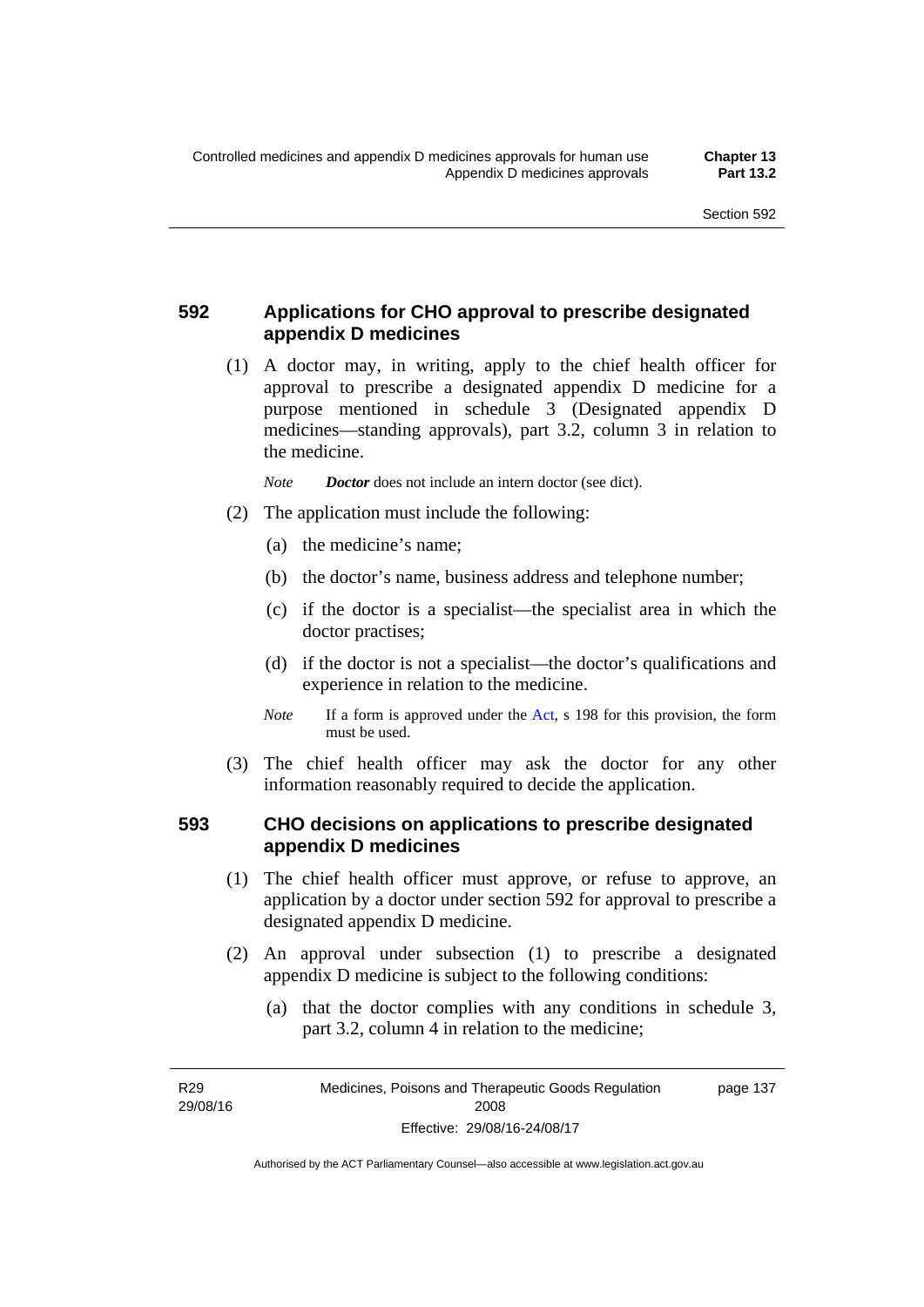## 592 Applications for CHO approval to prescribe designated appendix D medicines

(1) A doctor may, in writing, apply to the chief health officer for approval to prescribe a designated appendix D medicine for a purpose mentioned in schedule 3 (Designated appendix D medicines—standing approvals), part 3.2, column 3 in relation to the medicine.

*Note* ***Doctor*** does not include an intern doctor (see dict).

(2) The application must include the following:

(a) the medicine's name;

(b) the doctor's name, business address and telephone number;

(c) if the doctor is a specialist—the specialist area in which the doctor practises;

(d) if the doctor is not a specialist—the doctor's qualifications and experience in relation to the medicine.

*Note* If a form is approved under the Act, s 198 for this provision, the form must be used.

(3) The chief health officer may ask the doctor for any other information reasonably required to decide the application.

## 593 CHO decisions on applications to prescribe designated appendix D medicines

(1) The chief health officer must approve, or refuse to approve, an application by a doctor under section 592 for approval to prescribe a designated appendix D medicine.

(2) An approval under subsection (1) to prescribe a designated appendix D medicine is subject to the following conditions:

(a) that the doctor complies with any conditions in schedule 3, part 3.2, column 4 in relation to the medicine;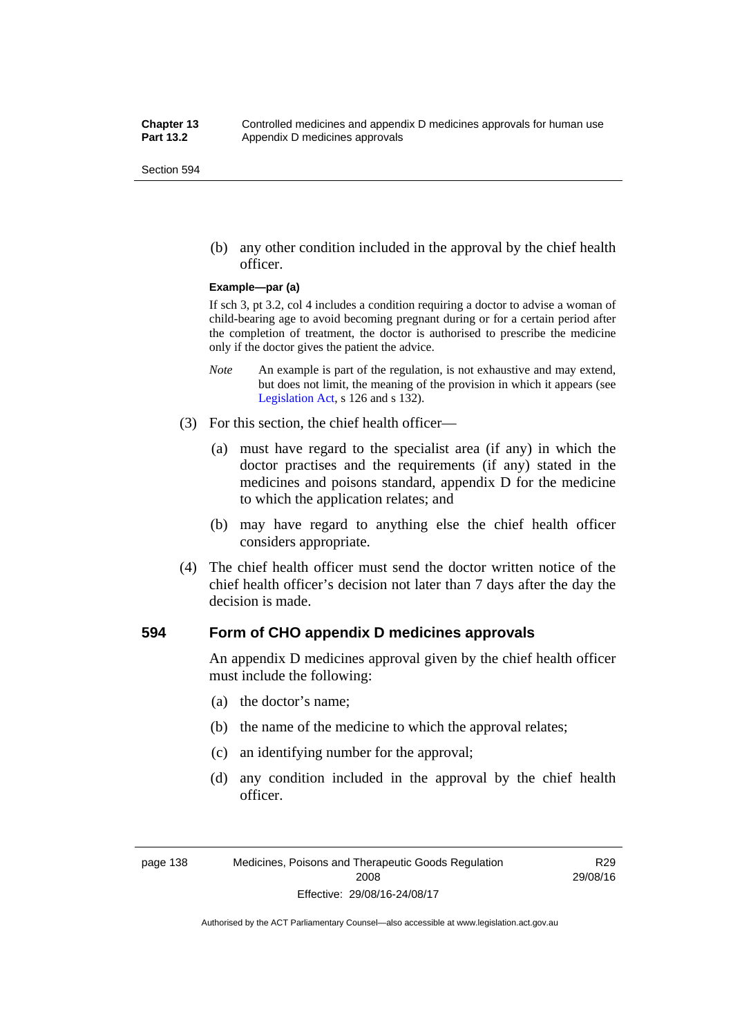(b) any other condition included in the approval by the chief health officer.

**Example—par (a)**

If sch 3, pt 3.2, col 4 includes a condition requiring a doctor to advise a woman of child-bearing age to avoid becoming pregnant during or for a certain period after the completion of treatment, the doctor is authorised to prescribe the medicine only if the doctor gives the patient the advice.

*Note* An example is part of the regulation, is not exhaustive and may extend, but does not limit, the meaning of the provision in which it appears (see Legislation Act, s 126 and s 132).

(3) For this section, the chief health officer—

(a) must have regard to the specialist area (if any) in which the doctor practises and the requirements (if any) stated in the medicines and poisons standard, appendix D for the medicine to which the application relates; and

(b) may have regard to anything else the chief health officer considers appropriate.

(4) The chief health officer must send the doctor written notice of the chief health officer's decision not later than 7 days after the day the decision is made.

## 594 Form of CHO appendix D medicines approvals

An appendix D medicines approval given by the chief health officer must include the following:

(a) the doctor's name;

(b) the name of the medicine to which the approval relates;

(c) an identifying number for the approval;

(d) any condition included in the approval by the chief health officer.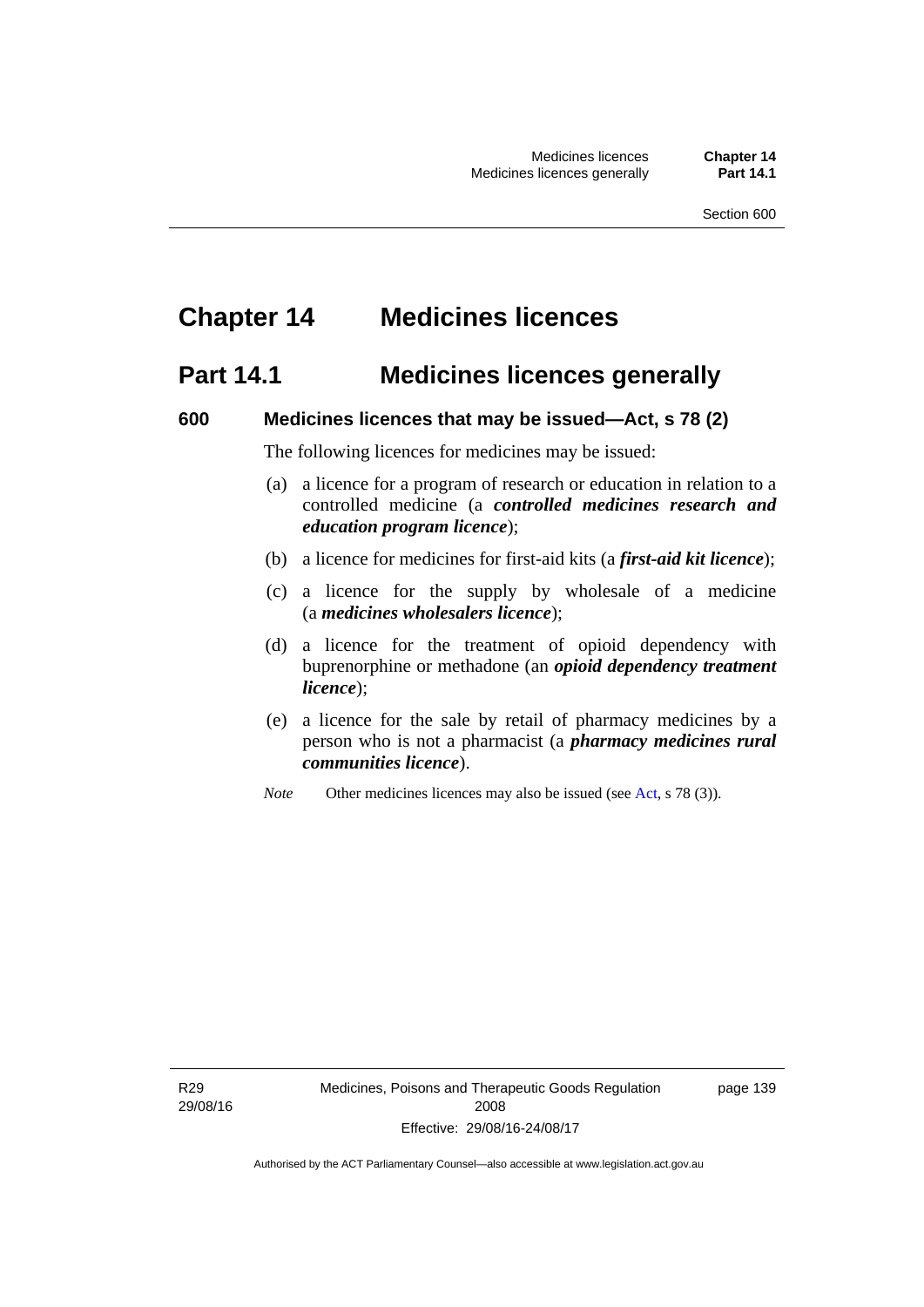# Chapter 14 Medicines licences

## Part 14.1 Medicines licences generally

### 600 Medicines licences that may be issued—Act, s 78 (2)

The following licences for medicines may be issued:

(a) a licence for a program of research or education in relation to a controlled medicine (a ***controlled medicines research and education program licence***);

(b) a licence for medicines for first-aid kits (a ***first-aid kit licence***);

(c) a licence for the supply by wholesale of a medicine (a ***medicines wholesalers licence***);

(d) a licence for the treatment of opioid dependency with buprenorphine or methadone (an ***opioid dependency treatment licence***);

(e) a licence for the sale by retail of pharmacy medicines by a person who is not a pharmacist (a ***pharmacy medicines rural communities licence***).

*Note* Other medicines licences may also be issued (see Act, s 78 (3)).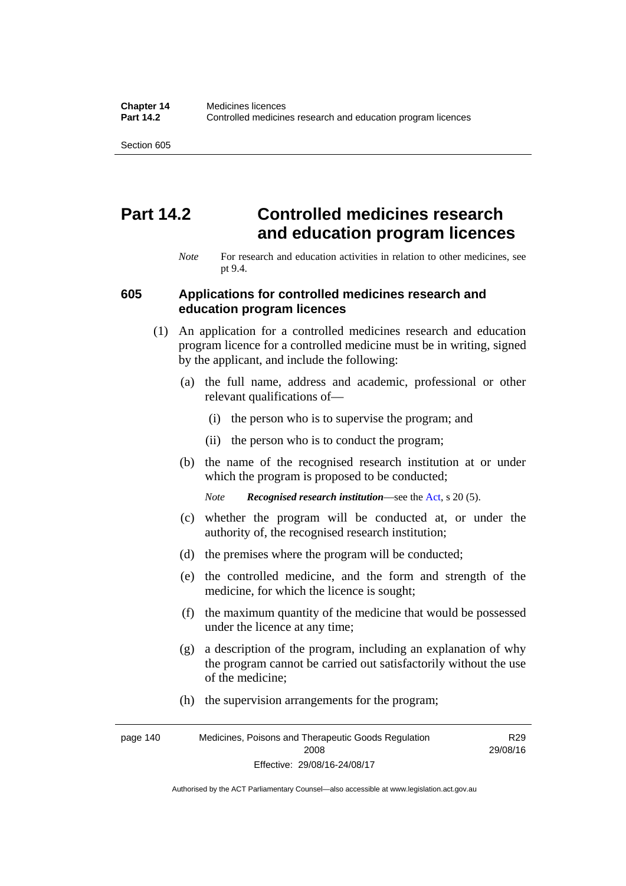# Part 14.2 Controlled medicines research and education program licences

*Note* For research and education activities in relation to other medicines, see pt 9.4.

## 605 Applications for controlled medicines research and education program licences

(1) An application for a controlled medicines research and education program licence for a controlled medicine must be in writing, signed by the applicant, and include the following:

(a) the full name, address and academic, professional or other relevant qualifications of—

(i) the person who is to supervise the program; and

(ii) the person who is to conduct the program;

(b) the name of the recognised research institution at or under which the program is proposed to be conducted;

*Note* ***Recognised research institution***—see the Act, s 20 (5).

(c) whether the program will be conducted at, or under the authority of, the recognised research institution;

(d) the premises where the program will be conducted;

(e) the controlled medicine, and the form and strength of the medicine, for which the licence is sought;

(f) the maximum quantity of the medicine that would be possessed under the licence at any time;

(g) a description of the program, including an explanation of why the program cannot be carried out satisfactorily without the use of the medicine;

(h) the supervision arrangements for the program;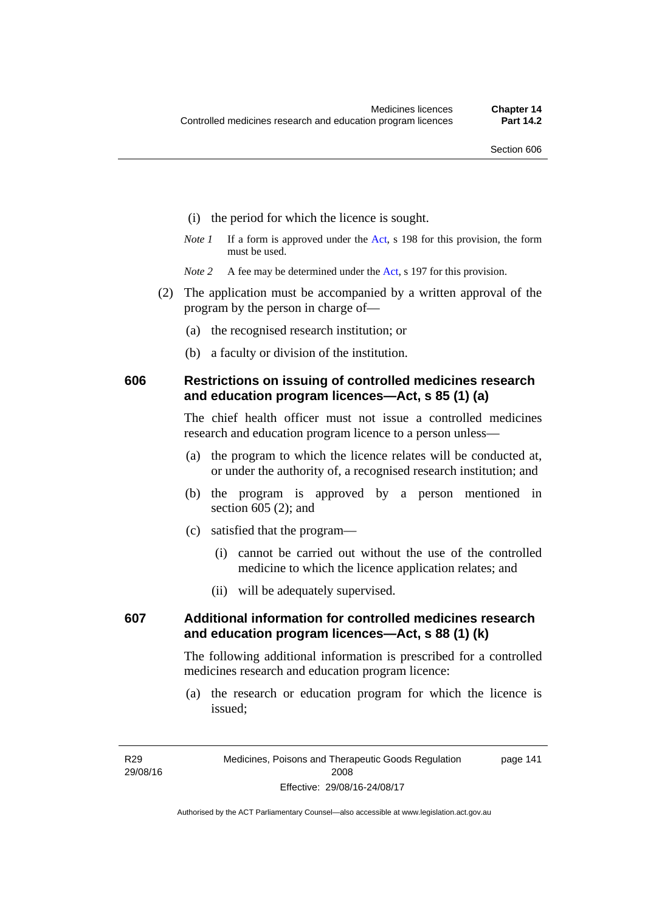(i) the period for which the licence is sought.

*Note 1* If a form is approved under the Act, s 198 for this provision, the form must be used.

*Note 2* A fee may be determined under the Act, s 197 for this provision.

(2) The application must be accompanied by a written approval of the program by the person in charge of—

(a) the recognised research institution; or

(b) a faculty or division of the institution.

## 606 Restrictions on issuing of controlled medicines research and education program licences—Act, s 85 (1) (a)

The chief health officer must not issue a controlled medicines research and education program licence to a person unless—

(a) the program to which the licence relates will be conducted at, or under the authority of, a recognised research institution; and

(b) the program is approved by a person mentioned in section 605 (2); and

(c) satisfied that the program—

(i) cannot be carried out without the use of the controlled medicine to which the licence application relates; and

(ii) will be adequately supervised.

## 607 Additional information for controlled medicines research and education program licences—Act, s 88 (1) (k)

The following additional information is prescribed for a controlled medicines research and education program licence:

(a) the research or education program for which the licence is issued;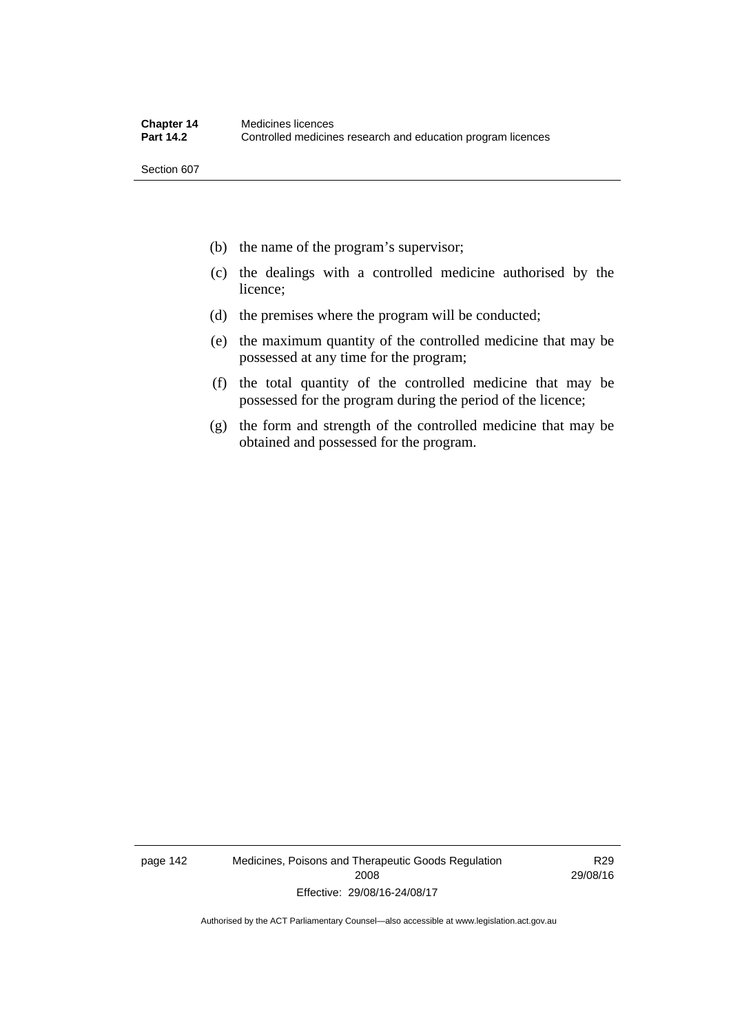(b) the name of the program's supervisor;

(c) the dealings with a controlled medicine authorised by the licence;

(d) the premises where the program will be conducted;

(e) the maximum quantity of the controlled medicine that may be possessed at any time for the program;

(f) the total quantity of the controlled medicine that may be possessed for the program during the period of the licence;

(g) the form and strength of the controlled medicine that may be obtained and possessed for the program.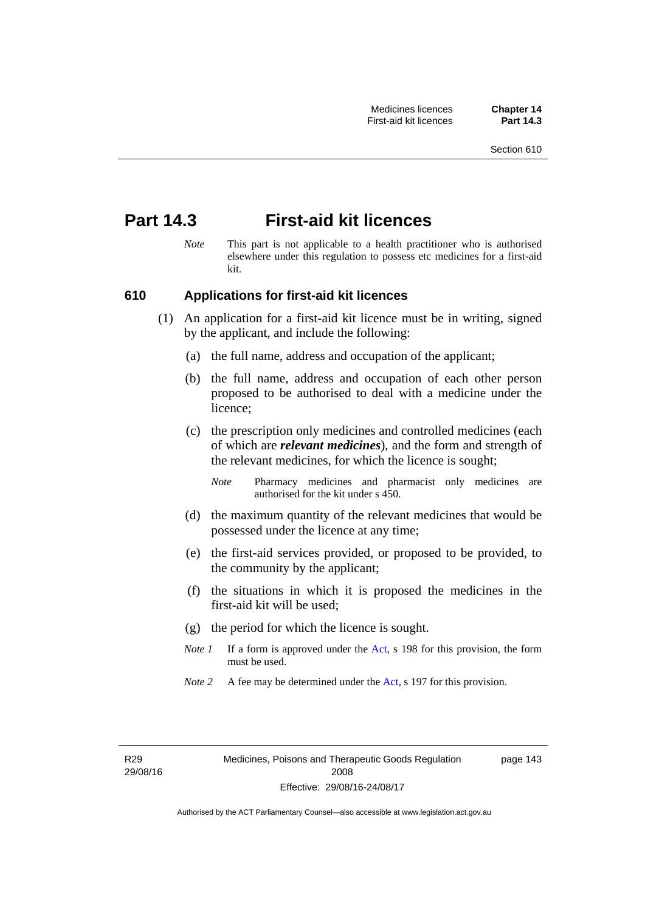# Part 14.3 First-aid kit licences

*Note* This part is not applicable to a health practitioner who is authorised elsewhere under this regulation to possess etc medicines for a first-aid kit.

## 610 Applications for first-aid kit licences

(1) An application for a first-aid kit licence must be in writing, signed by the applicant, and include the following:

(a) the full name, address and occupation of the applicant;

(b) the full name, address and occupation of each other person proposed to be authorised to deal with a medicine under the licence;

(c) the prescription only medicines and controlled medicines (each of which are ***relevant medicines***), and the form and strength of the relevant medicines, for which the licence is sought;

*Note* Pharmacy medicines and pharmacist only medicines are authorised for the kit under s 450.

(d) the maximum quantity of the relevant medicines that would be possessed under the licence at any time;

(e) the first-aid services provided, or proposed to be provided, to the community by the applicant;

(f) the situations in which it is proposed the medicines in the first-aid kit will be used;

(g) the period for which the licence is sought.

*Note 1* If a form is approved under the Act, s 198 for this provision, the form must be used.

*Note 2* A fee may be determined under the Act, s 197 for this provision.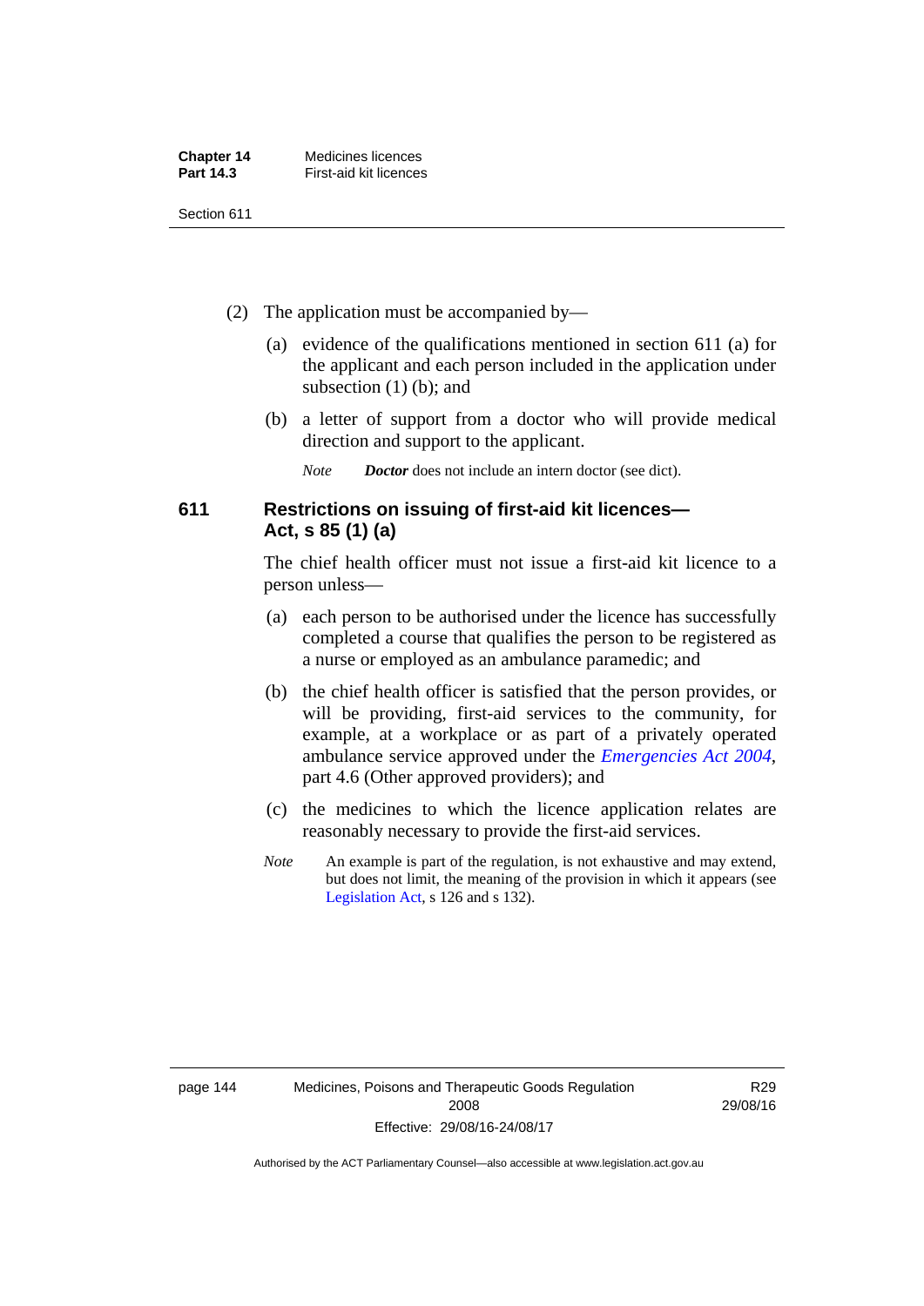(2) The application must be accompanied by—

(a) evidence of the qualifications mentioned in section 611 (a) for the applicant and each person included in the application under subsection (1) (b); and

(b) a letter of support from a doctor who will provide medical direction and support to the applicant.

*Note* ***Doctor*** does not include an intern doctor (see dict).

### 611 Restrictions on issuing of first-aid kit licences—Act, s 85 (1) (a)

The chief health officer must not issue a first-aid kit licence to a person unless—

(a) each person to be authorised under the licence has successfully completed a course that qualifies the person to be registered as a nurse or employed as an ambulance paramedic; and

(b) the chief health officer is satisfied that the person provides, or will be providing, first-aid services to the community, for example, at a workplace or as part of a privately operated ambulance service approved under the *Emergencies Act 2004*, part 4.6 (Other approved providers); and

(c) the medicines to which the licence application relates are reasonably necessary to provide the first-aid services.

*Note* An example is part of the regulation, is not exhaustive and may extend, but does not limit, the meaning of the provision in which it appears (see Legislation Act, s 126 and s 132).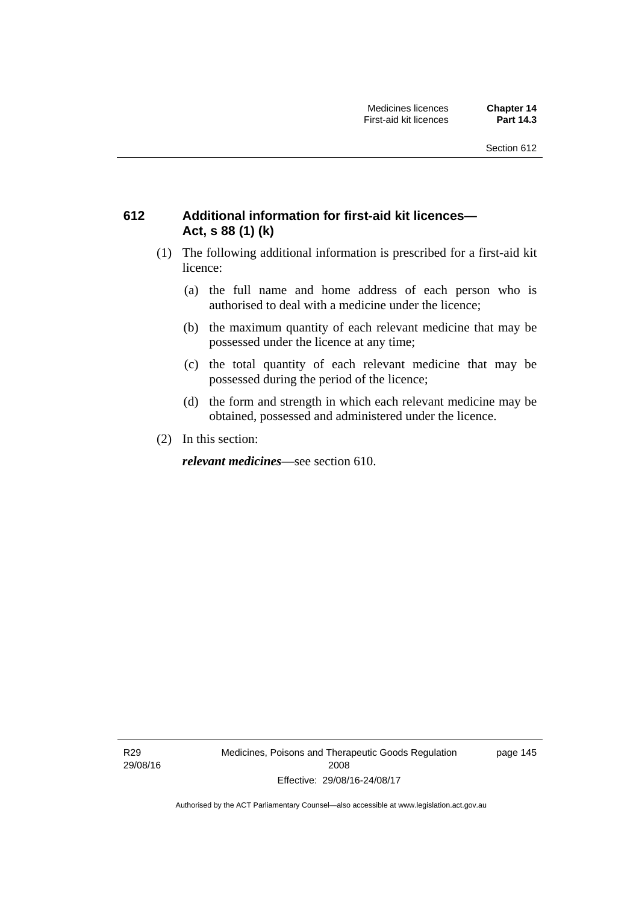### 612 Additional information for first-aid kit licences—Act, s 88 (1) (k)

(1) The following additional information is prescribed for a first-aid kit licence:

(a) the full name and home address of each person who is authorised to deal with a medicine under the licence;

(b) the maximum quantity of each relevant medicine that may be possessed under the licence at any time;

(c) the total quantity of each relevant medicine that may be possessed during the period of the licence;

(d) the form and strength in which each relevant medicine may be obtained, possessed and administered under the licence.

(2) In this section:

***relevant medicines***—see section 610.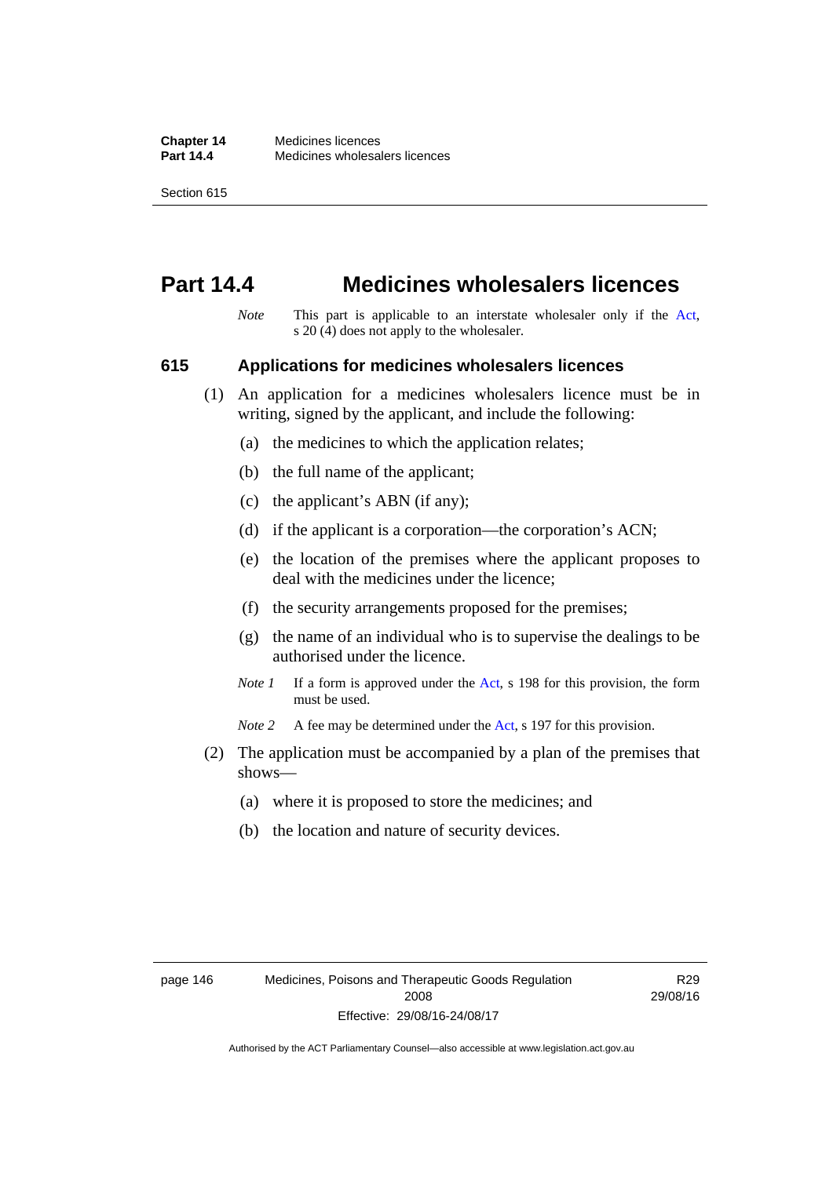# Part 14.4 Medicines wholesalers licences

*Note* This part is applicable to an interstate wholesaler only if the Act, s 20 (4) does not apply to the wholesaler.

## 615 Applications for medicines wholesalers licences

(1) An application for a medicines wholesalers licence must be in writing, signed by the applicant, and include the following:

(a) the medicines to which the application relates;

(b) the full name of the applicant;

(c) the applicant's ABN (if any);

(d) if the applicant is a corporation—the corporation's ACN;

(e) the location of the premises where the applicant proposes to deal with the medicines under the licence;

(f) the security arrangements proposed for the premises;

(g) the name of an individual who is to supervise the dealings to be authorised under the licence.

*Note 1* If a form is approved under the Act, s 198 for this provision, the form must be used.

*Note 2* A fee may be determined under the Act, s 197 for this provision.

(2) The application must be accompanied by a plan of the premises that shows—

(a) where it is proposed to store the medicines; and

(b) the location and nature of security devices.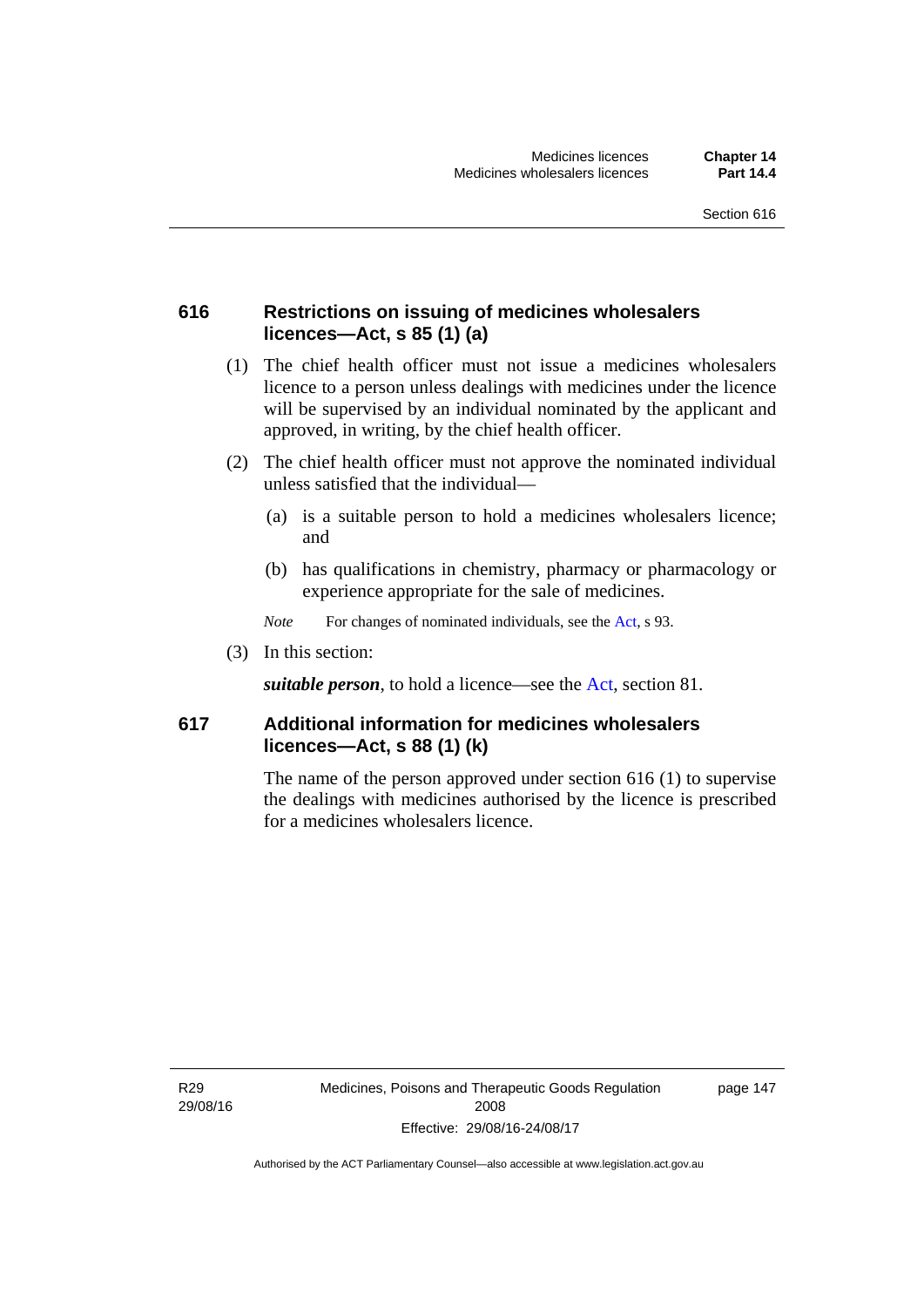## 616 Restrictions on issuing of medicines wholesalers licences—Act, s 85 (1) (a)

(1) The chief health officer must not issue a medicines wholesalers licence to a person unless dealings with medicines under the licence will be supervised by an individual nominated by the applicant and approved, in writing, by the chief health officer.

(2) The chief health officer must not approve the nominated individual unless satisfied that the individual—

(a) is a suitable person to hold a medicines wholesalers licence; and

(b) has qualifications in chemistry, pharmacy or pharmacology or experience appropriate for the sale of medicines.

*Note* For changes of nominated individuals, see the Act, s 93.

(3) In this section:

***suitable person***, to hold a licence—see the Act, section 81.

## 617 Additional information for medicines wholesalers licences—Act, s 88 (1) (k)

The name of the person approved under section 616 (1) to supervise the dealings with medicines authorised by the licence is prescribed for a medicines wholesalers licence.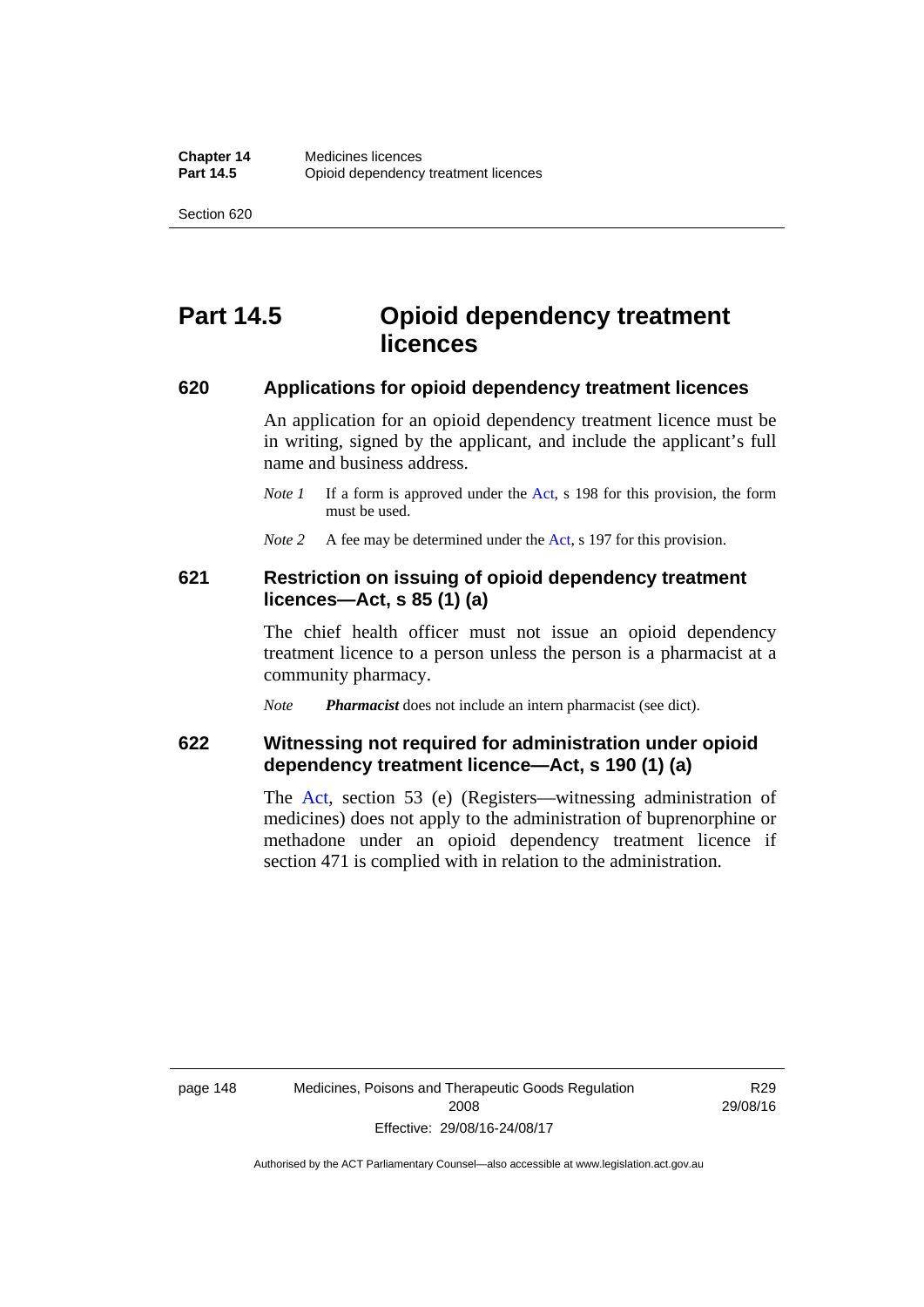# Part 14.5 Opioid dependency treatment licences

## 620 Applications for opioid dependency treatment licences

An application for an opioid dependency treatment licence must be in writing, signed by the applicant, and include the applicant's full name and business address.

*Note 1* If a form is approved under the Act, s 198 for this provision, the form must be used.

*Note 2* A fee may be determined under the Act, s 197 for this provision.

## 621 Restriction on issuing of opioid dependency treatment licences—Act, s 85 (1) (a)

The chief health officer must not issue an opioid dependency treatment licence to a person unless the person is a pharmacist at a community pharmacy.

*Note* ***Pharmacist*** does not include an intern pharmacist (see dict).

## 622 Witnessing not required for administration under opioid dependency treatment licence—Act, s 190 (1) (a)

The Act, section 53 (e) (Registers—witnessing administration of medicines) does not apply to the administration of buprenorphine or methadone under an opioid dependency treatment licence if section 471 is complied with in relation to the administration.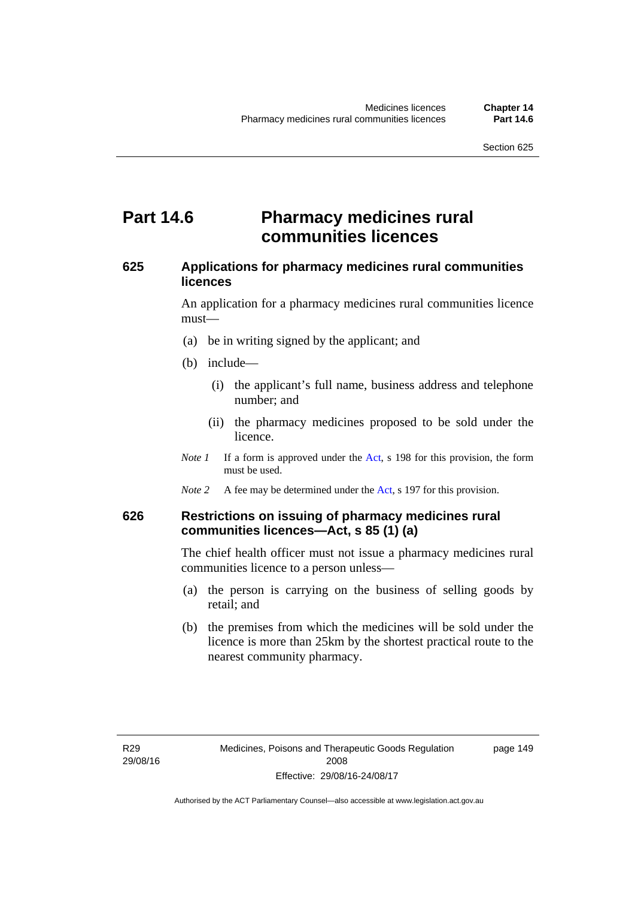# Part 14.6 Pharmacy medicines rural communities licences

## 625 Applications for pharmacy medicines rural communities licences

An application for a pharmacy medicines rural communities licence must—

(a) be in writing signed by the applicant; and

(b) include—

(i) the applicant's full name, business address and telephone number; and

(ii) the pharmacy medicines proposed to be sold under the licence.

*Note 1* If a form is approved under the Act, s 198 for this provision, the form must be used.

*Note 2* A fee may be determined under the Act, s 197 for this provision.

## 626 Restrictions on issuing of pharmacy medicines rural communities licences—Act, s 85 (1) (a)

The chief health officer must not issue a pharmacy medicines rural communities licence to a person unless—

(a) the person is carrying on the business of selling goods by retail; and

(b) the premises from which the medicines will be sold under the licence is more than 25km by the shortest practical route to the nearest community pharmacy.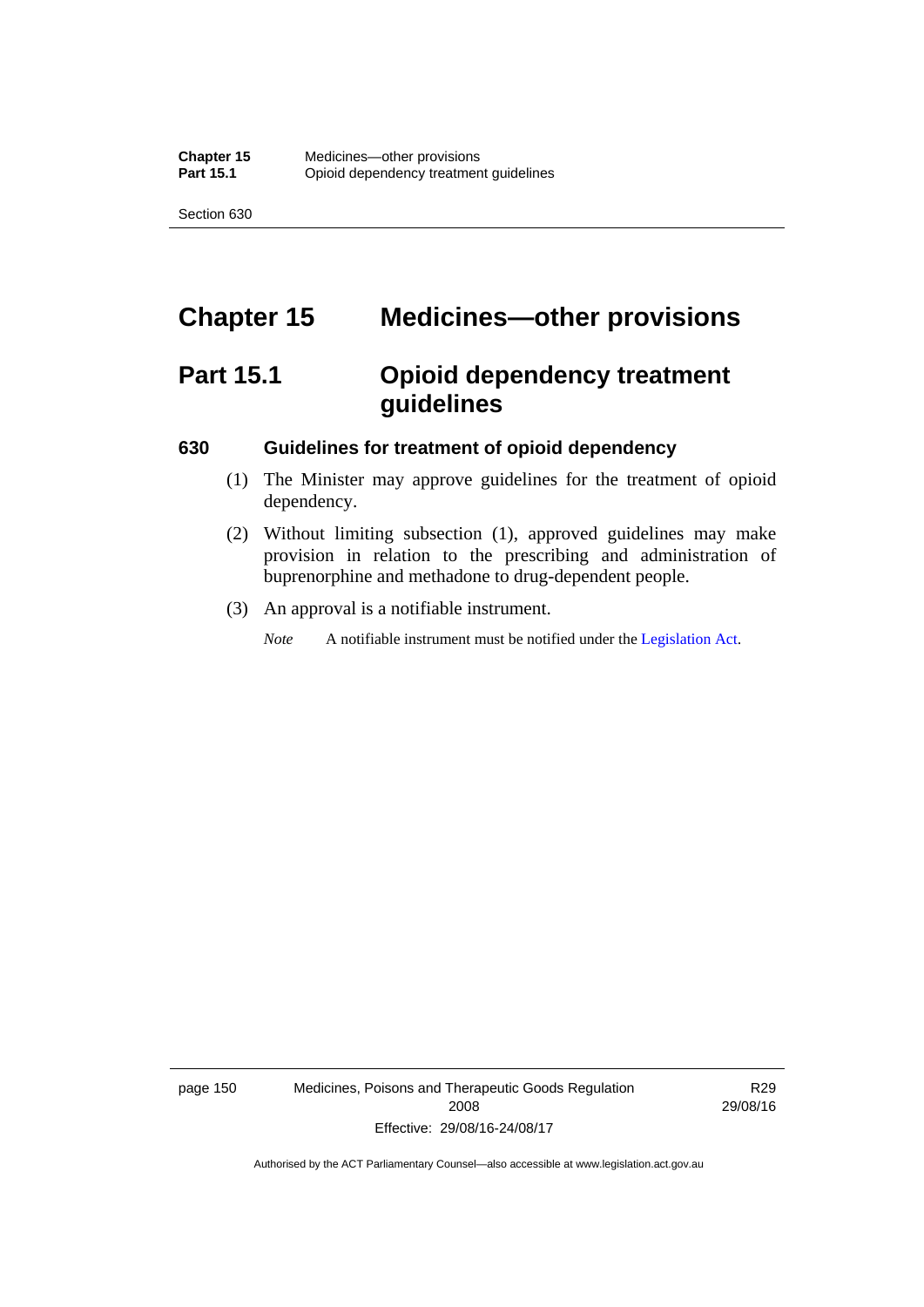# Chapter 15 Medicines—other provisions

## Part 15.1 Opioid dependency treatment guidelines

### 630 Guidelines for treatment of opioid dependency

(1) The Minister may approve guidelines for the treatment of opioid dependency.

(2) Without limiting subsection (1), approved guidelines may make provision in relation to the prescribing and administration of buprenorphine and methadone to drug-dependent people.

(3) An approval is a notifiable instrument.

*Note* A notifiable instrument must be notified under the Legislation Act.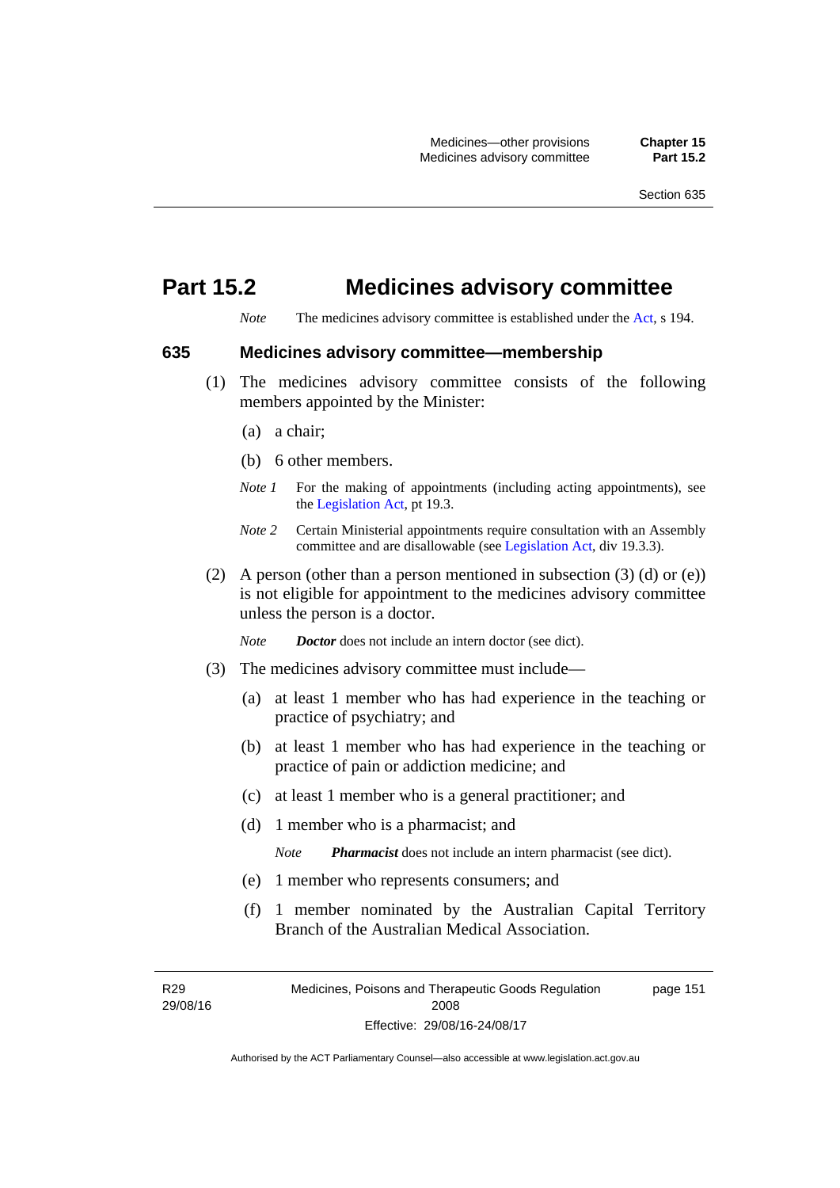# Part 15.2 Medicines advisory committee

*Note* The medicines advisory committee is established under the Act, s 194.

## 635 Medicines advisory committee—membership

(1) The medicines advisory committee consists of the following members appointed by the Minister:

(a) a chair;

(b) 6 other members.

*Note 1* For the making of appointments (including acting appointments), see the Legislation Act, pt 19.3.

*Note 2* Certain Ministerial appointments require consultation with an Assembly committee and are disallowable (see Legislation Act, div 19.3.3).

(2) A person (other than a person mentioned in subsection (3) (d) or (e)) is not eligible for appointment to the medicines advisory committee unless the person is a doctor.

*Note* ***Doctor*** does not include an intern doctor (see dict).

(3) The medicines advisory committee must include—

(a) at least 1 member who has had experience in the teaching or practice of psychiatry; and

(b) at least 1 member who has had experience in the teaching or practice of pain or addiction medicine; and

(c) at least 1 member who is a general practitioner; and

(d) 1 member who is a pharmacist; and

*Note* ***Pharmacist*** does not include an intern pharmacist (see dict).

(e) 1 member who represents consumers; and

(f) 1 member nominated by the Australian Capital Territory Branch of the Australian Medical Association.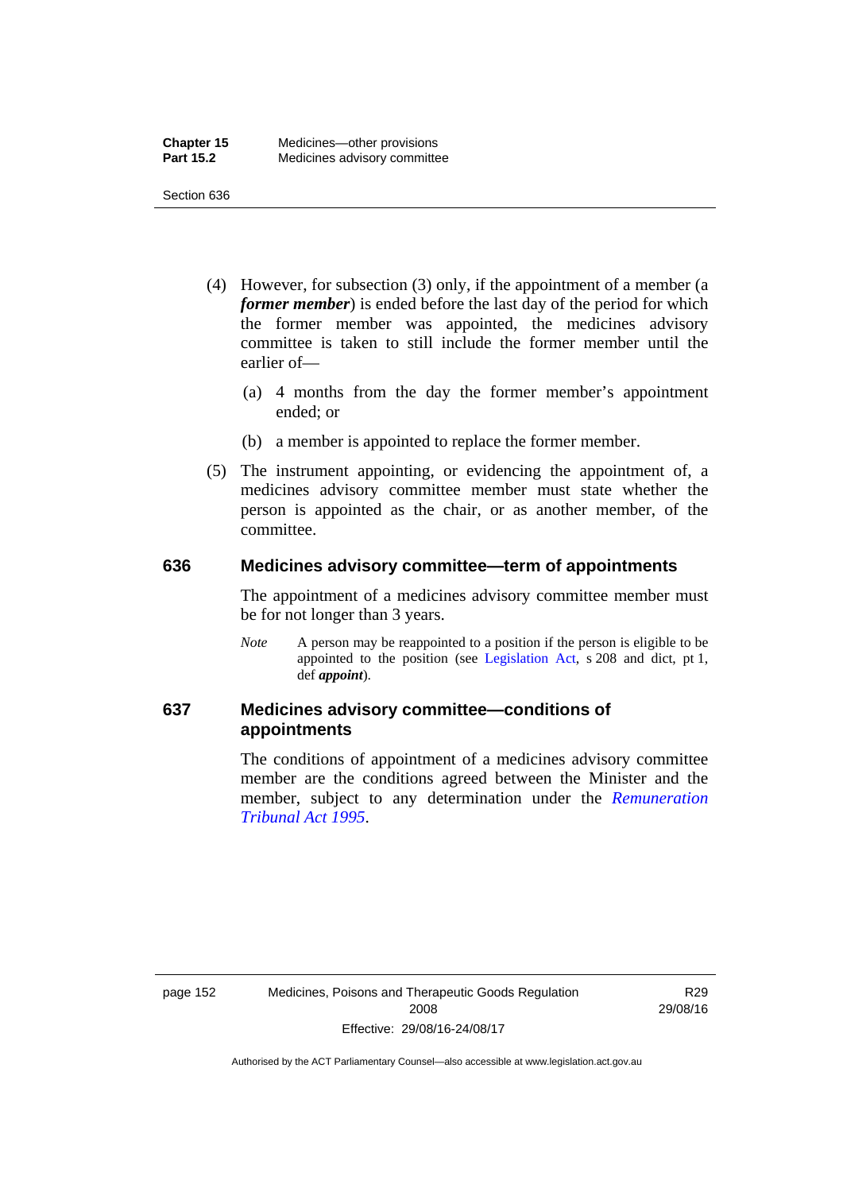(4) However, for subsection (3) only, if the appointment of a member (a ***former member***) is ended before the last day of the period for which the former member was appointed, the medicines advisory committee is taken to still include the former member until the earlier of—

(a) 4 months from the day the former member's appointment ended; or

(b) a member is appointed to replace the former member.

(5) The instrument appointing, or evidencing the appointment of, a medicines advisory committee member must state whether the person is appointed as the chair, or as another member, of the committee.

## 636 Medicines advisory committee—term of appointments

The appointment of a medicines advisory committee member must be for not longer than 3 years.

*Note* A person may be reappointed to a position if the person is eligible to be appointed to the position (see Legislation Act, s 208 and dict, pt 1, def ***appoint***).

## 637 Medicines advisory committee—conditions of appointments

The conditions of appointment of a medicines advisory committee member are the conditions agreed between the Minister and the member, subject to any determination under the *Remuneration Tribunal Act 1995*.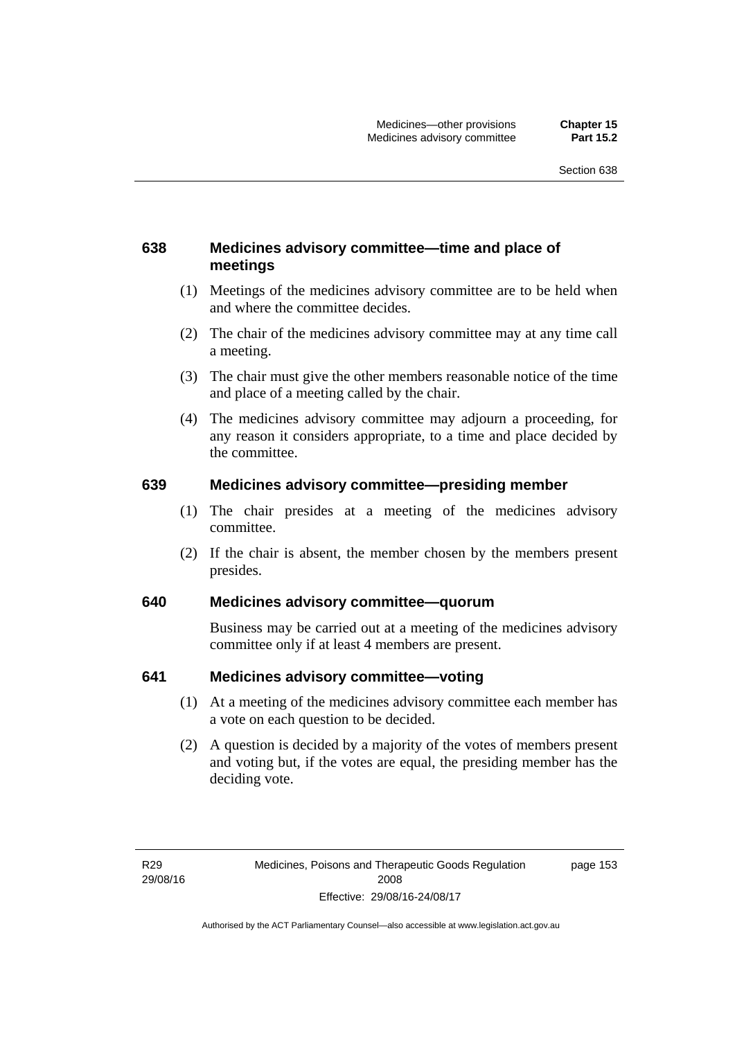### 638 Medicines advisory committee—time and place of meetings

(1) Meetings of the medicines advisory committee are to be held when and where the committee decides.

(2) The chair of the medicines advisory committee may at any time call a meeting.

(3) The chair must give the other members reasonable notice of the time and place of a meeting called by the chair.

(4) The medicines advisory committee may adjourn a proceeding, for any reason it considers appropriate, to a time and place decided by the committee.

### 639 Medicines advisory committee—presiding member

(1) The chair presides at a meeting of the medicines advisory committee.

(2) If the chair is absent, the member chosen by the members present presides.

### 640 Medicines advisory committee—quorum

Business may be carried out at a meeting of the medicines advisory committee only if at least 4 members are present.

### 641 Medicines advisory committee—voting

(1) At a meeting of the medicines advisory committee each member has a vote on each question to be decided.

(2) A question is decided by a majority of the votes of members present and voting but, if the votes are equal, the presiding member has the deciding vote.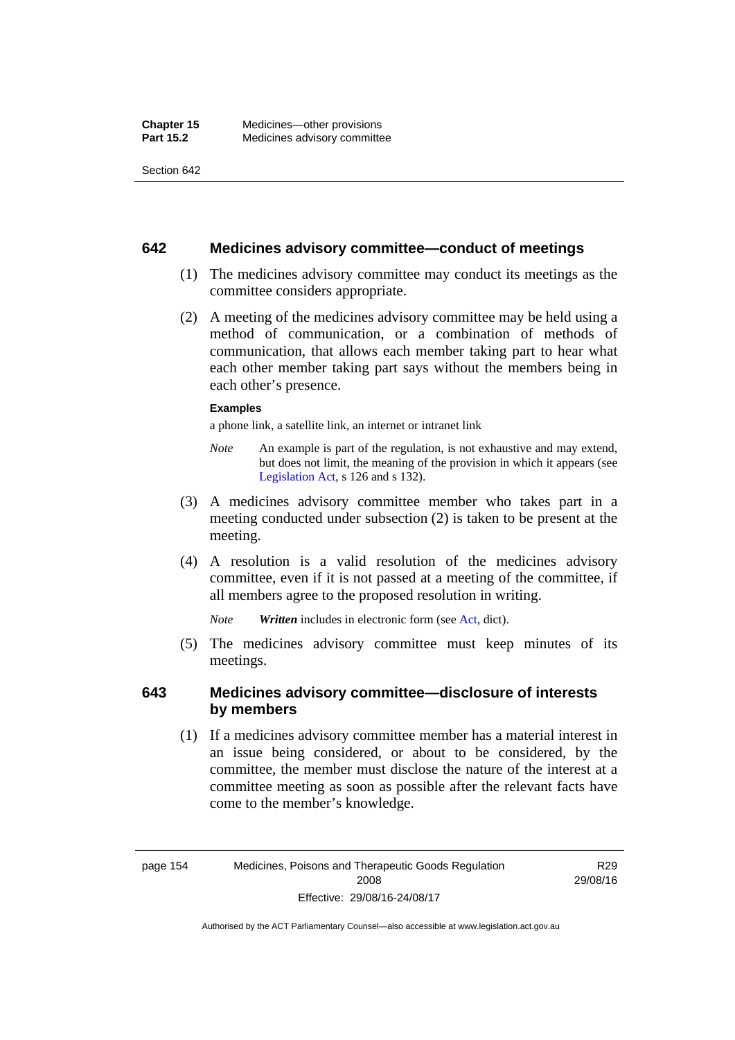## 642 Medicines advisory committee—conduct of meetings

(1) The medicines advisory committee may conduct its meetings as the committee considers appropriate.

(2) A meeting of the medicines advisory committee may be held using a method of communication, or a combination of methods of communication, that allows each member taking part to hear what each other member taking part says without the members being in each other's presence.

**Examples**

a phone link, a satellite link, an internet or intranet link

*Note* An example is part of the regulation, is not exhaustive and may extend, but does not limit, the meaning of the provision in which it appears (see Legislation Act, s 126 and s 132).

(3) A medicines advisory committee member who takes part in a meeting conducted under subsection (2) is taken to be present at the meeting.

(4) A resolution is a valid resolution of the medicines advisory committee, even if it is not passed at a meeting of the committee, if all members agree to the proposed resolution in writing.

*Note* ***Written*** includes in electronic form (see Act, dict).

(5) The medicines advisory committee must keep minutes of its meetings.

## 643 Medicines advisory committee—disclosure of interests by members

(1) If a medicines advisory committee member has a material interest in an issue being considered, or about to be considered, by the committee, the member must disclose the nature of the interest at a committee meeting as soon as possible after the relevant facts have come to the member's knowledge.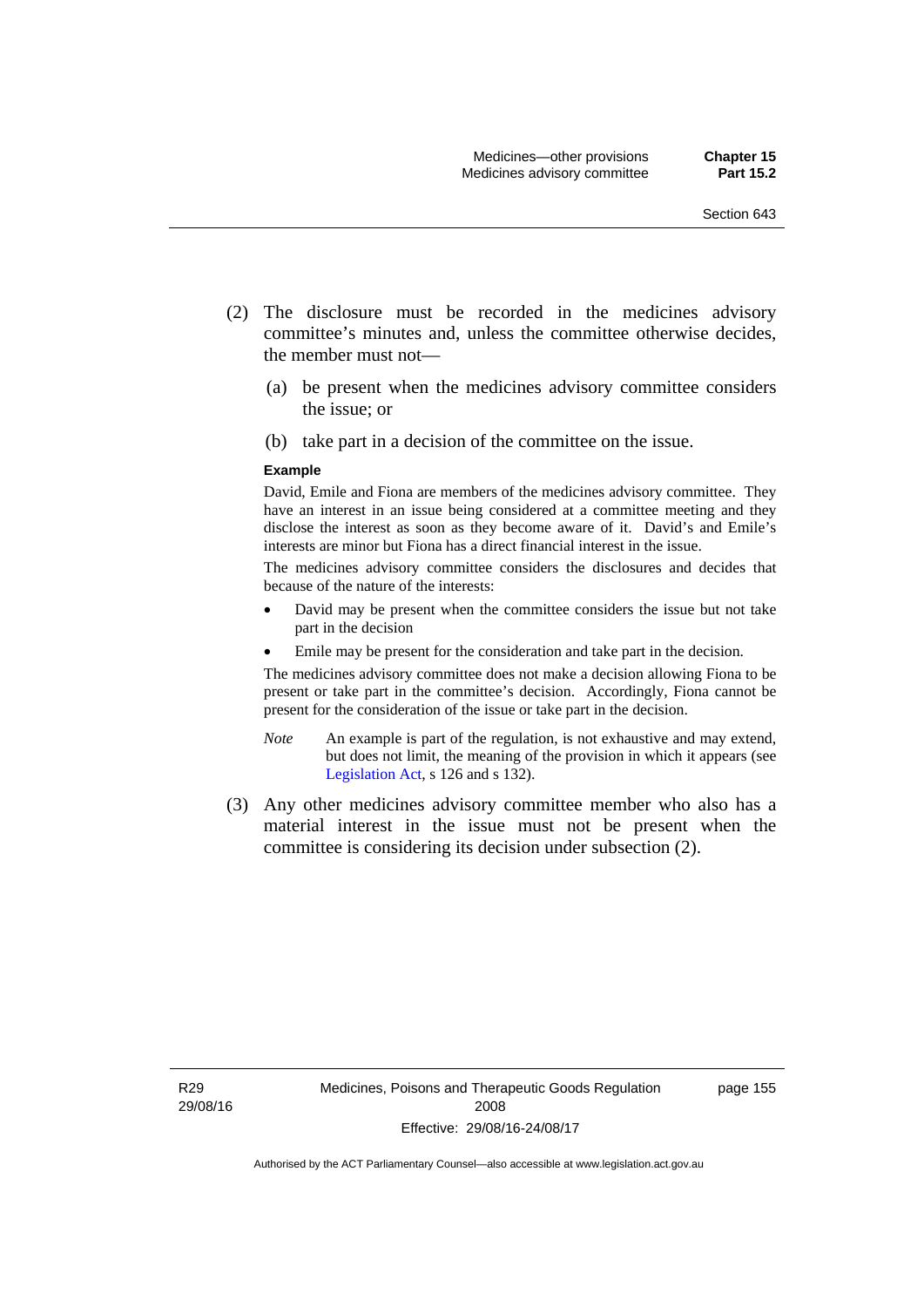(2) The disclosure must be recorded in the medicines advisory committee's minutes and, unless the committee otherwise decides, the member must not—

(a) be present when the medicines advisory committee considers the issue; or

(b) take part in a decision of the committee on the issue.

**Example**

David, Emile and Fiona are members of the medicines advisory committee. They have an interest in an issue being considered at a committee meeting and they disclose the interest as soon as they become aware of it. David's and Emile's interests are minor but Fiona has a direct financial interest in the issue.

The medicines advisory committee considers the disclosures and decides that because of the nature of the interests:

- David may be present when the committee considers the issue but not take part in the decision
- Emile may be present for the consideration and take part in the decision.

The medicines advisory committee does not make a decision allowing Fiona to be present or take part in the committee's decision. Accordingly, Fiona cannot be present for the consideration of the issue or take part in the decision.

*Note* An example is part of the regulation, is not exhaustive and may extend, but does not limit, the meaning of the provision in which it appears (see Legislation Act, s 126 and s 132).

(3) Any other medicines advisory committee member who also has a material interest in the issue must not be present when the committee is considering its decision under subsection (2).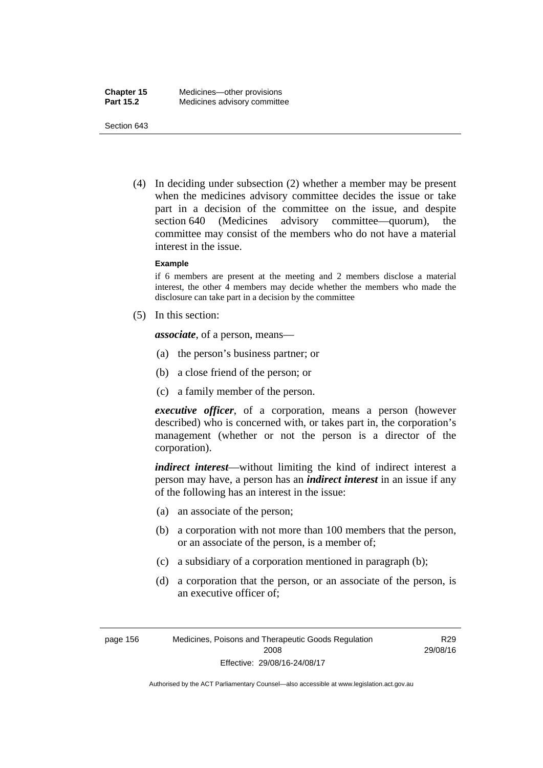(4) In deciding under subsection (2) whether a member may be present when the medicines advisory committee decides the issue or take part in a decision of the committee on the issue, and despite section 640 (Medicines advisory committee—quorum), the committee may consist of the members who do not have a material interest in the issue.

**Example**

if 6 members are present at the meeting and 2 members disclose a material interest, the other 4 members may decide whether the members who made the disclosure can take part in a decision by the committee

(5) In this section:

***associate***, of a person, means—

- (a) the person's business partner; or
- (b) a close friend of the person; or
- (c) a family member of the person.

***executive officer***, of a corporation, means a person (however described) who is concerned with, or takes part in, the corporation's management (whether or not the person is a director of the corporation).

***indirect interest***—without limiting the kind of indirect interest a person may have, a person has an ***indirect interest*** in an issue if any of the following has an interest in the issue:

- (a) an associate of the person;
- (b) a corporation with not more than 100 members that the person, or an associate of the person, is a member of;
- (c) a subsidiary of a corporation mentioned in paragraph (b);
- (d) a corporation that the person, or an associate of the person, is an executive officer of;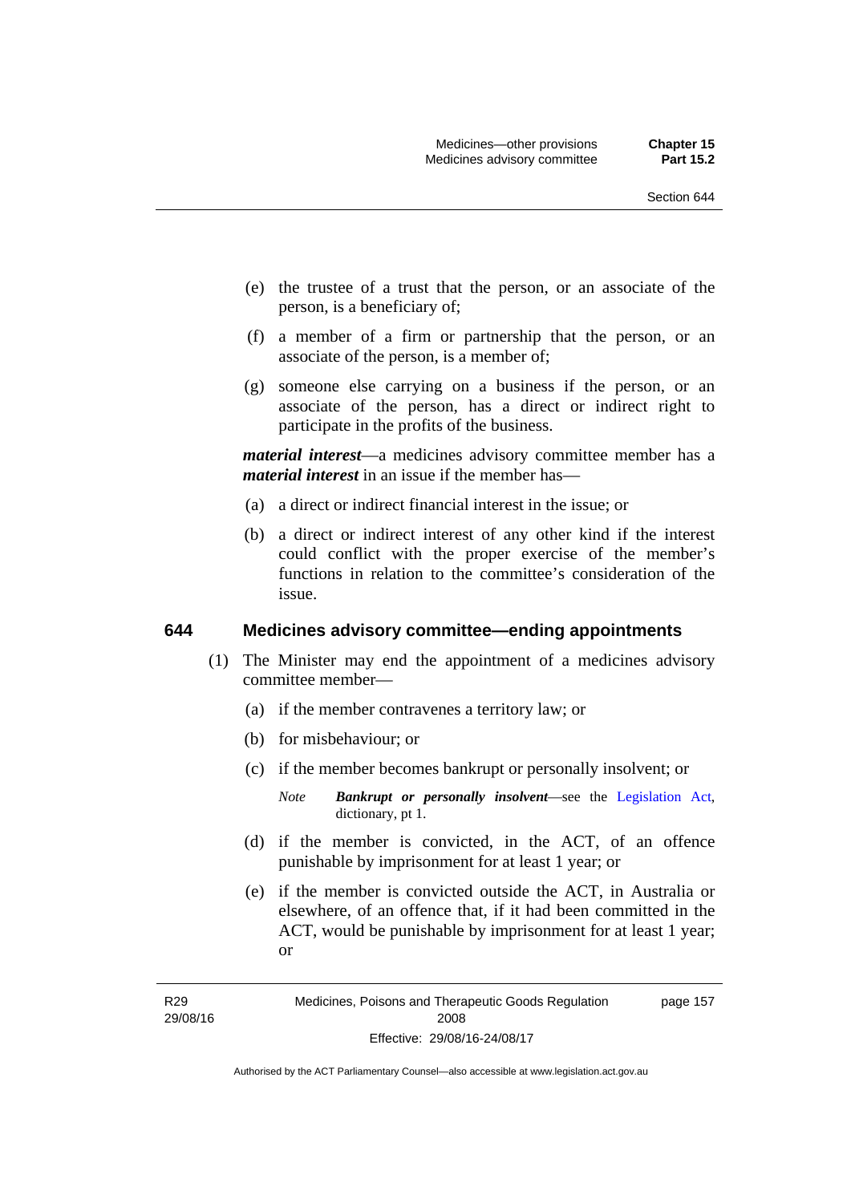(e) the trustee of a trust that the person, or an associate of the person, is a beneficiary of;

(f) a member of a firm or partnership that the person, or an associate of the person, is a member of;

(g) someone else carrying on a business if the person, or an associate of the person, has a direct or indirect right to participate in the profits of the business.

***material interest***—a medicines advisory committee member has a ***material interest*** in an issue if the member has—

(a) a direct or indirect financial interest in the issue; or

(b) a direct or indirect interest of any other kind if the interest could conflict with the proper exercise of the member's functions in relation to the committee's consideration of the issue.

## 644 Medicines advisory committee—ending appointments

(1) The Minister may end the appointment of a medicines advisory committee member—

(a) if the member contravenes a territory law; or

(b) for misbehaviour; or

(c) if the member becomes bankrupt or personally insolvent; or

*Note* ***Bankrupt or personally insolvent***—see the Legislation Act, dictionary, pt 1.

(d) if the member is convicted, in the ACT, of an offence punishable by imprisonment for at least 1 year; or

(e) if the member is convicted outside the ACT, in Australia or elsewhere, of an offence that, if it had been committed in the ACT, would be punishable by imprisonment for at least 1 year; or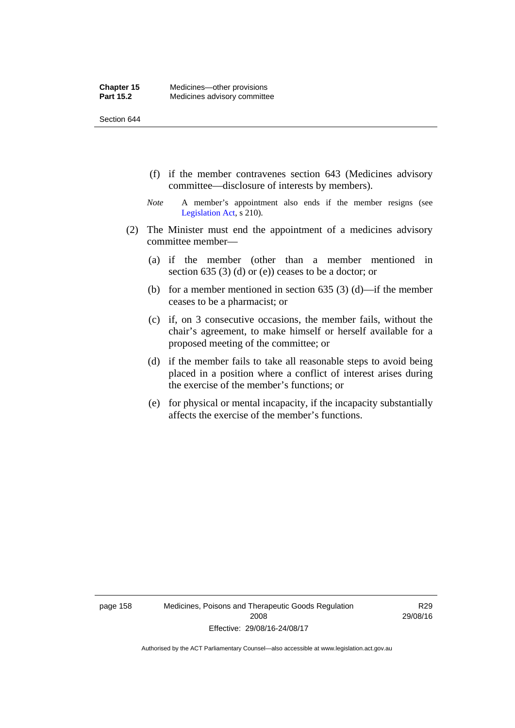(f) if the member contravenes section 643 (Medicines advisory committee—disclosure of interests by members).

*Note* A member's appointment also ends if the member resigns (see Legislation Act, s 210).

(2) The Minister must end the appointment of a medicines advisory committee member—

(a) if the member (other than a member mentioned in section 635 (3) (d) or (e)) ceases to be a doctor; or

(b) for a member mentioned in section 635 (3) (d)—if the member ceases to be a pharmacist; or

(c) if, on 3 consecutive occasions, the member fails, without the chair's agreement, to make himself or herself available for a proposed meeting of the committee; or

(d) if the member fails to take all reasonable steps to avoid being placed in a position where a conflict of interest arises during the exercise of the member's functions; or

(e) for physical or mental incapacity, if the incapacity substantially affects the exercise of the member's functions.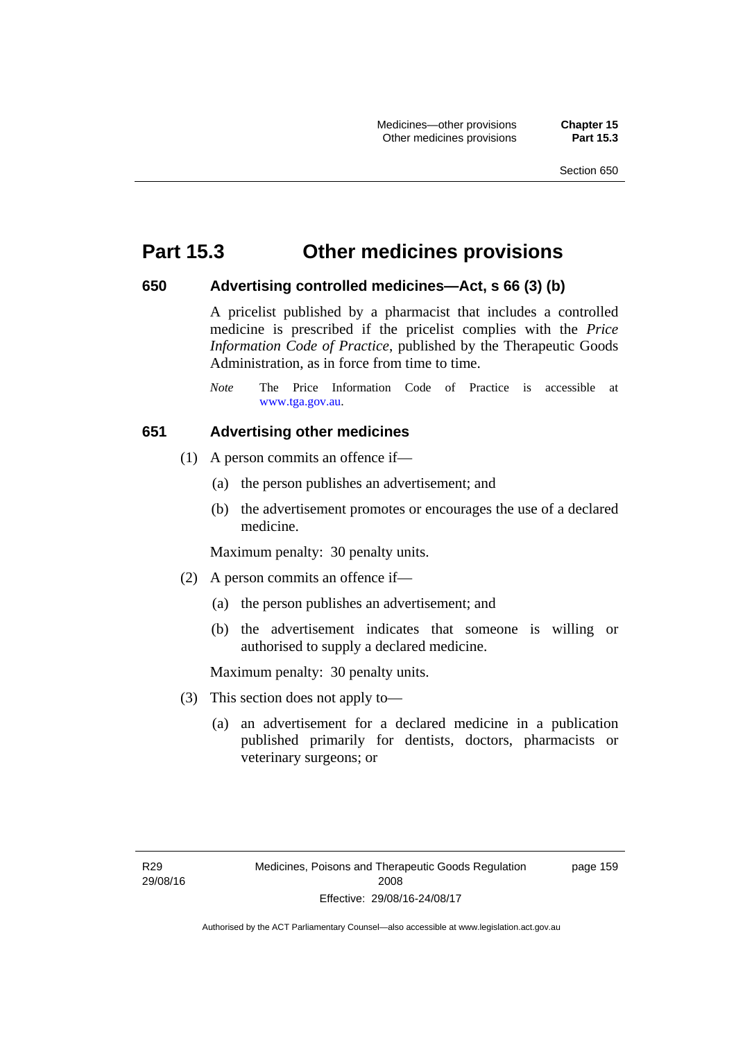# Part 15.3 Other medicines provisions

### 650 Advertising controlled medicines—Act, s 66 (3) (b)

A pricelist published by a pharmacist that includes a controlled medicine is prescribed if the pricelist complies with the *Price Information Code of Practice*, published by the Therapeutic Goods Administration, as in force from time to time.

*Note* The Price Information Code of Practice is accessible at www.tga.gov.au.

### 651 Advertising other medicines

(1) A person commits an offence if—

  (a) the person publishes an advertisement; and

  (b) the advertisement promotes or encourages the use of a declared medicine.

Maximum penalty: 30 penalty units.

(2) A person commits an offence if—

  (a) the person publishes an advertisement; and

  (b) the advertisement indicates that someone is willing or authorised to supply a declared medicine.

Maximum penalty: 30 penalty units.

(3) This section does not apply to—

  (a) an advertisement for a declared medicine in a publication published primarily for dentists, doctors, pharmacists or veterinary surgeons; or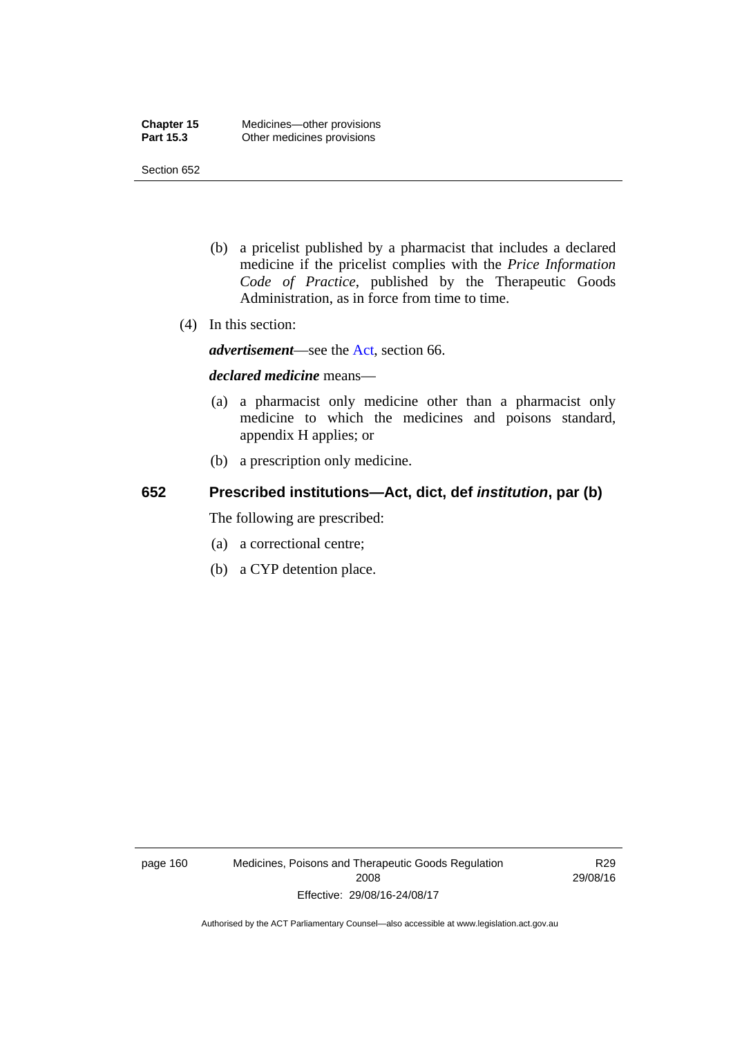(b) a pricelist published by a pharmacist that includes a declared medicine if the pricelist complies with the *Price Information Code of Practice*, published by the Therapeutic Goods Administration, as in force from time to time.

(4) In this section:

***advertisement***—see the Act, section 66.

***declared medicine*** means—

(a) a pharmacist only medicine other than a pharmacist only medicine to which the medicines and poisons standard, appendix H applies; or

(b) a prescription only medicine.

## 652 Prescribed institutions—Act, dict, def *institution*, par (b)

The following are prescribed:

(a) a correctional centre;

(b) a CYP detention place.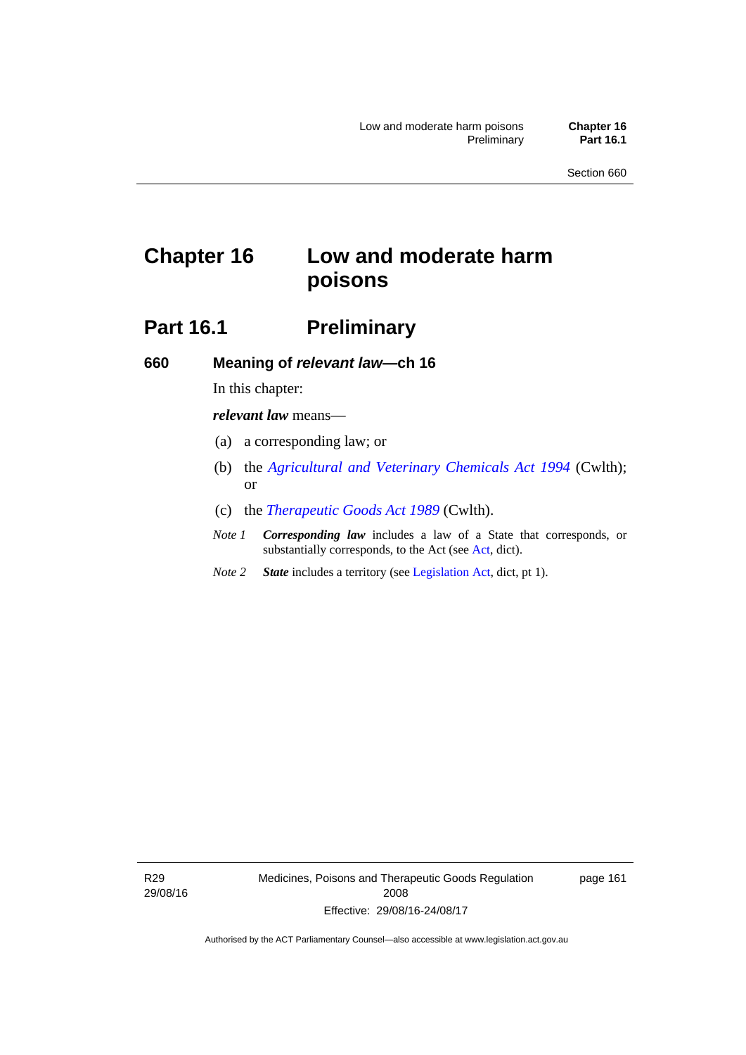# Chapter 16 Low and moderate harm poisons

## Part 16.1 Preliminary

### 660 Meaning of *relevant law*—ch 16

In this chapter:

***relevant law*** means—

(a) a corresponding law; or

(b) the *Agricultural and Veterinary Chemicals Act 1994* (Cwlth); or

(c) the *Therapeutic Goods Act 1989* (Cwlth).

*Note 1* ***Corresponding law*** includes a law of a State that corresponds, or substantially corresponds, to the Act (see Act, dict).

*Note 2* ***State*** includes a territory (see Legislation Act, dict, pt 1).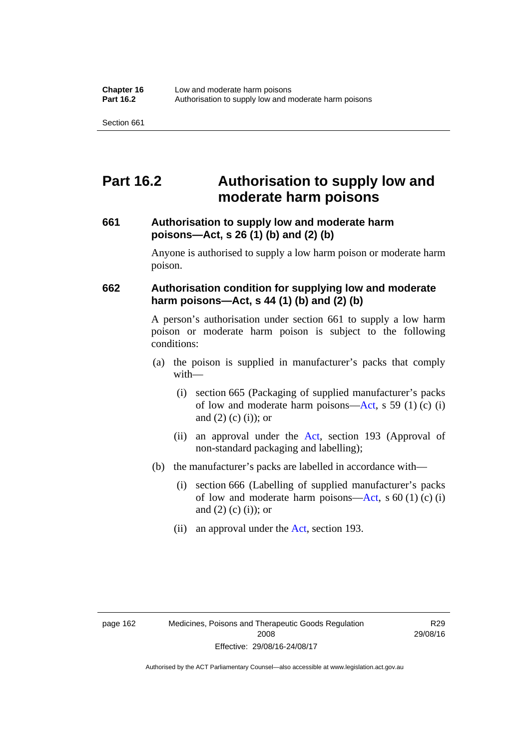# Part 16.2 Authorisation to supply low and moderate harm poisons

### 661 Authorisation to supply low and moderate harm poisons—Act, s 26 (1) (b) and (2) (b)

Anyone is authorised to supply a low harm poison or moderate harm poison.

### 662 Authorisation condition for supplying low and moderate harm poisons—Act, s 44 (1) (b) and (2) (b)

A person's authorisation under section 661 to supply a low harm poison or moderate harm poison is subject to the following conditions:

(a) the poison is supplied in manufacturer's packs that comply with—

(i) section 665 (Packaging of supplied manufacturer's packs of low and moderate harm poisons—Act, s 59 (1) (c) (i) and (2) (c) (i)); or

(ii) an approval under the Act, section 193 (Approval of non-standard packaging and labelling);

(b) the manufacturer's packs are labelled in accordance with—

(i) section 666 (Labelling of supplied manufacturer's packs of low and moderate harm poisons—Act, s 60 (1) (c) (i) and (2) (c) (i)); or

(ii) an approval under the Act, section 193.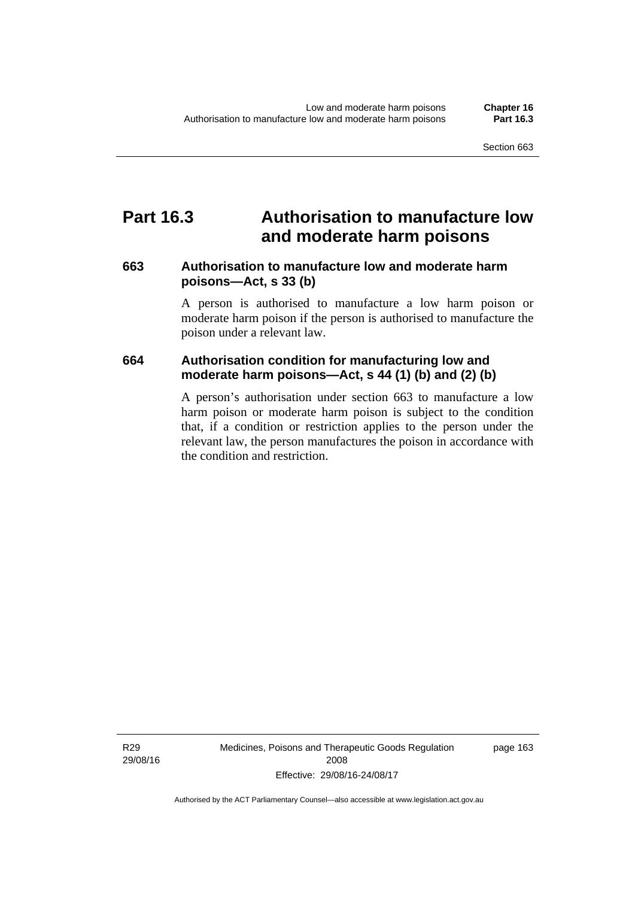# Part 16.3 Authorisation to manufacture low and moderate harm poisons

## 663 Authorisation to manufacture low and moderate harm poisons—Act, s 33 (b)

A person is authorised to manufacture a low harm poison or moderate harm poison if the person is authorised to manufacture the poison under a relevant law.

## 664 Authorisation condition for manufacturing low and moderate harm poisons—Act, s 44 (1) (b) and (2) (b)

A person's authorisation under section 663 to manufacture a low harm poison or moderate harm poison is subject to the condition that, if a condition or restriction applies to the person under the relevant law, the person manufactures the poison in accordance with the condition and restriction.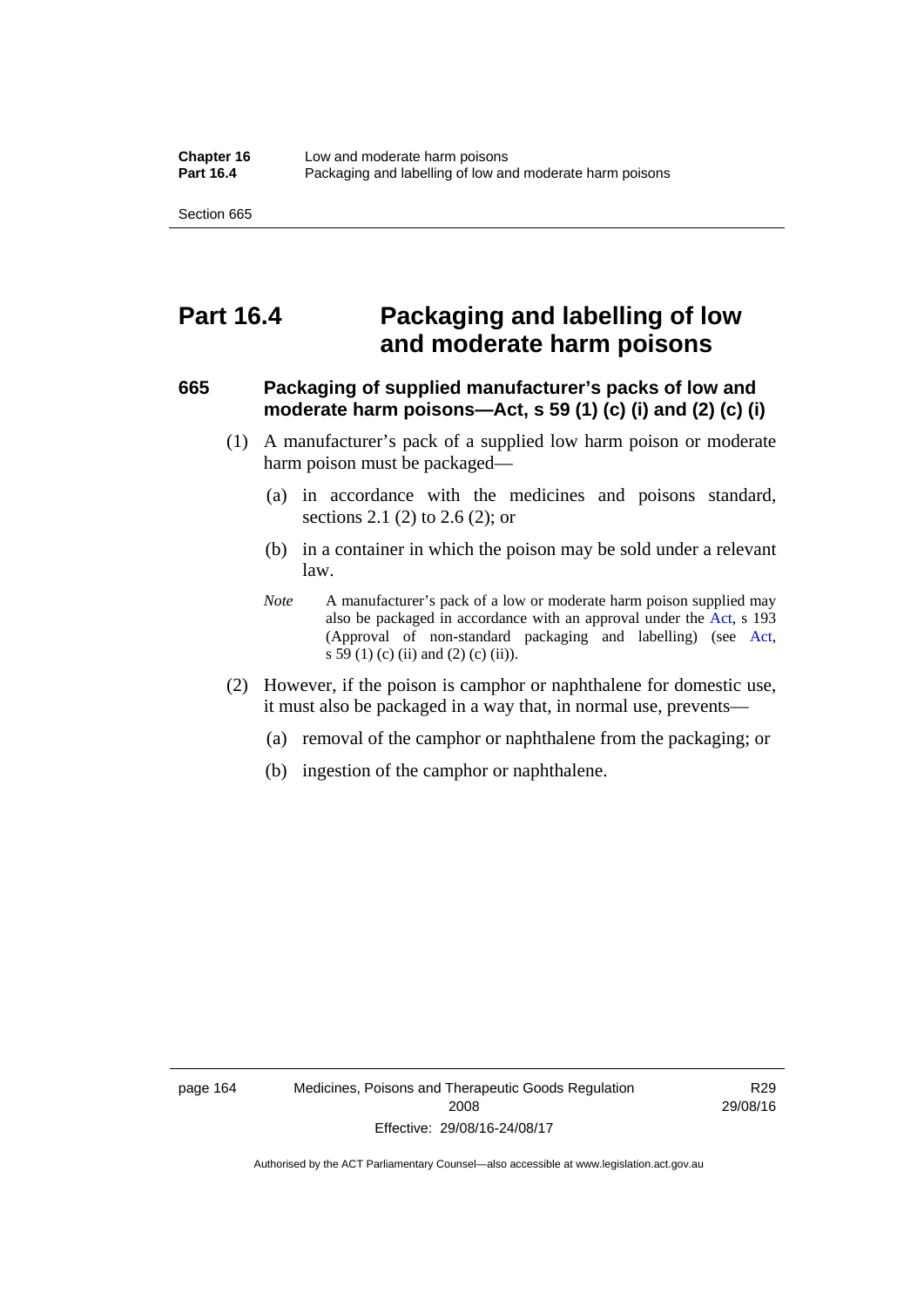# Part 16.4 Packaging and labelling of low and moderate harm poisons

## 665 Packaging of supplied manufacturer's packs of low and moderate harm poisons—Act, s 59 (1) (c) (i) and (2) (c) (i)

(1) A manufacturer's pack of a supplied low harm poison or moderate harm poison must be packaged—

(a) in accordance with the medicines and poisons standard, sections 2.1 (2) to 2.6 (2); or

(b) in a container in which the poison may be sold under a relevant law.

*Note* A manufacturer's pack of a low or moderate harm poison supplied may also be packaged in accordance with an approval under the Act, s 193 (Approval of non-standard packaging and labelling) (see Act, s 59 (1) (c) (ii) and (2) (c) (ii)).

(2) However, if the poison is camphor or naphthalene for domestic use, it must also be packaged in a way that, in normal use, prevents—

(a) removal of the camphor or naphthalene from the packaging; or

(b) ingestion of the camphor or naphthalene.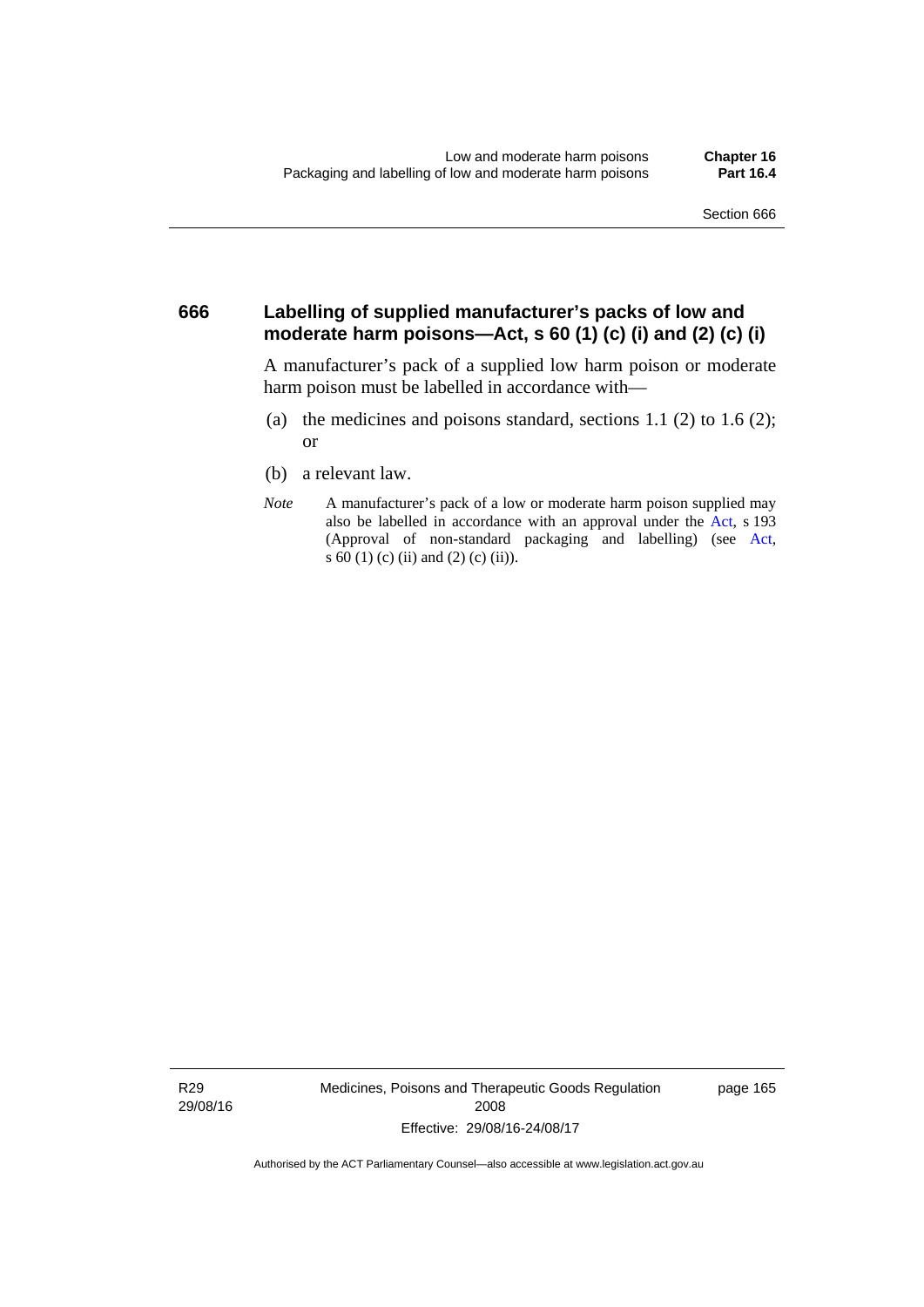## 666 Labelling of supplied manufacturer's packs of low and moderate harm poisons—Act, s 60 (1) (c) (i) and (2) (c) (i)

A manufacturer's pack of a supplied low harm poison or moderate harm poison must be labelled in accordance with—

(a) the medicines and poisons standard, sections 1.1 (2) to 1.6 (2); or

(b) a relevant law.

*Note* A manufacturer's pack of a low or moderate harm poison supplied may also be labelled in accordance with an approval under the Act, s 193 (Approval of non-standard packaging and labelling) (see Act, s 60 (1) (c) (ii) and (2) (c) (ii)).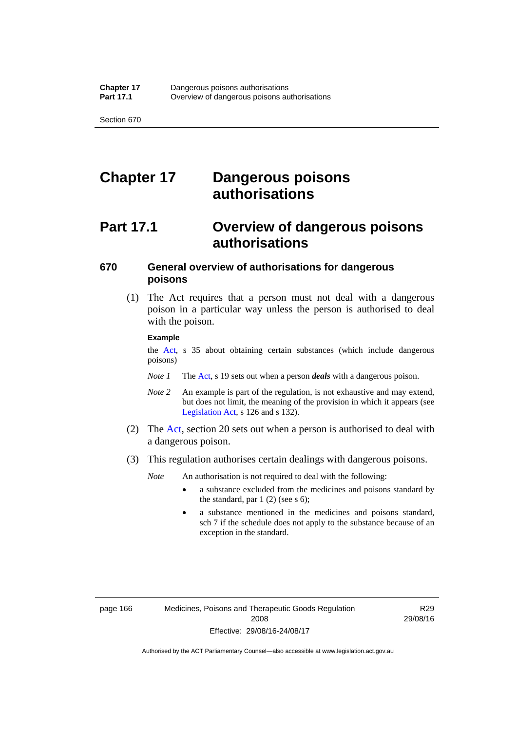# Chapter 17 Dangerous poisons authorisations

## Part 17.1 Overview of dangerous poisons authorisations

### 670 General overview of authorisations for dangerous poisons

(1) The Act requires that a person must not deal with a dangerous poison in a particular way unless the person is authorised to deal with the poison.

**Example**

the Act, s 35 about obtaining certain substances (which include dangerous poisons)

*Note 1* The Act, s 19 sets out when a person ***deals*** with a dangerous poison.

*Note 2* An example is part of the regulation, is not exhaustive and may extend, but does not limit, the meaning of the provision in which it appears (see Legislation Act, s 126 and s 132).

(2) The Act, section 20 sets out when a person is authorised to deal with a dangerous poison.

(3) This regulation authorises certain dealings with dangerous poisons.

*Note* An authorisation is not required to deal with the following:

- a substance excluded from the medicines and poisons standard by the standard, par 1 (2) (see s 6);
- a substance mentioned in the medicines and poisons standard, sch 7 if the schedule does not apply to the substance because of an exception in the standard.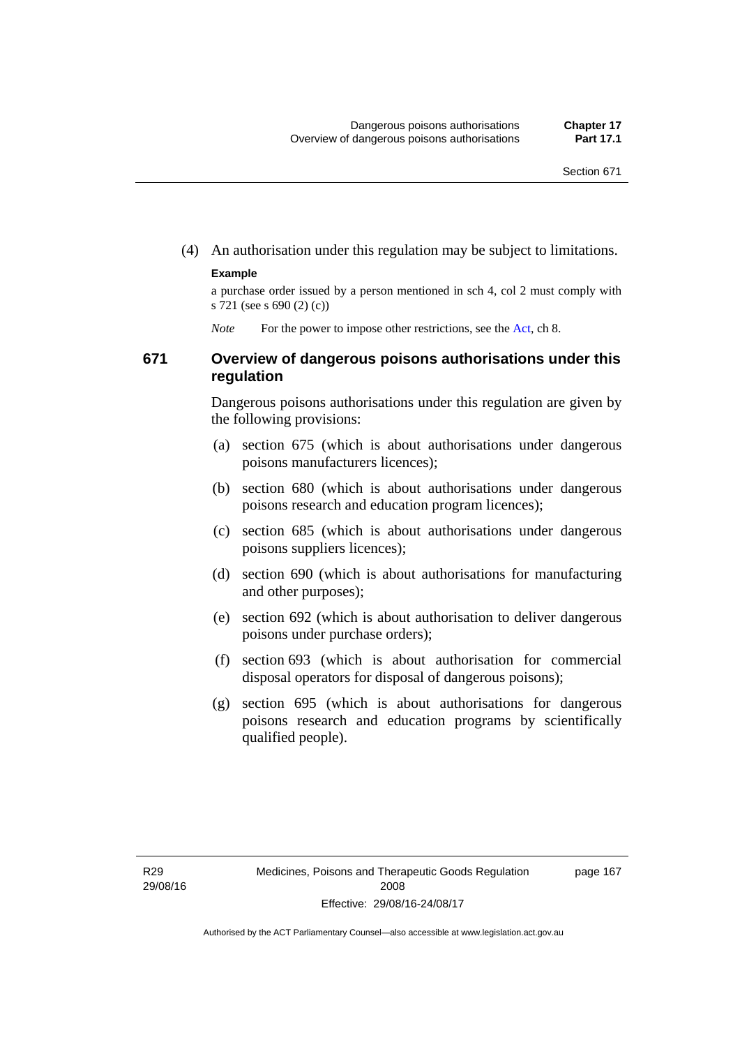(4) An authorisation under this regulation may be subject to limitations.

**Example**

a purchase order issued by a person mentioned in sch 4, col 2 must comply with s 721 (see s 690 (2) (c))

*Note* For the power to impose other restrictions, see the Act, ch 8.

### 671 Overview of dangerous poisons authorisations under this regulation

Dangerous poisons authorisations under this regulation are given by the following provisions:

(a) section 675 (which is about authorisations under dangerous poisons manufacturers licences);

(b) section 680 (which is about authorisations under dangerous poisons research and education program licences);

(c) section 685 (which is about authorisations under dangerous poisons suppliers licences);

(d) section 690 (which is about authorisations for manufacturing and other purposes);

(e) section 692 (which is about authorisation to deliver dangerous poisons under purchase orders);

(f) section 693 (which is about authorisation for commercial disposal operators for disposal of dangerous poisons);

(g) section 695 (which is about authorisations for dangerous poisons research and education programs by scientifically qualified people).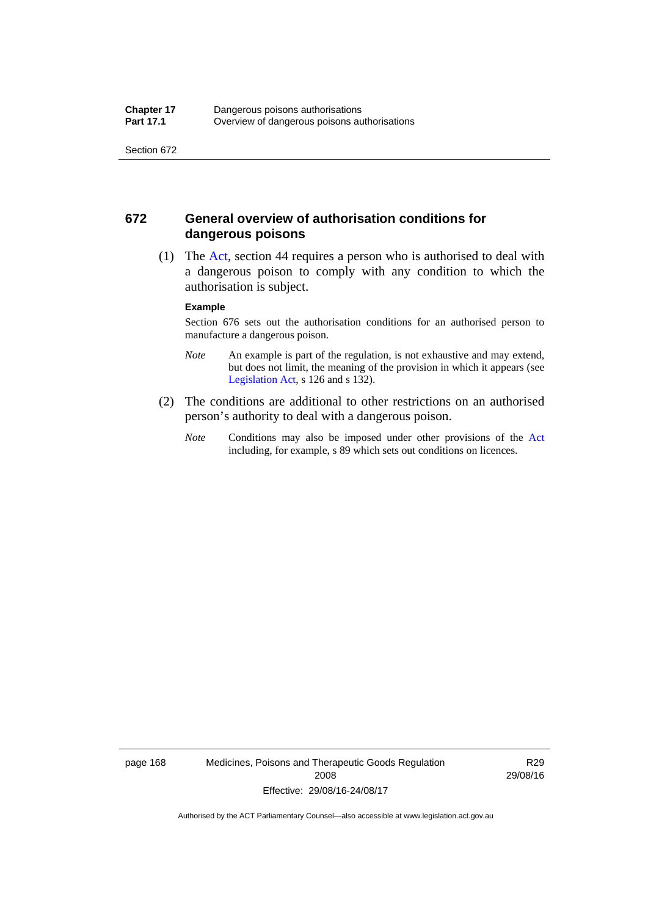## 672 General overview of authorisation conditions for dangerous poisons

(1) The Act, section 44 requires a person who is authorised to deal with a dangerous poison to comply with any condition to which the authorisation is subject.

**Example**

Section 676 sets out the authorisation conditions for an authorised person to manufacture a dangerous poison.

*Note* An example is part of the regulation, is not exhaustive and may extend, but does not limit, the meaning of the provision in which it appears (see Legislation Act, s 126 and s 132).

(2) The conditions are additional to other restrictions on an authorised person's authority to deal with a dangerous poison.

*Note* Conditions may also be imposed under other provisions of the Act including, for example, s 89 which sets out conditions on licences.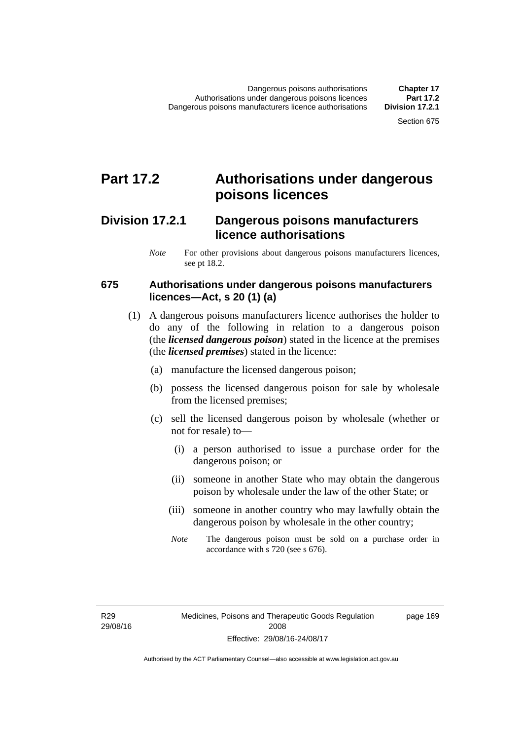# Part 17.2 Authorisations under dangerous poisons licences

## Division 17.2.1 Dangerous poisons manufacturers licence authorisations

*Note* For other provisions about dangerous poisons manufacturers licences, see pt 18.2.

### 675 Authorisations under dangerous poisons manufacturers licences—Act, s 20 (1) (a)

(1) A dangerous poisons manufacturers licence authorises the holder to do any of the following in relation to a dangerous poison (the ***licensed dangerous poison***) stated in the licence at the premises (the ***licensed premises***) stated in the licence:

(a) manufacture the licensed dangerous poison;

(b) possess the licensed dangerous poison for sale by wholesale from the licensed premises;

(c) sell the licensed dangerous poison by wholesale (whether or not for resale) to—

(i) a person authorised to issue a purchase order for the dangerous poison; or

(ii) someone in another State who may obtain the dangerous poison by wholesale under the law of the other State; or

(iii) someone in another country who may lawfully obtain the dangerous poison by wholesale in the other country;

*Note* The dangerous poison must be sold on a purchase order in accordance with s 720 (see s 676).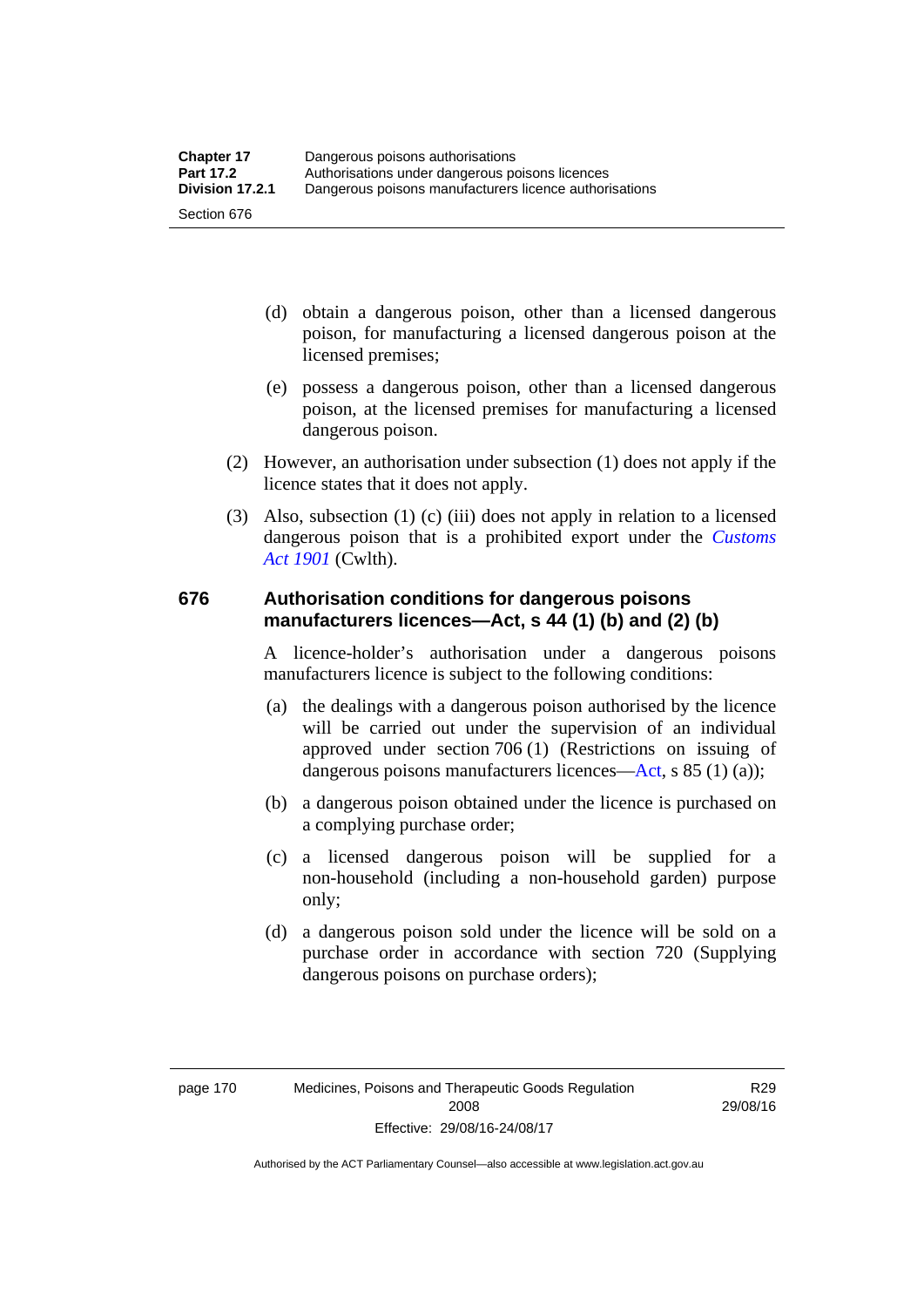(d) obtain a dangerous poison, other than a licensed dangerous poison, for manufacturing a licensed dangerous poison at the licensed premises;

(e) possess a dangerous poison, other than a licensed dangerous poison, at the licensed premises for manufacturing a licensed dangerous poison.

(2) However, an authorisation under subsection (1) does not apply if the licence states that it does not apply.

(3) Also, subsection (1) (c) (iii) does not apply in relation to a licensed dangerous poison that is a prohibited export under the *Customs Act 1901* (Cwlth).

## 676 Authorisation conditions for dangerous poisons manufacturers licences—Act, s 44 (1) (b) and (2) (b)

A licence-holder's authorisation under a dangerous poisons manufacturers licence is subject to the following conditions:

(a) the dealings with a dangerous poison authorised by the licence will be carried out under the supervision of an individual approved under section 706 (1) (Restrictions on issuing of dangerous poisons manufacturers licences—Act, s 85 (1) (a));

(b) a dangerous poison obtained under the licence is purchased on a complying purchase order;

(c) a licensed dangerous poison will be supplied for a non-household (including a non-household garden) purpose only;

(d) a dangerous poison sold under the licence will be sold on a purchase order in accordance with section 720 (Supplying dangerous poisons on purchase orders);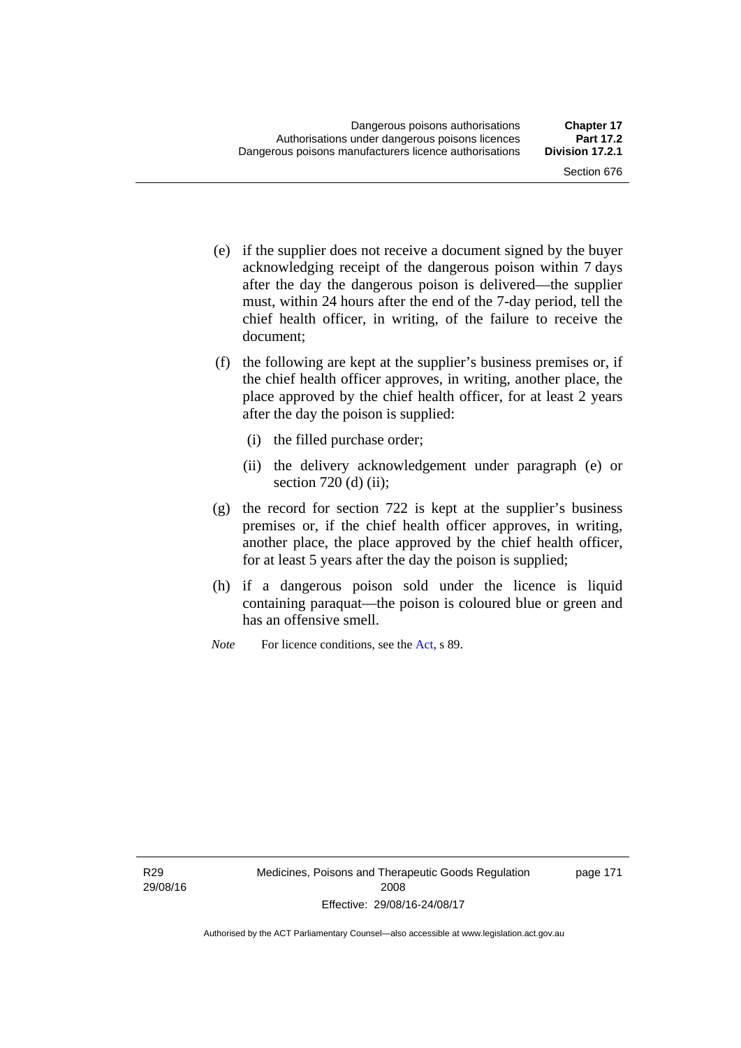(e) if the supplier does not receive a document signed by the buyer acknowledging receipt of the dangerous poison within 7 days after the day the dangerous poison is delivered—the supplier must, within 24 hours after the end of the 7-day period, tell the chief health officer, in writing, of the failure to receive the document;

(f) the following are kept at the supplier's business premises or, if the chief health officer approves, in writing, another place, the place approved by the chief health officer, for at least 2 years after the day the poison is supplied:

(i) the filled purchase order;

(ii) the delivery acknowledgement under paragraph (e) or section 720 (d) (ii);

(g) the record for section 722 is kept at the supplier's business premises or, if the chief health officer approves, in writing, another place, the place approved by the chief health officer, for at least 5 years after the day the poison is supplied;

(h) if a dangerous poison sold under the licence is liquid containing paraquat—the poison is coloured blue or green and has an offensive smell.

*Note* For licence conditions, see the Act, s 89.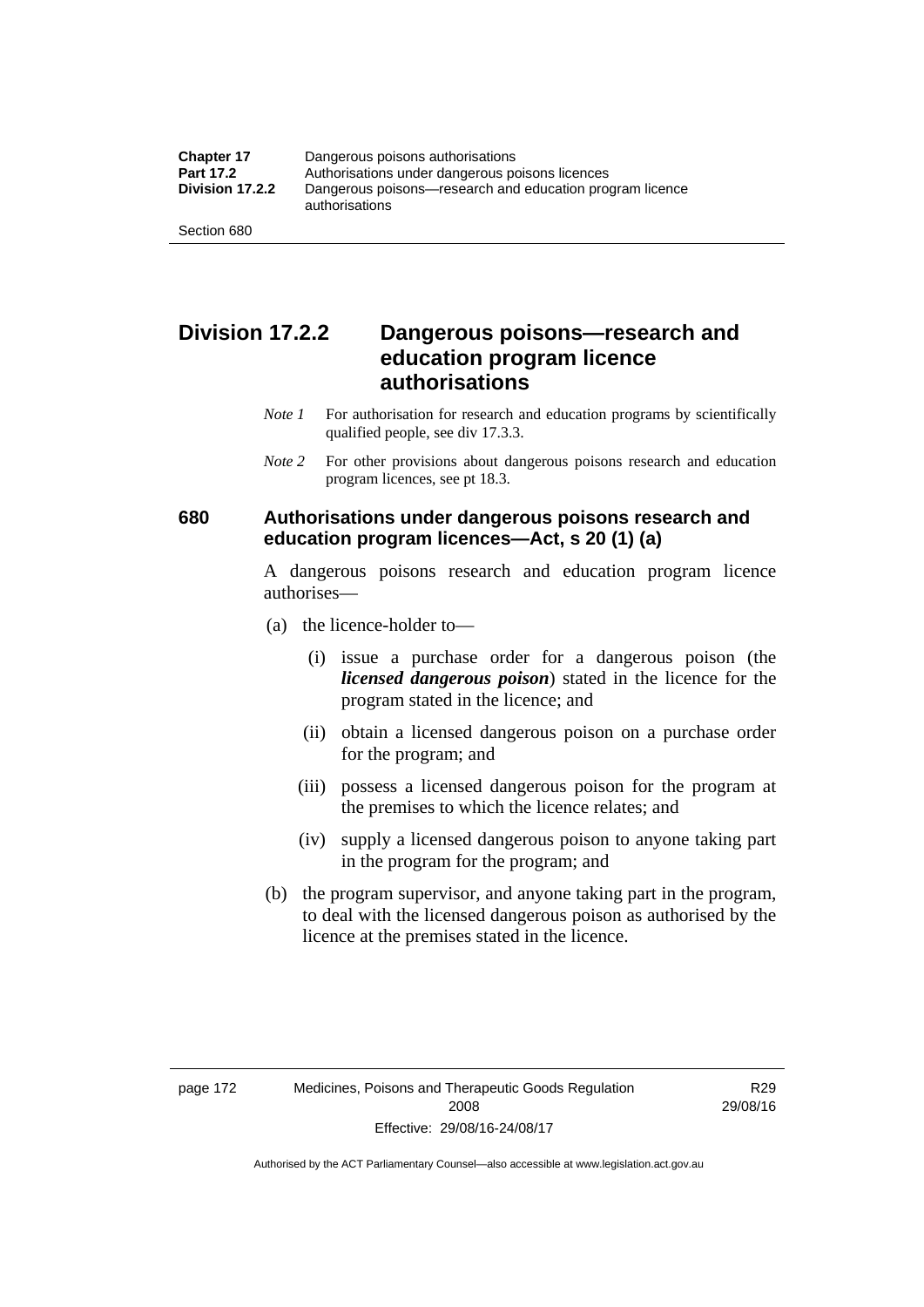## Division 17.2.2 Dangerous poisons—research and education program licence authorisations

*Note 1* For authorisation for research and education programs by scientifically qualified people, see div 17.3.3.

*Note 2* For other provisions about dangerous poisons research and education program licences, see pt 18.3.

### 680 Authorisations under dangerous poisons research and education program licences—Act, s 20 (1) (a)

A dangerous poisons research and education program licence authorises—

(a) the licence-holder to—

  (i) issue a purchase order for a dangerous poison (the ***licensed dangerous poison***) stated in the licence for the program stated in the licence; and

  (ii) obtain a licensed dangerous poison on a purchase order for the program; and

  (iii) possess a licensed dangerous poison for the program at the premises to which the licence relates; and

  (iv) supply a licensed dangerous poison to anyone taking part in the program for the program; and

(b) the program supervisor, and anyone taking part in the program, to deal with the licensed dangerous poison as authorised by the licence at the premises stated in the licence.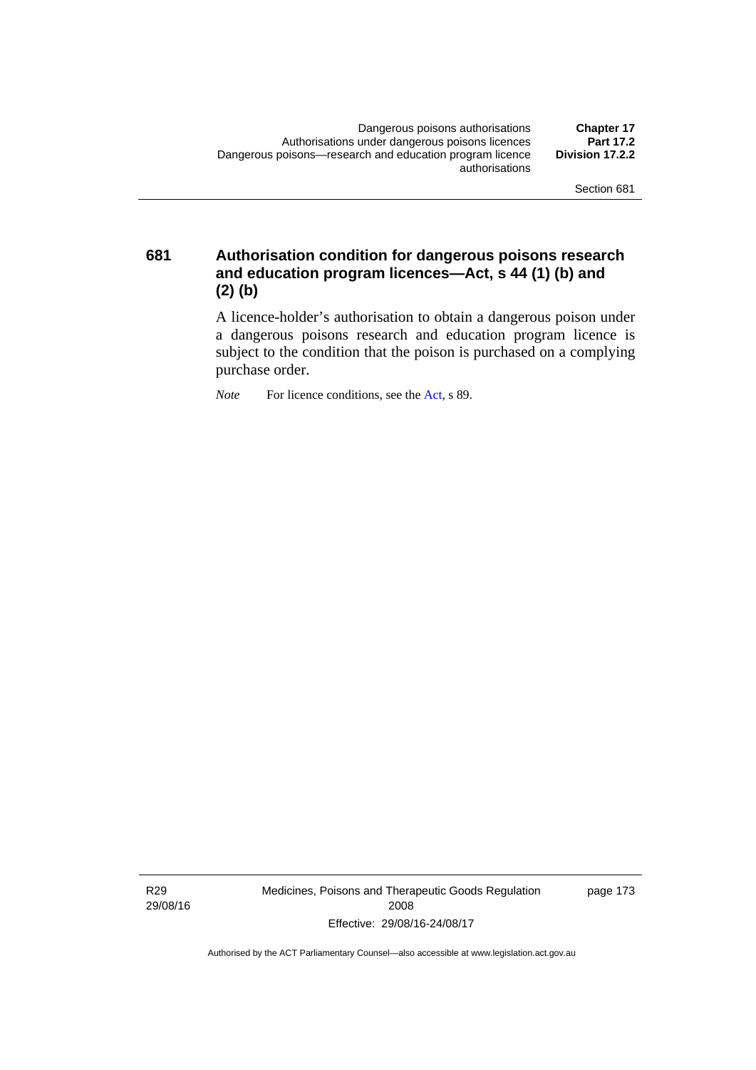## 681 Authorisation condition for dangerous poisons research and education program licences—Act, s 44 (1) (b) and (2) (b)

A licence-holder's authorisation to obtain a dangerous poison under a dangerous poisons research and education program licence is subject to the condition that the poison is purchased on a complying purchase order.

*Note* For licence conditions, see the Act, s 89.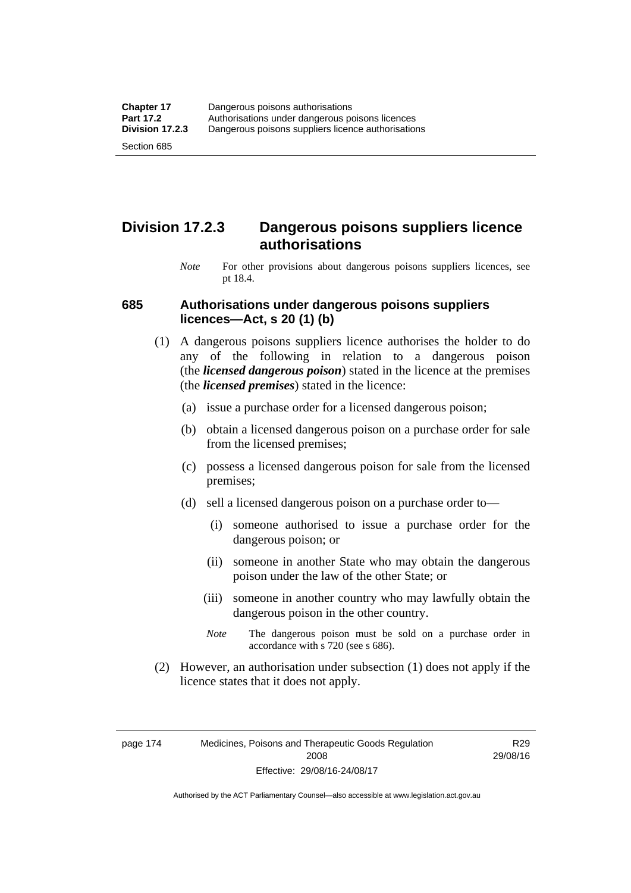## Division 17.2.3 Dangerous poisons suppliers licence authorisations

*Note* For other provisions about dangerous poisons suppliers licences, see pt 18.4.

### 685 Authorisations under dangerous poisons suppliers licences—Act, s 20 (1) (b)

(1) A dangerous poisons suppliers licence authorises the holder to do any of the following in relation to a dangerous poison (the ***licensed dangerous poison***) stated in the licence at the premises (the ***licensed premises***) stated in the licence:

(a) issue a purchase order for a licensed dangerous poison;

(b) obtain a licensed dangerous poison on a purchase order for sale from the licensed premises;

(c) possess a licensed dangerous poison for sale from the licensed premises;

(d) sell a licensed dangerous poison on a purchase order to—

(i) someone authorised to issue a purchase order for the dangerous poison; or

(ii) someone in another State who may obtain the dangerous poison under the law of the other State; or

(iii) someone in another country who may lawfully obtain the dangerous poison in the other country.

*Note* The dangerous poison must be sold on a purchase order in accordance with s 720 (see s 686).

(2) However, an authorisation under subsection (1) does not apply if the licence states that it does not apply.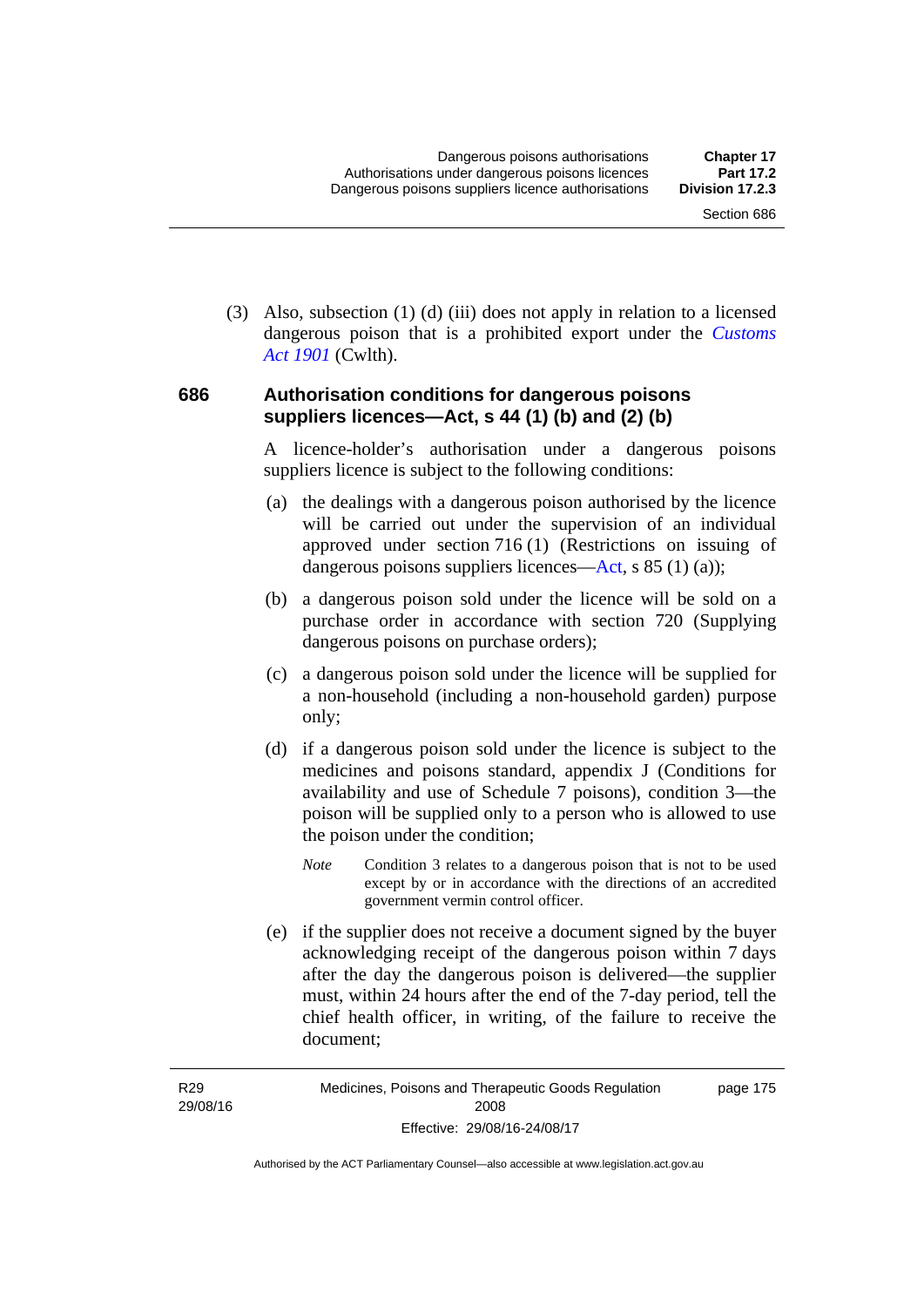(3) Also, subsection (1) (d) (iii) does not apply in relation to a licensed dangerous poison that is a prohibited export under the *Customs Act 1901* (Cwlth).

### 686 Authorisation conditions for dangerous poisons suppliers licences—Act, s 44 (1) (b) and (2) (b)

A licence-holder's authorisation under a dangerous poisons suppliers licence is subject to the following conditions:

(a) the dealings with a dangerous poison authorised by the licence will be carried out under the supervision of an individual approved under section 716 (1) (Restrictions on issuing of dangerous poisons suppliers licences—Act, s 85 (1) (a));

(b) a dangerous poison sold under the licence will be sold on a purchase order in accordance with section 720 (Supplying dangerous poisons on purchase orders);

(c) a dangerous poison sold under the licence will be supplied for a non-household (including a non-household garden) purpose only;

(d) if a dangerous poison sold under the licence is subject to the medicines and poisons standard, appendix J (Conditions for availability and use of Schedule 7 poisons), condition 3—the poison will be supplied only to a person who is allowed to use the poison under the condition;

*Note* Condition 3 relates to a dangerous poison that is not to be used except by or in accordance with the directions of an accredited government vermin control officer.

(e) if the supplier does not receive a document signed by the buyer acknowledging receipt of the dangerous poison within 7 days after the day the dangerous poison is delivered—the supplier must, within 24 hours after the end of the 7-day period, tell the chief health officer, in writing, of the failure to receive the document;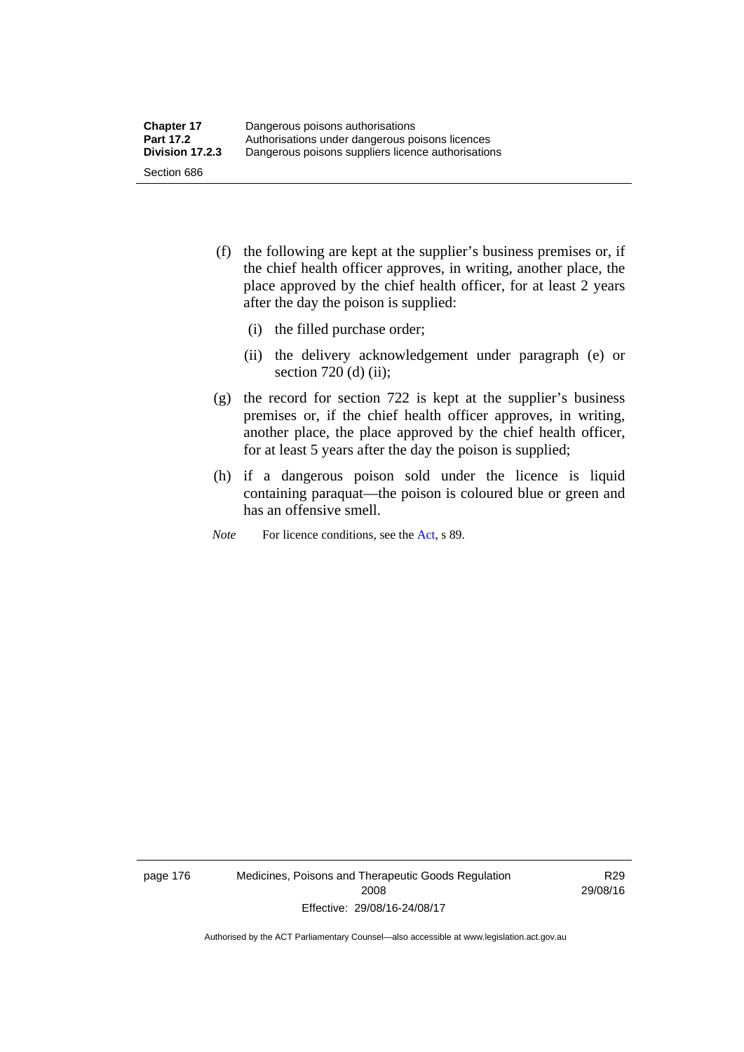(f) the following are kept at the supplier's business premises or, if the chief health officer approves, in writing, another place, the place approved by the chief health officer, for at least 2 years after the day the poison is supplied:

   (i) the filled purchase order;

   (ii) the delivery acknowledgement under paragraph (e) or section 720 (d) (ii);

(g) the record for section 722 is kept at the supplier's business premises or, if the chief health officer approves, in writing, another place, the place approved by the chief health officer, for at least 5 years after the day the poison is supplied;

(h) if a dangerous poison sold under the licence is liquid containing paraquat—the poison is coloured blue or green and has an offensive smell.

*Note* For licence conditions, see the Act, s 89.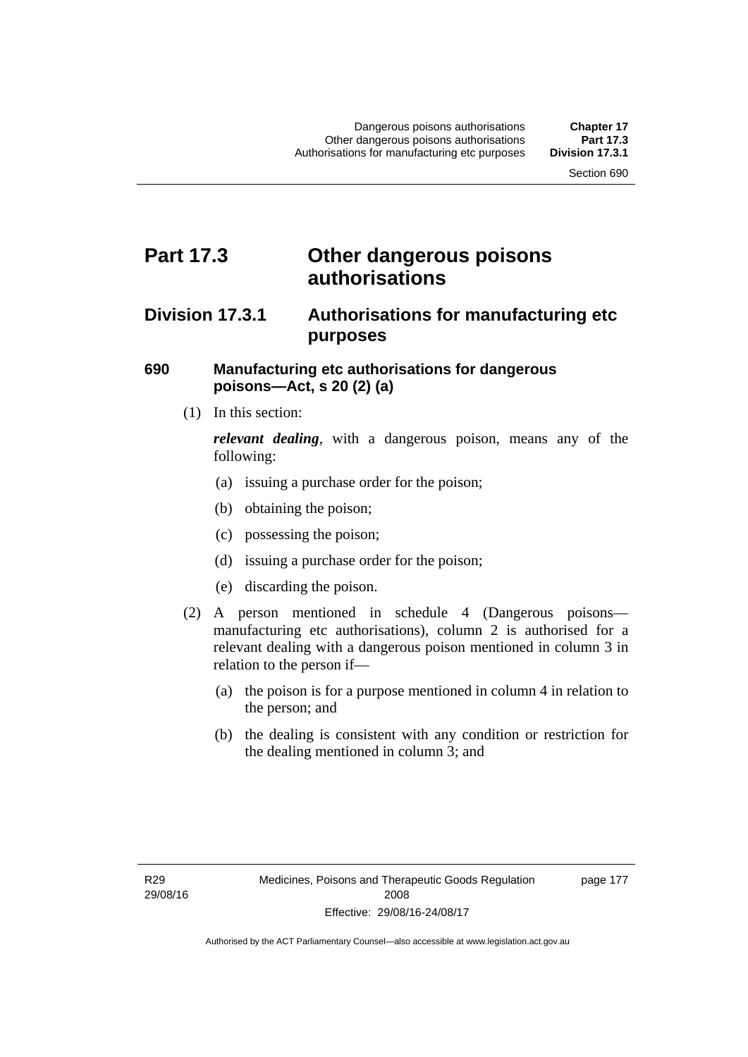# Part 17.3 Other dangerous poisons authorisations

## Division 17.3.1 Authorisations for manufacturing etc purposes

### 690 Manufacturing etc authorisations for dangerous poisons—Act, s 20 (2) (a)

(1) In this section:

***relevant dealing***, with a dangerous poison, means any of the following:

(a) issuing a purchase order for the poison;

(b) obtaining the poison;

(c) possessing the poison;

(d) issuing a purchase order for the poison;

(e) discarding the poison.

(2) A person mentioned in schedule 4 (Dangerous poisons—manufacturing etc authorisations), column 2 is authorised for a relevant dealing with a dangerous poison mentioned in column 3 in relation to the person if—

(a) the poison is for a purpose mentioned in column 4 in relation to the person; and

(b) the dealing is consistent with any condition or restriction for the dealing mentioned in column 3; and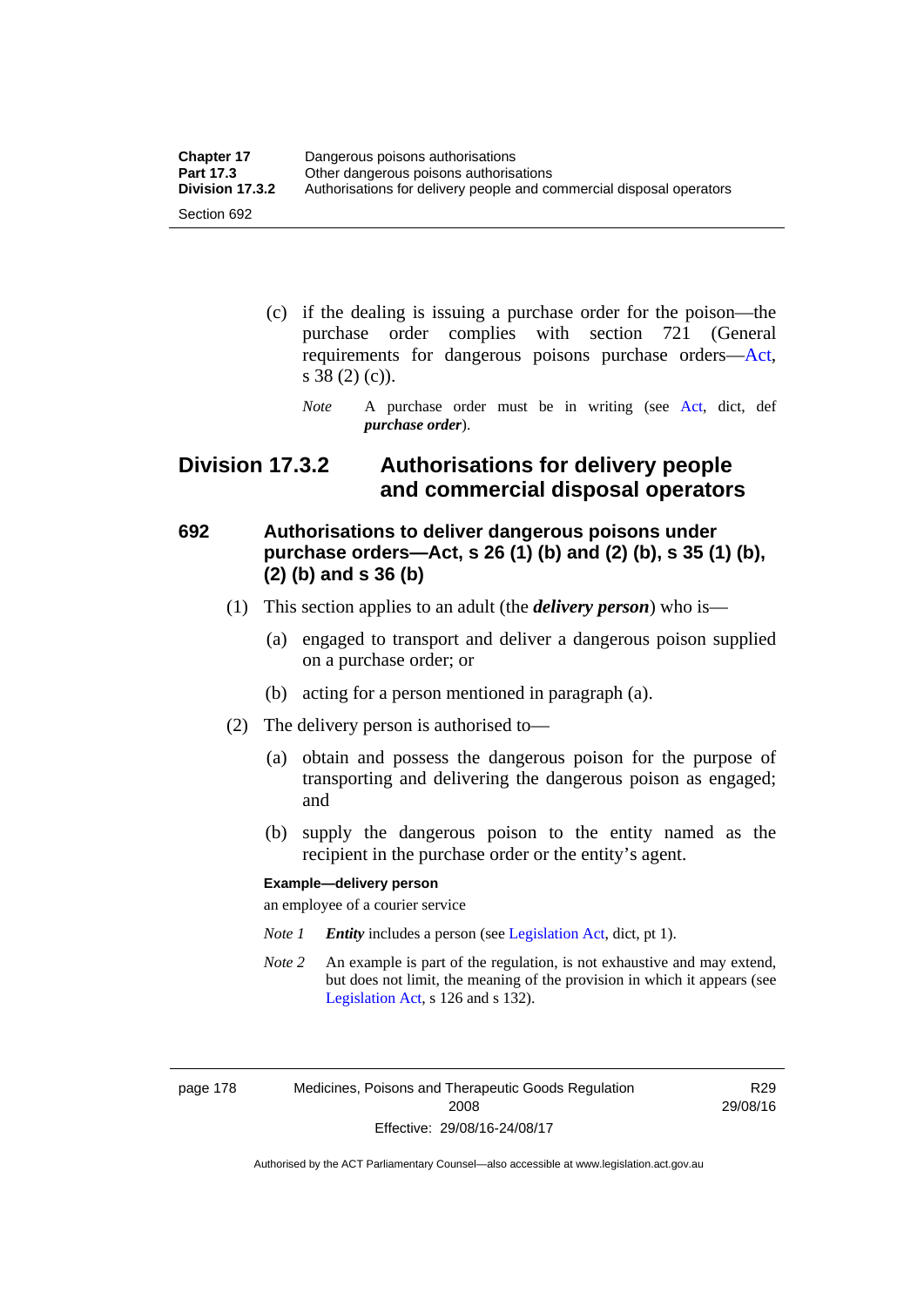(c) if the dealing is issuing a purchase order for the poison—the purchase order complies with section 721 (General requirements for dangerous poisons purchase orders—Act, s 38 (2) (c)).

*Note* A purchase order must be in writing (see Act, dict, def ***purchase order***).

## Division 17.3.2 Authorisations for delivery people and commercial disposal operators

### 692 Authorisations to deliver dangerous poisons under purchase orders—Act, s 26 (1) (b) and (2) (b), s 35 (1) (b), (2) (b) and s 36 (b)

(1) This section applies to an adult (the ***delivery person***) who is—

(a) engaged to transport and deliver a dangerous poison supplied on a purchase order; or

(b) acting for a person mentioned in paragraph (a).

(2) The delivery person is authorised to—

(a) obtain and possess the dangerous poison for the purpose of transporting and delivering the dangerous poison as engaged; and

(b) supply the dangerous poison to the entity named as the recipient in the purchase order or the entity's agent.

**Example—delivery person**

an employee of a courier service

*Note 1* ***Entity*** includes a person (see Legislation Act, dict, pt 1).

*Note 2* An example is part of the regulation, is not exhaustive and may extend, but does not limit, the meaning of the provision in which it appears (see Legislation Act, s 126 and s 132).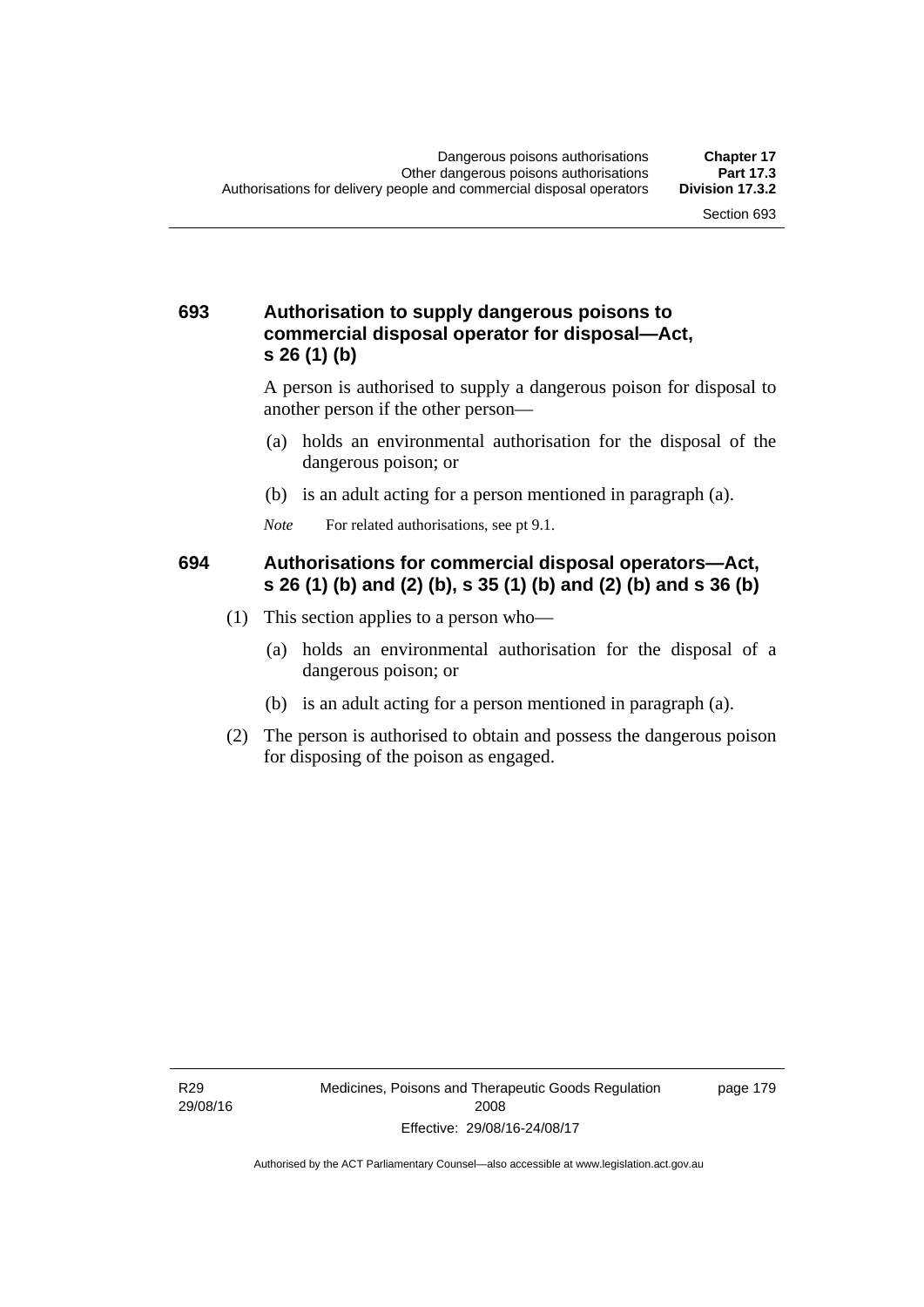### 693 Authorisation to supply dangerous poisons to commercial disposal operator for disposal—Act, s 26 (1) (b)

A person is authorised to supply a dangerous poison for disposal to another person if the other person—

(a) holds an environmental authorisation for the disposal of the dangerous poison; or

(b) is an adult acting for a person mentioned in paragraph (a).

*Note* For related authorisations, see pt 9.1.

### 694 Authorisations for commercial disposal operators—Act, s 26 (1) (b) and (2) (b), s 35 (1) (b) and (2) (b) and s 36 (b)

(1) This section applies to a person who—

(a) holds an environmental authorisation for the disposal of a dangerous poison; or

(b) is an adult acting for a person mentioned in paragraph (a).

(2) The person is authorised to obtain and possess the dangerous poison for disposing of the poison as engaged.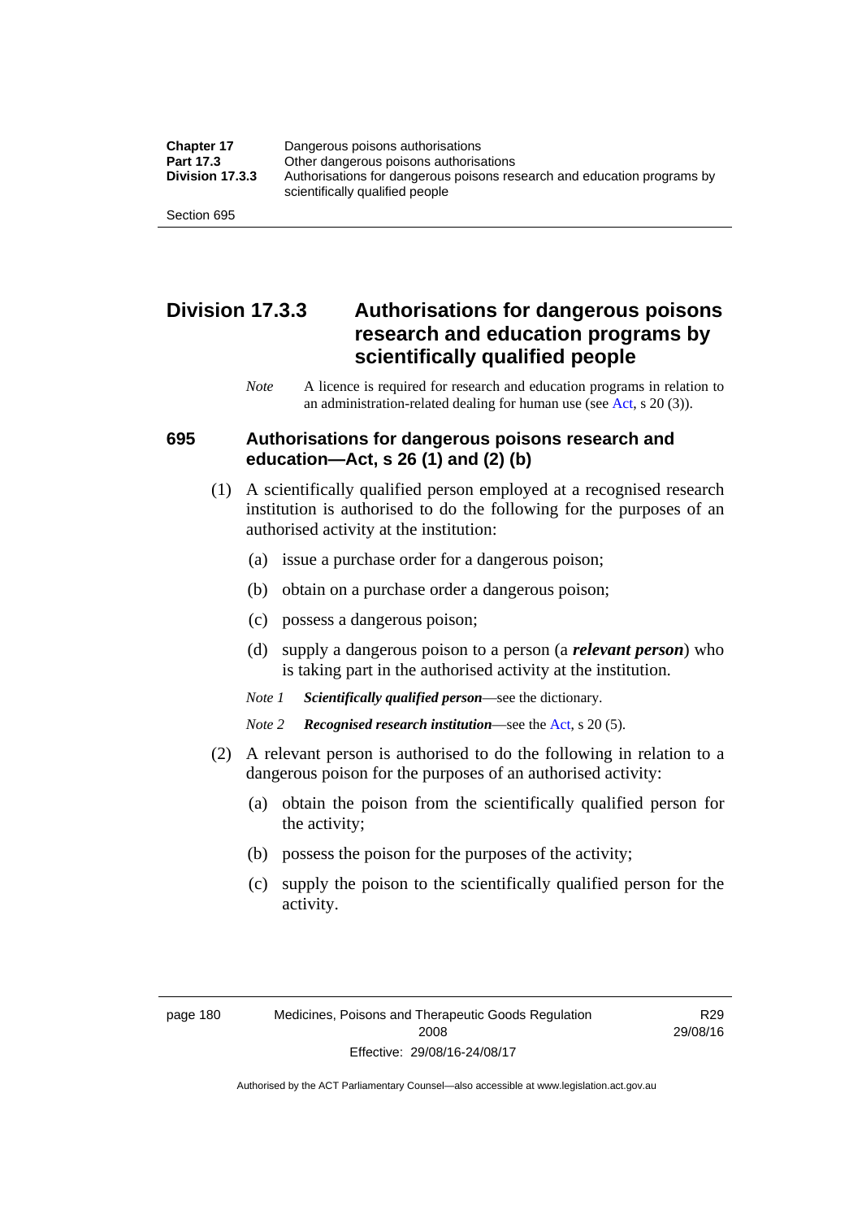## Division 17.3.3 Authorisations for dangerous poisons research and education programs by scientifically qualified people

*Note* A licence is required for research and education programs in relation to an administration-related dealing for human use (see Act, s 20 (3)).

### 695 Authorisations for dangerous poisons research and education—Act, s 26 (1) and (2) (b)

(1) A scientifically qualified person employed at a recognised research institution is authorised to do the following for the purposes of an authorised activity at the institution:

(a) issue a purchase order for a dangerous poison;

(b) obtain on a purchase order a dangerous poison;

(c) possess a dangerous poison;

(d) supply a dangerous poison to a person (a ***relevant person***) who is taking part in the authorised activity at the institution.

*Note 1* ***Scientifically qualified person***—see the dictionary.

*Note 2* ***Recognised research institution***—see the Act, s 20 (5).

(2) A relevant person is authorised to do the following in relation to a dangerous poison for the purposes of an authorised activity:

(a) obtain the poison from the scientifically qualified person for the activity;

(b) possess the poison for the purposes of the activity;

(c) supply the poison to the scientifically qualified person for the activity.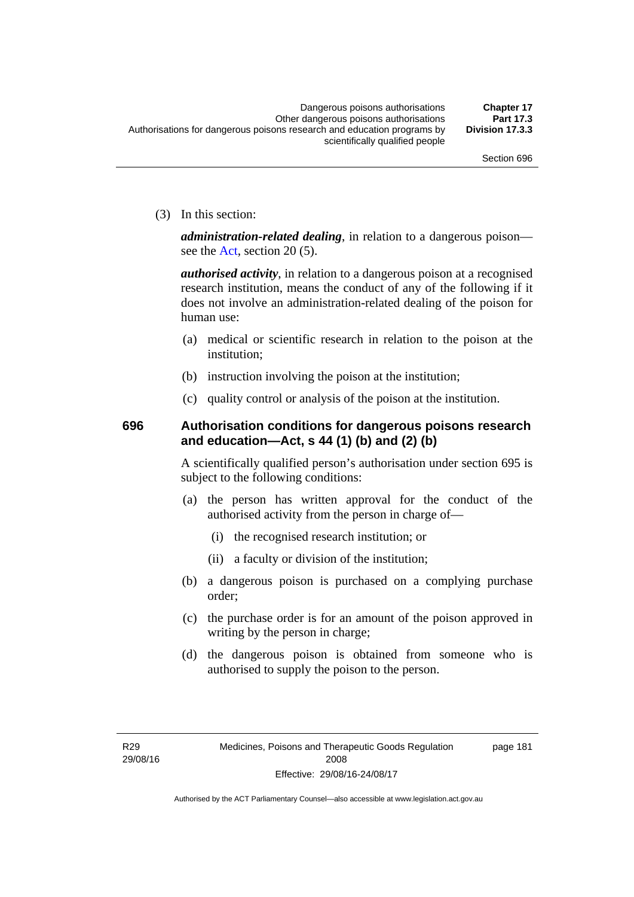(3) In this section:

***administration-related dealing***, in relation to a dangerous poison—see the Act, section 20 (5).

***authorised activity***, in relation to a dangerous poison at a recognised research institution, means the conduct of any of the following if it does not involve an administration-related dealing of the poison for human use:

(a) medical or scientific research in relation to the poison at the institution;

(b) instruction involving the poison at the institution;

(c) quality control or analysis of the poison at the institution.

### 696 Authorisation conditions for dangerous poisons research and education—Act, s 44 (1) (b) and (2) (b)

A scientifically qualified person's authorisation under section 695 is subject to the following conditions:

(a) the person has written approval for the conduct of the authorised activity from the person in charge of—

(i) the recognised research institution; or

(ii) a faculty or division of the institution;

(b) a dangerous poison is purchased on a complying purchase order;

(c) the purchase order is for an amount of the poison approved in writing by the person in charge;

(d) the dangerous poison is obtained from someone who is authorised to supply the poison to the person.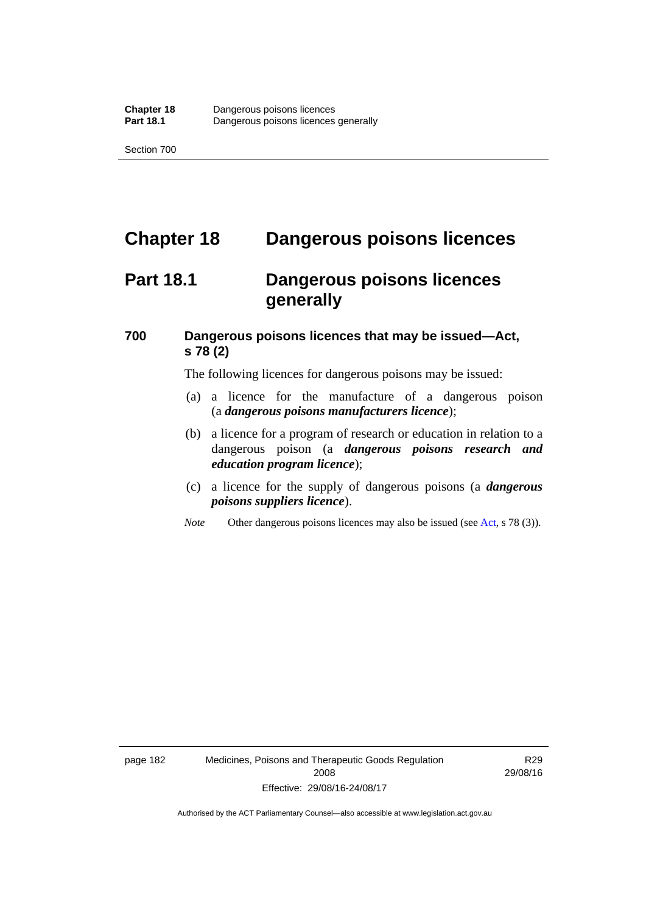# Chapter 18 Dangerous poisons licences

## Part 18.1 Dangerous poisons licences generally

### 700 Dangerous poisons licences that may be issued—Act, s 78 (2)

The following licences for dangerous poisons may be issued:

(a) a licence for the manufacture of a dangerous poison (a ***dangerous poisons manufacturers licence***);

(b) a licence for a program of research or education in relation to a dangerous poison (a ***dangerous poisons research and education program licence***);

(c) a licence for the supply of dangerous poisons (a ***dangerous poisons suppliers licence***).

*Note* Other dangerous poisons licences may also be issued (see Act, s 78 (3)).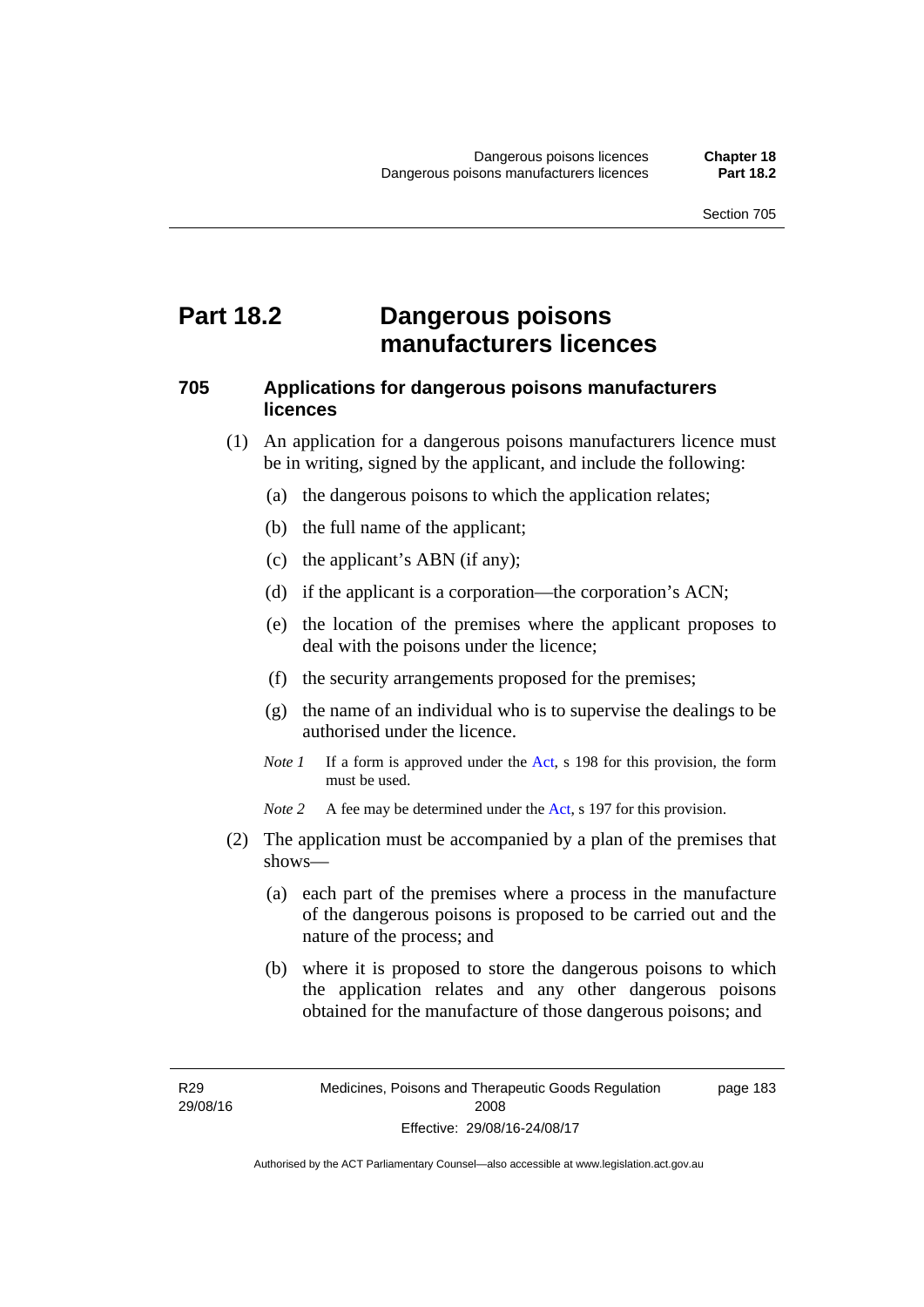# Part 18.2 Dangerous poisons manufacturers licences

### 705 Applications for dangerous poisons manufacturers licences

(1) An application for a dangerous poisons manufacturers licence must be in writing, signed by the applicant, and include the following:

- (a) the dangerous poisons to which the application relates;
- (b) the full name of the applicant;
- (c) the applicant's ABN (if any);
- (d) if the applicant is a corporation—the corporation's ACN;
- (e) the location of the premises where the applicant proposes to deal with the poisons under the licence;
- (f) the security arrangements proposed for the premises;
- (g) the name of an individual who is to supervise the dealings to be authorised under the licence.

*Note 1* If a form is approved under the Act, s 198 for this provision, the form must be used.

*Note 2* A fee may be determined under the Act, s 197 for this provision.

(2) The application must be accompanied by a plan of the premises that shows—

- (a) each part of the premises where a process in the manufacture of the dangerous poisons is proposed to be carried out and the nature of the process; and
- (b) where it is proposed to store the dangerous poisons to which the application relates and any other dangerous poisons obtained for the manufacture of those dangerous poisons; and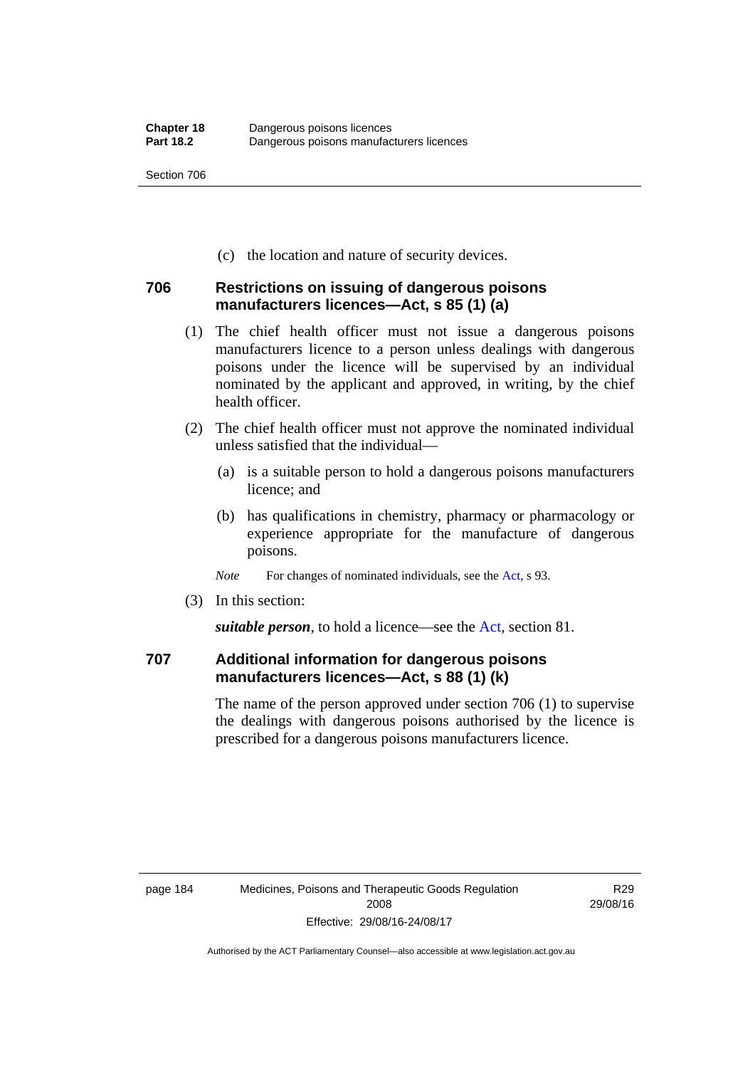(c) the location and nature of security devices.

## 706 Restrictions on issuing of dangerous poisons manufacturers licences—Act, s 85 (1) (a)

(1) The chief health officer must not issue a dangerous poisons manufacturers licence to a person unless dealings with dangerous poisons under the licence will be supervised by an individual nominated by the applicant and approved, in writing, by the chief health officer.

(2) The chief health officer must not approve the nominated individual unless satisfied that the individual—

(a) is a suitable person to hold a dangerous poisons manufacturers licence; and

(b) has qualifications in chemistry, pharmacy or pharmacology or experience appropriate for the manufacture of dangerous poisons.

*Note* For changes of nominated individuals, see the Act, s 93.

(3) In this section:

***suitable person***, to hold a licence—see the Act, section 81.

## 707 Additional information for dangerous poisons manufacturers licences—Act, s 88 (1) (k)

The name of the person approved under section 706 (1) to supervise the dealings with dangerous poisons authorised by the licence is prescribed for a dangerous poisons manufacturers licence.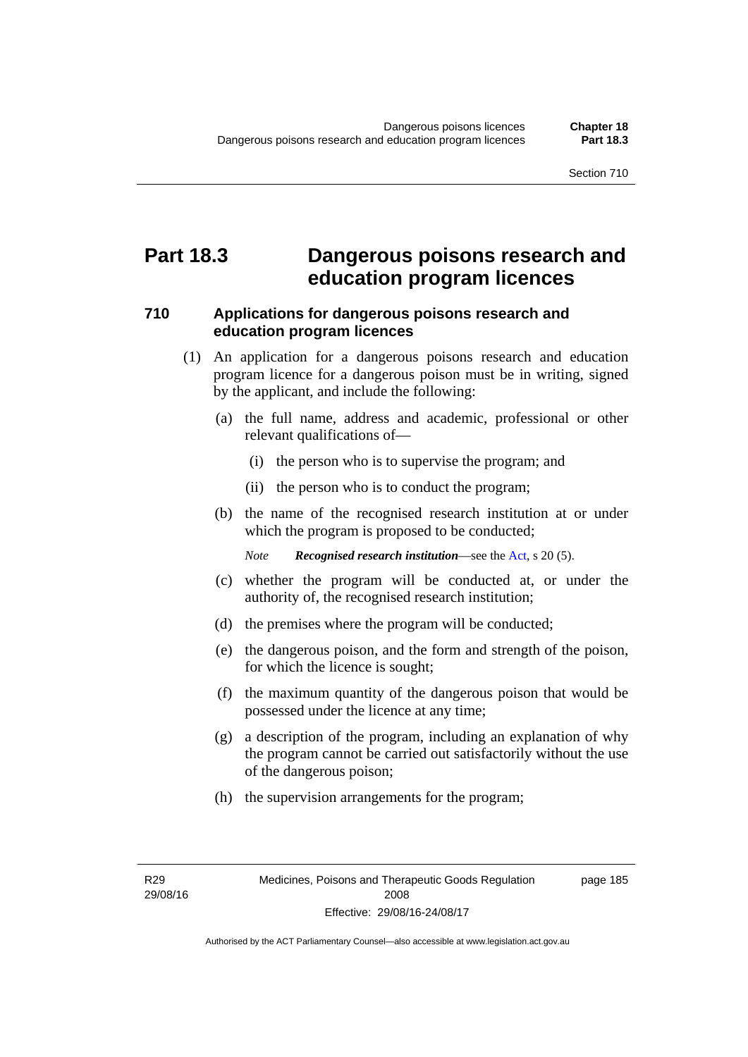# Part 18.3 Dangerous poisons research and education program licences

## 710 Applications for dangerous poisons research and education program licences

(1) An application for a dangerous poisons research and education program licence for a dangerous poison must be in writing, signed by the applicant, and include the following:

(a) the full name, address and academic, professional or other relevant qualifications of—

(i) the person who is to supervise the program; and

(ii) the person who is to conduct the program;

(b) the name of the recognised research institution at or under which the program is proposed to be conducted;

*Note* ***Recognised research institution***—see the Act, s 20 (5).

(c) whether the program will be conducted at, or under the authority of, the recognised research institution;

(d) the premises where the program will be conducted;

(e) the dangerous poison, and the form and strength of the poison, for which the licence is sought;

(f) the maximum quantity of the dangerous poison that would be possessed under the licence at any time;

(g) a description of the program, including an explanation of why the program cannot be carried out satisfactorily without the use of the dangerous poison;

(h) the supervision arrangements for the program;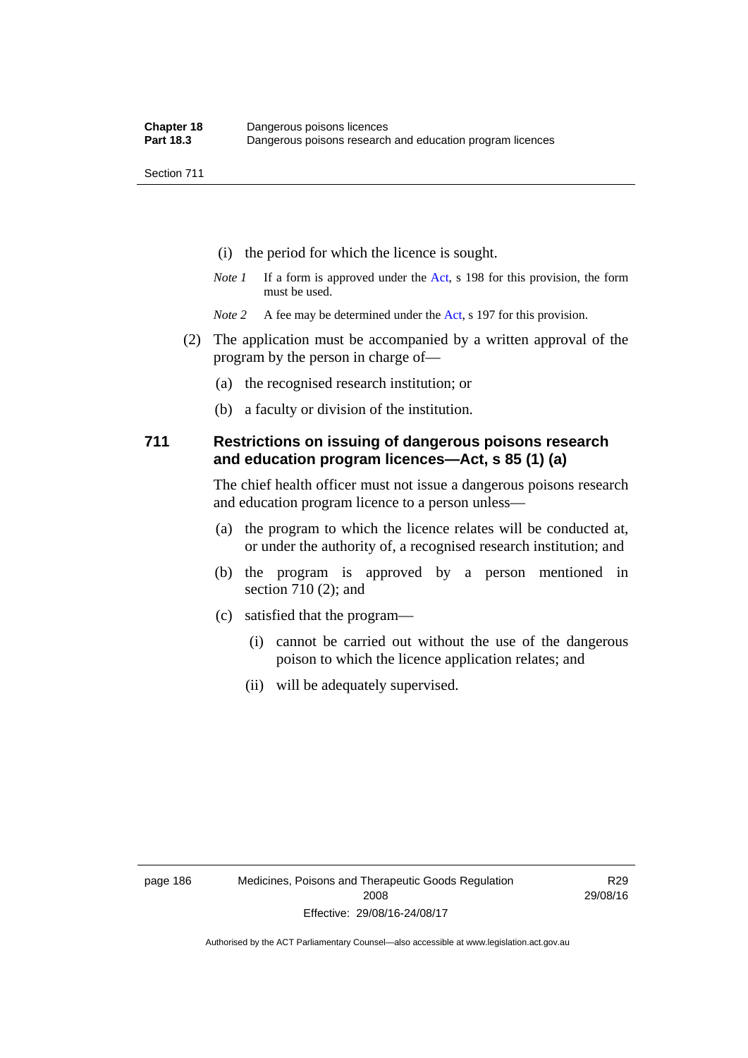(i) the period for which the licence is sought.

*Note 1* If a form is approved under the Act, s 198 for this provision, the form must be used.

*Note 2* A fee may be determined under the Act, s 197 for this provision.

(2) The application must be accompanied by a written approval of the program by the person in charge of—

(a) the recognised research institution; or

(b) a faculty or division of the institution.

## 711 Restrictions on issuing of dangerous poisons research and education program licences—Act, s 85 (1) (a)

The chief health officer must not issue a dangerous poisons research and education program licence to a person unless—

(a) the program to which the licence relates will be conducted at, or under the authority of, a recognised research institution; and

(b) the program is approved by a person mentioned in section 710 (2); and

(c) satisfied that the program—

(i) cannot be carried out without the use of the dangerous poison to which the licence application relates; and

(ii) will be adequately supervised.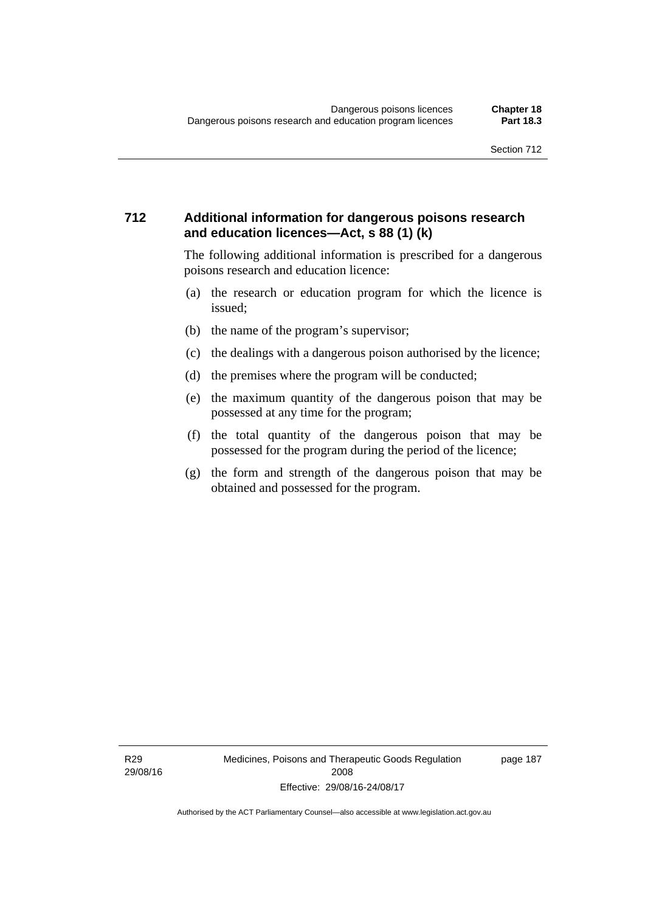## 712 Additional information for dangerous poisons research and education licences—Act, s 88 (1) (k)

The following additional information is prescribed for a dangerous poisons research and education licence:

(a) the research or education program for which the licence is issued;

(b) the name of the program's supervisor;

(c) the dealings with a dangerous poison authorised by the licence;

(d) the premises where the program will be conducted;

(e) the maximum quantity of the dangerous poison that may be possessed at any time for the program;

(f) the total quantity of the dangerous poison that may be possessed for the program during the period of the licence;

(g) the form and strength of the dangerous poison that may be obtained and possessed for the program.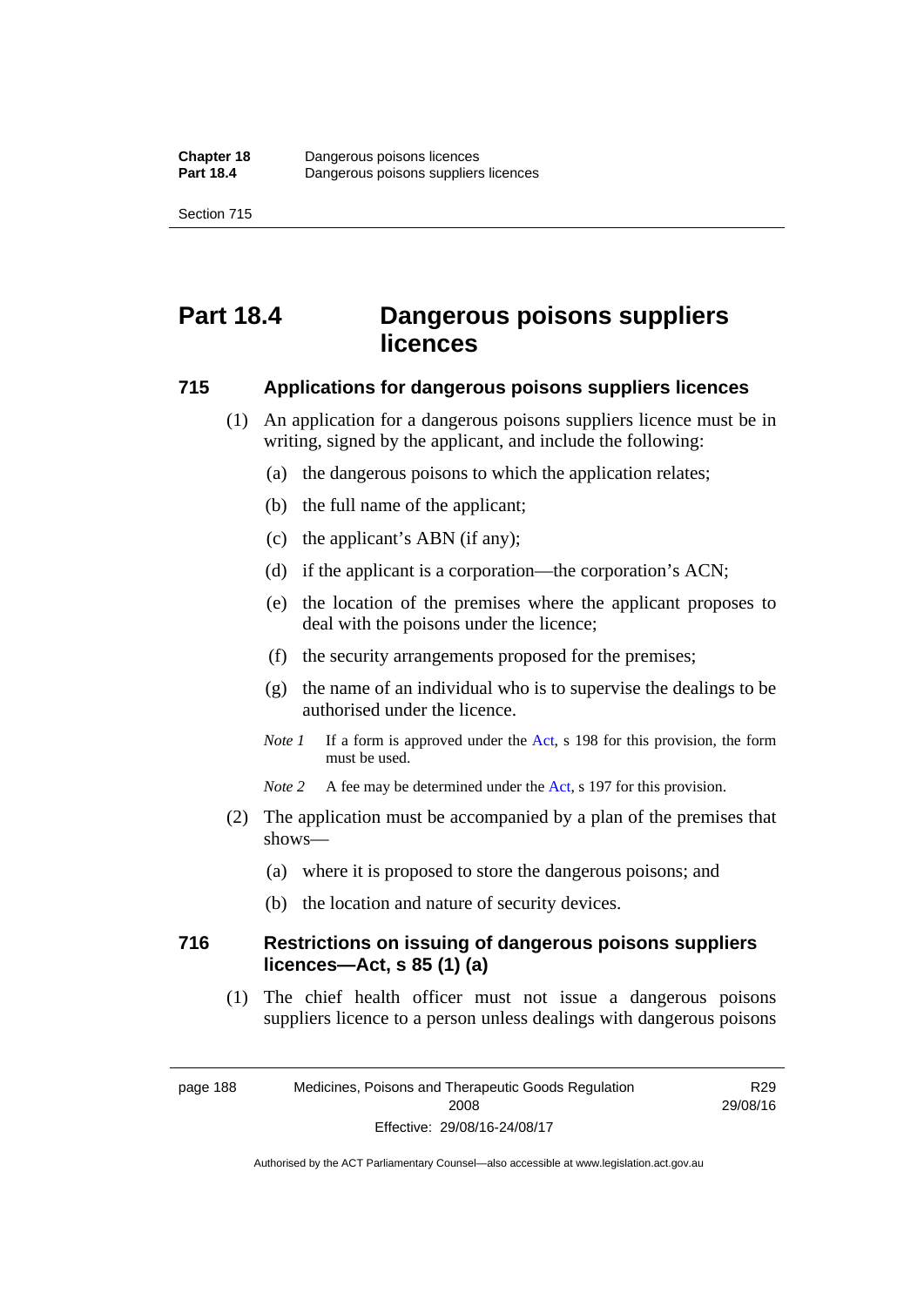# Part 18.4 Dangerous poisons suppliers licences

## 715 Applications for dangerous poisons suppliers licences

(1) An application for a dangerous poisons suppliers licence must be in writing, signed by the applicant, and include the following:

(a) the dangerous poisons to which the application relates;

(b) the full name of the applicant;

(c) the applicant's ABN (if any);

(d) if the applicant is a corporation—the corporation's ACN;

(e) the location of the premises where the applicant proposes to deal with the poisons under the licence;

(f) the security arrangements proposed for the premises;

(g) the name of an individual who is to supervise the dealings to be authorised under the licence.

*Note 1* If a form is approved under the Act, s 198 for this provision, the form must be used.

*Note 2* A fee may be determined under the Act, s 197 for this provision.

(2) The application must be accompanied by a plan of the premises that shows—

(a) where it is proposed to store the dangerous poisons; and

(b) the location and nature of security devices.

## 716 Restrictions on issuing of dangerous poisons suppliers licences—Act, s 85 (1) (a)

(1) The chief health officer must not issue a dangerous poisons suppliers licence to a person unless dealings with dangerous poisons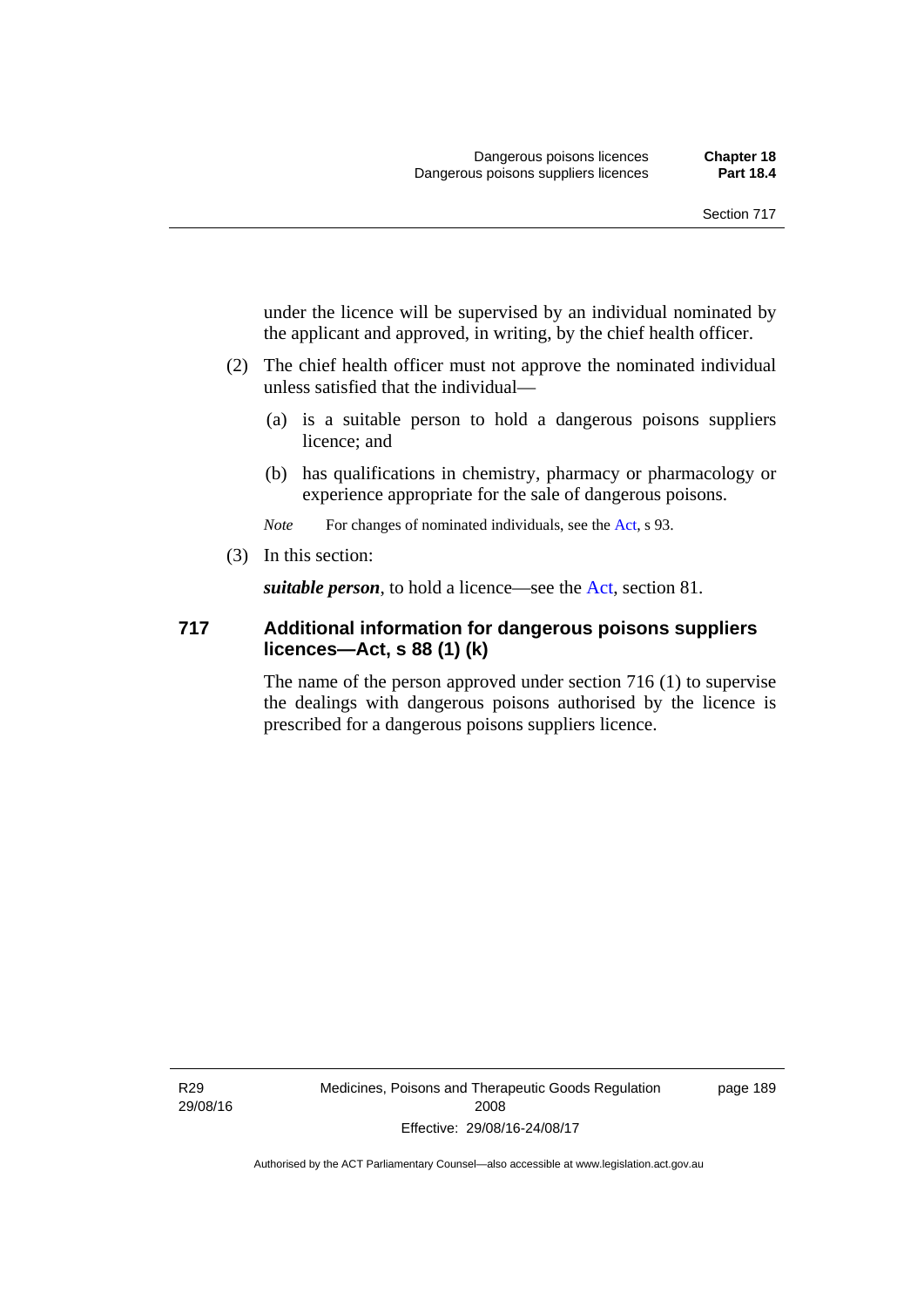under the licence will be supervised by an individual nominated by the applicant and approved, in writing, by the chief health officer.

(2) The chief health officer must not approve the nominated individual unless satisfied that the individual—

(a) is a suitable person to hold a dangerous poisons suppliers licence; and

(b) has qualifications in chemistry, pharmacy or pharmacology or experience appropriate for the sale of dangerous poisons.

*Note* For changes of nominated individuals, see the Act, s 93.

(3) In this section:

***suitable person***, to hold a licence—see the Act, section 81.

## 717 Additional information for dangerous poisons suppliers licences—Act, s 88 (1) (k)

The name of the person approved under section 716 (1) to supervise the dealings with dangerous poisons authorised by the licence is prescribed for a dangerous poisons suppliers licence.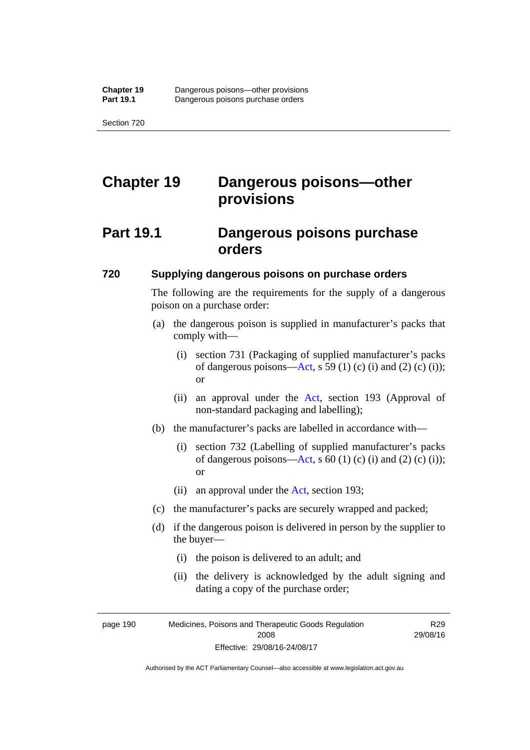# Chapter 19 Dangerous poisons—other provisions

## Part 19.1 Dangerous poisons purchase orders

### 720 Supplying dangerous poisons on purchase orders

The following are the requirements for the supply of a dangerous poison on a purchase order:

(a) the dangerous poison is supplied in manufacturer's packs that comply with—

   (i) section 731 (Packaging of supplied manufacturer's packs of dangerous poisons—Act, s 59 (1) (c) (i) and (2) (c) (i)); or

   (ii) an approval under the Act, section 193 (Approval of non-standard packaging and labelling);

(b) the manufacturer's packs are labelled in accordance with—

   (i) section 732 (Labelling of supplied manufacturer's packs of dangerous poisons—Act, s 60 (1) (c) (i) and (2) (c) (i)); or

   (ii) an approval under the Act, section 193;

(c) the manufacturer's packs are securely wrapped and packed;

(d) if the dangerous poison is delivered in person by the supplier to the buyer—

   (i) the poison is delivered to an adult; and

   (ii) the delivery is acknowledged by the adult signing and dating a copy of the purchase order;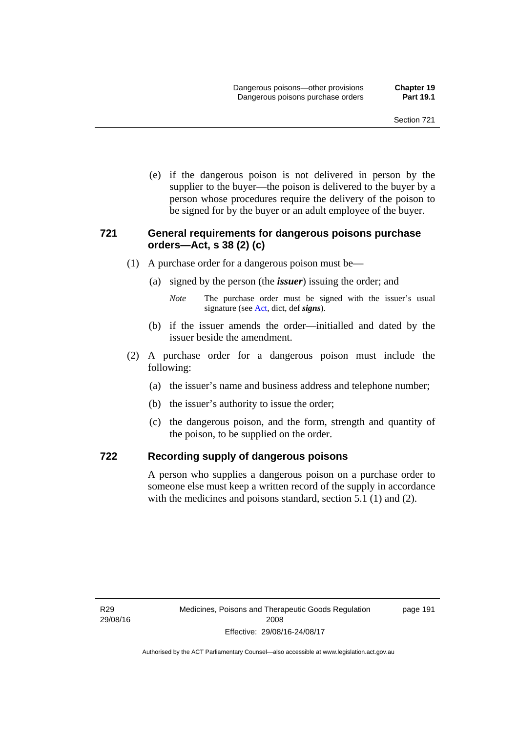(e) if the dangerous poison is not delivered in person by the supplier to the buyer—the poison is delivered to the buyer by a person whose procedures require the delivery of the poison to be signed for by the buyer or an adult employee of the buyer.

### 721 General requirements for dangerous poisons purchase orders—Act, s 38 (2) (c)

(1) A purchase order for a dangerous poison must be—

(a) signed by the person (the ***issuer***) issuing the order; and

*Note* The purchase order must be signed with the issuer's usual signature (see Act, dict, def ***signs***).

(b) if the issuer amends the order—initialled and dated by the issuer beside the amendment.

(2) A purchase order for a dangerous poison must include the following:

(a) the issuer's name and business address and telephone number;

(b) the issuer's authority to issue the order;

(c) the dangerous poison, and the form, strength and quantity of the poison, to be supplied on the order.

### 722 Recording supply of dangerous poisons

A person who supplies a dangerous poison on a purchase order to someone else must keep a written record of the supply in accordance with the medicines and poisons standard, section 5.1 (1) and (2).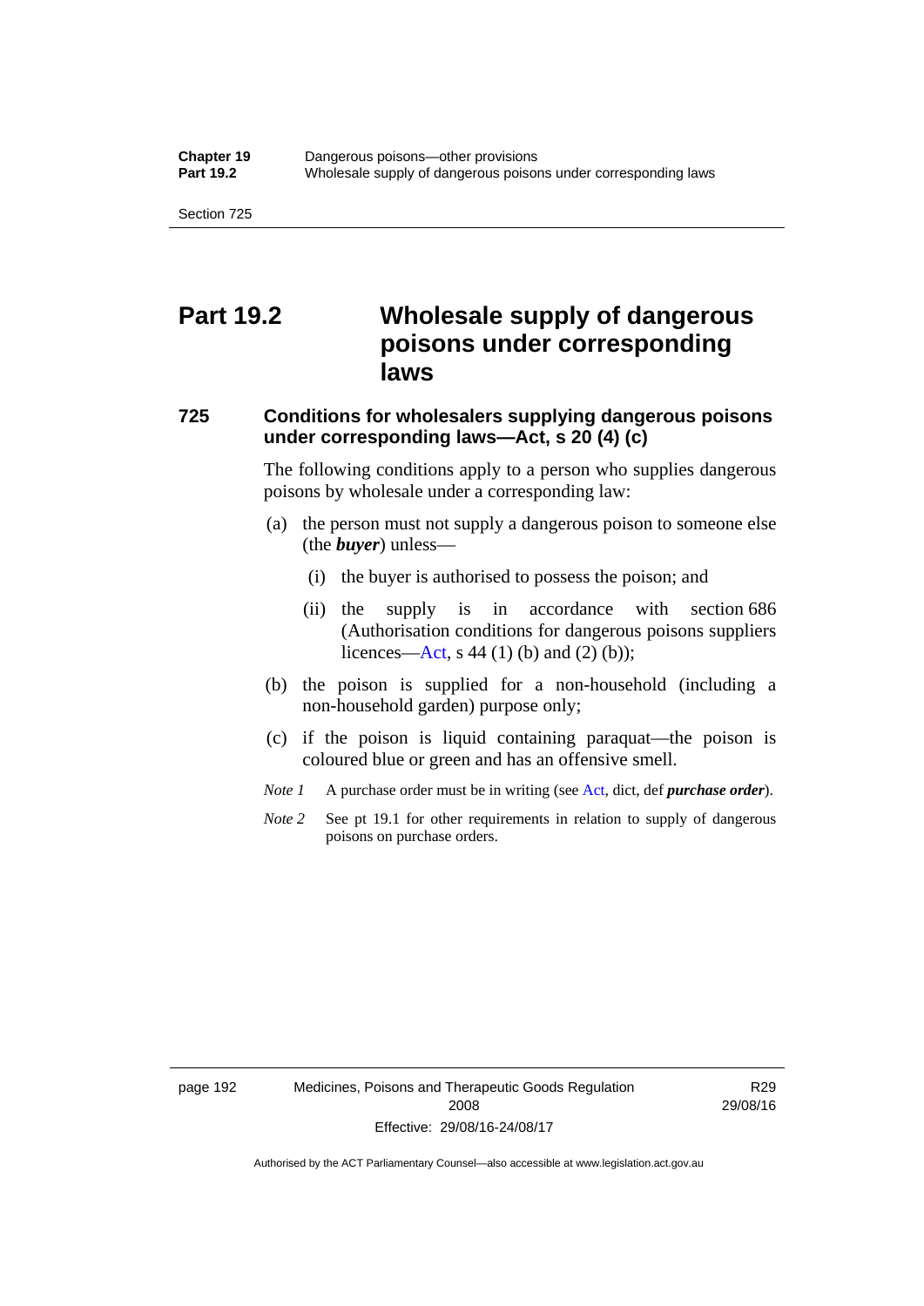# Part 19.2 Wholesale supply of dangerous poisons under corresponding laws

## 725 Conditions for wholesalers supplying dangerous poisons under corresponding laws—Act, s 20 (4) (c)

The following conditions apply to a person who supplies dangerous poisons by wholesale under a corresponding law:

(a) the person must not supply a dangerous poison to someone else (the ***buyer***) unless—

(i) the buyer is authorised to possess the poison; and

(ii) the supply is in accordance with section 686 (Authorisation conditions for dangerous poisons suppliers licences—Act, s 44 (1) (b) and (2) (b));

(b) the poison is supplied for a non-household (including a non-household garden) purpose only;

(c) if the poison is liquid containing paraquat—the poison is coloured blue or green and has an offensive smell.

*Note 1* A purchase order must be in writing (see Act, dict, def ***purchase order***).

*Note 2* See pt 19.1 for other requirements in relation to supply of dangerous poisons on purchase orders.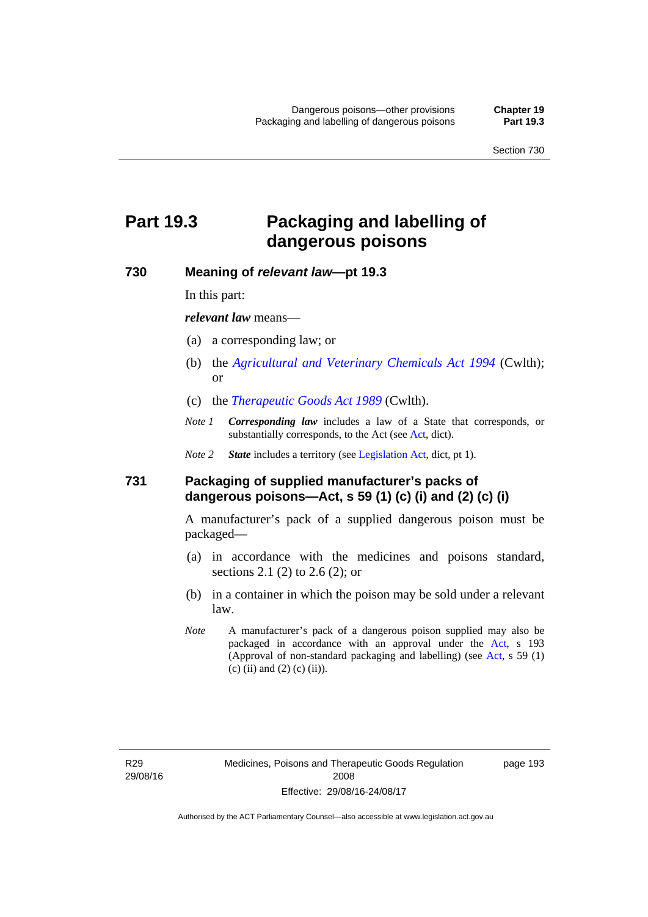# Part 19.3 Packaging and labelling of dangerous poisons

## 730 Meaning of *relevant law*—pt 19.3

In this part:

***relevant law*** means—

(a) a corresponding law; or

(b) the *Agricultural and Veterinary Chemicals Act 1994* (Cwlth); or

(c) the *Therapeutic Goods Act 1989* (Cwlth).

*Note 1* ***Corresponding law*** includes a law of a State that corresponds, or substantially corresponds, to the Act (see Act, dict).

*Note 2* ***State*** includes a territory (see Legislation Act, dict, pt 1).

## 731 Packaging of supplied manufacturer's packs of dangerous poisons—Act, s 59 (1) (c) (i) and (2) (c) (i)

A manufacturer's pack of a supplied dangerous poison must be packaged—

(a) in accordance with the medicines and poisons standard, sections 2.1 (2) to 2.6 (2); or

(b) in a container in which the poison may be sold under a relevant law.

*Note* A manufacturer's pack of a dangerous poison supplied may also be packaged in accordance with an approval under the Act, s 193 (Approval of non-standard packaging and labelling) (see Act, s 59 (1) (c) (ii) and (2) (c) (ii)).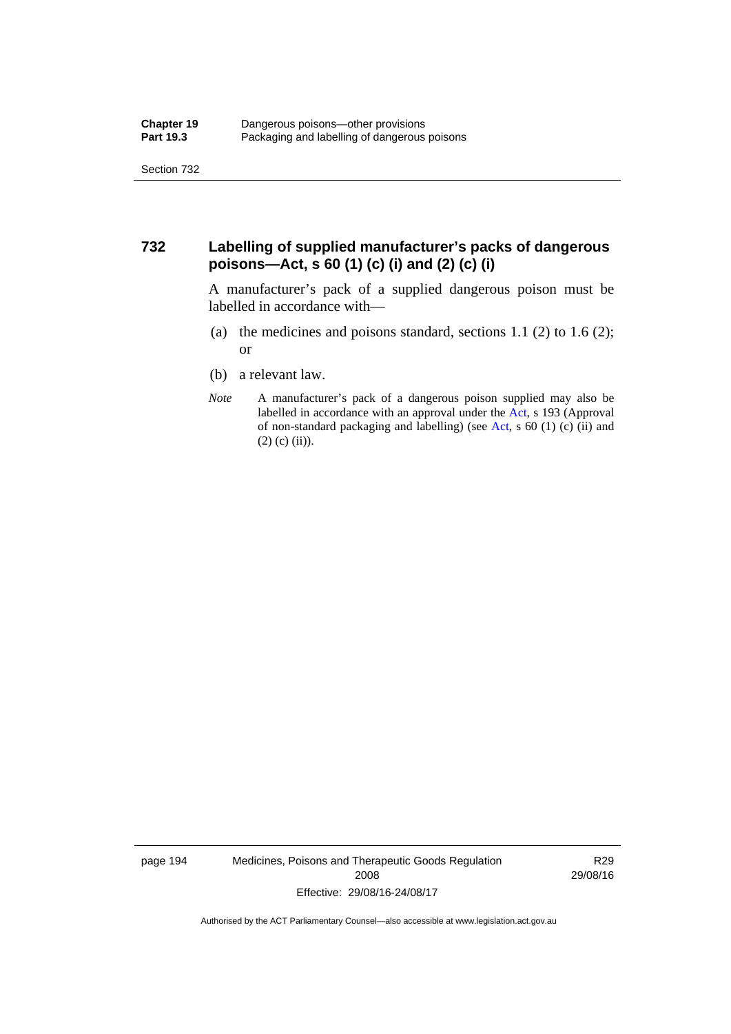### 732 Labelling of supplied manufacturer's packs of dangerous poisons—Act, s 60 (1) (c) (i) and (2) (c) (i)

A manufacturer's pack of a supplied dangerous poison must be labelled in accordance with—

(a) the medicines and poisons standard, sections 1.1 (2) to 1.6 (2); or

(b) a relevant law.

*Note* A manufacturer's pack of a dangerous poison supplied may also be labelled in accordance with an approval under the Act, s 193 (Approval of non-standard packaging and labelling) (see Act, s 60 (1) (c) (ii) and (2) (c) (ii)).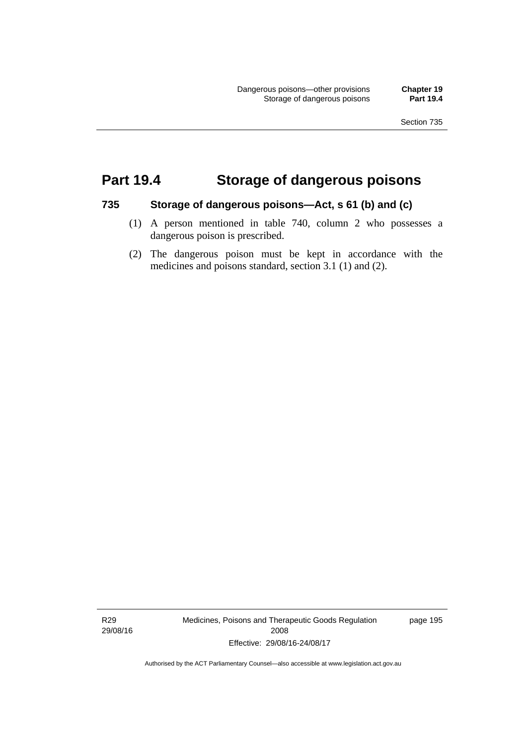# Part 19.4 Storage of dangerous poisons

## 735 Storage of dangerous poisons—Act, s 61 (b) and (c)

(1) A person mentioned in table 740, column 2 who possesses a dangerous poison is prescribed.

(2) The dangerous poison must be kept in accordance with the medicines and poisons standard, section 3.1 (1) and (2).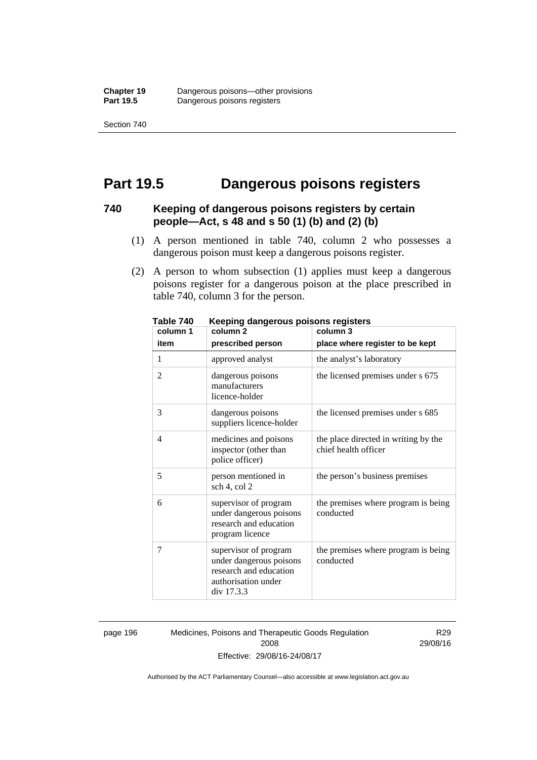# Part 19.5 Dangerous poisons registers

## 740 Keeping of dangerous poisons registers by certain people—Act, s 48 and s 50 (1) (b) and (2) (b)

(1) A person mentioned in table 740, column 2 who possesses a dangerous poison must keep a dangerous poisons register.

(2) A person to whom subsection (1) applies must keep a dangerous poisons register for a dangerous poison at the place prescribed in table 740, column 3 for the person.

**Table 740 Keeping dangerous poisons registers**

| column 1<br>item | column 2<br>prescribed person | column 3<br>place where register to be kept |
|---|---|---|
| 1 | approved analyst | the analyst's laboratory |
| 2 | dangerous poisons manufacturers licence-holder | the licensed premises under s 675 |
| 3 | dangerous poisons suppliers licence-holder | the licensed premises under s 685 |
| 4 | medicines and poisons inspector (other than police officer) | the place directed in writing by the chief health officer |
| 5 | person mentioned in sch 4, col 2 | the person's business premises |
| 6 | supervisor of program under dangerous poisons research and education program licence | the premises where program is being conducted |
| 7 | supervisor of program under dangerous poisons research and education authorisation under div 17.3.3 | the premises where program is being conducted |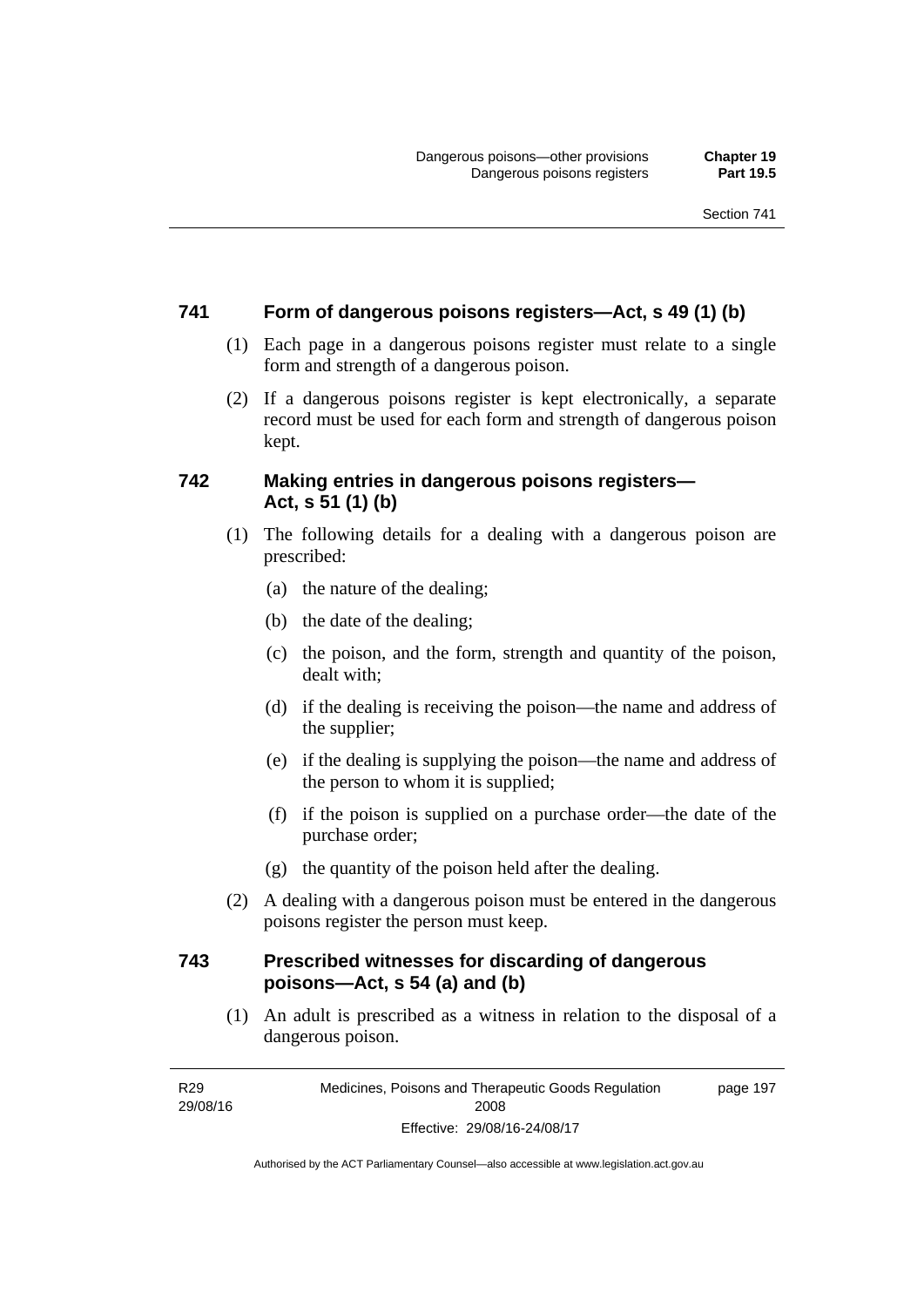### 741 Form of dangerous poisons registers—Act, s 49 (1) (b)

(1) Each page in a dangerous poisons register must relate to a single form and strength of a dangerous poison.

(2) If a dangerous poisons register is kept electronically, a separate record must be used for each form and strength of dangerous poison kept.

### 742 Making entries in dangerous poisons registers—Act, s 51 (1) (b)

(1) The following details for a dealing with a dangerous poison are prescribed:

(a) the nature of the dealing;

(b) the date of the dealing;

(c) the poison, and the form, strength and quantity of the poison, dealt with;

(d) if the dealing is receiving the poison—the name and address of the supplier;

(e) if the dealing is supplying the poison—the name and address of the person to whom it is supplied;

(f) if the poison is supplied on a purchase order—the date of the purchase order;

(g) the quantity of the poison held after the dealing.

(2) A dealing with a dangerous poison must be entered in the dangerous poisons register the person must keep.

### 743 Prescribed witnesses for discarding of dangerous poisons—Act, s 54 (a) and (b)

(1) An adult is prescribed as a witness in relation to the disposal of a dangerous poison.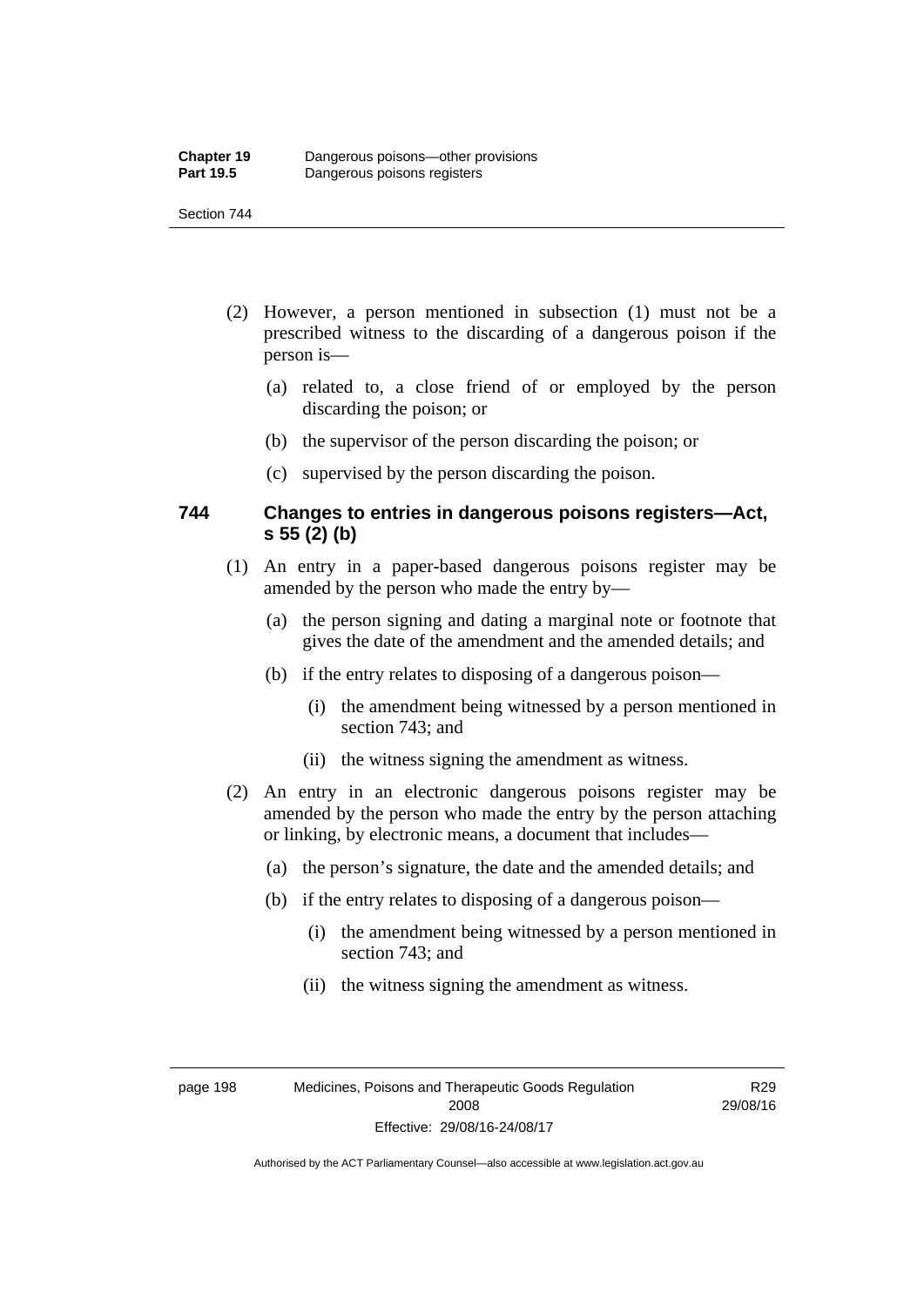(2) However, a person mentioned in subsection (1) must not be a prescribed witness to the discarding of a dangerous poison if the person is—

(a) related to, a close friend of or employed by the person discarding the poison; or

(b) the supervisor of the person discarding the poison; or

(c) supervised by the person discarding the poison.

### 744 Changes to entries in dangerous poisons registers—Act, s 55 (2) (b)

(1) An entry in a paper-based dangerous poisons register may be amended by the person who made the entry by—

(a) the person signing and dating a marginal note or footnote that gives the date of the amendment and the amended details; and

(b) if the entry relates to disposing of a dangerous poison—

(i) the amendment being witnessed by a person mentioned in section 743; and

(ii) the witness signing the amendment as witness.

(2) An entry in an electronic dangerous poisons register may be amended by the person who made the entry by the person attaching or linking, by electronic means, a document that includes—

(a) the person's signature, the date and the amended details; and

(b) if the entry relates to disposing of a dangerous poison—

(i) the amendment being witnessed by a person mentioned in section 743; and

(ii) the witness signing the amendment as witness.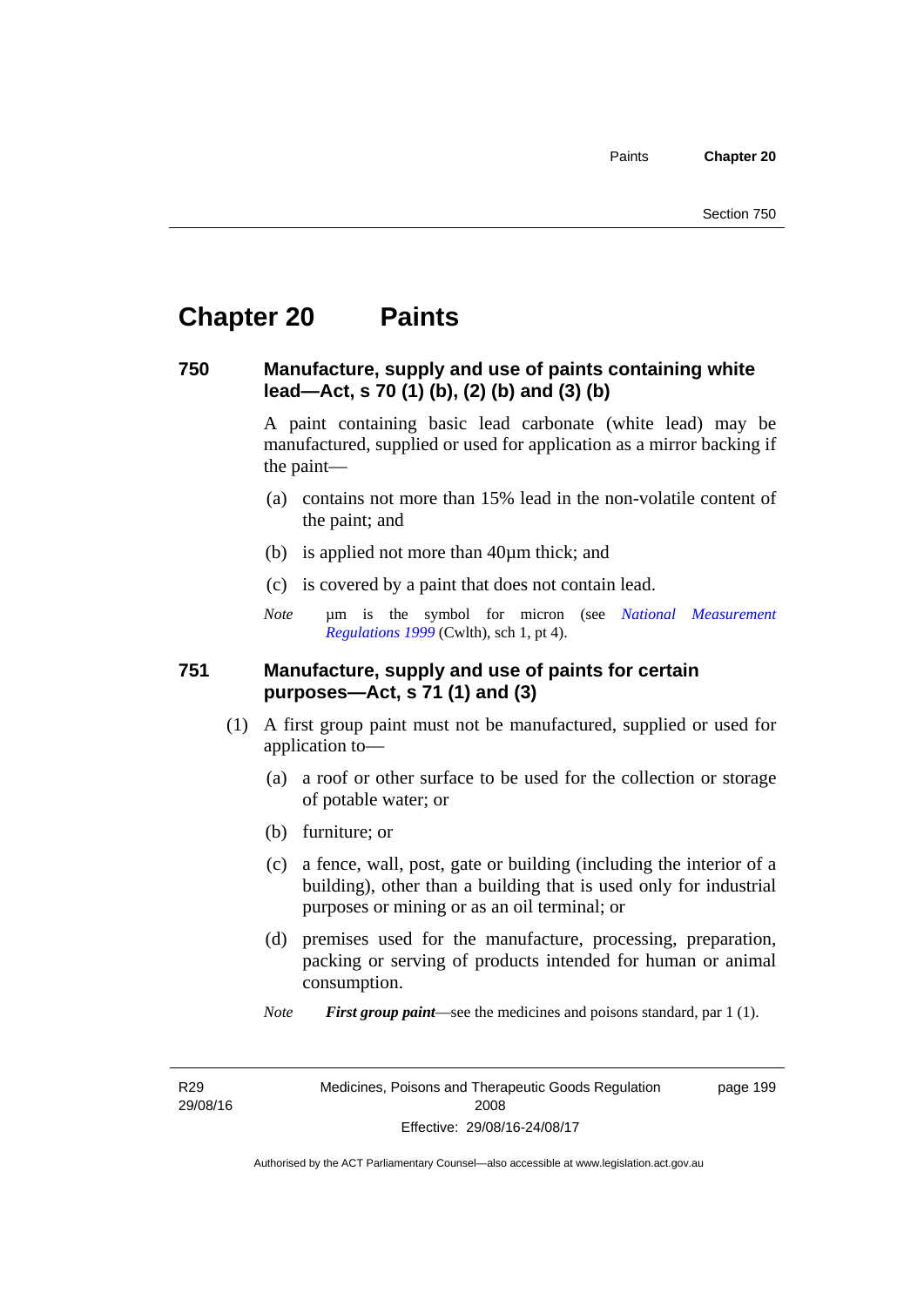# Chapter 20 Paints

## 750 Manufacture, supply and use of paints containing white lead—Act, s 70 (1) (b), (2) (b) and (3) (b)

A paint containing basic lead carbonate (white lead) may be manufactured, supplied or used for application as a mirror backing if the paint—

(a) contains not more than 15% lead in the non-volatile content of the paint; and

(b) is applied not more than 40µm thick; and

(c) is covered by a paint that does not contain lead.

*Note* µm is the symbol for micron (see *National Measurement Regulations 1999* (Cwlth), sch 1, pt 4).

## 751 Manufacture, supply and use of paints for certain purposes—Act, s 71 (1) and (3)

(1) A first group paint must not be manufactured, supplied or used for application to—

(a) a roof or other surface to be used for the collection or storage of potable water; or

(b) furniture; or

(c) a fence, wall, post, gate or building (including the interior of a building), other than a building that is used only for industrial purposes or mining or as an oil terminal; or

(d) premises used for the manufacture, processing, preparation, packing or serving of products intended for human or animal consumption.

*Note* ***First group paint***—see the medicines and poisons standard, par 1 (1).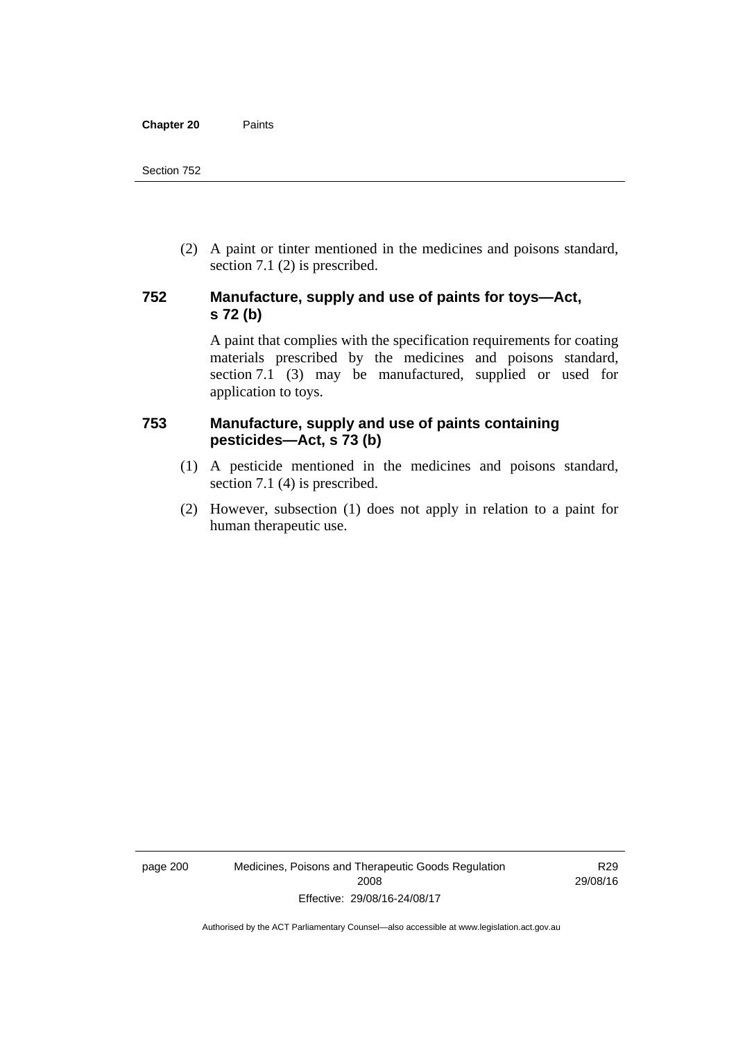(2) A paint or tinter mentioned in the medicines and poisons standard, section 7.1 (2) is prescribed.

## 752 Manufacture, supply and use of paints for toys—Act, s 72 (b)

A paint that complies with the specification requirements for coating materials prescribed by the medicines and poisons standard, section 7.1 (3) may be manufactured, supplied or used for application to toys.

## 753 Manufacture, supply and use of paints containing pesticides—Act, s 73 (b)

(1) A pesticide mentioned in the medicines and poisons standard, section 7.1 (4) is prescribed.

(2) However, subsection (1) does not apply in relation to a paint for human therapeutic use.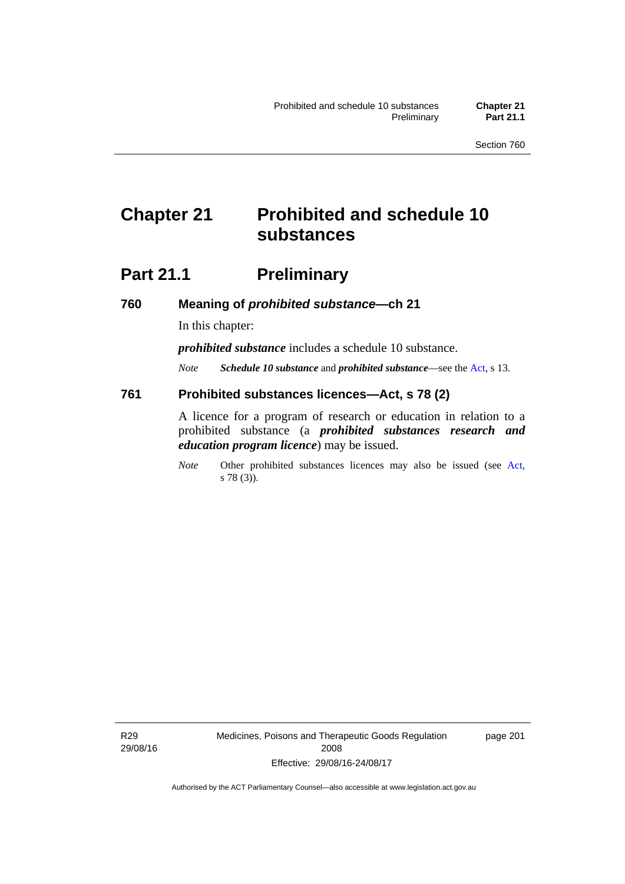# Chapter 21 Prohibited and schedule 10 substances

## Part 21.1 Preliminary

### 760 Meaning of *prohibited substance*—ch 21

In this chapter:

***prohibited substance*** includes a schedule 10 substance.

*Note* ***Schedule 10 substance*** and ***prohibited substance***—see the Act, s 13.

### 761 Prohibited substances licences—Act, s 78 (2)

A licence for a program of research or education in relation to a prohibited substance (a ***prohibited substances research and education program licence***) may be issued.

*Note* Other prohibited substances licences may also be issued (see Act, s 78 (3)).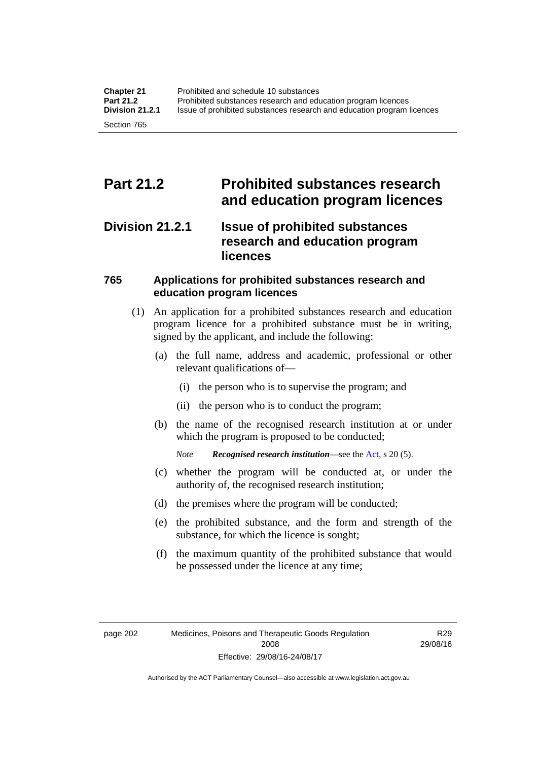# Part 21.2 Prohibited substances research and education program licences

## Division 21.2.1 Issue of prohibited substances research and education program licences

### 765 Applications for prohibited substances research and education program licences

(1) An application for a prohibited substances research and education program licence for a prohibited substance must be in writing, signed by the applicant, and include the following:

(a) the full name, address and academic, professional or other relevant qualifications of—

(i) the person who is to supervise the program; and

(ii) the person who is to conduct the program;

(b) the name of the recognised research institution at or under which the program is proposed to be conducted;

*Note* ***Recognised research institution***—see the Act, s 20 (5).

(c) whether the program will be conducted at, or under the authority of, the recognised research institution;

(d) the premises where the program will be conducted;

(e) the prohibited substance, and the form and strength of the substance, for which the licence is sought;

(f) the maximum quantity of the prohibited substance that would be possessed under the licence at any time;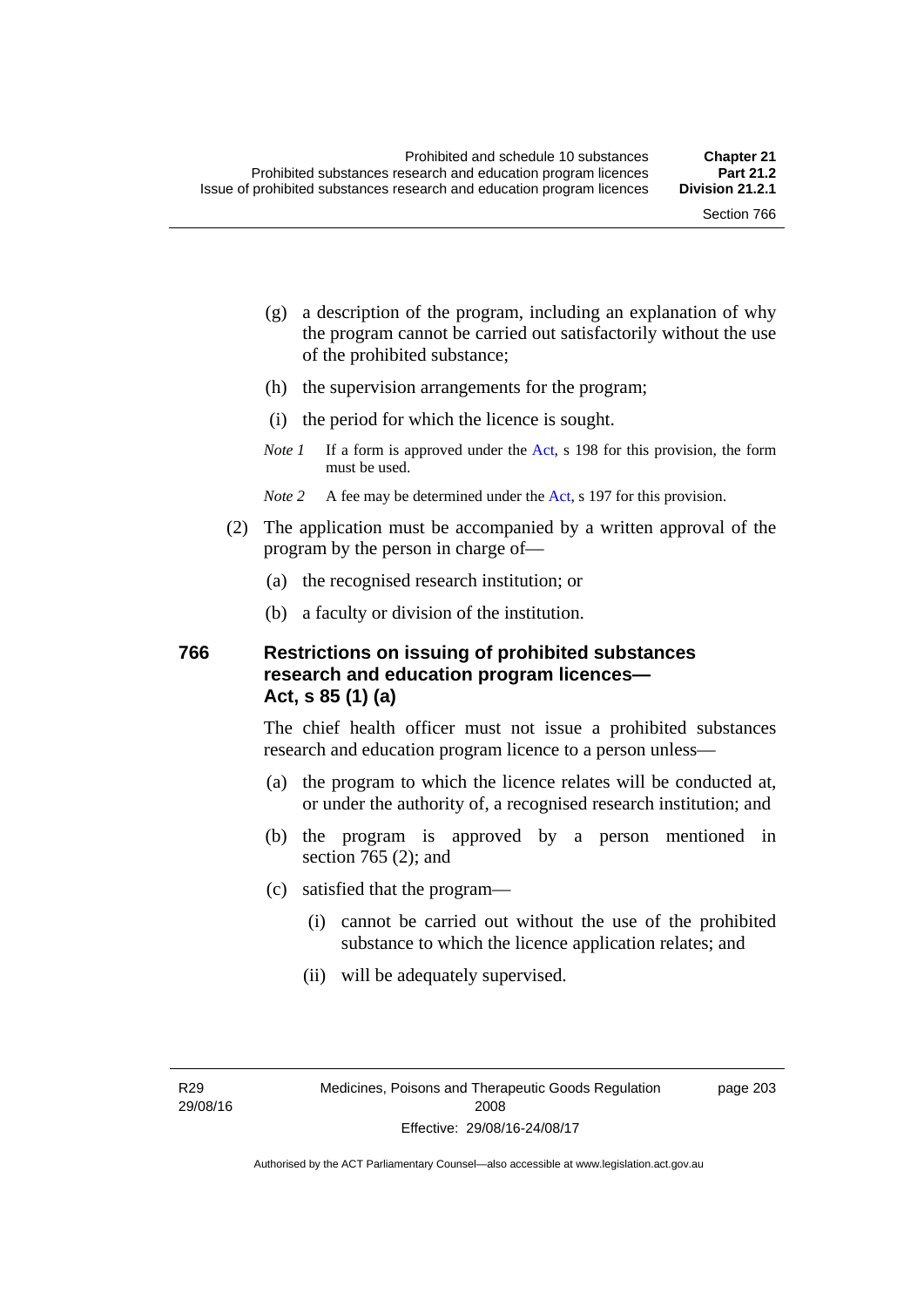(g) a description of the program, including an explanation of why the program cannot be carried out satisfactorily without the use of the prohibited substance;

(h) the supervision arrangements for the program;

(i) the period for which the licence is sought.

*Note 1* If a form is approved under the Act, s 198 for this provision, the form must be used.

*Note 2* A fee may be determined under the Act, s 197 for this provision.

(2) The application must be accompanied by a written approval of the program by the person in charge of—

(a) the recognised research institution; or

(b) a faculty or division of the institution.

## 766 Restrictions on issuing of prohibited substances research and education program licences—Act, s 85 (1) (a)

The chief health officer must not issue a prohibited substances research and education program licence to a person unless—

(a) the program to which the licence relates will be conducted at, or under the authority of, a recognised research institution; and

(b) the program is approved by a person mentioned in section 765 (2); and

(c) satisfied that the program—

(i) cannot be carried out without the use of the prohibited substance to which the licence application relates; and

(ii) will be adequately supervised.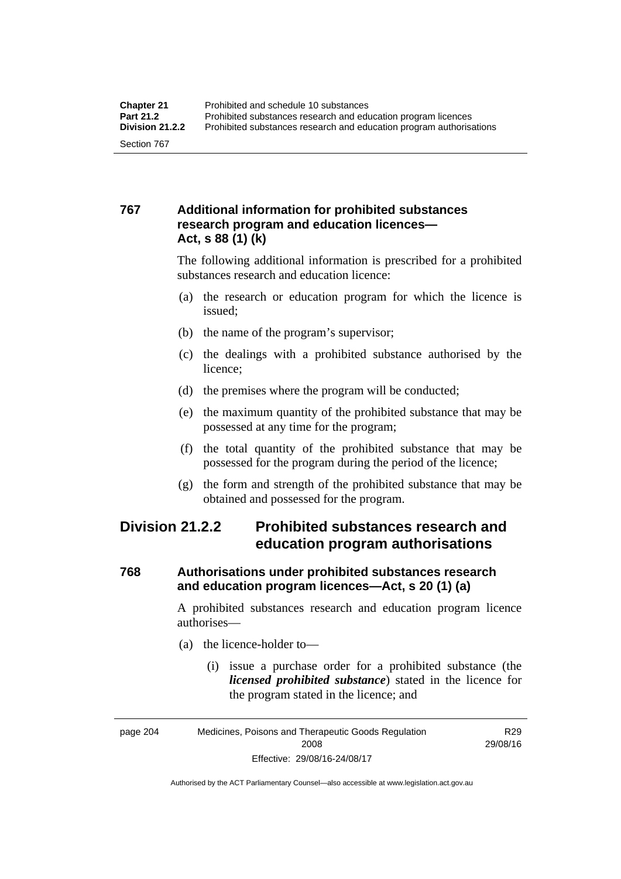### 767 Additional information for prohibited substances research program and education licences—Act, s 88 (1) (k)

The following additional information is prescribed for a prohibited substances research and education licence:

(a) the research or education program for which the licence is issued;

(b) the name of the program's supervisor;

(c) the dealings with a prohibited substance authorised by the licence;

(d) the premises where the program will be conducted;

(e) the maximum quantity of the prohibited substance that may be possessed at any time for the program;

(f) the total quantity of the prohibited substance that may be possessed for the program during the period of the licence;

(g) the form and strength of the prohibited substance that may be obtained and possessed for the program.

## Division 21.2.2 Prohibited substances research and education program authorisations

### 768 Authorisations under prohibited substances research and education program licences—Act, s 20 (1) (a)

A prohibited substances research and education program licence authorises—

(a) the licence-holder to—

(i) issue a purchase order for a prohibited substance (the ***licensed prohibited substance***) stated in the licence for the program stated in the licence; and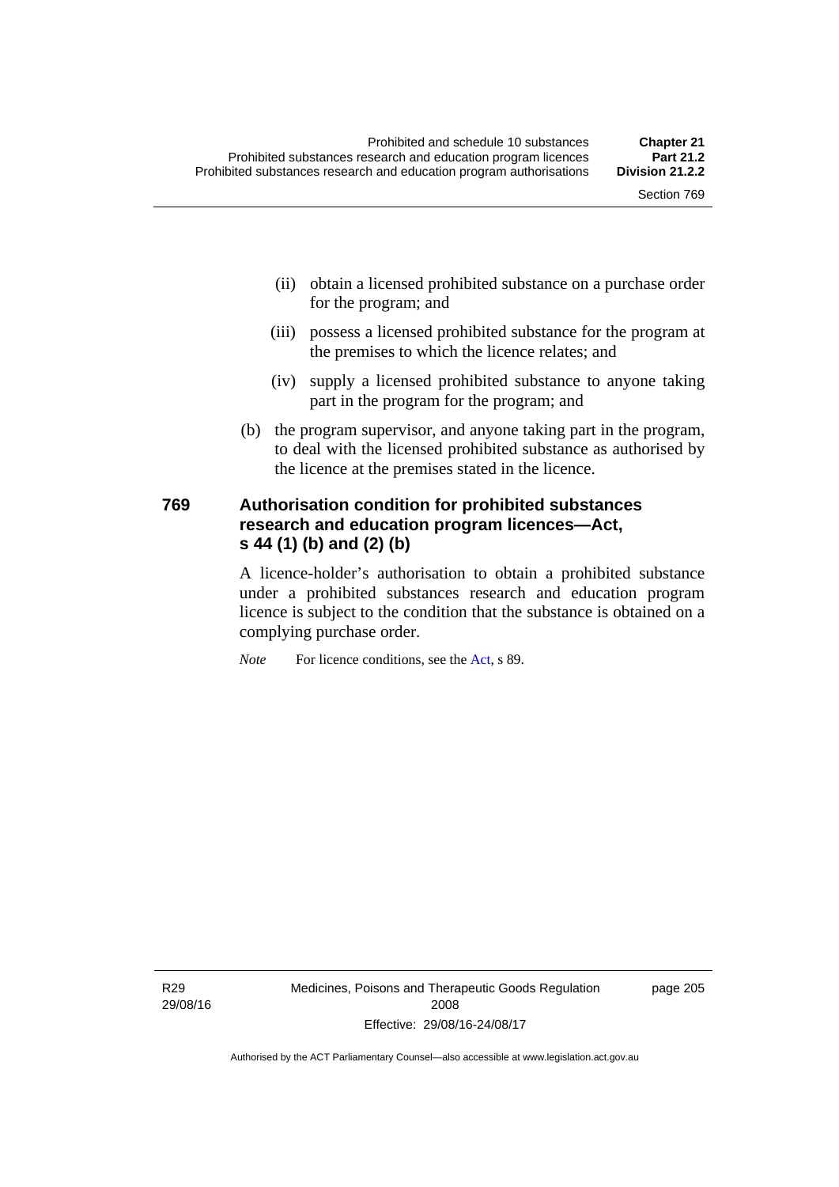(ii) obtain a licensed prohibited substance on a purchase order for the program; and

(iii) possess a licensed prohibited substance for the program at the premises to which the licence relates; and

(iv) supply a licensed prohibited substance to anyone taking part in the program for the program; and

(b) the program supervisor, and anyone taking part in the program, to deal with the licensed prohibited substance as authorised by the licence at the premises stated in the licence.

## 769 Authorisation condition for prohibited substances research and education program licences—Act, s 44 (1) (b) and (2) (b)

A licence-holder's authorisation to obtain a prohibited substance under a prohibited substances research and education program licence is subject to the condition that the substance is obtained on a complying purchase order.

*Note* For licence conditions, see the Act, s 89.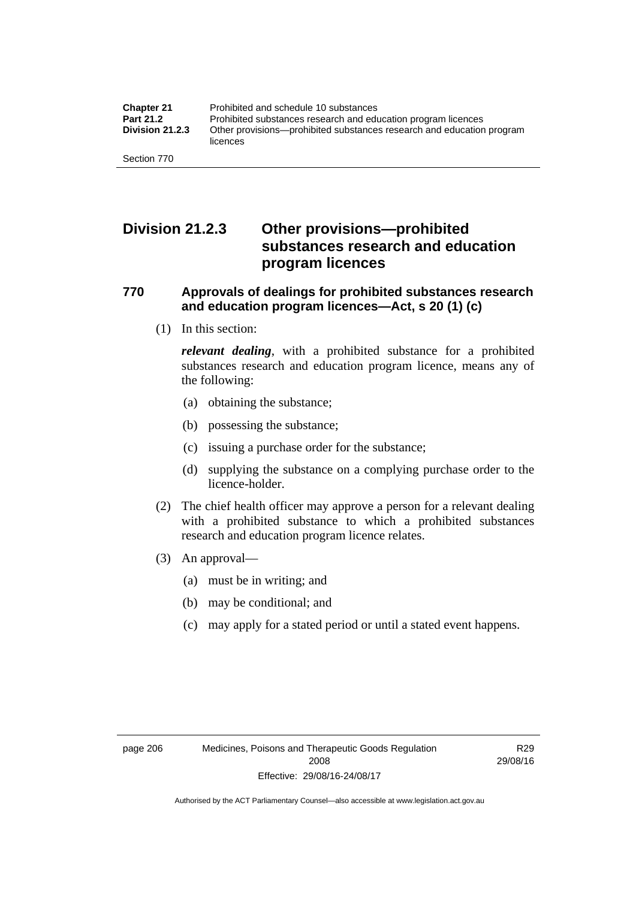## Division 21.2.3 Other provisions—prohibited substances research and education program licences

### 770 Approvals of dealings for prohibited substances research and education program licences—Act, s 20 (1) (c)

(1) In this section:

***relevant dealing***, with a prohibited substance for a prohibited substances research and education program licence, means any of the following:

- (a) obtaining the substance;
- (b) possessing the substance;
- (c) issuing a purchase order for the substance;
- (d) supplying the substance on a complying purchase order to the licence-holder.

(2) The chief health officer may approve a person for a relevant dealing with a prohibited substance to which a prohibited substances research and education program licence relates.

(3) An approval—

- (a) must be in writing; and
- (b) may be conditional; and
- (c) may apply for a stated period or until a stated event happens.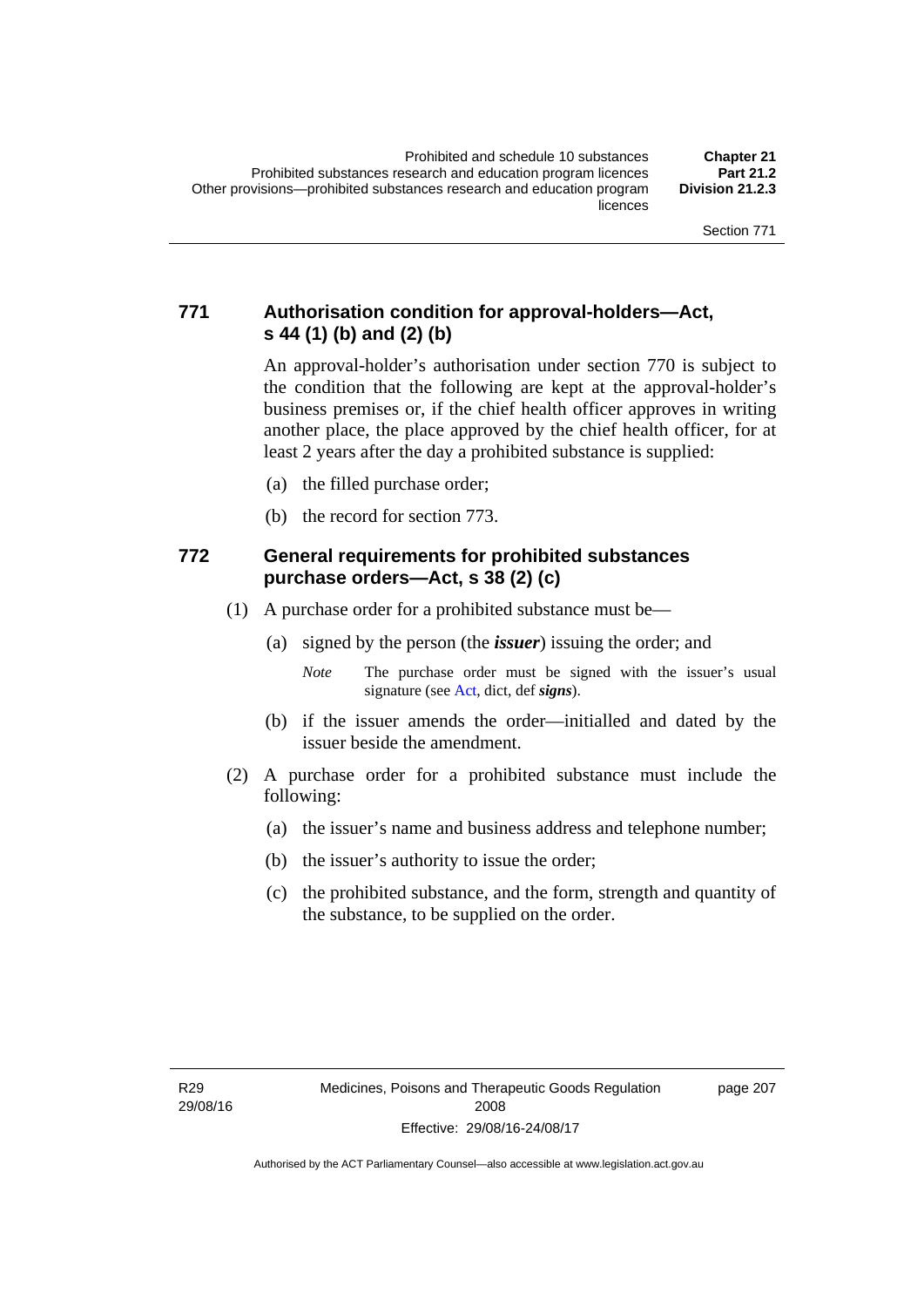### 771 Authorisation condition for approval-holders—Act, s 44 (1) (b) and (2) (b)

An approval-holder's authorisation under section 770 is subject to the condition that the following are kept at the approval-holder's business premises or, if the chief health officer approves in writing another place, the place approved by the chief health officer, for at least 2 years after the day a prohibited substance is supplied:

(a) the filled purchase order;

(b) the record for section 773.

### 772 General requirements for prohibited substances purchase orders—Act, s 38 (2) (c)

(1) A purchase order for a prohibited substance must be—

(a) signed by the person (the ***issuer***) issuing the order; and

*Note* The purchase order must be signed with the issuer's usual signature (see Act, dict, def ***signs***).

(b) if the issuer amends the order—initialled and dated by the issuer beside the amendment.

(2) A purchase order for a prohibited substance must include the following:

(a) the issuer's name and business address and telephone number;

(b) the issuer's authority to issue the order;

(c) the prohibited substance, and the form, strength and quantity of the substance, to be supplied on the order.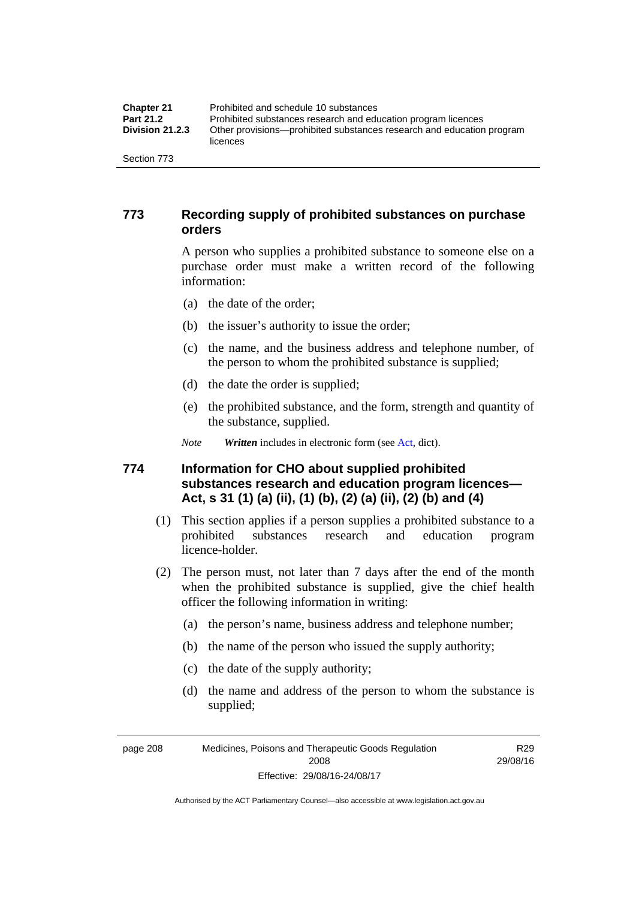## 773 Recording supply of prohibited substances on purchase orders

A person who supplies a prohibited substance to someone else on a purchase order must make a written record of the following information:

(a) the date of the order;

(b) the issuer's authority to issue the order;

(c) the name, and the business address and telephone number, of the person to whom the prohibited substance is supplied;

(d) the date the order is supplied;

(e) the prohibited substance, and the form, strength and quantity of the substance, supplied.

*Note* ***Written*** includes in electronic form (see Act, dict).

## 774 Information for CHO about supplied prohibited substances research and education program licences—Act, s 31 (1) (a) (ii), (1) (b), (2) (a) (ii), (2) (b) and (4)

(1) This section applies if a person supplies a prohibited substance to a prohibited substances research and education program licence-holder.

(2) The person must, not later than 7 days after the end of the month when the prohibited substance is supplied, give the chief health officer the following information in writing:

(a) the person's name, business address and telephone number;

(b) the name of the person who issued the supply authority;

(c) the date of the supply authority;

(d) the name and address of the person to whom the substance is supplied;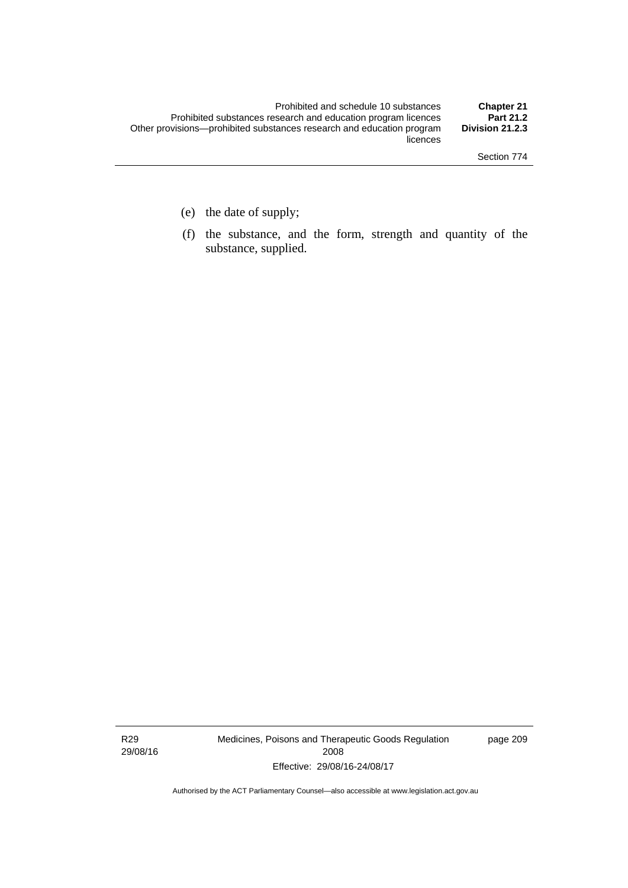(e) the date of supply;

(f) the substance, and the form, strength and quantity of the substance, supplied.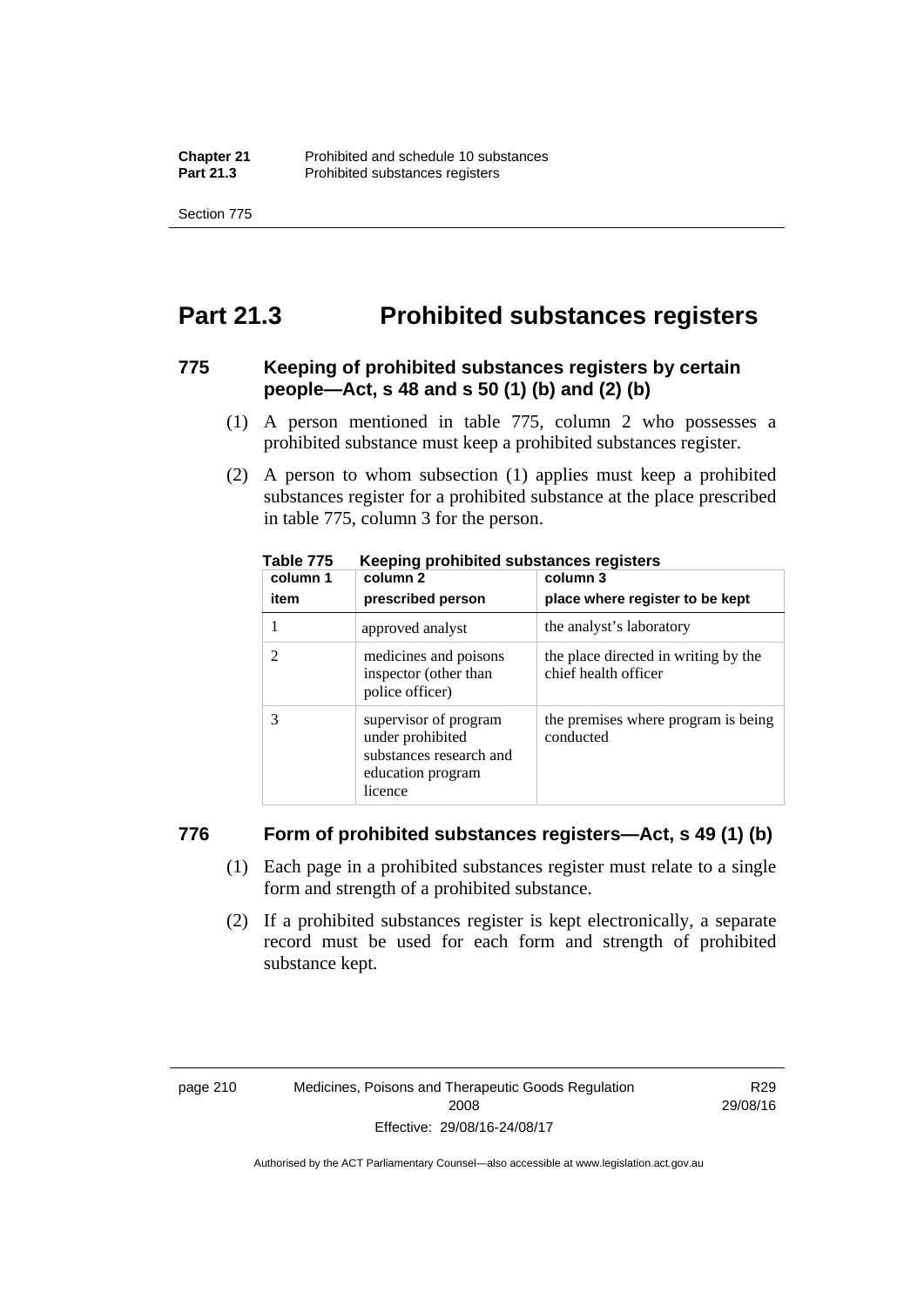# Part 21.3 Prohibited substances registers

### 775 Keeping of prohibited substances registers by certain people—Act, s 48 and s 50 (1) (b) and (2) (b)

(1) A person mentioned in table 775, column 2 who possesses a prohibited substance must keep a prohibited substances register.

(2) A person to whom subsection (1) applies must keep a prohibited substances register for a prohibited substance at the place prescribed in table 775, column 3 for the person.

**Table 775 Keeping prohibited substances registers**

| column 1<br>item | column 2<br>prescribed person | column 3<br>place where register to be kept |
|---|---|---|
| 1 | approved analyst | the analyst's laboratory |
| 2 | medicines and poisons inspector (other than police officer) | the place directed in writing by the chief health officer |
| 3 | supervisor of program under prohibited substances research and education program licence | the premises where program is being conducted |

### 776 Form of prohibited substances registers—Act, s 49 (1) (b)

(1) Each page in a prohibited substances register must relate to a single form and strength of a prohibited substance.

(2) If a prohibited substances register is kept electronically, a separate record must be used for each form and strength of prohibited substance kept.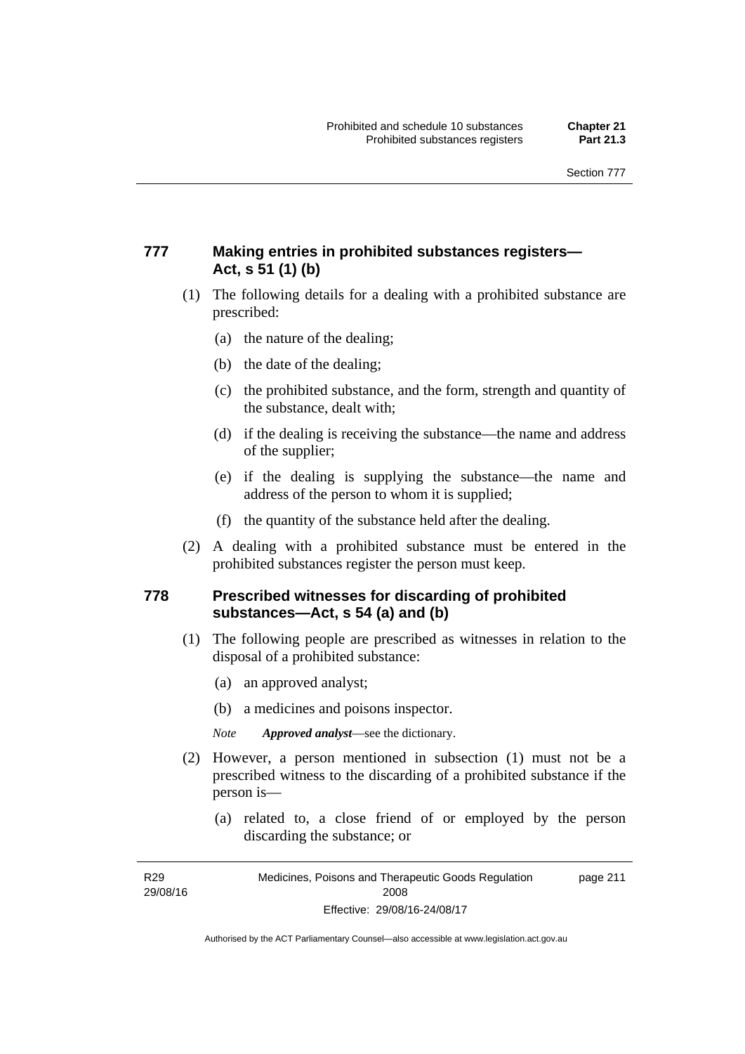## 777 Making entries in prohibited substances registers—Act, s 51 (1) (b)

(1) The following details for a dealing with a prohibited substance are prescribed:

  (a) the nature of the dealing;

  (b) the date of the dealing;

  (c) the prohibited substance, and the form, strength and quantity of the substance, dealt with;

  (d) if the dealing is receiving the substance—the name and address of the supplier;

  (e) if the dealing is supplying the substance—the name and address of the person to whom it is supplied;

  (f) the quantity of the substance held after the dealing.

(2) A dealing with a prohibited substance must be entered in the prohibited substances register the person must keep.

## 778 Prescribed witnesses for discarding of prohibited substances—Act, s 54 (a) and (b)

(1) The following people are prescribed as witnesses in relation to the disposal of a prohibited substance:

  (a) an approved analyst;

  (b) a medicines and poisons inspector.

*Note* ***Approved analyst***—see the dictionary.

(2) However, a person mentioned in subsection (1) must not be a prescribed witness to the discarding of a prohibited substance if the person is—

  (a) related to, a close friend of or employed by the person discarding the substance; or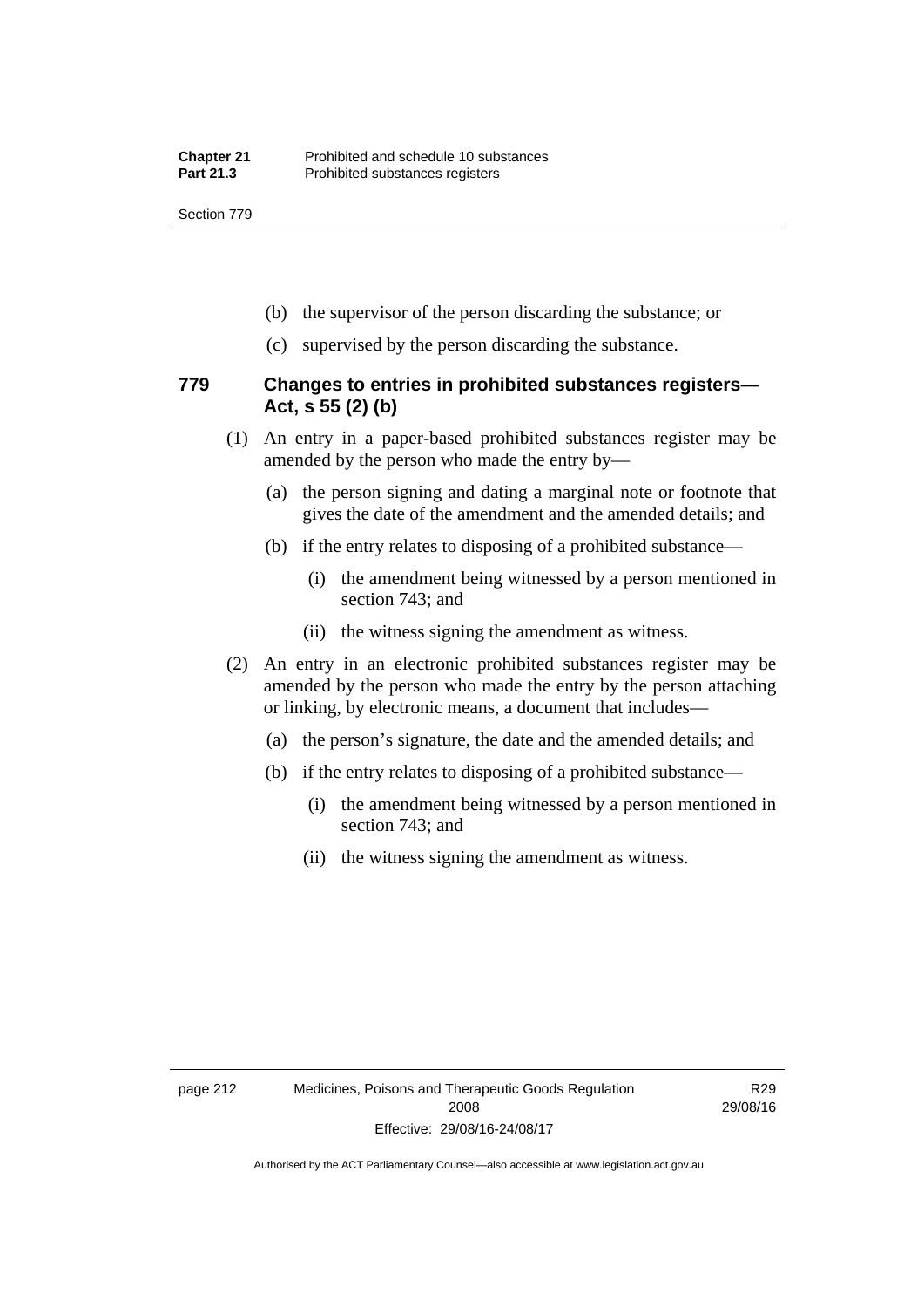(b) the supervisor of the person discarding the substance; or

(c) supervised by the person discarding the substance.

### 779 Changes to entries in prohibited substances registers—Act, s 55 (2) (b)

(1) An entry in a paper-based prohibited substances register may be amended by the person who made the entry by—

(a) the person signing and dating a marginal note or footnote that gives the date of the amendment and the amended details; and

(b) if the entry relates to disposing of a prohibited substance—

(i) the amendment being witnessed by a person mentioned in section 743; and

(ii) the witness signing the amendment as witness.

(2) An entry in an electronic prohibited substances register may be amended by the person who made the entry by the person attaching or linking, by electronic means, a document that includes—

(a) the person's signature, the date and the amended details; and

(b) if the entry relates to disposing of a prohibited substance—

(i) the amendment being witnessed by a person mentioned in section 743; and

(ii) the witness signing the amendment as witness.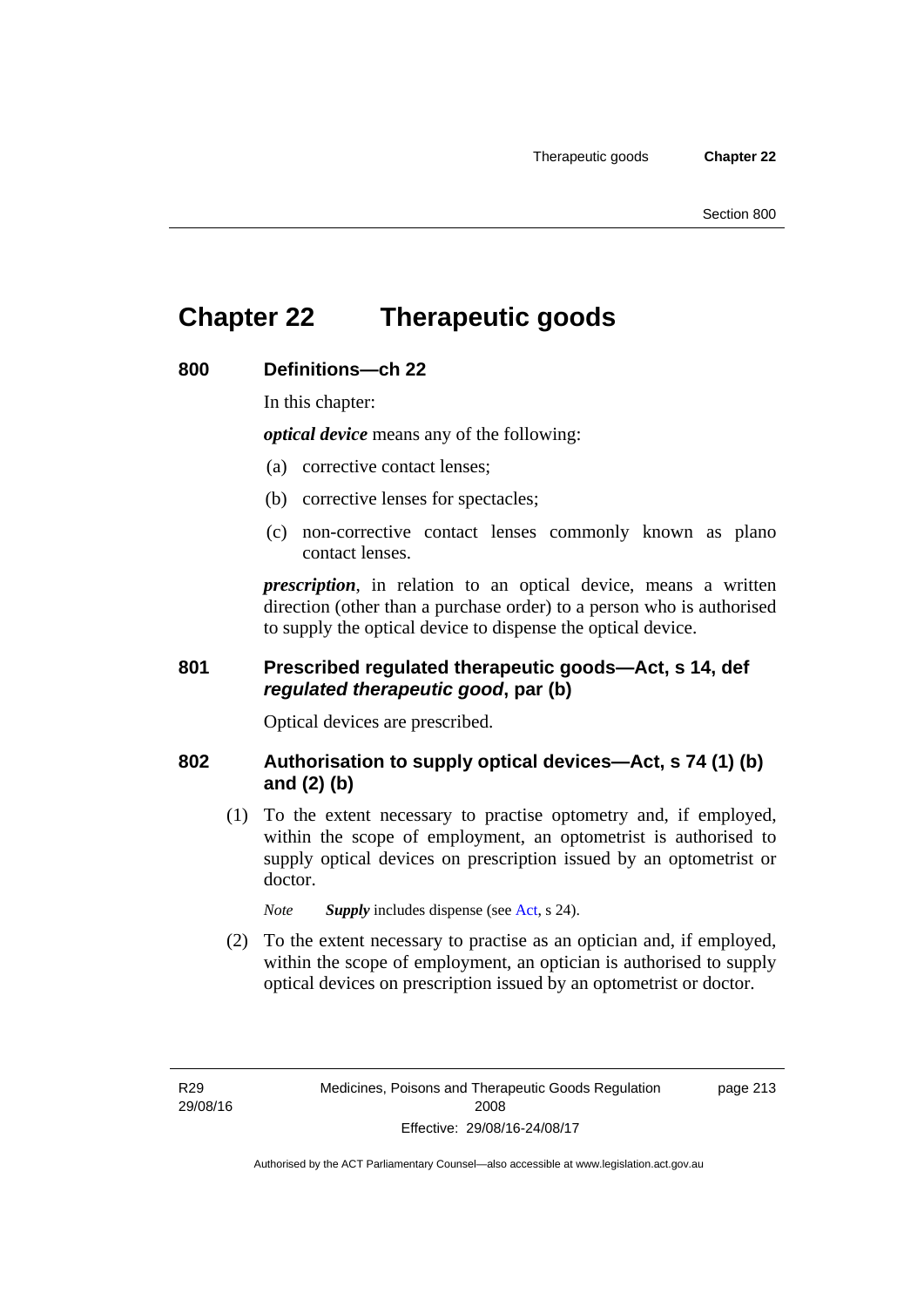# Chapter 22 Therapeutic goods

## 800 Definitions—ch 22

In this chapter:

***optical device*** means any of the following:

(a) corrective contact lenses;

(b) corrective lenses for spectacles;

(c) non-corrective contact lenses commonly known as plano contact lenses.

***prescription***, in relation to an optical device, means a written direction (other than a purchase order) to a person who is authorised to supply the optical device to dispense the optical device.

## 801 Prescribed regulated therapeutic goods—Act, s 14, def *regulated therapeutic good*, par (b)

Optical devices are prescribed.

## 802 Authorisation to supply optical devices—Act, s 74 (1) (b) and (2) (b)

(1) To the extent necessary to practise optometry and, if employed, within the scope of employment, an optometrist is authorised to supply optical devices on prescription issued by an optometrist or doctor.

*Note* ***Supply*** includes dispense (see Act, s 24).

(2) To the extent necessary to practise as an optician and, if employed, within the scope of employment, an optician is authorised to supply optical devices on prescription issued by an optometrist or doctor.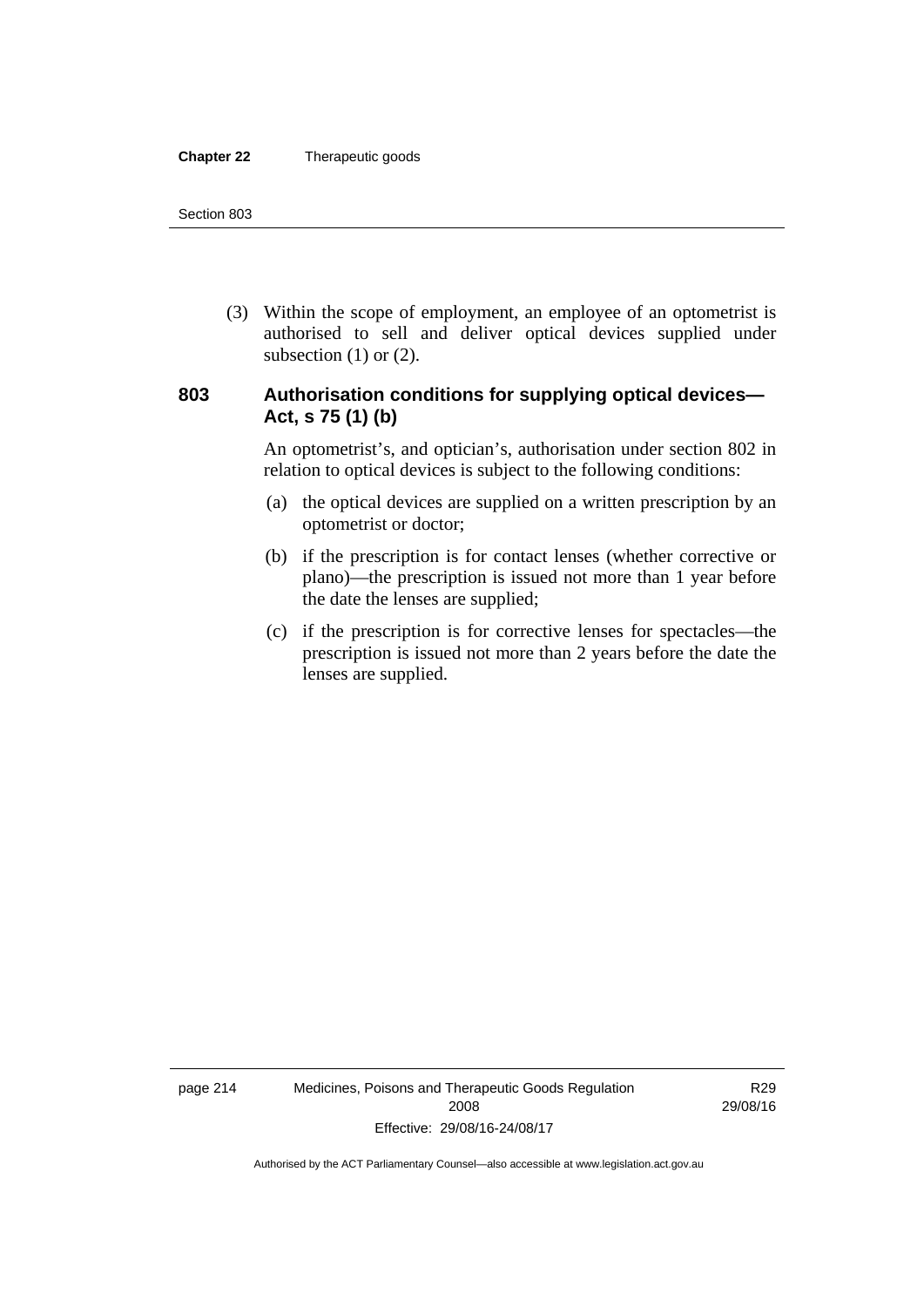(3) Within the scope of employment, an employee of an optometrist is authorised to sell and deliver optical devices supplied under subsection (1) or (2).

### 803 Authorisation conditions for supplying optical devices—Act, s 75 (1) (b)

An optometrist's, and optician's, authorisation under section 802 in relation to optical devices is subject to the following conditions:

(a) the optical devices are supplied on a written prescription by an optometrist or doctor;

(b) if the prescription is for contact lenses (whether corrective or plano)—the prescription is issued not more than 1 year before the date the lenses are supplied;

(c) if the prescription is for corrective lenses for spectacles—the prescription is issued not more than 2 years before the date the lenses are supplied.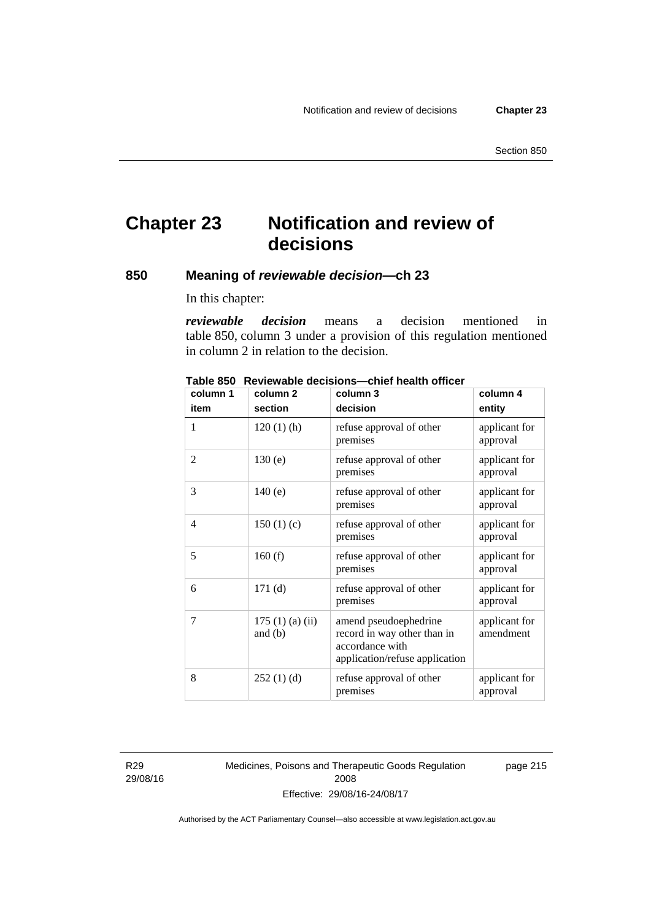# Chapter 23 Notification and review of decisions

## 850 Meaning of *reviewable decision*—ch 23

In this chapter:

***reviewable decision*** means a decision mentioned in table 850, column 3 under a provision of this regulation mentioned in column 2 in relation to the decision.

**Table 850 Reviewable decisions—chief health officer**

| column 1<br>item | column 2<br>section | column 3<br>decision | column 4<br>entity |
|---|---|---|---|
| 1 | 120 (1) (h) | refuse approval of other premises | applicant for approval |
| 2 | 130 (e) | refuse approval of other premises | applicant for approval |
| 3 | 140 (e) | refuse approval of other premises | applicant for approval |
| 4 | 150 (1) (c) | refuse approval of other premises | applicant for approval |
| 5 | 160 (f) | refuse approval of other premises | applicant for approval |
| 6 | 171 (d) | refuse approval of other premises | applicant for approval |
| 7 | 175 (1) (a) (ii) and (b) | amend pseudoephedrine record in way other than in accordance with application/refuse application | applicant for amendment |
| 8 | 252 (1) (d) | refuse approval of other premises | applicant for approval |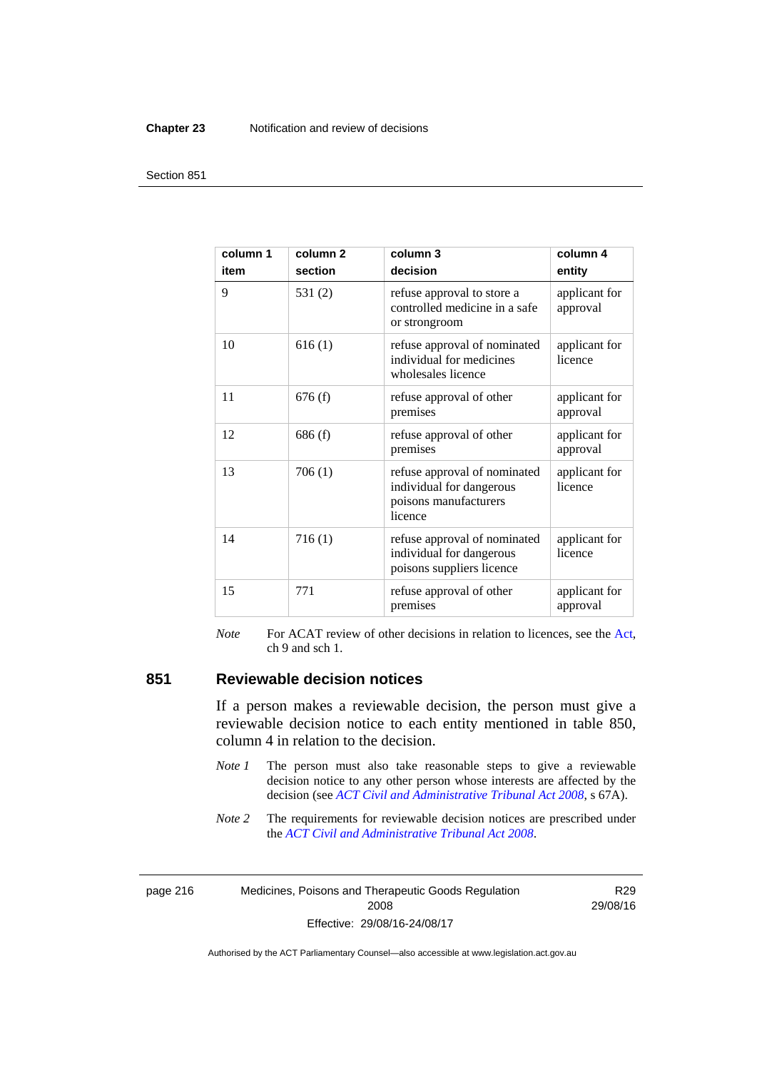| column 1<br>item | column 2<br>section | column 3<br>decision | column 4<br>entity |
|---|---|---|---|
| 9 | 531 (2) | refuse approval to store a controlled medicine in a safe or strongroom | applicant for approval |
| 10 | 616 (1) | refuse approval of nominated individual for medicines wholesales licence | applicant for licence |
| 11 | 676 (f) | refuse approval of other premises | applicant for approval |
| 12 | 686 (f) | refuse approval of other premises | applicant for approval |
| 13 | 706 (1) | refuse approval of nominated individual for dangerous poisons manufacturers licence | applicant for licence |
| 14 | 716 (1) | refuse approval of nominated individual for dangerous poisons suppliers licence | applicant for licence |
| 15 | 771 | refuse approval of other premises | applicant for approval |

*Note* For ACAT review of other decisions in relation to licences, see the Act, ch 9 and sch 1.

## 851 Reviewable decision notices

If a person makes a reviewable decision, the person must give a reviewable decision notice to each entity mentioned in table 850, column 4 in relation to the decision.

*Note 1* The person must also take reasonable steps to give a reviewable decision notice to any other person whose interests are affected by the decision (see *ACT Civil and Administrative Tribunal Act 2008*, s 67A).

*Note 2* The requirements for reviewable decision notices are prescribed under the *ACT Civil and Administrative Tribunal Act 2008*.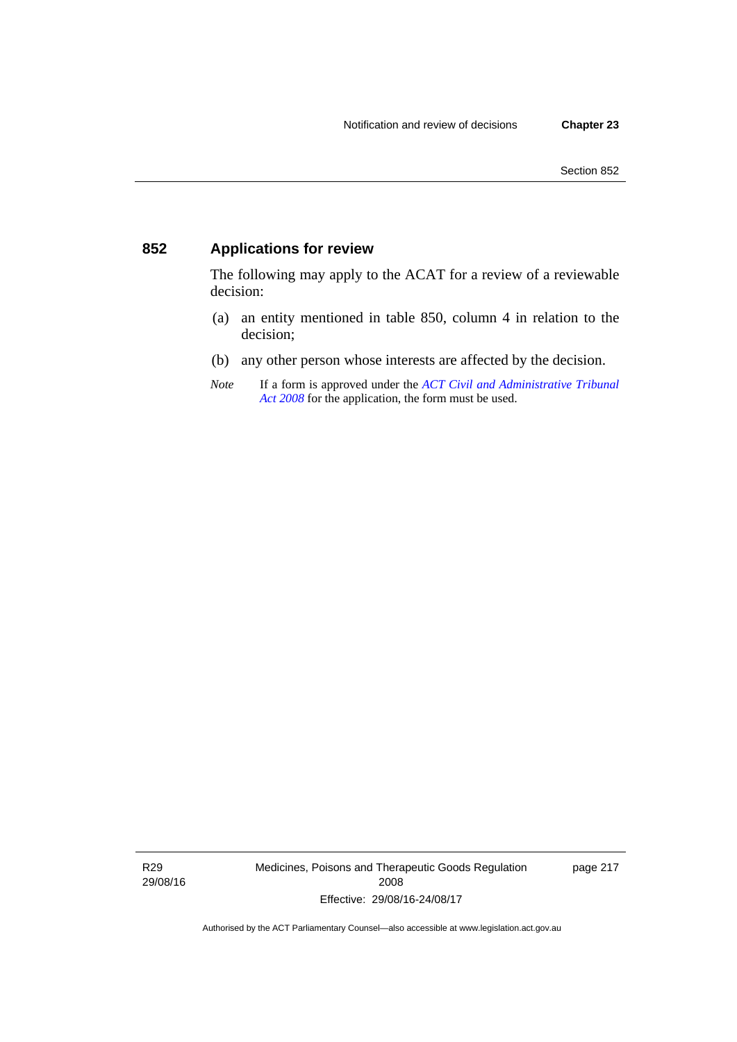## 852 Applications for review

The following may apply to the ACAT for a review of a reviewable decision:

(a) an entity mentioned in table 850, column 4 in relation to the decision;

(b) any other person whose interests are affected by the decision.

*Note* If a form is approved under the *ACT Civil and Administrative Tribunal Act 2008* for the application, the form must be used.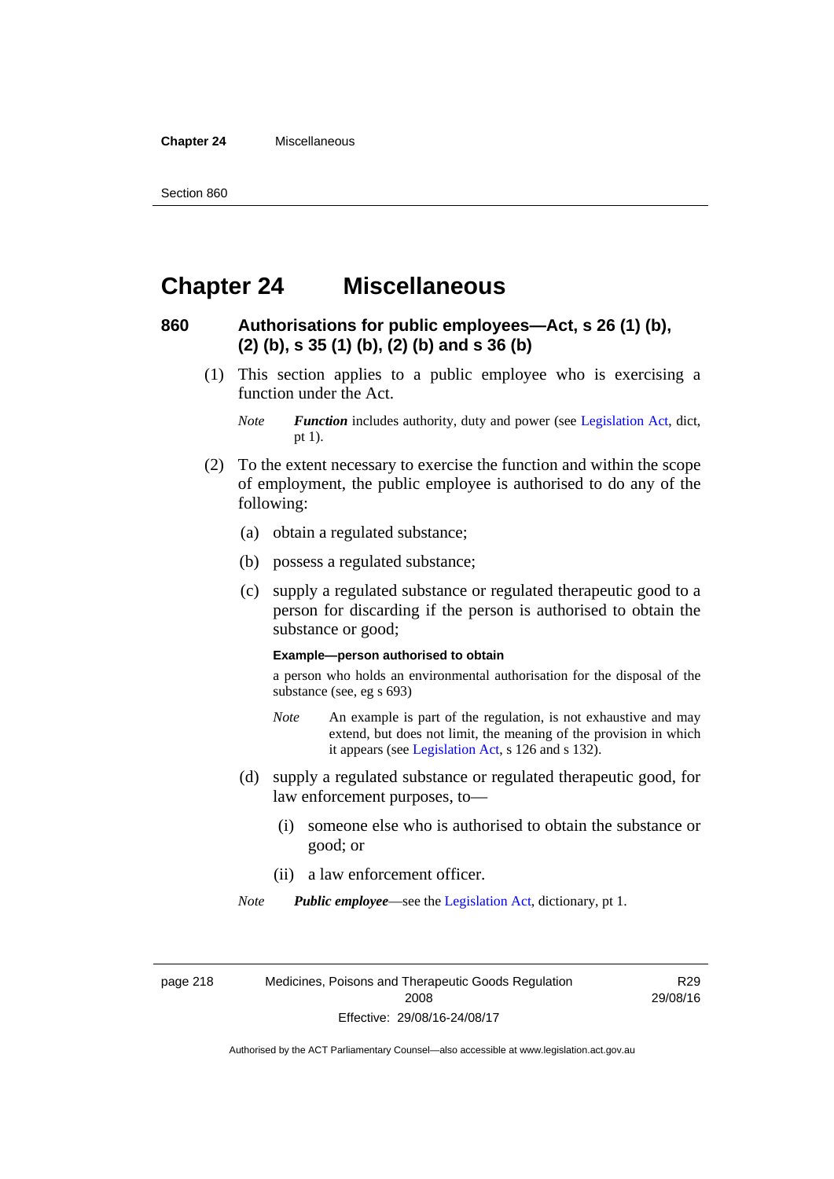# Chapter 24 Miscellaneous

## 860 Authorisations for public employees—Act, s 26 (1) (b), (2) (b), s 35 (1) (b), (2) (b) and s 36 (b)

(1) This section applies to a public employee who is exercising a function under the Act.

*Note* ***Function*** includes authority, duty and power (see Legislation Act, dict, pt 1).

(2) To the extent necessary to exercise the function and within the scope of employment, the public employee is authorised to do any of the following:

(a) obtain a regulated substance;

(b) possess a regulated substance;

(c) supply a regulated substance or regulated therapeutic good to a person for discarding if the person is authorised to obtain the substance or good;

**Example—person authorised to obtain**

a person who holds an environmental authorisation for the disposal of the substance (see, eg s 693)

*Note* An example is part of the regulation, is not exhaustive and may extend, but does not limit, the meaning of the provision in which it appears (see Legislation Act, s 126 and s 132).

(d) supply a regulated substance or regulated therapeutic good, for law enforcement purposes, to—

(i) someone else who is authorised to obtain the substance or good; or

(ii) a law enforcement officer.

*Note* ***Public employee***—see the Legislation Act, dictionary, pt 1.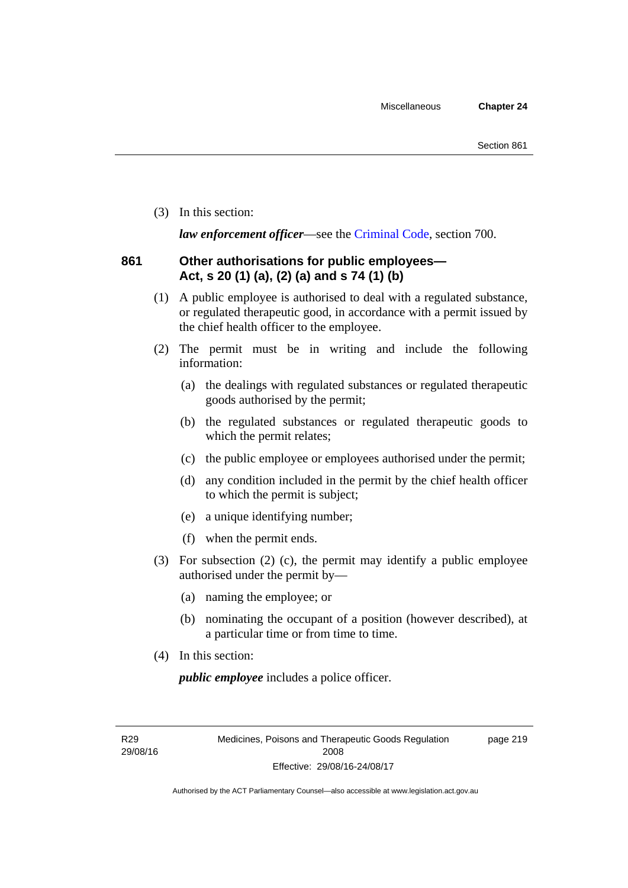(3) In this section:

***law enforcement officer***—see the Criminal Code, section 700.

### 861 Other authorisations for public employees—Act, s 20 (1) (a), (2) (a) and s 74 (1) (b)

(1) A public employee is authorised to deal with a regulated substance, or regulated therapeutic good, in accordance with a permit issued by the chief health officer to the employee.

(2) The permit must be in writing and include the following information:

(a) the dealings with regulated substances or regulated therapeutic goods authorised by the permit;

(b) the regulated substances or regulated therapeutic goods to which the permit relates;

(c) the public employee or employees authorised under the permit;

(d) any condition included in the permit by the chief health officer to which the permit is subject;

(e) a unique identifying number;

(f) when the permit ends.

(3) For subsection (2) (c), the permit may identify a public employee authorised under the permit by—

(a) naming the employee; or

(b) nominating the occupant of a position (however described), at a particular time or from time to time.

(4) In this section:

***public employee*** includes a police officer.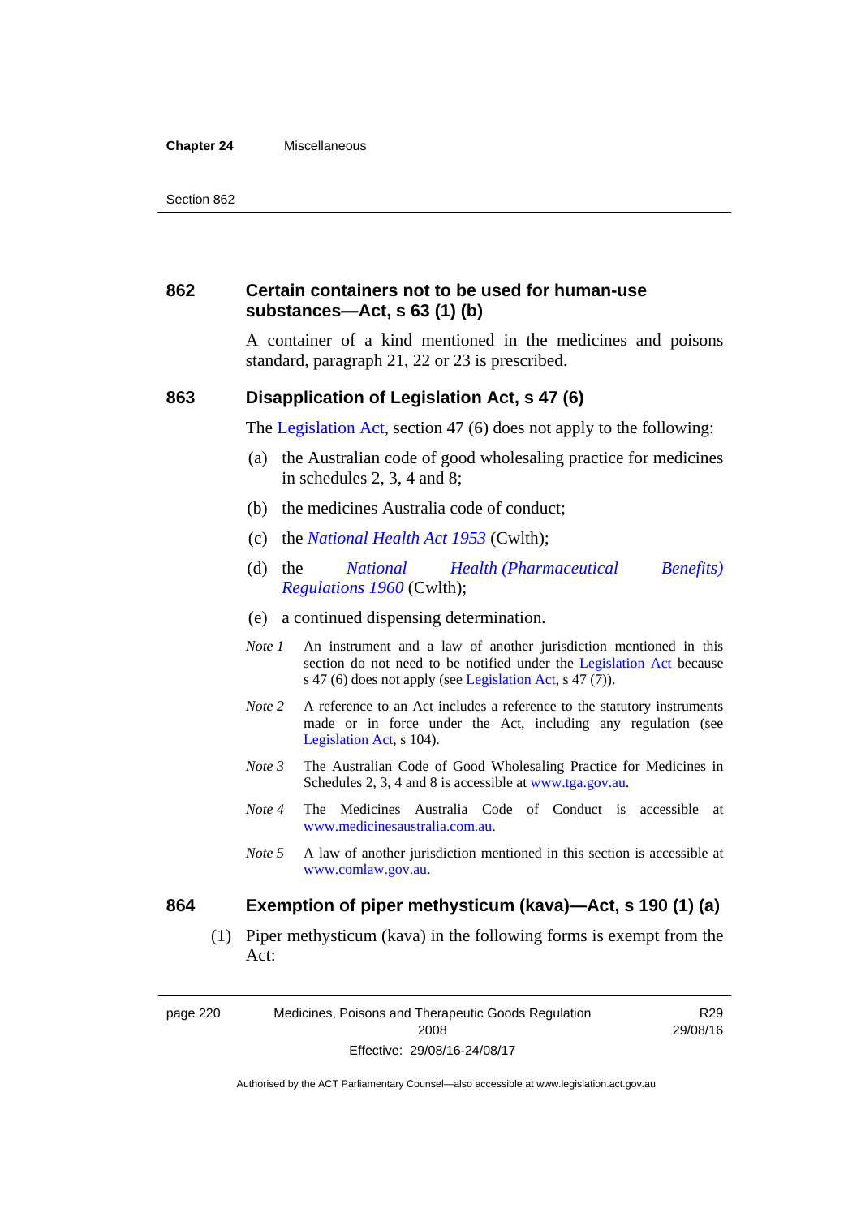## 862 Certain containers not to be used for human-use substances—Act, s 63 (1) (b)

A container of a kind mentioned in the medicines and poisons standard, paragraph 21, 22 or 23 is prescribed.

## 863 Disapplication of Legislation Act, s 47 (6)

The Legislation Act, section 47 (6) does not apply to the following:

(a) the Australian code of good wholesaling practice for medicines in schedules 2, 3, 4 and 8;

(b) the medicines Australia code of conduct;

(c) the *National Health Act 1953* (Cwlth);

(d) the *National Health (Pharmaceutical Benefits) Regulations 1960* (Cwlth);

(e) a continued dispensing determination.

*Note 1* An instrument and a law of another jurisdiction mentioned in this section do not need to be notified under the Legislation Act because s 47 (6) does not apply (see Legislation Act, s 47 (7)).

*Note 2* A reference to an Act includes a reference to the statutory instruments made or in force under the Act, including any regulation (see Legislation Act, s 104).

*Note 3* The Australian Code of Good Wholesaling Practice for Medicines in Schedules 2, 3, 4 and 8 is accessible at www.tga.gov.au.

*Note 4* The Medicines Australia Code of Conduct is accessible at www.medicinesaustralia.com.au.

*Note 5* A law of another jurisdiction mentioned in this section is accessible at www.comlaw.gov.au.

## 864 Exemption of piper methysticum (kava)—Act, s 190 (1) (a)

(1) Piper methysticum (kava) in the following forms is exempt from the Act: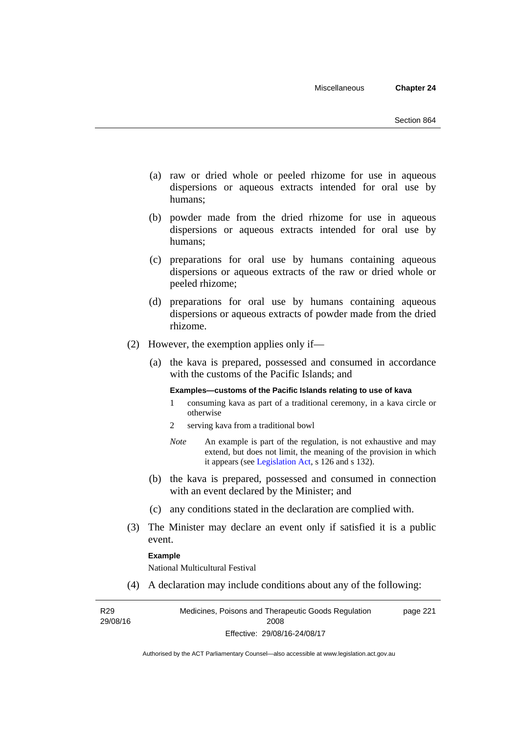(a) raw or dried whole or peeled rhizome for use in aqueous dispersions or aqueous extracts intended for oral use by humans;

(b) powder made from the dried rhizome for use in aqueous dispersions or aqueous extracts intended for oral use by humans;

(c) preparations for oral use by humans containing aqueous dispersions or aqueous extracts of the raw or dried whole or peeled rhizome;

(d) preparations for oral use by humans containing aqueous dispersions or aqueous extracts of powder made from the dried rhizome.

(2) However, the exemption applies only if—

(a) the kava is prepared, possessed and consumed in accordance with the customs of the Pacific Islands; and

**Examples—customs of the Pacific Islands relating to use of kava**

1 consuming kava as part of a traditional ceremony, in a kava circle or otherwise

2 serving kava from a traditional bowl

*Note* An example is part of the regulation, is not exhaustive and may extend, but does not limit, the meaning of the provision in which it appears (see Legislation Act, s 126 and s 132).

(b) the kava is prepared, possessed and consumed in connection with an event declared by the Minister; and

(c) any conditions stated in the declaration are complied with.

(3) The Minister may declare an event only if satisfied it is a public event.

**Example**

National Multicultural Festival

(4) A declaration may include conditions about any of the following: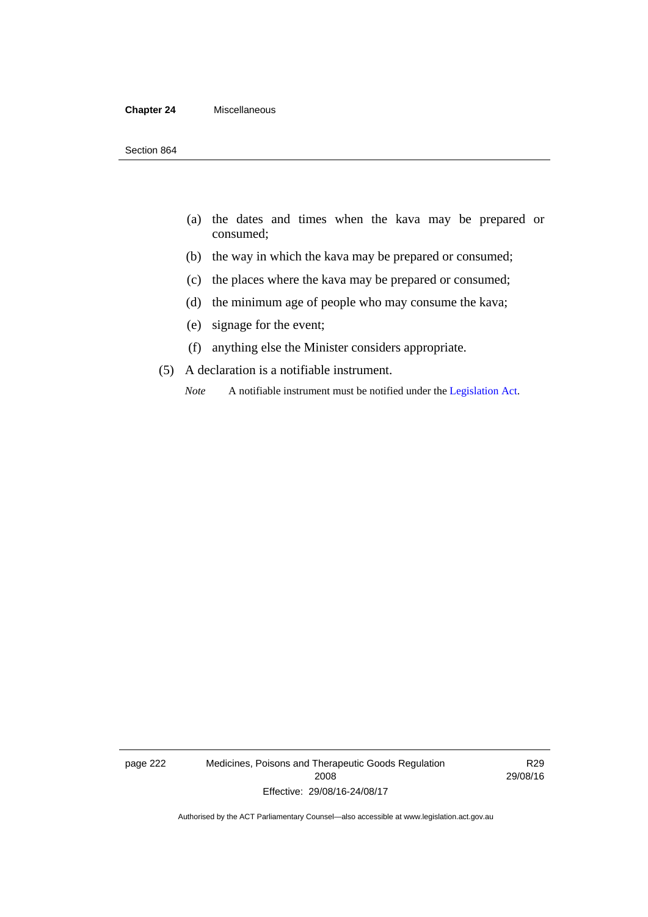(a) the dates and times when the kava may be prepared or consumed;

(b) the way in which the kava may be prepared or consumed;

(c) the places where the kava may be prepared or consumed;

(d) the minimum age of people who may consume the kava;

(e) signage for the event;

(f) anything else the Minister considers appropriate.

(5) A declaration is a notifiable instrument.

*Note* A notifiable instrument must be notified under the Legislation Act.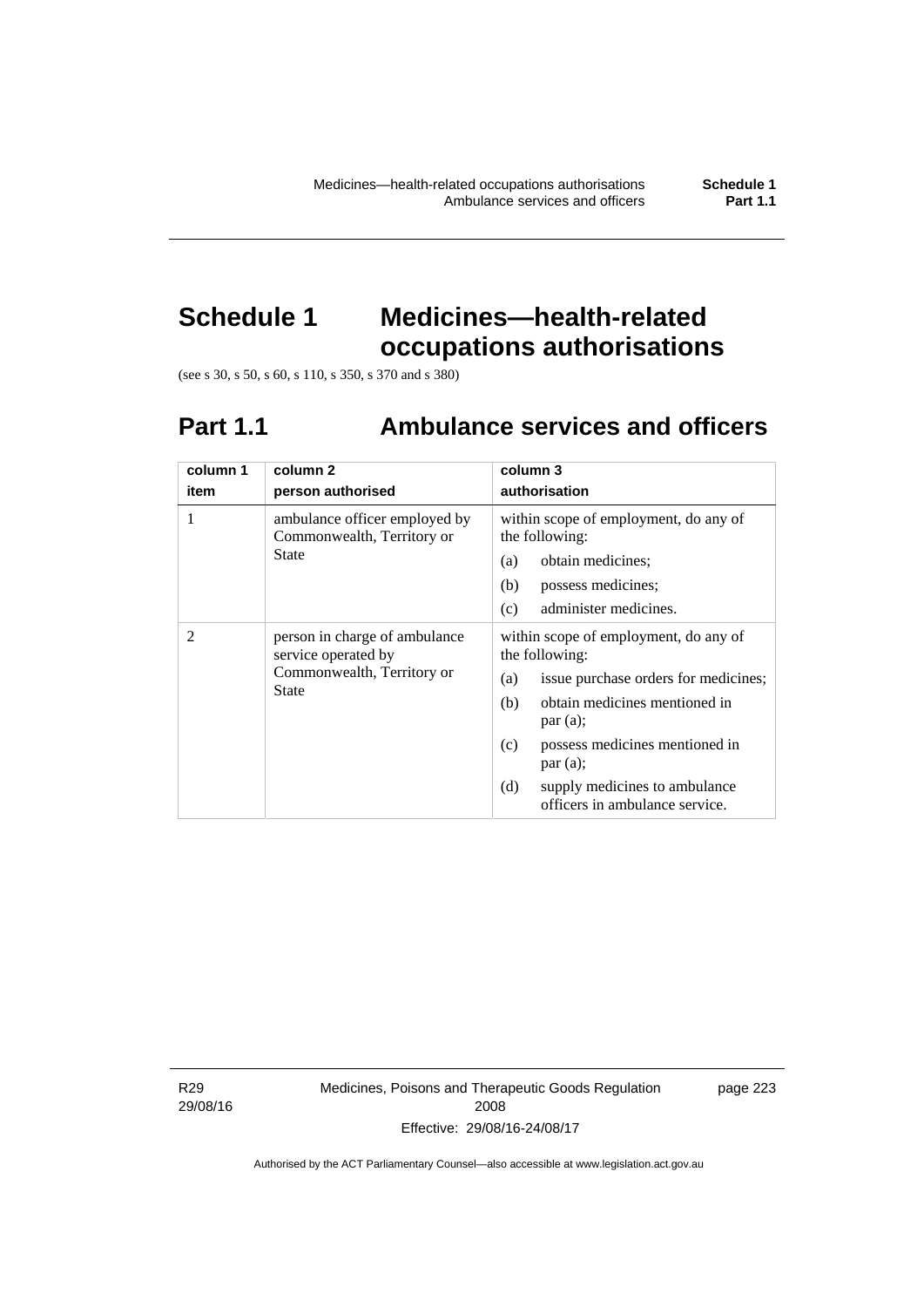# Schedule 1 Medicines—health-related occupations authorisations

(see s 30, s 50, s 60, s 110, s 350, s 370 and s 380)

## Part 1.1 Ambulance services and officers

| column 1<br>item | column 2<br>person authorised | column 3<br>authorisation |
|---|---|---|
| 1 | ambulance officer employed by Commonwealth, Territory or State | within scope of employment, do any of the following:<br>(a) obtain medicines;<br>(b) possess medicines;<br>(c) administer medicines. |
| 2 | person in charge of ambulance service operated by Commonwealth, Territory or State | within scope of employment, do any of the following:<br>(a) issue purchase orders for medicines;<br>(b) obtain medicines mentioned in par (a);<br>(c) possess medicines mentioned in par (a);<br>(d) supply medicines to ambulance officers in ambulance service. |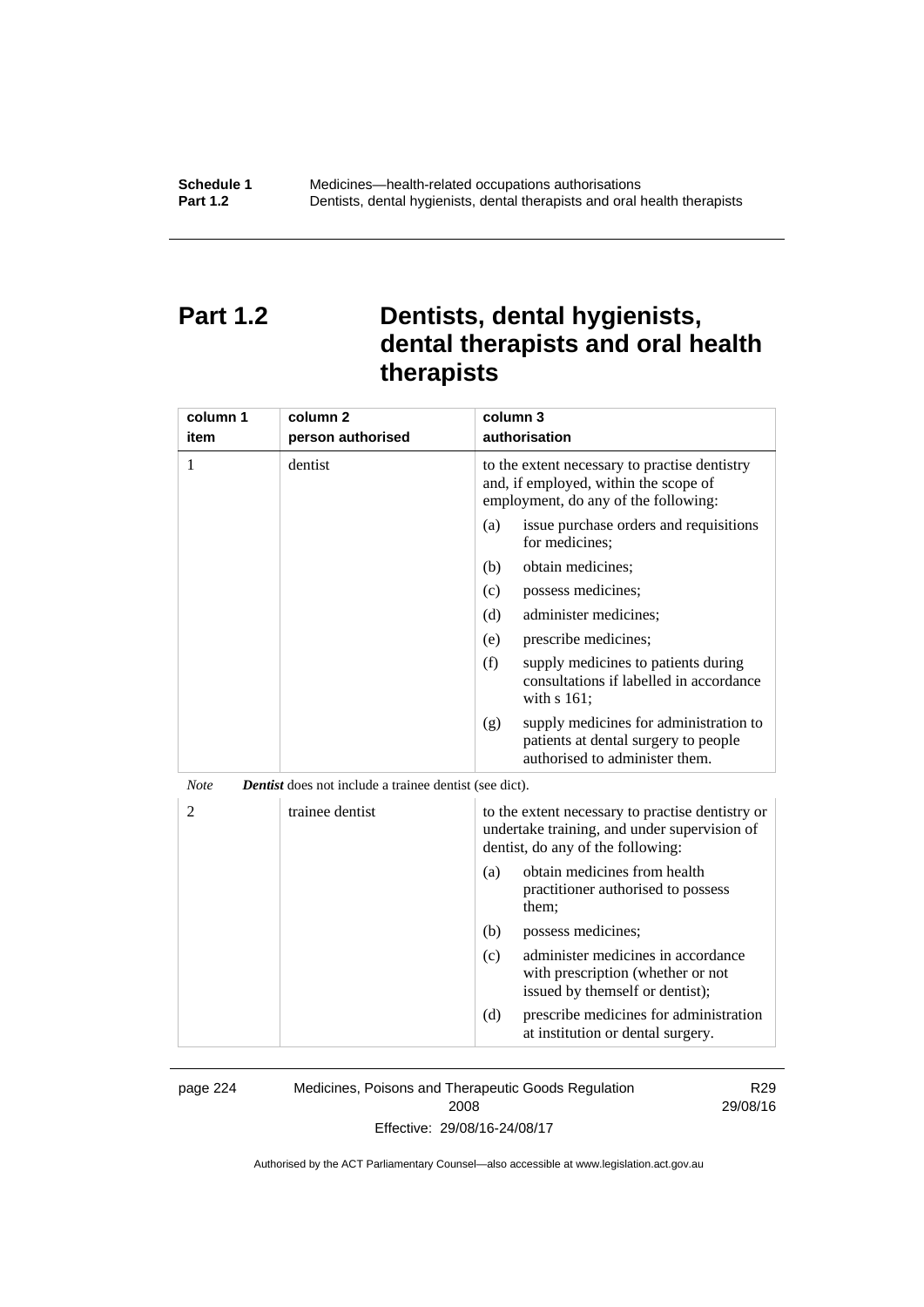# Part 1.2 Dentists, dental hygienists, dental therapists and oral health therapists

| column 1<br>item | column 2<br>person authorised | column 3<br>authorisation |
|---|---|---|
| 1 | dentist | to the extent necessary to practise dentistry and, if employed, within the scope of employment, do any of the following:<br>(a) issue purchase orders and requisitions for medicines;<br>(b) obtain medicines;<br>(c) possess medicines;<br>(d) administer medicines;<br>(e) prescribe medicines;<br>(f) supply medicines to patients during consultations if labelled in accordance with s 161;<br>(g) supply medicines for administration to patients at dental surgery to people authorised to administer them. |

*Note* ***Dentist*** does not include a trainee dentist (see dict).

| column 1<br>item | column 2<br>person authorised | column 3<br>authorisation |
|---|---|---|
| 2 | trainee dentist | to the extent necessary to practise dentistry or undertake training, and under supervision of dentist, do any of the following:<br>(a) obtain medicines from health practitioner authorised to possess them;<br>(b) possess medicines;<br>(c) administer medicines in accordance with prescription (whether or not issued by themself or dentist);<br>(d) prescribe medicines for administration at institution or dental surgery. |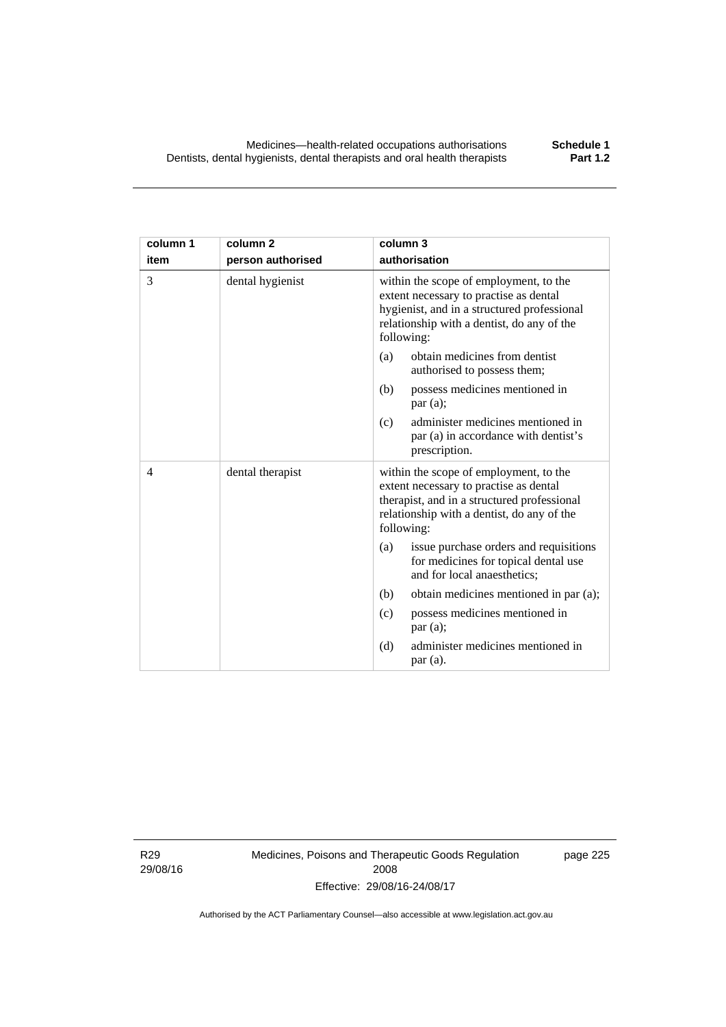| column 1 item | column 2 person authorised | column 3 authorisation |
|---|---|---|
| 3 | dental hygienist | within the scope of employment, to the extent necessary to practise as dental hygienist, and in a structured professional relationship with a dentist, do any of the following:<br>(a) obtain medicines from dentist authorised to possess them;<br>(b) possess medicines mentioned in par (a);<br>(c) administer medicines mentioned in par (a) in accordance with dentist's prescription. |
| 4 | dental therapist | within the scope of employment, to the extent necessary to practise as dental therapist, and in a structured professional relationship with a dentist, do any of the following:<br>(a) issue purchase orders and requisitions for medicines for topical dental use and for local anaesthetics;<br>(b) obtain medicines mentioned in par (a);<br>(c) possess medicines mentioned in par (a);<br>(d) administer medicines mentioned in par (a). |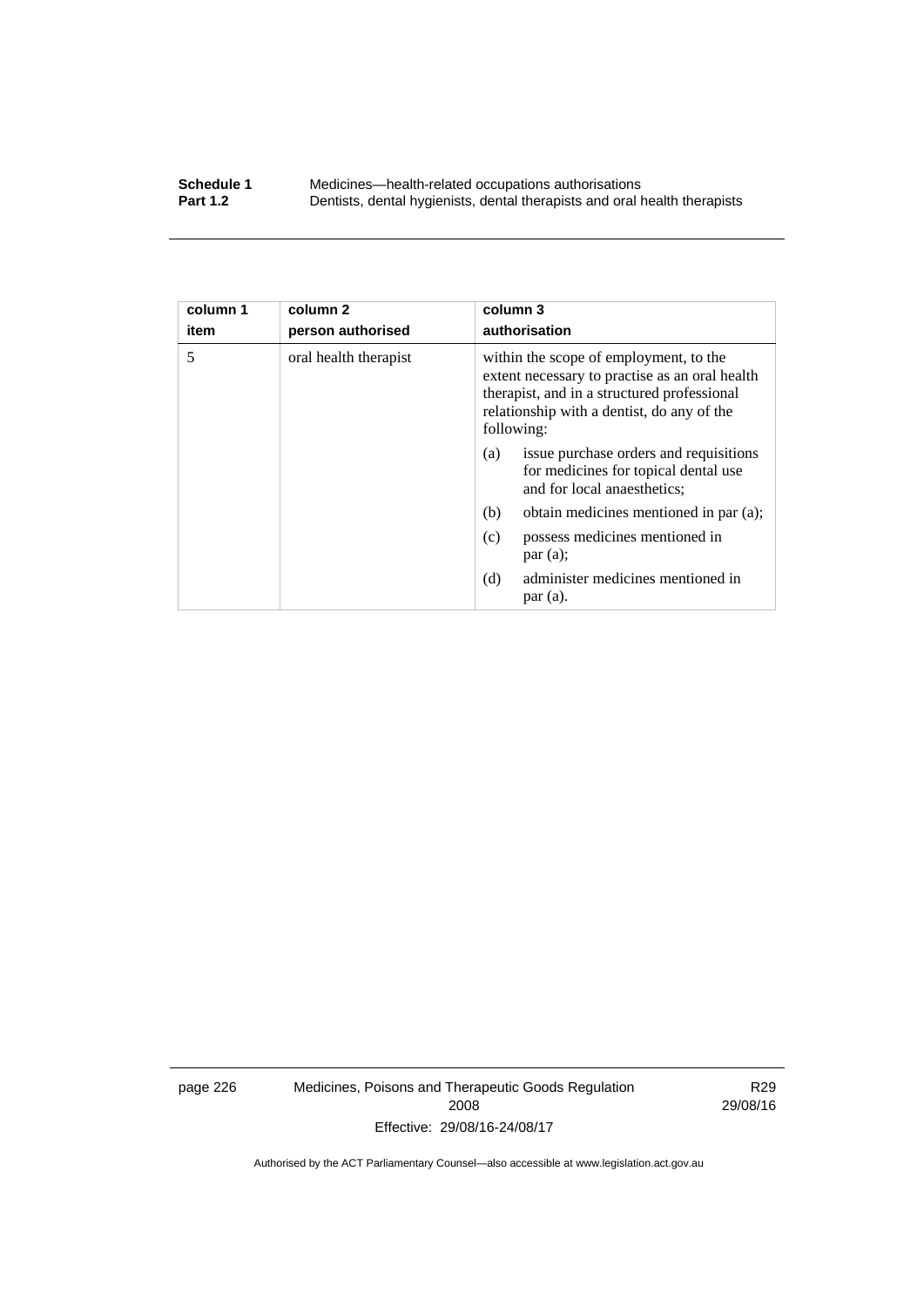| column 1<br>item | column 2<br>person authorised | column 3<br>authorisation |
|---|---|---|
| 5 | oral health therapist | within the scope of employment, to the extent necessary to practise as an oral health therapist, and in a structured professional relationship with a dentist, do any of the following:<br>(a) issue purchase orders and requisitions for medicines for topical dental use and for local anaesthetics;<br>(b) obtain medicines mentioned in par (a);<br>(c) possess medicines mentioned in par (a);<br>(d) administer medicines mentioned in par (a). |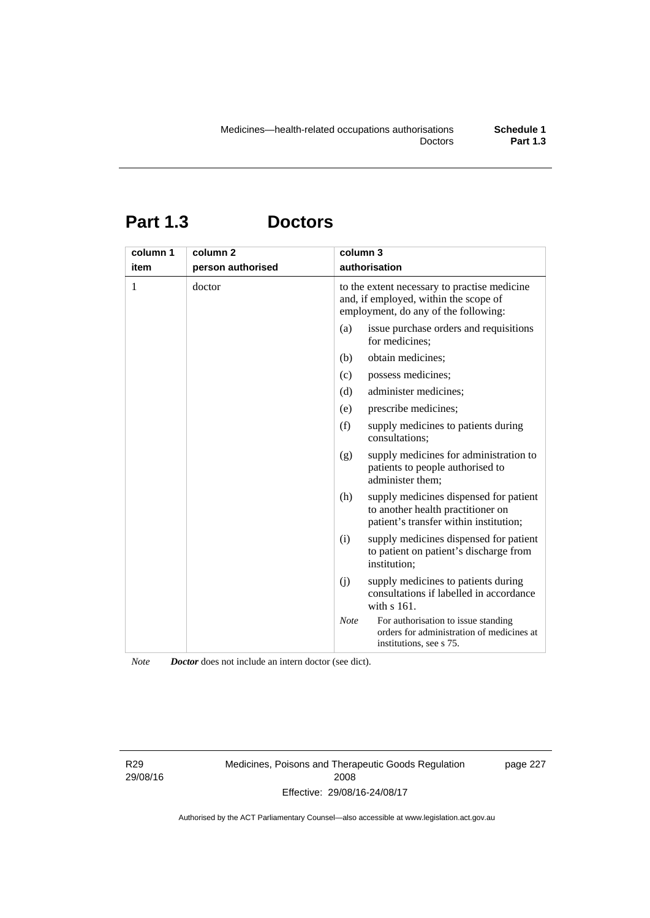# Part 1.3 Doctors

| column 1<br>item | column 2<br>person authorised | column 3<br>authorisation |
|---|---|---|
| 1 | doctor | to the extent necessary to practise medicine and, if employed, within the scope of employment, do any of the following:<br>(a) issue purchase orders and requisitions for medicines;<br>(b) obtain medicines;<br>(c) possess medicines;<br>(d) administer medicines;<br>(e) prescribe medicines;<br>(f) supply medicines to patients during consultations;<br>(g) supply medicines for administration to patients to people authorised to administer them;<br>(h) supply medicines dispensed for patient to another health practitioner on patient's transfer within institution;<br>(i) supply medicines dispensed for patient to patient on patient's discharge from institution;<br>(j) supply medicines to patients during consultations if labelled in accordance with s 161.<br>*Note* For authorisation to issue standing orders for administration of medicines at institutions, see s 75. |

*Note* ***Doctor*** does not include an intern doctor (see dict).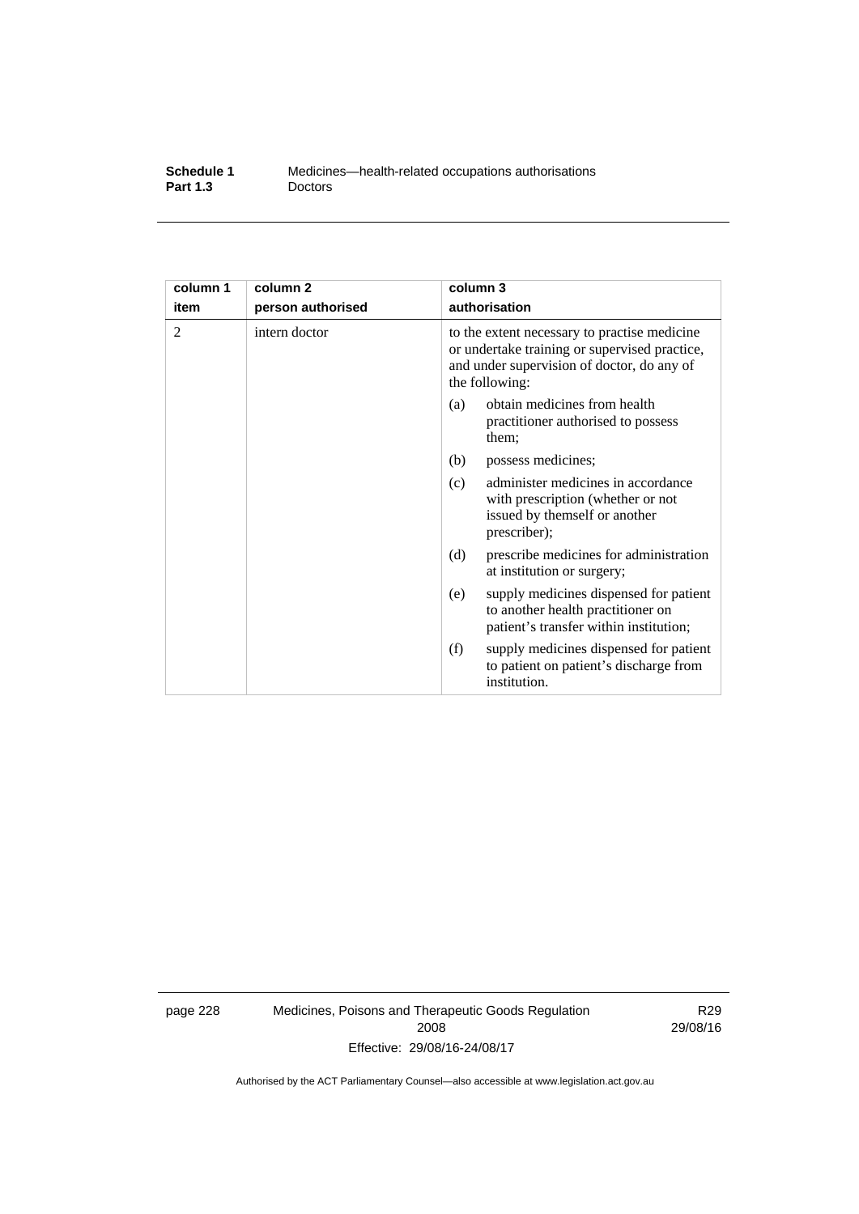| column 1<br>item | column 2<br>person authorised | column 3<br>authorisation |
|---|---|---|
| 2 | intern doctor | to the extent necessary to practise medicine or undertake training or supervised practice, and under supervision of doctor, do any of the following:<br>(a) obtain medicines from health practitioner authorised to possess them;<br>(b) possess medicines;<br>(c) administer medicines in accordance with prescription (whether or not issued by themself or another prescriber);<br>(d) prescribe medicines for administration at institution or surgery;<br>(e) supply medicines dispensed for patient to another health practitioner on patient's transfer within institution;<br>(f) supply medicines dispensed for patient to patient on patient's discharge from institution. |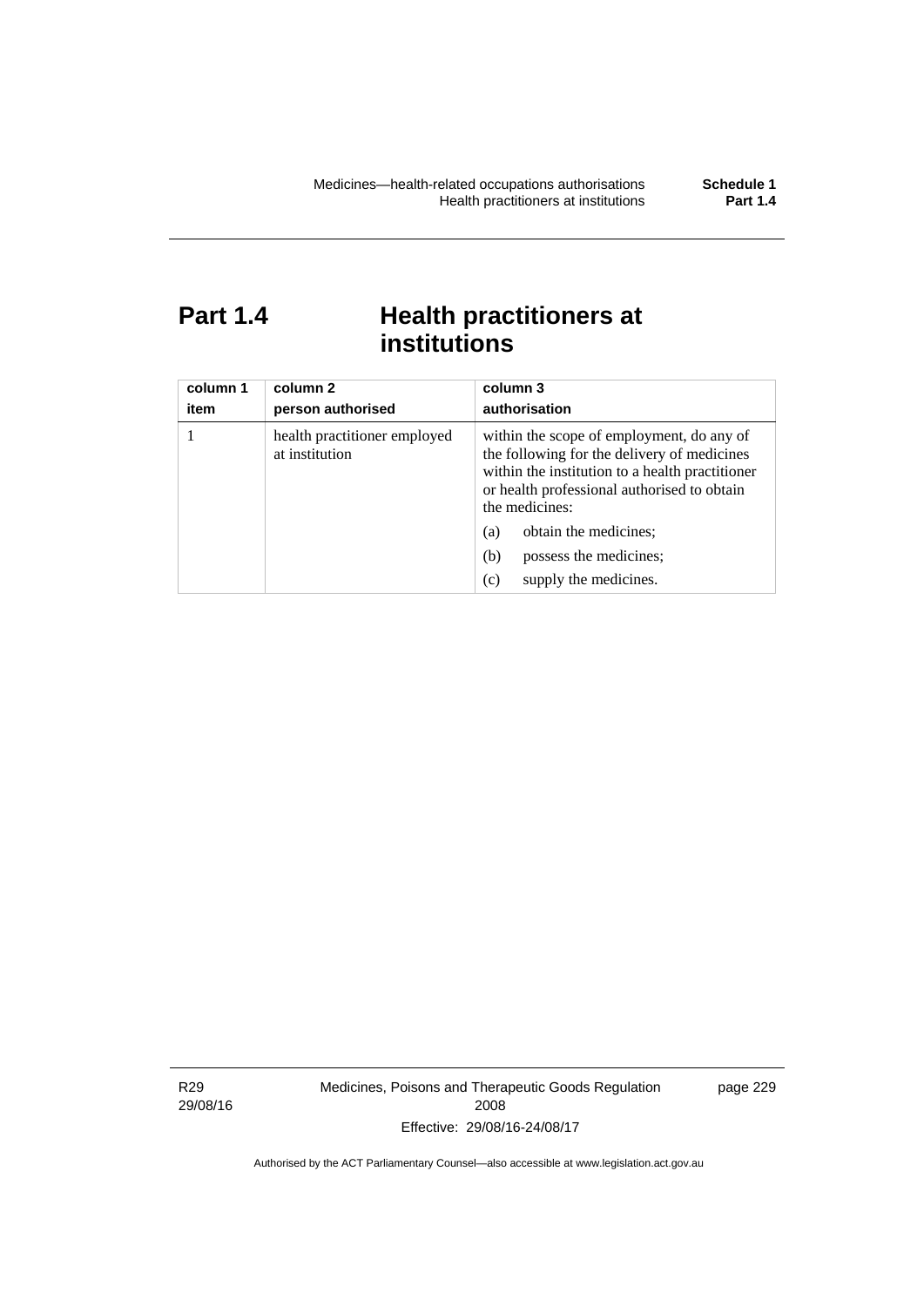# Part 1.4 Health practitioners at institutions

| column 1<br>item | column 2<br>person authorised | column 3<br>authorisation |
|---|---|---|
| 1 | health practitioner employed at institution | within the scope of employment, do any of the following for the delivery of medicines within the institution to a health practitioner or health professional authorised to obtain the medicines:<br>(a) obtain the medicines;<br>(b) possess the medicines;<br>(c) supply the medicines. |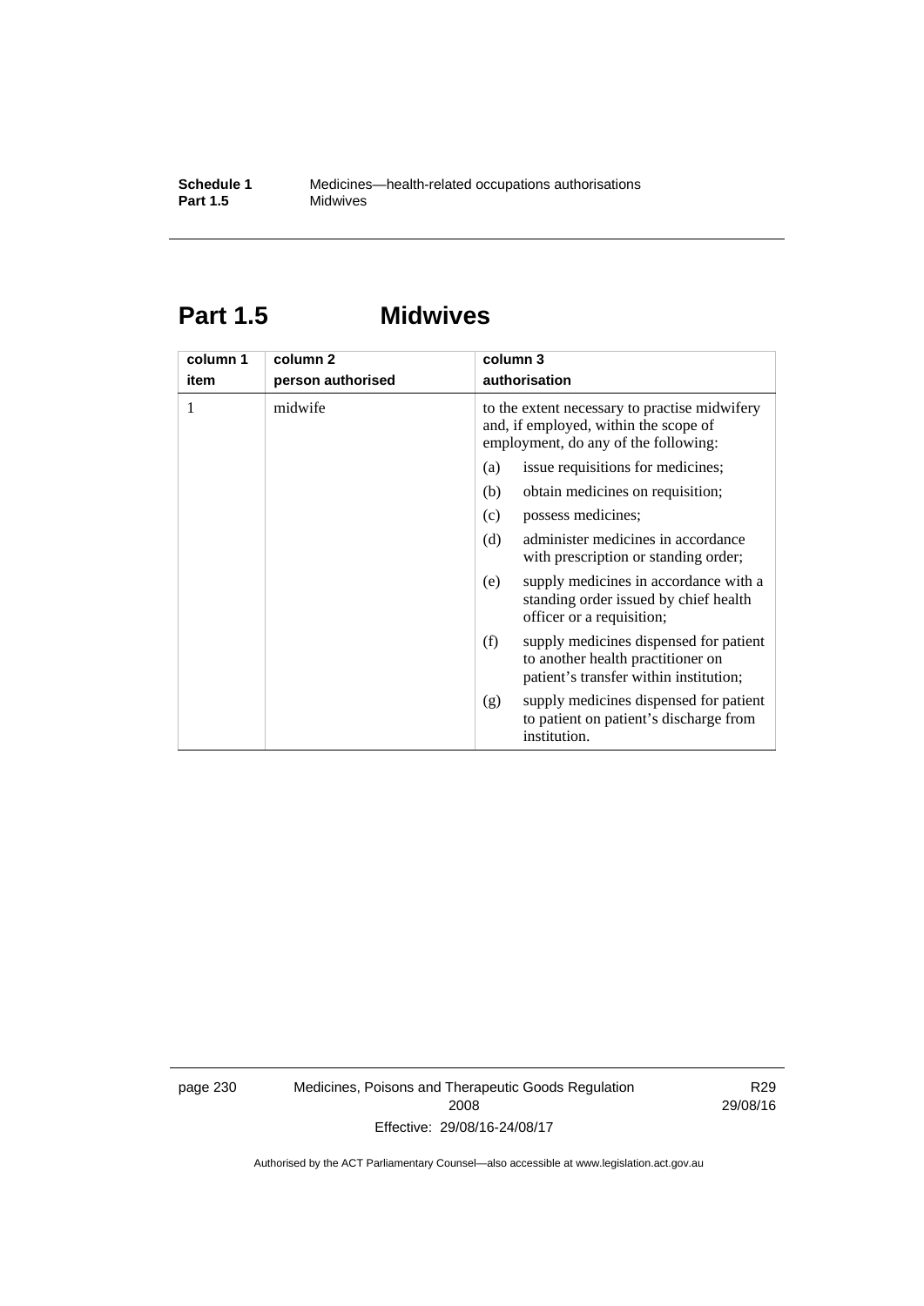## Part 1.5 Midwives

| column 1<br>item | column 2<br>person authorised | column 3<br>authorisation |
|---|---|---|
| 1 | midwife | to the extent necessary to practise midwifery and, if employed, within the scope of employment, do any of the following:<br>(a) issue requisitions for medicines;<br>(b) obtain medicines on requisition;<br>(c) possess medicines;<br>(d) administer medicines in accordance with prescription or standing order;<br>(e) supply medicines in accordance with a standing order issued by chief health officer or a requisition;<br>(f) supply medicines dispensed for patient to another health practitioner on patient's transfer within institution;<br>(g) supply medicines dispensed for patient to patient on patient's discharge from institution. |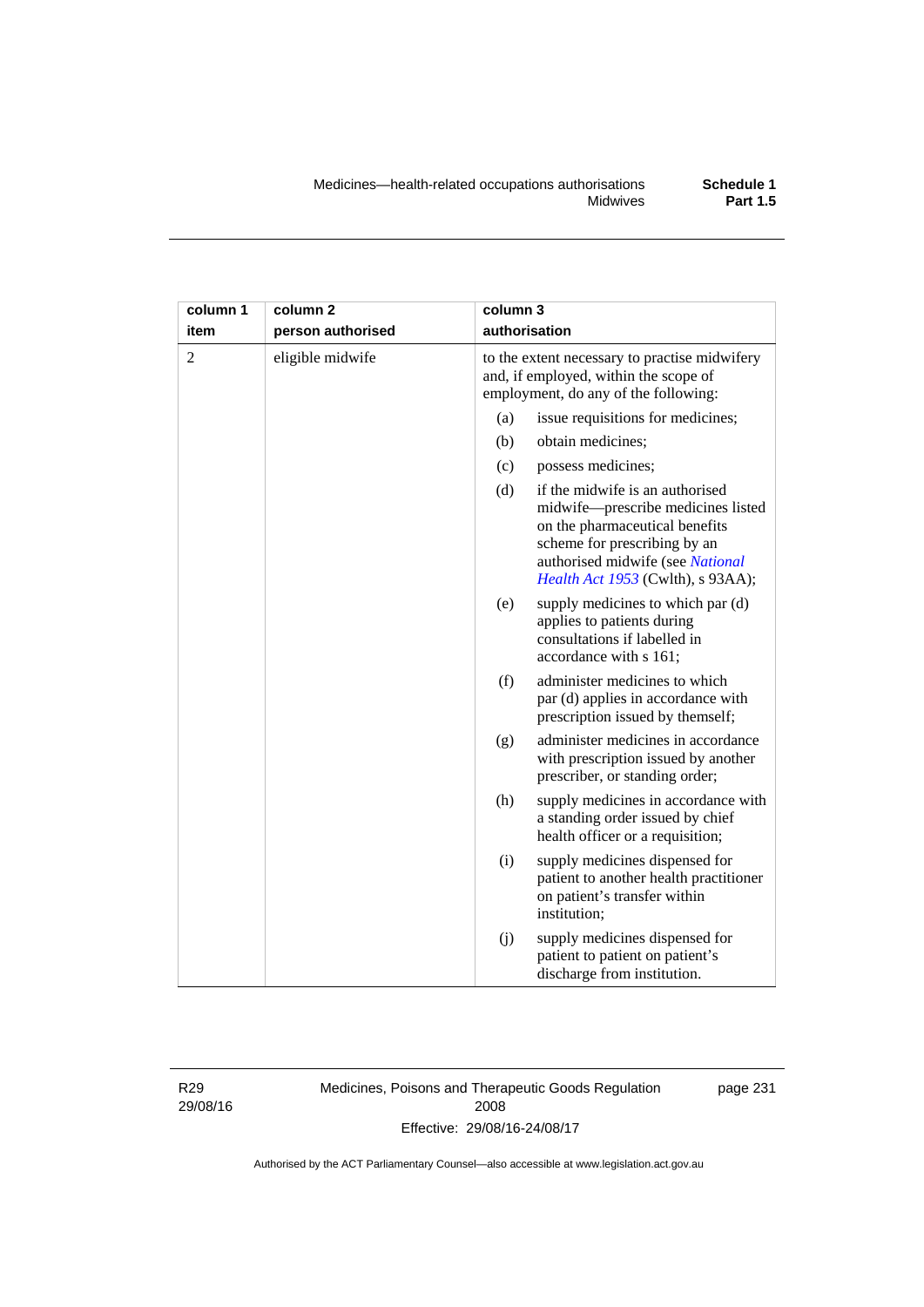| column 1 item | column 2 person authorised | column 3 authorisation |
|---|---|---|
| 2 | eligible midwife | to the extent necessary to practise midwifery and, if employed, within the scope of employment, do any of the following: |
| | | (a) issue requisitions for medicines; |
| | | (b) obtain medicines; |
| | | (c) possess medicines; |
| | | (d) if the midwife is an authorised midwife—prescribe medicines listed on the pharmaceutical benefits scheme for prescribing by an authorised midwife (see *National Health Act 1953* (Cwlth), s 93AA); |
| | | (e) supply medicines to which par (d) applies to patients during consultations if labelled in accordance with s 161; |
| | | (f) administer medicines to which par (d) applies in accordance with prescription issued by themself; |
| | | (g) administer medicines in accordance with prescription issued by another prescriber, or standing order; |
| | | (h) supply medicines in accordance with a standing order issued by chief health officer or a requisition; |
| | | (i) supply medicines dispensed for patient to another health practitioner on patient's transfer within institution; |
| | | (j) supply medicines dispensed for patient to patient on patient's discharge from institution. |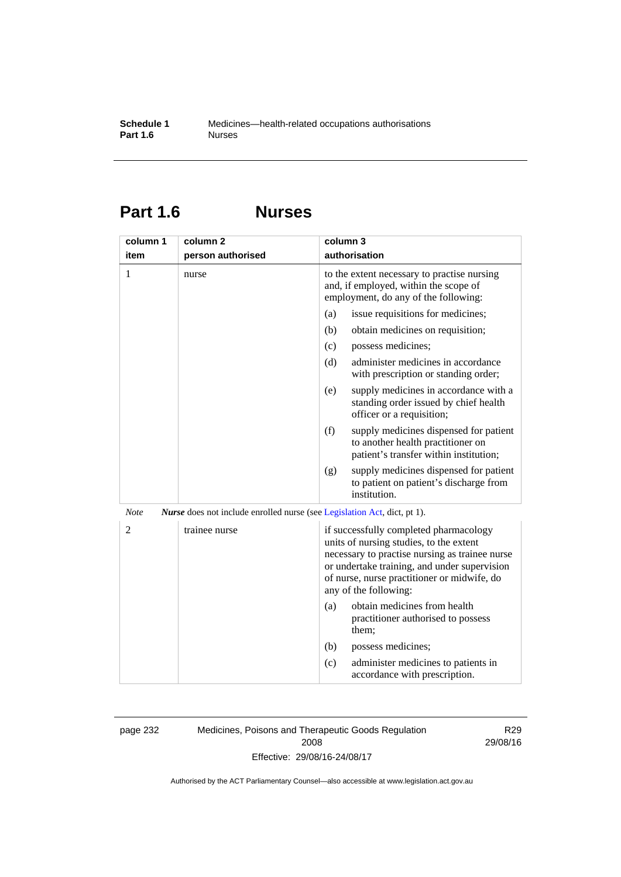# Part 1.6 Nurses

| column 1 item | column 2 person authorised | column 3 authorisation |
|---|---|---|
| 1 | nurse | to the extent necessary to practise nursing and, if employed, within the scope of employment, do any of the following:<br>(a) issue requisitions for medicines;<br>(b) obtain medicines on requisition;<br>(c) possess medicines;<br>(d) administer medicines in accordance with prescription or standing order;<br>(e) supply medicines in accordance with a standing order issued by chief health officer or a requisition;<br>(f) supply medicines dispensed for patient to another health practitioner on patient's transfer within institution;<br>(g) supply medicines dispensed for patient to patient on patient's discharge from institution. |

*Note* ***Nurse*** does not include enrolled nurse (see Legislation Act, dict, pt 1).

| column 1 item | column 2 person authorised | column 3 authorisation |
|---|---|---|
| 2 | trainee nurse | if successfully completed pharmacology units of nursing studies, to the extent necessary to practise nursing as trainee nurse or undertake training, and under supervision of nurse, nurse practitioner or midwife, do any of the following:<br>(a) obtain medicines from health practitioner authorised to possess them;<br>(b) possess medicines;<br>(c) administer medicines to patients in accordance with prescription. |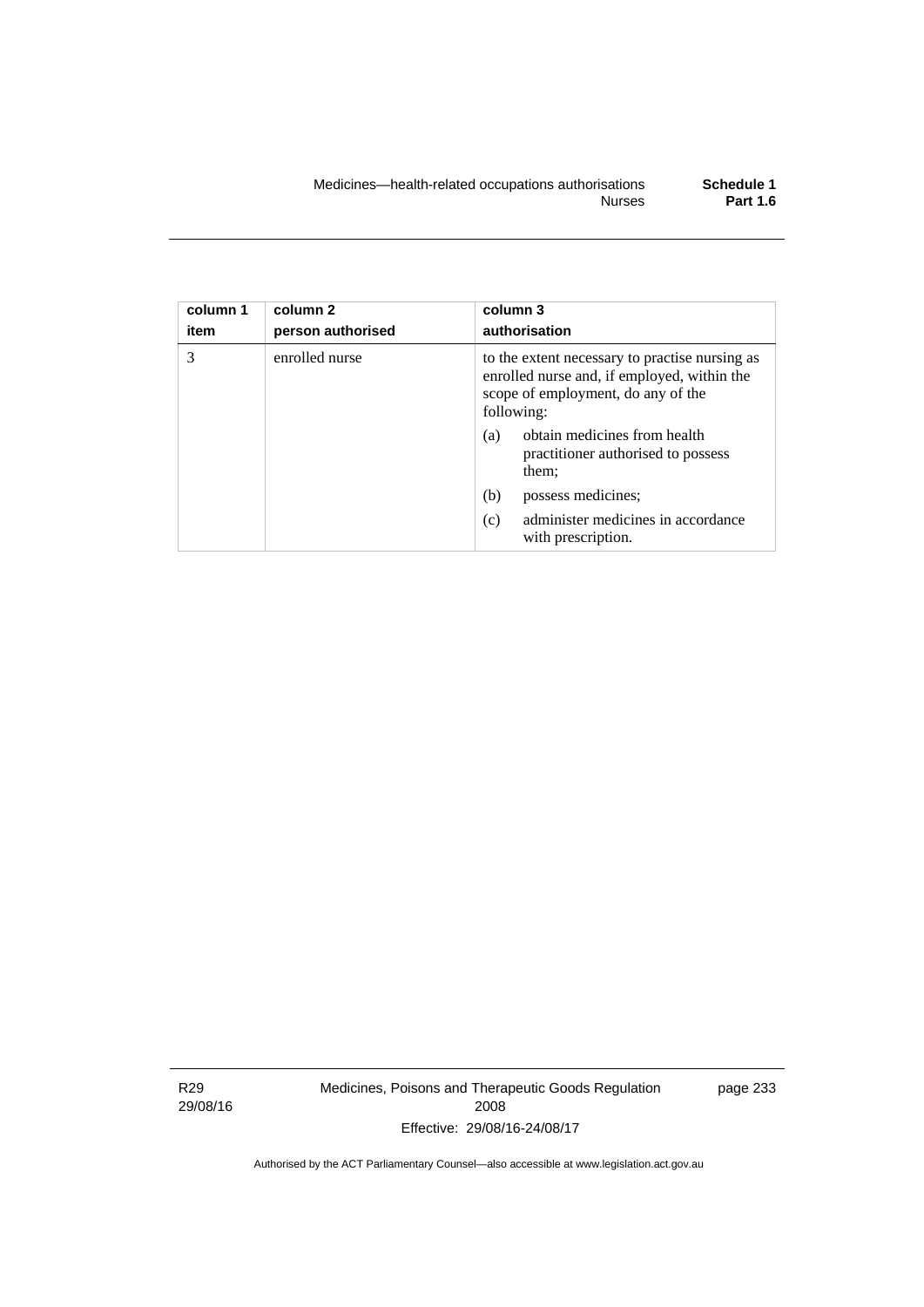| column 1<br>item | column 2<br>person authorised | column 3<br>authorisation |
|---|---|---|
| 3 | enrolled nurse | to the extent necessary to practise nursing as enrolled nurse and, if employed, within the scope of employment, do any of the following:<br>(a) obtain medicines from health practitioner authorised to possess them;<br>(b) possess medicines;<br>(c) administer medicines in accordance with prescription. |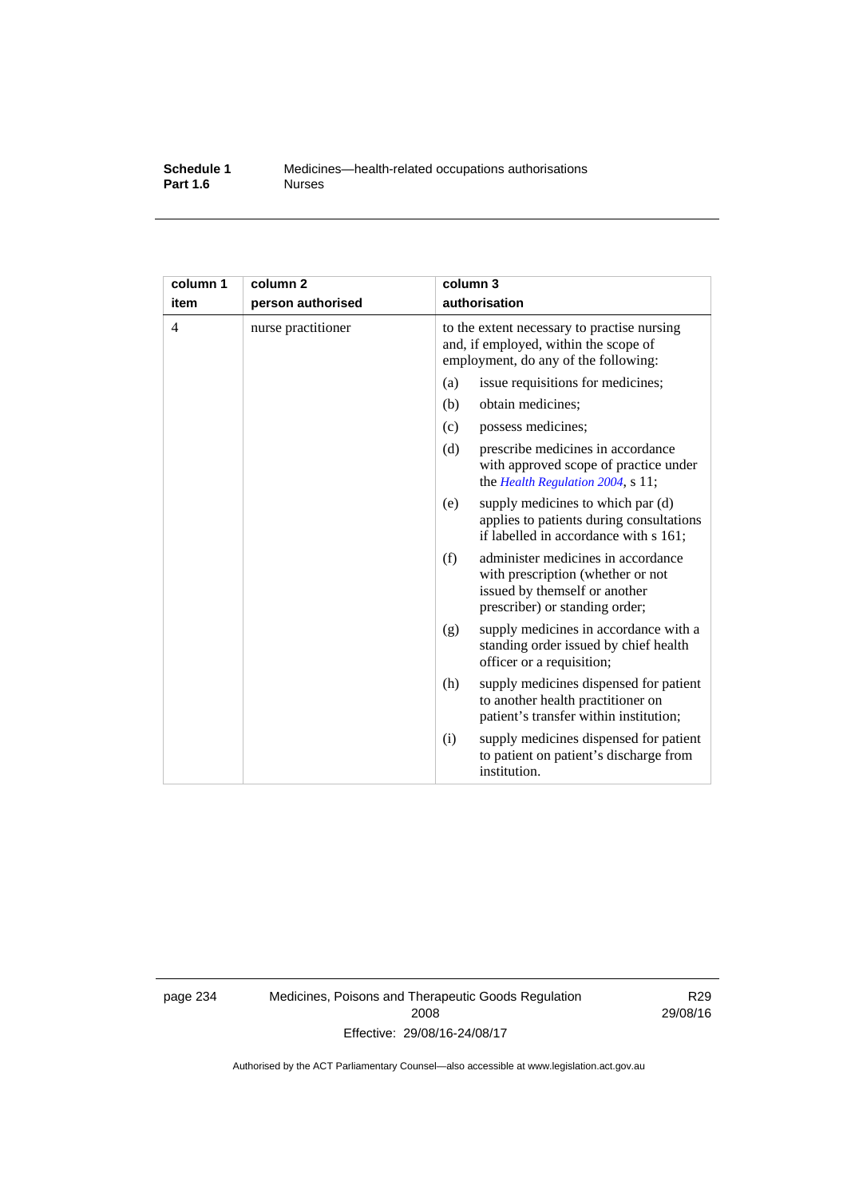| column 1<br>item | column 2<br>person authorised | column 3<br>authorisation |
|---|---|---|
| 4 | nurse practitioner | to the extent necessary to practise nursing and, if employed, within the scope of employment, do any of the following:<br>(a) issue requisitions for medicines;<br>(b) obtain medicines;<br>(c) possess medicines;<br>(d) prescribe medicines in accordance with approved scope of practice under the *Health Regulation 2004*, s 11;<br>(e) supply medicines to which par (d) applies to patients during consultations if labelled in accordance with s 161;<br>(f) administer medicines in accordance with prescription (whether or not issued by themself or another prescriber) or standing order;<br>(g) supply medicines in accordance with a standing order issued by chief health officer or a requisition;<br>(h) supply medicines dispensed for patient to another health practitioner on patient's transfer within institution;<br>(i) supply medicines dispensed for patient to patient on patient's discharge from institution. |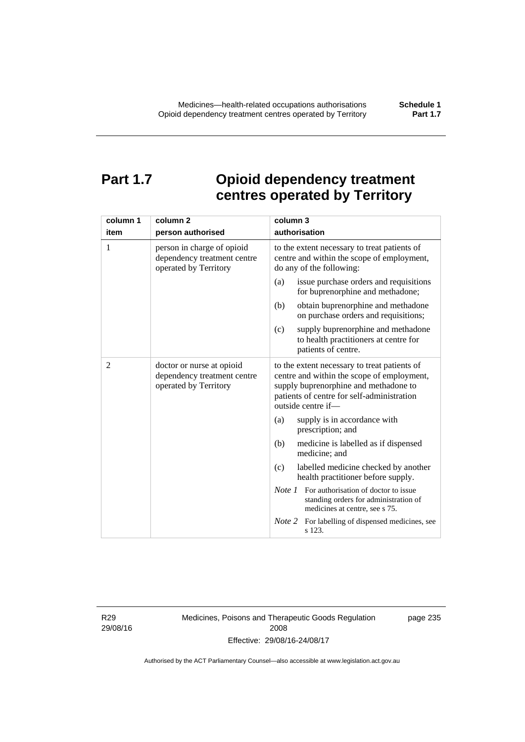# Part 1.7 Opioid dependency treatment centres operated by Territory

| column 1<br>item | column 2<br>person authorised | column 3<br>authorisation |
|---|---|---|
| 1 | person in charge of opioid dependency treatment centre operated by Territory | to the extent necessary to treat patients of centre and within the scope of employment, do any of the following:<br>(a) issue purchase orders and requisitions for buprenorphine and methadone;<br>(b) obtain buprenorphine and methadone on purchase orders and requisitions;<br>(c) supply buprenorphine and methadone to health practitioners at centre for patients of centre. |
| 2 | doctor or nurse at opioid dependency treatment centre operated by Territory | to the extent necessary to treat patients of centre and within the scope of employment, supply buprenorphine and methadone to patients of centre for self-administration outside centre if—<br>(a) supply is in accordance with prescription; and<br>(b) medicine is labelled as if dispensed medicine; and<br>(c) labelled medicine checked by another health practitioner before supply.<br>*Note 1* For authorisation of doctor to issue standing orders for administration of medicines at centre, see s 75.<br>*Note 2* For labelling of dispensed medicines, see s 123. |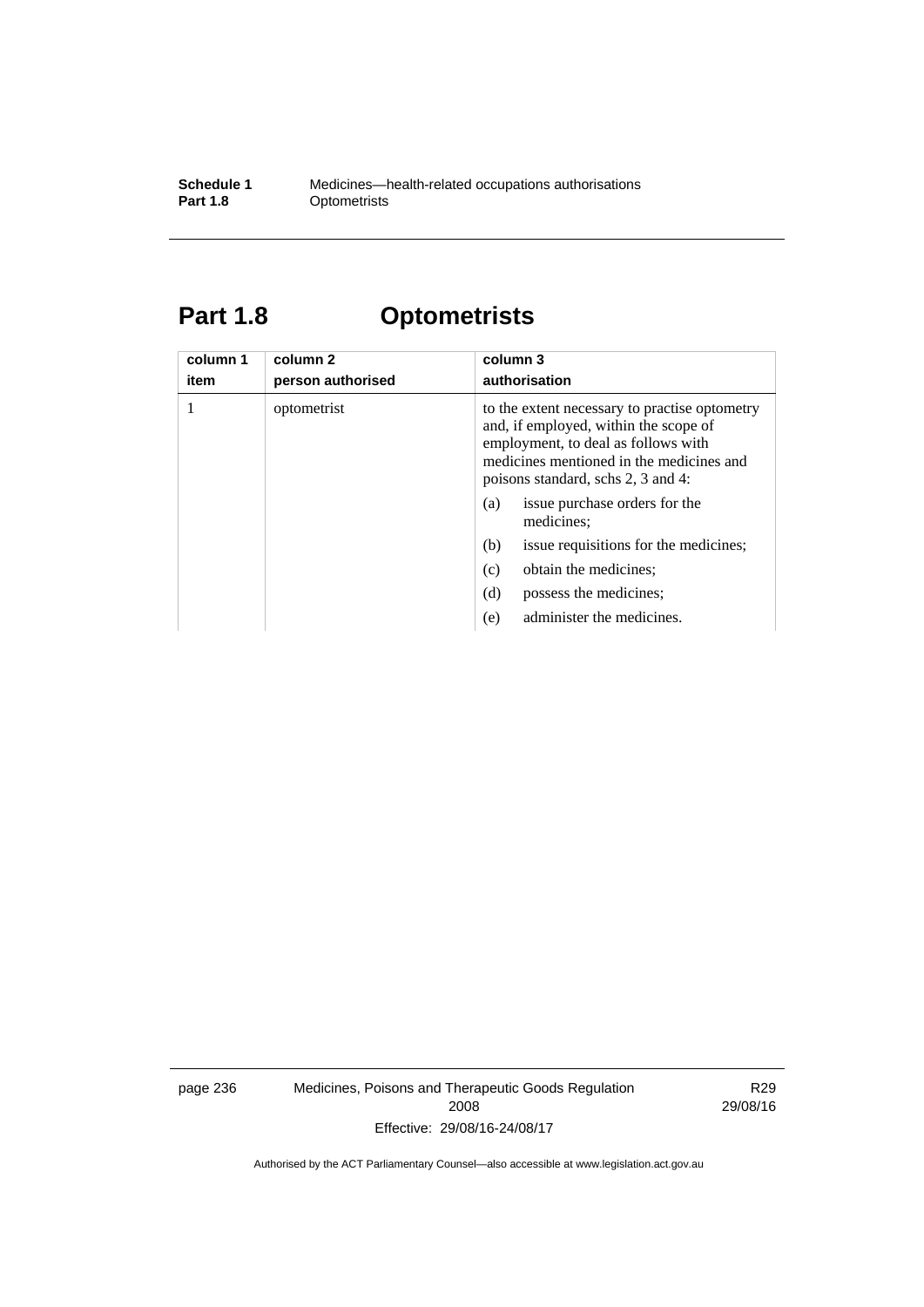# Part 1.8 Optometrists

| column 1<br>item | column 2<br>person authorised | column 3<br>authorisation |
|---|---|---|
| 1 | optometrist | to the extent necessary to practise optometry and, if employed, within the scope of employment, to deal as follows with medicines mentioned in the medicines and poisons standard, schs 2, 3 and 4:<br>(a) issue purchase orders for the medicines;<br>(b) issue requisitions for the medicines;<br>(c) obtain the medicines;<br>(d) possess the medicines;<br>(e) administer the medicines. |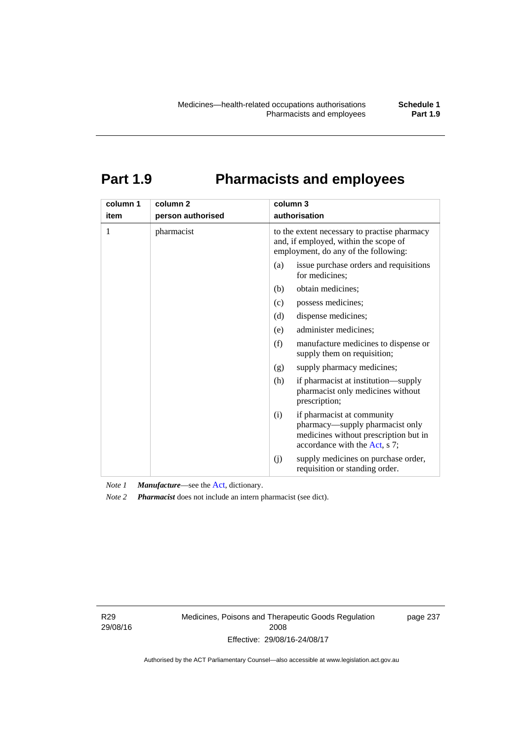# Part 1.9 Pharmacists and employees

| column 1<br>item | column 2<br>person authorised | column 3<br>authorisation |
|---|---|---|
| 1 | pharmacist | to the extent necessary to practise pharmacy and, if employed, within the scope of employment, do any of the following:<br>(a) issue purchase orders and requisitions for medicines;<br>(b) obtain medicines;<br>(c) possess medicines;<br>(d) dispense medicines;<br>(e) administer medicines;<br>(f) manufacture medicines to dispense or supply them on requisition;<br>(g) supply pharmacy medicines;<br>(h) if pharmacist at institution—supply pharmacist only medicines without prescription;<br>(i) if pharmacist at community pharmacy—supply pharmacist only medicines without prescription but in accordance with the Act, s 7;<br>(j) supply medicines on purchase order, requisition or standing order. |

*Note 1* ***Manufacture***—see the Act, dictionary.

*Note 2* ***Pharmacist*** does not include an intern pharmacist (see dict).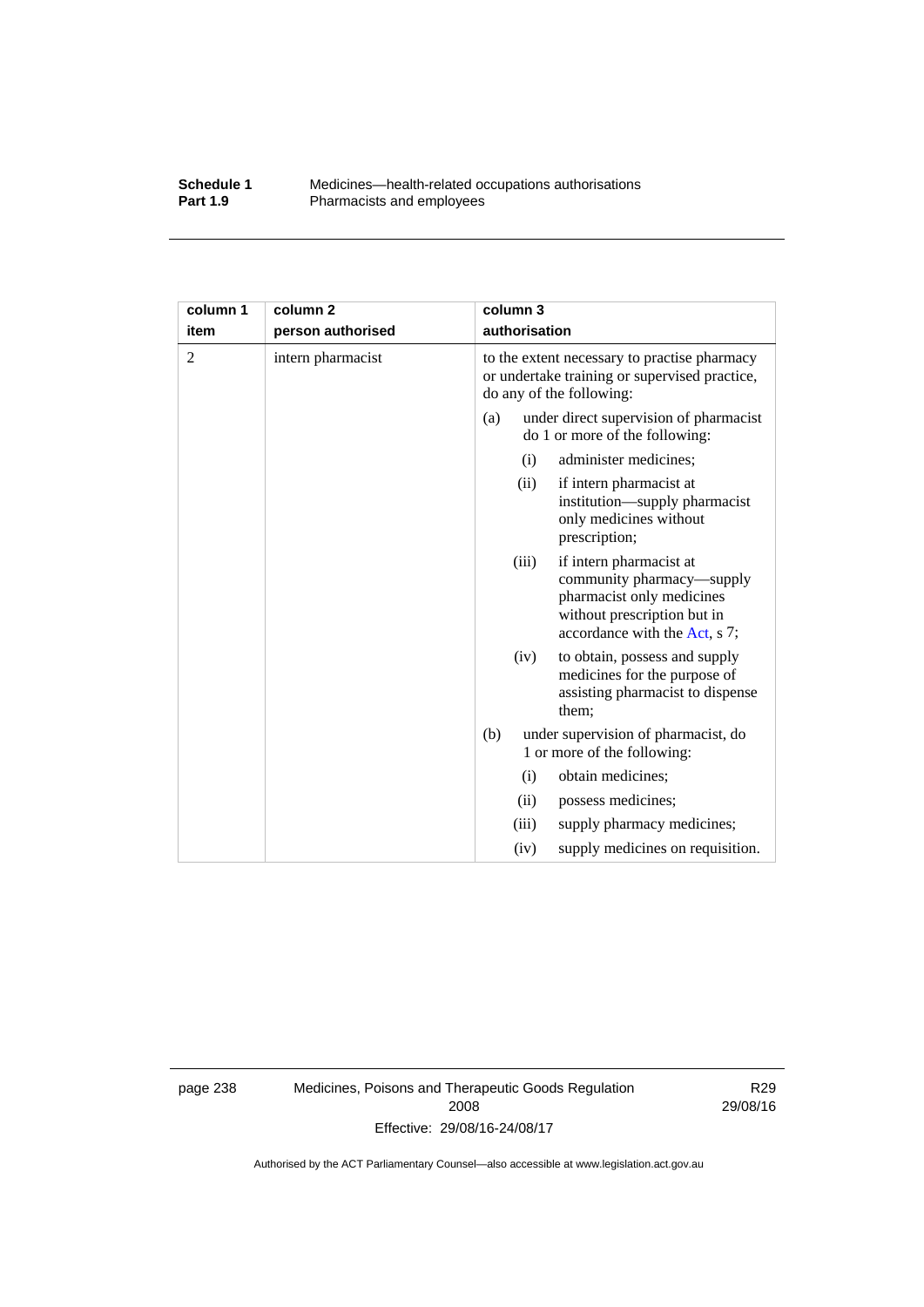| column 1 item | column 2 person authorised | column 3 authorisation |
|---|---|---|
| 2 | intern pharmacist | to the extent necessary to practise pharmacy or undertake training or supervised practice, do any of the following:<br>(a) under direct supervision of pharmacist do 1 or more of the following:<br>(i) administer medicines;<br>(ii) if intern pharmacist at institution—supply pharmacist only medicines without prescription;<br>(iii) if intern pharmacist at community pharmacy—supply pharmacist only medicines without prescription but in accordance with the Act, s 7;<br>(iv) to obtain, possess and supply medicines for the purpose of assisting pharmacist to dispense them;<br>(b) under supervision of pharmacist, do 1 or more of the following:<br>(i) obtain medicines;<br>(ii) possess medicines;<br>(iii) supply pharmacy medicines;<br>(iv) supply medicines on requisition. |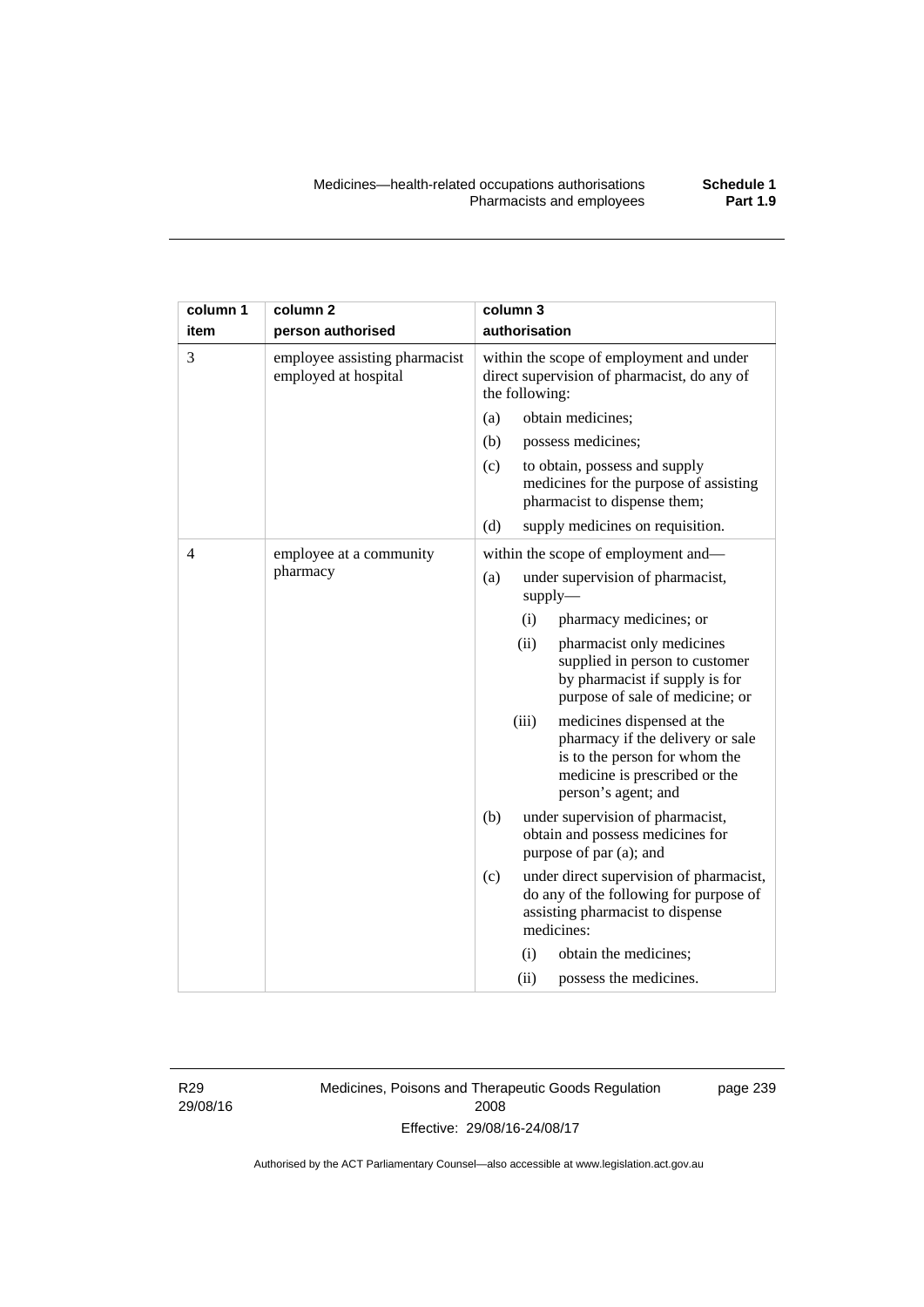| column 1 item | column 2 person authorised | column 3 authorisation |
|---|---|---|
| 3 | employee assisting pharmacist employed at hospital | within the scope of employment and under direct supervision of pharmacist, do any of the following:<br>(a) obtain medicines;<br>(b) possess medicines;<br>(c) to obtain, possess and supply medicines for the purpose of assisting pharmacist to dispense them;<br>(d) supply medicines on requisition. |
| 4 | employee at a community pharmacy | within the scope of employment and—<br>(a) under supervision of pharmacist, supply—<br>(i) pharmacy medicines; or<br>(ii) pharmacist only medicines supplied in person to customer by pharmacist if supply is for purpose of sale of medicine; or<br>(iii) medicines dispensed at the pharmacy if the delivery or sale is to the person for whom the medicine is prescribed or the person's agent; and<br>(b) under supervision of pharmacist, obtain and possess medicines for purpose of par (a); and<br>(c) under direct supervision of pharmacist, do any of the following for purpose of assisting pharmacist to dispense medicines:<br>(i) obtain the medicines;<br>(ii) possess the medicines. |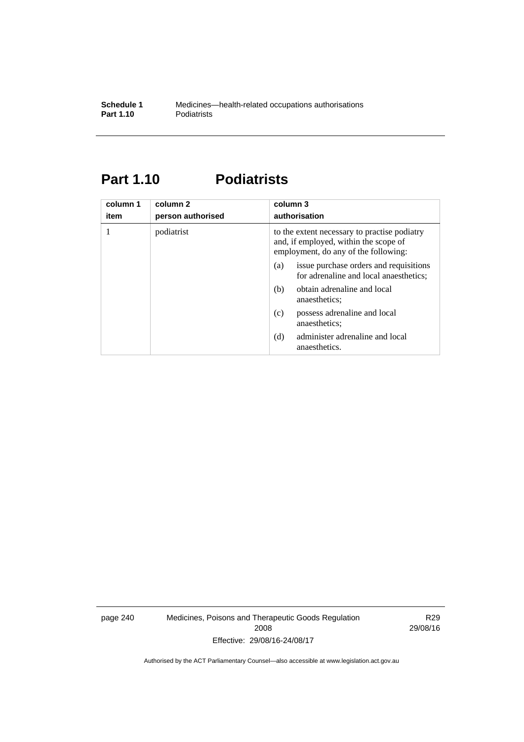## Part 1.10 Podiatrists

| column 1<br>item | column 2<br>person authorised | column 3<br>authorisation |
|---|---|---|
| 1 | podiatrist | to the extent necessary to practise podiatry and, if employed, within the scope of employment, do any of the following:<br>(a) issue purchase orders and requisitions for adrenaline and local anaesthetics;<br>(b) obtain adrenaline and local anaesthetics;<br>(c) possess adrenaline and local anaesthetics;<br>(d) administer adrenaline and local anaesthetics. |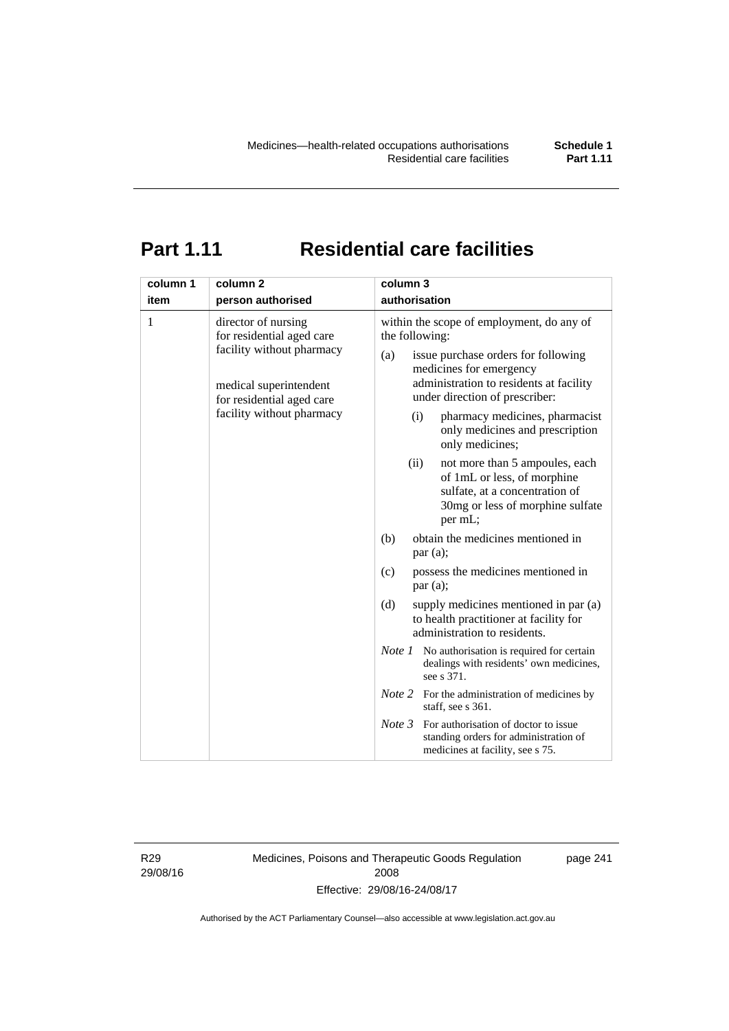# Part 1.11 Residential care facilities

| column 1<br>item | column 2<br>person authorised | column 3<br>authorisation |
|---|---|---|
| 1 | director of nursing for residential aged care facility without pharmacy<br><br>medical superintendent for residential aged care facility without pharmacy | within the scope of employment, do any of the following:<br>(a) issue purchase orders for following medicines for emergency administration to residents at facility under direction of prescriber:<br>(i) pharmacy medicines, pharmacist only medicines and prescription only medicines;<br>(ii) not more than 5 ampoules, each of 1mL or less, of morphine sulfate, at a concentration of 30mg or less of morphine sulfate per mL;<br>(b) obtain the medicines mentioned in par (a);<br>(c) possess the medicines mentioned in par (a);<br>(d) supply medicines mentioned in par (a) to health practitioner at facility for administration to residents.<br>*Note 1* No authorisation is required for certain dealings with residents' own medicines, see s 371.<br>*Note 2* For the administration of medicines by staff, see s 361.<br>*Note 3* For authorisation of doctor to issue standing orders for administration of medicines at facility, see s 75. |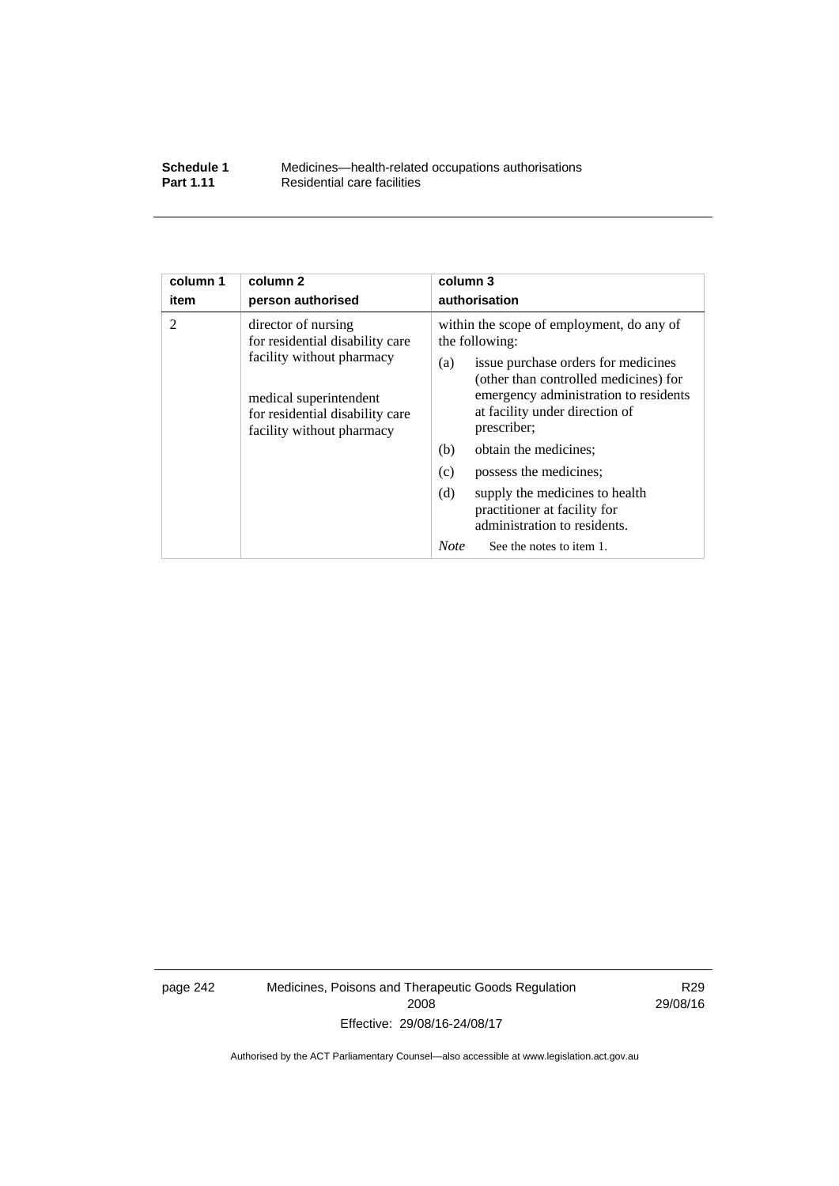| column 1 item | column 2 person authorised | column 3 authorisation |
|---|---|---|
| 2 | director of nursing for residential disability care facility without pharmacy<br><br>medical superintendent for residential disability care facility without pharmacy | within the scope of employment, do any of the following:<br>(a) issue purchase orders for medicines (other than controlled medicines) for emergency administration to residents at facility under direction of prescriber;<br>(b) obtain the medicines;<br>(c) possess the medicines;<br>(d) supply the medicines to health practitioner at facility for administration to residents.<br>*Note* See the notes to item 1. |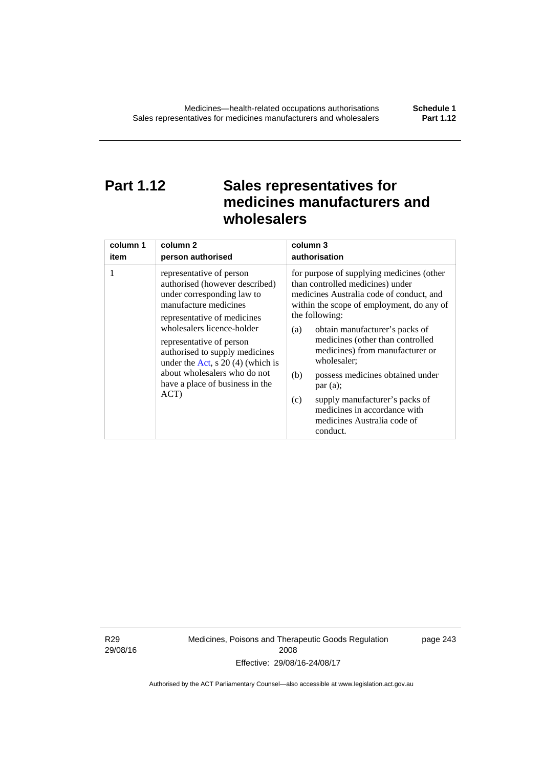# Part 1.12 Sales representatives for medicines manufacturers and wholesalers

| column 1<br>item | column 2<br>person authorised | column 3<br>authorisation |
|---|---|---|
| 1 | representative of person authorised (however described) under corresponding law to manufacture medicines<br><br>representative of medicines wholesalers licence-holder<br><br>representative of person authorised to supply medicines under the Act, s 20 (4) (which is about wholesalers who do not have a place of business in the ACT) | for purpose of supplying medicines (other than controlled medicines) under medicines Australia code of conduct, and within the scope of employment, do any of the following:<br><br>(a) obtain manufacturer's packs of medicines (other than controlled medicines) from manufacturer or wholesaler;<br><br>(b) possess medicines obtained under par (a);<br><br>(c) supply manufacturer's packs of medicines in accordance with medicines Australia code of conduct. |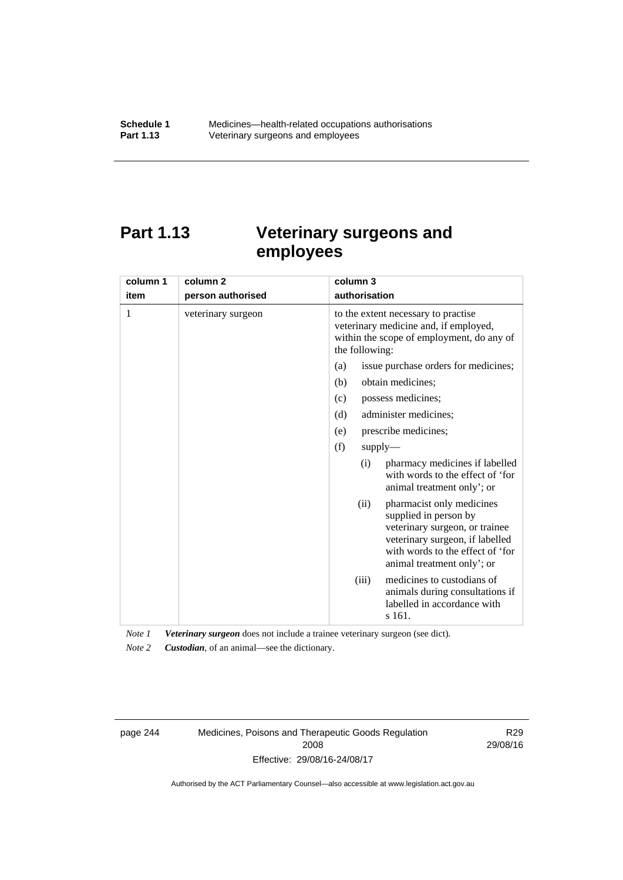# Part 1.13 Veterinary surgeons and employees

| column 1<br>item | column 2<br>person authorised | column 3<br>authorisation |
|---|---|---|
| 1 | veterinary surgeon | to the extent necessary to practise veterinary medicine and, if employed, within the scope of employment, do any of the following:<br>(a) issue purchase orders for medicines;<br>(b) obtain medicines;<br>(c) possess medicines;<br>(d) administer medicines;<br>(e) prescribe medicines;<br>(f) supply—<br>(i) pharmacy medicines if labelled with words to the effect of 'for animal treatment only'; or<br>(ii) pharmacist only medicines supplied in person by veterinary surgeon, or trainee veterinary surgeon, if labelled with words to the effect of 'for animal treatment only'; or<br>(iii) medicines to custodians of animals during consultations if labelled in accordance with s 161. |

*Note 1* ***Veterinary surgeon*** does not include a trainee veterinary surgeon (see dict).

*Note 2* ***Custodian***, of an animal—see the dictionary.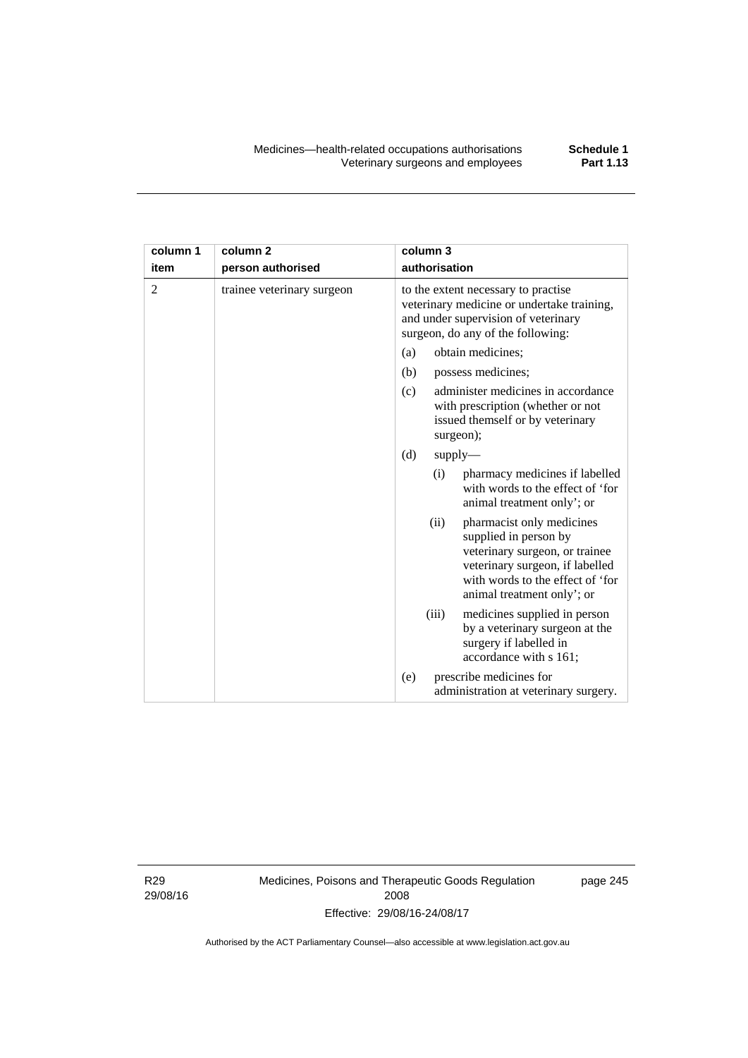| column 1 item | column 2 person authorised | column 3 authorisation |
|---|---|---|
| 2 | trainee veterinary surgeon | to the extent necessary to practise veterinary medicine or undertake training, and under supervision of veterinary surgeon, do any of the following:<br>(a) obtain medicines;<br>(b) possess medicines;<br>(c) administer medicines in accordance with prescription (whether or not issued themself or by veterinary surgeon);<br>(d) supply—<br>(i) pharmacy medicines if labelled with words to the effect of 'for animal treatment only'; or<br>(ii) pharmacist only medicines supplied in person by veterinary surgeon, or trainee veterinary surgeon, if labelled with words to the effect of 'for animal treatment only'; or<br>(iii) medicines supplied in person by a veterinary surgeon at the surgery if labelled in accordance with s 161;<br>(e) prescribe medicines for administration at veterinary surgery. |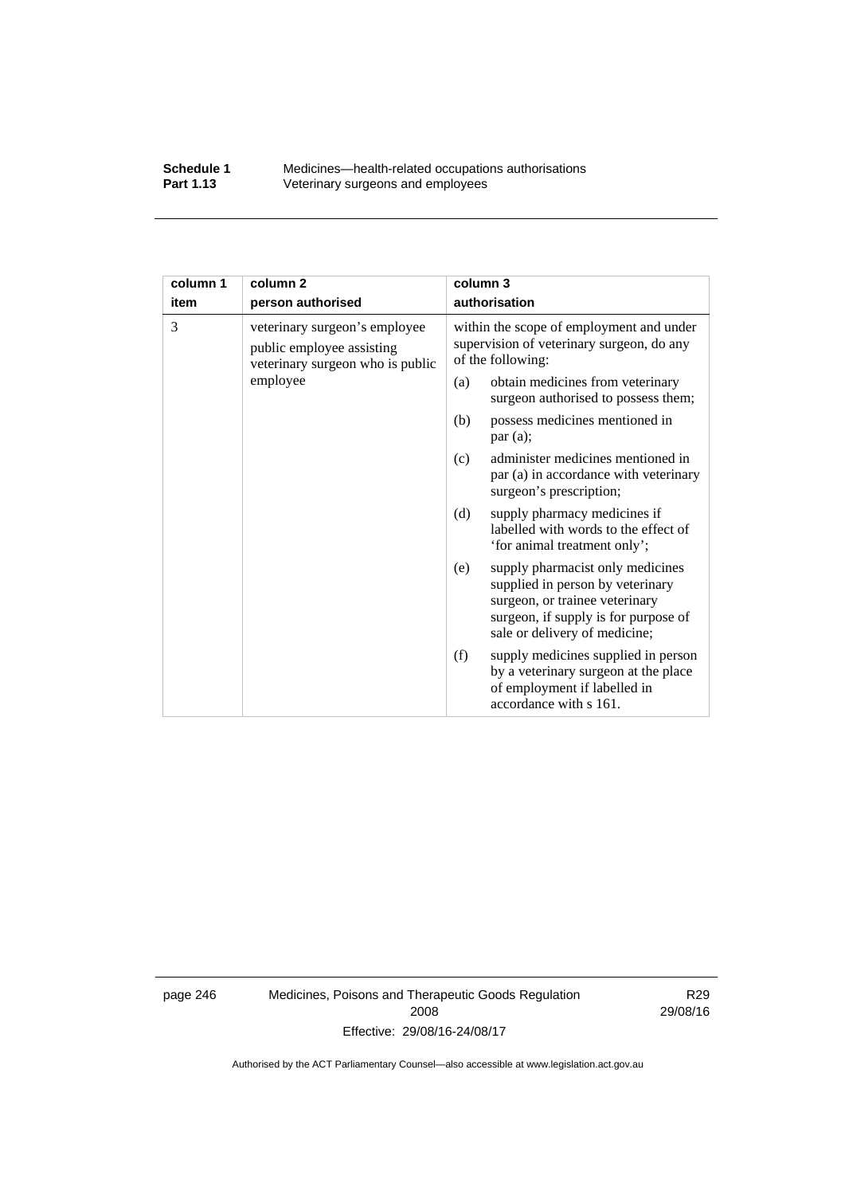| column 1<br>item | column 2<br>person authorised | column 3<br>authorisation |
|---|---|---|
| 3 | veterinary surgeon's employee public employee assisting veterinary surgeon who is public employee | within the scope of employment and under supervision of veterinary surgeon, do any of the following:<br>(a) obtain medicines from veterinary surgeon authorised to possess them;<br>(b) possess medicines mentioned in par (a);<br>(c) administer medicines mentioned in par (a) in accordance with veterinary surgeon's prescription;<br>(d) supply pharmacy medicines if labelled with words to the effect of 'for animal treatment only';<br>(e) supply pharmacist only medicines supplied in person by veterinary surgeon, or trainee veterinary surgeon, if supply is for purpose of sale or delivery of medicine;<br>(f) supply medicines supplied in person by a veterinary surgeon at the place of employment if labelled in accordance with s 161. |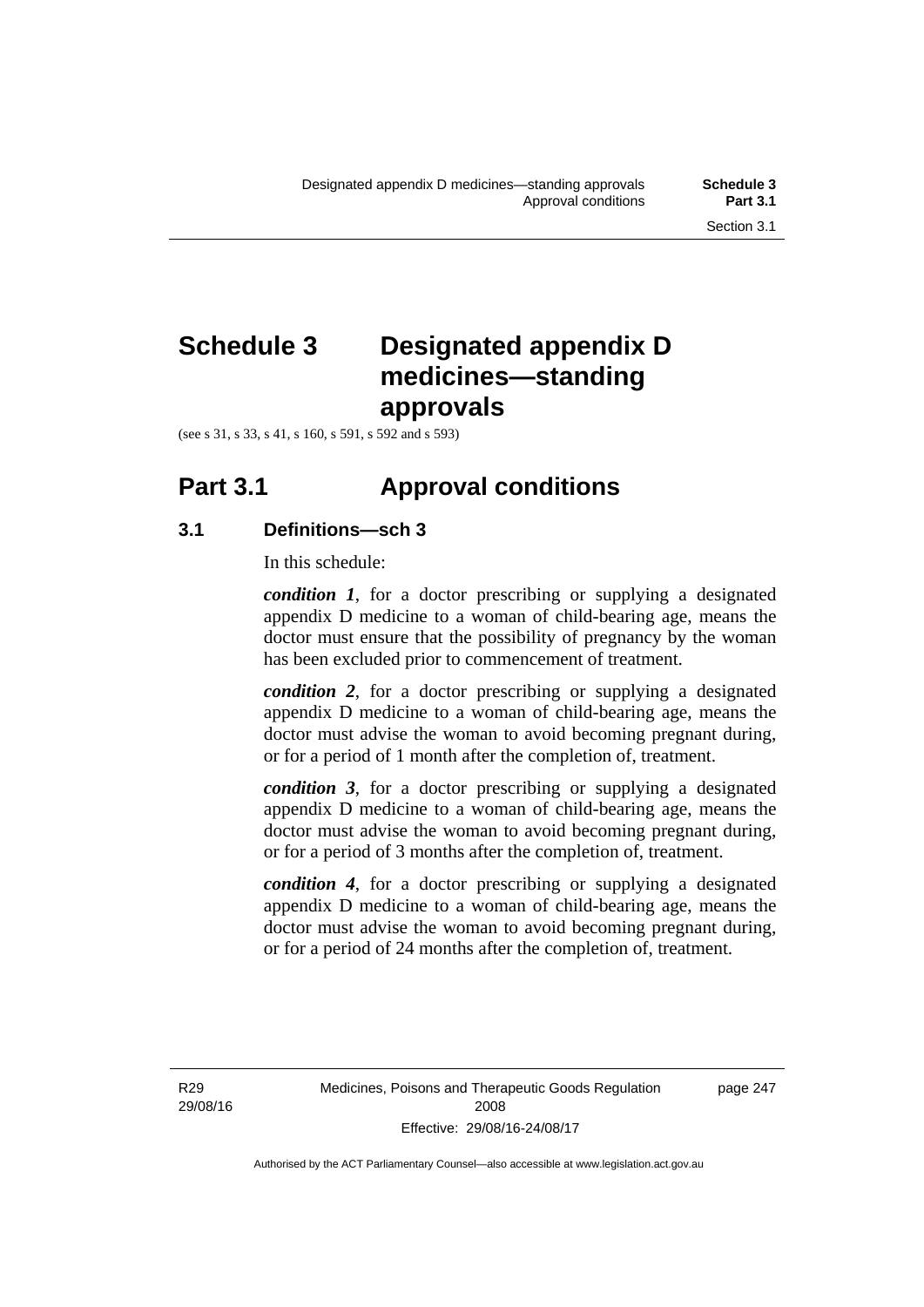# Schedule 3 Designated appendix D medicines—standing approvals

(see s 31, s 33, s 41, s 160, s 591, s 592 and s 593)

## Part 3.1 Approval conditions

### 3.1 Definitions—sch 3

In this schedule:

***condition 1***, for a doctor prescribing or supplying a designated appendix D medicine to a woman of child-bearing age, means the doctor must ensure that the possibility of pregnancy by the woman has been excluded prior to commencement of treatment.

***condition 2***, for a doctor prescribing or supplying a designated appendix D medicine to a woman of child-bearing age, means the doctor must advise the woman to avoid becoming pregnant during, or for a period of 1 month after the completion of, treatment.

***condition 3***, for a doctor prescribing or supplying a designated appendix D medicine to a woman of child-bearing age, means the doctor must advise the woman to avoid becoming pregnant during, or for a period of 3 months after the completion of, treatment.

***condition 4***, for a doctor prescribing or supplying a designated appendix D medicine to a woman of child-bearing age, means the doctor must advise the woman to avoid becoming pregnant during, or for a period of 24 months after the completion of, treatment.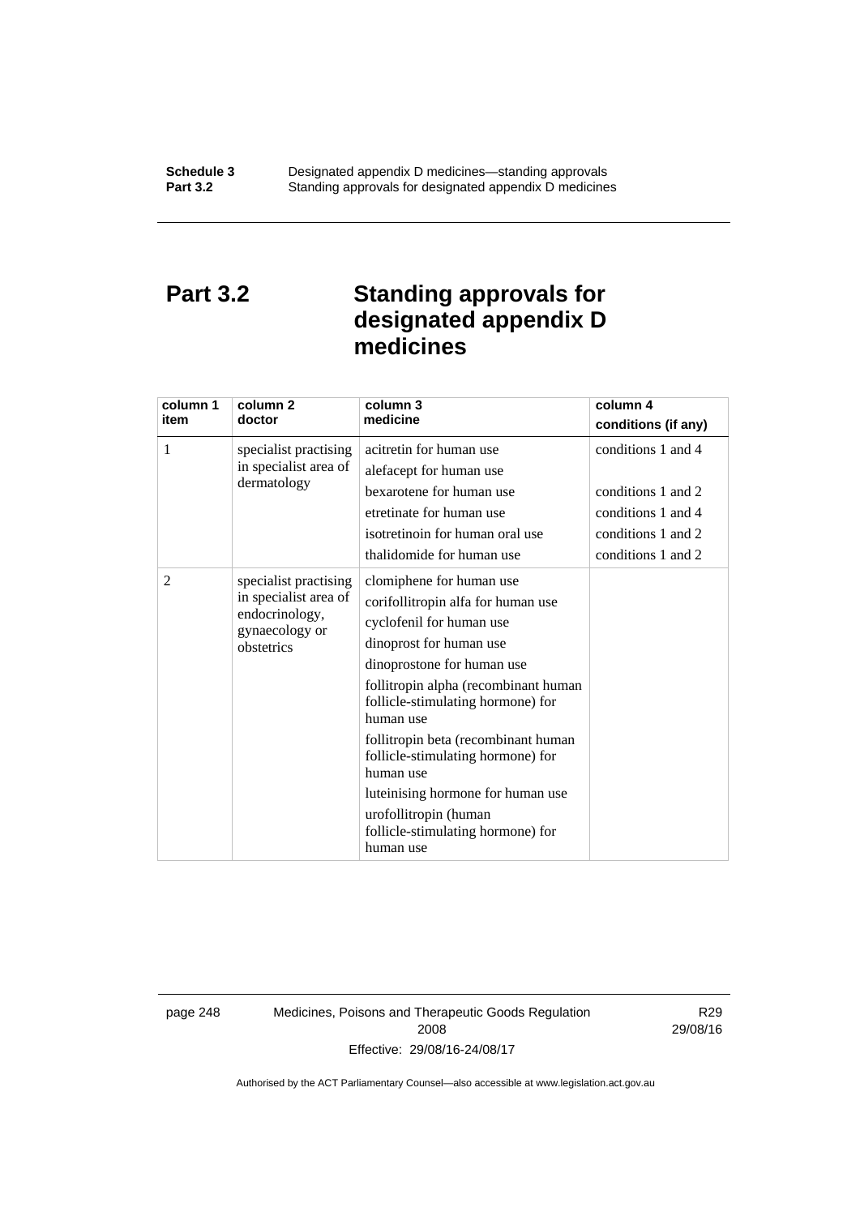# Part 3.2 Standing approvals for designated appendix D medicines

| column 1<br>item | column 2<br>doctor | column 3<br>medicine | column 4<br>conditions (if any) |
|---|---|---|---|
| 1 | specialist practising in specialist area of dermatology | acitretin for human use | conditions 1 and 4 |
| | | alefacept for human use | |
| | | bexarotene for human use | conditions 1 and 2 |
| | | etretinate for human use | conditions 1 and 4 |
| | | isotretinoin for human oral use | conditions 1 and 2 |
| | | thalidomide for human use | conditions 1 and 2 |
| 2 | specialist practising in specialist area of endocrinology, gynaecology or obstetrics | clomiphene for human use | |
| | | corifollitropin alfa for human use | |
| | | cyclofenil for human use | |
| | | dinoprost for human use | |
| | | dinoprostone for human use | |
| | | follitropin alpha (recombinant human follicle-stimulating hormone) for human use | |
| | | follitropin beta (recombinant human follicle-stimulating hormone) for human use | |
| | | luteinising hormone for human use | |
| | | urofollitropin (human follicle-stimulating hormone) for human use | |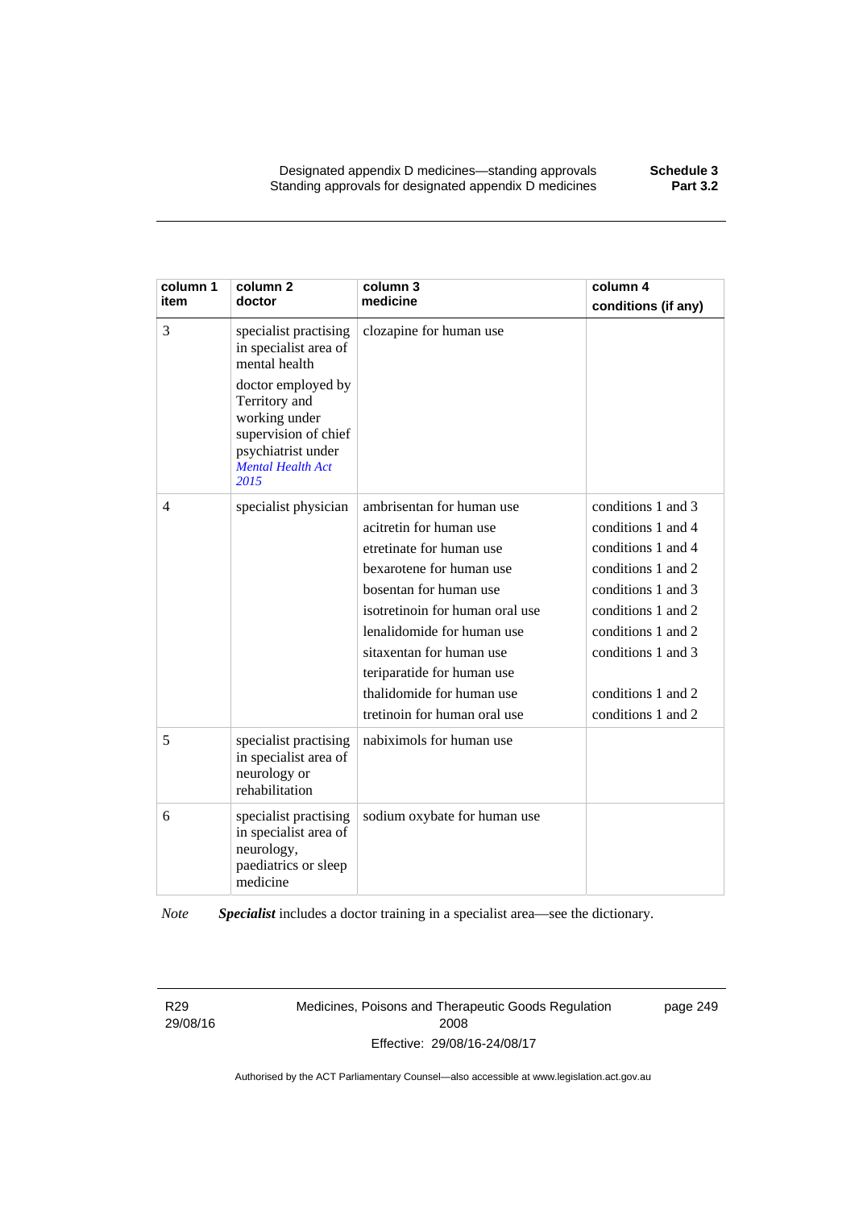| column 1 item | column 2 doctor | column 3 medicine | column 4 conditions (if any) |
|---|---|---|---|
| 3 | specialist practising in specialist area of mental health<br><br>doctor employed by Territory and working under supervision of chief psychiatrist under *Mental Health Act 2015* | clozapine for human use | |
| 4 | specialist physician | ambrisentan for human use | conditions 1 and 3 |
| | | acitretin for human use | conditions 1 and 4 |
| | | etretinate for human use | conditions 1 and 4 |
| | | bexarotene for human use | conditions 1 and 2 |
| | | bosentan for human use | conditions 1 and 3 |
| | | isotretinoin for human oral use | conditions 1 and 2 |
| | | lenalidomide for human use | conditions 1 and 2 |
| | | sitaxentan for human use | conditions 1 and 3 |
| | | teriparatide for human use | |
| | | thalidomide for human use | conditions 1 and 2 |
| | | tretinoin for human oral use | conditions 1 and 2 |
| 5 | specialist practising in specialist area of neurology or rehabilitation | nabiximols for human use | |
| 6 | specialist practising in specialist area of neurology, paediatrics or sleep medicine | sodium oxybate for human use | |

*Note* ***Specialist*** includes a doctor training in a specialist area—see the dictionary.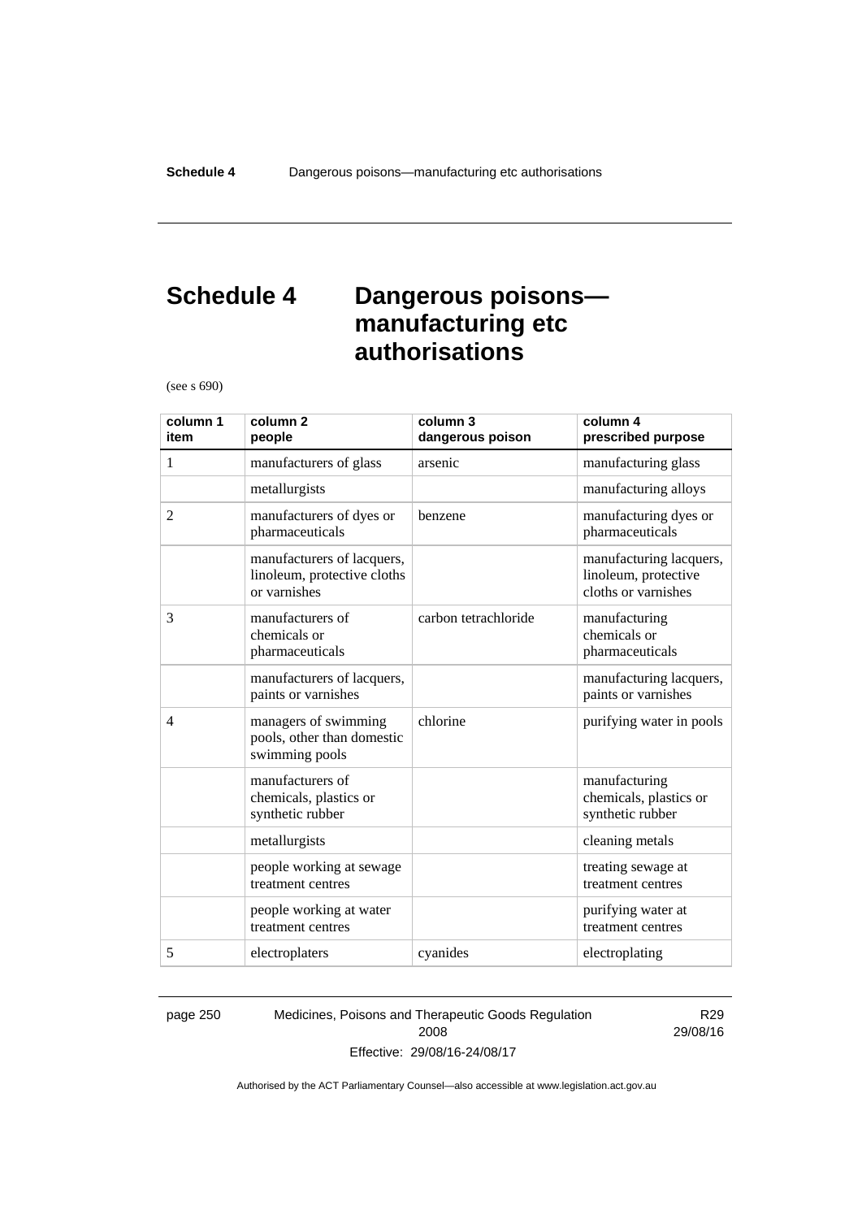# Schedule 4 Dangerous poisons—manufacturing etc authorisations

(see s 690)

| column 1 item | column 2 people | column 3 dangerous poison | column 4 prescribed purpose |
|---|---|---|---|
| 1 | manufacturers of glass | arsenic | manufacturing glass |
| | metallurgists | | manufacturing alloys |
| 2 | manufacturers of dyes or pharmaceuticals | benzene | manufacturing dyes or pharmaceuticals |
| | manufacturers of lacquers, linoleum, protective cloths or varnishes | | manufacturing lacquers, linoleum, protective cloths or varnishes |
| 3 | manufacturers of chemicals or pharmaceuticals | carbon tetrachloride | manufacturing chemicals or pharmaceuticals |
| | manufacturers of lacquers, paints or varnishes | | manufacturing lacquers, paints or varnishes |
| 4 | managers of swimming pools, other than domestic swimming pools | chlorine | purifying water in pools |
| | manufacturers of chemicals, plastics or synthetic rubber | | manufacturing chemicals, plastics or synthetic rubber |
| | metallurgists | | cleaning metals |
| | people working at sewage treatment centres | | treating sewage at treatment centres |
| | people working at water treatment centres | | purifying water at treatment centres |
| 5 | electroplaters | cyanides | electroplating |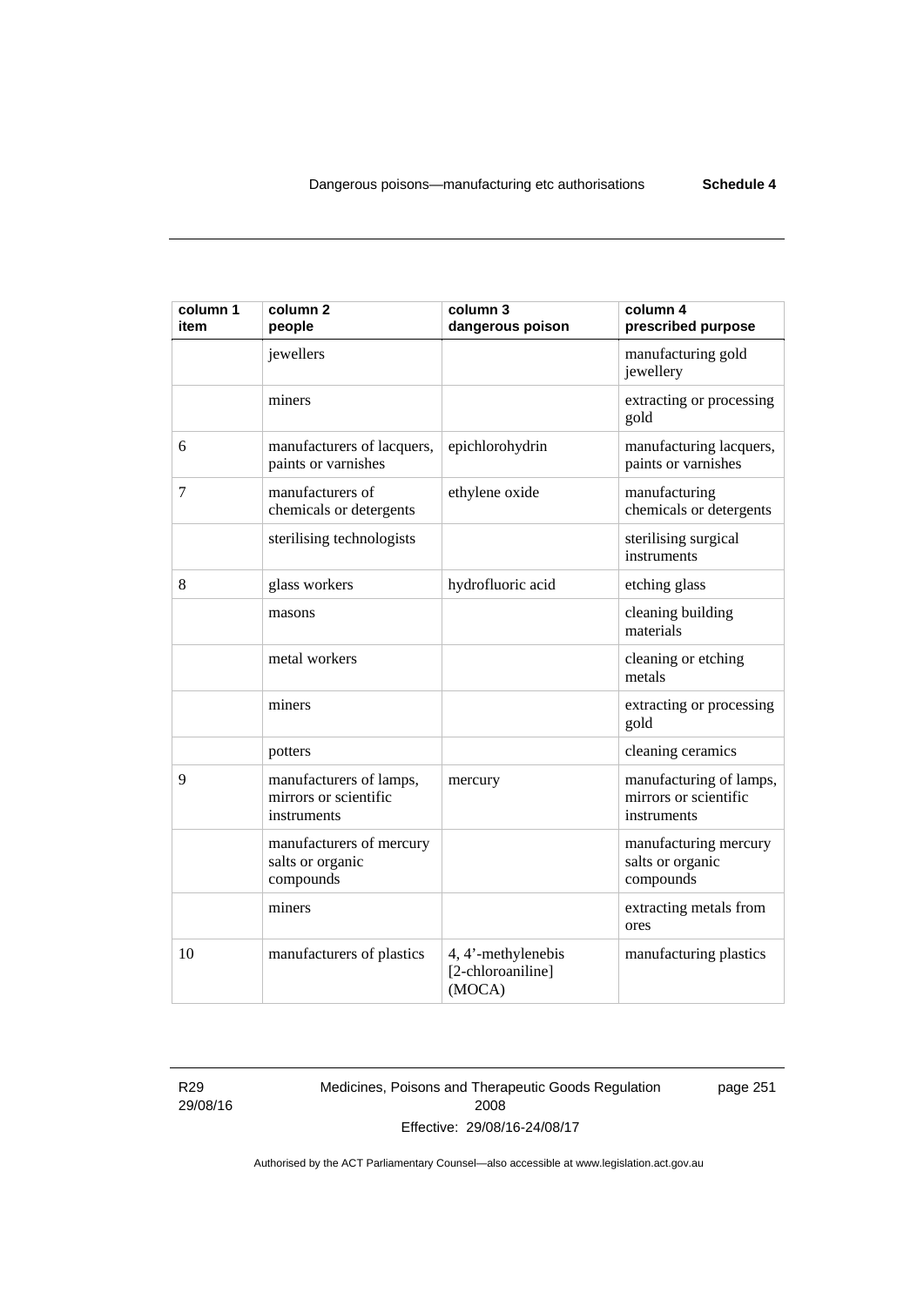| column 1 item | column 2 people | column 3 dangerous poison | column 4 prescribed purpose |
|---|---|---|---|
| | jewellers | | manufacturing gold jewellery |
| | miners | | extracting or processing gold |
| 6 | manufacturers of lacquers, paints or varnishes | epichlorohydrin | manufacturing lacquers, paints or varnishes |
| 7 | manufacturers of chemicals or detergents | ethylene oxide | manufacturing chemicals or detergents |
| | sterilising technologists | | sterilising surgical instruments |
| 8 | glass workers | hydrofluoric acid | etching glass |
| | masons | | cleaning building materials |
| | metal workers | | cleaning or etching metals |
| | miners | | extracting or processing gold |
| | potters | | cleaning ceramics |
| 9 | manufacturers of lamps, mirrors or scientific instruments | mercury | manufacturing of lamps, mirrors or scientific instruments |
| | manufacturers of mercury salts or organic compounds | | manufacturing mercury salts or organic compounds |
| | miners | | extracting metals from ores |
| 10 | manufacturers of plastics | 4, 4'-methylenebis [2-chloroaniline] (MOCA) | manufacturing plastics |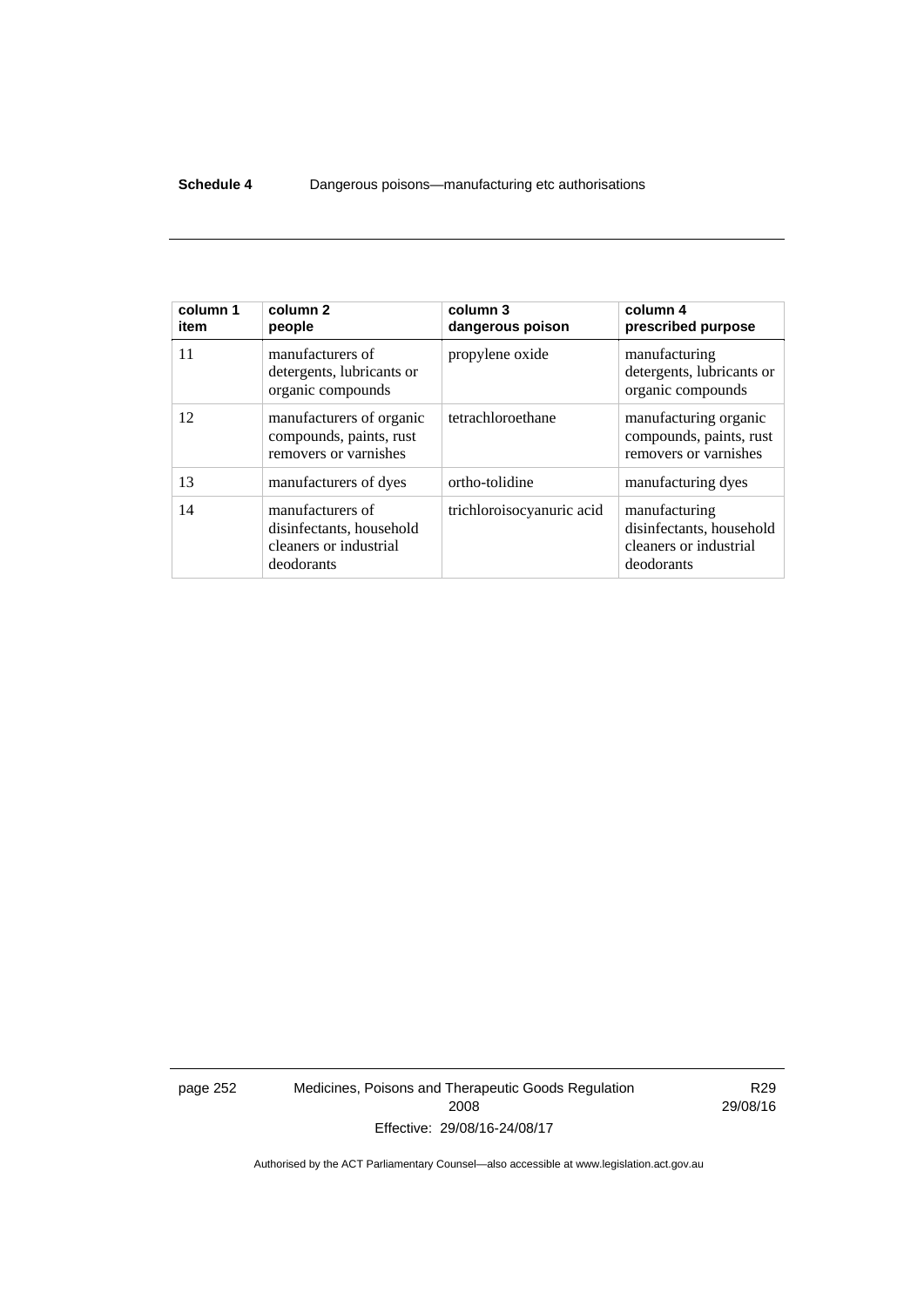| column 1 item | column 2 people | column 3 dangerous poison | column 4 prescribed purpose |
|---|---|---|---|
| 11 | manufacturers of detergents, lubricants or organic compounds | propylene oxide | manufacturing detergents, lubricants or organic compounds |
| 12 | manufacturers of organic compounds, paints, rust removers or varnishes | tetrachloroethane | manufacturing organic compounds, paints, rust removers or varnishes |
| 13 | manufacturers of dyes | ortho-tolidine | manufacturing dyes |
| 14 | manufacturers of disinfectants, household cleaners or industrial deodorants | trichloroisocyanuric acid | manufacturing disinfectants, household cleaners or industrial deodorants |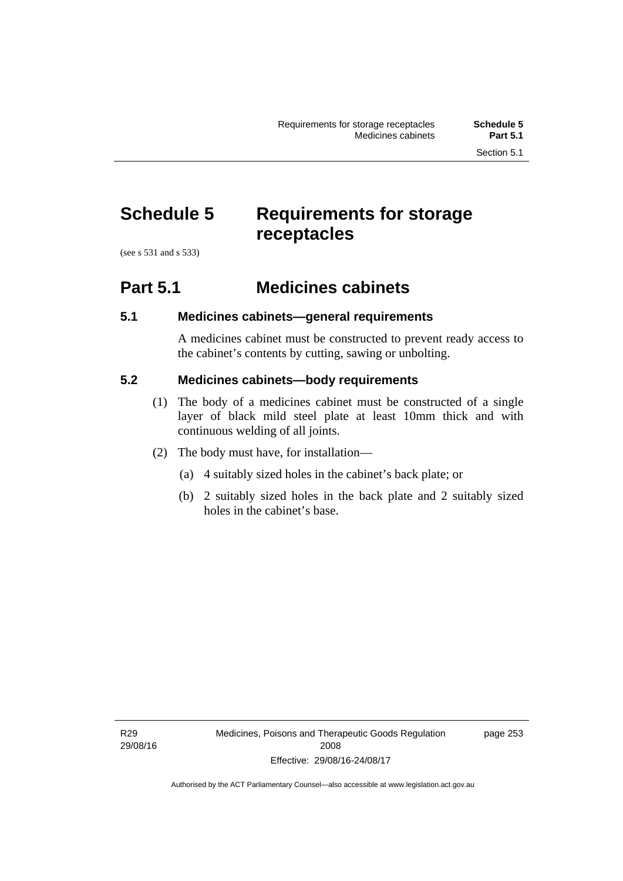# Schedule 5 Requirements for storage receptacles

(see s 531 and s 533)

## Part 5.1 Medicines cabinets

### 5.1 Medicines cabinets—general requirements

A medicines cabinet must be constructed to prevent ready access to the cabinet's contents by cutting, sawing or unbolting.

### 5.2 Medicines cabinets—body requirements

(1) The body of a medicines cabinet must be constructed of a single layer of black mild steel plate at least 10mm thick and with continuous welding of all joints.

(2) The body must have, for installation—

(a) 4 suitably sized holes in the cabinet's back plate; or

(b) 2 suitably sized holes in the back plate and 2 suitably sized holes in the cabinet's base.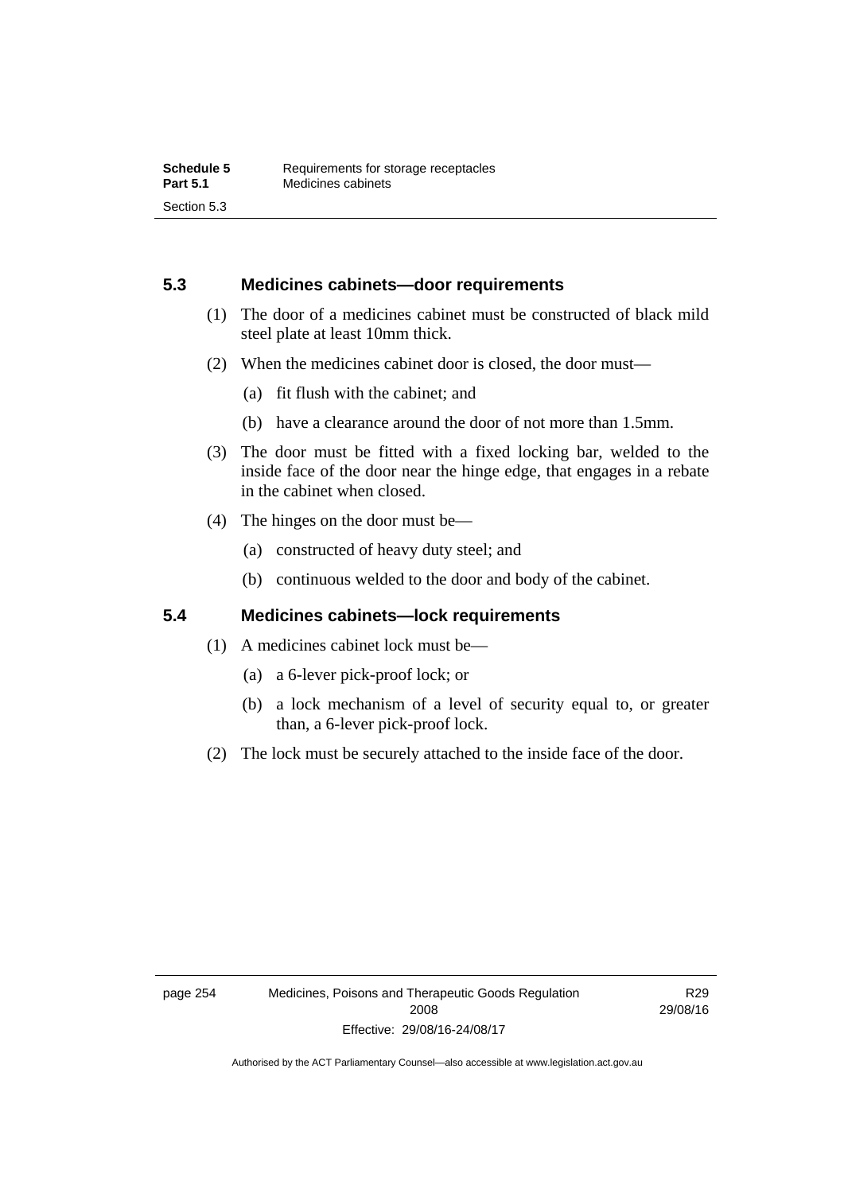### 5.3 Medicines cabinets—door requirements

(1) The door of a medicines cabinet must be constructed of black mild steel plate at least 10mm thick.

(2) When the medicines cabinet door is closed, the door must—

(a) fit flush with the cabinet; and

(b) have a clearance around the door of not more than 1.5mm.

(3) The door must be fitted with a fixed locking bar, welded to the inside face of the door near the hinge edge, that engages in a rebate in the cabinet when closed.

(4) The hinges on the door must be—

(a) constructed of heavy duty steel; and

(b) continuous welded to the door and body of the cabinet.

### 5.4 Medicines cabinets—lock requirements

(1) A medicines cabinet lock must be—

(a) a 6-lever pick-proof lock; or

(b) a lock mechanism of a level of security equal to, or greater than, a 6-lever pick-proof lock.

(2) The lock must be securely attached to the inside face of the door.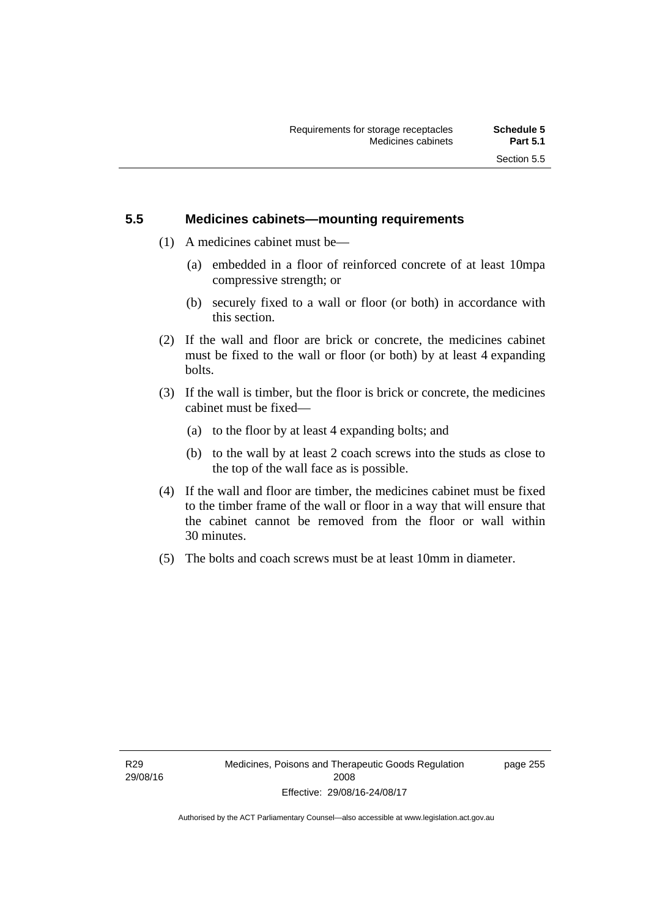## 5.5 Medicines cabinets—mounting requirements

(1) A medicines cabinet must be—

(a) embedded in a floor of reinforced concrete of at least 10mpa compressive strength; or

(b) securely fixed to a wall or floor (or both) in accordance with this section.

(2) If the wall and floor are brick or concrete, the medicines cabinet must be fixed to the wall or floor (or both) by at least 4 expanding bolts.

(3) If the wall is timber, but the floor is brick or concrete, the medicines cabinet must be fixed—

(a) to the floor by at least 4 expanding bolts; and

(b) to the wall by at least 2 coach screws into the studs as close to the top of the wall face as is possible.

(4) If the wall and floor are timber, the medicines cabinet must be fixed to the timber frame of the wall or floor in a way that will ensure that the cabinet cannot be removed from the floor or wall within 30 minutes.

(5) The bolts and coach screws must be at least 10mm in diameter.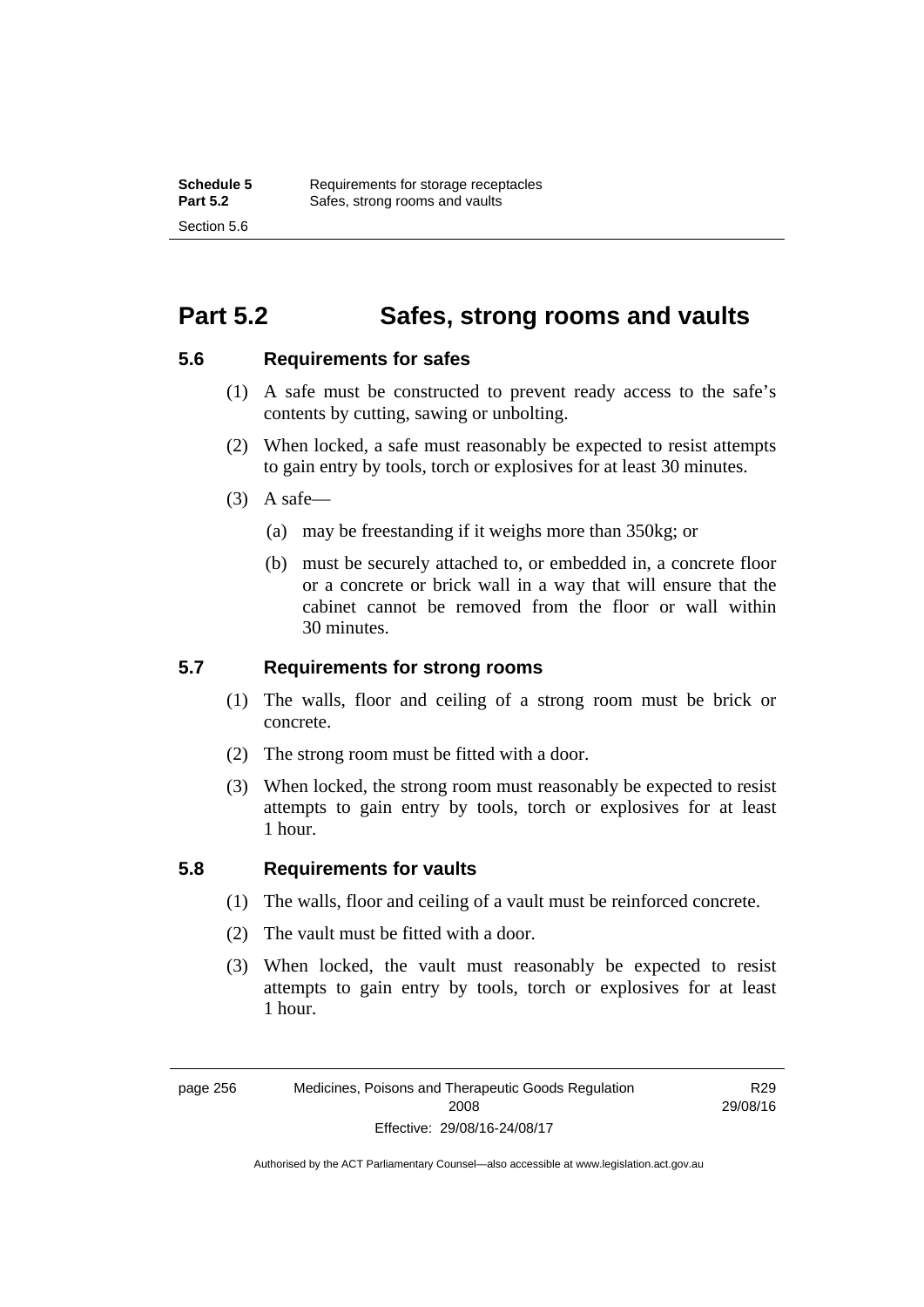# Part 5.2 Safes, strong rooms and vaults

## 5.6 Requirements for safes

(1) A safe must be constructed to prevent ready access to the safe's contents by cutting, sawing or unbolting.

(2) When locked, a safe must reasonably be expected to resist attempts to gain entry by tools, torch or explosives for at least 30 minutes.

(3) A safe—

(a) may be freestanding if it weighs more than 350kg; or

(b) must be securely attached to, or embedded in, a concrete floor or a concrete or brick wall in a way that will ensure that the cabinet cannot be removed from the floor or wall within 30 minutes.

## 5.7 Requirements for strong rooms

(1) The walls, floor and ceiling of a strong room must be brick or concrete.

(2) The strong room must be fitted with a door.

(3) When locked, the strong room must reasonably be expected to resist attempts to gain entry by tools, torch or explosives for at least 1 hour.

## 5.8 Requirements for vaults

(1) The walls, floor and ceiling of a vault must be reinforced concrete.

(2) The vault must be fitted with a door.

(3) When locked, the vault must reasonably be expected to resist attempts to gain entry by tools, torch or explosives for at least 1 hour.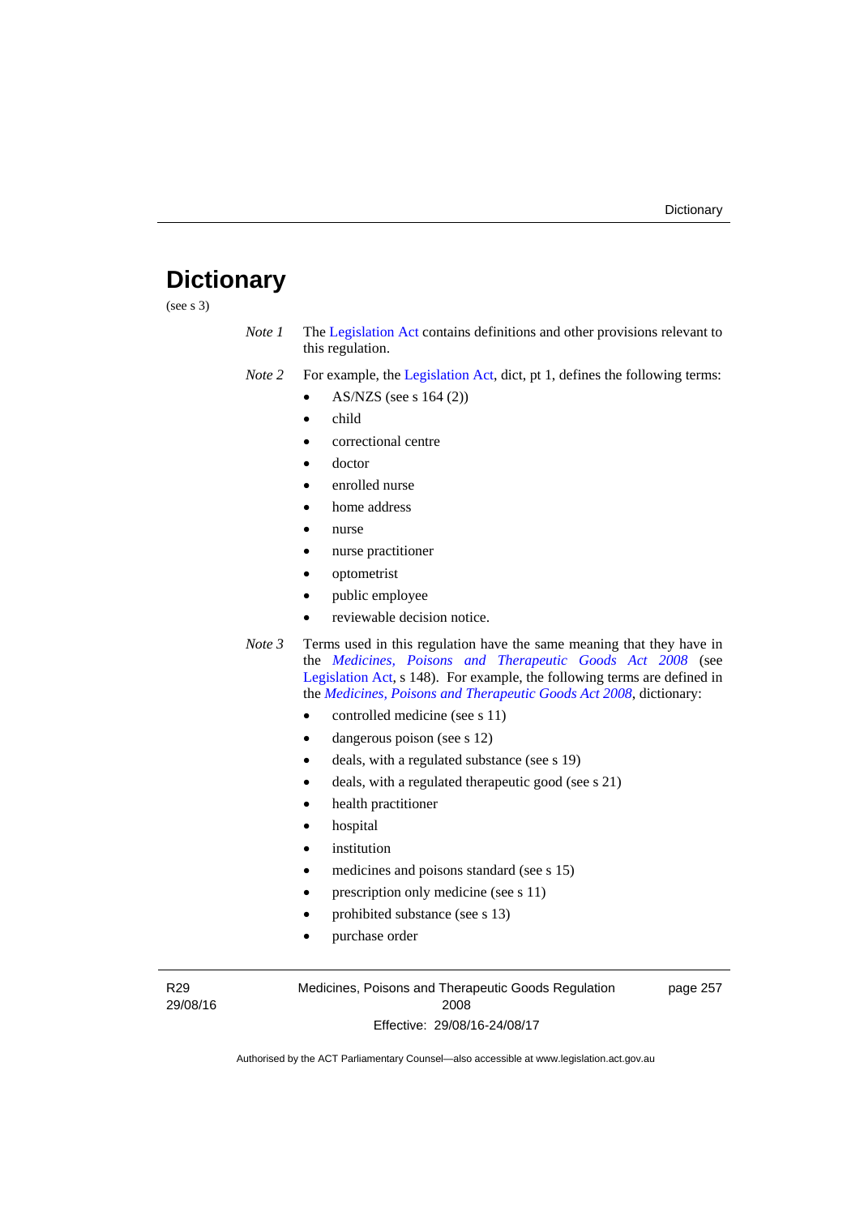# Dictionary

(see s 3)

*Note 1* The Legislation Act contains definitions and other provisions relevant to this regulation.

*Note 2* For example, the Legislation Act, dict, pt 1, defines the following terms:

- AS/NZS (see s 164 (2))
- child
- correctional centre
- doctor
- enrolled nurse
- home address
- nurse
- nurse practitioner
- optometrist
- public employee
- reviewable decision notice.

*Note 3* Terms used in this regulation have the same meaning that they have in the *Medicines, Poisons and Therapeutic Goods Act 2008* (see Legislation Act, s 148). For example, the following terms are defined in the *Medicines, Poisons and Therapeutic Goods Act 2008*, dictionary:

- controlled medicine (see s 11)
- dangerous poison (see s 12)
- deals, with a regulated substance (see s 19)
- deals, with a regulated therapeutic good (see s 21)
- health practitioner
- hospital
- institution
- medicines and poisons standard (see s 15)
- prescription only medicine (see s 11)
- prohibited substance (see s 13)
- purchase order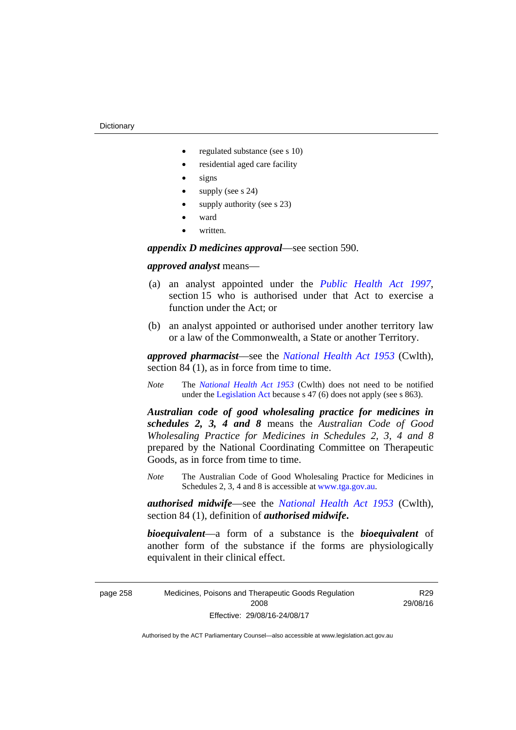- regulated substance (see s 10)
- residential aged care facility
- signs
- supply (see s 24)
- supply authority (see s 23)
- ward
- written.

***appendix D medicines approval***—see section 590.

***approved analyst*** means—

(a) an analyst appointed under the *Public Health Act 1997*, section 15 who is authorised under that Act to exercise a function under the Act; or

(b) an analyst appointed or authorised under another territory law or a law of the Commonwealth, a State or another Territory.

***approved pharmacist***—see the *National Health Act 1953* (Cwlth), section 84 (1), as in force from time to time.

*Note* The *National Health Act 1953* (Cwlth) does not need to be notified under the Legislation Act because s 47 (6) does not apply (see s 863).

***Australian code of good wholesaling practice for medicines in schedules 2, 3, 4 and 8*** means the *Australian Code of Good Wholesaling Practice for Medicines in Schedules 2, 3, 4 and 8* prepared by the National Coordinating Committee on Therapeutic Goods, as in force from time to time.

*Note* The Australian Code of Good Wholesaling Practice for Medicines in Schedules 2, 3, 4 and 8 is accessible at www.tga.gov.au.

***authorised midwife***—see the *National Health Act 1953* (Cwlth), section 84 (1), definition of ***authorised midwife*****.**

***bioequivalent***—a form of a substance is the ***bioequivalent*** of another form of the substance if the forms are physiologically equivalent in their clinical effect.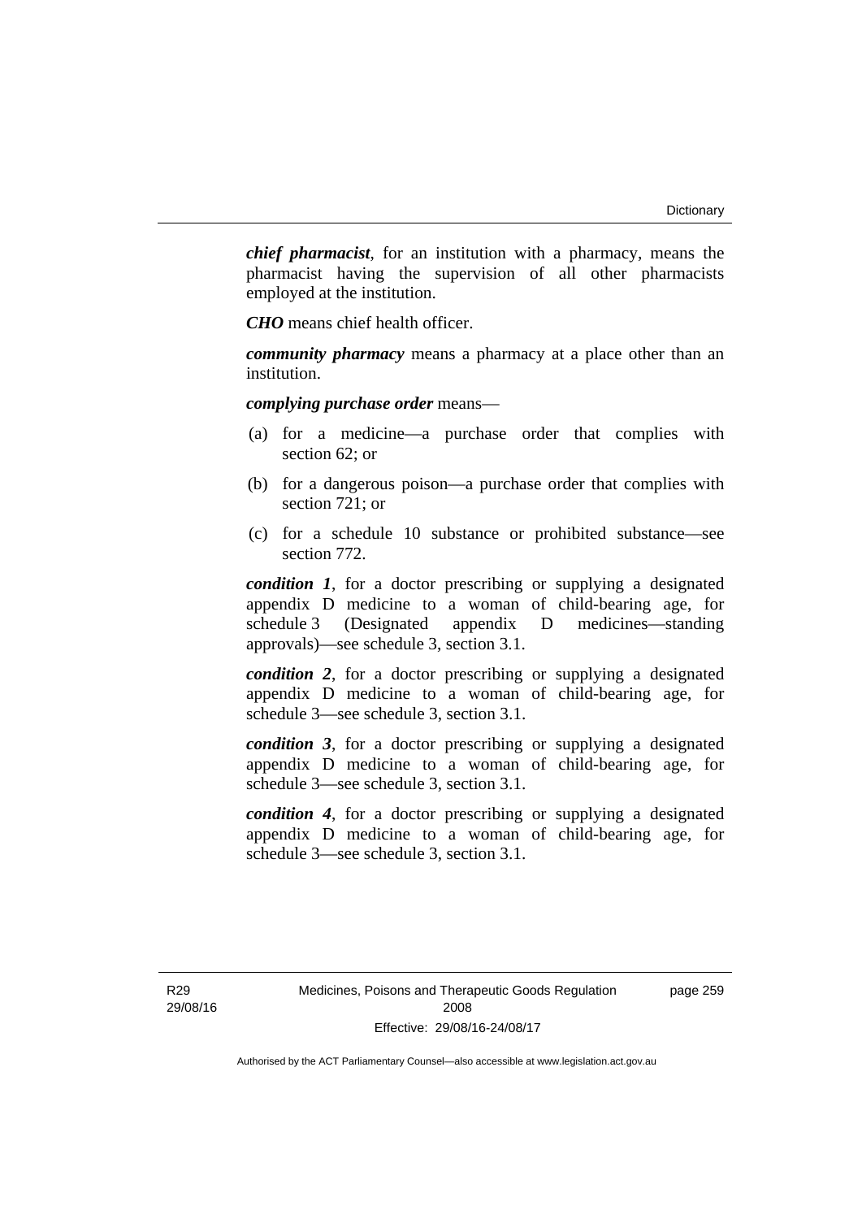***chief pharmacist***, for an institution with a pharmacy, means the pharmacist having the supervision of all other pharmacists employed at the institution.

***CHO*** means chief health officer.

***community pharmacy*** means a pharmacy at a place other than an institution.

***complying purchase order*** means—

(a) for a medicine—a purchase order that complies with section 62; or

(b) for a dangerous poison—a purchase order that complies with section 721; or

(c) for a schedule 10 substance or prohibited substance—see section 772.

***condition 1***, for a doctor prescribing or supplying a designated appendix D medicine to a woman of child-bearing age, for schedule 3 (Designated appendix D medicines—standing approvals)—see schedule 3, section 3.1.

***condition 2***, for a doctor prescribing or supplying a designated appendix D medicine to a woman of child-bearing age, for schedule 3—see schedule 3, section 3.1.

***condition 3***, for a doctor prescribing or supplying a designated appendix D medicine to a woman of child-bearing age, for schedule 3—see schedule 3, section 3.1.

***condition 4***, for a doctor prescribing or supplying a designated appendix D medicine to a woman of child-bearing age, for schedule 3—see schedule 3, section 3.1.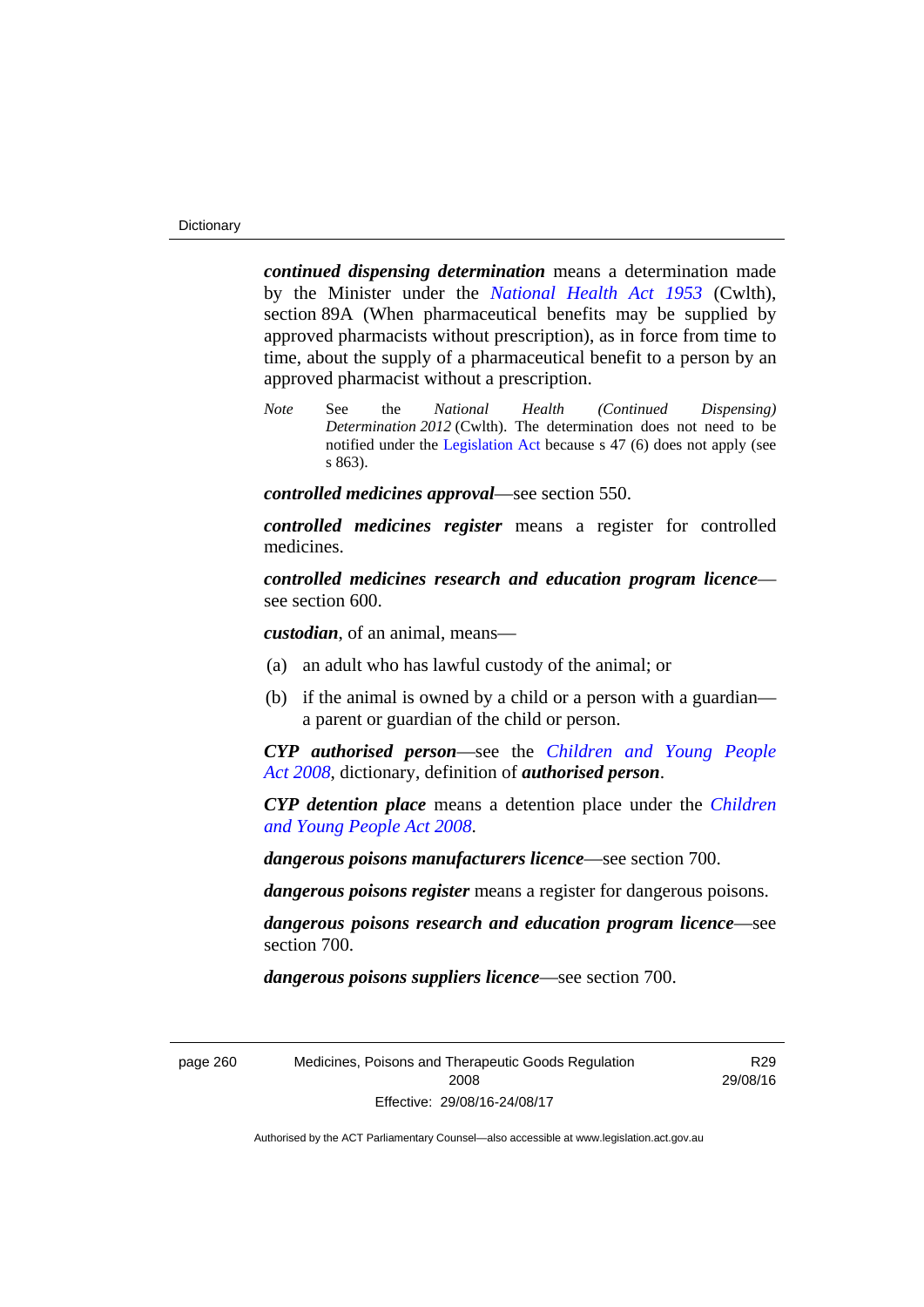***continued dispensing determination*** means a determination made by the Minister under the *National Health Act 1953* (Cwlth), section 89A (When pharmaceutical benefits may be supplied by approved pharmacists without prescription), as in force from time to time, about the supply of a pharmaceutical benefit to a person by an approved pharmacist without a prescription.

*Note* See the *National Health (Continued Dispensing) Determination 2012* (Cwlth). The determination does not need to be notified under the Legislation Act because s 47 (6) does not apply (see s 863).

***controlled medicines approval***—see section 550.

***controlled medicines register*** means a register for controlled medicines.

***controlled medicines research and education program licence***—see section 600.

***custodian***, of an animal, means—

(a) an adult who has lawful custody of the animal; or

(b) if the animal is owned by a child or a person with a guardian—a parent or guardian of the child or person.

***CYP authorised person***—see the *Children and Young People Act 2008*, dictionary, definition of ***authorised person***.

***CYP detention place*** means a detention place under the *Children and Young People Act 2008*.

***dangerous poisons manufacturers licence***—see section 700.

***dangerous poisons register*** means a register for dangerous poisons.

***dangerous poisons research and education program licence***—see section 700.

***dangerous poisons suppliers licence***—see section 700.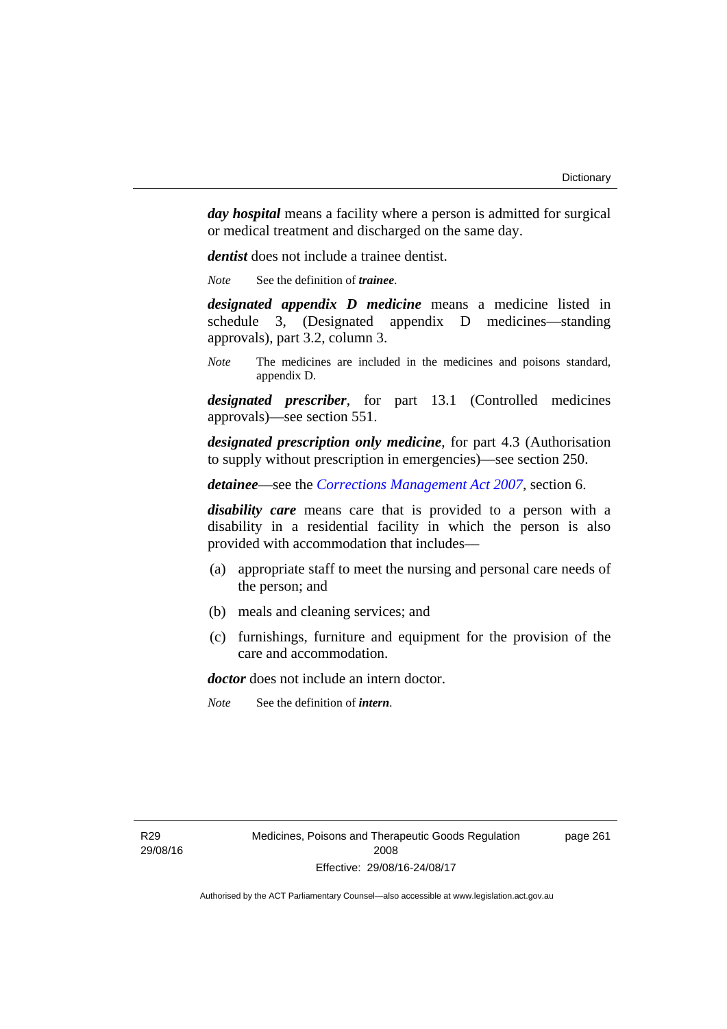***day hospital*** means a facility where a person is admitted for surgical or medical treatment and discharged on the same day.

***dentist*** does not include a trainee dentist.

*Note* See the definition of ***trainee***.

***designated appendix D medicine*** means a medicine listed in schedule 3, (Designated appendix D medicines—standing approvals), part 3.2, column 3.

*Note* The medicines are included in the medicines and poisons standard, appendix D.

***designated prescriber***, for part 13.1 (Controlled medicines approvals)—see section 551.

***designated prescription only medicine***, for part 4.3 (Authorisation to supply without prescription in emergencies)—see section 250.

***detainee***—see the *Corrections Management Act 2007*, section 6.

***disability care*** means care that is provided to a person with a disability in a residential facility in which the person is also provided with accommodation that includes—

(a) appropriate staff to meet the nursing and personal care needs of the person; and

(b) meals and cleaning services; and

(c) furnishings, furniture and equipment for the provision of the care and accommodation.

***doctor*** does not include an intern doctor.

*Note* See the definition of ***intern***.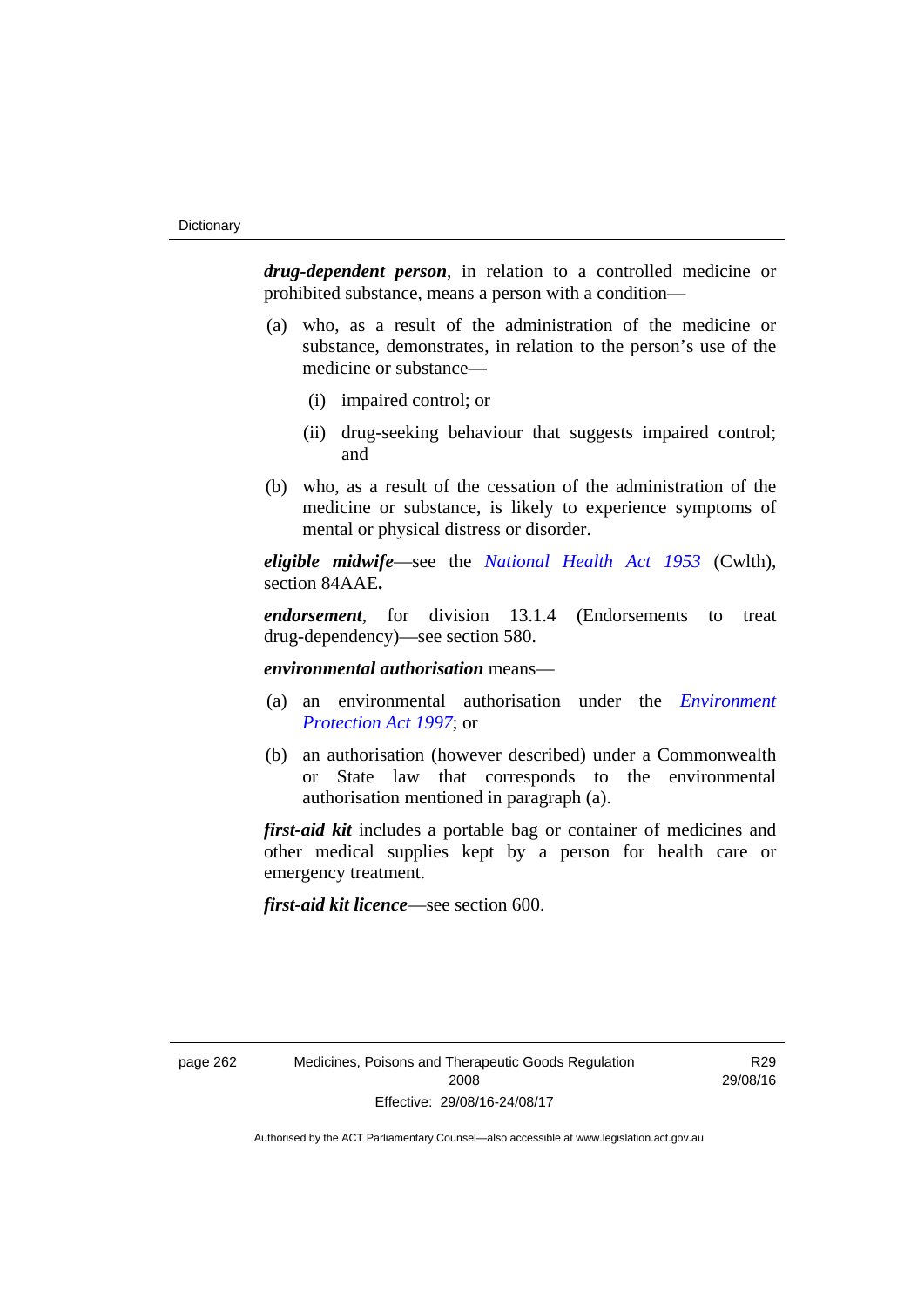***drug-dependent person***, in relation to a controlled medicine or prohibited substance, means a person with a condition—

(a) who, as a result of the administration of the medicine or substance, demonstrates, in relation to the person's use of the medicine or substance—

  (i) impaired control; or

  (ii) drug-seeking behaviour that suggests impaired control; and

(b) who, as a result of the cessation of the administration of the medicine or substance, is likely to experience symptoms of mental or physical distress or disorder.

***eligible midwife***—see the *National Health Act 1953* (Cwlth), section 84AAE**.**

***endorsement***, for division 13.1.4 (Endorsements to treat drug-dependency)—see section 580.

***environmental authorisation*** means—

(a) an environmental authorisation under the *Environment Protection Act 1997*; or

(b) an authorisation (however described) under a Commonwealth or State law that corresponds to the environmental authorisation mentioned in paragraph (a).

***first-aid kit*** includes a portable bag or container of medicines and other medical supplies kept by a person for health care or emergency treatment.

***first-aid kit licence***—see section 600.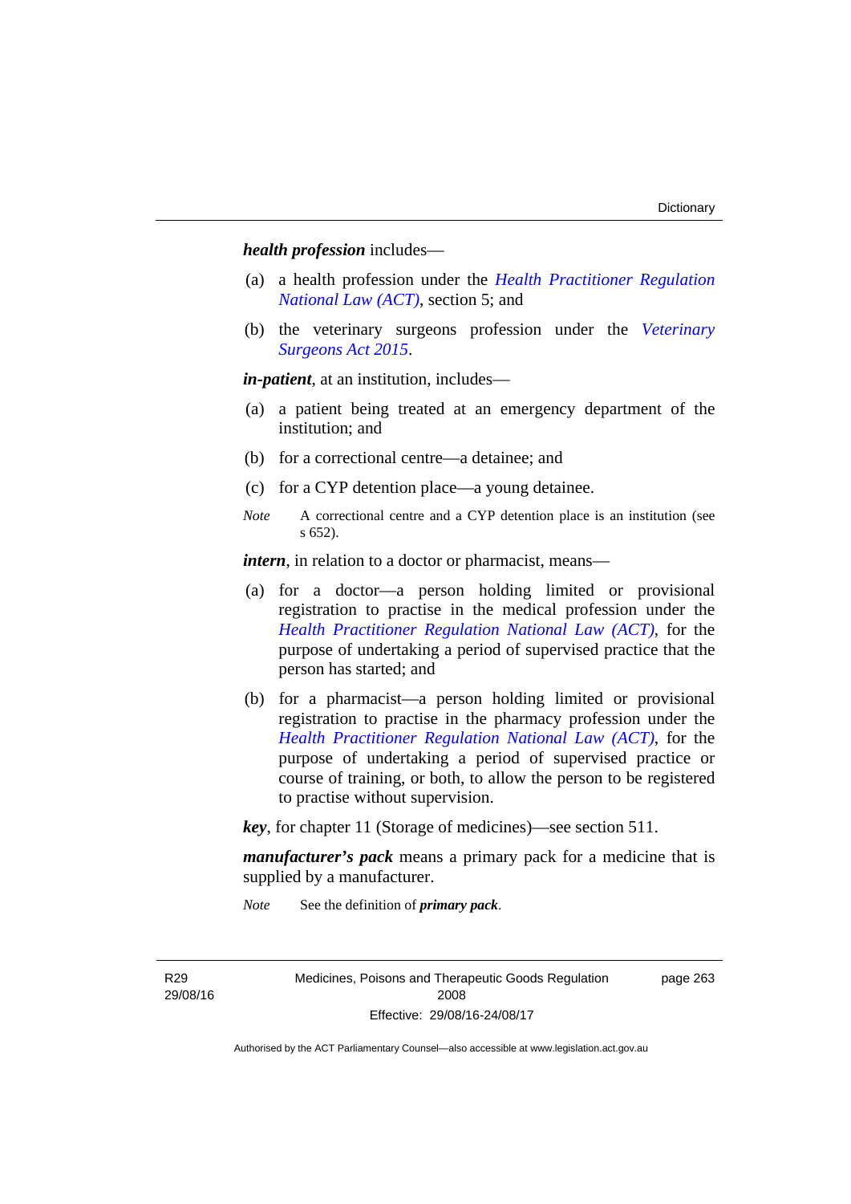***health profession*** includes—

(a) a health profession under the *Health Practitioner Regulation National Law (ACT)*, section 5; and

(b) the veterinary surgeons profession under the *Veterinary Surgeons Act 2015*.

***in-patient***, at an institution, includes—

(a) a patient being treated at an emergency department of the institution; and

(b) for a correctional centre—a detainee; and

(c) for a CYP detention place—a young detainee.

*Note* A correctional centre and a CYP detention place is an institution (see s 652).

***intern***, in relation to a doctor or pharmacist, means—

(a) for a doctor—a person holding limited or provisional registration to practise in the medical profession under the *Health Practitioner Regulation National Law (ACT)*, for the purpose of undertaking a period of supervised practice that the person has started; and

(b) for a pharmacist—a person holding limited or provisional registration to practise in the pharmacy profession under the *Health Practitioner Regulation National Law (ACT)*, for the purpose of undertaking a period of supervised practice or course of training, or both, to allow the person to be registered to practise without supervision.

***key***, for chapter 11 (Storage of medicines)—see section 511.

***manufacturer's pack*** means a primary pack for a medicine that is supplied by a manufacturer.

*Note* See the definition of ***primary pack***.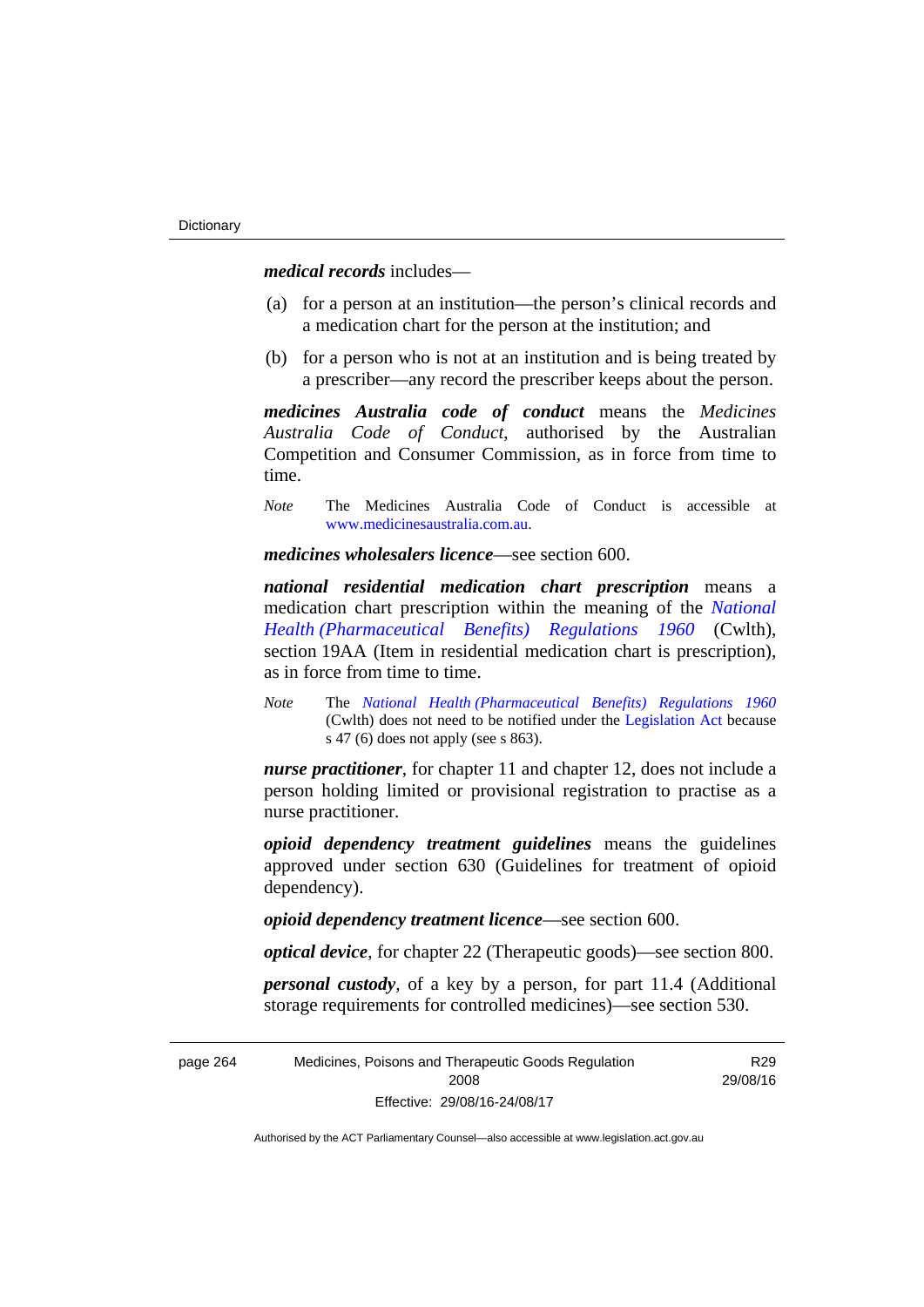***medical records*** includes—

(a) for a person at an institution—the person's clinical records and a medication chart for the person at the institution; and

(b) for a person who is not at an institution and is being treated by a prescriber—any record the prescriber keeps about the person.

***medicines Australia code of conduct*** means the *Medicines Australia Code of Conduct*, authorised by the Australian Competition and Consumer Commission, as in force from time to time.

*Note* The Medicines Australia Code of Conduct is accessible at www.medicinesaustralia.com.au.

***medicines wholesalers licence***—see section 600.

***national residential medication chart prescription*** means a medication chart prescription within the meaning of the *National Health (Pharmaceutical Benefits) Regulations 1960* (Cwlth), section 19AA (Item in residential medication chart is prescription), as in force from time to time.

*Note* The *National Health (Pharmaceutical Benefits) Regulations 1960* (Cwlth) does not need to be notified under the Legislation Act because s 47 (6) does not apply (see s 863).

***nurse practitioner***, for chapter 11 and chapter 12, does not include a person holding limited or provisional registration to practise as a nurse practitioner.

***opioid dependency treatment guidelines*** means the guidelines approved under section 630 (Guidelines for treatment of opioid dependency).

***opioid dependency treatment licence***—see section 600.

***optical device***, for chapter 22 (Therapeutic goods)—see section 800.

***personal custody***, of a key by a person, for part 11.4 (Additional storage requirements for controlled medicines)—see section 530.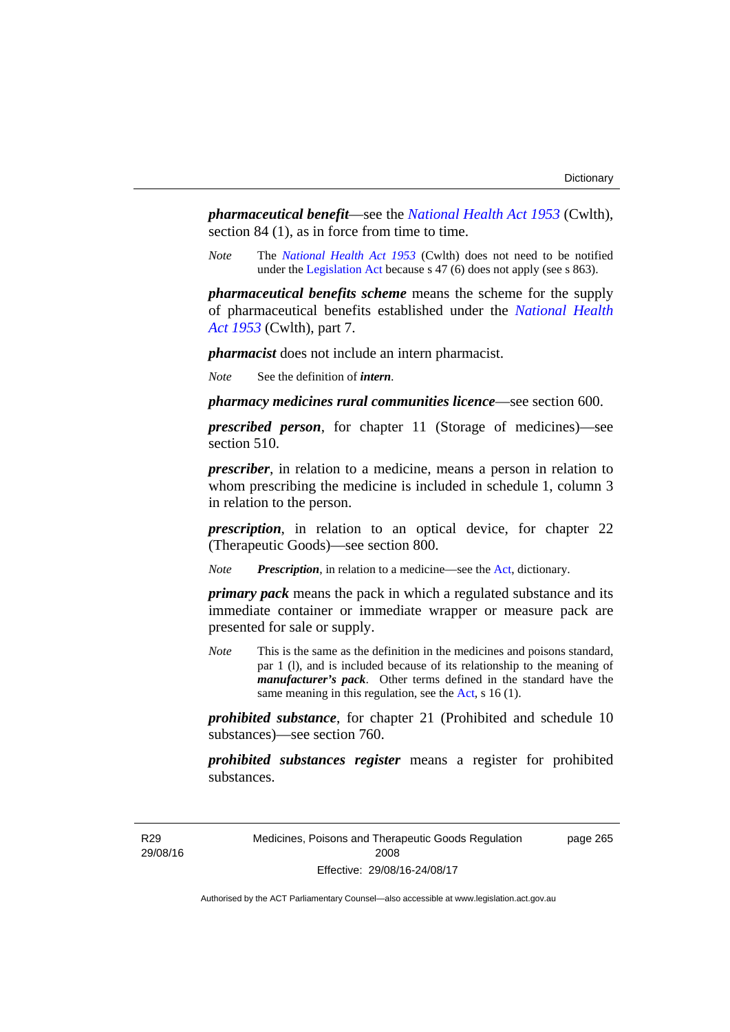***pharmaceutical benefit***—see the *National Health Act 1953* (Cwlth), section 84 (1), as in force from time to time.

*Note* The *National Health Act 1953* (Cwlth) does not need to be notified under the Legislation Act because s 47 (6) does not apply (see s 863).

***pharmaceutical benefits scheme*** means the scheme for the supply of pharmaceutical benefits established under the *National Health Act 1953* (Cwlth), part 7.

***pharmacist*** does not include an intern pharmacist.

*Note* See the definition of ***intern***.

***pharmacy medicines rural communities licence***—see section 600.

***prescribed person***, for chapter 11 (Storage of medicines)—see section 510.

***prescriber***, in relation to a medicine, means a person in relation to whom prescribing the medicine is included in schedule 1, column 3 in relation to the person.

***prescription***, in relation to an optical device, for chapter 22 (Therapeutic Goods)—see section 800.

*Note* ***Prescription***, in relation to a medicine—see the Act, dictionary.

***primary pack*** means the pack in which a regulated substance and its immediate container or immediate wrapper or measure pack are presented for sale or supply.

*Note* This is the same as the definition in the medicines and poisons standard, par 1 (l), and is included because of its relationship to the meaning of ***manufacturer's pack***. Other terms defined in the standard have the same meaning in this regulation, see the Act, s 16 (1).

***prohibited substance***, for chapter 21 (Prohibited and schedule 10 substances)—see section 760.

***prohibited substances register*** means a register for prohibited substances.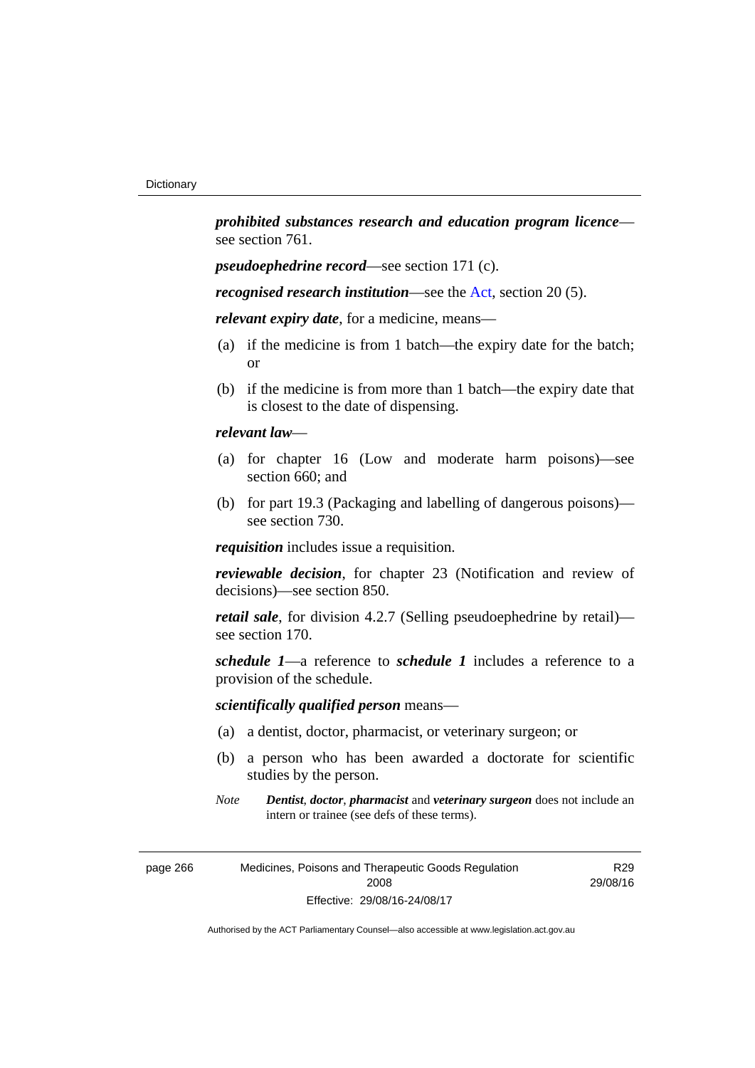***prohibited substances research and education program licence***—see section 761.

***pseudoephedrine record***—see section 171 (c).

***recognised research institution***—see the Act, section 20 (5).

***relevant expiry date***, for a medicine, means—

(a) if the medicine is from 1 batch—the expiry date for the batch; or

(b) if the medicine is from more than 1 batch—the expiry date that is closest to the date of dispensing.

***relevant law***—

(a) for chapter 16 (Low and moderate harm poisons)—see section 660; and

(b) for part 19.3 (Packaging and labelling of dangerous poisons)—see section 730.

***requisition*** includes issue a requisition.

***reviewable decision***, for chapter 23 (Notification and review of decisions)—see section 850.

***retail sale***, for division 4.2.7 (Selling pseudoephedrine by retail)—see section 170.

***schedule 1***—a reference to ***schedule 1*** includes a reference to a provision of the schedule.

***scientifically qualified person*** means—

(a) a dentist, doctor, pharmacist, or veterinary surgeon; or

(b) a person who has been awarded a doctorate for scientific studies by the person.

*Note* ***Dentist***, ***doctor***, ***pharmacist*** and ***veterinary surgeon*** does not include an intern or trainee (see defs of these terms).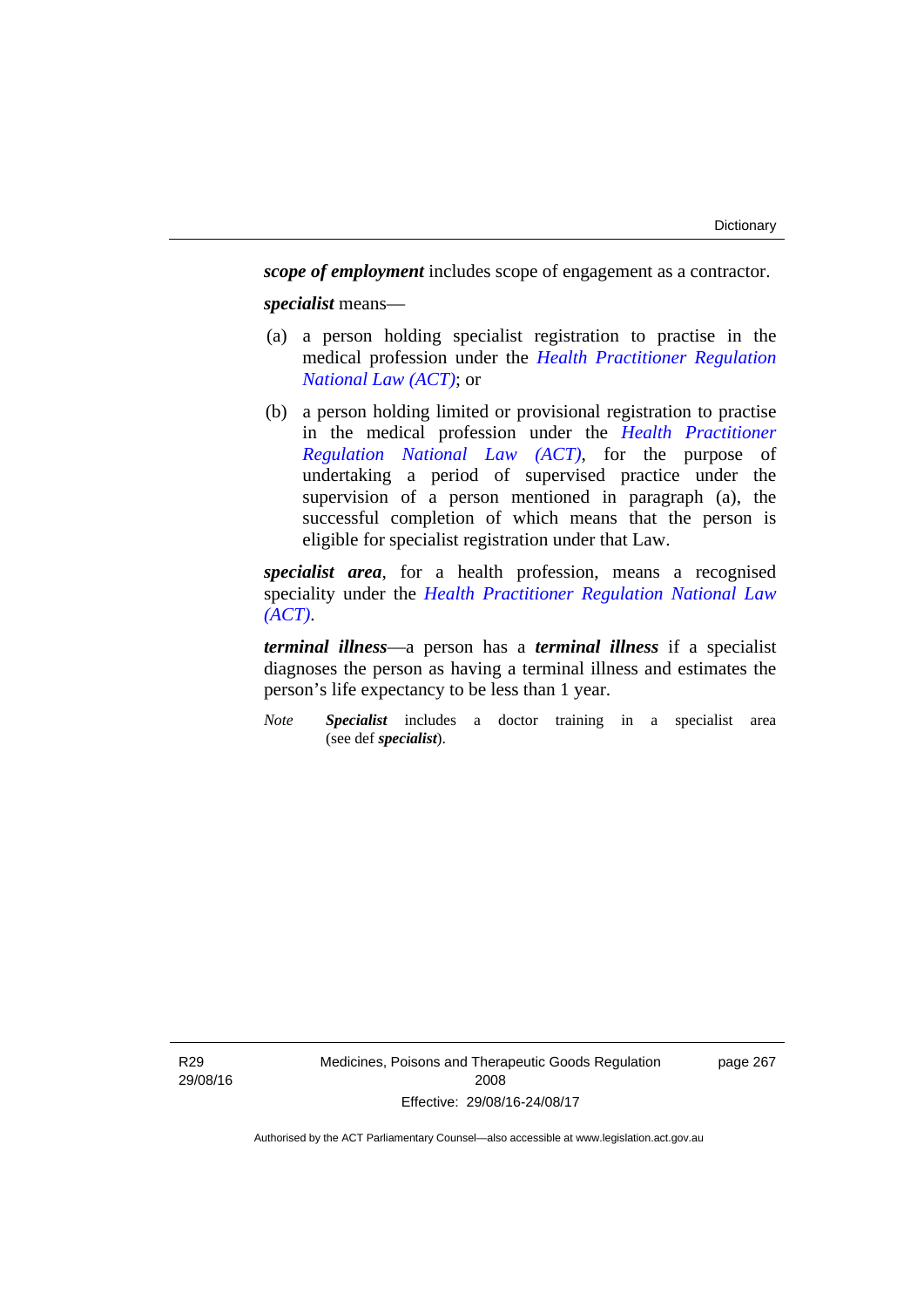***scope of employment*** includes scope of engagement as a contractor.

***specialist*** means—

(a) a person holding specialist registration to practise in the medical profession under the *Health Practitioner Regulation National Law (ACT)*; or

(b) a person holding limited or provisional registration to practise in the medical profession under the *Health Practitioner Regulation National Law (ACT)*, for the purpose of undertaking a period of supervised practice under the supervision of a person mentioned in paragraph (a), the successful completion of which means that the person is eligible for specialist registration under that Law.

***specialist area***, for a health profession, means a recognised speciality under the *Health Practitioner Regulation National Law (ACT)*.

***terminal illness***—a person has a ***terminal illness*** if a specialist diagnoses the person as having a terminal illness and estimates the person's life expectancy to be less than 1 year.

*Note* ***Specialist*** includes a doctor training in a specialist area (see def ***specialist***).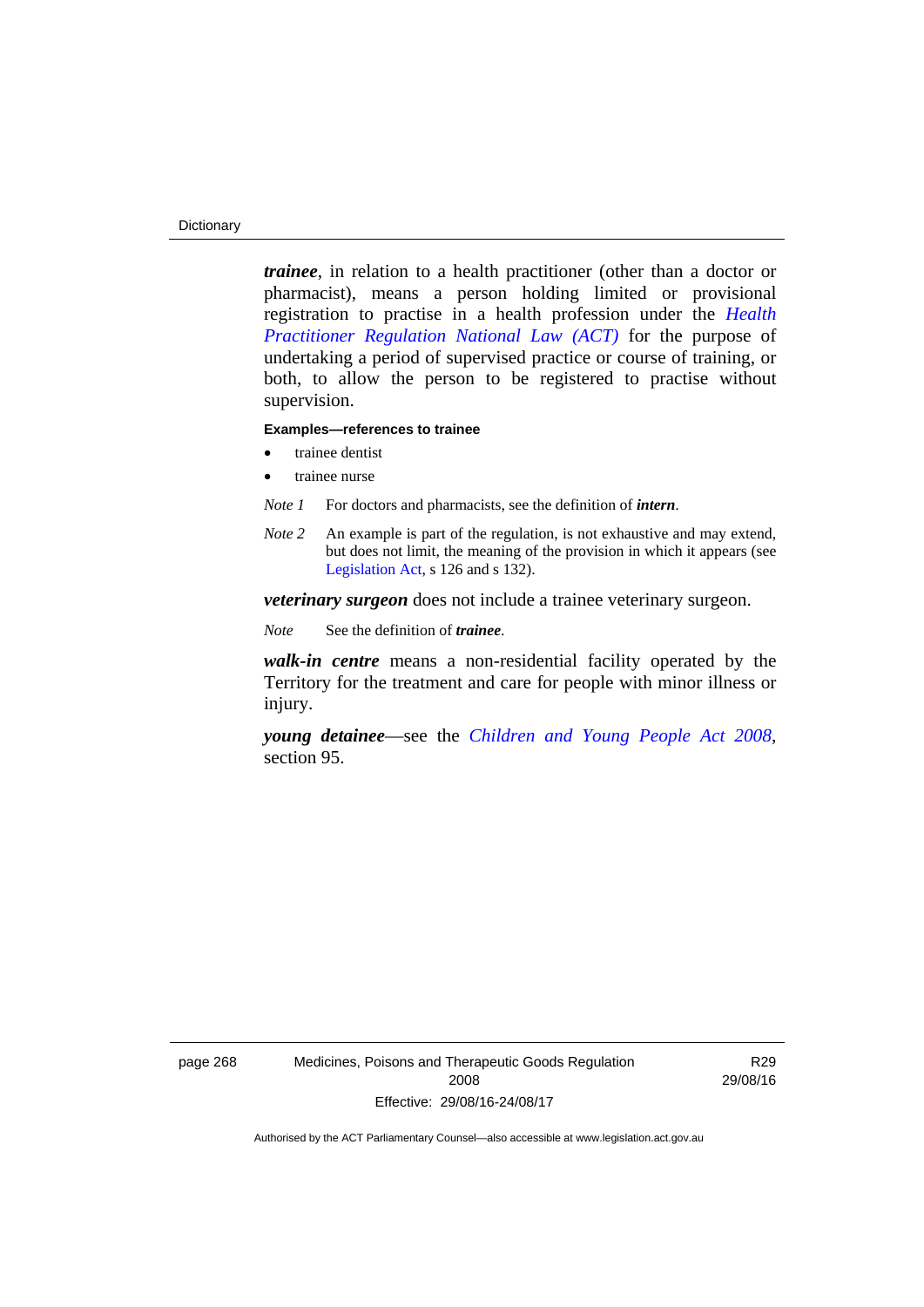***trainee***, in relation to a health practitioner (other than a doctor or pharmacist), means a person holding limited or provisional registration to practise in a health profession under the *Health Practitioner Regulation National Law (ACT)* for the purpose of undertaking a period of supervised practice or course of training, or both, to allow the person to be registered to practise without supervision.

**Examples—references to trainee**

- trainee dentist
- trainee nurse

*Note 1* For doctors and pharmacists, see the definition of ***intern***.

*Note 2* An example is part of the regulation, is not exhaustive and may extend, but does not limit, the meaning of the provision in which it appears (see Legislation Act, s 126 and s 132).

***veterinary surgeon*** does not include a trainee veterinary surgeon.

*Note* See the definition of ***trainee***.

***walk-in centre*** means a non-residential facility operated by the Territory for the treatment and care for people with minor illness or injury.

***young detainee***—see the *Children and Young People Act 2008*, section 95.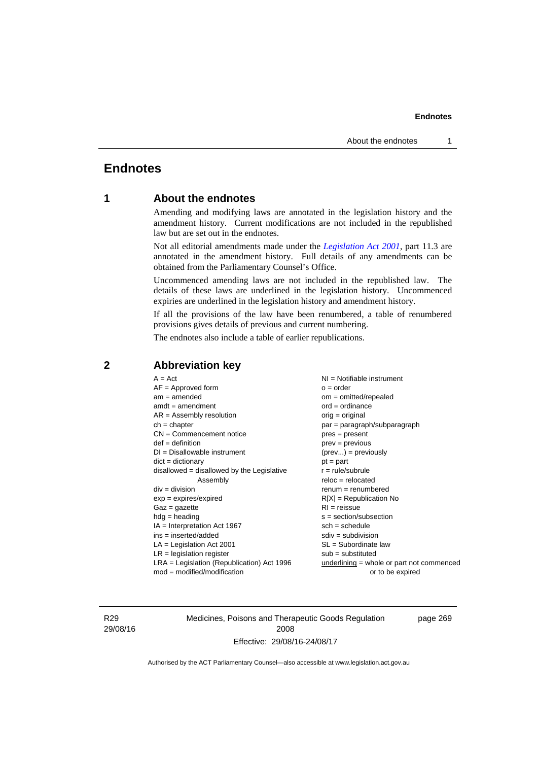# Endnotes

## 1 About the endnotes

Amending and modifying laws are annotated in the legislation history and the amendment history. Current modifications are not included in the republished law but are set out in the endnotes.

Not all editorial amendments made under the *Legislation Act 2001*, part 11.3 are annotated in the amendment history. Full details of any amendments can be obtained from the Parliamentary Counsel's Office.

Uncommenced amending laws are not included in the republished law. The details of these laws are underlined in the legislation history. Uncommenced expiries are underlined in the legislation history and amendment history.

If all the provisions of the law have been renumbered, a table of renumbered provisions gives details of previous and current numbering.

The endnotes also include a table of earlier republications.

## 2 Abbreviation key

A = Act
AF = Approved form
am = amended
amdt = amendment
AR = Assembly resolution
ch = chapter
CN = Commencement notice
def = definition
DI = Disallowable instrument
dict = dictionary
disallowed = disallowed by the Legislative Assembly
div = division
exp = expires/expired
Gaz = gazette
hdg = heading
IA = Interpretation Act 1967
ins = inserted/added
LA = Legislation Act 2001
LR = legislation register
LRA = Legislation (Republication) Act 1996
mod = modified/modification
NI = Notifiable instrument
o = order
om = omitted/repealed
ord = ordinance
orig = original
par = paragraph/subparagraph
pres = present
prev = previous
(prev...) = previously
pt = part
r = rule/subrule
reloc = relocated
renum = renumbered
R[X] = Republication No
RI = reissue
s = section/subsection
sch = schedule
sdiv = subdivision
SL = Subordinate law
sub = substituted
underlining = whole or part not commenced or to be expired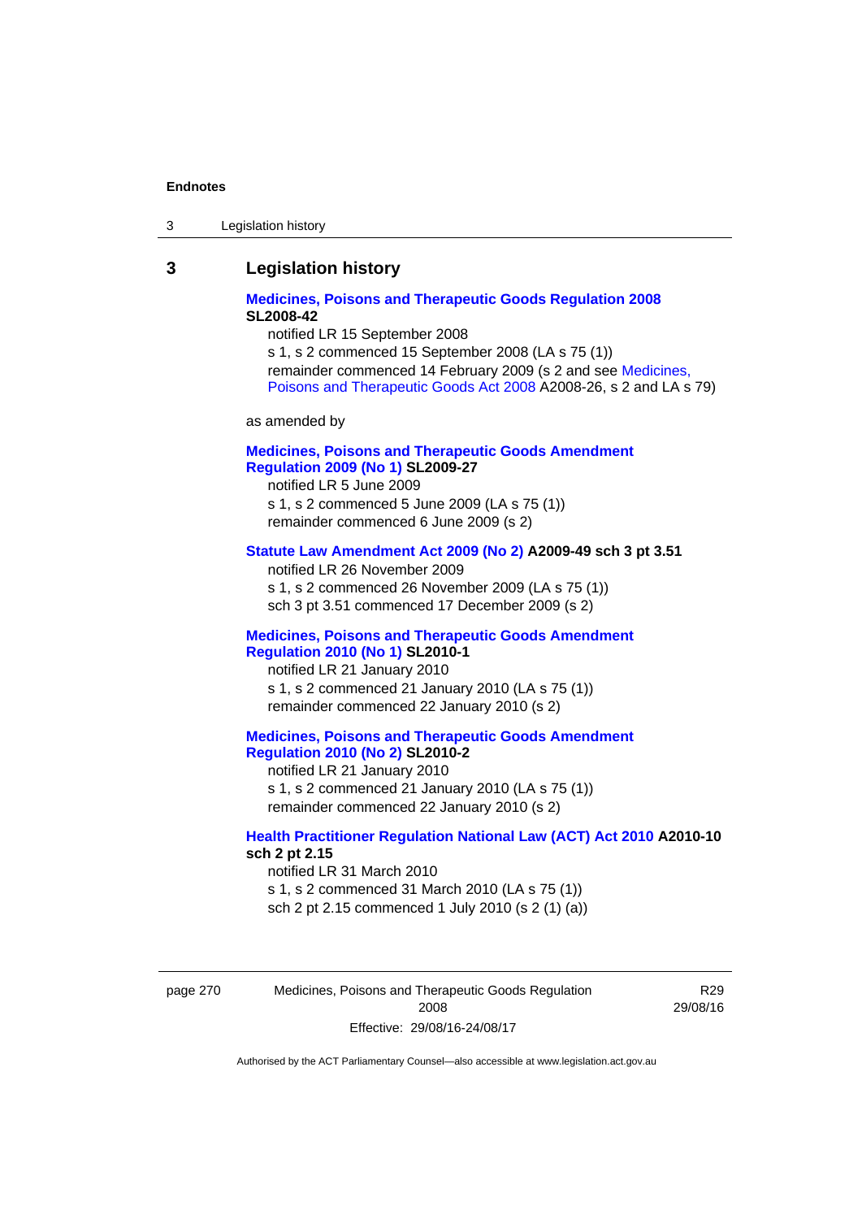## 3 Legislation history

**Medicines, Poisons and Therapeutic Goods Regulation 2008 SL2008-42**

notified LR 15 September 2008

s 1, s 2 commenced 15 September 2008 (LA s 75 (1))

remainder commenced 14 February 2009 (s 2 and see Medicines, Poisons and Therapeutic Goods Act 2008 A2008-26, s 2 and LA s 79)

as amended by

**Medicines, Poisons and Therapeutic Goods Amendment Regulation 2009 (No 1) SL2009-27**

notified LR 5 June 2009

s 1, s 2 commenced 5 June 2009 (LA s 75 (1))

remainder commenced 6 June 2009 (s 2)

**Statute Law Amendment Act 2009 (No 2) A2009-49 sch 3 pt 3.51**

notified LR 26 November 2009

s 1, s 2 commenced 26 November 2009 (LA s 75 (1))

sch 3 pt 3.51 commenced 17 December 2009 (s 2)

**Medicines, Poisons and Therapeutic Goods Amendment Regulation 2010 (No 1) SL2010-1**

notified LR 21 January 2010

s 1, s 2 commenced 21 January 2010 (LA s 75 (1))

remainder commenced 22 January 2010 (s 2)

**Medicines, Poisons and Therapeutic Goods Amendment Regulation 2010 (No 2) SL2010-2**

notified LR 21 January 2010

s 1, s 2 commenced 21 January 2010 (LA s 75 (1))

remainder commenced 22 January 2010 (s 2)

**Health Practitioner Regulation National Law (ACT) Act 2010 A2010-10 sch 2 pt 2.15**

notified LR 31 March 2010

s 1, s 2 commenced 31 March 2010 (LA s 75 (1))

sch 2 pt 2.15 commenced 1 July 2010 (s 2 (1) (a))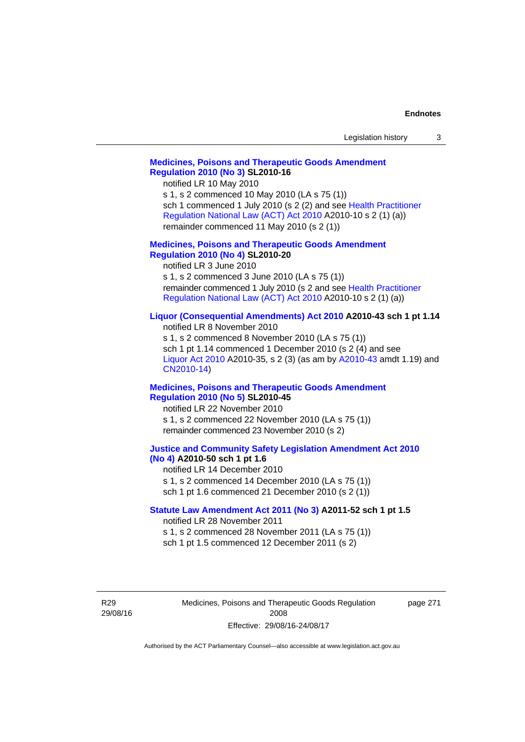**Medicines, Poisons and Therapeutic Goods Amendment Regulation 2010 (No 3) SL2010-16**

notified LR 10 May 2010

s 1, s 2 commenced 10 May 2010 (LA s 75 (1))

sch 1 commenced 1 July 2010 (s 2 (2) and see Health Practitioner Regulation National Law (ACT) Act 2010 A2010-10 s 2 (1) (a))

remainder commenced 11 May 2010 (s 2 (1))

**Medicines, Poisons and Therapeutic Goods Amendment Regulation 2010 (No 4) SL2010-20**

notified LR 3 June 2010

s 1, s 2 commenced 3 June 2010 (LA s 75 (1))

remainder commenced 1 July 2010 (s 2 and see Health Practitioner Regulation National Law (ACT) Act 2010 A2010-10 s 2 (1) (a))

**Liquor (Consequential Amendments) Act 2010 A2010-43 sch 1 pt 1.14**

notified LR 8 November 2010

s 1, s 2 commenced 8 November 2010 (LA s 75 (1))

sch 1 pt 1.14 commenced 1 December 2010 (s 2 (4) and see Liquor Act 2010 A2010-35, s 2 (3) (as am by A2010-43 amdt 1.19) and CN2010-14)

**Medicines, Poisons and Therapeutic Goods Amendment Regulation 2010 (No 5) SL2010-45**

notified LR 22 November 2010

s 1, s 2 commenced 22 November 2010 (LA s 75 (1))

remainder commenced 23 November 2010 (s 2)

**Justice and Community Safety Legislation Amendment Act 2010 (No 4) A2010-50 sch 1 pt 1.6**

notified LR 14 December 2010

s 1, s 2 commenced 14 December 2010 (LA s 75 (1))

sch 1 pt 1.6 commenced 21 December 2010 (s 2 (1))

**Statute Law Amendment Act 2011 (No 3) A2011-52 sch 1 pt 1.5**

notified LR 28 November 2011

s 1, s 2 commenced 28 November 2011 (LA s 75 (1))

sch 1 pt 1.5 commenced 12 December 2011 (s 2)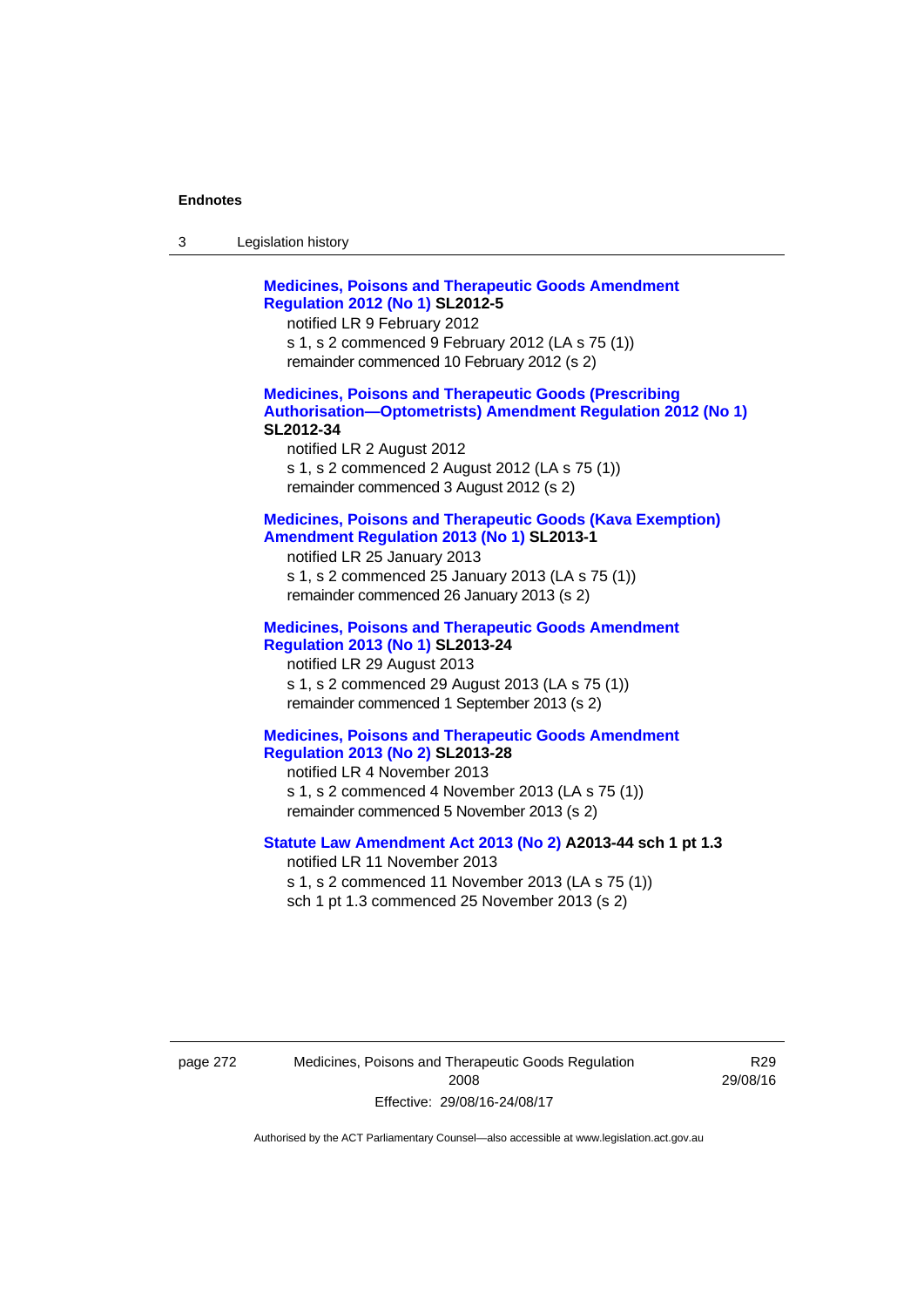**Medicines, Poisons and Therapeutic Goods Amendment Regulation 2012 (No 1) SL2012-5**

notified LR 9 February 2012

s 1, s 2 commenced 9 February 2012 (LA s 75 (1))

remainder commenced 10 February 2012 (s 2)

**Medicines, Poisons and Therapeutic Goods (Prescribing Authorisation—Optometrists) Amendment Regulation 2012 (No 1) SL2012-34**

notified LR 2 August 2012

s 1, s 2 commenced 2 August 2012 (LA s 75 (1))

remainder commenced 3 August 2012 (s 2)

**Medicines, Poisons and Therapeutic Goods (Kava Exemption) Amendment Regulation 2013 (No 1) SL2013-1**

notified LR 25 January 2013

s 1, s 2 commenced 25 January 2013 (LA s 75 (1))

remainder commenced 26 January 2013 (s 2)

**Medicines, Poisons and Therapeutic Goods Amendment Regulation 2013 (No 1) SL2013-24**

notified LR 29 August 2013

s 1, s 2 commenced 29 August 2013 (LA s 75 (1))

remainder commenced 1 September 2013 (s 2)

**Medicines, Poisons and Therapeutic Goods Amendment Regulation 2013 (No 2) SL2013-28**

notified LR 4 November 2013

s 1, s 2 commenced 4 November 2013 (LA s 75 (1))

remainder commenced 5 November 2013 (s 2)

**Statute Law Amendment Act 2013 (No 2) A2013-44 sch 1 pt 1.3**

notified LR 11 November 2013

s 1, s 2 commenced 11 November 2013 (LA s 75 (1))

sch 1 pt 1.3 commenced 25 November 2013 (s 2)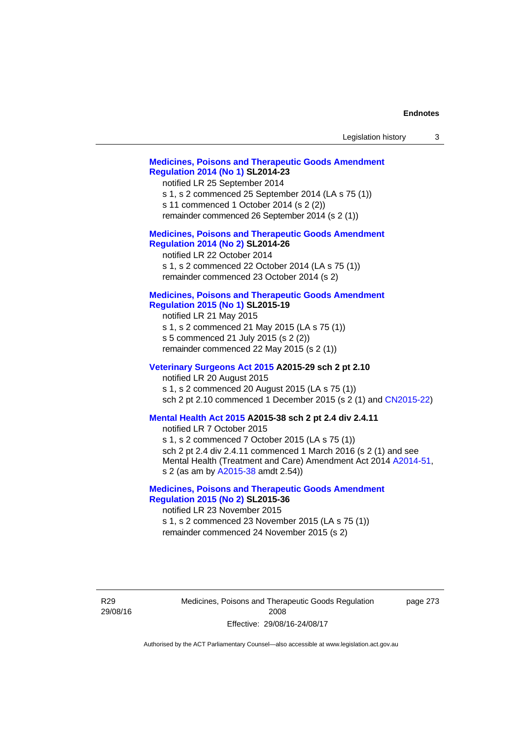**Medicines, Poisons and Therapeutic Goods Amendment Regulation 2014 (No 1) SL2014-23**

notified LR 25 September 2014

s 1, s 2 commenced 25 September 2014 (LA s 75 (1))

s 11 commenced 1 October 2014 (s 2 (2))

remainder commenced 26 September 2014 (s 2 (1))

**Medicines, Poisons and Therapeutic Goods Amendment Regulation 2014 (No 2) SL2014-26**

notified LR 22 October 2014

s 1, s 2 commenced 22 October 2014 (LA s 75 (1))

remainder commenced 23 October 2014 (s 2)

**Medicines, Poisons and Therapeutic Goods Amendment Regulation 2015 (No 1) SL2015-19**

notified LR 21 May 2015

s 1, s 2 commenced 21 May 2015 (LA s 75 (1))

s 5 commenced 21 July 2015 (s 2 (2))

remainder commenced 22 May 2015 (s 2 (1))

**Veterinary Surgeons Act 2015 A2015-29 sch 2 pt 2.10**

notified LR 20 August 2015

s 1, s 2 commenced 20 August 2015 (LA s 75 (1))

sch 2 pt 2.10 commenced 1 December 2015 (s 2 (1) and CN2015-22)

**Mental Health Act 2015 A2015-38 sch 2 pt 2.4 div 2.4.11**

notified LR 7 October 2015

s 1, s 2 commenced 7 October 2015 (LA s 75 (1))

sch 2 pt 2.4 div 2.4.11 commenced 1 March 2016 (s 2 (1) and see Mental Health (Treatment and Care) Amendment Act 2014 A2014-51, s 2 (as am by A2015-38 amdt 2.54))

**Medicines, Poisons and Therapeutic Goods Amendment Regulation 2015 (No 2) SL2015-36**

notified LR 23 November 2015

s 1, s 2 commenced 23 November 2015 (LA s 75 (1))

remainder commenced 24 November 2015 (s 2)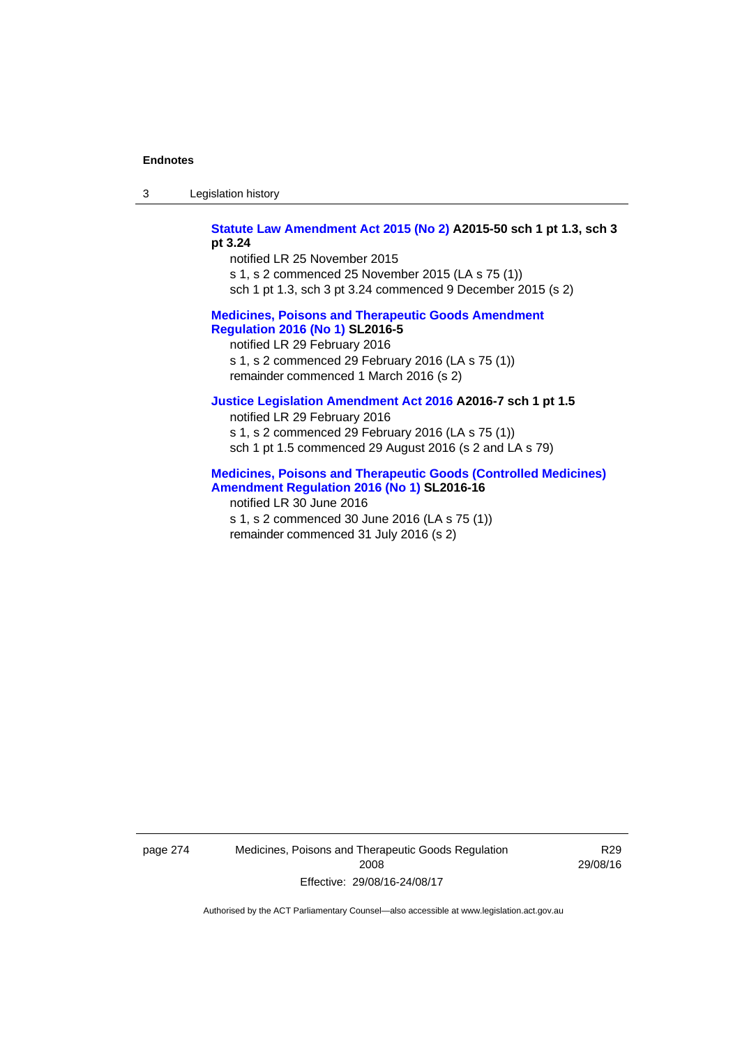**Statute Law Amendment Act 2015 (No 2) A2015-50 sch 1 pt 1.3, sch 3 pt 3.24**

notified LR 25 November 2015

s 1, s 2 commenced 25 November 2015 (LA s 75 (1))

sch 1 pt 1.3, sch 3 pt 3.24 commenced 9 December 2015 (s 2)

**Medicines, Poisons and Therapeutic Goods Amendment Regulation 2016 (No 1) SL2016-5**

notified LR 29 February 2016

s 1, s 2 commenced 29 February 2016 (LA s 75 (1))

remainder commenced 1 March 2016 (s 2)

**Justice Legislation Amendment Act 2016 A2016-7 sch 1 pt 1.5**

notified LR 29 February 2016

s 1, s 2 commenced 29 February 2016 (LA s 75 (1))

sch 1 pt 1.5 commenced 29 August 2016 (s 2 and LA s 79)

**Medicines, Poisons and Therapeutic Goods (Controlled Medicines) Amendment Regulation 2016 (No 1) SL2016-16**

notified LR 30 June 2016

s 1, s 2 commenced 30 June 2016 (LA s 75 (1))

remainder commenced 31 July 2016 (s 2)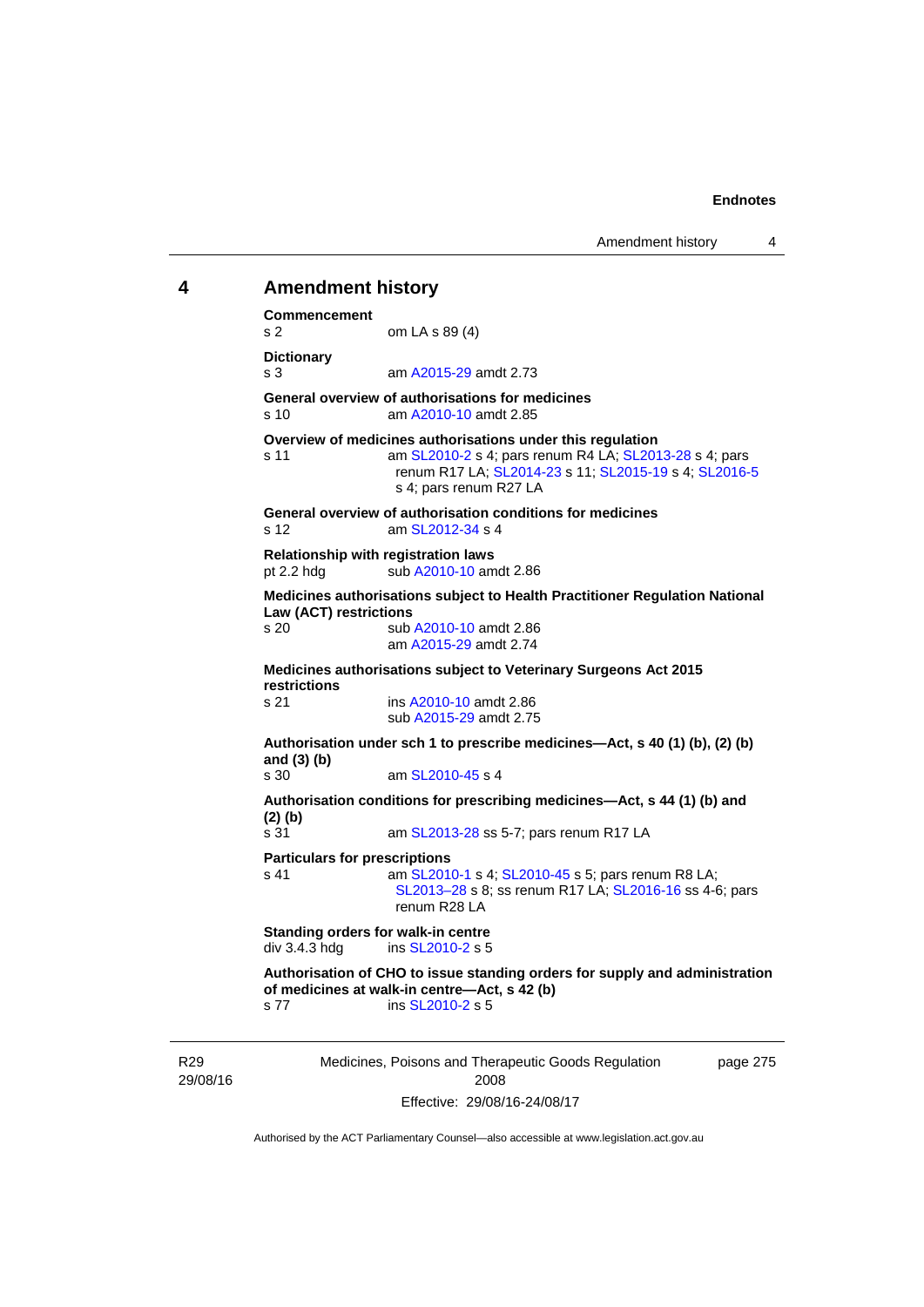## 4 Amendment history

**Commencement**
s 2 om LA s 89 (4)

**Dictionary**
s 3 am A2015-29 amdt 2.73

**General overview of authorisations for medicines**
s 10 am A2010-10 amdt 2.85

**Overview of medicines authorisations under this regulation**
s 11 am SL2010-2 s 4; pars renum R4 LA; SL2013-28 s 4; pars renum R17 LA; SL2014-23 s 11; SL2015-19 s 4; SL2016-5 s 4; pars renum R27 LA

**General overview of authorisation conditions for medicines**
s 12 am SL2012-34 s 4

**Relationship with registration laws**
pt 2.2 hdg sub A2010-10 amdt 2.86

**Medicines authorisations subject to Health Practitioner Regulation National Law (ACT) restrictions**
s 20 sub A2010-10 amdt 2.86
am A2015-29 amdt 2.74

**Medicines authorisations subject to Veterinary Surgeons Act 2015 restrictions**
s 21 ins A2010-10 amdt 2.86
sub A2015-29 amdt 2.75

**Authorisation under sch 1 to prescribe medicines—Act, s 40 (1) (b), (2) (b) and (3) (b)**
s 30 am SL2010-45 s 4

**Authorisation conditions for prescribing medicines—Act, s 44 (1) (b) and (2) (b)**
s 31 am SL2013-28 ss 5-7; pars renum R17 LA

**Particulars for prescriptions**
s 41 am SL2010-1 s 4; SL2010-45 s 5; pars renum R8 LA; SL2013–28 s 8; ss renum R17 LA; SL2016-16 ss 4-6; pars renum R28 LA

**Standing orders for walk-in centre**
div 3.4.3 hdg ins SL2010-2 s 5

**Authorisation of CHO to issue standing orders for supply and administration of medicines at walk-in centre—Act, s 42 (b)**
s 77 ins SL2010-2 s 5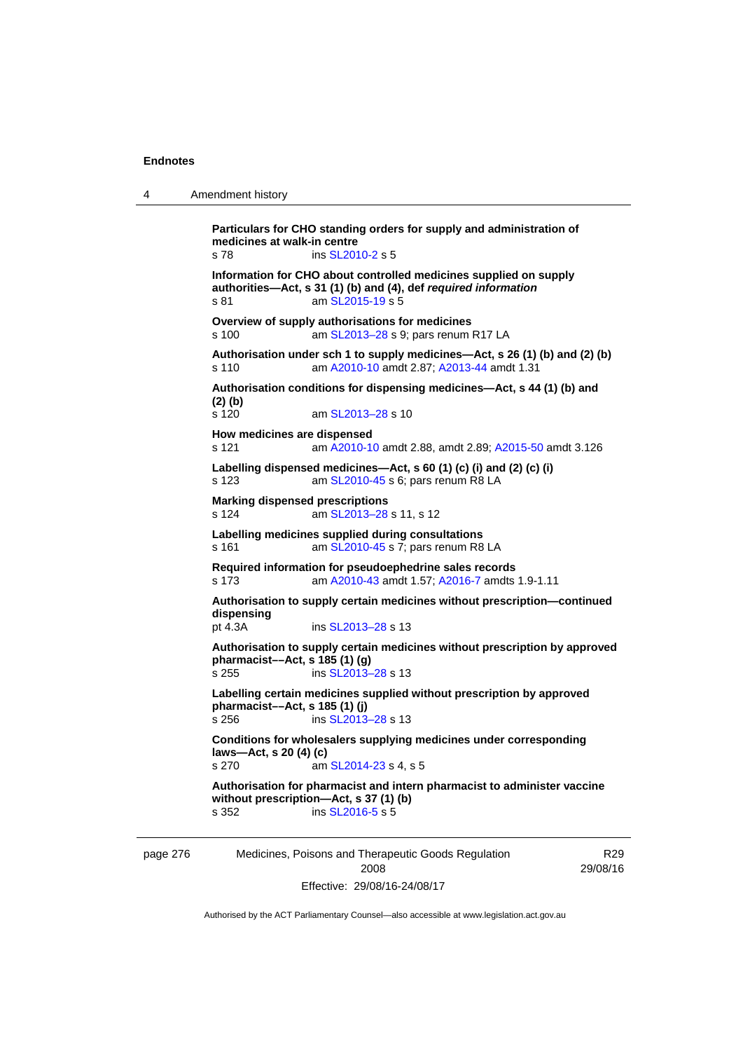**Particulars for CHO standing orders for supply and administration of medicines at walk-in centre**
s 78 ins SL2010-2 s 5

**Information for CHO about controlled medicines supplied on supply authorities—Act, s 31 (1) (b) and (4), def *required information***
s 81 am SL2015-19 s 5

**Overview of supply authorisations for medicines**
s 100 am SL2013–28 s 9; pars renum R17 LA

**Authorisation under sch 1 to supply medicines—Act, s 26 (1) (b) and (2) (b)**
s 110 am A2010-10 amdt 2.87; A2013-44 amdt 1.31

**Authorisation conditions for dispensing medicines—Act, s 44 (1) (b) and (2) (b)**
s 120 am SL2013–28 s 10

**How medicines are dispensed**
s 121 am A2010-10 amdt 2.88, amdt 2.89; A2015-50 amdt 3.126

**Labelling dispensed medicines—Act, s 60 (1) (c) (i) and (2) (c) (i)**
s 123 am SL2010-45 s 6; pars renum R8 LA

**Marking dispensed prescriptions**
s 124 am SL2013–28 s 11, s 12

**Labelling medicines supplied during consultations**
s 161 am SL2010-45 s 7; pars renum R8 LA

**Required information for pseudoephedrine sales records**
s 173 am A2010-43 amdt 1.57; A2016-7 amdts 1.9-1.11

**Authorisation to supply certain medicines without prescription—continued dispensing**
pt 4.3A ins SL2013–28 s 13

**Authorisation to supply certain medicines without prescription by approved pharmacist––Act, s 185 (1) (g)**
s 255 ins SL2013–28 s 13

**Labelling certain medicines supplied without prescription by approved pharmacist––Act, s 185 (1) (j)**
s 256 ins SL2013–28 s 13

**Conditions for wholesalers supplying medicines under corresponding laws—Act, s 20 (4) (c)**
s 270 am SL2014-23 s 4, s 5

**Authorisation for pharmacist and intern pharmacist to administer vaccine without prescription—Act, s 37 (1) (b)**
s 352 ins SL2016-5 s 5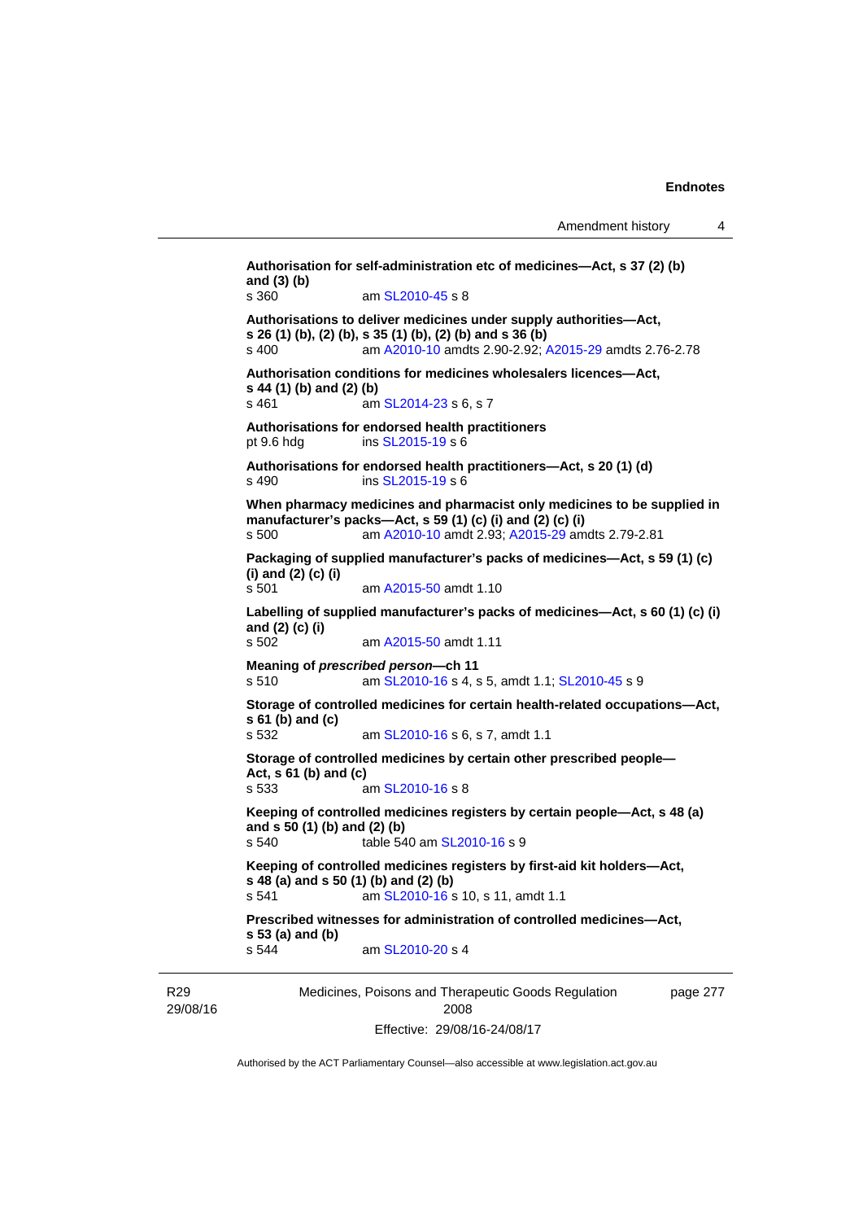**Authorisation for self-administration etc of medicines—Act, s 37 (2) (b) and (3) (b)**
s 360 am SL2010-45 s 8

**Authorisations to deliver medicines under supply authorities—Act, s 26 (1) (b), (2) (b), s 35 (1) (b), (2) (b) and s 36 (b)**
s 400 am A2010-10 amdts 2.90-2.92; A2015-29 amdts 2.76-2.78

**Authorisation conditions for medicines wholesalers licences—Act, s 44 (1) (b) and (2) (b)**
s 461 am SL2014-23 s 6, s 7

**Authorisations for endorsed health practitioners**
pt 9.6 hdg ins SL2015-19 s 6

**Authorisations for endorsed health practitioners—Act, s 20 (1) (d)**
s 490 ins SL2015-19 s 6

**When pharmacy medicines and pharmacist only medicines to be supplied in manufacturer's packs—Act, s 59 (1) (c) (i) and (2) (c) (i)**
s 500 am A2010-10 amdt 2.93; A2015-29 amdts 2.79-2.81

**Packaging of supplied manufacturer's packs of medicines—Act, s 59 (1) (c) (i) and (2) (c) (i)**
s 501 am A2015-50 amdt 1.10

**Labelling of supplied manufacturer's packs of medicines—Act, s 60 (1) (c) (i) and (2) (c) (i)**
s 502 am A2015-50 amdt 1.11

**Meaning of *prescribed person*—ch 11**
s 510 am SL2010-16 s 4, s 5, amdt 1.1; SL2010-45 s 9

**Storage of controlled medicines for certain health-related occupations—Act, s 61 (b) and (c)**
s 532 am SL2010-16 s 6, s 7, amdt 1.1

**Storage of controlled medicines by certain other prescribed people—Act, s 61 (b) and (c)**
s 533 am SL2010-16 s 8

**Keeping of controlled medicines registers by certain people—Act, s 48 (a) and s 50 (1) (b) and (2) (b)**
s 540 table 540 am SL2010-16 s 9

**Keeping of controlled medicines registers by first-aid kit holders—Act, s 48 (a) and s 50 (1) (b) and (2) (b)**
s 541 am SL2010-16 s 10, s 11, amdt 1.1

**Prescribed witnesses for administration of controlled medicines—Act, s 53 (a) and (b)**
s 544 am SL2010-20 s 4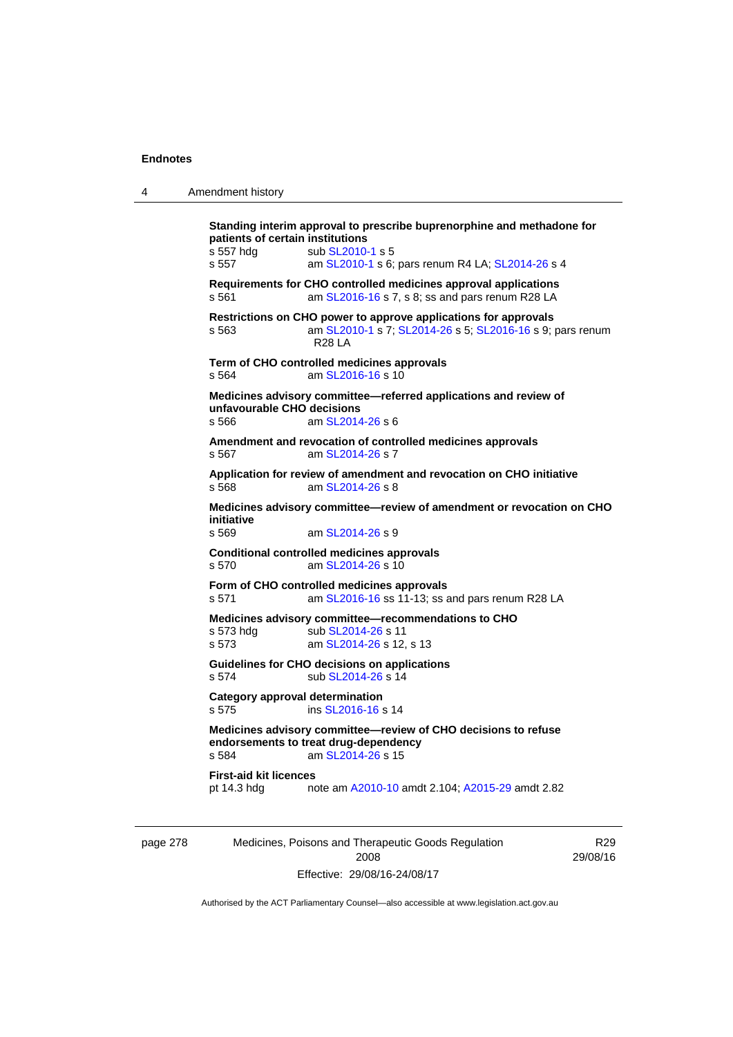**Standing interim approval to prescribe buprenorphine and methadone for patients of certain institutions**

s 557 hdg sub SL2010-1 s 5

s 557 am SL2010-1 s 6; pars renum R4 LA; SL2014-26 s 4

**Requirements for CHO controlled medicines approval applications**

s 561 am SL2016-16 s 7, s 8; ss and pars renum R28 LA

**Restrictions on CHO power to approve applications for approvals**

s 563 am SL2010-1 s 7; SL2014-26 s 5; SL2016-16 s 9; pars renum R28 LA

**Term of CHO controlled medicines approvals**

s 564 am SL2016-16 s 10

**Medicines advisory committee—referred applications and review of unfavourable CHO decisions**

s 566 am SL2014-26 s 6

**Amendment and revocation of controlled medicines approvals**

s 567 am SL2014-26 s 7

**Application for review of amendment and revocation on CHO initiative**

s 568 am SL2014-26 s 8

**Medicines advisory committee—review of amendment or revocation on CHO initiative**

s 569 am SL2014-26 s 9

**Conditional controlled medicines approvals**

s 570 am SL2014-26 s 10

**Form of CHO controlled medicines approvals**

s 571 am SL2016-16 ss 11-13; ss and pars renum R28 LA

**Medicines advisory committee—recommendations to CHO**

s 573 hdg sub SL2014-26 s 11

s 573 am SL2014-26 s 12, s 13

**Guidelines for CHO decisions on applications**

s 574 sub SL2014-26 s 14

**Category approval determination**

s 575 ins SL2016-16 s 14

**Medicines advisory committee—review of CHO decisions to refuse endorsements to treat drug-dependency**

s 584 am SL2014-26 s 15

**First-aid kit licences**

pt 14.3 hdg note am A2010-10 amdt 2.104; A2015-29 amdt 2.82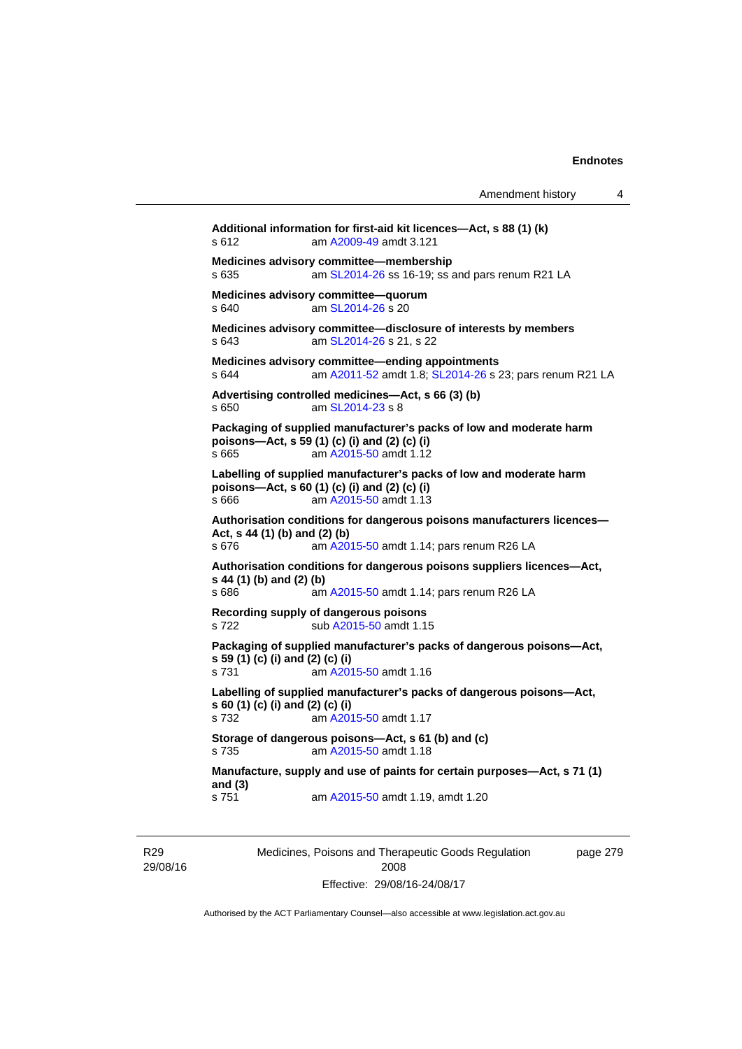**Additional information for first-aid kit licences—Act, s 88 (1) (k)**
s 612 am A2009-49 amdt 3.121

**Medicines advisory committee—membership**
s 635 am SL2014-26 ss 16-19; ss and pars renum R21 LA

**Medicines advisory committee—quorum**
s 640 am SL2014-26 s 20

**Medicines advisory committee—disclosure of interests by members**
s 643 am SL2014-26 s 21, s 22

**Medicines advisory committee—ending appointments**
s 644 am A2011-52 amdt 1.8; SL2014-26 s 23; pars renum R21 LA

**Advertising controlled medicines—Act, s 66 (3) (b)**
s 650 am SL2014-23 s 8

**Packaging of supplied manufacturer's packs of low and moderate harm poisons—Act, s 59 (1) (c) (i) and (2) (c) (i)**
s 665 am A2015-50 amdt 1.12

**Labelling of supplied manufacturer's packs of low and moderate harm poisons—Act, s 60 (1) (c) (i) and (2) (c) (i)**
s 666 am A2015-50 amdt 1.13

**Authorisation conditions for dangerous poisons manufacturers licences—Act, s 44 (1) (b) and (2) (b)**
s 676 am A2015-50 amdt 1.14; pars renum R26 LA

**Authorisation conditions for dangerous poisons suppliers licences—Act, s 44 (1) (b) and (2) (b)**
s 686 am A2015-50 amdt 1.14; pars renum R26 LA

**Recording supply of dangerous poisons**
s 722 sub A2015-50 amdt 1.15

**Packaging of supplied manufacturer's packs of dangerous poisons—Act, s 59 (1) (c) (i) and (2) (c) (i)**
s 731 am A2015-50 amdt 1.16

**Labelling of supplied manufacturer's packs of dangerous poisons—Act, s 60 (1) (c) (i) and (2) (c) (i)**
s 732 am A2015-50 amdt 1.17

**Storage of dangerous poisons—Act, s 61 (b) and (c)**
s 735 am A2015-50 amdt 1.18

**Manufacture, supply and use of paints for certain purposes—Act, s 71 (1) and (3)**
s 751 am A2015-50 amdt 1.19, amdt 1.20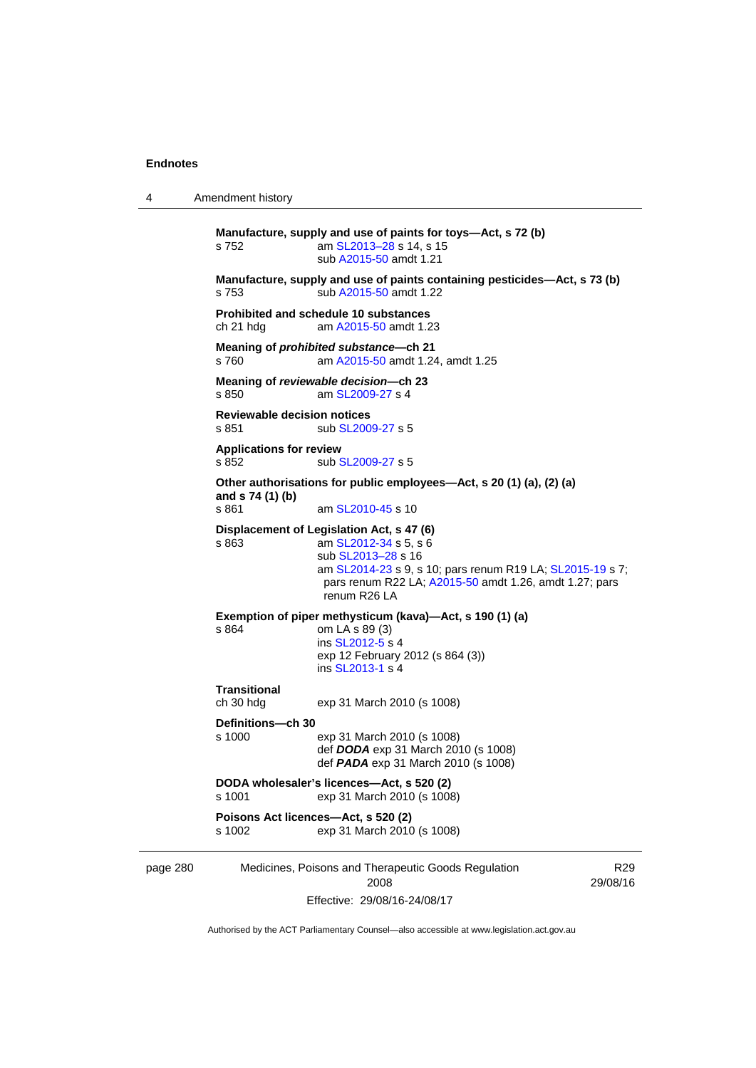**Manufacture, supply and use of paints for toys—Act, s 72 (b)**
s 752 am SL2013–28 s 14, s 15
sub A2015-50 amdt 1.21

**Manufacture, supply and use of paints containing pesticides—Act, s 73 (b)**
s 753 sub A2015-50 amdt 1.22

**Prohibited and schedule 10 substances**
ch 21 hdg am A2015-50 amdt 1.23

**Meaning of *prohibited substance*—ch 21**
s 760 am A2015-50 amdt 1.24, amdt 1.25

**Meaning of *reviewable decision*—ch 23**
s 850 am SL2009-27 s 4

**Reviewable decision notices**
s 851 sub SL2009-27 s 5

**Applications for review**
s 852 sub SL2009-27 s 5

**Other authorisations for public employees—Act, s 20 (1) (a), (2) (a) and s 74 (1) (b)**
s 861 am SL2010-45 s 10

**Displacement of Legislation Act, s 47 (6)**
s 863 am SL2012-34 s 5, s 6
sub SL2013–28 s 16
am SL2014-23 s 9, s 10; pars renum R19 LA; SL2015-19 s 7; pars renum R22 LA; A2015-50 amdt 1.26, amdt 1.27; pars renum R26 LA

**Exemption of piper methysticum (kava)—Act, s 190 (1) (a)**
s 864 om LA s 89 (3)
ins SL2012-5 s 4
exp 12 February 2012 (s 864 (3))
ins SL2013-1 s 4

**Transitional**
ch 30 hdg exp 31 March 2010 (s 1008)

**Definitions—ch 30**
s 1000 exp 31 March 2010 (s 1008)
def ***DODA*** exp 31 March 2010 (s 1008)
def ***PADA*** exp 31 March 2010 (s 1008)

**DODA wholesaler's licences—Act, s 520 (2)**
s 1001 exp 31 March 2010 (s 1008)

**Poisons Act licences—Act, s 520 (2)**
s 1002 exp 31 March 2010 (s 1008)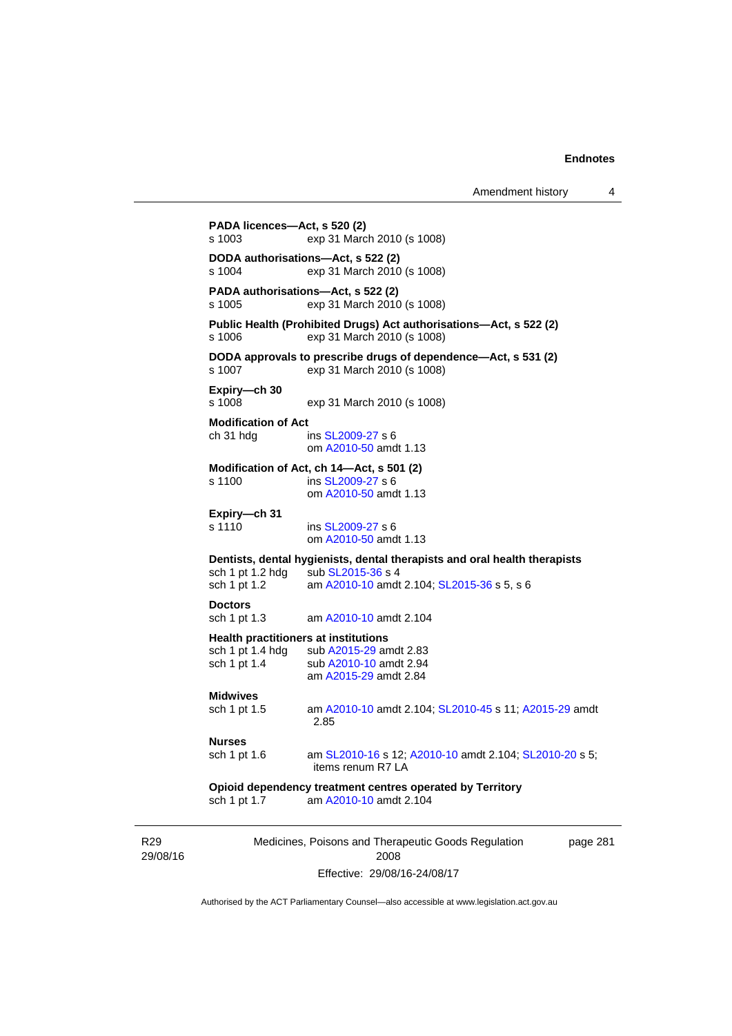**PADA licences—Act, s 520 (2)**
s 1003 exp 31 March 2010 (s 1008)

**DODA authorisations—Act, s 522 (2)**
s 1004 exp 31 March 2010 (s 1008)

**PADA authorisations—Act, s 522 (2)**
s 1005 exp 31 March 2010 (s 1008)

**Public Health (Prohibited Drugs) Act authorisations—Act, s 522 (2)**
s 1006 exp 31 March 2010 (s 1008)

**DODA approvals to prescribe drugs of dependence—Act, s 531 (2)**
s 1007 exp 31 March 2010 (s 1008)

**Expiry—ch 30**
s 1008 exp 31 March 2010 (s 1008)

**Modification of Act**
ch 31 hdg ins SL2009-27 s 6
om A2010-50 amdt 1.13

**Modification of Act, ch 14—Act, s 501 (2)**
s 1100 ins SL2009-27 s 6
om A2010-50 amdt 1.13

**Expiry—ch 31**
s 1110 ins SL2009-27 s 6
om A2010-50 amdt 1.13

**Dentists, dental hygienists, dental therapists and oral health therapists**
sch 1 pt 1.2 hdg sub SL2015-36 s 4
sch 1 pt 1.2 am A2010-10 amdt 2.104; SL2015-36 s 5, s 6

**Doctors**
sch 1 pt 1.3 am A2010-10 amdt 2.104

**Health practitioners at institutions**
sch 1 pt 1.4 hdg sub A2015-29 amdt 2.83
sch 1 pt 1.4 sub A2010-10 amdt 2.94
am A2015-29 amdt 2.84

**Midwives**
sch 1 pt 1.5 am A2010-10 amdt 2.104; SL2010-45 s 11; A2015-29 amdt 2.85

**Nurses**
sch 1 pt 1.6 am SL2010-16 s 12; A2010-10 amdt 2.104; SL2010-20 s 5; items renum R7 LA

**Opioid dependency treatment centres operated by Territory**
sch 1 pt 1.7 am A2010-10 amdt 2.104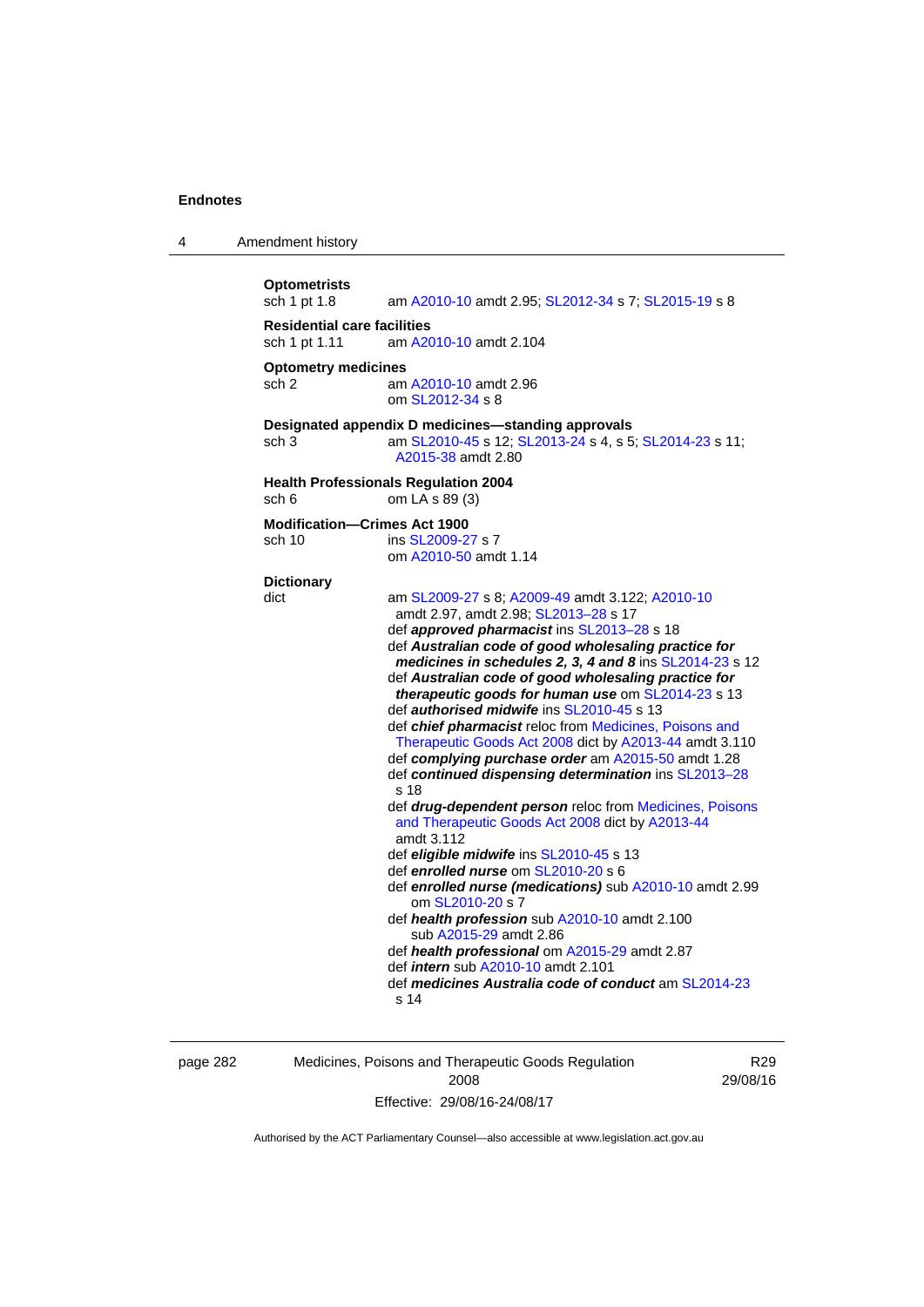**Optometrists**

sch 1 pt 1.8 am A2010-10 amdt 2.95; SL2012-34 s 7; SL2015-19 s 8

**Residential care facilities**

sch 1 pt 1.11 am A2010-10 amdt 2.104

**Optometry medicines**

sch 2 am A2010-10 amdt 2.96
om SL2012-34 s 8

**Designated appendix D medicines—standing approvals**

sch 3 am SL2010-45 s 12; SL2013-24 s 4, s 5; SL2014-23 s 11; A2015-38 amdt 2.80

**Health Professionals Regulation 2004**

sch 6 om LA s 89 (3)

**Modification—Crimes Act 1900**

sch 10 ins SL2009-27 s 7
om A2010-50 amdt 1.14

**Dictionary**

dict am SL2009-27 s 8; A2009-49 amdt 3.122; A2010-10 amdt 2.97, amdt 2.98; SL2013–28 s 17

def ***approved pharmacist*** ins SL2013–28 s 18

def ***Australian code of good wholesaling practice for medicines in schedules 2, 3, 4 and 8*** ins SL2014-23 s 12

def ***Australian code of good wholesaling practice for therapeutic goods for human use*** om SL2014-23 s 13

def ***authorised midwife*** ins SL2010-45 s 13

def ***chief pharmacist*** reloc from Medicines, Poisons and Therapeutic Goods Act 2008 dict by A2013-44 amdt 3.110

def ***complying purchase order*** am A2015-50 amdt 1.28

def ***continued dispensing determination*** ins SL2013–28 s 18

def ***drug-dependent person*** reloc from Medicines, Poisons and Therapeutic Goods Act 2008 dict by A2013-44 amdt 3.112

def ***eligible midwife*** ins SL2010-45 s 13

def ***enrolled nurse*** om SL2010-20 s 6

def ***enrolled nurse (medications)*** sub A2010-10 amdt 2.99
om SL2010-20 s 7

def ***health profession*** sub A2010-10 amdt 2.100
sub A2015-29 amdt 2.86

def ***health professional*** om A2015-29 amdt 2.87

def ***intern*** sub A2010-10 amdt 2.101

def ***medicines Australia code of conduct*** am SL2014-23 s 14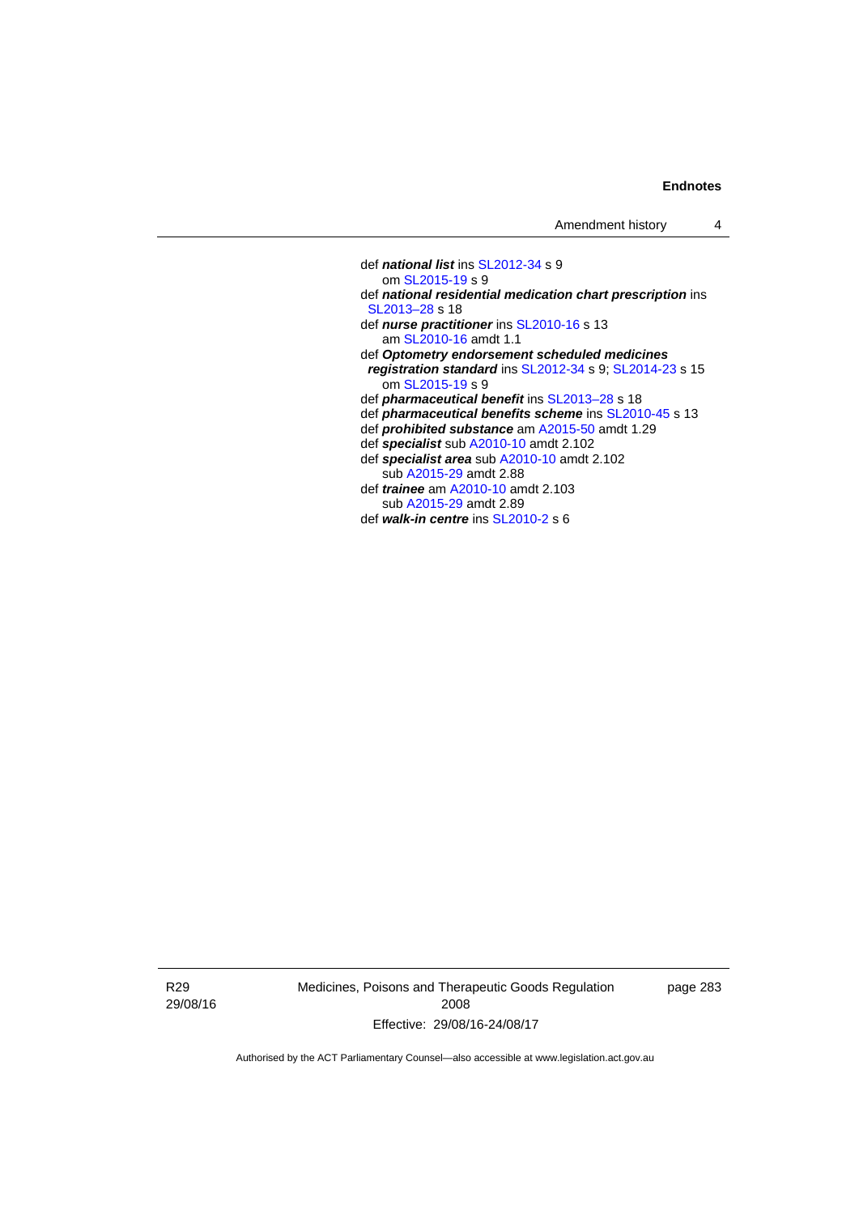def ***national list*** ins SL2012-34 s 9
om SL2015-19 s 9

def ***national residential medication chart prescription*** ins SL2013–28 s 18

def ***nurse practitioner*** ins SL2010-16 s 13
am SL2010-16 amdt 1.1

def ***Optometry endorsement scheduled medicines registration standard*** ins SL2012-34 s 9; SL2014-23 s 15
om SL2015-19 s 9

def ***pharmaceutical benefit*** ins SL2013–28 s 18

def ***pharmaceutical benefits scheme*** ins SL2010-45 s 13

def ***prohibited substance*** am A2015-50 amdt 1.29

def ***specialist*** sub A2010-10 amdt 2.102

def ***specialist area*** sub A2010-10 amdt 2.102
sub A2015-29 amdt 2.88

def ***trainee*** am A2010-10 amdt 2.103
sub A2015-29 amdt 2.89

def ***walk-in centre*** ins SL2010-2 s 6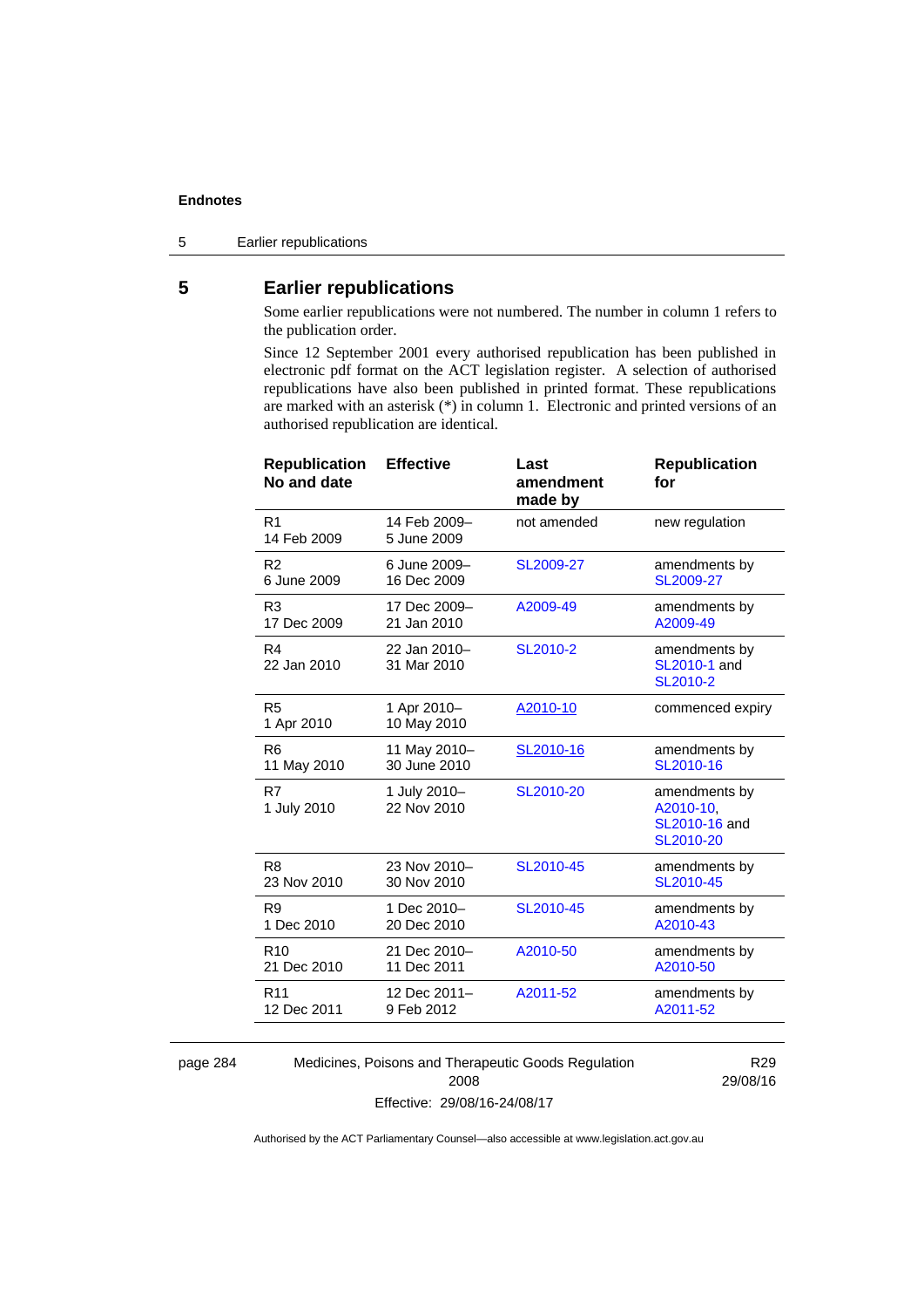## 5 Earlier republications

Some earlier republications were not numbered. The number in column 1 refers to the publication order.

Since 12 September 2001 every authorised republication has been published in electronic pdf format on the ACT legislation register. A selection of authorised republications have also been published in printed format. These republications are marked with an asterisk (*) in column 1. Electronic and printed versions of an authorised republication are identical.

| Republication No and date | Effective | Last amendment made by | Republication for |
|---|---|---|---|
| R1<br>14 Feb 2009 | 14 Feb 2009–<br>5 June 2009 | not amended | new regulation |
| R2<br>6 June 2009 | 6 June 2009–<br>16 Dec 2009 | SL2009-27 | amendments by SL2009-27 |
| R3<br>17 Dec 2009 | 17 Dec 2009–<br>21 Jan 2010 | A2009-49 | amendments by A2009-49 |
| R4<br>22 Jan 2010 | 22 Jan 2010–<br>31 Mar 2010 | SL2010-2 | amendments by SL2010-1 and SL2010-2 |
| R5<br>1 Apr 2010 | 1 Apr 2010–<br>10 May 2010 | A2010-10 | commenced expiry |
| R6<br>11 May 2010 | 11 May 2010–<br>30 June 2010 | SL2010-16 | amendments by SL2010-16 |
| R7<br>1 July 2010 | 1 July 2010–<br>22 Nov 2010 | SL2010-20 | amendments by A2010-10, SL2010-16 and SL2010-20 |
| R8<br>23 Nov 2010 | 23 Nov 2010–<br>30 Nov 2010 | SL2010-45 | amendments by SL2010-45 |
| R9<br>1 Dec 2010 | 1 Dec 2010–<br>20 Dec 2010 | SL2010-45 | amendments by A2010-43 |
| R10<br>21 Dec 2010 | 21 Dec 2010–<br>11 Dec 2011 | A2010-50 | amendments by A2010-50 |
| R11<br>12 Dec 2011 | 12 Dec 2011–<br>9 Feb 2012 | A2011-52 | amendments by A2011-52 |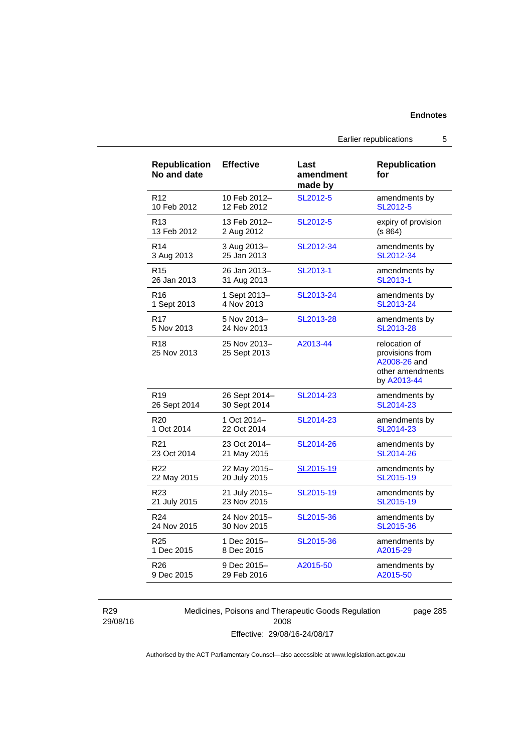| Republication No and date | Effective | Last amendment made by | Republication for |
|---|---|---|---|
| R12<br>10 Feb 2012 | 10 Feb 2012–<br>12 Feb 2012 | SL2012-5 | amendments by SL2012-5 |
| R13<br>13 Feb 2012 | 13 Feb 2012–<br>2 Aug 2012 | SL2012-5 | expiry of provision (s 864) |
| R14<br>3 Aug 2013 | 3 Aug 2013–<br>25 Jan 2013 | SL2012-34 | amendments by SL2012-34 |
| R15<br>26 Jan 2013 | 26 Jan 2013–<br>31 Aug 2013 | SL2013-1 | amendments by SL2013-1 |
| R16<br>1 Sept 2013 | 1 Sept 2013–<br>4 Nov 2013 | SL2013-24 | amendments by SL2013-24 |
| R17<br>5 Nov 2013 | 5 Nov 2013–<br>24 Nov 2013 | SL2013-28 | amendments by SL2013-28 |
| R18<br>25 Nov 2013 | 25 Nov 2013–<br>25 Sept 2013 | A2013-44 | relocation of provisions from A2008-26 and other amendments by A2013-44 |
| R19<br>26 Sept 2014 | 26 Sept 2014–<br>30 Sept 2014 | SL2014-23 | amendments by SL2014-23 |
| R20<br>1 Oct 2014 | 1 Oct 2014–<br>22 Oct 2014 | SL2014-23 | amendments by SL2014-23 |
| R21<br>23 Oct 2014 | 23 Oct 2014–<br>21 May 2015 | SL2014-26 | amendments by SL2014-26 |
| R22<br>22 May 2015 | 22 May 2015–<br>20 July 2015 | SL2015-19 | amendments by SL2015-19 |
| R23<br>21 July 2015 | 21 July 2015–<br>23 Nov 2015 | SL2015-19 | amendments by SL2015-19 |
| R24<br>24 Nov 2015 | 24 Nov 2015–<br>30 Nov 2015 | SL2015-36 | amendments by SL2015-36 |
| R25<br>1 Dec 2015 | 1 Dec 2015–<br>8 Dec 2015 | SL2015-36 | amendments by A2015-29 |
| R26<br>9 Dec 2015 | 9 Dec 2015–<br>29 Feb 2016 | A2015-50 | amendments by A2015-50 |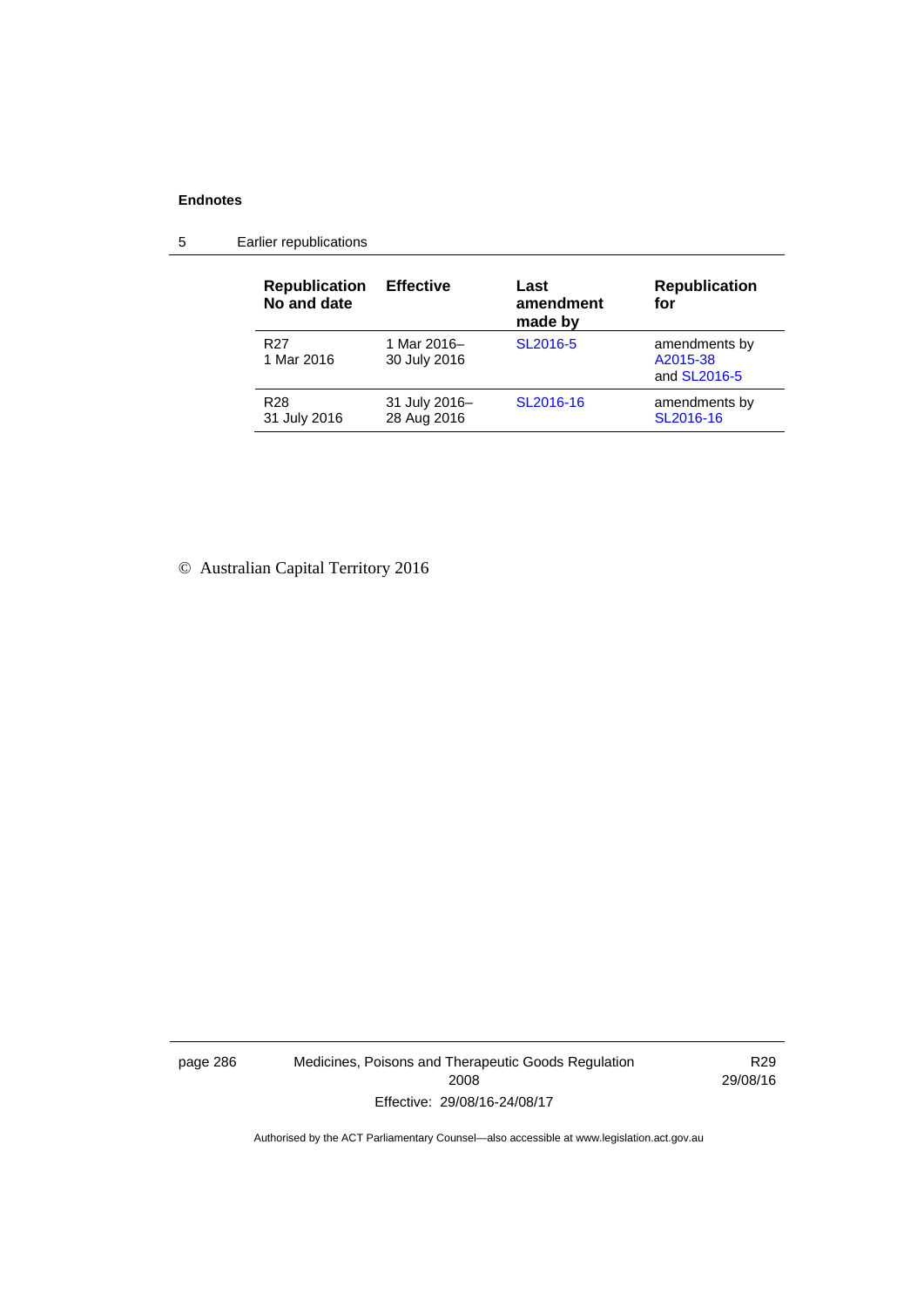## 5 Earlier republications

| Republication No and date | Effective | Last amendment made by | Republication for |
|---|---|---|---|
| R27<br>1 Mar 2016 | 1 Mar 2016–<br>30 July 2016 | SL2016-5 | amendments by A2015-38 and SL2016-5 |
| R28<br>31 July 2016 | 31 July 2016–<br>28 Aug 2016 | SL2016-16 | amendments by SL2016-16 |

© Australian Capital Territory 2016